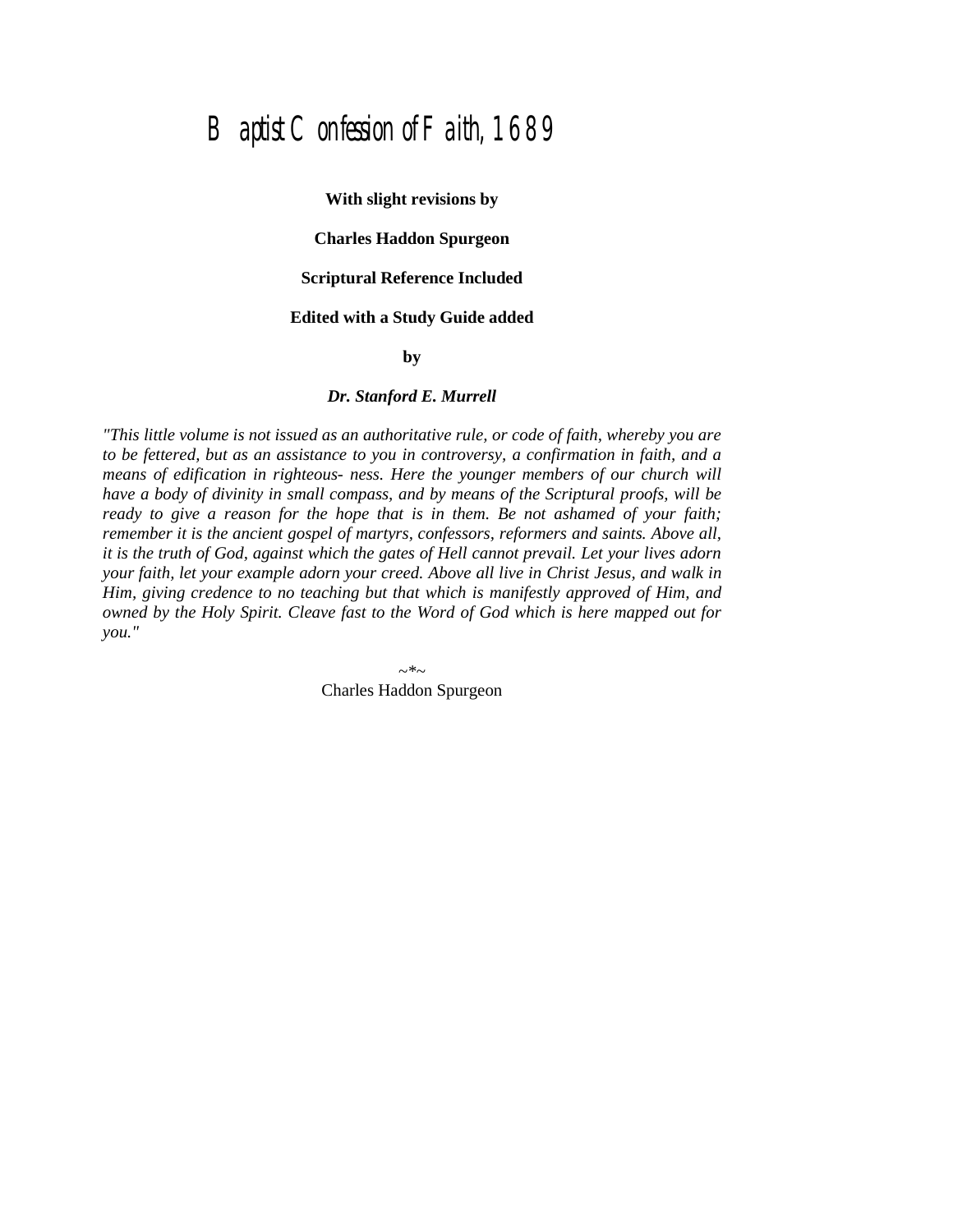# Baptist Confession of Faith, 1689

**With slight revisions by**

**Charles Haddon Spurgeon**

**Scriptural Reference Included**

**Edited with a Study Guide added**

**by**

***Dr. Stanford E. Murrell***

*"This little volume is not issued as an authoritative rule, or code of faith, whereby you are to be fettered, but as an assistance to you in controversy, a confirmation in faith, and a means of edification in righteous- ness. Here the younger members of our church will have a body of divinity in small compass, and by means of the Scriptural proofs, will be ready to give a reason for the hope that is in them. Be not ashamed of your faith; remember it is the ancient gospel of martyrs, confessors, reformers and saints. Above all, it is the truth of God, against which the gates of Hell cannot prevail. Let your lives adorn your faith, let your example adorn your creed. Above all live in Christ Jesus, and walk in Him, giving credence to no teaching but that which is manifestly approved of Him, and owned by the Holy Spirit. Cleave fast to the Word of God which is here mapped out for you."*

~*~

Charles Haddon Spurgeon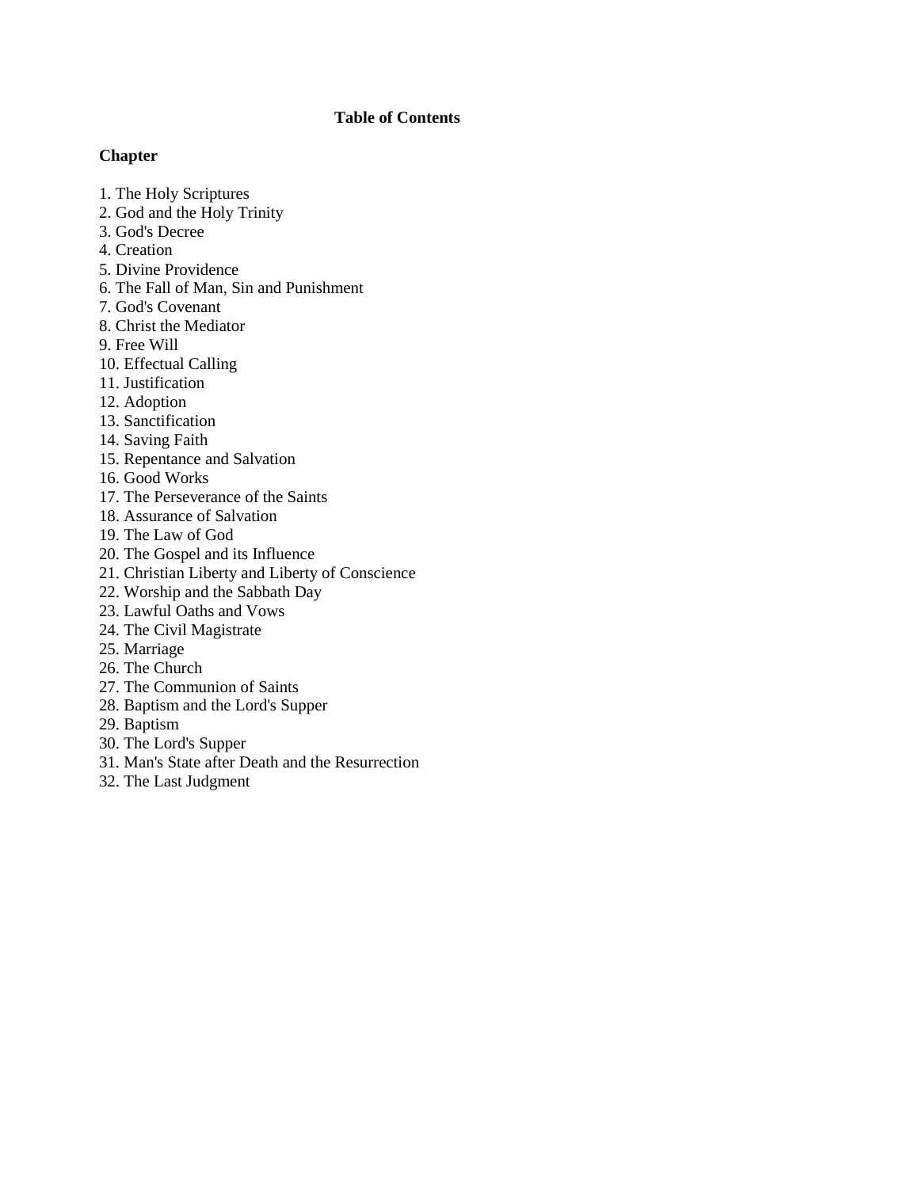# Table of Contents

**Chapter**

1. The Holy Scriptures
2. God and the Holy Trinity
3. God's Decree
4. Creation
5. Divine Providence
6. The Fall of Man, Sin and Punishment
7. God's Covenant
8. Christ the Mediator
9. Free Will
10. Effectual Calling
11. Justification
12. Adoption
13. Sanctification
14. Saving Faith
15. Repentance and Salvation
16. Good Works
17. The Perseverance of the Saints
18. Assurance of Salvation
19. The Law of God
20. The Gospel and its Influence
21. Christian Liberty and Liberty of Conscience
22. Worship and the Sabbath Day
23. Lawful Oaths and Vows
24. The Civil Magistrate
25. Marriage
26. The Church
27. The Communion of Saints
28. Baptism and the Lord's Supper
29. Baptism
30. The Lord's Supper
31. Man's State after Death and the Resurrection
32. The Last Judgment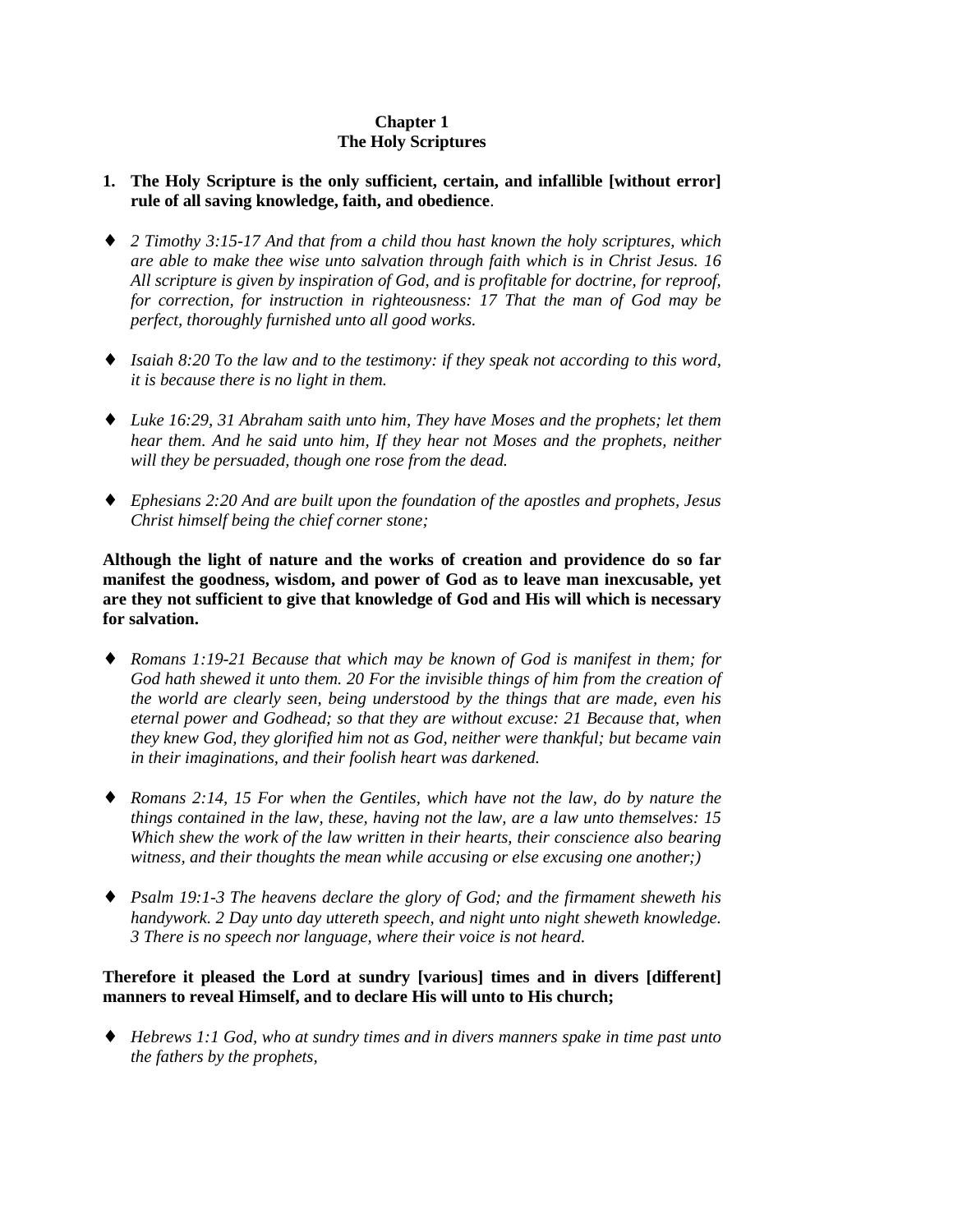**Chapter 1**
**The Holy Scriptures**

1. **The Holy Scripture is the only sufficient, certain, and infallible [without error] rule of all saving knowledge, faith, and obedience**.

- ♦ *2 Timothy 3:15-17 And that from a child thou hast known the holy scriptures, which are able to make thee wise unto salvation through faith which is in Christ Jesus. 16 All scripture is given by inspiration of God, and is profitable for doctrine, for reproof, for correction, for instruction in righteousness: 17 That the man of God may be perfect, thoroughly furnished unto all good works.*

- ♦ *Isaiah 8:20 To the law and to the testimony: if they speak not according to this word, it is because there is no light in them.*

- ♦ *Luke 16:29, 31 Abraham saith unto him, They have Moses and the prophets; let them hear them. And he said unto him, If they hear not Moses and the prophets, neither will they be persuaded, though one rose from the dead.*

- ♦ *Ephesians 2:20 And are built upon the foundation of the apostles and prophets, Jesus Christ himself being the chief corner stone;*

**Although the light of nature and the works of creation and providence do so far manifest the goodness, wisdom, and power of God as to leave man inexcusable, yet are they not sufficient to give that knowledge of God and His will which is necessary for salvation.**

- ♦ *Romans 1:19-21 Because that which may be known of God is manifest in them; for God hath shewed it unto them. 20 For the invisible things of him from the creation of the world are clearly seen, being understood by the things that are made, even his eternal power and Godhead; so that they are without excuse: 21 Because that, when they knew God, they glorified him not as God, neither were thankful; but became vain in their imaginations, and their foolish heart was darkened.*

- ♦ *Romans 2:14, 15 For when the Gentiles, which have not the law, do by nature the things contained in the law, these, having not the law, are a law unto themselves: 15 Which shew the work of the law written in their hearts, their conscience also bearing witness, and their thoughts the mean while accusing or else excusing one another;)*

- ♦ *Psalm 19:1-3 The heavens declare the glory of God; and the firmament sheweth his handywork. 2 Day unto day uttereth speech, and night unto night sheweth knowledge. 3 There is no speech nor language, where their voice is not heard.*

**Therefore it pleased the Lord at sundry [various] times and in divers [different] manners to reveal Himself, and to declare His will unto to His church;**

- ♦ *Hebrews 1:1 God, who at sundry times and in divers manners spake in time past unto the fathers by the prophets,*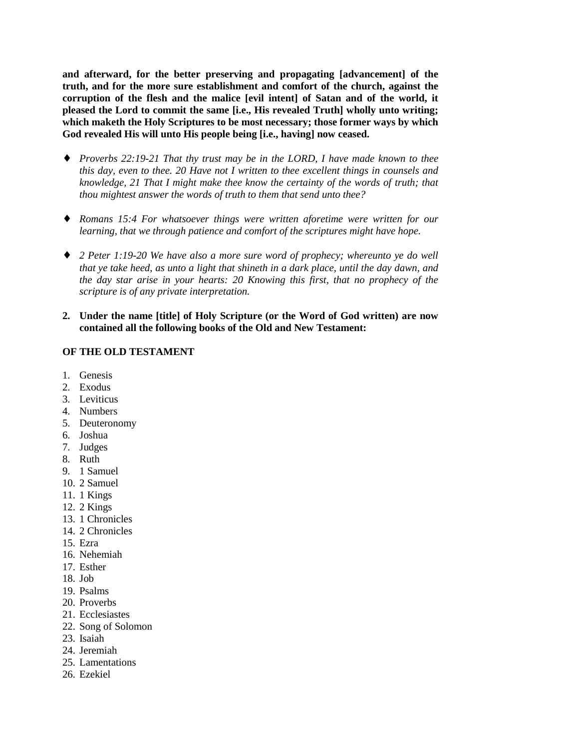**and afterward, for the better preserving and propagating [advancement] of the truth, and for the more sure establishment and comfort of the church, against the corruption of the flesh and the malice [evil intent] of Satan and of the world, it pleased the Lord to commit the same [i.e., His revealed Truth] wholly unto writing; which maketh the Holy Scriptures to be most necessary; those former ways by which God revealed His will unto His people being [i.e., having] now ceased.**

- *Proverbs 22:19-21 That thy trust may be in the LORD, I have made known to thee this day, even to thee. 20 Have not I written to thee excellent things in counsels and knowledge, 21 That I might make thee know the certainty of the words of truth; that thou mightest answer the words of truth to them that send unto thee?*

- *Romans 15:4 For whatsoever things were written aforetime were written for our learning, that we through patience and comfort of the scriptures might have hope.*

- *2 Peter 1:19-20 We have also a more sure word of prophecy; whereunto ye do well that ye take heed, as unto a light that shineth in a dark place, until the day dawn, and the day star arise in your hearts: 20 Knowing this first, that no prophecy of the scripture is of any private interpretation.*

2. **Under the name [title] of Holy Scripture (or the Word of God written) are now contained all the following books of the Old and New Testament:**

**OF THE OLD TESTAMENT**

1. Genesis
2. Exodus
3. Leviticus
4. Numbers
5. Deuteronomy
6. Joshua
7. Judges
8. Ruth
9. 1 Samuel
10. 2 Samuel
11. 1 Kings
12. 2 Kings
13. 1 Chronicles
14. 2 Chronicles
15. Ezra
16. Nehemiah
17. Esther
18. Job
19. Psalms
20. Proverbs
21. Ecclesiastes
22. Song of Solomon
23. Isaiah
24. Jeremiah
25. Lamentations
26. Ezekiel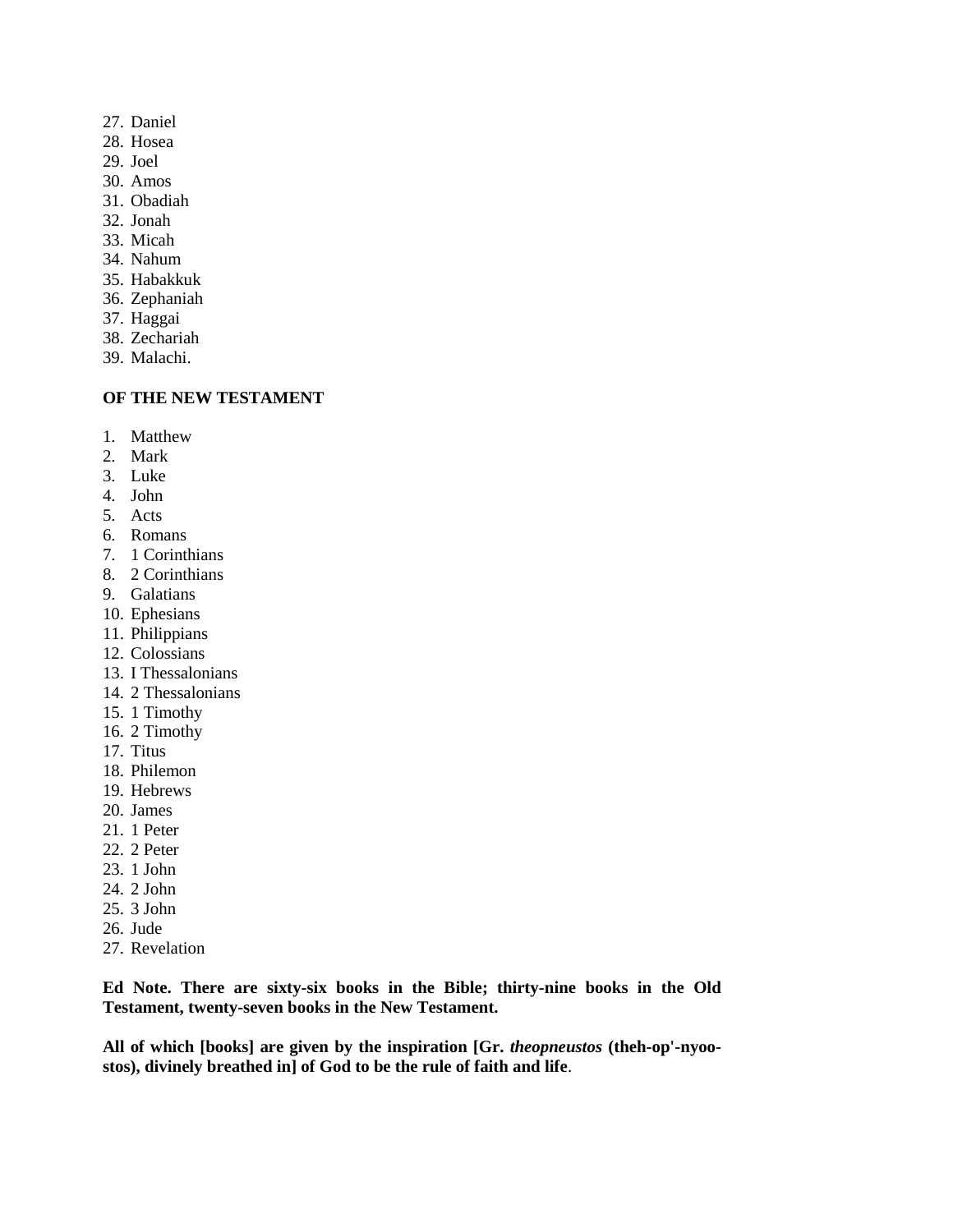27. Daniel
28. Hosea
29. Joel
30. Amos
31. Obadiah
32. Jonah
33. Micah
34. Nahum
35. Habakkuk
36. Zephaniah
37. Haggai
38. Zechariah
39. Malachi.

**OF THE NEW TESTAMENT**

1. Matthew
2. Mark
3. Luke
4. John
5. Acts
6. Romans
7. 1 Corinthians
8. 2 Corinthians
9. Galatians
10. Ephesians
11. Philippians
12. Colossians
13. I Thessalonians
14. 2 Thessalonians
15. 1 Timothy
16. 2 Timothy
17. Titus
18. Philemon
19. Hebrews
20. James
21. 1 Peter
22. 2 Peter
23. 1 John
24. 2 John
25. 3 John
26. Jude
27. Revelation

**Ed Note. There are sixty-six books in the Bible; thirty-nine books in the Old Testament, twenty-seven books in the New Testament.**

**All of which [books] are given by the inspiration [Gr. *theopneustos* (theh-op'-nyoo-stos), divinely breathed in] of God to be the rule of faith and life**.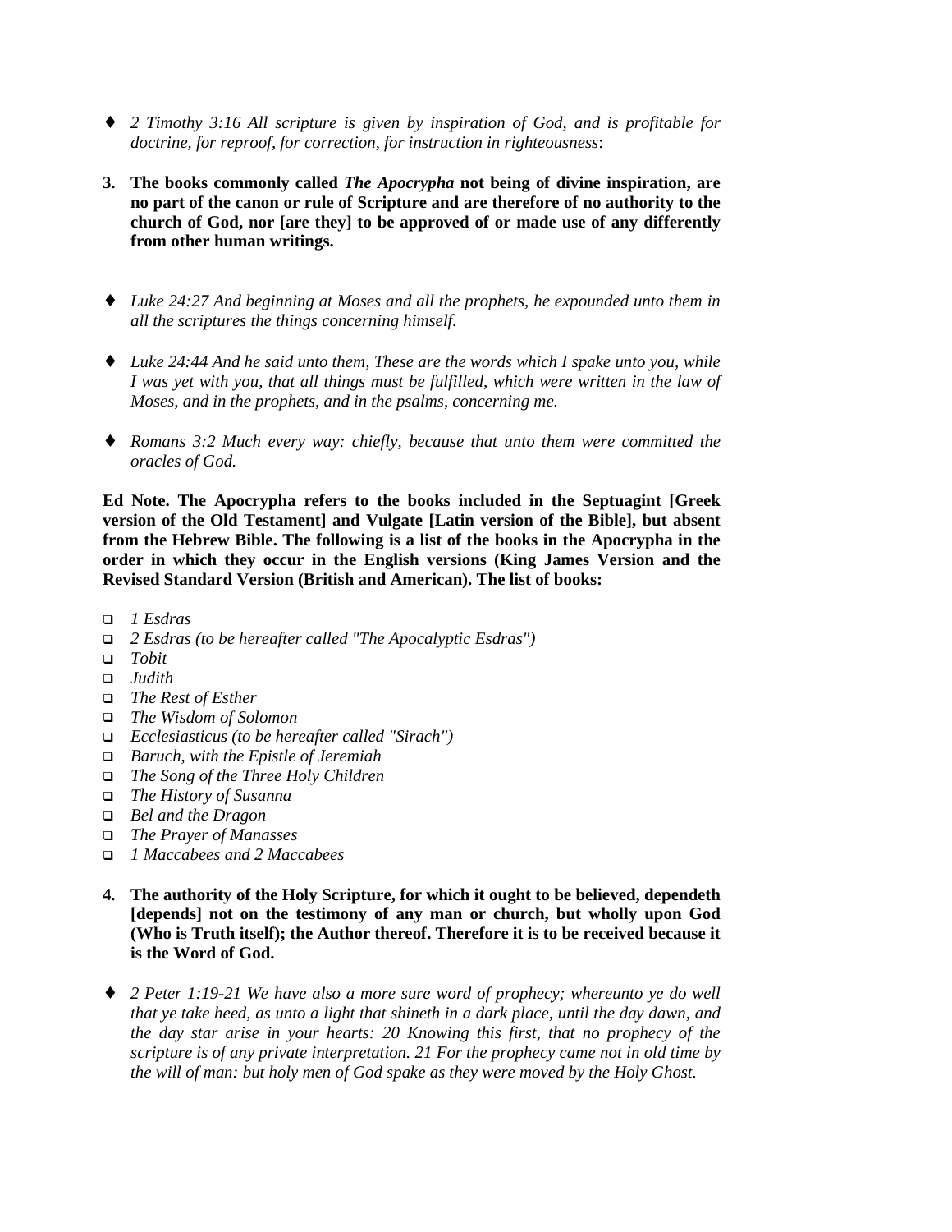- *2 Timothy 3:16 All scripture is given by inspiration of God, and is profitable for doctrine, for reproof, for correction, for instruction in righteousness*:

**3. The books commonly called *The Apocrypha* not being of divine inspiration, are no part of the canon or rule of Scripture and are therefore of no authority to the church of God, nor [are they] to be approved of or made use of any differently from other human writings.**

- *Luke 24:27 And beginning at Moses and all the prophets, he expounded unto them in all the scriptures the things concerning himself.*
- *Luke 24:44 And he said unto them, These are the words which I spake unto you, while I was yet with you, that all things must be fulfilled, which were written in the law of Moses, and in the prophets, and in the psalms, concerning me.*
- *Romans 3:2 Much every way: chiefly, because that unto them were committed the oracles of God.*

**Ed Note. The Apocrypha refers to the books included in the Septuagint [Greek version of the Old Testament] and Vulgate [Latin version of the Bible], but absent from the Hebrew Bible. The following is a list of the books in the Apocrypha in the order in which they occur in the English versions (King James Version and the Revised Standard Version (British and American). The list of books:**

- *1 Esdras*
- *2 Esdras (to be hereafter called "The Apocalyptic Esdras")*
- *Tobit*
- *Judith*
- *The Rest of Esther*
- *The Wisdom of Solomon*
- *Ecclesiasticus (to be hereafter called "Sirach")*
- *Baruch, with the Epistle of Jeremiah*
- *The Song of the Three Holy Children*
- *The History of Susanna*
- *Bel and the Dragon*
- *The Prayer of Manasses*
- *1 Maccabees and 2 Maccabees*

**4. The authority of the Holy Scripture, for which it ought to be believed, dependeth [depends] not on the testimony of any man or church, but wholly upon God (Who is Truth itself); the Author thereof. Therefore it is to be received because it is the Word of God.**

- *2 Peter 1:19-21 We have also a more sure word of prophecy; whereunto ye do well that ye take heed, as unto a light that shineth in a dark place, until the day dawn, and the day star arise in your hearts: 20 Knowing this first, that no prophecy of the scripture is of any private interpretation. 21 For the prophecy came not in old time by the will of man: but holy men of God spake as they were moved by the Holy Ghost.*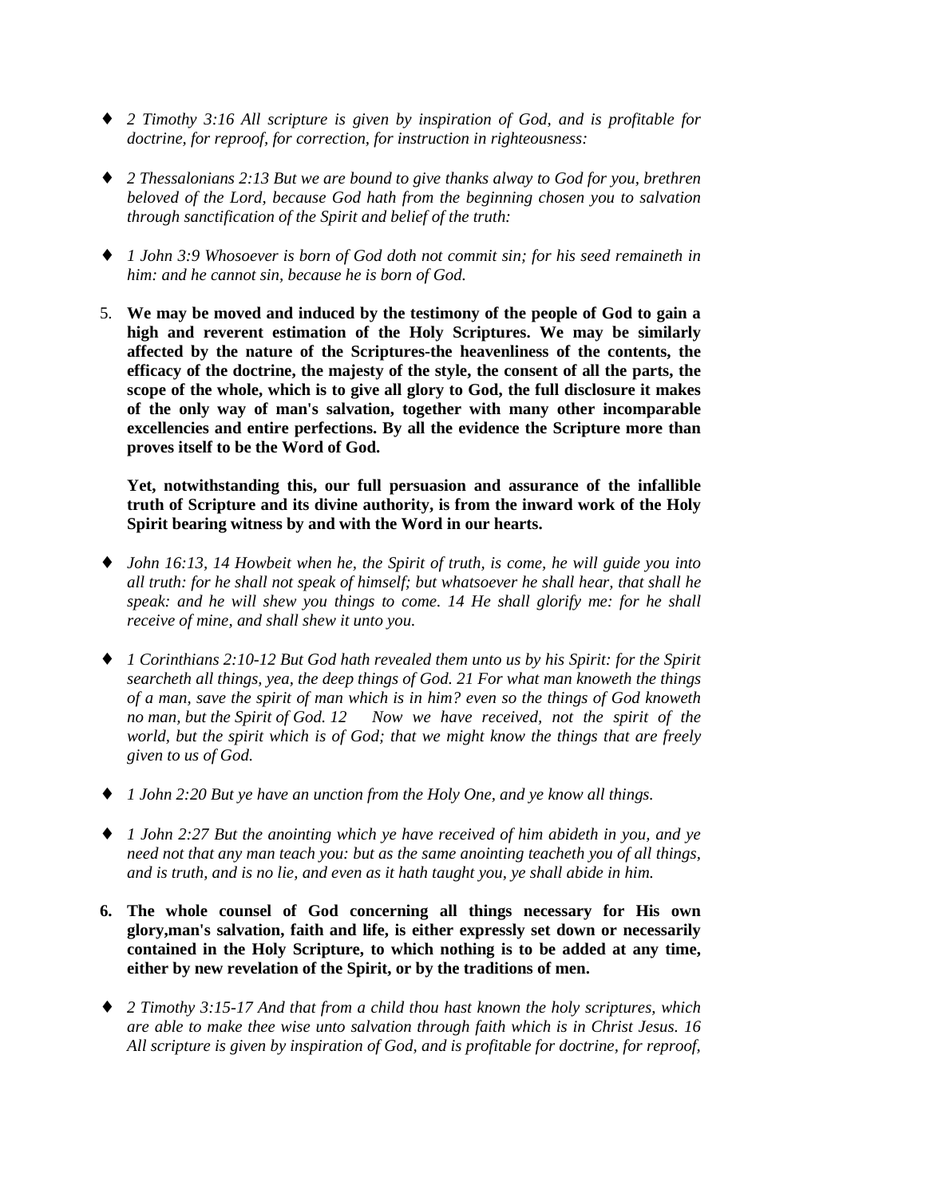- *2 Timothy 3:16 All scripture is given by inspiration of God, and is profitable for doctrine, for reproof, for correction, for instruction in righteousness:*

- *2 Thessalonians 2:13 But we are bound to give thanks alway to God for you, brethren beloved of the Lord, because God hath from the beginning chosen you to salvation through sanctification of the Spirit and belief of the truth:*

- *1 John 3:9 Whosoever is born of God doth not commit sin; for his seed remaineth in him: and he cannot sin, because he is born of God.*

5. **We may be moved and induced by the testimony of the people of God to gain a high and reverent estimation of the Holy Scriptures. We may be similarly affected by the nature of the Scriptures-the heavenliness of the contents, the efficacy of the doctrine, the majesty of the style, the consent of all the parts, the scope of the whole, which is to give all glory to God, the full disclosure it makes of the only way of man's salvation, together with many other incomparable excellencies and entire perfections. By all the evidence the Scripture more than proves itself to be the Word of God.**

   **Yet, notwithstanding this, our full persuasion and assurance of the infallible truth of Scripture and its divine authority, is from the inward work of the Holy Spirit bearing witness by and with the Word in our hearts.**

- *John 16:13, 14 Howbeit when he, the Spirit of truth, is come, he will guide you into all truth: for he shall not speak of himself; but whatsoever he shall hear, that shall he speak: and he will shew you things to come. 14 He shall glorify me: for he shall receive of mine, and shall shew it unto you.*

- *1 Corinthians 2:10-12 But God hath revealed them unto us by his Spirit: for the Spirit searcheth all things, yea, the deep things of God. 21 For what man knoweth the things of a man, save the spirit of man which is in him? even so the things of God knoweth no man, but the Spirit of God. 12 Now we have received, not the spirit of the world, but the spirit which is of God; that we might know the things that are freely given to us of God.*

- *1 John 2:20 But ye have an unction from the Holy One, and ye know all things.*

- *1 John 2:27 But the anointing which ye have received of him abideth in you, and ye need not that any man teach you: but as the same anointing teacheth you of all things, and is truth, and is no lie, and even as it hath taught you, ye shall abide in him.*

6. **The whole counsel of God concerning all things necessary for His own glory,man's salvation, faith and life, is either expressly set down or necessarily contained in the Holy Scripture, to which nothing is to be added at any time, either by new revelation of the Spirit, or by the traditions of men.**

- *2 Timothy 3:15-17 And that from a child thou hast known the holy scriptures, which are able to make thee wise unto salvation through faith which is in Christ Jesus. 16 All scripture is given by inspiration of God, and is profitable for doctrine, for reproof,*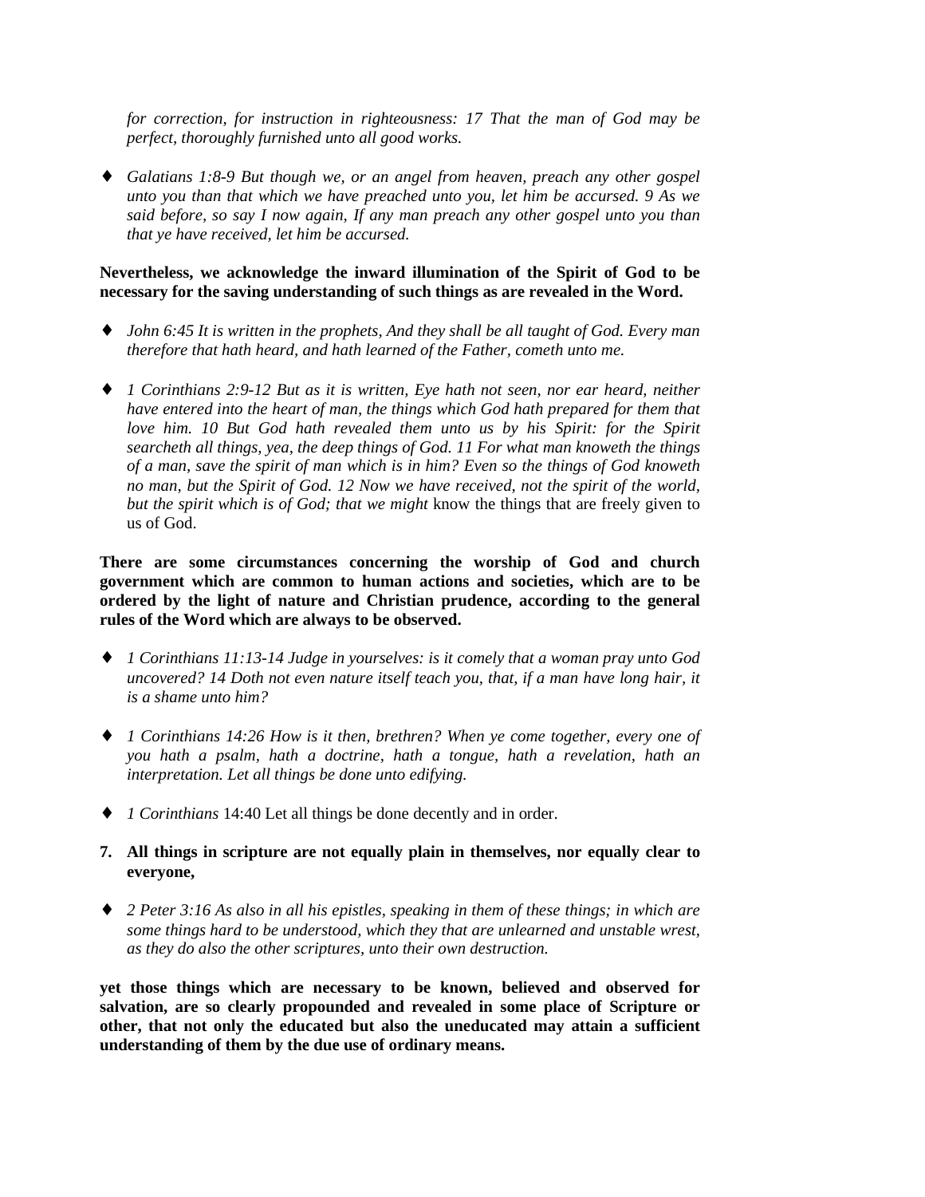*for correction, for instruction in righteousness: 17 That the man of God may be perfect, thoroughly furnished unto all good works.*

- *Galatians 1:8-9 But though we, or an angel from heaven, preach any other gospel unto you than that which we have preached unto you, let him be accursed. 9 As we said before, so say I now again, If any man preach any other gospel unto you than that ye have received, let him be accursed.*

**Nevertheless, we acknowledge the inward illumination of the Spirit of God to be necessary for the saving understanding of such things as are revealed in the Word.**

- *John 6:45 It is written in the prophets, And they shall be all taught of God. Every man therefore that hath heard, and hath learned of the Father, cometh unto me.*

- *1 Corinthians 2:9-12 But as it is written, Eye hath not seen, nor ear heard, neither have entered into the heart of man, the things which God hath prepared for them that love him. 10 But God hath revealed them unto us by his Spirit: for the Spirit searcheth all things, yea, the deep things of God. 11 For what man knoweth the things of a man, save the spirit of man which is in him? Even so the things of God knoweth no man, but the Spirit of God. 12 Now we have received, not the spirit of the world, but the spirit which is of God; that we might* know the things that are freely given to us of God.

**There are some circumstances concerning the worship of God and church government which are common to human actions and societies, which are to be ordered by the light of nature and Christian prudence, according to the general rules of the Word which are always to be observed.**

- *1 Corinthians 11:13-14 Judge in yourselves: is it comely that a woman pray unto God uncovered? 14 Doth not even nature itself teach you, that, if a man have long hair, it is a shame unto him?*

- *1 Corinthians 14:26 How is it then, brethren? When ye come together, every one of you hath a psalm, hath a doctrine, hath a tongue, hath a revelation, hath an interpretation. Let all things be done unto edifying.*

- *1 Corinthians* 14:40 Let all things be done decently and in order.

7. **All things in scripture are not equally plain in themselves, nor equally clear to everyone,**

- *2 Peter 3:16 As also in all his epistles, speaking in them of these things; in which are some things hard to be understood, which they that are unlearned and unstable wrest, as they do also the other scriptures, unto their own destruction.*

**yet those things which are necessary to be known, believed and observed for salvation, are so clearly propounded and revealed in some place of Scripture or other, that not only the educated but also the uneducated may attain a sufficient understanding of them by the due use of ordinary means.**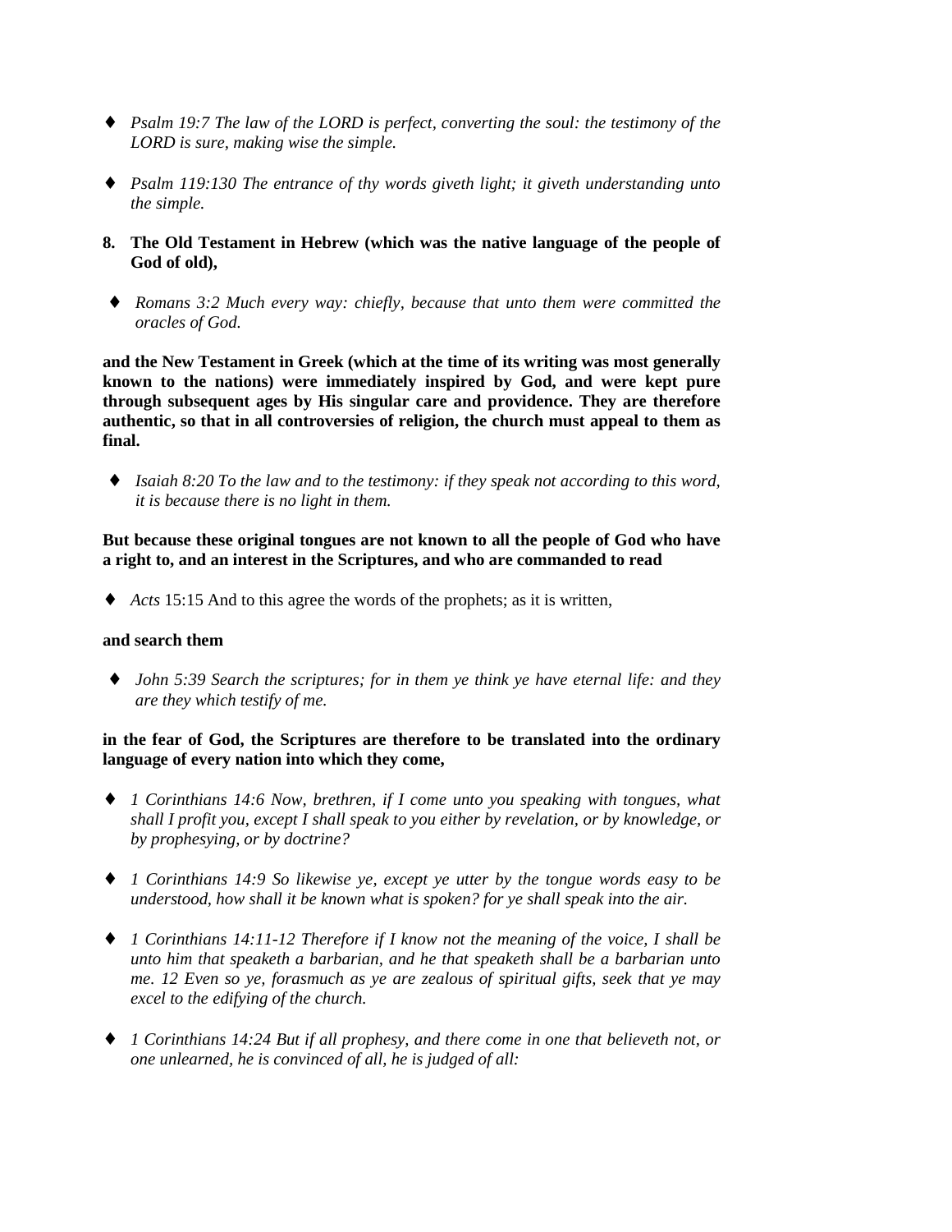- *Psalm 19:7 The law of the LORD is perfect, converting the soul: the testimony of the LORD is sure, making wise the simple.*

- *Psalm 119:130 The entrance of thy words giveth light; it giveth understanding unto the simple.*

**8. The Old Testament in Hebrew (which was the native language of the people of God of old),**

- *Romans 3:2 Much every way: chiefly, because that unto them were committed the oracles of God.*

**and the New Testament in Greek (which at the time of its writing was most generally known to the nations) were immediately inspired by God, and were kept pure through subsequent ages by His singular care and providence. They are therefore authentic, so that in all controversies of religion, the church must appeal to them as final.**

- *Isaiah 8:20 To the law and to the testimony: if they speak not according to this word, it is because there is no light in them.*

**But because these original tongues are not known to all the people of God who have a right to, and an interest in the Scriptures, and who are commanded to read**

- *Acts* 15:15 And to this agree the words of the prophets; as it is written,

**and search them**

- *John 5:39 Search the scriptures; for in them ye think ye have eternal life: and they are they which testify of me.*

**in the fear of God, the Scriptures are therefore to be translated into the ordinary language of every nation into which they come,**

- *1 Corinthians 14:6 Now, brethren, if I come unto you speaking with tongues, what shall I profit you, except I shall speak to you either by revelation, or by knowledge, or by prophesying, or by doctrine?*

- *1 Corinthians 14:9 So likewise ye, except ye utter by the tongue words easy to be understood, how shall it be known what is spoken? for ye shall speak into the air.*

- *1 Corinthians 14:11-12 Therefore if I know not the meaning of the voice, I shall be unto him that speaketh a barbarian, and he that speaketh shall be a barbarian unto me. 12 Even so ye, forasmuch as ye are zealous of spiritual gifts, seek that ye may excel to the edifying of the church.*

- *1 Corinthians 14:24 But if all prophesy, and there come in one that believeth not, or one unlearned, he is convinced of all, he is judged of all:*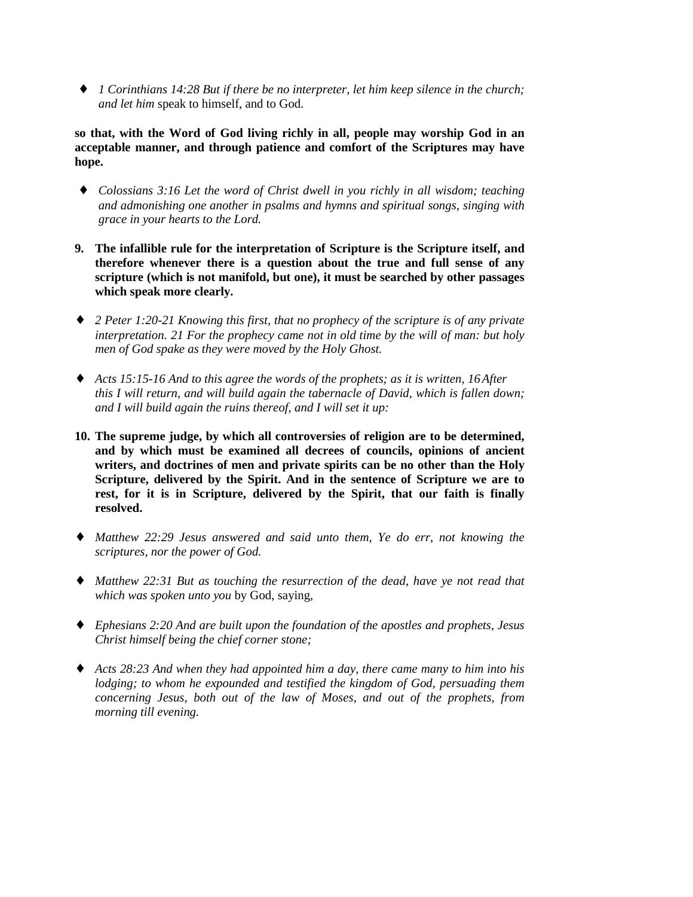- *1 Corinthians 14:28 But if there be no interpreter, let him keep silence in the church; and let him* speak to himself, and to God.

**so that, with the Word of God living richly in all, people may worship God in an acceptable manner, and through patience and comfort of the Scriptures may have hope.**

- *Colossians 3:16 Let the word of Christ dwell in you richly in all wisdom; teaching and admonishing one another in psalms and hymns and spiritual songs, singing with grace in your hearts to the Lord.*

**9. The infallible rule for the interpretation of Scripture is the Scripture itself, and therefore whenever there is a question about the true and full sense of any scripture (which is not manifold, but one), it must be searched by other passages which speak more clearly.**

- *2 Peter 1:20-21 Knowing this first, that no prophecy of the scripture is of any private interpretation. 21 For the prophecy came not in old time by the will of man: but holy men of God spake as they were moved by the Holy Ghost.*

- *Acts 15:15-16 And to this agree the words of the prophets; as it is written, 16 After this I will return, and will build again the tabernacle of David, which is fallen down; and I will build again the ruins thereof, and I will set it up:*

**10. The supreme judge, by which all controversies of religion are to be determined, and by which must be examined all decrees of councils, opinions of ancient writers, and doctrines of men and private spirits can be no other than the Holy Scripture, delivered by the Spirit. And in the sentence of Scripture we are to rest, for it is in Scripture, delivered by the Spirit, that our faith is finally resolved.**

- *Matthew 22:29 Jesus answered and said unto them, Ye do err, not knowing the scriptures, nor the power of God.*

- *Matthew 22:31 But as touching the resurrection of the dead, have ye not read that which was spoken unto you* by God, saying,

- *Ephesians 2:20 And are built upon the foundation of the apostles and prophets, Jesus Christ himself being the chief corner stone;*

- *Acts 28:23 And when they had appointed him a day, there came many to him into his lodging; to whom he expounded and testified the kingdom of God, persuading them concerning Jesus, both out of the law of Moses, and out of the prophets, from morning till evening.*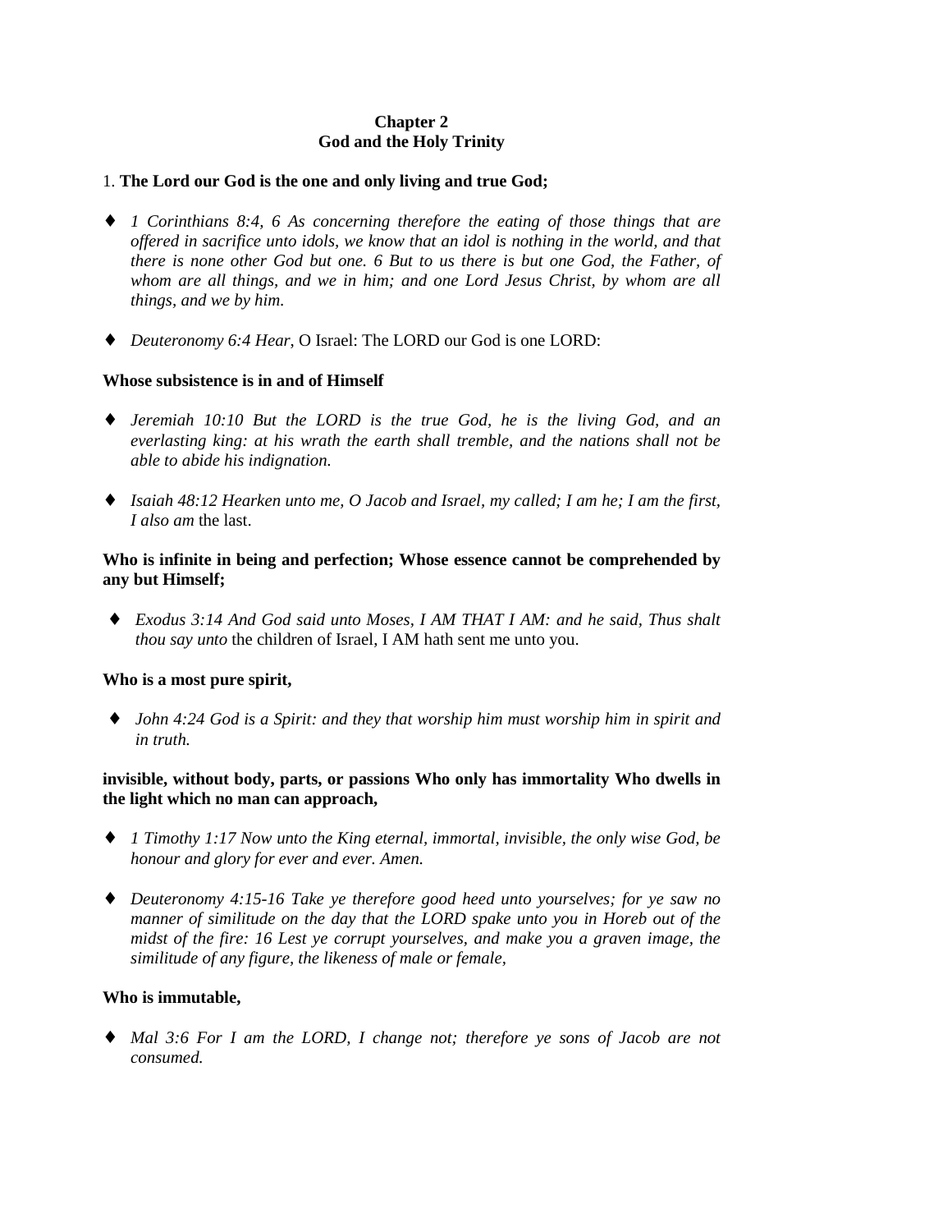**Chapter 2**
**God and the Holy Trinity**

1. **The Lord our God is the one and only living and true God;**

- *1 Corinthians 8:4, 6 As concerning therefore the eating of those things that are offered in sacrifice unto idols, we know that an idol is nothing in the world, and that there is none other God but one. 6 But to us there is but one God, the Father, of whom are all things, and we in him; and one Lord Jesus Christ, by whom are all things, and we by him.*

- *Deuteronomy 6:4 Hear*, O Israel: The LORD our God is one LORD:

**Whose subsistence is in and of Himself**

- *Jeremiah 10:10 But the LORD is the true God, he is the living God, and an everlasting king: at his wrath the earth shall tremble, and the nations shall not be able to abide his indignation.*

- *Isaiah 48:12 Hearken unto me, O Jacob and Israel, my called; I am he; I am the first, I also am* the last.

**Who is infinite in being and perfection; Whose essence cannot be comprehended by any but Himself;**

- *Exodus 3:14 And God said unto Moses, I AM THAT I AM: and he said, Thus shalt thou say unto* the children of Israel, I AM hath sent me unto you.

**Who is a most pure spirit,**

- *John 4:24 God is a Spirit: and they that worship him must worship him in spirit and in truth.*

**invisible, without body, parts, or passions Who only has immortality Who dwells in the light which no man can approach,**

- *1 Timothy 1:17 Now unto the King eternal, immortal, invisible, the only wise God, be honour and glory for ever and ever. Amen.*

- *Deuteronomy 4:15-16 Take ye therefore good heed unto yourselves; for ye saw no manner of similitude on the day that the LORD spake unto you in Horeb out of the midst of the fire: 16 Lest ye corrupt yourselves, and make you a graven image, the similitude of any figure, the likeness of male or female,*

**Who is immutable,**

- *Mal 3:6 For I am the LORD, I change not; therefore ye sons of Jacob are not consumed.*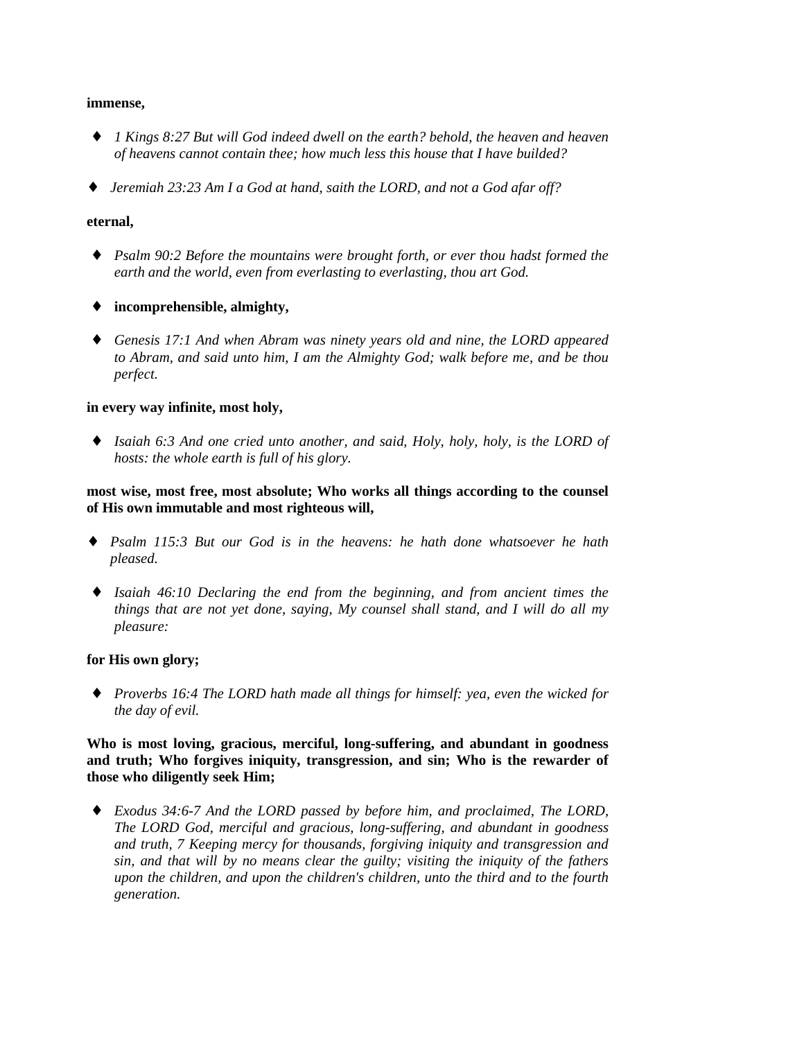**immense,**

- *1 Kings 8:27 But will God indeed dwell on the earth? behold, the heaven and heaven of heavens cannot contain thee; how much less this house that I have builded?*

- *Jeremiah 23:23 Am I a God at hand, saith the LORD, and not a God afar off?*

**eternal,**

- *Psalm 90:2 Before the mountains were brought forth, or ever thou hadst formed the earth and the world, even from everlasting to everlasting, thou art God.*

- **incomprehensible, almighty,**

- *Genesis 17:1 And when Abram was ninety years old and nine, the LORD appeared to Abram, and said unto him, I am the Almighty God; walk before me, and be thou perfect.*

**in every way infinite, most holy,**

- *Isaiah 6:3 And one cried unto another, and said, Holy, holy, holy, is the LORD of hosts: the whole earth is full of his glory.*

**most wise, most free, most absolute; Who works all things according to the counsel of His own immutable and most righteous will,**

- *Psalm 115:3 But our God is in the heavens: he hath done whatsoever he hath pleased.*

- *Isaiah 46:10 Declaring the end from the beginning, and from ancient times the things that are not yet done, saying, My counsel shall stand, and I will do all my pleasure:*

**for His own glory;**

- *Proverbs 16:4 The LORD hath made all things for himself: yea, even the wicked for the day of evil.*

**Who is most loving, gracious, merciful, long-suffering, and abundant in goodness and truth; Who forgives iniquity, transgression, and sin; Who is the rewarder of those who diligently seek Him;**

- *Exodus 34:6-7 And the LORD passed by before him, and proclaimed, The LORD, The LORD God, merciful and gracious, long-suffering, and abundant in goodness and truth, 7 Keeping mercy for thousands, forgiving iniquity and transgression and sin, and that will by no means clear the guilty; visiting the iniquity of the fathers upon the children, and upon the children's children, unto the third and to the fourth generation.*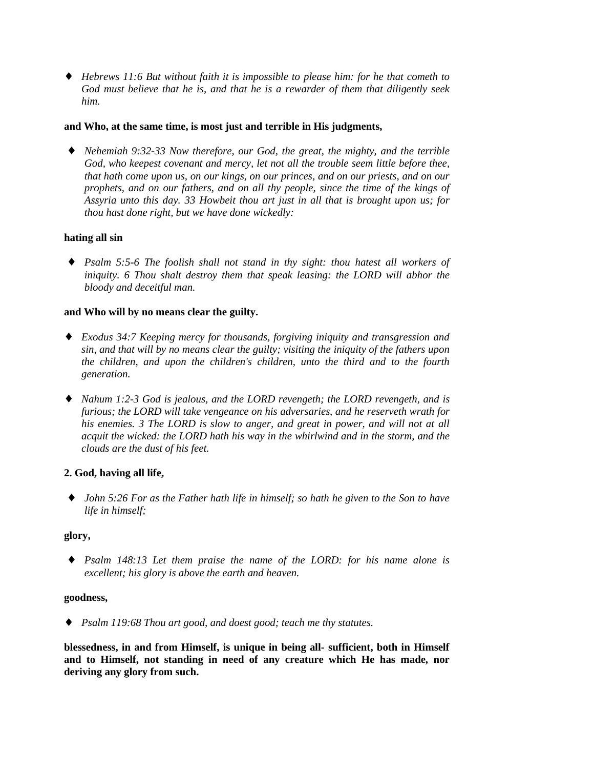- *Hebrews 11:6 But without faith it is impossible to please him: for he that cometh to God must believe that he is, and that he is a rewarder of them that diligently seek him.*

**and Who, at the same time, is most just and terrible in His judgments,**

- *Nehemiah 9:32-33 Now therefore, our God, the great, the mighty, and the terrible God, who keepest covenant and mercy, let not all the trouble seem little before thee, that hath come upon us, on our kings, on our princes, and on our priests, and on our prophets, and on our fathers, and on all thy people, since the time of the kings of Assyria unto this day. 33 Howbeit thou art just in all that is brought upon us; for thou hast done right, but we have done wickedly:*

**hating all sin**

- *Psalm 5:5-6 The foolish shall not stand in thy sight: thou hatest all workers of iniquity. 6 Thou shalt destroy them that speak leasing: the LORD will abhor the bloody and deceitful man.*

**and Who will by no means clear the guilty.**

- *Exodus 34:7 Keeping mercy for thousands, forgiving iniquity and transgression and sin, and that will by no means clear the guilty; visiting the iniquity of the fathers upon the children, and upon the children's children, unto the third and to the fourth generation.*

- *Nahum 1:2-3 God is jealous, and the LORD revengeth; the LORD revengeth, and is furious; the LORD will take vengeance on his adversaries, and he reserveth wrath for his enemies. 3 The LORD is slow to anger, and great in power, and will not at all acquit the wicked: the LORD hath his way in the whirlwind and in the storm, and the clouds are the dust of his feet.*

**2. God, having all life,**

- *John 5:26 For as the Father hath life in himself; so hath he given to the Son to have life in himself;*

**glory,**

- *Psalm 148:13 Let them praise the name of the LORD: for his name alone is excellent; his glory is above the earth and heaven.*

**goodness,**

- *Psalm 119:68 Thou art good, and doest good; teach me thy statutes.*

**blessedness, in and from Himself, is unique in being all- sufficient, both in Himself and to Himself, not standing in need of any creature which He has made, nor deriving any glory from such.**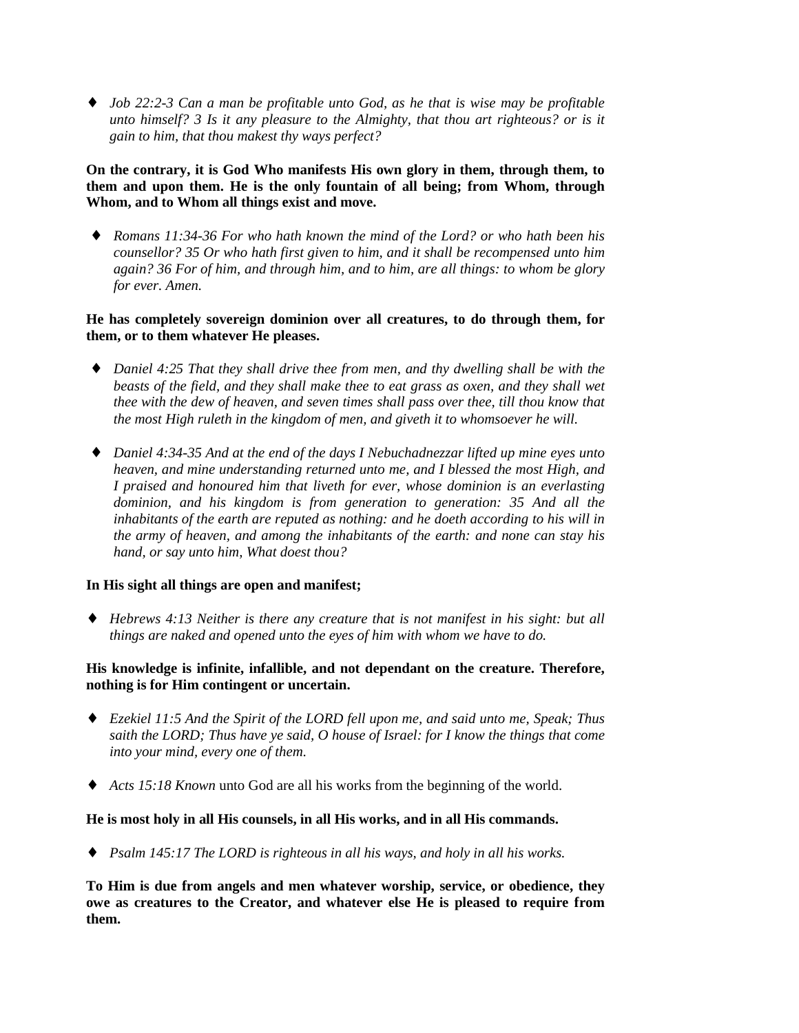- *Job 22:2-3 Can a man be profitable unto God, as he that is wise may be profitable unto himself? 3 Is it any pleasure to the Almighty, that thou art righteous? or is it gain to him, that thou makest thy ways perfect?*

**On the contrary, it is God Who manifests His own glory in them, through them, to them and upon them. He is the only fountain of all being; from Whom, through Whom, and to Whom all things exist and move.**

- *Romans 11:34-36 For who hath known the mind of the Lord? or who hath been his counsellor? 35 Or who hath first given to him, and it shall be recompensed unto him again? 36 For of him, and through him, and to him, are all things: to whom be glory for ever. Amen.*

**He has completely sovereign dominion over all creatures, to do through them, for them, or to them whatever He pleases.**

- *Daniel 4:25 That they shall drive thee from men, and thy dwelling shall be with the beasts of the field, and they shall make thee to eat grass as oxen, and they shall wet thee with the dew of heaven, and seven times shall pass over thee, till thou know that the most High ruleth in the kingdom of men, and giveth it to whomsoever he will.*

- *Daniel 4:34-35 And at the end of the days I Nebuchadnezzar lifted up mine eyes unto heaven, and mine understanding returned unto me, and I blessed the most High, and I praised and honoured him that liveth for ever, whose dominion is an everlasting dominion, and his kingdom is from generation to generation: 35 And all the inhabitants of the earth are reputed as nothing: and he doeth according to his will in the army of heaven, and among the inhabitants of the earth: and none can stay his hand, or say unto him, What doest thou?*

**In His sight all things are open and manifest;**

- *Hebrews 4:13 Neither is there any creature that is not manifest in his sight: but all things are naked and opened unto the eyes of him with whom we have to do.*

**His knowledge is infinite, infallible, and not dependant on the creature. Therefore, nothing is for Him contingent or uncertain.**

- *Ezekiel 11:5 And the Spirit of the LORD fell upon me, and said unto me, Speak; Thus saith the LORD; Thus have ye said, O house of Israel: for I know the things that come into your mind, every one of them.*

- *Acts 15:18 Known* unto God are all his works from the beginning of the world.

**He is most holy in all His counsels, in all His works, and in all His commands.**

- *Psalm 145:17 The LORD is righteous in all his ways, and holy in all his works.*

**To Him is due from angels and men whatever worship, service, or obedience, they owe as creatures to the Creator, and whatever else He is pleased to require from them.**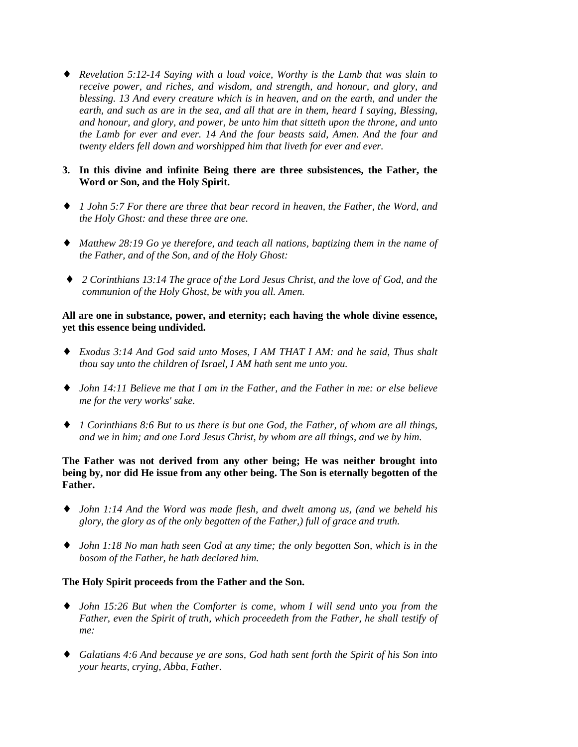- *Revelation 5:12-14 Saying with a loud voice, Worthy is the Lamb that was slain to receive power, and riches, and wisdom, and strength, and honour, and glory, and blessing. 13 And every creature which is in heaven, and on the earth, and under the earth, and such as are in the sea, and all that are in them, heard I saying, Blessing, and honour, and glory, and power, be unto him that sitteth upon the throne, and unto the Lamb for ever and ever. 14 And the four beasts said, Amen. And the four and twenty elders fell down and worshipped him that liveth for ever and ever.*

3. **In this divine and infinite Being there are three subsistences, the Father, the Word or Son, and the Holy Spirit.**

- *1 John 5:7 For there are three that bear record in heaven, the Father, the Word, and the Holy Ghost: and these three are one.*

- *Matthew 28:19 Go ye therefore, and teach all nations, baptizing them in the name of the Father, and of the Son, and of the Holy Ghost:*

- *2 Corinthians 13:14 The grace of the Lord Jesus Christ, and the love of God, and the communion of the Holy Ghost, be with you all. Amen.*

**All are one in substance, power, and eternity; each having the whole divine essence, yet this essence being undivided.**

- *Exodus 3:14 And God said unto Moses, I AM THAT I AM: and he said, Thus shalt thou say unto the children of Israel, I AM hath sent me unto you.*

- *John 14:11 Believe me that I am in the Father, and the Father in me: or else believe me for the very works' sake.*

- *1 Corinthians 8:6 But to us there is but one God, the Father, of whom are all things, and we in him; and one Lord Jesus Christ, by whom are all things, and we by him.*

**The Father was not derived from any other being; He was neither brought into being by, nor did He issue from any other being. The Son is eternally begotten of the Father.**

- *John 1:14 And the Word was made flesh, and dwelt among us, (and we beheld his glory, the glory as of the only begotten of the Father,) full of grace and truth.*

- *John 1:18 No man hath seen God at any time; the only begotten Son, which is in the bosom of the Father, he hath declared him.*

**The Holy Spirit proceeds from the Father and the Son.**

- *John 15:26 But when the Comforter is come, whom I will send unto you from the Father, even the Spirit of truth, which proceedeth from the Father, he shall testify of me:*

- *Galatians 4:6 And because ye are sons, God hath sent forth the Spirit of his Son into your hearts, crying, Abba, Father.*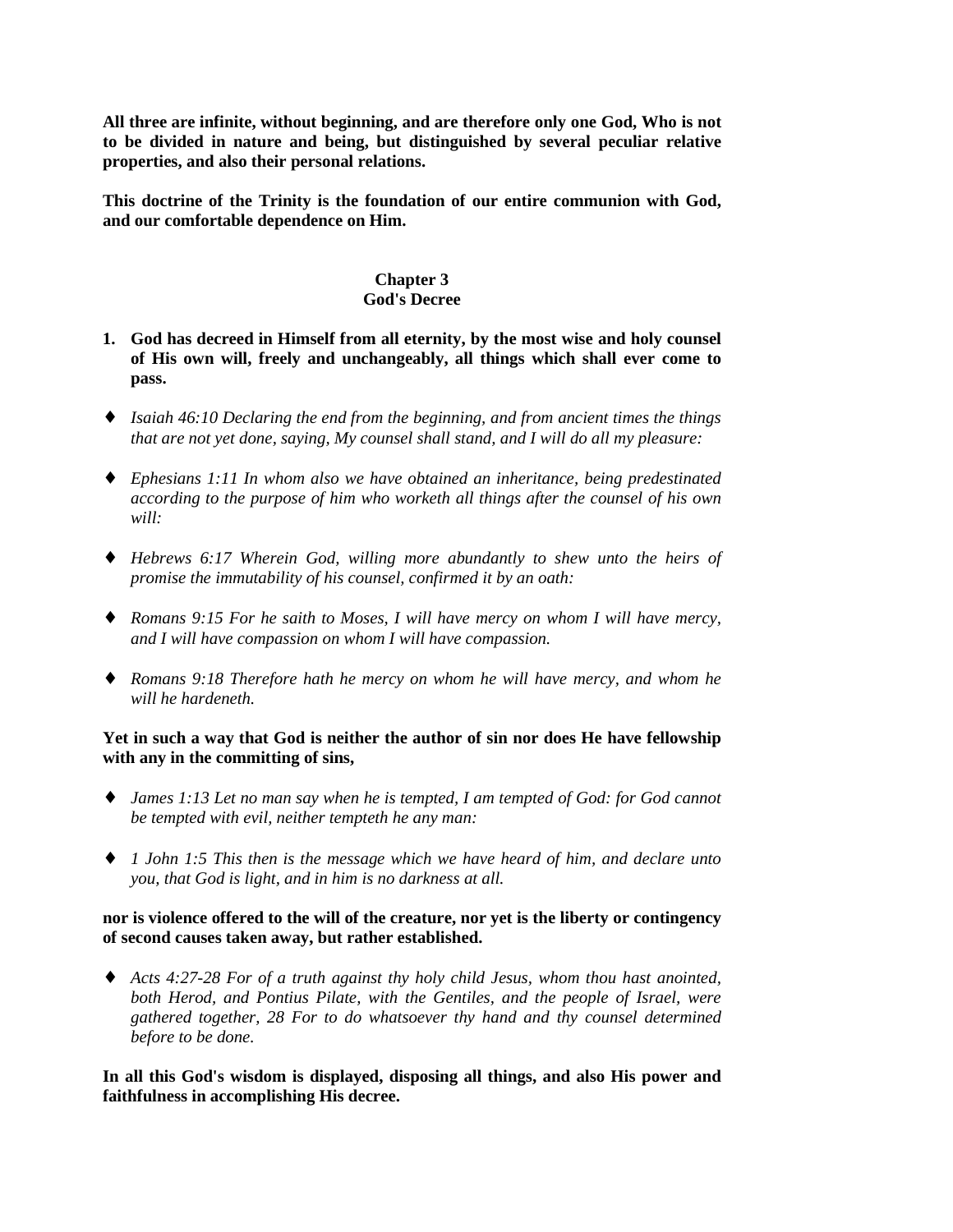**All three are infinite, without beginning, and are therefore only one God, Who is not to be divided in nature and being, but distinguished by several peculiar relative properties, and also their personal relations.**

**This doctrine of the Trinity is the foundation of our entire communion with God, and our comfortable dependence on Him.**

## Chapter 3
## God's Decree

1. **God has decreed in Himself from all eternity, by the most wise and holy counsel of His own will, freely and unchangeably, all things which shall ever come to pass.**

- *Isaiah 46:10 Declaring the end from the beginning, and from ancient times the things that are not yet done, saying, My counsel shall stand, and I will do all my pleasure:*

- *Ephesians 1:11 In whom also we have obtained an inheritance, being predestinated according to the purpose of him who worketh all things after the counsel of his own will:*

- *Hebrews 6:17 Wherein God, willing more abundantly to shew unto the heirs of promise the immutability of his counsel, confirmed it by an oath:*

- *Romans 9:15 For he saith to Moses, I will have mercy on whom I will have mercy, and I will have compassion on whom I will have compassion.*

- *Romans 9:18 Therefore hath he mercy on whom he will have mercy, and whom he will he hardeneth.*

**Yet in such a way that God is neither the author of sin nor does He have fellowship with any in the committing of sins,**

- *James 1:13 Let no man say when he is tempted, I am tempted of God: for God cannot be tempted with evil, neither tempteth he any man:*

- *1 John 1:5 This then is the message which we have heard of him, and declare unto you, that God is light, and in him is no darkness at all.*

**nor is violence offered to the will of the creature, nor yet is the liberty or contingency of second causes taken away, but rather established.**

- *Acts 4:27-28 For of a truth against thy holy child Jesus, whom thou hast anointed, both Herod, and Pontius Pilate, with the Gentiles, and the people of Israel, were gathered together, 28 For to do whatsoever thy hand and thy counsel determined before to be done.*

**In all this God's wisdom is displayed, disposing all things, and also His power and faithfulness in accomplishing His decree.**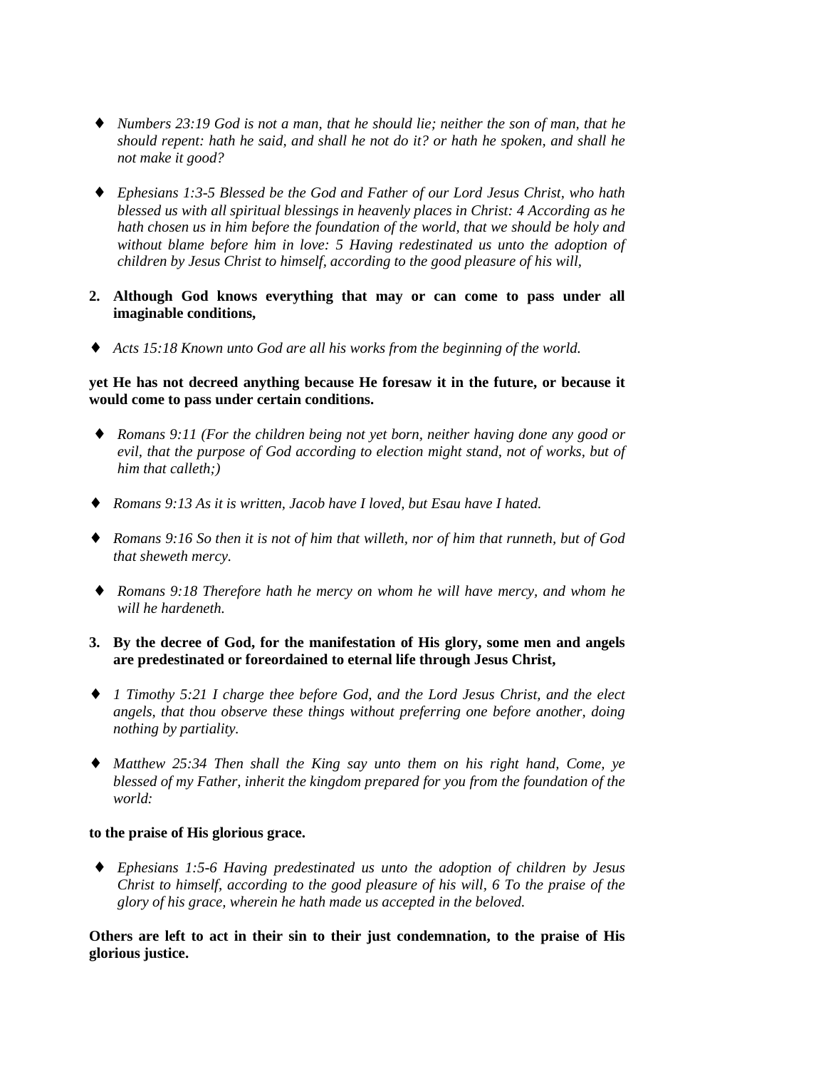- *Numbers 23:19 God is not a man, that he should lie; neither the son of man, that he should repent: hath he said, and shall he not do it? or hath he spoken, and shall he not make it good?*

- *Ephesians 1:3-5 Blessed be the God and Father of our Lord Jesus Christ, who hath blessed us with all spiritual blessings in heavenly places in Christ: 4 According as he hath chosen us in him before the foundation of the world, that we should be holy and without blame before him in love: 5 Having redestinated us unto the adoption of children by Jesus Christ to himself, according to the good pleasure of his will,*

2. **Although God knows everything that may or can come to pass under all imaginable conditions,**

- *Acts 15:18 Known unto God are all his works from the beginning of the world.*

**yet He has not decreed anything because He foresaw it in the future, or because it would come to pass under certain conditions.**

- *Romans 9:11 (For the children being not yet born, neither having done any good or evil, that the purpose of God according to election might stand, not of works, but of him that calleth;)*

- *Romans 9:13 As it is written, Jacob have I loved, but Esau have I hated.*

- *Romans 9:16 So then it is not of him that willeth, nor of him that runneth, but of God that sheweth mercy.*

- *Romans 9:18 Therefore hath he mercy on whom he will have mercy, and whom he will he hardeneth.*

3. **By the decree of God, for the manifestation of His glory, some men and angels are predestinated or foreordained to eternal life through Jesus Christ,**

- *1 Timothy 5:21 I charge thee before God, and the Lord Jesus Christ, and the elect angels, that thou observe these things without preferring one before another, doing nothing by partiality.*

- *Matthew 25:34 Then shall the King say unto them on his right hand, Come, ye blessed of my Father, inherit the kingdom prepared for you from the foundation of the world:*

**to the praise of His glorious grace.**

- *Ephesians 1:5-6 Having predestinated us unto the adoption of children by Jesus Christ to himself, according to the good pleasure of his will, 6 To the praise of the glory of his grace, wherein he hath made us accepted in the beloved.*

**Others are left to act in their sin to their just condemnation, to the praise of His glorious justice.**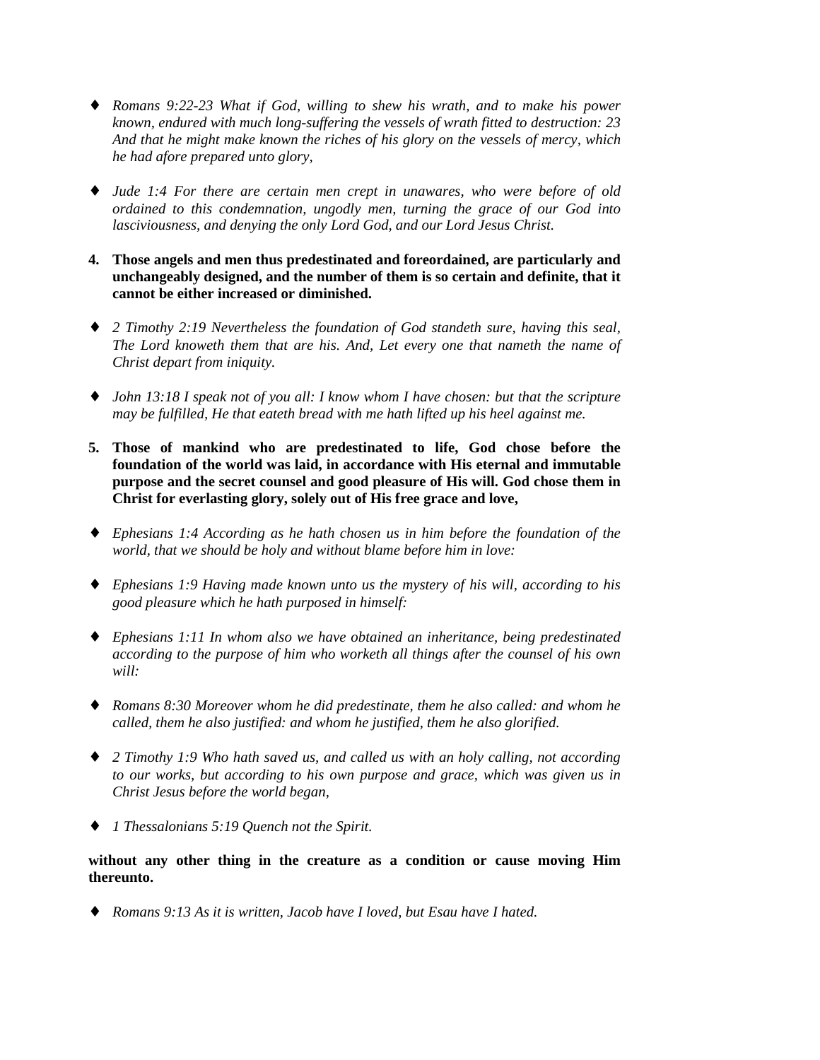- *Romans 9:22-23 What if God, willing to shew his wrath, and to make his power known, endured with much long-suffering the vessels of wrath fitted to destruction: 23 And that he might make known the riches of his glory on the vessels of mercy, which he had afore prepared unto glory,*

- *Jude 1:4 For there are certain men crept in unawares, who were before of old ordained to this condemnation, ungodly men, turning the grace of our God into lasciviousness, and denying the only Lord God, and our Lord Jesus Christ.*

4. **Those angels and men thus predestinated and foreordained, are particularly and unchangeably designed, and the number of them is so certain and definite, that it cannot be either increased or diminished.**

- *2 Timothy 2:19 Nevertheless the foundation of God standeth sure, having this seal, The Lord knoweth them that are his. And, Let every one that nameth the name of Christ depart from iniquity.*

- *John 13:18 I speak not of you all: I know whom I have chosen: but that the scripture may be fulfilled, He that eateth bread with me hath lifted up his heel against me.*

5. **Those of mankind who are predestinated to life, God chose before the foundation of the world was laid, in accordance with His eternal and immutable purpose and the secret counsel and good pleasure of His will. God chose them in Christ for everlasting glory, solely out of His free grace and love,**

- *Ephesians 1:4 According as he hath chosen us in him before the foundation of the world, that we should be holy and without blame before him in love:*

- *Ephesians 1:9 Having made known unto us the mystery of his will, according to his good pleasure which he hath purposed in himself:*

- *Ephesians 1:11 In whom also we have obtained an inheritance, being predestinated according to the purpose of him who worketh all things after the counsel of his own will:*

- *Romans 8:30 Moreover whom he did predestinate, them he also called: and whom he called, them he also justified: and whom he justified, them he also glorified.*

- *2 Timothy 1:9 Who hath saved us, and called us with an holy calling, not according to our works, but according to his own purpose and grace, which was given us in Christ Jesus before the world began,*

- *1 Thessalonians 5:19 Quench not the Spirit.*

**without any other thing in the creature as a condition or cause moving Him thereunto.**

- *Romans 9:13 As it is written, Jacob have I loved, but Esau have I hated.*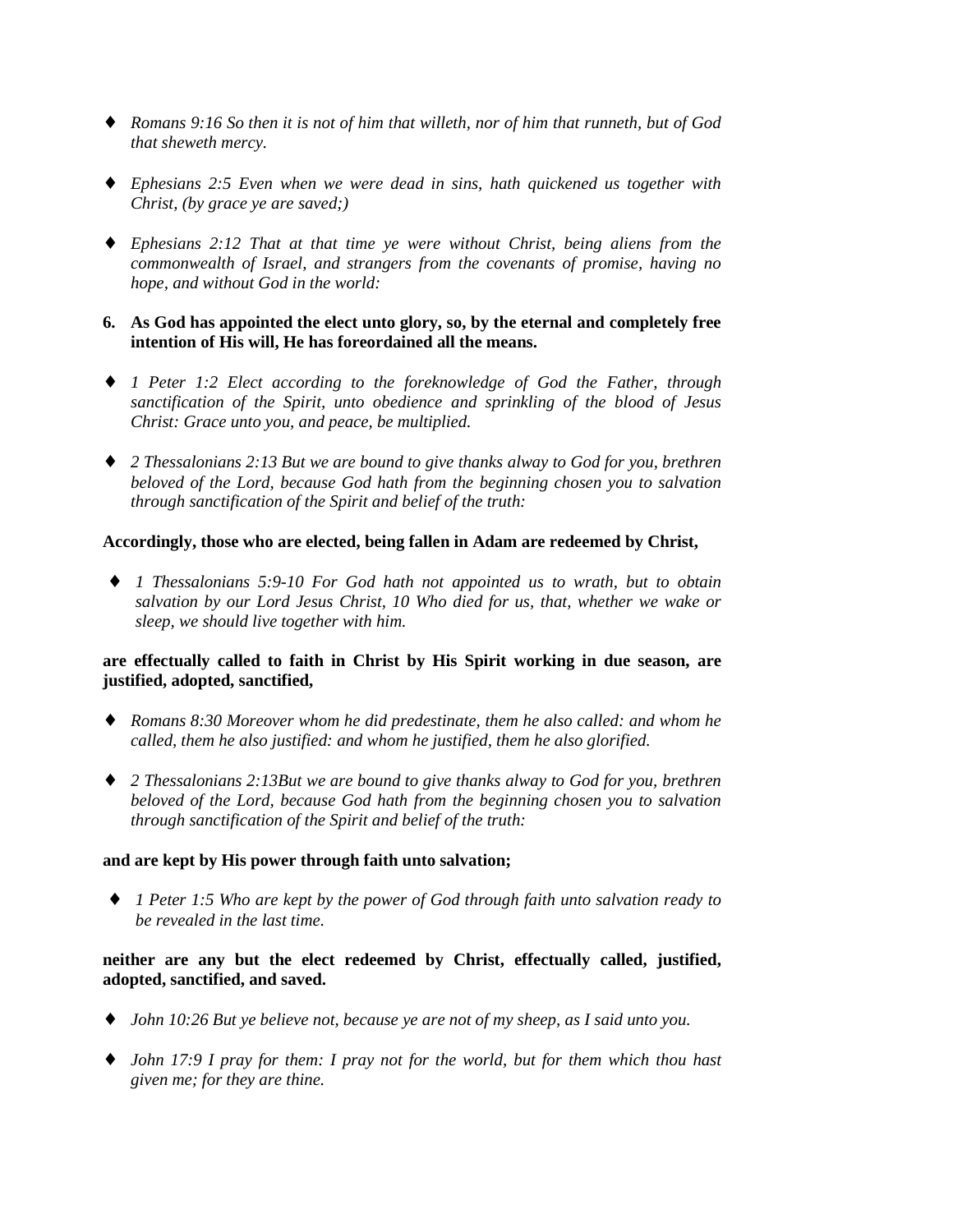- *Romans 9:16 So then it is not of him that willeth, nor of him that runneth, but of God that sheweth mercy.*

- *Ephesians 2:5 Even when we were dead in sins, hath quickened us together with Christ, (by grace ye are saved;)*

- *Ephesians 2:12 That at that time ye were without Christ, being aliens from the commonwealth of Israel, and strangers from the covenants of promise, having no hope, and without God in the world:*

**6. As God has appointed the elect unto glory, so, by the eternal and completely free intention of His will, He has foreordained all the means.**

- *1 Peter 1:2 Elect according to the foreknowledge of God the Father, through sanctification of the Spirit, unto obedience and sprinkling of the blood of Jesus Christ: Grace unto you, and peace, be multiplied.*

- *2 Thessalonians 2:13 But we are bound to give thanks alway to God for you, brethren beloved of the Lord, because God hath from the beginning chosen you to salvation through sanctification of the Spirit and belief of the truth:*

**Accordingly, those who are elected, being fallen in Adam are redeemed by Christ,**

- *1 Thessalonians 5:9-10 For God hath not appointed us to wrath, but to obtain salvation by our Lord Jesus Christ, 10 Who died for us, that, whether we wake or sleep, we should live together with him.*

**are effectually called to faith in Christ by His Spirit working in due season, are justified, adopted, sanctified,**

- *Romans 8:30 Moreover whom he did predestinate, them he also called: and whom he called, them he also justified: and whom he justified, them he also glorified.*

- *2 Thessalonians 2:13But we are bound to give thanks alway to God for you, brethren beloved of the Lord, because God hath from the beginning chosen you to salvation through sanctification of the Spirit and belief of the truth:*

**and are kept by His power through faith unto salvation;**

- *1 Peter 1:5 Who are kept by the power of God through faith unto salvation ready to be revealed in the last time.*

**neither are any but the elect redeemed by Christ, effectually called, justified, adopted, sanctified, and saved.**

- *John 10:26 But ye believe not, because ye are not of my sheep, as I said unto you.*

- *John 17:9 I pray for them: I pray not for the world, but for them which thou hast given me; for they are thine.*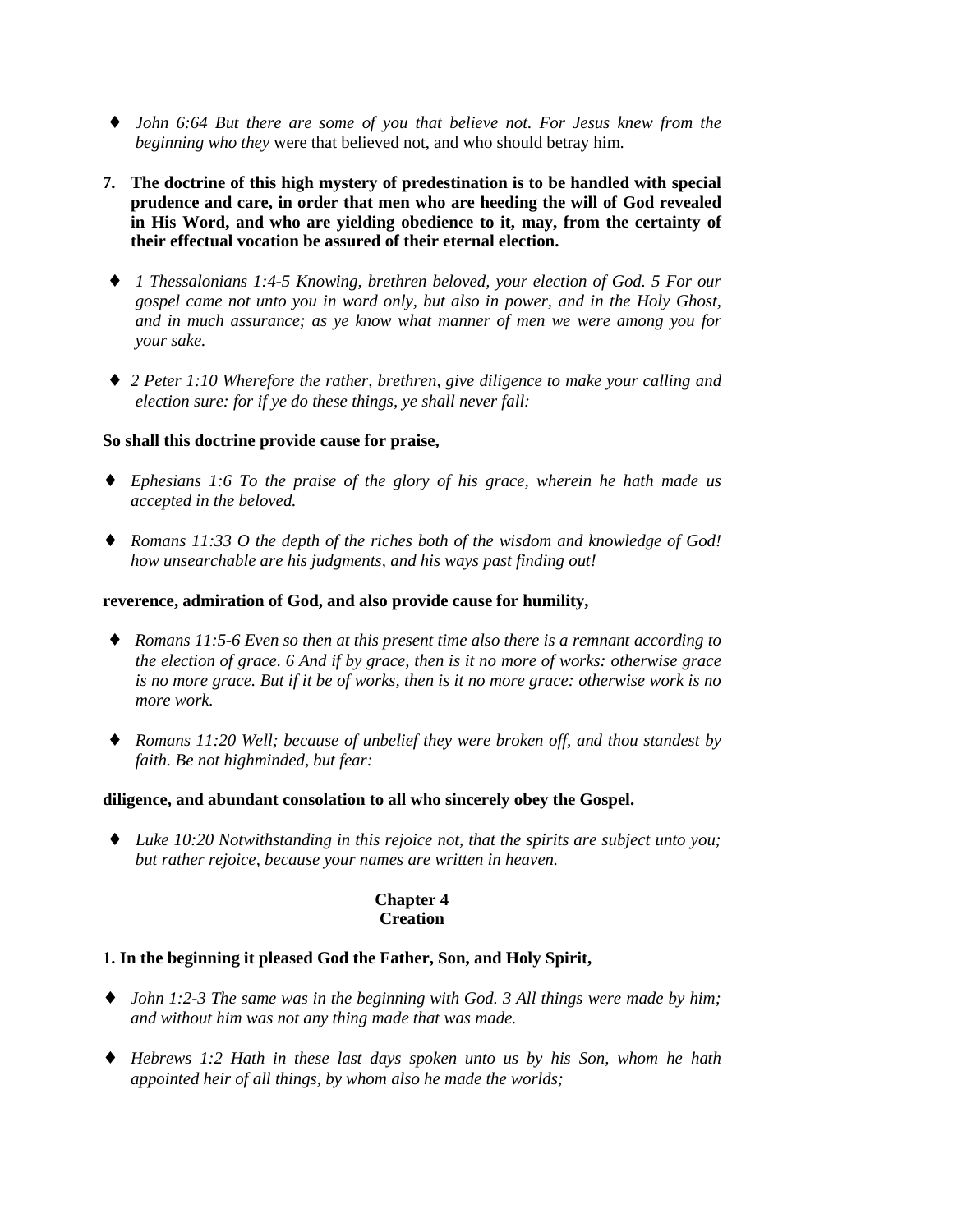- *John 6:64 But there are some of you that believe not. For Jesus knew from the beginning who they* were that believed not, and who should betray him.

**7. The doctrine of this high mystery of predestination is to be handled with special prudence and care, in order that men who are heeding the will of God revealed in His Word, and who are yielding obedience to it, may, from the certainty of their effectual vocation be assured of their eternal election.**

- *1 Thessalonians 1:4-5 Knowing, brethren beloved, your election of God. 5 For our gospel came not unto you in word only, but also in power, and in the Holy Ghost, and in much assurance; as ye know what manner of men we were among you for your sake.*

- *2 Peter 1:10 Wherefore the rather, brethren, give diligence to make your calling and election sure: for if ye do these things, ye shall never fall:*

**So shall this doctrine provide cause for praise,**

- *Ephesians 1:6 To the praise of the glory of his grace, wherein he hath made us accepted in the beloved.*

- *Romans 11:33 O the depth of the riches both of the wisdom and knowledge of God! how unsearchable are his judgments, and his ways past finding out!*

**reverence, admiration of God, and also provide cause for humility,**

- *Romans 11:5-6 Even so then at this present time also there is a remnant according to the election of grace. 6 And if by grace, then is it no more of works: otherwise grace is no more grace. But if it be of works, then is it no more grace: otherwise work is no more work.*

- *Romans 11:20 Well; because of unbelief they were broken off, and thou standest by faith. Be not highminded, but fear:*

**diligence, and abundant consolation to all who sincerely obey the Gospel.**

- *Luke 10:20 Notwithstanding in this rejoice not, that the spirits are subject unto you; but rather rejoice, because your names are written in heaven.*

## Chapter 4
## Creation

**1. In the beginning it pleased God the Father, Son, and Holy Spirit,**

- *John 1:2-3 The same was in the beginning with God. 3 All things were made by him; and without him was not any thing made that was made.*

- *Hebrews 1:2 Hath in these last days spoken unto us by his Son, whom he hath appointed heir of all things, by whom also he made the worlds;*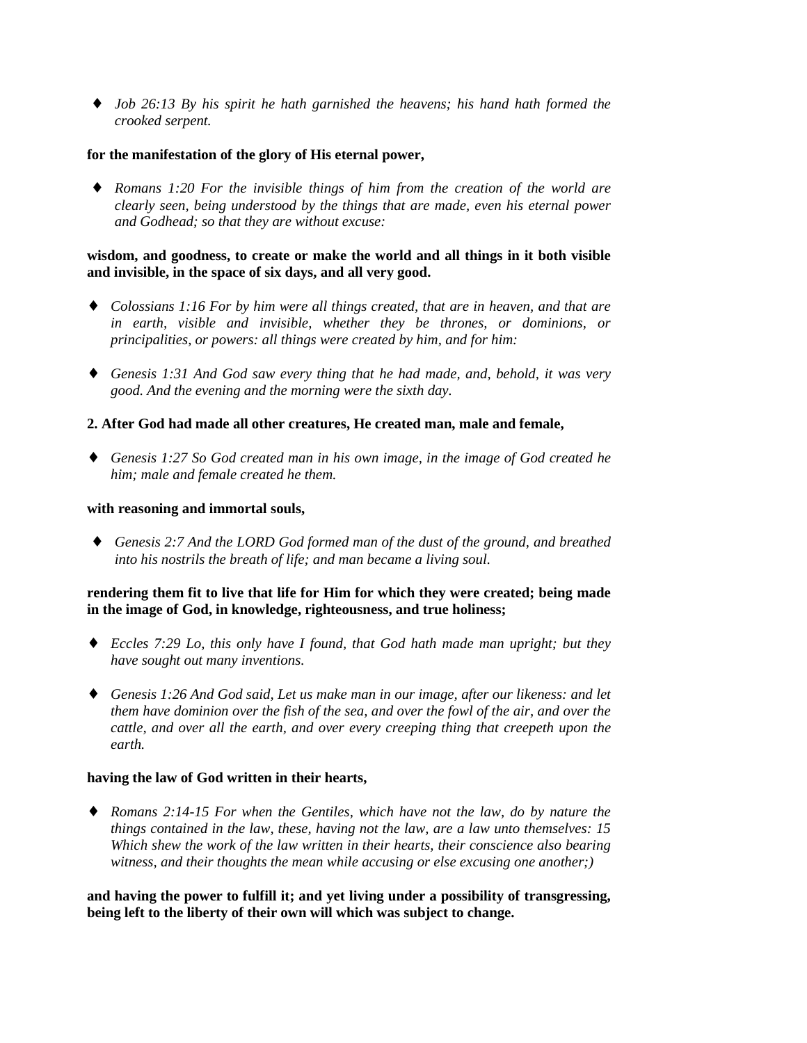- *Job 26:13 By his spirit he hath garnished the heavens; his hand hath formed the crooked serpent.*

**for the manifestation of the glory of His eternal power,**

- *Romans 1:20 For the invisible things of him from the creation of the world are clearly seen, being understood by the things that are made, even his eternal power and Godhead; so that they are without excuse:*

**wisdom, and goodness, to create or make the world and all things in it both visible and invisible, in the space of six days, and all very good.**

- *Colossians 1:16 For by him were all things created, that are in heaven, and that are in earth, visible and invisible, whether they be thrones, or dominions, or principalities, or powers: all things were created by him, and for him:*

- *Genesis 1:31 And God saw every thing that he had made, and, behold, it was very good. And the evening and the morning were the sixth day.*

**2. After God had made all other creatures, He created man, male and female,**

- *Genesis 1:27 So God created man in his own image, in the image of God created he him; male and female created he them.*

**with reasoning and immortal souls,**

- *Genesis 2:7 And the LORD God formed man of the dust of the ground, and breathed into his nostrils the breath of life; and man became a living soul.*

**rendering them fit to live that life for Him for which they were created; being made in the image of God, in knowledge, righteousness, and true holiness;**

- *Eccles 7:29 Lo, this only have I found, that God hath made man upright; but they have sought out many inventions.*

- *Genesis 1:26 And God said, Let us make man in our image, after our likeness: and let them have dominion over the fish of the sea, and over the fowl of the air, and over the cattle, and over all the earth, and over every creeping thing that creepeth upon the earth.*

**having the law of God written in their hearts,**

- *Romans 2:14-15 For when the Gentiles, which have not the law, do by nature the things contained in the law, these, having not the law, are a law unto themselves: 15 Which shew the work of the law written in their hearts, their conscience also bearing witness, and their thoughts the mean while accusing or else excusing one another;)*

**and having the power to fulfill it; and yet living under a possibility of transgressing, being left to the liberty of their own will which was subject to change.**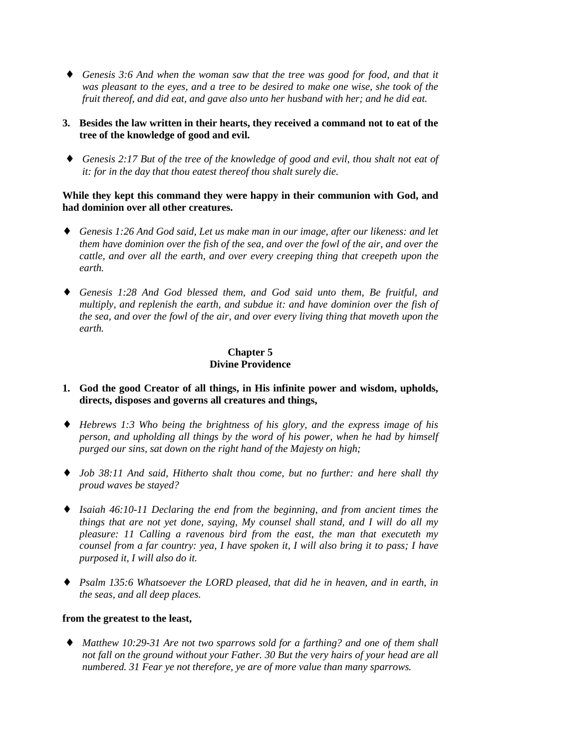- ♦ *Genesis 3:6 And when the woman saw that the tree was good for food, and that it was pleasant to the eyes, and a tree to be desired to make one wise, she took of the fruit thereof, and did eat, and gave also unto her husband with her; and he did eat.*

**3. Besides the law written in their hearts, they received a command not to eat of the tree of the knowledge of good and evil.**

- ♦ *Genesis 2:17 But of the tree of the knowledge of good and evil, thou shalt not eat of it: for in the day that thou eatest thereof thou shalt surely die.*

**While they kept this command they were happy in their communion with God, and had dominion over all other creatures.**

- ♦ *Genesis 1:26 And God said, Let us make man in our image, after our likeness: and let them have dominion over the fish of the sea, and over the fowl of the air, and over the cattle, and over all the earth, and over every creeping thing that creepeth upon the earth.*

- ♦ *Genesis 1:28 And God blessed them, and God said unto them, Be fruitful, and multiply, and replenish the earth, and subdue it: and have dominion over the fish of the sea, and over the fowl of the air, and over every living thing that moveth upon the earth.*

## Chapter 5
## Divine Providence

**1. God the good Creator of all things, in His infinite power and wisdom, upholds, directs, disposes and governs all creatures and things,**

- ♦ *Hebrews 1:3 Who being the brightness of his glory, and the express image of his person, and upholding all things by the word of his power, when he had by himself purged our sins, sat down on the right hand of the Majesty on high;*

- ♦ *Job 38:11 And said, Hitherto shalt thou come, but no further: and here shall thy proud waves be stayed?*

- ♦ *Isaiah 46:10-11 Declaring the end from the beginning, and from ancient times the things that are not yet done, saying, My counsel shall stand, and I will do all my pleasure: 11 Calling a ravenous bird from the east, the man that executeth my counsel from a far country: yea, I have spoken it, I will also bring it to pass; I have purposed it, I will also do it.*

- ♦ *Psalm 135:6 Whatsoever the LORD pleased, that did he in heaven, and in earth, in the seas, and all deep places.*

**from the greatest to the least,**

- ♦ *Matthew 10:29-31 Are not two sparrows sold for a farthing? and one of them shall not fall on the ground without your Father. 30 But the very hairs of your head are all numbered. 31 Fear ye not therefore, ye are of more value than many sparrows.*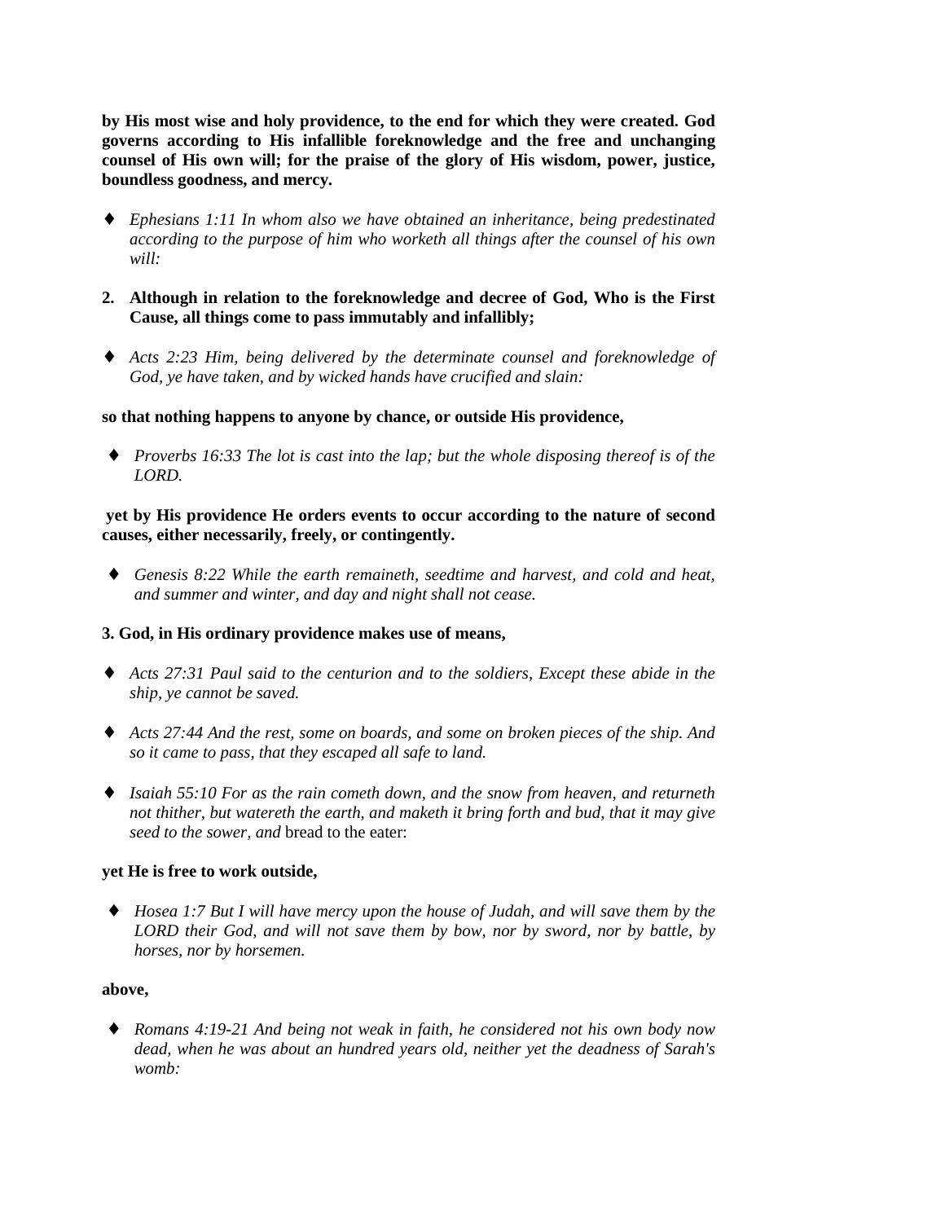**by His most wise and holy providence, to the end for which they were created. God governs according to His infallible foreknowledge and the free and unchanging counsel of His own will; for the praise of the glory of His wisdom, power, justice, boundless goodness, and mercy.**

- *Ephesians 1:11 In whom also we have obtained an inheritance, being predestinated according to the purpose of him who worketh all things after the counsel of his own will:*

**2. Although in relation to the foreknowledge and decree of God, Who is the First Cause, all things come to pass immutably and infallibly;**

- *Acts 2:23 Him, being delivered by the determinate counsel and foreknowledge of God, ye have taken, and by wicked hands have crucified and slain:*

**so that nothing happens to anyone by chance, or outside His providence,**

- *Proverbs 16:33 The lot is cast into the lap; but the whole disposing thereof is of the LORD.*

**yet by His providence He orders events to occur according to the nature of second causes, either necessarily, freely, or contingently.**

- *Genesis 8:22 While the earth remaineth, seedtime and harvest, and cold and heat, and summer and winter, and day and night shall not cease.*

**3. God, in His ordinary providence makes use of means,**

- *Acts 27:31 Paul said to the centurion and to the soldiers, Except these abide in the ship, ye cannot be saved.*
- *Acts 27:44 And the rest, some on boards, and some on broken pieces of the ship. And so it came to pass, that they escaped all safe to land.*
- *Isaiah 55:10 For as the rain cometh down, and the snow from heaven, and returneth not thither, but watereth the earth, and maketh it bring forth and bud, that it may give seed to the sower, and* bread to the eater:

**yet He is free to work outside,**

- *Hosea 1:7 But I will have mercy upon the house of Judah, and will save them by the LORD their God, and will not save them by bow, nor by sword, nor by battle, by horses, nor by horsemen.*

**above,**

- *Romans 4:19-21 And being not weak in faith, he considered not his own body now dead, when he was about an hundred years old, neither yet the deadness of Sarah's womb:*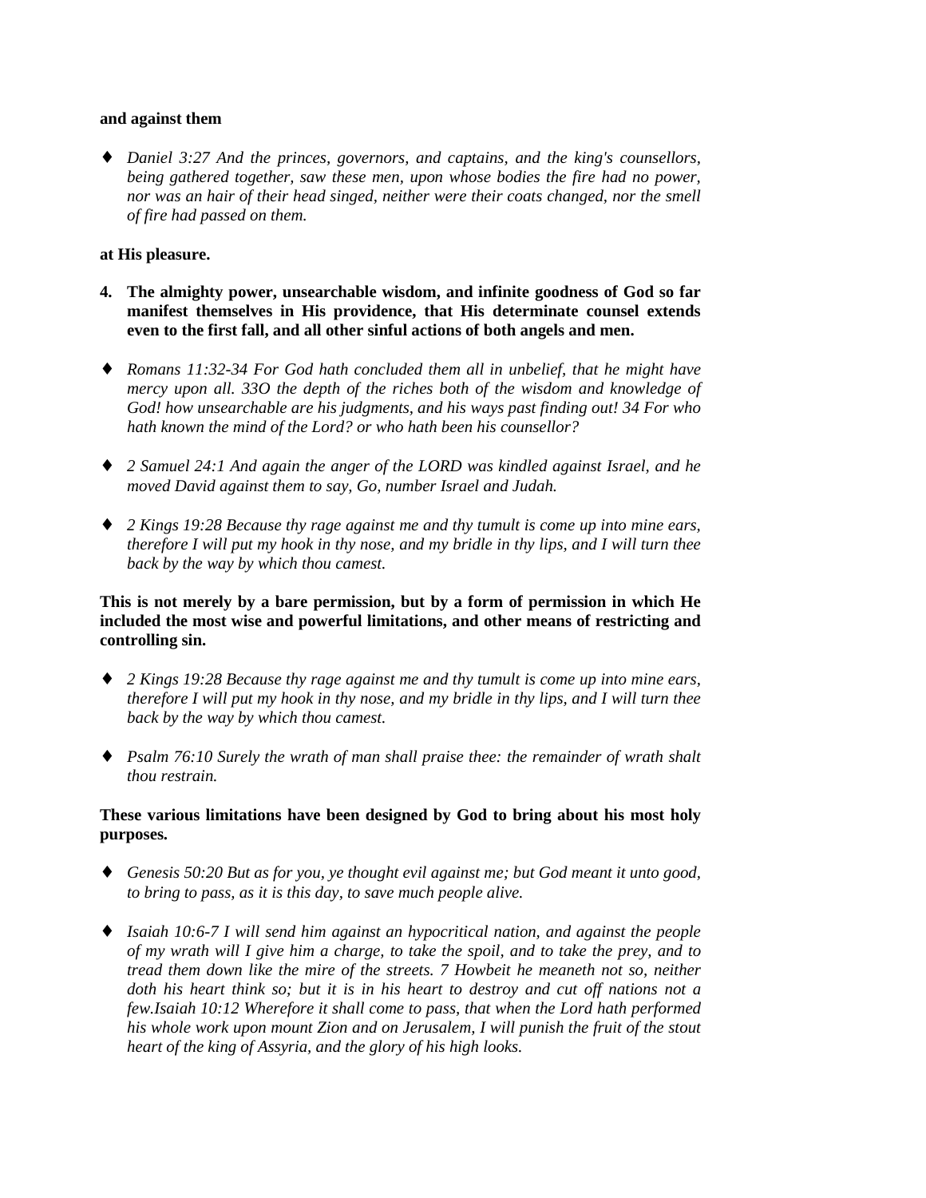**and against them**

- *Daniel 3:27 And the princes, governors, and captains, and the king's counsellors, being gathered together, saw these men, upon whose bodies the fire had no power, nor was an hair of their head singed, neither were their coats changed, nor the smell of fire had passed on them.*

**at His pleasure.**

4. **The almighty power, unsearchable wisdom, and infinite goodness of God so far manifest themselves in His providence, that His determinate counsel extends even to the first fall, and all other sinful actions of both angels and men.**

- *Romans 11:32-34 For God hath concluded them all in unbelief, that he might have mercy upon all. 33O the depth of the riches both of the wisdom and knowledge of God! how unsearchable are his judgments, and his ways past finding out! 34 For who hath known the mind of the Lord? or who hath been his counsellor?*

- *2 Samuel 24:1 And again the anger of the LORD was kindled against Israel, and he moved David against them to say, Go, number Israel and Judah.*

- *2 Kings 19:28 Because thy rage against me and thy tumult is come up into mine ears, therefore I will put my hook in thy nose, and my bridle in thy lips, and I will turn thee back by the way by which thou camest.*

**This is not merely by a bare permission, but by a form of permission in which He included the most wise and powerful limitations, and other means of restricting and controlling sin.**

- *2 Kings 19:28 Because thy rage against me and thy tumult is come up into mine ears, therefore I will put my hook in thy nose, and my bridle in thy lips, and I will turn thee back by the way by which thou camest.*

- *Psalm 76:10 Surely the wrath of man shall praise thee: the remainder of wrath shalt thou restrain.*

**These various limitations have been designed by God to bring about his most holy purposes.**

- *Genesis 50:20 But as for you, ye thought evil against me; but God meant it unto good, to bring to pass, as it is this day, to save much people alive.*

- *Isaiah 10:6-7 I will send him against an hypocritical nation, and against the people of my wrath will I give him a charge, to take the spoil, and to take the prey, and to tread them down like the mire of the streets. 7 Howbeit he meaneth not so, neither doth his heart think so; but it is in his heart to destroy and cut off nations not a few.Isaiah 10:12 Wherefore it shall come to pass, that when the Lord hath performed his whole work upon mount Zion and on Jerusalem, I will punish the fruit of the stout heart of the king of Assyria, and the glory of his high looks.*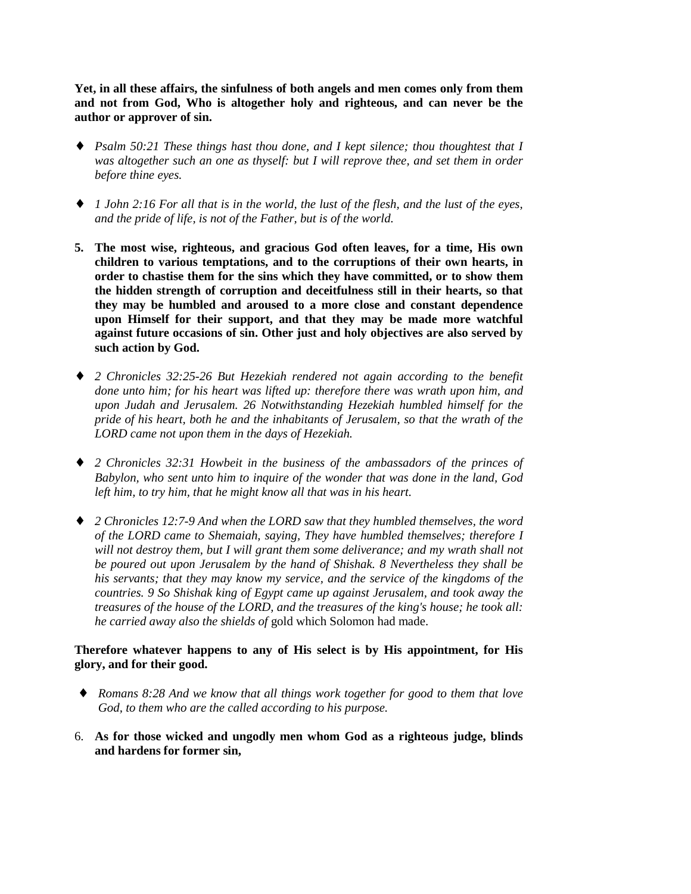**Yet, in all these affairs, the sinfulness of both angels and men comes only from them and not from God, Who is altogether holy and righteous, and can never be the author or approver of sin.**

- *Psalm 50:21 These things hast thou done, and I kept silence; thou thoughtest that I was altogether such an one as thyself: but I will reprove thee, and set them in order before thine eyes.*

- *1 John 2:16 For all that is in the world, the lust of the flesh, and the lust of the eyes, and the pride of life, is not of the Father, but is of the world.*

5. **The most wise, righteous, and gracious God often leaves, for a time, His own children to various temptations, and to the corruptions of their own hearts, in order to chastise them for the sins which they have committed, or to show them the hidden strength of corruption and deceitfulness still in their hearts, so that they may be humbled and aroused to a more close and constant dependence upon Himself for their support, and that they may be made more watchful against future occasions of sin. Other just and holy objectives are also served by such action by God.**

- *2 Chronicles 32:25-26 But Hezekiah rendered not again according to the benefit done unto him; for his heart was lifted up: therefore there was wrath upon him, and upon Judah and Jerusalem. 26 Notwithstanding Hezekiah humbled himself for the pride of his heart, both he and the inhabitants of Jerusalem, so that the wrath of the LORD came not upon them in the days of Hezekiah.*

- *2 Chronicles 32:31 Howbeit in the business of the ambassadors of the princes of Babylon, who sent unto him to inquire of the wonder that was done in the land, God left him, to try him, that he might know all that was in his heart.*

- *2 Chronicles 12:7-9 And when the LORD saw that they humbled themselves, the word of the LORD came to Shemaiah, saying, They have humbled themselves; therefore I will not destroy them, but I will grant them some deliverance; and my wrath shall not be poured out upon Jerusalem by the hand of Shishak. 8 Nevertheless they shall be his servants; that they may know my service, and the service of the kingdoms of the countries. 9 So Shishak king of Egypt came up against Jerusalem, and took away the treasures of the house of the LORD, and the treasures of the king's house; he took all: he carried away also the shields of* gold which Solomon had made.

**Therefore whatever happens to any of His select is by His appointment, for His glory, and for their good.**

- *Romans 8:28 And we know that all things work together for good to them that love God, to them who are the called according to his purpose.*

6. **As for those wicked and ungodly men whom God as a righteous judge, blinds and hardens for former sin,**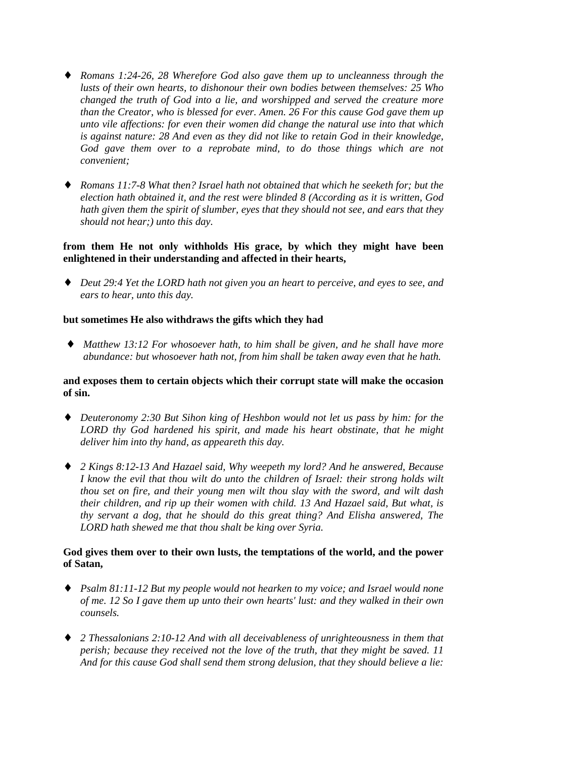- *Romans 1:24-26, 28 Wherefore God also gave them up to uncleanness through the lusts of their own hearts, to dishonour their own bodies between themselves: 25 Who changed the truth of God into a lie, and worshipped and served the creature more than the Creator, who is blessed for ever. Amen. 26 For this cause God gave them up unto vile affections: for even their women did change the natural use into that which is against nature: 28 And even as they did not like to retain God in their knowledge, God gave them over to a reprobate mind, to do those things which are not convenient;*

- *Romans 11:7-8 What then? Israel hath not obtained that which he seeketh for; but the election hath obtained it, and the rest were blinded 8 (According as it is written, God hath given them the spirit of slumber, eyes that they should not see, and ears that they should not hear;) unto this day.*

**from them He not only withholds His grace, by which they might have been enlightened in their understanding and affected in their hearts,**

- *Deut 29:4 Yet the LORD hath not given you an heart to perceive, and eyes to see, and ears to hear, unto this day.*

**but sometimes He also withdraws the gifts which they had**

- *Matthew 13:12 For whosoever hath, to him shall be given, and he shall have more abundance: but whosoever hath not, from him shall be taken away even that he hath.*

**and exposes them to certain objects which their corrupt state will make the occasion of sin.**

- *Deuteronomy 2:30 But Sihon king of Heshbon would not let us pass by him: for the LORD thy God hardened his spirit, and made his heart obstinate, that he might deliver him into thy hand, as appeareth this day.*

- *2 Kings 8:12-13 And Hazael said, Why weepeth my lord? And he answered, Because I know the evil that thou wilt do unto the children of Israel: their strong holds wilt thou set on fire, and their young men wilt thou slay with the sword, and wilt dash their children, and rip up their women with child. 13 And Hazael said, But what, is thy servant a dog, that he should do this great thing? And Elisha answered, The LORD hath shewed me that thou shalt be king over Syria.*

**God gives them over to their own lusts, the temptations of the world, and the power of Satan,**

- *Psalm 81:11-12 But my people would not hearken to my voice; and Israel would none of me. 12 So I gave them up unto their own hearts' lust: and they walked in their own counsels.*

- *2 Thessalonians 2:10-12 And with all deceivableness of unrighteousness in them that perish; because they received not the love of the truth, that they might be saved. 11 And for this cause God shall send them strong delusion, that they should believe a lie:*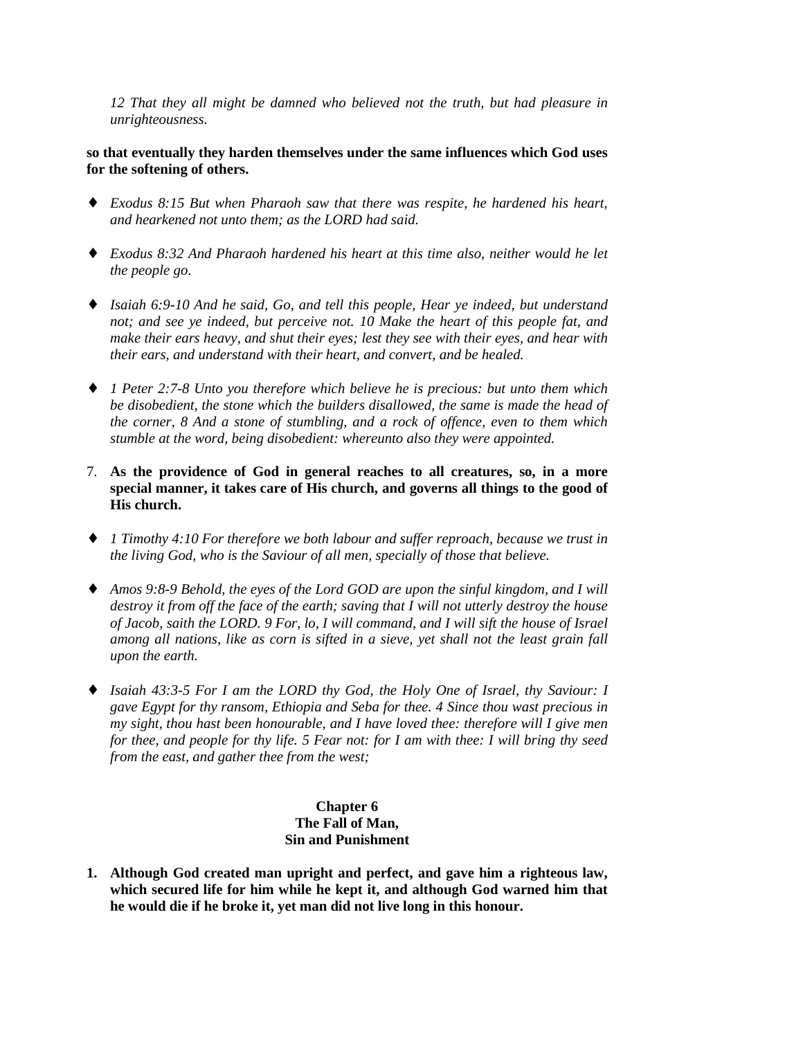*12 That they all might be damned who believed not the truth, but had pleasure in unrighteousness.*

**so that eventually they harden themselves under the same influences which God uses for the softening of others.**

- *Exodus 8:15 But when Pharaoh saw that there was respite, he hardened his heart, and hearkened not unto them; as the LORD had said.*

- *Exodus 8:32 And Pharaoh hardened his heart at this time also, neither would he let the people go.*

- *Isaiah 6:9-10 And he said, Go, and tell this people, Hear ye indeed, but understand not; and see ye indeed, but perceive not. 10 Make the heart of this people fat, and make their ears heavy, and shut their eyes; lest they see with their eyes, and hear with their ears, and understand with their heart, and convert, and be healed.*

- *1 Peter 2:7-8 Unto you therefore which believe he is precious: but unto them which be disobedient, the stone which the builders disallowed, the same is made the head of the corner, 8 And a stone of stumbling, and a rock of offence, even to them which stumble at the word, being disobedient: whereunto also they were appointed.*

7. **As the providence of God in general reaches to all creatures, so, in a more special manner, it takes care of His church, and governs all things to the good of His church.**

- *1 Timothy 4:10 For therefore we both labour and suffer reproach, because we trust in the living God, who is the Saviour of all men, specially of those that believe.*

- *Amos 9:8-9 Behold, the eyes of the Lord GOD are upon the sinful kingdom, and I will destroy it from off the face of the earth; saving that I will not utterly destroy the house of Jacob, saith the LORD. 9 For, lo, I will command, and I will sift the house of Israel among all nations, like as corn is sifted in a sieve, yet shall not the least grain fall upon the earth.*

- *Isaiah 43:3-5 For I am the LORD thy God, the Holy One of Israel, thy Saviour: I gave Egypt for thy ransom, Ethiopia and Seba for thee. 4 Since thou wast precious in my sight, thou hast been honourable, and I have loved thee: therefore will I give men for thee, and people for thy life. 5 Fear not: for I am with thee: I will bring thy seed from the east, and gather thee from the west;*

## Chapter 6
## The Fall of Man,
## Sin and Punishment

1. **Although God created man upright and perfect, and gave him a righteous law, which secured life for him while he kept it, and although God warned him that he would die if he broke it, yet man did not live long in this honour.**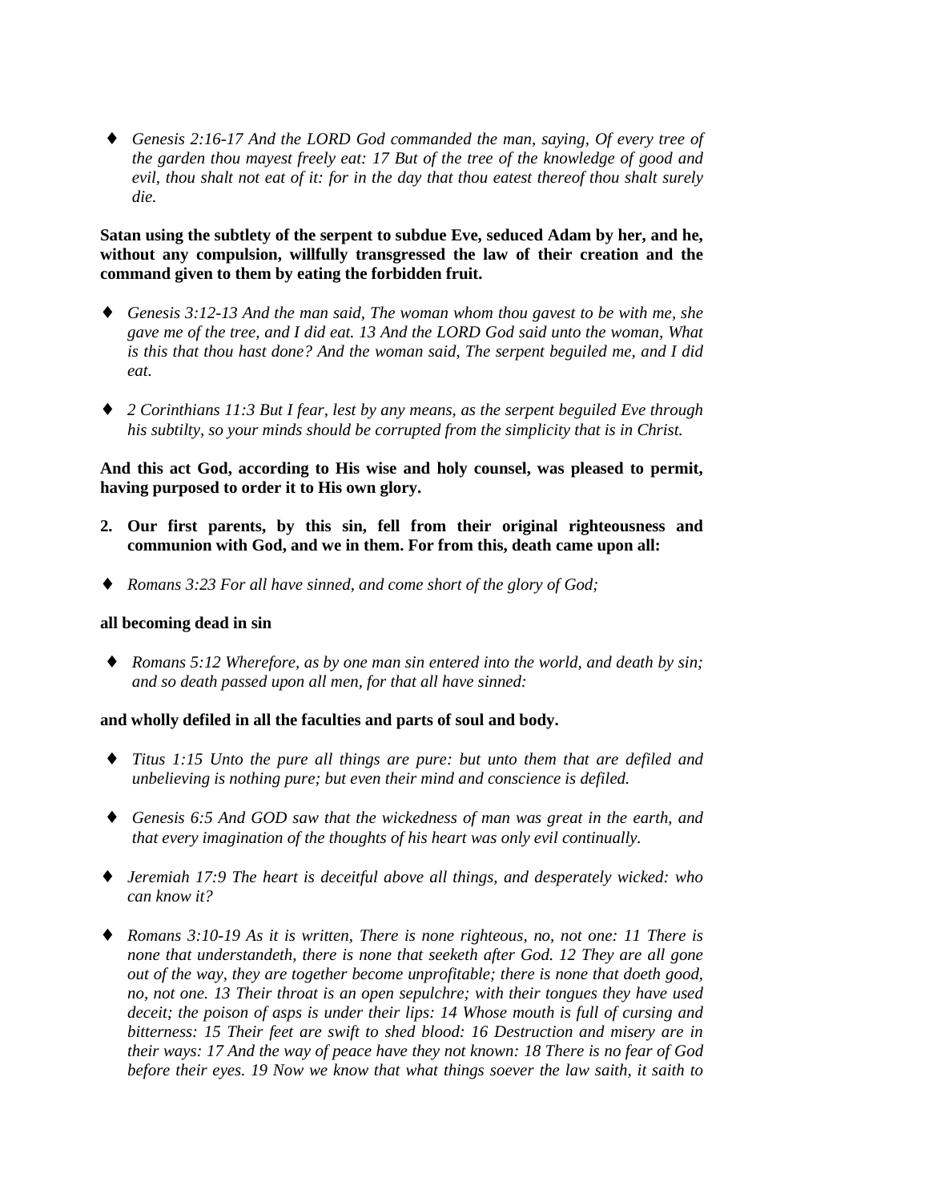- *Genesis 2:16-17 And the LORD God commanded the man, saying, Of every tree of the garden thou mayest freely eat: 17 But of the tree of the knowledge of good and evil, thou shalt not eat of it: for in the day that thou eatest thereof thou shalt surely die.*

**Satan using the subtlety of the serpent to subdue Eve, seduced Adam by her, and he, without any compulsion, willfully transgressed the law of their creation and the command given to them by eating the forbidden fruit.**

- *Genesis 3:12-13 And the man said, The woman whom thou gavest to be with me, she gave me of the tree, and I did eat. 13 And the LORD God said unto the woman, What is this that thou hast done? And the woman said, The serpent beguiled me, and I did eat.*

- *2 Corinthians 11:3 But I fear, lest by any means, as the serpent beguiled Eve through his subtilty, so your minds should be corrupted from the simplicity that is in Christ.*

**And this act God, according to His wise and holy counsel, was pleased to permit, having purposed to order it to His own glory.**

2. **Our first parents, by this sin, fell from their original righteousness and communion with God, and we in them. For from this, death came upon all:**

- *Romans 3:23 For all have sinned, and come short of the glory of God;*

**all becoming dead in sin**

- *Romans 5:12 Wherefore, as by one man sin entered into the world, and death by sin; and so death passed upon all men, for that all have sinned:*

**and wholly defiled in all the faculties and parts of soul and body.**

- *Titus 1:15 Unto the pure all things are pure: but unto them that are defiled and unbelieving is nothing pure; but even their mind and conscience is defiled.*

- *Genesis 6:5 And GOD saw that the wickedness of man was great in the earth, and that every imagination of the thoughts of his heart was only evil continually.*

- *Jeremiah 17:9 The heart is deceitful above all things, and desperately wicked: who can know it?*

- *Romans 3:10-19 As it is written, There is none righteous, no, not one: 11 There is none that understandeth, there is none that seeketh after God. 12 They are all gone out of the way, they are together become unprofitable; there is none that doeth good, no, not one. 13 Their throat is an open sepulchre; with their tongues they have used deceit; the poison of asps is under their lips: 14 Whose mouth is full of cursing and bitterness: 15 Their feet are swift to shed blood: 16 Destruction and misery are in their ways: 17 And the way of peace have they not known: 18 There is no fear of God before their eyes. 19 Now we know that what things soever the law saith, it saith to*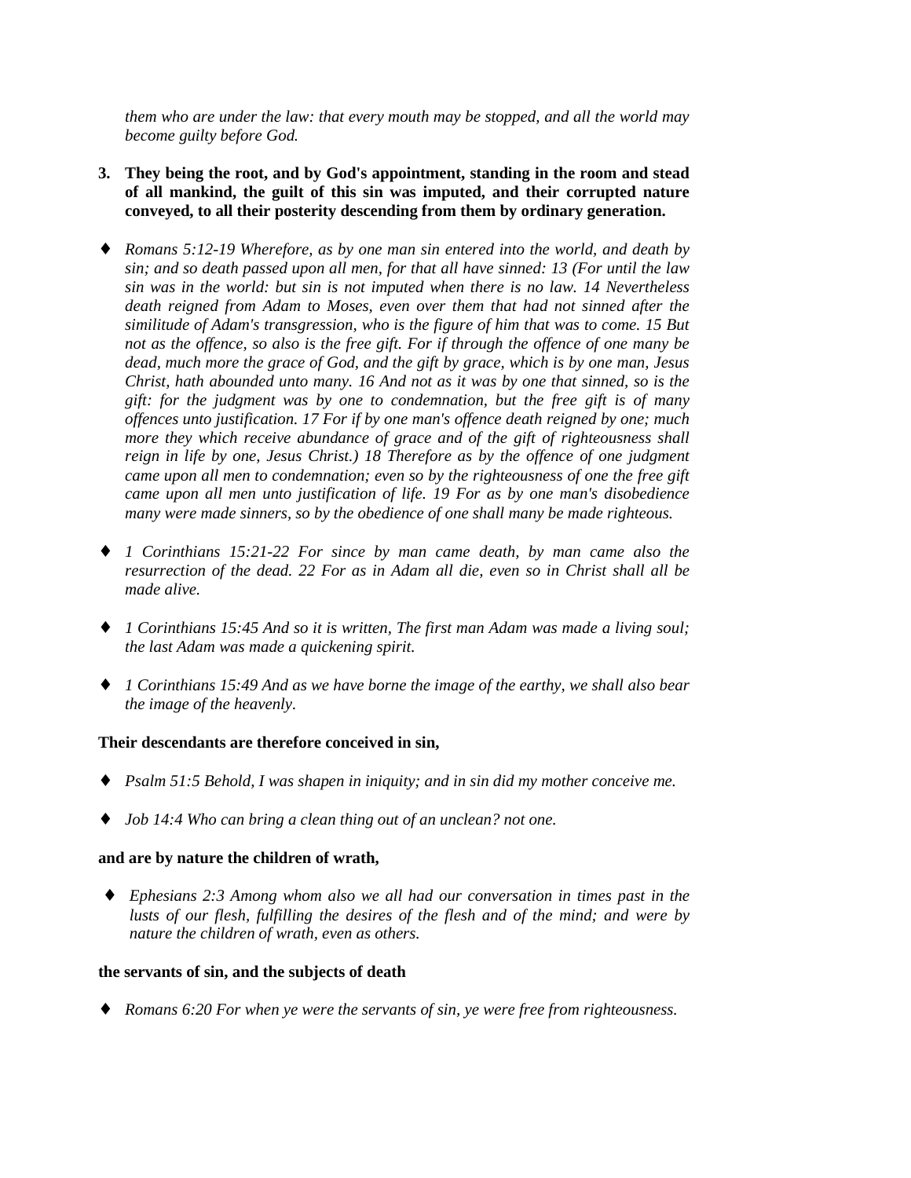*them who are under the law: that every mouth may be stopped, and all the world may become guilty before God.*

3. **They being the root, and by God's appointment, standing in the room and stead of all mankind, the guilt of this sin was imputed, and their corrupted nature conveyed, to all their posterity descending from them by ordinary generation.**

- *Romans 5:12-19 Wherefore, as by one man sin entered into the world, and death by sin; and so death passed upon all men, for that all have sinned: 13 (For until the law sin was in the world: but sin is not imputed when there is no law. 14 Nevertheless death reigned from Adam to Moses, even over them that had not sinned after the similitude of Adam's transgression, who is the figure of him that was to come. 15 But not as the offence, so also is the free gift. For if through the offence of one many be dead, much more the grace of God, and the gift by grace, which is by one man, Jesus Christ, hath abounded unto many. 16 And not as it was by one that sinned, so is the gift: for the judgment was by one to condemnation, but the free gift is of many offences unto justification. 17 For if by one man's offence death reigned by one; much more they which receive abundance of grace and of the gift of righteousness shall reign in life by one, Jesus Christ.) 18 Therefore as by the offence of one judgment came upon all men to condemnation; even so by the righteousness of one the free gift came upon all men unto justification of life. 19 For as by one man's disobedience many were made sinners, so by the obedience of one shall many be made righteous.*

- *1 Corinthians 15:21-22 For since by man came death, by man came also the resurrection of the dead. 22 For as in Adam all die, even so in Christ shall all be made alive.*

- *1 Corinthians 15:45 And so it is written, The first man Adam was made a living soul; the last Adam was made a quickening spirit.*

- *1 Corinthians 15:49 And as we have borne the image of the earthy, we shall also bear the image of the heavenly.*

**Their descendants are therefore conceived in sin,**

- *Psalm 51:5 Behold, I was shapen in iniquity; and in sin did my mother conceive me.*

- *Job 14:4 Who can bring a clean thing out of an unclean? not one.*

**and are by nature the children of wrath,**

- *Ephesians 2:3 Among whom also we all had our conversation in times past in the lusts of our flesh, fulfilling the desires of the flesh and of the mind; and were by nature the children of wrath, even as others.*

**the servants of sin, and the subjects of death**

- *Romans 6:20 For when ye were the servants of sin, ye were free from righteousness.*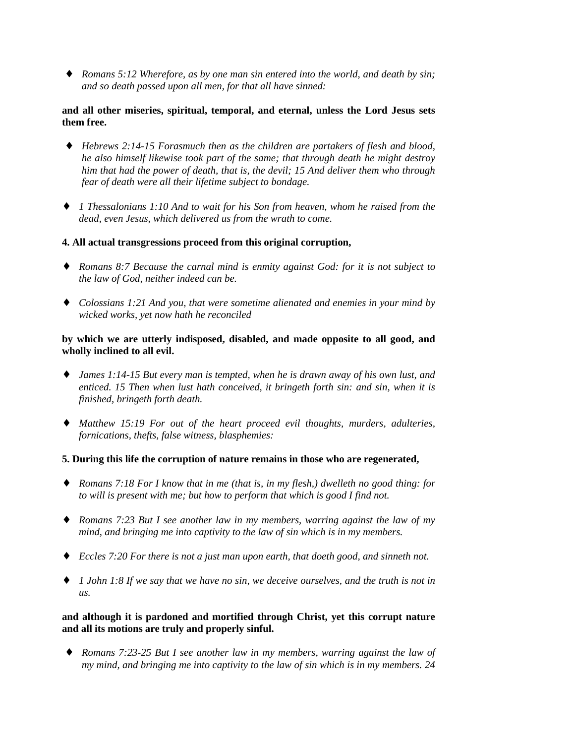- *Romans 5:12 Wherefore, as by one man sin entered into the world, and death by sin; and so death passed upon all men, for that all have sinned:*

**and all other miseries, spiritual, temporal, and eternal, unless the Lord Jesus sets them free.**

- *Hebrews 2:14-15 Forasmuch then as the children are partakers of flesh and blood, he also himself likewise took part of the same; that through death he might destroy him that had the power of death, that is, the devil; 15 And deliver them who through fear of death were all their lifetime subject to bondage.*

- *1 Thessalonians 1:10 And to wait for his Son from heaven, whom he raised from the dead, even Jesus, which delivered us from the wrath to come.*

**4. All actual transgressions proceed from this original corruption,**

- *Romans 8:7 Because the carnal mind is enmity against God: for it is not subject to the law of God, neither indeed can be.*

- *Colossians 1:21 And you, that were sometime alienated and enemies in your mind by wicked works, yet now hath he reconciled*

**by which we are utterly indisposed, disabled, and made opposite to all good, and wholly inclined to all evil.**

- *James 1:14-15 But every man is tempted, when he is drawn away of his own lust, and enticed. 15 Then when lust hath conceived, it bringeth forth sin: and sin, when it is finished, bringeth forth death.*

- *Matthew 15:19 For out of the heart proceed evil thoughts, murders, adulteries, fornications, thefts, false witness, blasphemies:*

**5. During this life the corruption of nature remains in those who are regenerated,**

- *Romans 7:18 For I know that in me (that is, in my flesh,) dwelleth no good thing: for to will is present with me; but how to perform that which is good I find not.*

- *Romans 7:23 But I see another law in my members, warring against the law of my mind, and bringing me into captivity to the law of sin which is in my members.*

- *Eccles 7:20 For there is not a just man upon earth, that doeth good, and sinneth not.*

- *1 John 1:8 If we say that we have no sin, we deceive ourselves, and the truth is not in us.*

**and although it is pardoned and mortified through Christ, yet this corrupt nature and all its motions are truly and properly sinful.**

- *Romans 7:23-25 But I see another law in my members, warring against the law of my mind, and bringing me into captivity to the law of sin which is in my members. 24*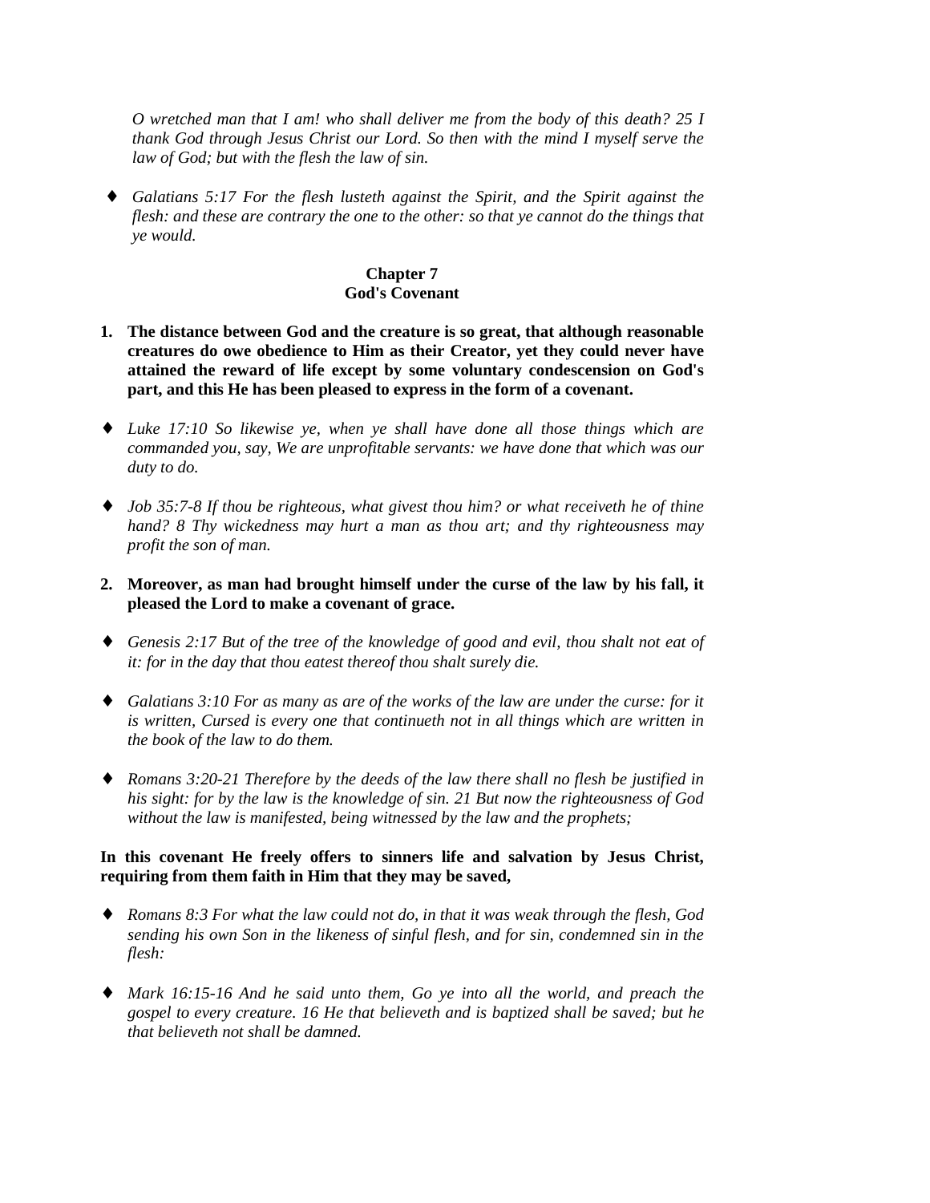*O wretched man that I am! who shall deliver me from the body of this death? 25 I thank God through Jesus Christ our Lord. So then with the mind I myself serve the law of God; but with the flesh the law of sin.*

- *Galatians 5:17 For the flesh lusteth against the Spirit, and the Spirit against the flesh: and these are contrary the one to the other: so that ye cannot do the things that ye would.*

## Chapter 7
## God's Covenant

1. **The distance between God and the creature is so great, that although reasonable creatures do owe obedience to Him as their Creator, yet they could never have attained the reward of life except by some voluntary condescension on God's part, and this He has been pleased to express in the form of a covenant.**

- *Luke 17:10 So likewise ye, when ye shall have done all those things which are commanded you, say, We are unprofitable servants: we have done that which was our duty to do.*

- *Job 35:7-8 If thou be righteous, what givest thou him? or what receiveth he of thine hand? 8 Thy wickedness may hurt a man as thou art; and thy righteousness may profit the son of man.*

2. **Moreover, as man had brought himself under the curse of the law by his fall, it pleased the Lord to make a covenant of grace.**

- *Genesis 2:17 But of the tree of the knowledge of good and evil, thou shalt not eat of it: for in the day that thou eatest thereof thou shalt surely die.*

- *Galatians 3:10 For as many as are of the works of the law are under the curse: for it is written, Cursed is every one that continueth not in all things which are written in the book of the law to do them.*

- *Romans 3:20-21 Therefore by the deeds of the law there shall no flesh be justified in his sight: for by the law is the knowledge of sin. 21 But now the righteousness of God without the law is manifested, being witnessed by the law and the prophets;*

**In this covenant He freely offers to sinners life and salvation by Jesus Christ, requiring from them faith in Him that they may be saved,**

- *Romans 8:3 For what the law could not do, in that it was weak through the flesh, God sending his own Son in the likeness of sinful flesh, and for sin, condemned sin in the flesh:*

- *Mark 16:15-16 And he said unto them, Go ye into all the world, and preach the gospel to every creature. 16 He that believeth and is baptized shall be saved; but he that believeth not shall be damned.*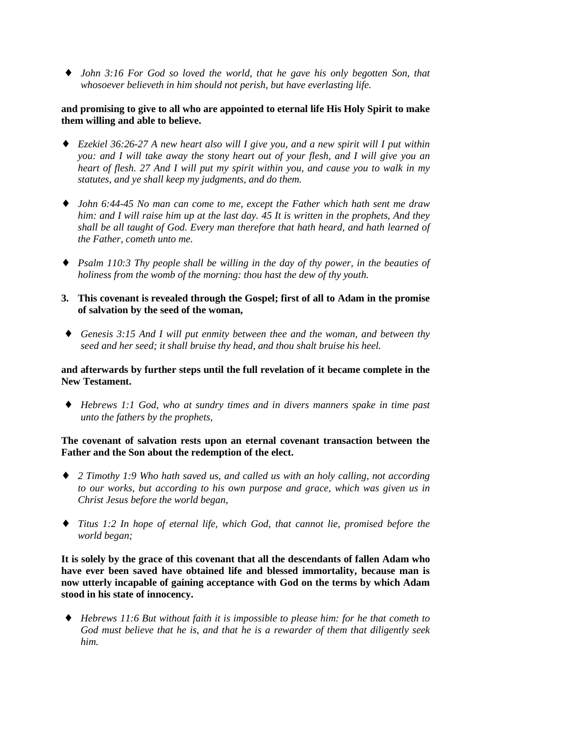- *John 3:16 For God so loved the world, that he gave his only begotten Son, that whosoever believeth in him should not perish, but have everlasting life.*

**and promising to give to all who are appointed to eternal life His Holy Spirit to make them willing and able to believe.**

- *Ezekiel 36:26-27 A new heart also will I give you, and a new spirit will I put within you: and I will take away the stony heart out of your flesh, and I will give you an heart of flesh. 27 And I will put my spirit within you, and cause you to walk in my statutes, and ye shall keep my judgments, and do them.*

- *John 6:44-45 No man can come to me, except the Father which hath sent me draw him: and I will raise him up at the last day. 45 It is written in the prophets, And they shall be all taught of God. Every man therefore that hath heard, and hath learned of the Father, cometh unto me.*

- *Psalm 110:3 Thy people shall be willing in the day of thy power, in the beauties of holiness from the womb of the morning: thou hast the dew of thy youth.*

3. **This covenant is revealed through the Gospel; first of all to Adam in the promise of salvation by the seed of the woman,**

- *Genesis 3:15 And I will put enmity between thee and the woman, and between thy seed and her seed; it shall bruise thy head, and thou shalt bruise his heel.*

**and afterwards by further steps until the full revelation of it became complete in the New Testament.**

- *Hebrews 1:1 God, who at sundry times and in divers manners spake in time past unto the fathers by the prophets,*

**The covenant of salvation rests upon an eternal covenant transaction between the Father and the Son about the redemption of the elect.**

- *2 Timothy 1:9 Who hath saved us, and called us with an holy calling, not according to our works, but according to his own purpose and grace, which was given us in Christ Jesus before the world began,*

- *Titus 1:2 In hope of eternal life, which God, that cannot lie, promised before the world began;*

**It is solely by the grace of this covenant that all the descendants of fallen Adam who have ever been saved have obtained life and blessed immortality, because man is now utterly incapable of gaining acceptance with God on the terms by which Adam stood in his state of innocency.**

- *Hebrews 11:6 But without faith it is impossible to please him: for he that cometh to God must believe that he is, and that he is a rewarder of them that diligently seek him.*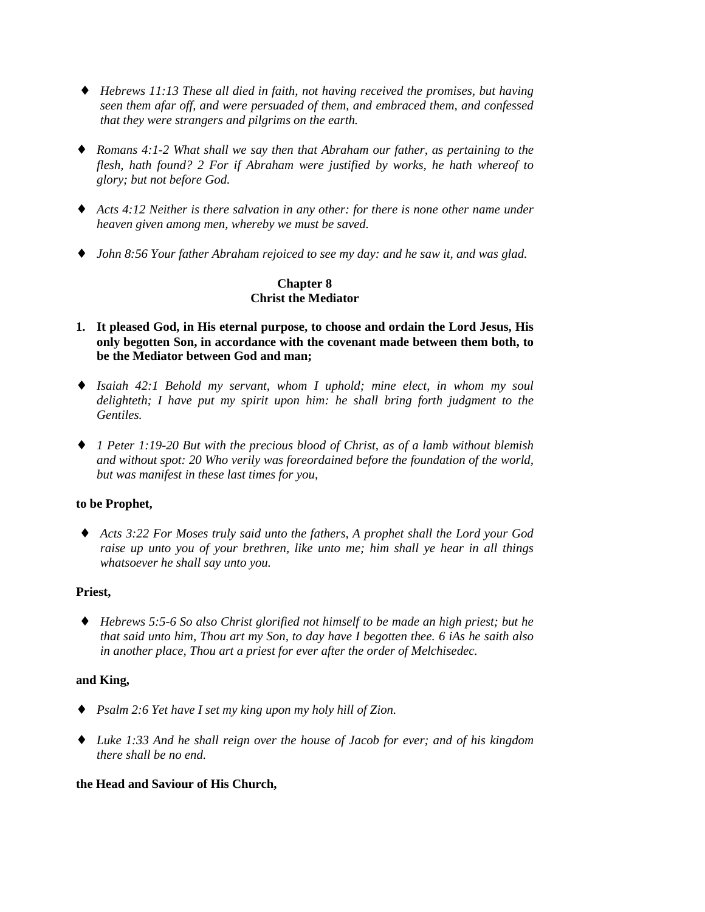- *Hebrews 11:13 These all died in faith, not having received the promises, but having seen them afar off, and were persuaded of them, and embraced them, and confessed that they were strangers and pilgrims on the earth.*

- *Romans 4:1-2 What shall we say then that Abraham our father, as pertaining to the flesh, hath found? 2 For if Abraham were justified by works, he hath whereof to glory; but not before God.*

- *Acts 4:12 Neither is there salvation in any other: for there is none other name under heaven given among men, whereby we must be saved.*

- *John 8:56 Your father Abraham rejoiced to see my day: and he saw it, and was glad.*

## Chapter 8
## Christ the Mediator

1. **It pleased God, in His eternal purpose, to choose and ordain the Lord Jesus, His only begotten Son, in accordance with the covenant made between them both, to be the Mediator between God and man;**

- *Isaiah 42:1 Behold my servant, whom I uphold; mine elect, in whom my soul delighteth; I have put my spirit upon him: he shall bring forth judgment to the Gentiles.*

- *1 Peter 1:19-20 But with the precious blood of Christ, as of a lamb without blemish and without spot: 20 Who verily was foreordained before the foundation of the world, but was manifest in these last times for you,*

**to be Prophet,**

- *Acts 3:22 For Moses truly said unto the fathers, A prophet shall the Lord your God raise up unto you of your brethren, like unto me; him shall ye hear in all things whatsoever he shall say unto you.*

**Priest,**

- *Hebrews 5:5-6 So also Christ glorified not himself to be made an high priest; but he that said unto him, Thou art my Son, to day have I begotten thee. 6 iAs he saith also in another place, Thou art a priest for ever after the order of Melchisedec.*

**and King,**

- *Psalm 2:6 Yet have I set my king upon my holy hill of Zion.*

- *Luke 1:33 And he shall reign over the house of Jacob for ever; and of his kingdom there shall be no end.*

**the Head and Saviour of His Church,**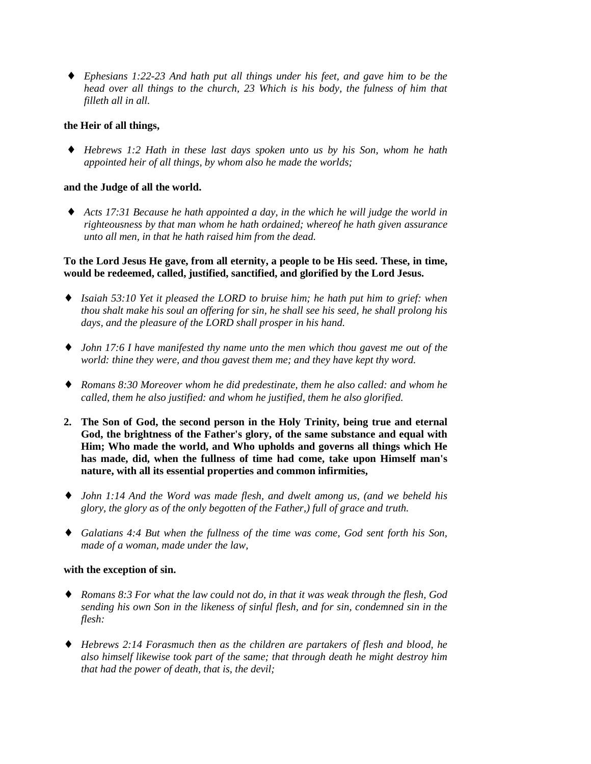- *Ephesians 1:22-23 And hath put all things under his feet, and gave him to be the head over all things to the church, 23 Which is his body, the fulness of him that filleth all in all.*

**the Heir of all things,**

- *Hebrews 1:2 Hath in these last days spoken unto us by his Son, whom he hath appointed heir of all things, by whom also he made the worlds;*

**and the Judge of all the world.**

- *Acts 17:31 Because he hath appointed a day, in the which he will judge the world in righteousness by that man whom he hath ordained; whereof he hath given assurance unto all men, in that he hath raised him from the dead.*

**To the Lord Jesus He gave, from all eternity, a people to be His seed. These, in time, would be redeemed, called, justified, sanctified, and glorified by the Lord Jesus.**

- *Isaiah 53:10 Yet it pleased the LORD to bruise him; he hath put him to grief: when thou shalt make his soul an offering for sin, he shall see his seed, he shall prolong his days, and the pleasure of the LORD shall prosper in his hand.*

- *John 17:6 I have manifested thy name unto the men which thou gavest me out of the world: thine they were, and thou gavest them me; and they have kept thy word.*

- *Romans 8:30 Moreover whom he did predestinate, them he also called: and whom he called, them he also justified: and whom he justified, them he also glorified.*

2. **The Son of God, the second person in the Holy Trinity, being true and eternal God, the brightness of the Father's glory, of the same substance and equal with Him; Who made the world, and Who upholds and governs all things which He has made, did, when the fullness of time had come, take upon Himself man's nature, with all its essential properties and common infirmities,**

- *John 1:14 And the Word was made flesh, and dwelt among us, (and we beheld his glory, the glory as of the only begotten of the Father,) full of grace and truth.*

- *Galatians 4:4 But when the fullness of the time was come, God sent forth his Son, made of a woman, made under the law,*

**with the exception of sin.**

- *Romans 8:3 For what the law could not do, in that it was weak through the flesh, God sending his own Son in the likeness of sinful flesh, and for sin, condemned sin in the flesh:*

- *Hebrews 2:14 Forasmuch then as the children are partakers of flesh and blood, he also himself likewise took part of the same; that through death he might destroy him that had the power of death, that is, the devil;*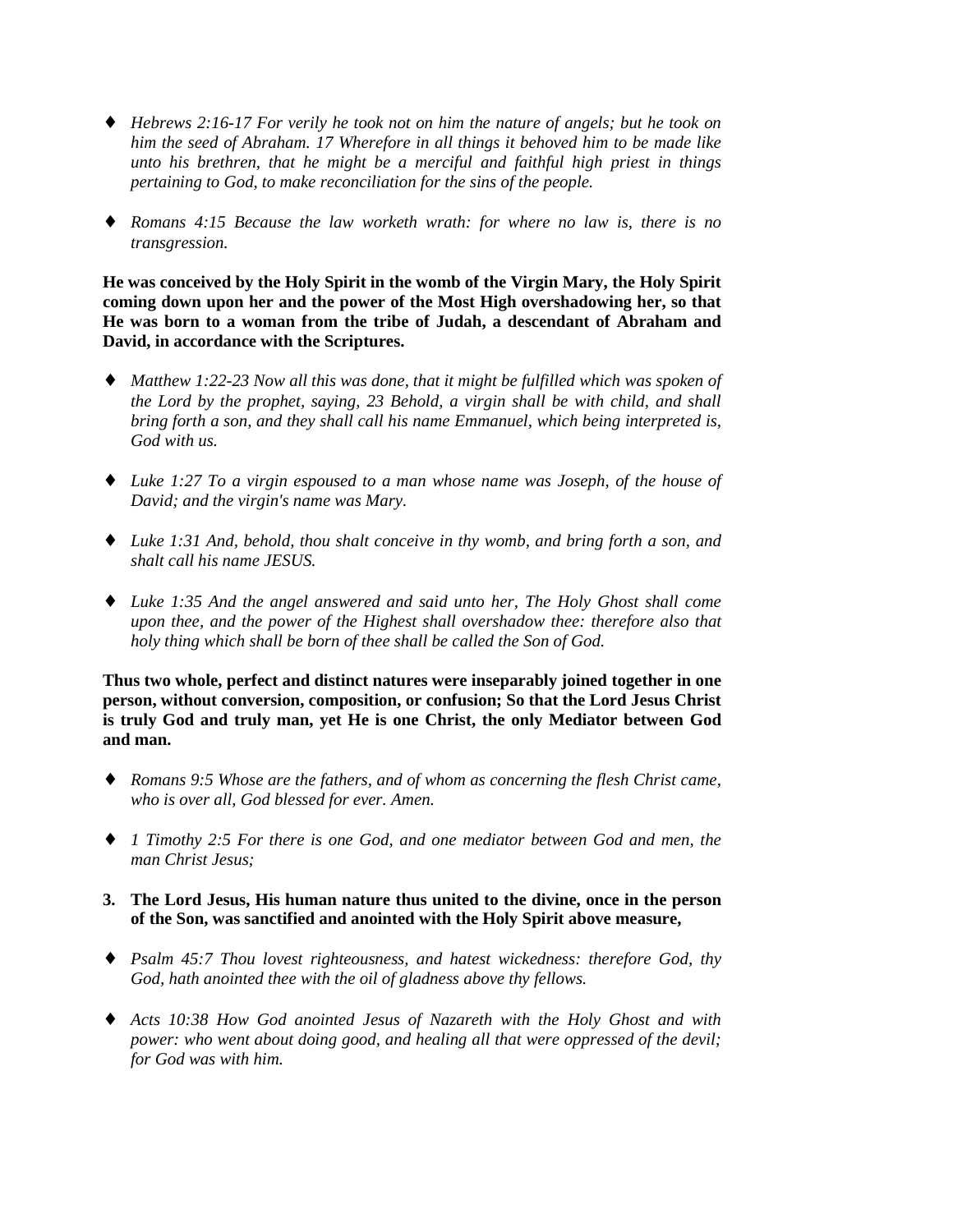- *Hebrews 2:16-17 For verily he took not on him the nature of angels; but he took on him the seed of Abraham. 17 Wherefore in all things it behoved him to be made like unto his brethren, that he might be a merciful and faithful high priest in things pertaining to God, to make reconciliation for the sins of the people.*

- *Romans 4:15 Because the law worketh wrath: for where no law is, there is no transgression.*

**He was conceived by the Holy Spirit in the womb of the Virgin Mary, the Holy Spirit coming down upon her and the power of the Most High overshadowing her, so that He was born to a woman from the tribe of Judah, a descendant of Abraham and David, in accordance with the Scriptures.**

- *Matthew 1:22-23 Now all this was done, that it might be fulfilled which was spoken of the Lord by the prophet, saying, 23 Behold, a virgin shall be with child, and shall bring forth a son, and they shall call his name Emmanuel, which being interpreted is, God with us.*

- *Luke 1:27 To a virgin espoused to a man whose name was Joseph, of the house of David; and the virgin's name was Mary.*

- *Luke 1:31 And, behold, thou shalt conceive in thy womb, and bring forth a son, and shalt call his name JESUS.*

- *Luke 1:35 And the angel answered and said unto her, The Holy Ghost shall come upon thee, and the power of the Highest shall overshadow thee: therefore also that holy thing which shall be born of thee shall be called the Son of God.*

**Thus two whole, perfect and distinct natures were inseparably joined together in one person, without conversion, composition, or confusion; So that the Lord Jesus Christ is truly God and truly man, yet He is one Christ, the only Mediator between God and man.**

- *Romans 9:5 Whose are the fathers, and of whom as concerning the flesh Christ came, who is over all, God blessed for ever. Amen.*

- *1 Timothy 2:5 For there is one God, and one mediator between God and men, the man Christ Jesus;*

**3. The Lord Jesus, His human nature thus united to the divine, once in the person of the Son, was sanctified and anointed with the Holy Spirit above measure,**

- *Psalm 45:7 Thou lovest righteousness, and hatest wickedness: therefore God, thy God, hath anointed thee with the oil of gladness above thy fellows.*

- *Acts 10:38 How God anointed Jesus of Nazareth with the Holy Ghost and with power: who went about doing good, and healing all that were oppressed of the devil; for God was with him.*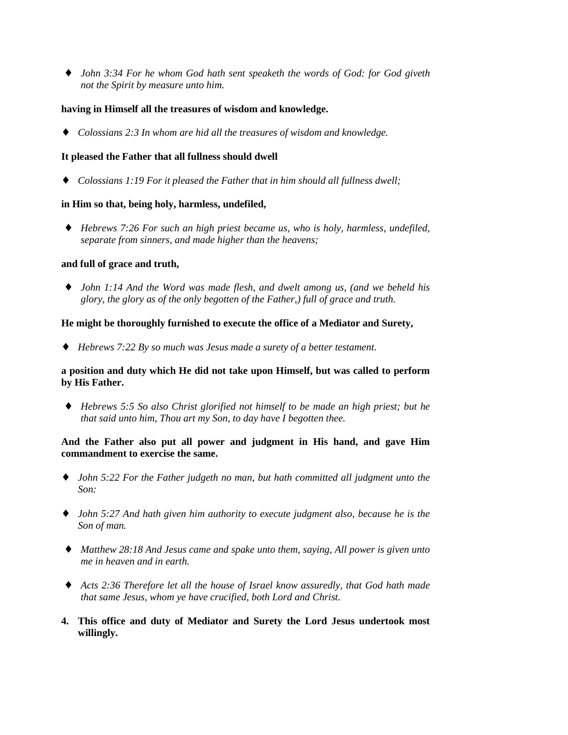- *John 3:34 For he whom God hath sent speaketh the words of God: for God giveth not the Spirit by measure unto him.*

**having in Himself all the treasures of wisdom and knowledge.**

- *Colossians 2:3 In whom are hid all the treasures of wisdom and knowledge.*

**It pleased the Father that all fullness should dwell**

- *Colossians 1:19 For it pleased the Father that in him should all fullness dwell;*

**in Him so that, being holy, harmless, undefiled,**

- *Hebrews 7:26 For such an high priest became us, who is holy, harmless, undefiled, separate from sinners, and made higher than the heavens;*

**and full of grace and truth,**

- *John 1:14 And the Word was made flesh, and dwelt among us, (and we beheld his glory, the glory as of the only begotten of the Father,) full of grace and truth.*

**He might be thoroughly furnished to execute the office of a Mediator and Surety,**

- *Hebrews 7:22 By so much was Jesus made a surety of a better testament.*

**a position and duty which He did not take upon Himself, but was called to perform by His Father.**

- *Hebrews 5:5 So also Christ glorified not himself to be made an high priest; but he that said unto him, Thou art my Son, to day have I begotten thee.*

**And the Father also put all power and judgment in His hand, and gave Him commandment to exercise the same.**

- *John 5:22 For the Father judgeth no man, but hath committed all judgment unto the Son:*

- *John 5:27 And hath given him authority to execute judgment also, because he is the Son of man.*

- *Matthew 28:18 And Jesus came and spake unto them, saying, All power is given unto me in heaven and in earth.*

- *Acts 2:36 Therefore let all the house of Israel know assuredly, that God hath made that same Jesus, whom ye have crucified, both Lord and Christ.*

4. **This office and duty of Mediator and Surety the Lord Jesus undertook most willingly.**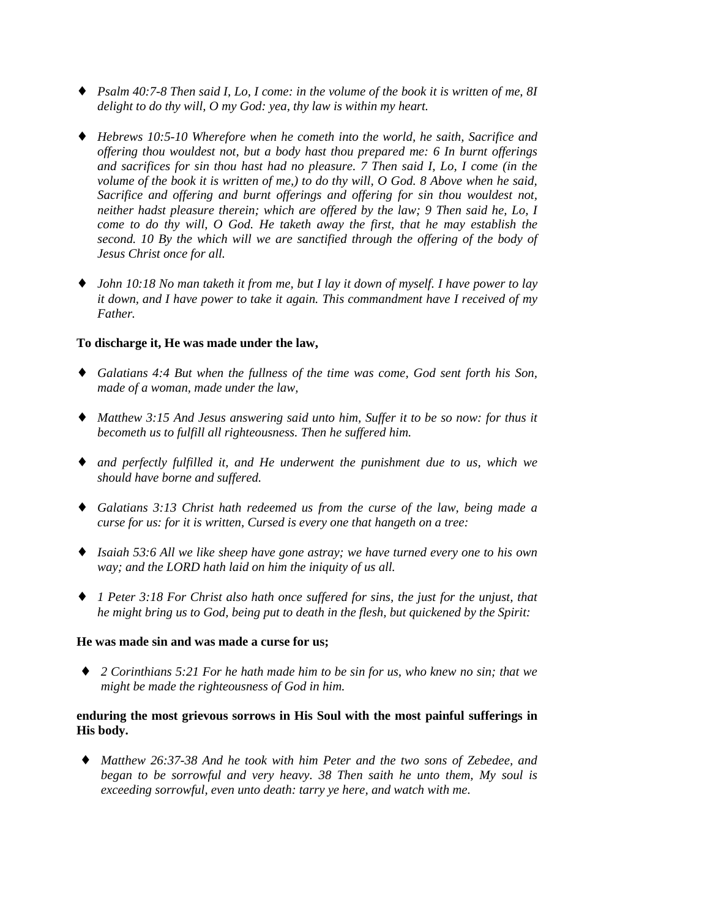- *Psalm 40:7-8 Then said I, Lo, I come: in the volume of the book it is written of me, 8I delight to do thy will, O my God: yea, thy law is within my heart.*

- *Hebrews 10:5-10 Wherefore when he cometh into the world, he saith, Sacrifice and offering thou wouldest not, but a body hast thou prepared me: 6 In burnt offerings and sacrifices for sin thou hast had no pleasure. 7 Then said I, Lo, I come (in the volume of the book it is written of me,) to do thy will, O God. 8 Above when he said, Sacrifice and offering and burnt offerings and offering for sin thou wouldest not, neither hadst pleasure therein; which are offered by the law; 9 Then said he, Lo, I come to do thy will, O God. He taketh away the first, that he may establish the second. 10 By the which will we are sanctified through the offering of the body of Jesus Christ once for all.*

- *John 10:18 No man taketh it from me, but I lay it down of myself. I have power to lay it down, and I have power to take it again. This commandment have I received of my Father.*

**To discharge it, He was made under the law,**

- *Galatians 4:4 But when the fullness of the time was come, God sent forth his Son, made of a woman, made under the law,*

- *Matthew 3:15 And Jesus answering said unto him, Suffer it to be so now: for thus it becometh us to fulfill all righteousness. Then he suffered him.*

- *and perfectly fulfilled it, and He underwent the punishment due to us, which we should have borne and suffered.*

- *Galatians 3:13 Christ hath redeemed us from the curse of the law, being made a curse for us: for it is written, Cursed is every one that hangeth on a tree:*

- *Isaiah 53:6 All we like sheep have gone astray; we have turned every one to his own way; and the LORD hath laid on him the iniquity of us all.*

- *1 Peter 3:18 For Christ also hath once suffered for sins, the just for the unjust, that he might bring us to God, being put to death in the flesh, but quickened by the Spirit:*

**He was made sin and was made a curse for us;**

- *2 Corinthians 5:21 For he hath made him to be sin for us, who knew no sin; that we might be made the righteousness of God in him.*

**enduring the most grievous sorrows in His Soul with the most painful sufferings in His body.**

- *Matthew 26:37-38 And he took with him Peter and the two sons of Zebedee, and began to be sorrowful and very heavy. 38 Then saith he unto them, My soul is exceeding sorrowful, even unto death: tarry ye here, and watch with me.*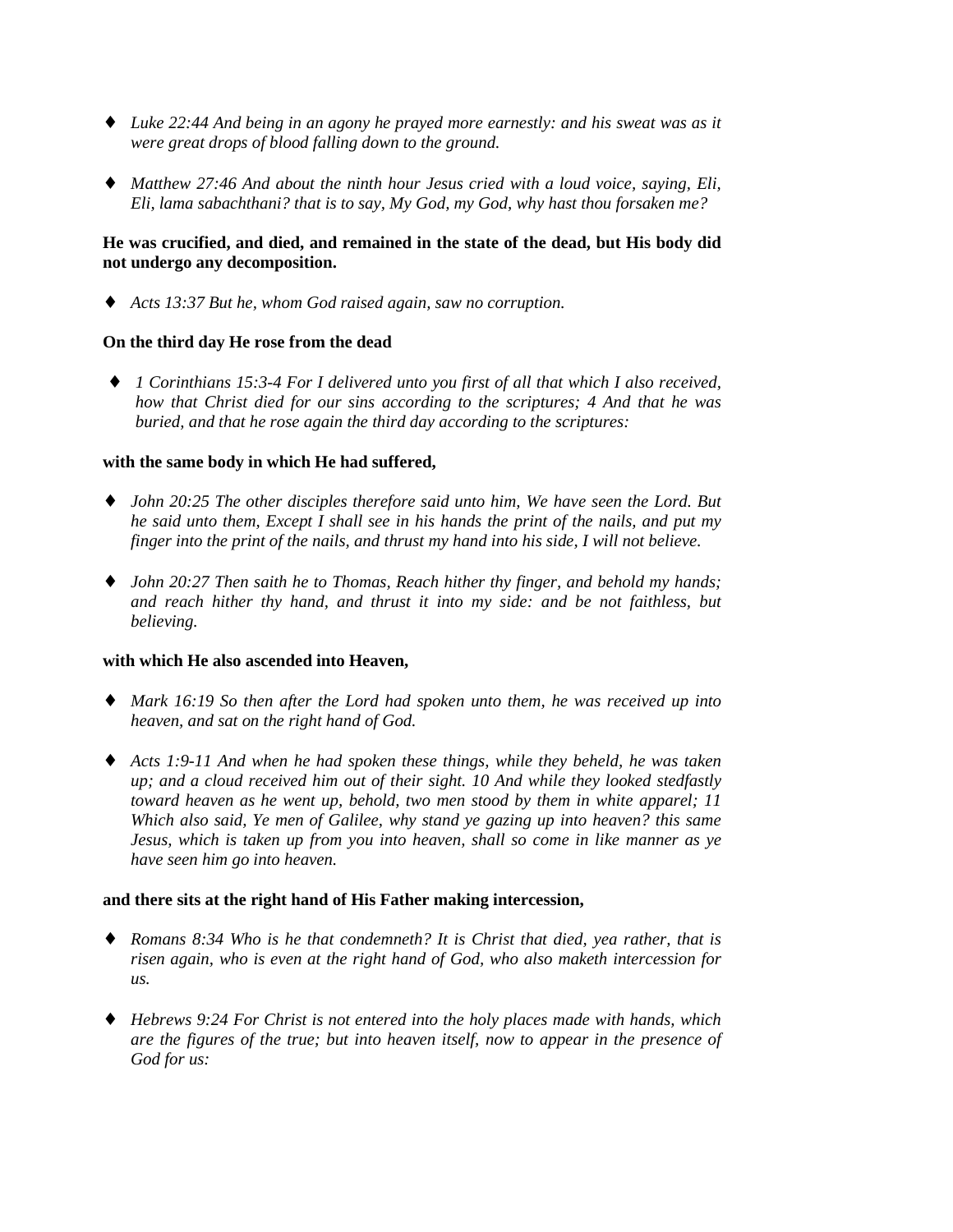- *Luke 22:44 And being in an agony he prayed more earnestly: and his sweat was as it were great drops of blood falling down to the ground.*

- *Matthew 27:46 And about the ninth hour Jesus cried with a loud voice, saying, Eli, Eli, lama sabachthani? that is to say, My God, my God, why hast thou forsaken me?*

**He was crucified, and died, and remained in the state of the dead, but His body did not undergo any decomposition.**

- *Acts 13:37 But he, whom God raised again, saw no corruption.*

**On the third day He rose from the dead**

- *1 Corinthians 15:3-4 For I delivered unto you first of all that which I also received, how that Christ died for our sins according to the scriptures; 4 And that he was buried, and that he rose again the third day according to the scriptures:*

**with the same body in which He had suffered,**

- *John 20:25 The other disciples therefore said unto him, We have seen the Lord. But he said unto them, Except I shall see in his hands the print of the nails, and put my finger into the print of the nails, and thrust my hand into his side, I will not believe.*

- *John 20:27 Then saith he to Thomas, Reach hither thy finger, and behold my hands; and reach hither thy hand, and thrust it into my side: and be not faithless, but believing.*

**with which He also ascended into Heaven,**

- *Mark 16:19 So then after the Lord had spoken unto them, he was received up into heaven, and sat on the right hand of God.*

- *Acts 1:9-11 And when he had spoken these things, while they beheld, he was taken up; and a cloud received him out of their sight. 10 And while they looked stedfastly toward heaven as he went up, behold, two men stood by them in white apparel; 11 Which also said, Ye men of Galilee, why stand ye gazing up into heaven? this same Jesus, which is taken up from you into heaven, shall so come in like manner as ye have seen him go into heaven.*

**and there sits at the right hand of His Father making intercession,**

- *Romans 8:34 Who is he that condemneth? It is Christ that died, yea rather, that is risen again, who is even at the right hand of God, who also maketh intercession for us.*

- *Hebrews 9:24 For Christ is not entered into the holy places made with hands, which are the figures of the true; but into heaven itself, now to appear in the presence of God for us:*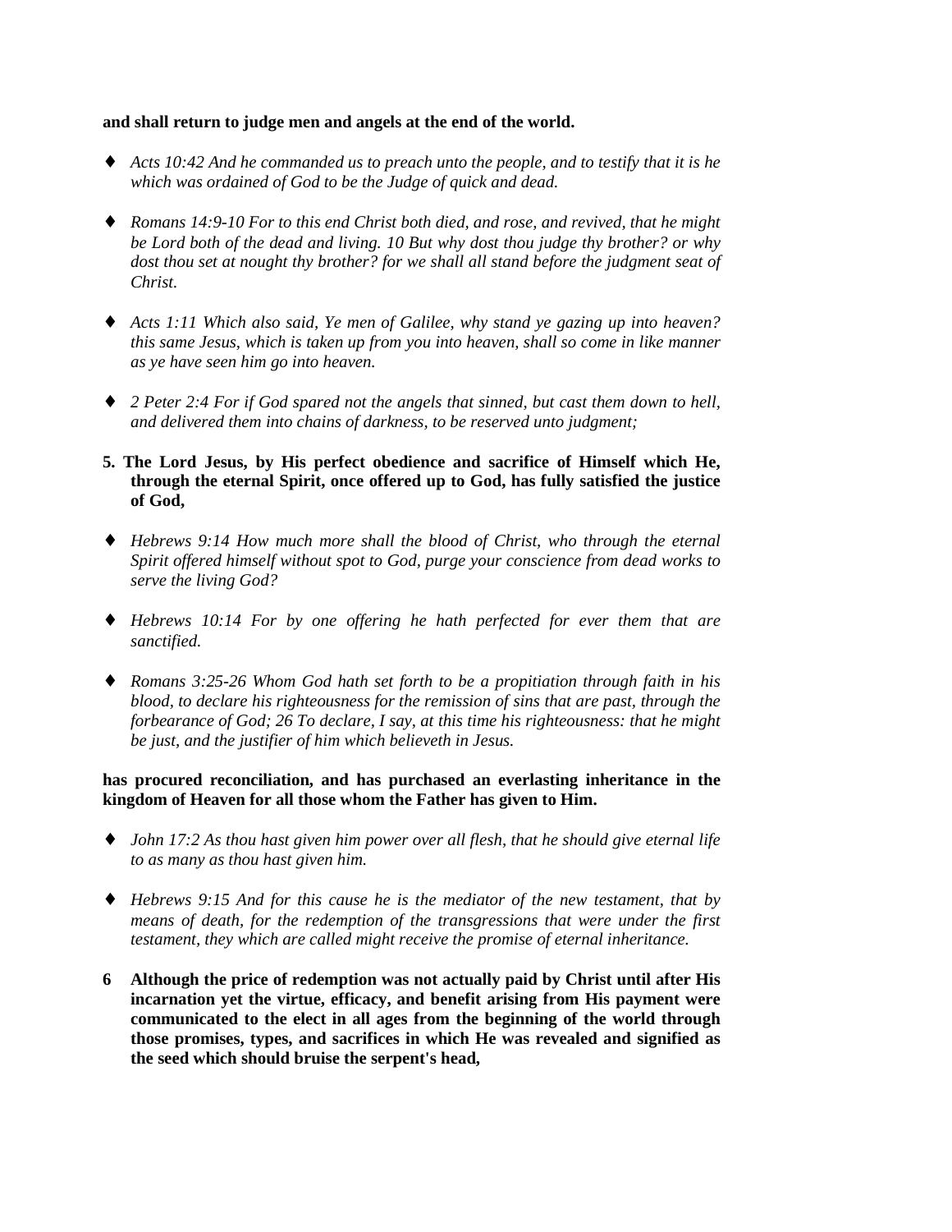**and shall return to judge men and angels at the end of the world.**

- *Acts 10:42 And he commanded us to preach unto the people, and to testify that it is he which was ordained of God to be the Judge of quick and dead.*

- *Romans 14:9-10 For to this end Christ both died, and rose, and revived, that he might be Lord both of the dead and living. 10 But why dost thou judge thy brother? or why dost thou set at nought thy brother? for we shall all stand before the judgment seat of Christ.*

- *Acts 1:11 Which also said, Ye men of Galilee, why stand ye gazing up into heaven? this same Jesus, which is taken up from you into heaven, shall so come in like manner as ye have seen him go into heaven.*

- *2 Peter 2:4 For if God spared not the angels that sinned, but cast them down to hell, and delivered them into chains of darkness, to be reserved unto judgment;*

**5. The Lord Jesus, by His perfect obedience and sacrifice of Himself which He, through the eternal Spirit, once offered up to God, has fully satisfied the justice of God,**

- *Hebrews 9:14 How much more shall the blood of Christ, who through the eternal Spirit offered himself without spot to God, purge your conscience from dead works to serve the living God?*

- *Hebrews 10:14 For by one offering he hath perfected for ever them that are sanctified.*

- *Romans 3:25-26 Whom God hath set forth to be a propitiation through faith in his blood, to declare his righteousness for the remission of sins that are past, through the forbearance of God; 26 To declare, I say, at this time his righteousness: that he might be just, and the justifier of him which believeth in Jesus.*

**has procured reconciliation, and has purchased an everlasting inheritance in the kingdom of Heaven for all those whom the Father has given to Him.**

- *John 17:2 As thou hast given him power over all flesh, that he should give eternal life to as many as thou hast given him.*

- *Hebrews 9:15 And for this cause he is the mediator of the new testament, that by means of death, for the redemption of the transgressions that were under the first testament, they which are called might receive the promise of eternal inheritance.*

**6 Although the price of redemption was not actually paid by Christ until after His incarnation yet the virtue, efficacy, and benefit arising from His payment were communicated to the elect in all ages from the beginning of the world through those promises, types, and sacrifices in which He was revealed and signified as the seed which should bruise the serpent's head,**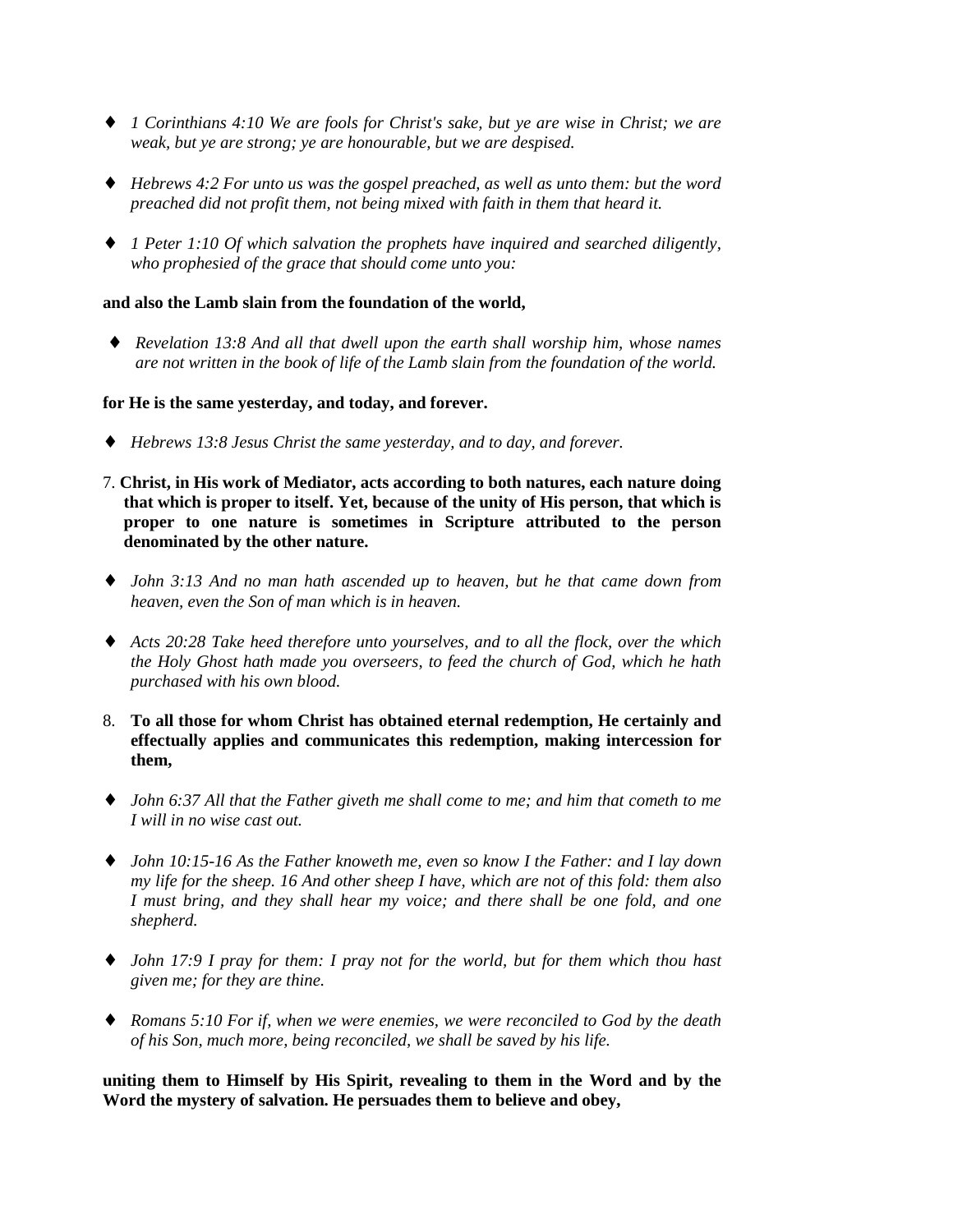- *1 Corinthians 4:10 We are fools for Christ's sake, but ye are wise in Christ; we are weak, but ye are strong; ye are honourable, but we are despised.*

- *Hebrews 4:2 For unto us was the gospel preached, as well as unto them: but the word preached did not profit them, not being mixed with faith in them that heard it.*

- *1 Peter 1:10 Of which salvation the prophets have inquired and searched diligently, who prophesied of the grace that should come unto you:*

**and also the Lamb slain from the foundation of the world,**

- *Revelation 13:8 And all that dwell upon the earth shall worship him, whose names are not written in the book of life of the Lamb slain from the foundation of the world.*

**for He is the same yesterday, and today, and forever.**

- *Hebrews 13:8 Jesus Christ the same yesterday, and to day, and forever.*

7. **Christ, in His work of Mediator, acts according to both natures, each nature doing that which is proper to itself. Yet, because of the unity of His person, that which is proper to one nature is sometimes in Scripture attributed to the person denominated by the other nature.**

- *John 3:13 And no man hath ascended up to heaven, but he that came down from heaven, even the Son of man which is in heaven.*

- *Acts 20:28 Take heed therefore unto yourselves, and to all the flock, over the which the Holy Ghost hath made you overseers, to feed the church of God, which he hath purchased with his own blood.*

8. **To all those for whom Christ has obtained eternal redemption, He certainly and effectually applies and communicates this redemption, making intercession for them,**

- *John 6:37 All that the Father giveth me shall come to me; and him that cometh to me I will in no wise cast out.*

- *John 10:15-16 As the Father knoweth me, even so know I the Father: and I lay down my life for the sheep. 16 And other sheep I have, which are not of this fold: them also I must bring, and they shall hear my voice; and there shall be one fold, and one shepherd.*

- *John 17:9 I pray for them: I pray not for the world, but for them which thou hast given me; for they are thine.*

- *Romans 5:10 For if, when we were enemies, we were reconciled to God by the death of his Son, much more, being reconciled, we shall be saved by his life.*

**uniting them to Himself by His Spirit, revealing to them in the Word and by the Word the mystery of salvation. He persuades them to believe and obey,**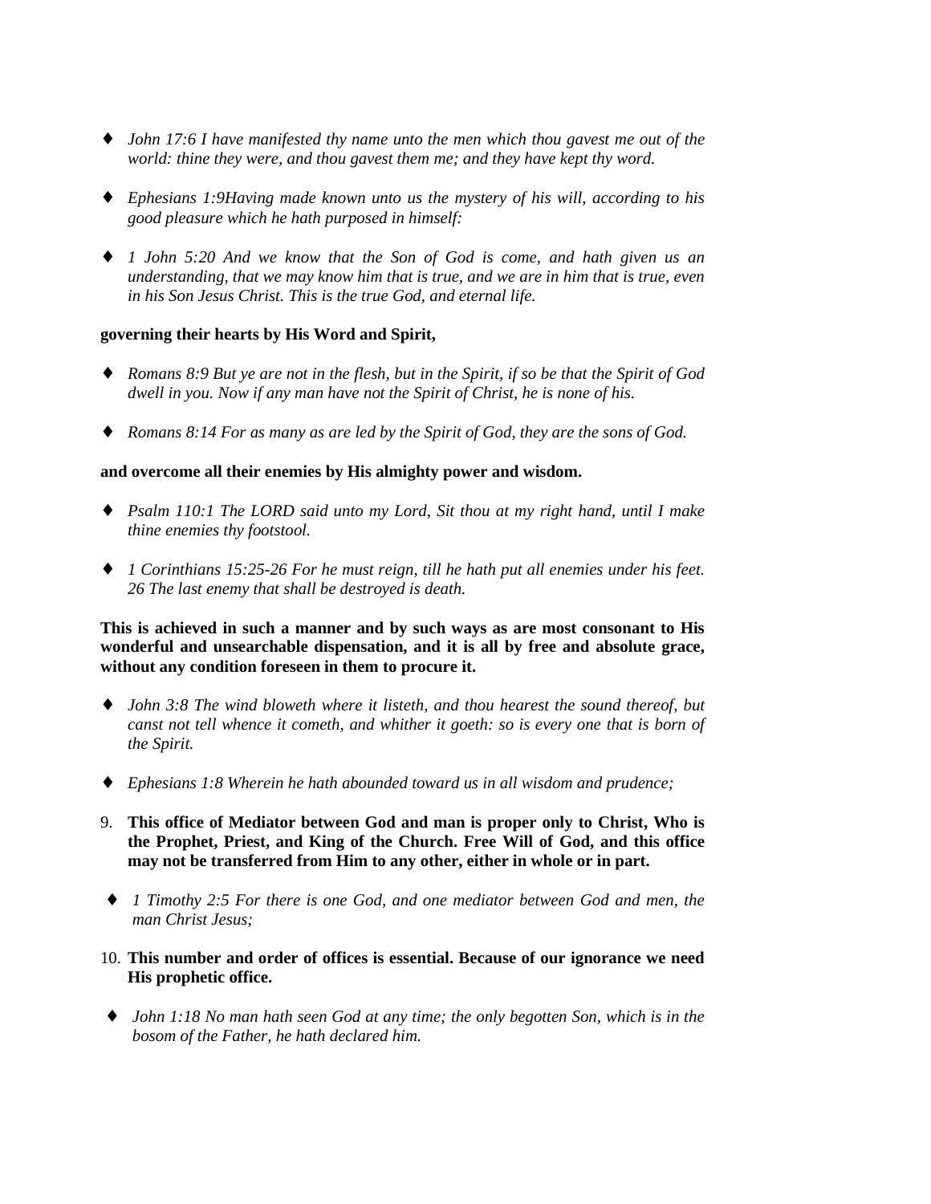- *John 17:6 I have manifested thy name unto the men which thou gavest me out of the world: thine they were, and thou gavest them me; and they have kept thy word.*

- *Ephesians 1:9Having made known unto us the mystery of his will, according to his good pleasure which he hath purposed in himself:*

- *1 John 5:20 And we know that the Son of God is come, and hath given us an understanding, that we may know him that is true, and we are in him that is true, even in his Son Jesus Christ. This is the true God, and eternal life.*

**governing their hearts by His Word and Spirit,**

- *Romans 8:9 But ye are not in the flesh, but in the Spirit, if so be that the Spirit of God dwell in you. Now if any man have not the Spirit of Christ, he is none of his.*

- *Romans 8:14 For as many as are led by the Spirit of God, they are the sons of God.*

**and overcome all their enemies by His almighty power and wisdom.**

- *Psalm 110:1 The LORD said unto my Lord, Sit thou at my right hand, until I make thine enemies thy footstool.*

- *1 Corinthians 15:25-26 For he must reign, till he hath put all enemies under his feet. 26 The last enemy that shall be destroyed is death.*

**This is achieved in such a manner and by such ways as are most consonant to His wonderful and unsearchable dispensation, and it is all by free and absolute grace, without any condition foreseen in them to procure it.**

- *John 3:8 The wind bloweth where it listeth, and thou hearest the sound thereof, but canst not tell whence it cometh, and whither it goeth: so is every one that is born of the Spirit.*

- *Ephesians 1:8 Wherein he hath abounded toward us in all wisdom and prudence;*

9. **This office of Mediator between God and man is proper only to Christ, Who is the Prophet, Priest, and King of the Church. Free Will of God, and this office may not be transferred from Him to any other, either in whole or in part.**

- *1 Timothy 2:5 For there is one God, and one mediator between God and men, the man Christ Jesus;*

10. **This number and order of offices is essential. Because of our ignorance we need His prophetic office.**

- *John 1:18 No man hath seen God at any time; the only begotten Son, which is in the bosom of the Father, he hath declared him.*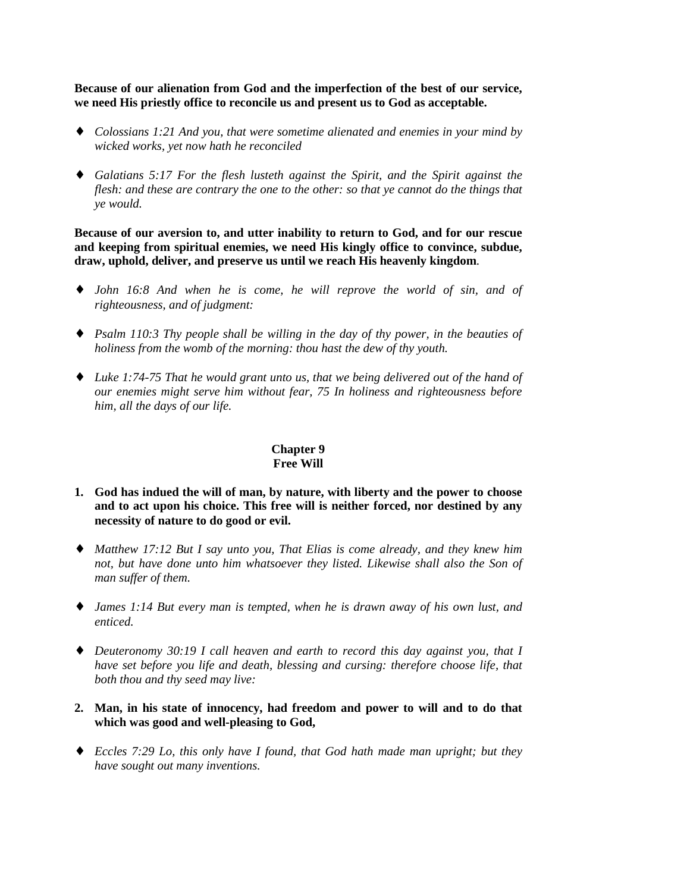**Because of our alienation from God and the imperfection of the best of our service, we need His priestly office to reconcile us and present us to God as acceptable.**

- ♦ *Colossians 1:21 And you, that were sometime alienated and enemies in your mind by wicked works, yet now hath he reconciled*

- ♦ *Galatians 5:17 For the flesh lusteth against the Spirit, and the Spirit against the flesh: and these are contrary the one to the other: so that ye cannot do the things that ye would.*

**Because of our aversion to, and utter inability to return to God, and for our rescue and keeping from spiritual enemies, we need His kingly office to convince, subdue, draw, uphold, deliver, and preserve us until we reach His heavenly kingdom**.

- ♦ *John 16:8 And when he is come, he will reprove the world of sin, and of righteousness, and of judgment:*

- ♦ *Psalm 110:3 Thy people shall be willing in the day of thy power, in the beauties of holiness from the womb of the morning: thou hast the dew of thy youth.*

- ♦ *Luke 1:74-75 That he would grant unto us, that we being delivered out of the hand of our enemies might serve him without fear, 75 In holiness and righteousness before him, all the days of our life.*

## Chapter 9
## Free Will

1. **God has indued the will of man, by nature, with liberty and the power to choose and to act upon his choice. This free will is neither forced, nor destined by any necessity of nature to do good or evil.**

- ♦ *Matthew 17:12 But I say unto you, That Elias is come already, and they knew him not, but have done unto him whatsoever they listed. Likewise shall also the Son of man suffer of them.*

- ♦ *James 1:14 But every man is tempted, when he is drawn away of his own lust, and enticed.*

- ♦ *Deuteronomy 30:19 I call heaven and earth to record this day against you, that I have set before you life and death, blessing and cursing: therefore choose life, that both thou and thy seed may live:*

2. **Man, in his state of innocency, had freedom and power to will and to do that which was good and well-pleasing to God,**

- ♦ *Eccles 7:29 Lo, this only have I found, that God hath made man upright; but they have sought out many inventions.*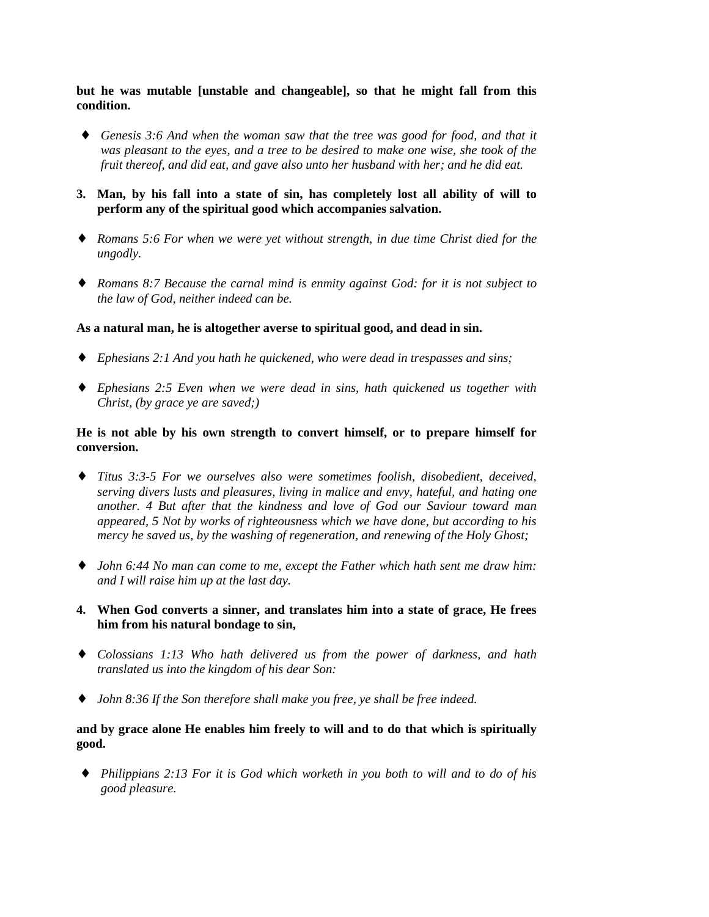**but he was mutable [unstable and changeable], so that he might fall from this condition.**

- *Genesis 3:6 And when the woman saw that the tree was good for food, and that it was pleasant to the eyes, and a tree to be desired to make one wise, she took of the fruit thereof, and did eat, and gave also unto her husband with her; and he did eat.*

3. **Man, by his fall into a state of sin, has completely lost all ability of will to perform any of the spiritual good which accompanies salvation.**

- *Romans 5:6 For when we were yet without strength, in due time Christ died for the ungodly.*

- *Romans 8:7 Because the carnal mind is enmity against God: for it is not subject to the law of God, neither indeed can be.*

**As a natural man, he is altogether averse to spiritual good, and dead in sin.**

- *Ephesians 2:1 And you hath he quickened, who were dead in trespasses and sins;*

- *Ephesians 2:5 Even when we were dead in sins, hath quickened us together with Christ, (by grace ye are saved;)*

**He is not able by his own strength to convert himself, or to prepare himself for conversion.**

- *Titus 3:3-5 For we ourselves also were sometimes foolish, disobedient, deceived, serving divers lusts and pleasures, living in malice and envy, hateful, and hating one another. 4 But after that the kindness and love of God our Saviour toward man appeared, 5 Not by works of righteousness which we have done, but according to his mercy he saved us, by the washing of regeneration, and renewing of the Holy Ghost;*

- *John 6:44 No man can come to me, except the Father which hath sent me draw him: and I will raise him up at the last day.*

4. **When God converts a sinner, and translates him into a state of grace, He frees him from his natural bondage to sin,**

- *Colossians 1:13 Who hath delivered us from the power of darkness, and hath translated us into the kingdom of his dear Son:*

- *John 8:36 If the Son therefore shall make you free, ye shall be free indeed.*

**and by grace alone He enables him freely to will and to do that which is spiritually good.**

- *Philippians 2:13 For it is God which worketh in you both to will and to do of his good pleasure.*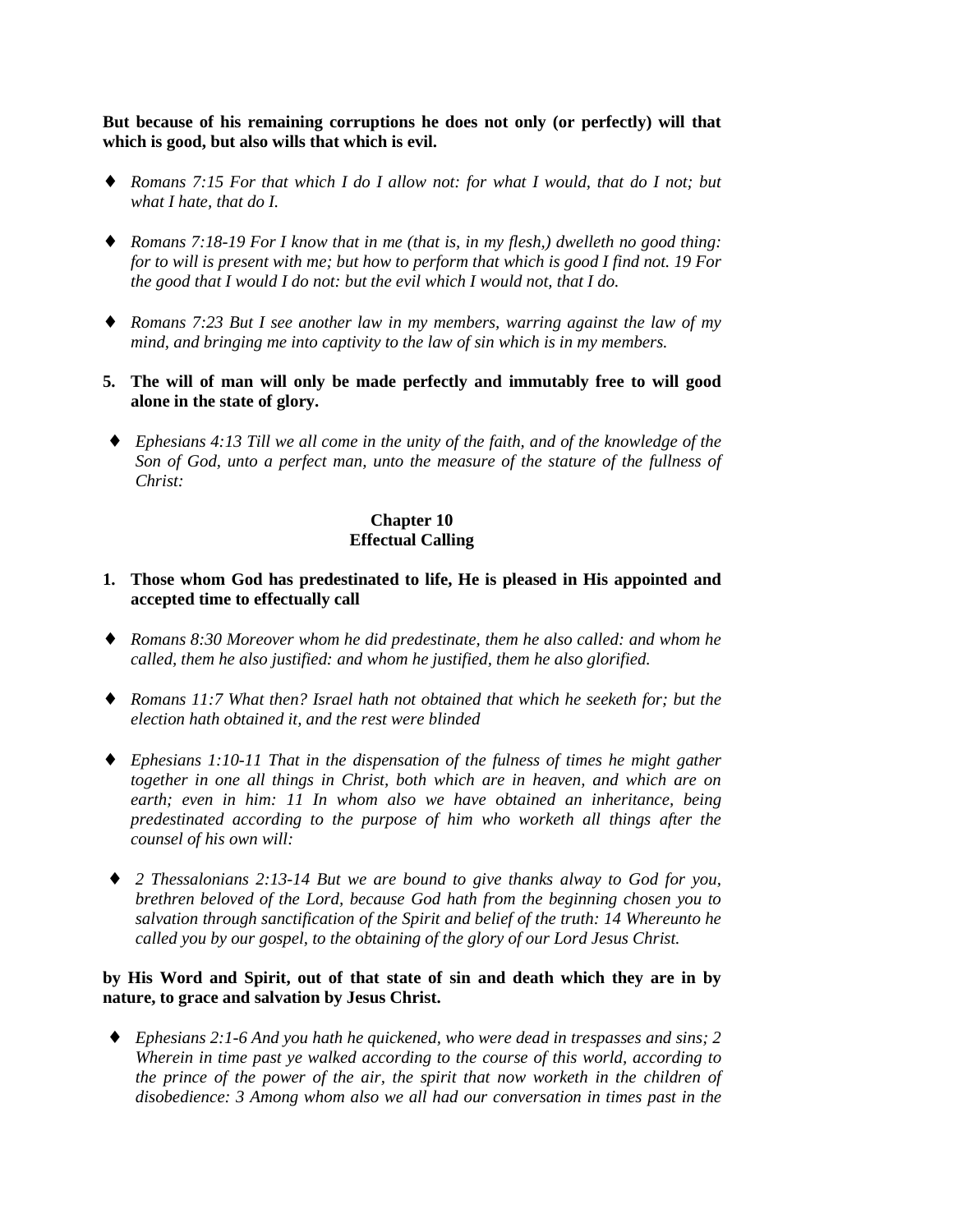**But because of his remaining corruptions he does not only (or perfectly) will that which is good, but also wills that which is evil.**

- *Romans 7:15 For that which I do I allow not: for what I would, that do I not; but what I hate, that do I.*

- *Romans 7:18-19 For I know that in me (that is, in my flesh,) dwelleth no good thing: for to will is present with me; but how to perform that which is good I find not. 19 For the good that I would I do not: but the evil which I would not, that I do.*

- *Romans 7:23 But I see another law in my members, warring against the law of my mind, and bringing me into captivity to the law of sin which is in my members.*

**5. The will of man will only be made perfectly and immutably free to will good alone in the state of glory.**

- *Ephesians 4:13 Till we all come in the unity of the faith, and of the knowledge of the Son of God, unto a perfect man, unto the measure of the stature of the fullness of Christ:*

## Chapter 10
## Effectual Calling

**1. Those whom God has predestinated to life, He is pleased in His appointed and accepted time to effectually call**

- *Romans 8:30 Moreover whom he did predestinate, them he also called: and whom he called, them he also justified: and whom he justified, them he also glorified.*

- *Romans 11:7 What then? Israel hath not obtained that which he seeketh for; but the election hath obtained it, and the rest were blinded*

- *Ephesians 1:10-11 That in the dispensation of the fulness of times he might gather together in one all things in Christ, both which are in heaven, and which are on earth; even in him: 11 In whom also we have obtained an inheritance, being predestinated according to the purpose of him who worketh all things after the counsel of his own will:*

- *2 Thessalonians 2:13-14 But we are bound to give thanks alway to God for you, brethren beloved of the Lord, because God hath from the beginning chosen you to salvation through sanctification of the Spirit and belief of the truth: 14 Whereunto he called you by our gospel, to the obtaining of the glory of our Lord Jesus Christ.*

**by His Word and Spirit, out of that state of sin and death which they are in by nature, to grace and salvation by Jesus Christ.**

- *Ephesians 2:1-6 And you hath he quickened, who were dead in trespasses and sins; 2 Wherein in time past ye walked according to the course of this world, according to the prince of the power of the air, the spirit that now worketh in the children of disobedience: 3 Among whom also we all had our conversation in times past in the*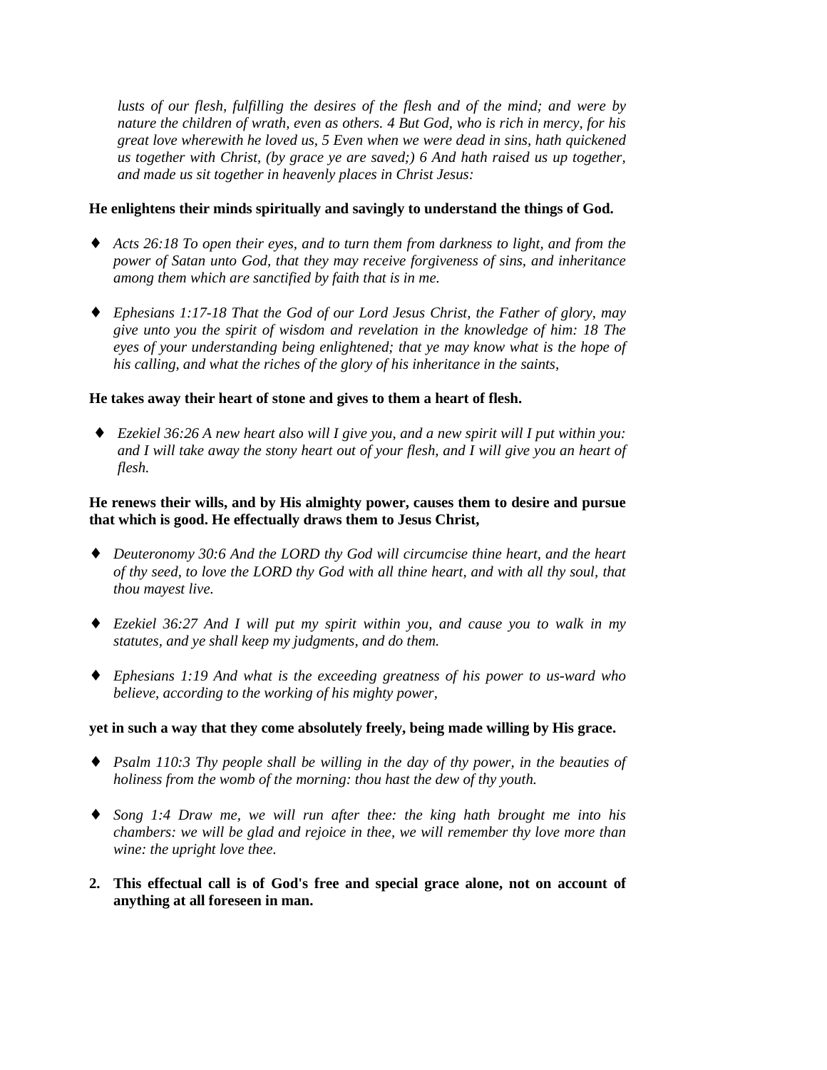*lusts of our flesh, fulfilling the desires of the flesh and of the mind; and were by nature the children of wrath, even as others. 4 But God, who is rich in mercy, for his great love wherewith he loved us, 5 Even when we were dead in sins, hath quickened us together with Christ, (by grace ye are saved;) 6 And hath raised us up together, and made us sit together in heavenly places in Christ Jesus:*

**He enlightens their minds spiritually and savingly to understand the things of God.**

- ♦ *Acts 26:18 To open their eyes, and to turn them from darkness to light, and from the power of Satan unto God, that they may receive forgiveness of sins, and inheritance among them which are sanctified by faith that is in me.*

- ♦ *Ephesians 1:17-18 That the God of our Lord Jesus Christ, the Father of glory, may give unto you the spirit of wisdom and revelation in the knowledge of him: 18 The eyes of your understanding being enlightened; that ye may know what is the hope of his calling, and what the riches of the glory of his inheritance in the saints,*

**He takes away their heart of stone and gives to them a heart of flesh.**

- ♦ *Ezekiel 36:26 A new heart also will I give you, and a new spirit will I put within you: and I will take away the stony heart out of your flesh, and I will give you an heart of flesh.*

**He renews their wills, and by His almighty power, causes them to desire and pursue that which is good. He effectually draws them to Jesus Christ,**

- ♦ *Deuteronomy 30:6 And the LORD thy God will circumcise thine heart, and the heart of thy seed, to love the LORD thy God with all thine heart, and with all thy soul, that thou mayest live.*

- ♦ *Ezekiel 36:27 And I will put my spirit within you, and cause you to walk in my statutes, and ye shall keep my judgments, and do them.*

- ♦ *Ephesians 1:19 And what is the exceeding greatness of his power to us-ward who believe, according to the working of his mighty power,*

**yet in such a way that they come absolutely freely, being made willing by His grace.**

- ♦ *Psalm 110:3 Thy people shall be willing in the day of thy power, in the beauties of holiness from the womb of the morning: thou hast the dew of thy youth.*

- ♦ *Song 1:4 Draw me, we will run after thee: the king hath brought me into his chambers: we will be glad and rejoice in thee, we will remember thy love more than wine: the upright love thee.*

2. **This effectual call is of God's free and special grace alone, not on account of anything at all foreseen in man.**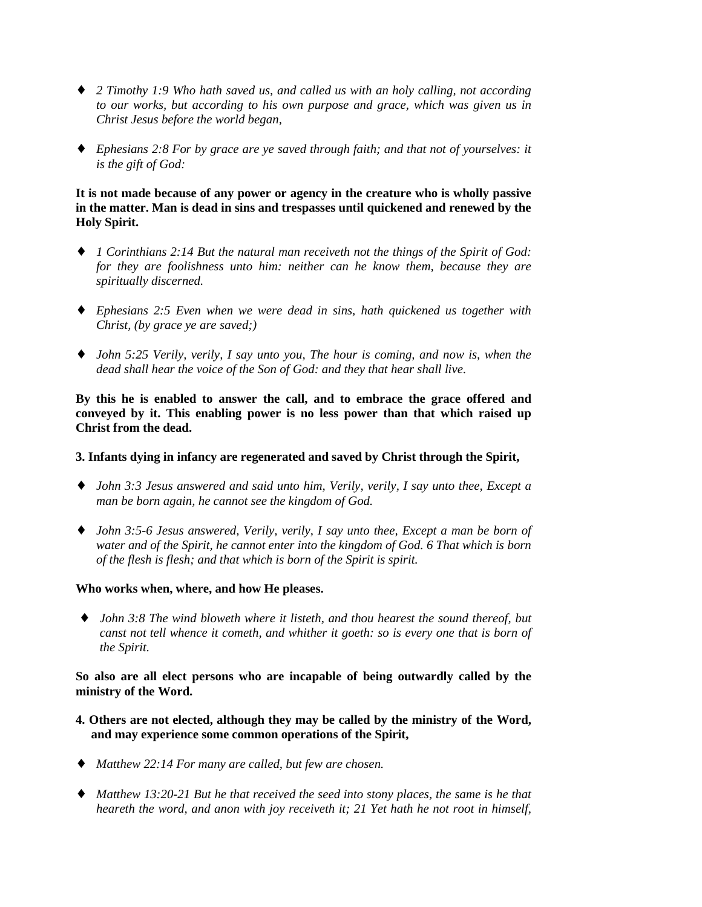- *2 Timothy 1:9 Who hath saved us, and called us with an holy calling, not according to our works, but according to his own purpose and grace, which was given us in Christ Jesus before the world began,*

- *Ephesians 2:8 For by grace are ye saved through faith; and that not of yourselves: it is the gift of God:*

**It is not made because of any power or agency in the creature who is wholly passive in the matter. Man is dead in sins and trespasses until quickened and renewed by the Holy Spirit.**

- *1 Corinthians 2:14 But the natural man receiveth not the things of the Spirit of God: for they are foolishness unto him: neither can he know them, because they are spiritually discerned.*

- *Ephesians 2:5 Even when we were dead in sins, hath quickened us together with Christ, (by grace ye are saved;)*

- *John 5:25 Verily, verily, I say unto you, The hour is coming, and now is, when the dead shall hear the voice of the Son of God: and they that hear shall live.*

**By this he is enabled to answer the call, and to embrace the grace offered and conveyed by it. This enabling power is no less power than that which raised up Christ from the dead.**

**3. Infants dying in infancy are regenerated and saved by Christ through the Spirit,**

- *John 3:3 Jesus answered and said unto him, Verily, verily, I say unto thee, Except a man be born again, he cannot see the kingdom of God.*

- *John 3:5-6 Jesus answered, Verily, verily, I say unto thee, Except a man be born of water and of the Spirit, he cannot enter into the kingdom of God. 6 That which is born of the flesh is flesh; and that which is born of the Spirit is spirit.*

**Who works when, where, and how He pleases.**

- *John 3:8 The wind bloweth where it listeth, and thou hearest the sound thereof, but canst not tell whence it cometh, and whither it goeth: so is every one that is born of the Spirit.*

**So also are all elect persons who are incapable of being outwardly called by the ministry of the Word.**

**4. Others are not elected, although they may be called by the ministry of the Word, and may experience some common operations of the Spirit,**

- *Matthew 22:14 For many are called, but few are chosen.*

- *Matthew 13:20-21 But he that received the seed into stony places, the same is he that heareth the word, and anon with joy receiveth it; 21 Yet hath he not root in himself,*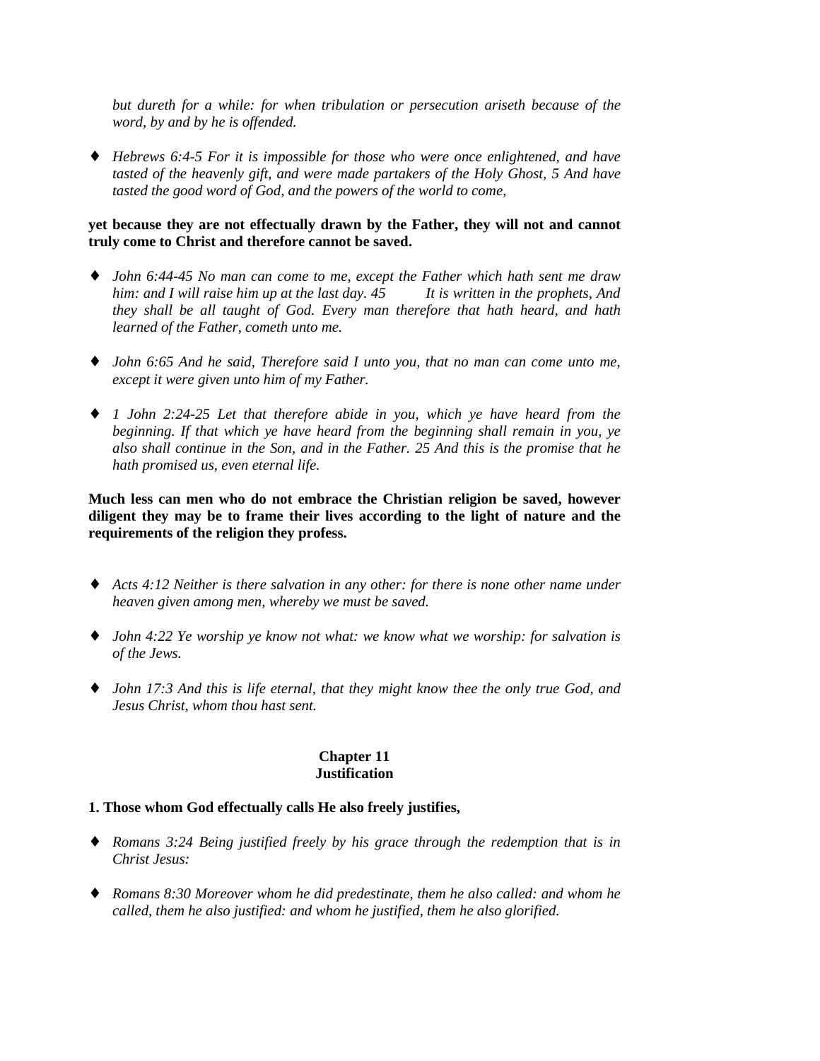*but dureth for a while: for when tribulation or persecution ariseth because of the word, by and by he is offended.*

- *Hebrews 6:4-5 For it is impossible for those who were once enlightened, and have tasted of the heavenly gift, and were made partakers of the Holy Ghost, 5 And have tasted the good word of God, and the powers of the world to come,*

**yet because they are not effectually drawn by the Father, they will not and cannot truly come to Christ and therefore cannot be saved.**

- *John 6:44-45 No man can come to me, except the Father which hath sent me draw him: and I will raise him up at the last day. 45 It is written in the prophets, And they shall be all taught of God. Every man therefore that hath heard, and hath learned of the Father, cometh unto me.*

- *John 6:65 And he said, Therefore said I unto you, that no man can come unto me, except it were given unto him of my Father.*

- *1 John 2:24-25 Let that therefore abide in you, which ye have heard from the beginning. If that which ye have heard from the beginning shall remain in you, ye also shall continue in the Son, and in the Father. 25 And this is the promise that he hath promised us, even eternal life.*

**Much less can men who do not embrace the Christian religion be saved, however diligent they may be to frame their lives according to the light of nature and the requirements of the religion they profess.**

- *Acts 4:12 Neither is there salvation in any other: for there is none other name under heaven given among men, whereby we must be saved.*

- *John 4:22 Ye worship ye know not what: we know what we worship: for salvation is of the Jews.*

- *John 17:3 And this is life eternal, that they might know thee the only true God, and Jesus Christ, whom thou hast sent.*

## Chapter 11
## Justification

**1. Those whom God effectually calls He also freely justifies,**

- *Romans 3:24 Being justified freely by his grace through the redemption that is in Christ Jesus:*

- *Romans 8:30 Moreover whom he did predestinate, them he also called: and whom he called, them he also justified: and whom he justified, them he also glorified.*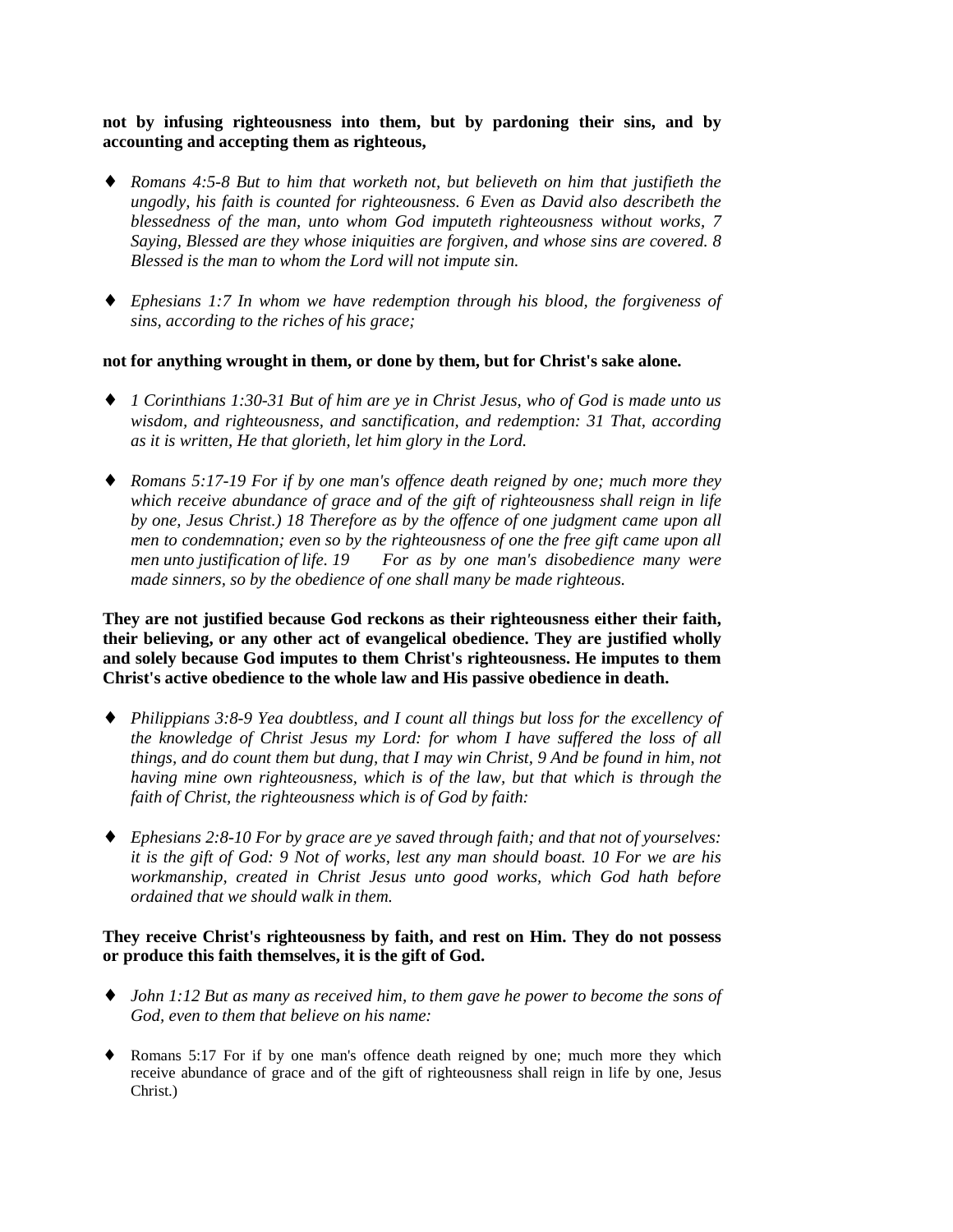**not by infusing righteousness into them, but by pardoning their sins, and by accounting and accepting them as righteous,**

- *Romans 4:5-8 But to him that worketh not, but believeth on him that justifieth the ungodly, his faith is counted for righteousness. 6 Even as David also describeth the blessedness of the man, unto whom God imputeth righteousness without works, 7 Saying, Blessed are they whose iniquities are forgiven, and whose sins are covered. 8 Blessed is the man to whom the Lord will not impute sin.*

- *Ephesians 1:7 In whom we have redemption through his blood, the forgiveness of sins, according to the riches of his grace;*

**not for anything wrought in them, or done by them, but for Christ's sake alone.**

- *1 Corinthians 1:30-31 But of him are ye in Christ Jesus, who of God is made unto us wisdom, and righteousness, and sanctification, and redemption: 31 That, according as it is written, He that glorieth, let him glory in the Lord.*

- *Romans 5:17-19 For if by one man's offence death reigned by one; much more they which receive abundance of grace and of the gift of righteousness shall reign in life by one, Jesus Christ.) 18 Therefore as by the offence of one judgment came upon all men to condemnation; even so by the righteousness of one the free gift came upon all men unto justification of life. 19 For as by one man's disobedience many were made sinners, so by the obedience of one shall many be made righteous.*

**They are not justified because God reckons as their righteousness either their faith, their believing, or any other act of evangelical obedience. They are justified wholly and solely because God imputes to them Christ's righteousness. He imputes to them Christ's active obedience to the whole law and His passive obedience in death.**

- *Philippians 3:8-9 Yea doubtless, and I count all things but loss for the excellency of the knowledge of Christ Jesus my Lord: for whom I have suffered the loss of all things, and do count them but dung, that I may win Christ, 9 And be found in him, not having mine own righteousness, which is of the law, but that which is through the faith of Christ, the righteousness which is of God by faith:*

- *Ephesians 2:8-10 For by grace are ye saved through faith; and that not of yourselves: it is the gift of God: 9 Not of works, lest any man should boast. 10 For we are his workmanship, created in Christ Jesus unto good works, which God hath before ordained that we should walk in them.*

**They receive Christ's righteousness by faith, and rest on Him. They do not possess or produce this faith themselves, it is the gift of God.**

- *John 1:12 But as many as received him, to them gave he power to become the sons of God, even to them that believe on his name:*

- Romans 5:17 For if by one man's offence death reigned by one; much more they which receive abundance of grace and of the gift of righteousness shall reign in life by one, Jesus Christ.)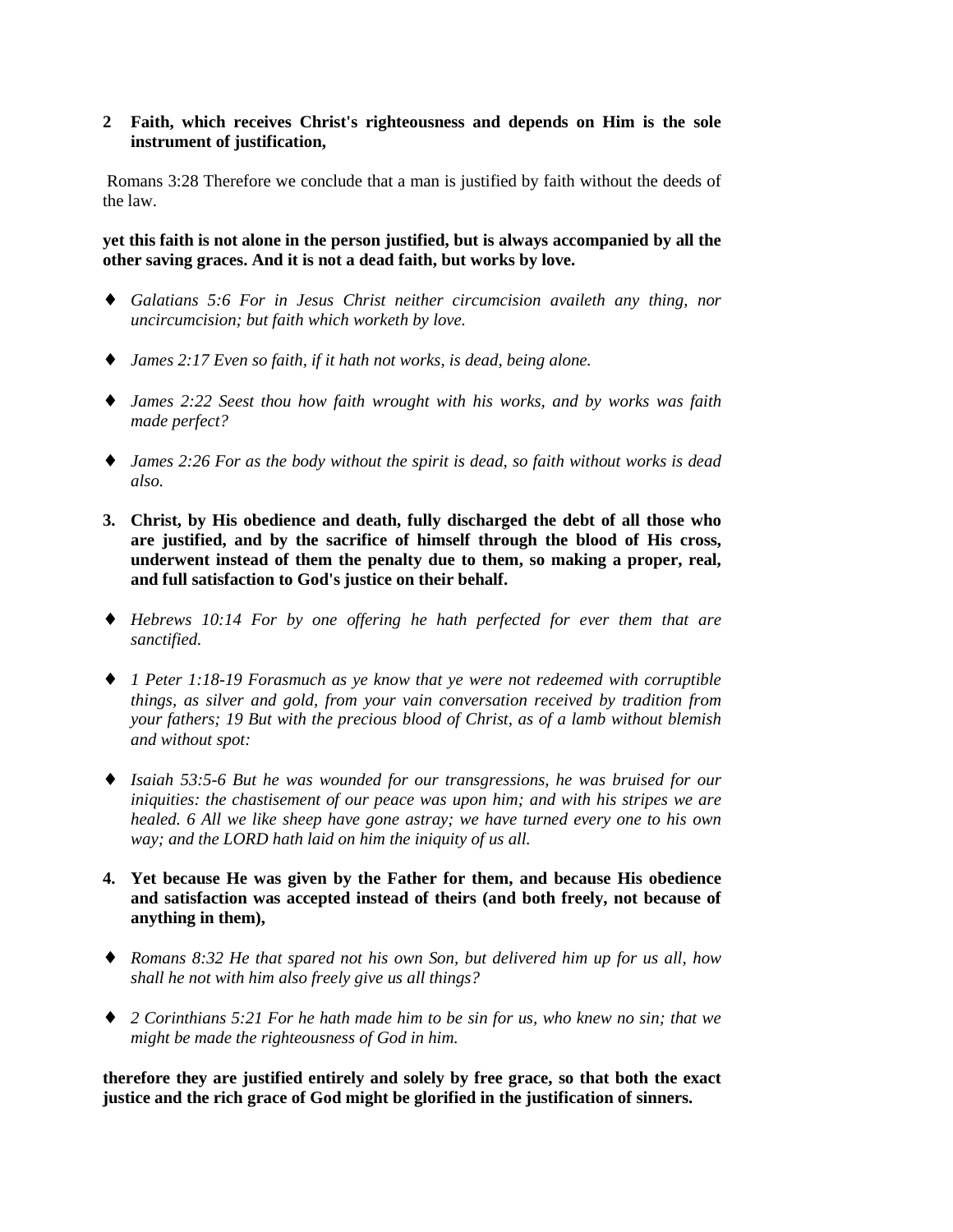**2 Faith, which receives Christ's righteousness and depends on Him is the sole instrument of justification,**

Romans 3:28 Therefore we conclude that a man is justified by faith without the deeds of the law.

**yet this faith is not alone in the person justified, but is always accompanied by all the other saving graces. And it is not a dead faith, but works by love.**

- *Galatians 5:6 For in Jesus Christ neither circumcision availeth any thing, nor uncircumcision; but faith which worketh by love.*
- *James 2:17 Even so faith, if it hath not works, is dead, being alone.*
- *James 2:22 Seest thou how faith wrought with his works, and by works was faith made perfect?*
- *James 2:26 For as the body without the spirit is dead, so faith without works is dead also.*

**3. Christ, by His obedience and death, fully discharged the debt of all those who are justified, and by the sacrifice of himself through the blood of His cross, underwent instead of them the penalty due to them, so making a proper, real, and full satisfaction to God's justice on their behalf.**

- *Hebrews 10:14 For by one offering he hath perfected for ever them that are sanctified.*
- *1 Peter 1:18-19 Forasmuch as ye know that ye were not redeemed with corruptible things, as silver and gold, from your vain conversation received by tradition from your fathers; 19 But with the precious blood of Christ, as of a lamb without blemish and without spot:*
- *Isaiah 53:5-6 But he was wounded for our transgressions, he was bruised for our iniquities: the chastisement of our peace was upon him; and with his stripes we are healed. 6 All we like sheep have gone astray; we have turned every one to his own way; and the LORD hath laid on him the iniquity of us all.*

**4. Yet because He was given by the Father for them, and because His obedience and satisfaction was accepted instead of theirs (and both freely, not because of anything in them),**

- *Romans 8:32 He that spared not his own Son, but delivered him up for us all, how shall he not with him also freely give us all things?*
- *2 Corinthians 5:21 For he hath made him to be sin for us, who knew no sin; that we might be made the righteousness of God in him.*

**therefore they are justified entirely and solely by free grace, so that both the exact justice and the rich grace of God might be glorified in the justification of sinners.**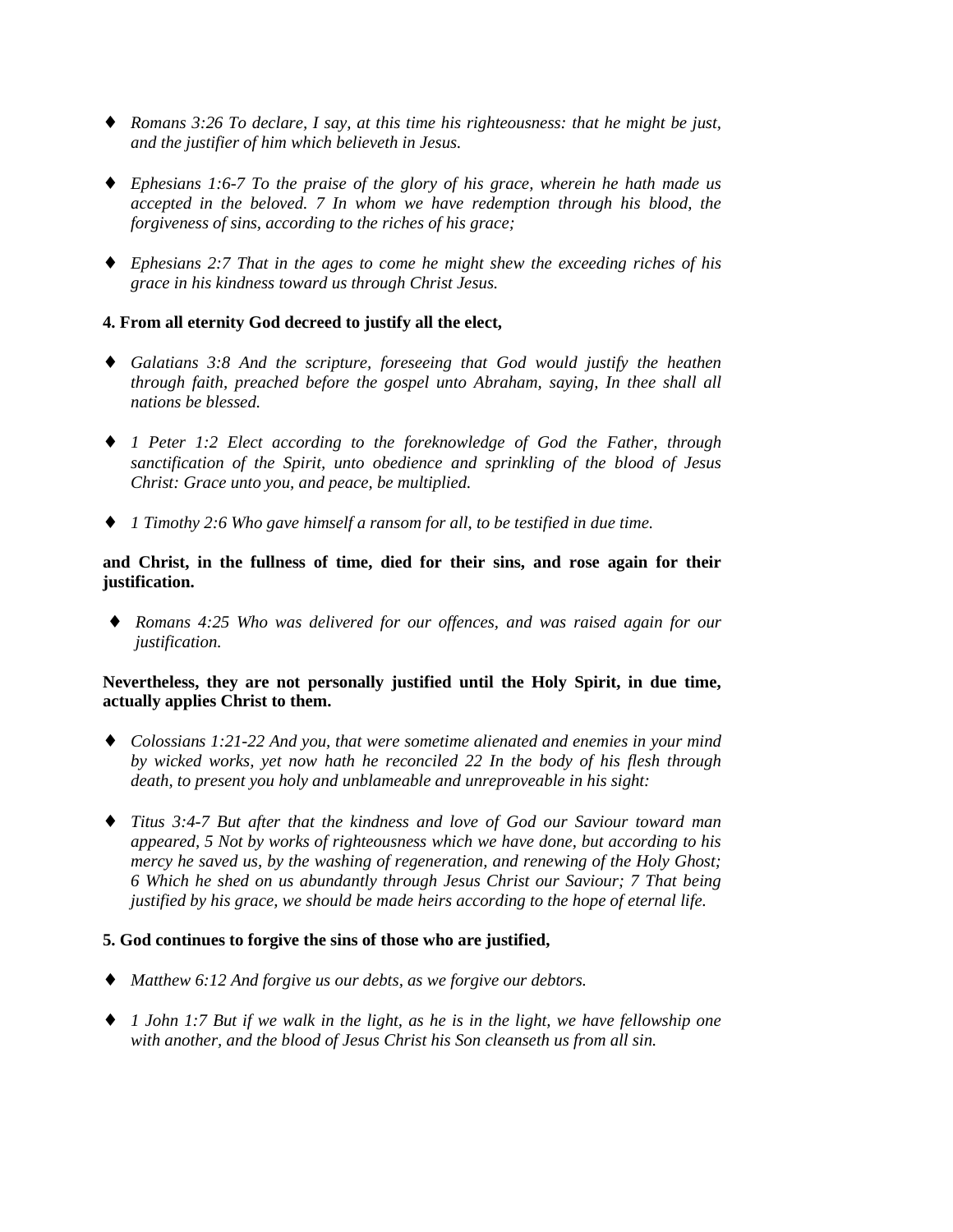- *Romans 3:26 To declare, I say, at this time his righteousness: that he might be just, and the justifier of him which believeth in Jesus.*

- *Ephesians 1:6-7 To the praise of the glory of his grace, wherein he hath made us accepted in the beloved. 7 In whom we have redemption through his blood, the forgiveness of sins, according to the riches of his grace;*

- *Ephesians 2:7 That in the ages to come he might shew the exceeding riches of his grace in his kindness toward us through Christ Jesus.*

**4. From all eternity God decreed to justify all the elect,**

- *Galatians 3:8 And the scripture, foreseeing that God would justify the heathen through faith, preached before the gospel unto Abraham, saying, In thee shall all nations be blessed.*

- *1 Peter 1:2 Elect according to the foreknowledge of God the Father, through sanctification of the Spirit, unto obedience and sprinkling of the blood of Jesus Christ: Grace unto you, and peace, be multiplied.*

- *1 Timothy 2:6 Who gave himself a ransom for all, to be testified in due time.*

**and Christ, in the fullness of time, died for their sins, and rose again for their justification.**

- *Romans 4:25 Who was delivered for our offences, and was raised again for our justification.*

**Nevertheless, they are not personally justified until the Holy Spirit, in due time, actually applies Christ to them.**

- *Colossians 1:21-22 And you, that were sometime alienated and enemies in your mind by wicked works, yet now hath he reconciled 22 In the body of his flesh through death, to present you holy and unblameable and unreproveable in his sight:*

- *Titus 3:4-7 But after that the kindness and love of God our Saviour toward man appeared, 5 Not by works of righteousness which we have done, but according to his mercy he saved us, by the washing of regeneration, and renewing of the Holy Ghost; 6 Which he shed on us abundantly through Jesus Christ our Saviour; 7 That being justified by his grace, we should be made heirs according to the hope of eternal life.*

**5. God continues to forgive the sins of those who are justified,**

- *Matthew 6:12 And forgive us our debts, as we forgive our debtors.*

- *1 John 1:7 But if we walk in the light, as he is in the light, we have fellowship one with another, and the blood of Jesus Christ his Son cleanseth us from all sin.*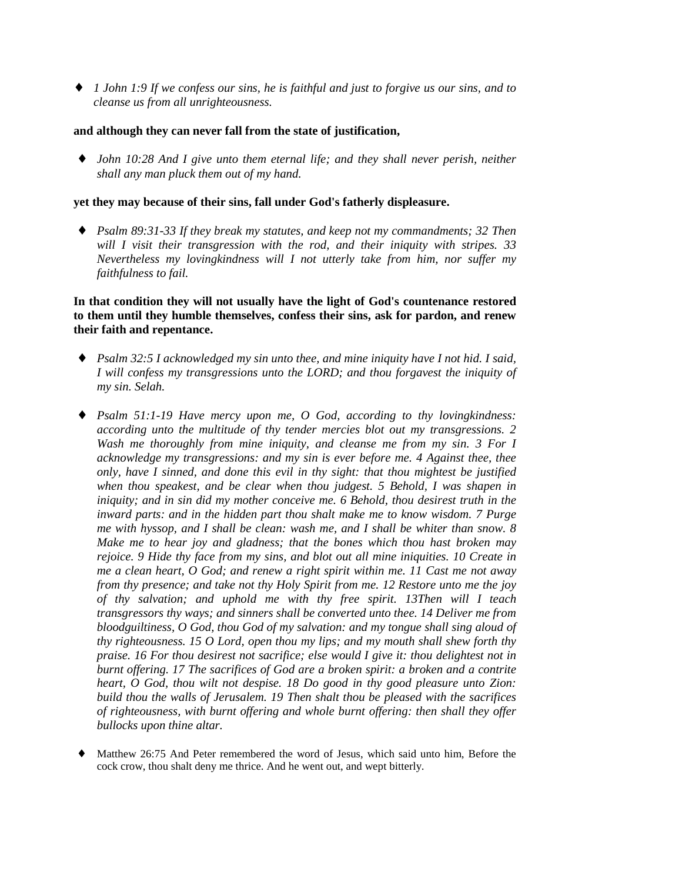- *1 John 1:9 If we confess our sins, he is faithful and just to forgive us our sins, and to cleanse us from all unrighteousness.*

**and although they can never fall from the state of justification,**

- *John 10:28 And I give unto them eternal life; and they shall never perish, neither shall any man pluck them out of my hand.*

**yet they may because of their sins, fall under God's fatherly displeasure.**

- *Psalm 89:31-33 If they break my statutes, and keep not my commandments; 32 Then will I visit their transgression with the rod, and their iniquity with stripes. 33 Nevertheless my lovingkindness will I not utterly take from him, nor suffer my faithfulness to fail.*

**In that condition they will not usually have the light of God's countenance restored to them until they humble themselves, confess their sins, ask for pardon, and renew their faith and repentance.**

- *Psalm 32:5 I acknowledged my sin unto thee, and mine iniquity have I not hid. I said, I will confess my transgressions unto the LORD; and thou forgavest the iniquity of my sin. Selah.*

- *Psalm 51:1-19 Have mercy upon me, O God, according to thy lovingkindness: according unto the multitude of thy tender mercies blot out my transgressions. 2 Wash me thoroughly from mine iniquity, and cleanse me from my sin. 3 For I acknowledge my transgressions: and my sin is ever before me. 4 Against thee, thee only, have I sinned, and done this evil in thy sight: that thou mightest be justified when thou speakest, and be clear when thou judgest. 5 Behold, I was shapen in iniquity; and in sin did my mother conceive me. 6 Behold, thou desirest truth in the inward parts: and in the hidden part thou shalt make me to know wisdom. 7 Purge me with hyssop, and I shall be clean: wash me, and I shall be whiter than snow. 8 Make me to hear joy and gladness; that the bones which thou hast broken may rejoice. 9 Hide thy face from my sins, and blot out all mine iniquities. 10 Create in me a clean heart, O God; and renew a right spirit within me. 11 Cast me not away from thy presence; and take not thy Holy Spirit from me. 12 Restore unto me the joy of thy salvation; and uphold me with thy free spirit. 13Then will I teach transgressors thy ways; and sinners shall be converted unto thee. 14 Deliver me from bloodguiltiness, O God, thou God of my salvation: and my tongue shall sing aloud of thy righteousness. 15 O Lord, open thou my lips; and my mouth shall shew forth thy praise. 16 For thou desirest not sacrifice; else would I give it: thou delightest not in burnt offering. 17 The sacrifices of God are a broken spirit: a broken and a contrite heart, O God, thou wilt not despise. 18 Do good in thy good pleasure unto Zion: build thou the walls of Jerusalem. 19 Then shalt thou be pleased with the sacrifices of righteousness, with burnt offering and whole burnt offering: then shall they offer bullocks upon thine altar.*

- Matthew 26:75 And Peter remembered the word of Jesus, which said unto him, Before the cock crow, thou shalt deny me thrice. And he went out, and wept bitterly.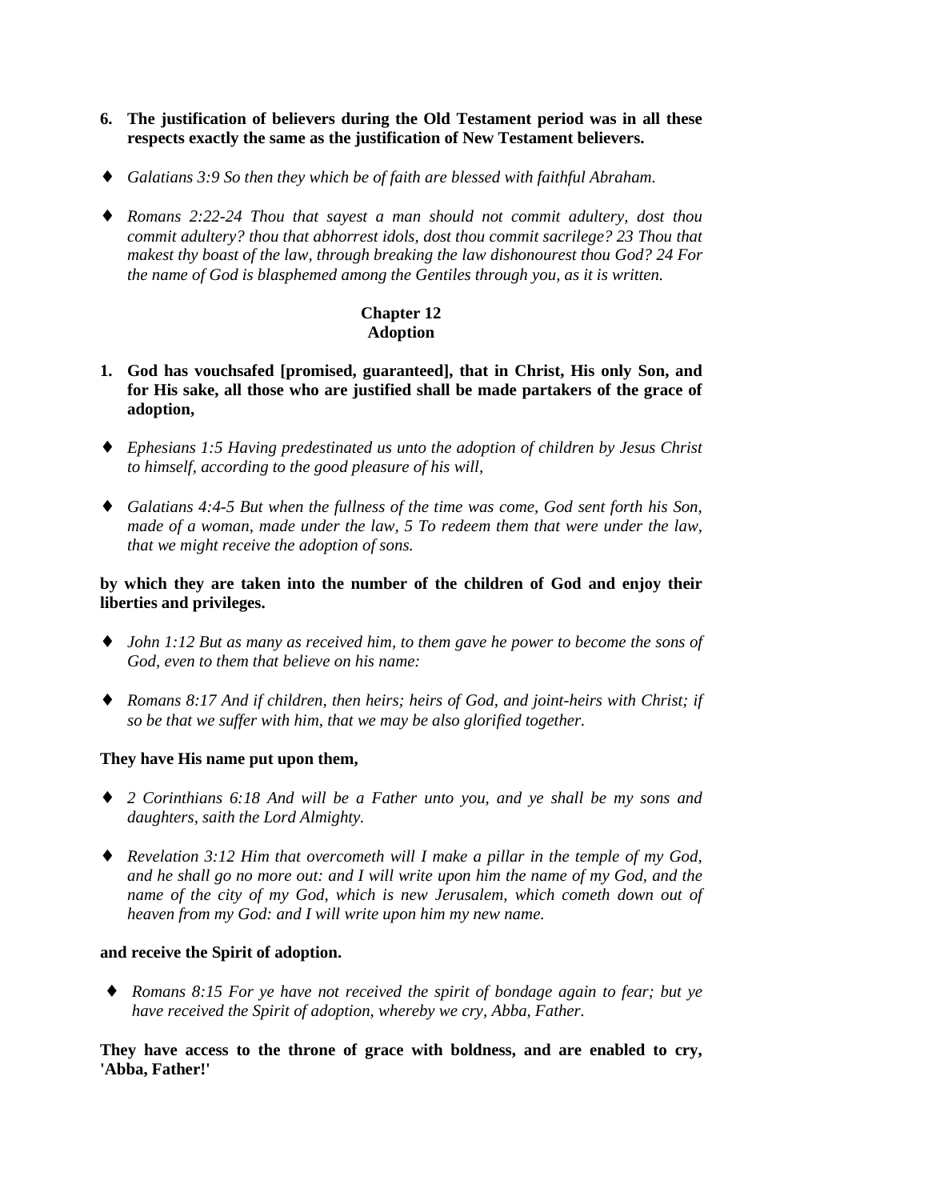**6. The justification of believers during the Old Testament period was in all these respects exactly the same as the justification of New Testament believers.**

- *Galatians 3:9 So then they which be of faith are blessed with faithful Abraham.*

- *Romans 2:22-24 Thou that sayest a man should not commit adultery, dost thou commit adultery? thou that abhorrest idols, dost thou commit sacrilege? 23 Thou that makest thy boast of the law, through breaking the law dishonourest thou God? 24 For the name of God is blasphemed among the Gentiles through you, as it is written.*

## Chapter 12
## Adoption

**1. God has vouchsafed [promised, guaranteed], that in Christ, His only Son, and for His sake, all those who are justified shall be made partakers of the grace of adoption,**

- *Ephesians 1:5 Having predestinated us unto the adoption of children by Jesus Christ to himself, according to the good pleasure of his will,*

- *Galatians 4:4-5 But when the fullness of the time was come, God sent forth his Son, made of a woman, made under the law, 5 To redeem them that were under the law, that we might receive the adoption of sons.*

**by which they are taken into the number of the children of God and enjoy their liberties and privileges.**

- *John 1:12 But as many as received him, to them gave he power to become the sons of God, even to them that believe on his name:*

- *Romans 8:17 And if children, then heirs; heirs of God, and joint-heirs with Christ; if so be that we suffer with him, that we may be also glorified together.*

**They have His name put upon them,**

- *2 Corinthians 6:18 And will be a Father unto you, and ye shall be my sons and daughters, saith the Lord Almighty.*

- *Revelation 3:12 Him that overcometh will I make a pillar in the temple of my God, and he shall go no more out: and I will write upon him the name of my God, and the name of the city of my God, which is new Jerusalem, which cometh down out of heaven from my God: and I will write upon him my new name.*

**and receive the Spirit of adoption.**

- *Romans 8:15 For ye have not received the spirit of bondage again to fear; but ye have received the Spirit of adoption, whereby we cry, Abba, Father.*

**They have access to the throne of grace with boldness, and are enabled to cry, 'Abba, Father!'**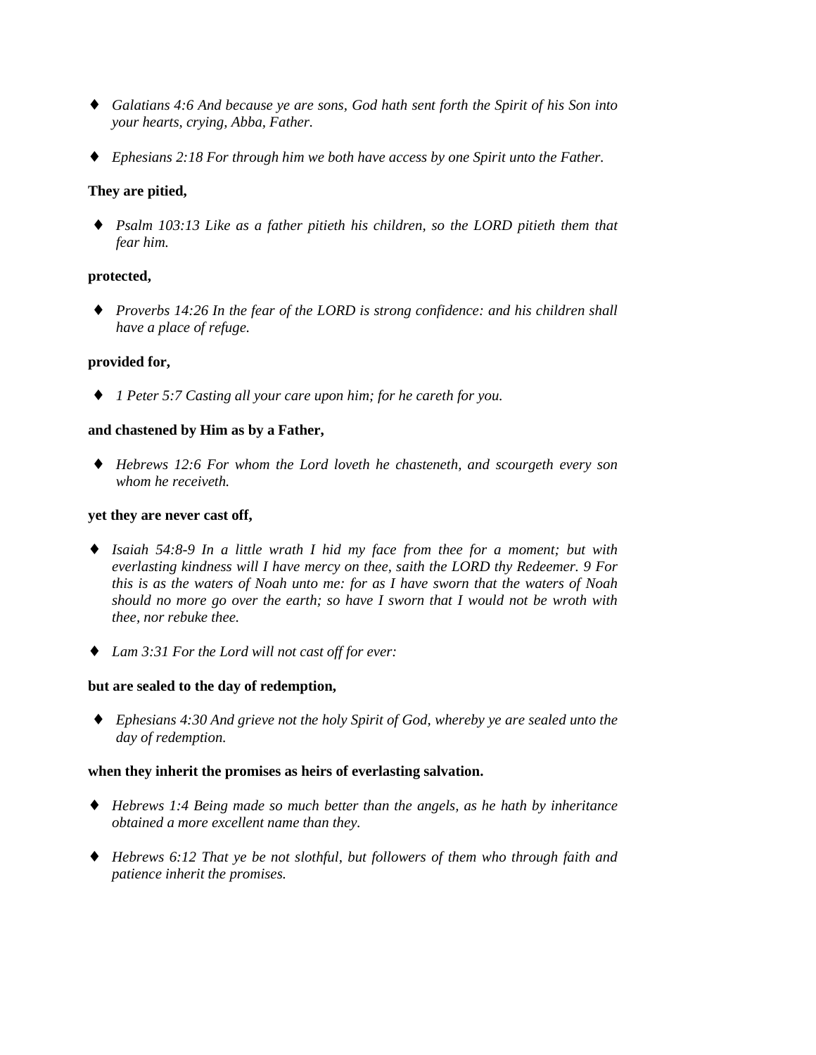- *Galatians 4:6 And because ye are sons, God hath sent forth the Spirit of his Son into your hearts, crying, Abba, Father.*

- *Ephesians 2:18 For through him we both have access by one Spirit unto the Father.*

**They are pitied,**

- *Psalm 103:13 Like as a father pitieth his children, so the LORD pitieth them that fear him.*

**protected,**

- *Proverbs 14:26 In the fear of the LORD is strong confidence: and his children shall have a place of refuge.*

**provided for,**

- *1 Peter 5:7 Casting all your care upon him; for he careth for you.*

**and chastened by Him as by a Father,**

- *Hebrews 12:6 For whom the Lord loveth he chasteneth, and scourgeth every son whom he receiveth.*

**yet they are never cast off,**

- *Isaiah 54:8-9 In a little wrath I hid my face from thee for a moment; but with everlasting kindness will I have mercy on thee, saith the LORD thy Redeemer. 9 For this is as the waters of Noah unto me: for as I have sworn that the waters of Noah should no more go over the earth; so have I sworn that I would not be wroth with thee, nor rebuke thee.*

- *Lam 3:31 For the Lord will not cast off for ever:*

**but are sealed to the day of redemption,**

- *Ephesians 4:30 And grieve not the holy Spirit of God, whereby ye are sealed unto the day of redemption.*

**when they inherit the promises as heirs of everlasting salvation.**

- *Hebrews 1:4 Being made so much better than the angels, as he hath by inheritance obtained a more excellent name than they.*

- *Hebrews 6:12 That ye be not slothful, but followers of them who through faith and patience inherit the promises.*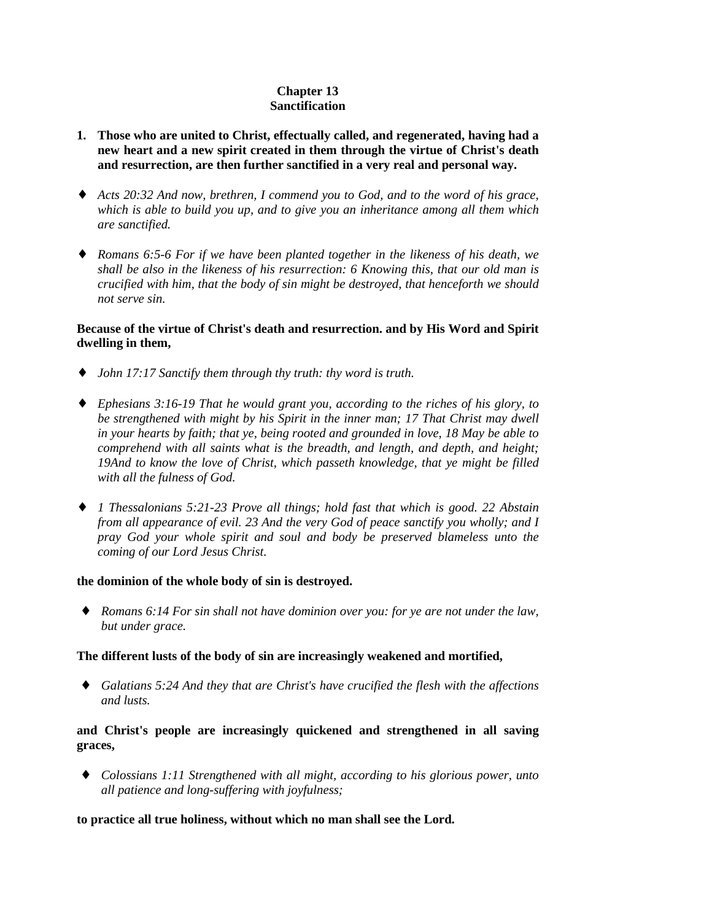# Chapter 13
# Sanctification

1. **Those who are united to Christ, effectually called, and regenerated, having had a new heart and a new spirit created in them through the virtue of Christ's death and resurrection, are then further sanctified in a very real and personal way.**

- *Acts 20:32 And now, brethren, I commend you to God, and to the word of his grace, which is able to build you up, and to give you an inheritance among all them which are sanctified.*

- *Romans 6:5-6 For if we have been planted together in the likeness of his death, we shall be also in the likeness of his resurrection: 6 Knowing this, that our old man is crucified with him, that the body of sin might be destroyed, that henceforth we should not serve sin.*

**Because of the virtue of Christ's death and resurrection. and by His Word and Spirit dwelling in them,**

- *John 17:17 Sanctify them through thy truth: thy word is truth.*

- *Ephesians 3:16-19 That he would grant you, according to the riches of his glory, to be strengthened with might by his Spirit in the inner man; 17 That Christ may dwell in your hearts by faith; that ye, being rooted and grounded in love, 18 May be able to comprehend with all saints what is the breadth, and length, and depth, and height; 19And to know the love of Christ, which passeth knowledge, that ye might be filled with all the fulness of God.*

- *1 Thessalonians 5:21-23 Prove all things; hold fast that which is good. 22 Abstain from all appearance of evil. 23 And the very God of peace sanctify you wholly; and I pray God your whole spirit and soul and body be preserved blameless unto the coming of our Lord Jesus Christ.*

**the dominion of the whole body of sin is destroyed.**

- *Romans 6:14 For sin shall not have dominion over you: for ye are not under the law, but under grace.*

**The different lusts of the body of sin are increasingly weakened and mortified,**

- *Galatians 5:24 And they that are Christ's have crucified the flesh with the affections and lusts.*

**and Christ's people are increasingly quickened and strengthened in all saving graces,**

- *Colossians 1:11 Strengthened with all might, according to his glorious power, unto all patience and long-suffering with joyfulness;*

**to practice all true holiness, without which no man shall see the Lord.**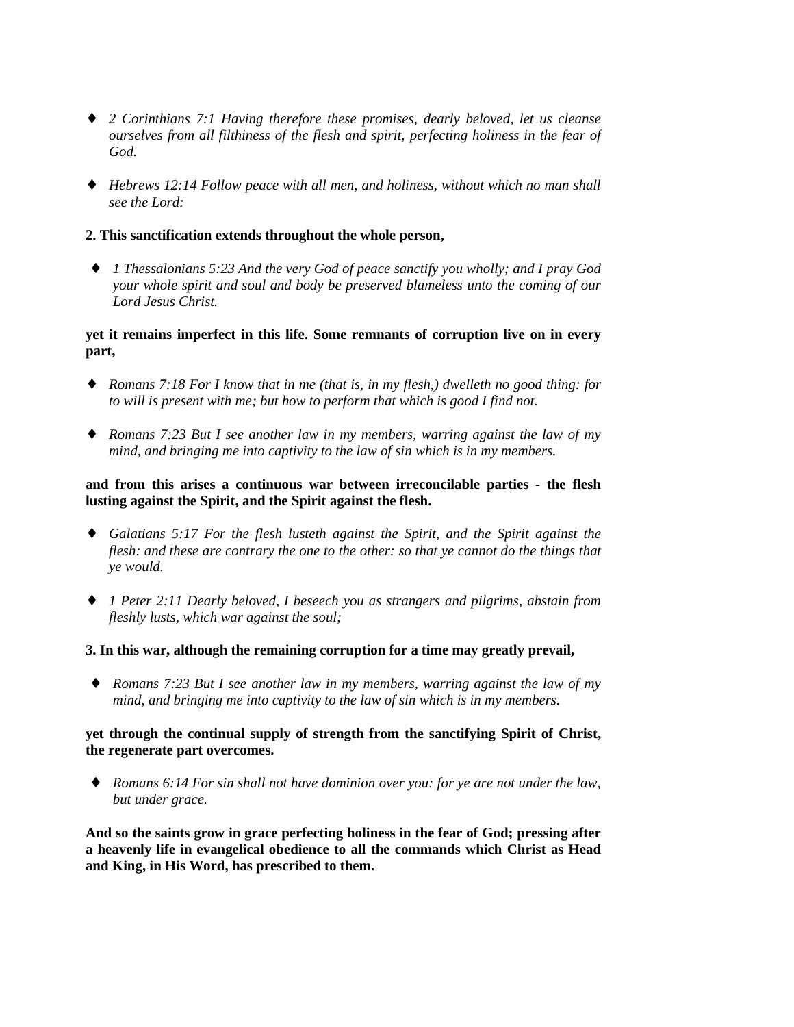- *2 Corinthians 7:1 Having therefore these promises, dearly beloved, let us cleanse ourselves from all filthiness of the flesh and spirit, perfecting holiness in the fear of God.*

- *Hebrews 12:14 Follow peace with all men, and holiness, without which no man shall see the Lord:*

**2. This sanctification extends throughout the whole person,**

- *1 Thessalonians 5:23 And the very God of peace sanctify you wholly; and I pray God your whole spirit and soul and body be preserved blameless unto the coming of our Lord Jesus Christ.*

**yet it remains imperfect in this life. Some remnants of corruption live on in every part,**

- *Romans 7:18 For I know that in me (that is, in my flesh,) dwelleth no good thing: for to will is present with me; but how to perform that which is good I find not.*

- *Romans 7:23 But I see another law in my members, warring against the law of my mind, and bringing me into captivity to the law of sin which is in my members.*

**and from this arises a continuous war between irreconcilable parties - the flesh lusting against the Spirit, and the Spirit against the flesh.**

- *Galatians 5:17 For the flesh lusteth against the Spirit, and the Spirit against the flesh: and these are contrary the one to the other: so that ye cannot do the things that ye would.*

- *1 Peter 2:11 Dearly beloved, I beseech you as strangers and pilgrims, abstain from fleshly lusts, which war against the soul;*

**3. In this war, although the remaining corruption for a time may greatly prevail,**

- *Romans 7:23 But I see another law in my members, warring against the law of my mind, and bringing me into captivity to the law of sin which is in my members.*

**yet through the continual supply of strength from the sanctifying Spirit of Christ, the regenerate part overcomes.**

- *Romans 6:14 For sin shall not have dominion over you: for ye are not under the law, but under grace.*

**And so the saints grow in grace perfecting holiness in the fear of God; pressing after a heavenly life in evangelical obedience to all the commands which Christ as Head and King, in His Word, has prescribed to them.**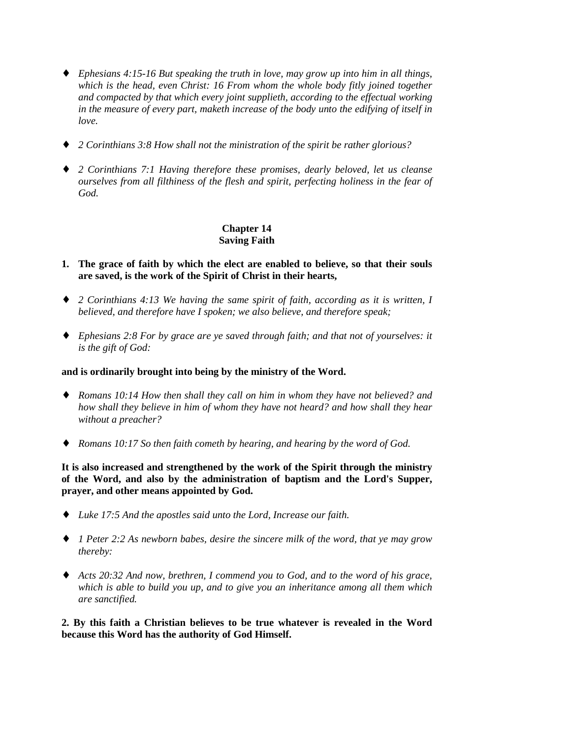- *Ephesians 4:15-16 But speaking the truth in love, may grow up into him in all things, which is the head, even Christ: 16 From whom the whole body fitly joined together and compacted by that which every joint supplieth, according to the effectual working in the measure of every part, maketh increase of the body unto the edifying of itself in love.*

- *2 Corinthians 3:8 How shall not the ministration of the spirit be rather glorious?*

- *2 Corinthians 7:1 Having therefore these promises, dearly beloved, let us cleanse ourselves from all filthiness of the flesh and spirit, perfecting holiness in the fear of God.*

## Chapter 14
## Saving Faith

**1. The grace of faith by which the elect are enabled to believe, so that their souls are saved, is the work of the Spirit of Christ in their hearts,**

- *2 Corinthians 4:13 We having the same spirit of faith, according as it is written, I believed, and therefore have I spoken; we also believe, and therefore speak;*

- *Ephesians 2:8 For by grace are ye saved through faith; and that not of yourselves: it is the gift of God:*

**and is ordinarily brought into being by the ministry of the Word.**

- *Romans 10:14 How then shall they call on him in whom they have not believed? and how shall they believe in him of whom they have not heard? and how shall they hear without a preacher?*

- *Romans 10:17 So then faith cometh by hearing, and hearing by the word of God.*

**It is also increased and strengthened by the work of the Spirit through the ministry of the Word, and also by the administration of baptism and the Lord's Supper, prayer, and other means appointed by God.**

- *Luke 17:5 And the apostles said unto the Lord, Increase our faith.*

- *1 Peter 2:2 As newborn babes, desire the sincere milk of the word, that ye may grow thereby:*

- *Acts 20:32 And now, brethren, I commend you to God, and to the word of his grace, which is able to build you up, and to give you an inheritance among all them which are sanctified.*

**2. By this faith a Christian believes to be true whatever is revealed in the Word because this Word has the authority of God Himself.**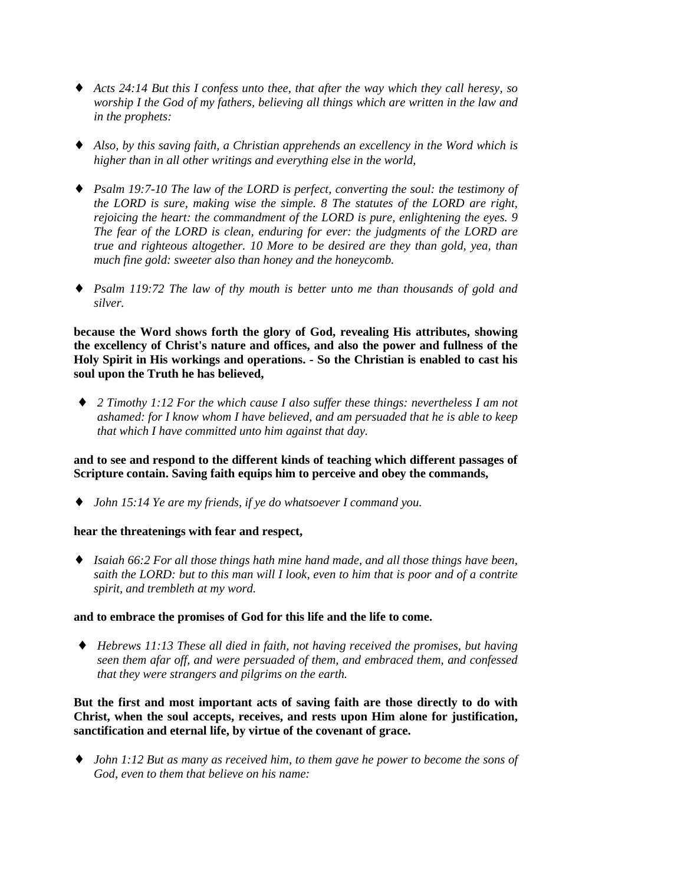- *Acts 24:14 But this I confess unto thee, that after the way which they call heresy, so worship I the God of my fathers, believing all things which are written in the law and in the prophets:*

- *Also, by this saving faith, a Christian apprehends an excellency in the Word which is higher than in all other writings and everything else in the world,*

- *Psalm 19:7-10 The law of the LORD is perfect, converting the soul: the testimony of the LORD is sure, making wise the simple. 8 The statutes of the LORD are right, rejoicing the heart: the commandment of the LORD is pure, enlightening the eyes. 9 The fear of the LORD is clean, enduring for ever: the judgments of the LORD are true and righteous altogether. 10 More to be desired are they than gold, yea, than much fine gold: sweeter also than honey and the honeycomb.*

- *Psalm 119:72 The law of thy mouth is better unto me than thousands of gold and silver.*

**because the Word shows forth the glory of God, revealing His attributes, showing the excellency of Christ's nature and offices, and also the power and fullness of the Holy Spirit in His workings and operations. - So the Christian is enabled to cast his soul upon the Truth he has believed,**

- *2 Timothy 1:12 For the which cause I also suffer these things: nevertheless I am not ashamed: for I know whom I have believed, and am persuaded that he is able to keep that which I have committed unto him against that day.*

**and to see and respond to the different kinds of teaching which different passages of Scripture contain. Saving faith equips him to perceive and obey the commands,**

- *John 15:14 Ye are my friends, if ye do whatsoever I command you.*

**hear the threatenings with fear and respect,**

- *Isaiah 66:2 For all those things hath mine hand made, and all those things have been, saith the LORD: but to this man will I look, even to him that is poor and of a contrite spirit, and trembleth at my word.*

**and to embrace the promises of God for this life and the life to come.**

- *Hebrews 11:13 These all died in faith, not having received the promises, but having seen them afar off, and were persuaded of them, and embraced them, and confessed that they were strangers and pilgrims on the earth.*

**But the first and most important acts of saving faith are those directly to do with Christ, when the soul accepts, receives, and rests upon Him alone for justification, sanctification and eternal life, by virtue of the covenant of grace.**

- *John 1:12 But as many as received him, to them gave he power to become the sons of God, even to them that believe on his name:*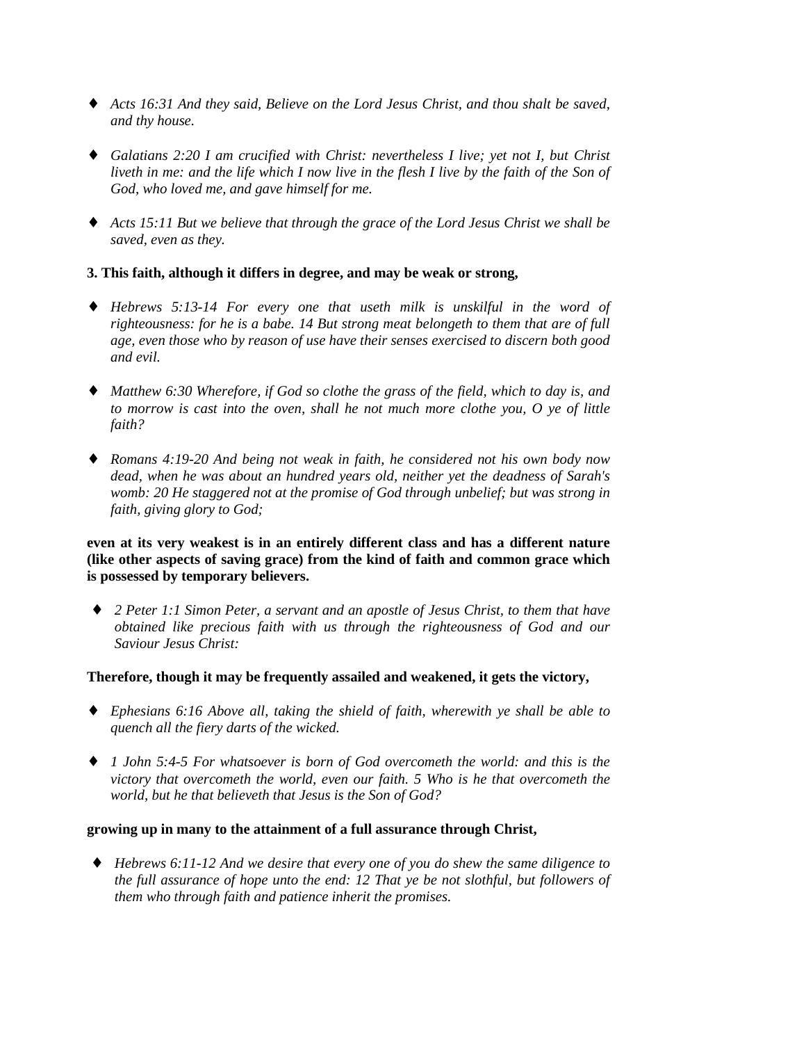- *Acts 16:31 And they said, Believe on the Lord Jesus Christ, and thou shalt be saved, and thy house.*

- *Galatians 2:20 I am crucified with Christ: nevertheless I live; yet not I, but Christ liveth in me: and the life which I now live in the flesh I live by the faith of the Son of God, who loved me, and gave himself for me.*

- *Acts 15:11 But we believe that through the grace of the Lord Jesus Christ we shall be saved, even as they.*

**3. This faith, although it differs in degree, and may be weak or strong,**

- *Hebrews 5:13-14 For every one that useth milk is unskilful in the word of righteousness: for he is a babe. 14 But strong meat belongeth to them that are of full age, even those who by reason of use have their senses exercised to discern both good and evil.*

- *Matthew 6:30 Wherefore, if God so clothe the grass of the field, which to day is, and to morrow is cast into the oven, shall he not much more clothe you, O ye of little faith?*

- *Romans 4:19-20 And being not weak in faith, he considered not his own body now dead, when he was about an hundred years old, neither yet the deadness of Sarah's womb: 20 He staggered not at the promise of God through unbelief; but was strong in faith, giving glory to God;*

**even at its very weakest is in an entirely different class and has a different nature (like other aspects of saving grace) from the kind of faith and common grace which is possessed by temporary believers.**

- *2 Peter 1:1 Simon Peter, a servant and an apostle of Jesus Christ, to them that have obtained like precious faith with us through the righteousness of God and our Saviour Jesus Christ:*

**Therefore, though it may be frequently assailed and weakened, it gets the victory,**

- *Ephesians 6:16 Above all, taking the shield of faith, wherewith ye shall be able to quench all the fiery darts of the wicked.*

- *1 John 5:4-5 For whatsoever is born of God overcometh the world: and this is the victory that overcometh the world, even our faith. 5 Who is he that overcometh the world, but he that believeth that Jesus is the Son of God?*

**growing up in many to the attainment of a full assurance through Christ,**

- *Hebrews 6:11-12 And we desire that every one of you do shew the same diligence to the full assurance of hope unto the end: 12 That ye be not slothful, but followers of them who through faith and patience inherit the promises.*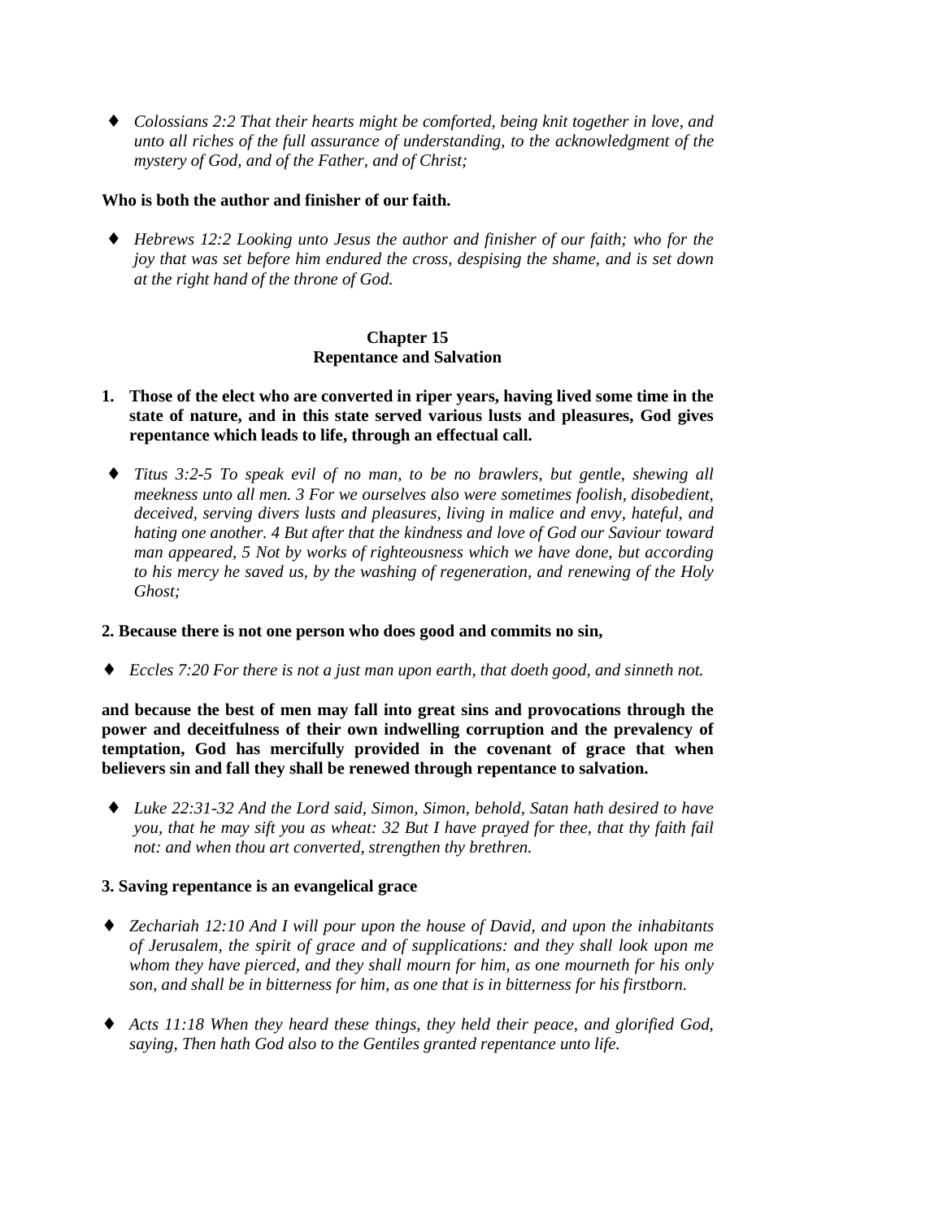- *Colossians 2:2 That their hearts might be comforted, being knit together in love, and unto all riches of the full assurance of understanding, to the acknowledgment of the mystery of God, and of the Father, and of Christ;*

**Who is both the author and finisher of our faith.**

- *Hebrews 12:2 Looking unto Jesus the author and finisher of our faith; who for the joy that was set before him endured the cross, despising the shame, and is set down at the right hand of the throne of God.*

## Chapter 15
## Repentance and Salvation

**1. Those of the elect who are converted in riper years, having lived some time in the state of nature, and in this state served various lusts and pleasures, God gives repentance which leads to life, through an effectual call.**

- *Titus 3:2-5 To speak evil of no man, to be no brawlers, but gentle, shewing all meekness unto all men. 3 For we ourselves also were sometimes foolish, disobedient, deceived, serving divers lusts and pleasures, living in malice and envy, hateful, and hating one another. 4 But after that the kindness and love of God our Saviour toward man appeared, 5 Not by works of righteousness which we have done, but according to his mercy he saved us, by the washing of regeneration, and renewing of the Holy Ghost;*

**2. Because there is not one person who does good and commits no sin,**

- *Eccles 7:20 For there is not a just man upon earth, that doeth good, and sinneth not.*

**and because the best of men may fall into great sins and provocations through the power and deceitfulness of their own indwelling corruption and the prevalency of temptation, God has mercifully provided in the covenant of grace that when believers sin and fall they shall be renewed through repentance to salvation.**

- *Luke 22:31-32 And the Lord said, Simon, Simon, behold, Satan hath desired to have you, that he may sift you as wheat: 32 But I have prayed for thee, that thy faith fail not: and when thou art converted, strengthen thy brethren.*

**3. Saving repentance is an evangelical grace**

- *Zechariah 12:10 And I will pour upon the house of David, and upon the inhabitants of Jerusalem, the spirit of grace and of supplications: and they shall look upon me whom they have pierced, and they shall mourn for him, as one mourneth for his only son, and shall be in bitterness for him, as one that is in bitterness for his firstborn.*

- *Acts 11:18 When they heard these things, they held their peace, and glorified God, saying, Then hath God also to the Gentiles granted repentance unto life.*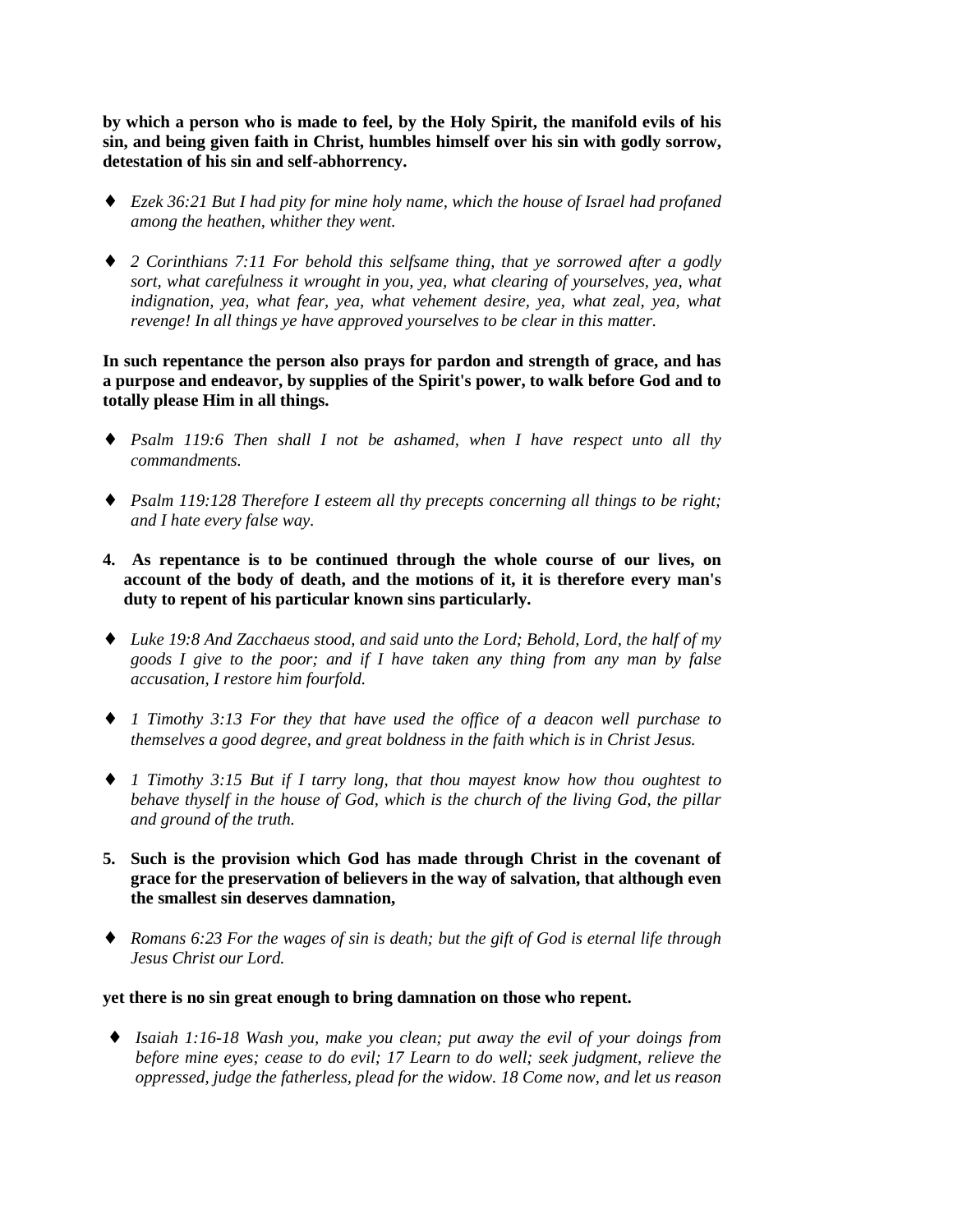**by which a person who is made to feel, by the Holy Spirit, the manifold evils of his sin, and being given faith in Christ, humbles himself over his sin with godly sorrow, detestation of his sin and self-abhorrency.**

- *Ezek 36:21 But I had pity for mine holy name, which the house of Israel had profaned among the heathen, whither they went.*

- *2 Corinthians 7:11 For behold this selfsame thing, that ye sorrowed after a godly sort, what carefulness it wrought in you, yea, what clearing of yourselves, yea, what indignation, yea, what fear, yea, what vehement desire, yea, what zeal, yea, what revenge! In all things ye have approved yourselves to be clear in this matter.*

**In such repentance the person also prays for pardon and strength of grace, and has a purpose and endeavor, by supplies of the Spirit's power, to walk before God and to totally please Him in all things.**

- *Psalm 119:6 Then shall I not be ashamed, when I have respect unto all thy commandments.*

- *Psalm 119:128 Therefore I esteem all thy precepts concerning all things to be right; and I hate every false way.*

**4. As repentance is to be continued through the whole course of our lives, on account of the body of death, and the motions of it, it is therefore every man's duty to repent of his particular known sins particularly.**

- *Luke 19:8 And Zacchaeus stood, and said unto the Lord; Behold, Lord, the half of my goods I give to the poor; and if I have taken any thing from any man by false accusation, I restore him fourfold.*

- *1 Timothy 3:13 For they that have used the office of a deacon well purchase to themselves a good degree, and great boldness in the faith which is in Christ Jesus.*

- *1 Timothy 3:15 But if I tarry long, that thou mayest know how thou oughtest to behave thyself in the house of God, which is the church of the living God, the pillar and ground of the truth.*

**5. Such is the provision which God has made through Christ in the covenant of grace for the preservation of believers in the way of salvation, that although even the smallest sin deserves damnation,**

- *Romans 6:23 For the wages of sin is death; but the gift of God is eternal life through Jesus Christ our Lord.*

**yet there is no sin great enough to bring damnation on those who repent.**

- *Isaiah 1:16-18 Wash you, make you clean; put away the evil of your doings from before mine eyes; cease to do evil; 17 Learn to do well; seek judgment, relieve the oppressed, judge the fatherless, plead for the widow. 18 Come now, and let us reason*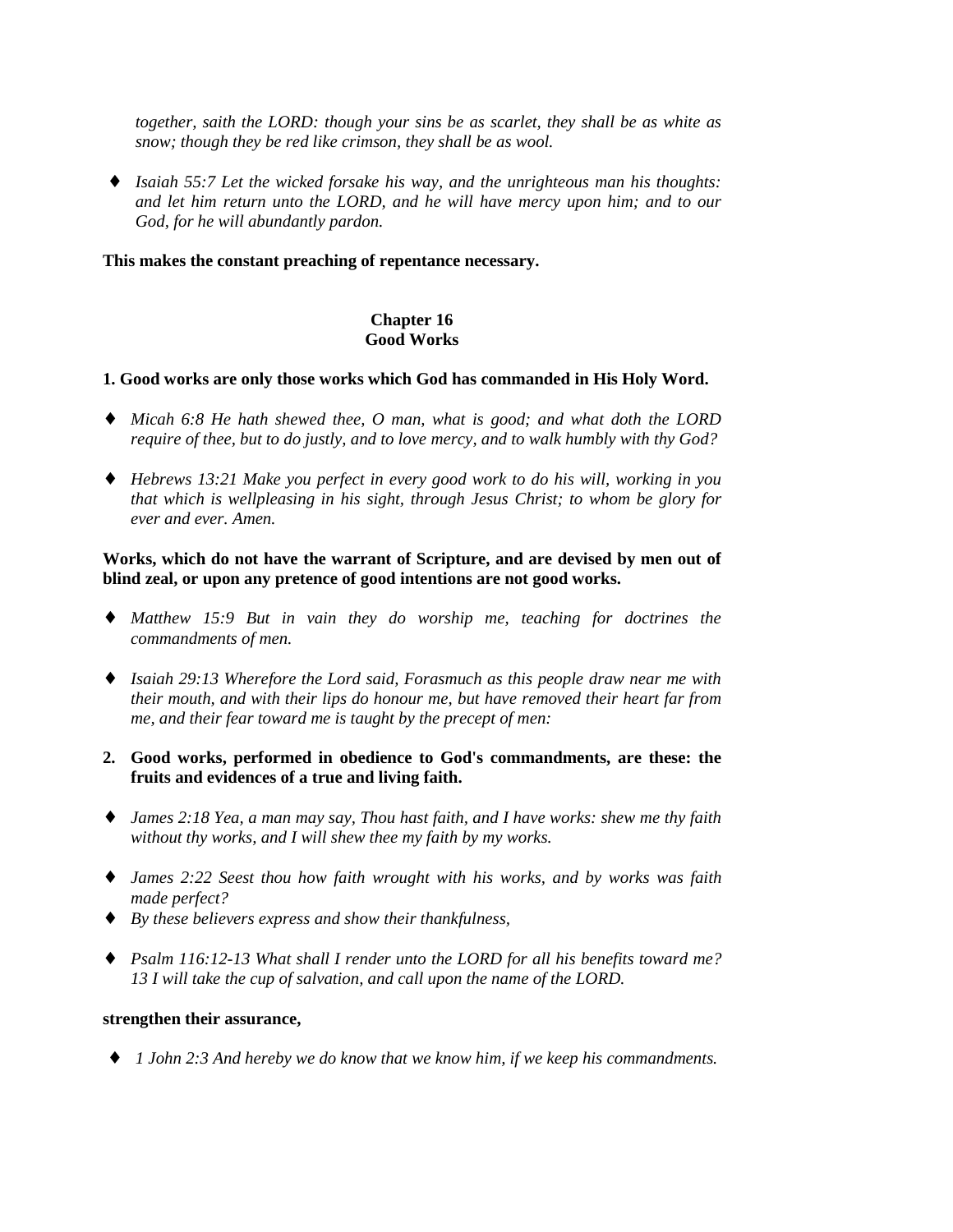*together, saith the LORD: though your sins be as scarlet, they shall be as white as snow; though they be red like crimson, they shall be as wool.*

- *Isaiah 55:7 Let the wicked forsake his way, and the unrighteous man his thoughts: and let him return unto the LORD, and he will have mercy upon him; and to our God, for he will abundantly pardon.*

**This makes the constant preaching of repentance necessary.**

## Chapter 16
## Good Works

**1. Good works are only those works which God has commanded in His Holy Word.**

- *Micah 6:8 He hath shewed thee, O man, what is good; and what doth the LORD require of thee, but to do justly, and to love mercy, and to walk humbly with thy God?*

- *Hebrews 13:21 Make you perfect in every good work to do his will, working in you that which is wellpleasing in his sight, through Jesus Christ; to whom be glory for ever and ever. Amen.*

**Works, which do not have the warrant of Scripture, and are devised by men out of blind zeal, or upon any pretence of good intentions are not good works.**

- *Matthew 15:9 But in vain they do worship me, teaching for doctrines the commandments of men.*

- *Isaiah 29:13 Wherefore the Lord said, Forasmuch as this people draw near me with their mouth, and with their lips do honour me, but have removed their heart far from me, and their fear toward me is taught by the precept of men:*

**2. Good works, performed in obedience to God's commandments, are these: the fruits and evidences of a true and living faith.**

- *James 2:18 Yea, a man may say, Thou hast faith, and I have works: shew me thy faith without thy works, and I will shew thee my faith by my works.*

- *James 2:22 Seest thou how faith wrought with his works, and by works was faith made perfect?*
- *By these believers express and show their thankfulness,*

- *Psalm 116:12-13 What shall I render unto the LORD for all his benefits toward me? 13 I will take the cup of salvation, and call upon the name of the LORD.*

**strengthen their assurance,**

- *1 John 2:3 And hereby we do know that we know him, if we keep his commandments.*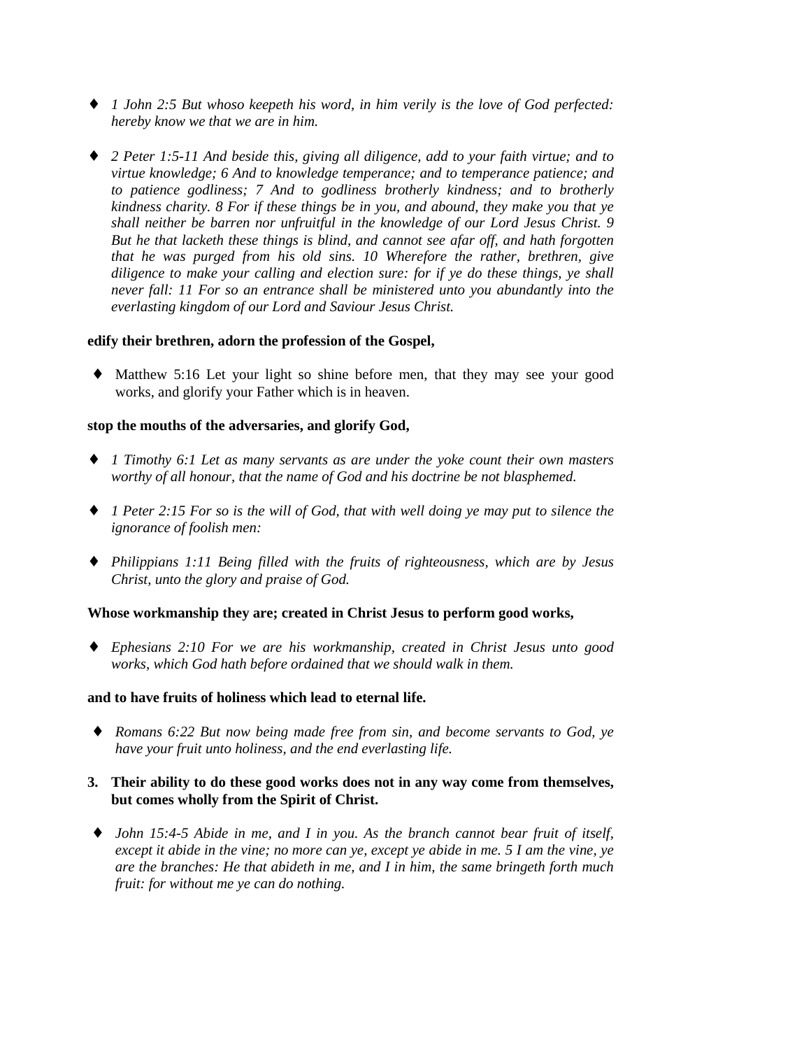- ♦ *1 John 2:5 But whoso keepeth his word, in him verily is the love of God perfected: hereby know we that we are in him.*

- ♦ *2 Peter 1:5-11 And beside this, giving all diligence, add to your faith virtue; and to virtue knowledge; 6 And to knowledge temperance; and to temperance patience; and to patience godliness; 7 And to godliness brotherly kindness; and to brotherly kindness charity. 8 For if these things be in you, and abound, they make you that ye shall neither be barren nor unfruitful in the knowledge of our Lord Jesus Christ. 9 But he that lacketh these things is blind, and cannot see afar off, and hath forgotten that he was purged from his old sins. 10 Wherefore the rather, brethren, give diligence to make your calling and election sure: for if ye do these things, ye shall never fall: 11 For so an entrance shall be ministered unto you abundantly into the everlasting kingdom of our Lord and Saviour Jesus Christ.*

**edify their brethren, adorn the profession of the Gospel,**

- ♦ Matthew 5:16 Let your light so shine before men, that they may see your good works, and glorify your Father which is in heaven.

**stop the mouths of the adversaries, and glorify God,**

- ♦ *1 Timothy 6:1 Let as many servants as are under the yoke count their own masters worthy of all honour, that the name of God and his doctrine be not blasphemed.*

- ♦ *1 Peter 2:15 For so is the will of God, that with well doing ye may put to silence the ignorance of foolish men:*

- ♦ *Philippians 1:11 Being filled with the fruits of righteousness, which are by Jesus Christ, unto the glory and praise of God.*

**Whose workmanship they are; created in Christ Jesus to perform good works,**

- ♦ *Ephesians 2:10 For we are his workmanship, created in Christ Jesus unto good works, which God hath before ordained that we should walk in them.*

**and to have fruits of holiness which lead to eternal life.**

- ♦ *Romans 6:22 But now being made free from sin, and become servants to God, ye have your fruit unto holiness, and the end everlasting life.*

**3. Their ability to do these good works does not in any way come from themselves, but comes wholly from the Spirit of Christ.**

- ♦ *John 15:4-5 Abide in me, and I in you. As the branch cannot bear fruit of itself, except it abide in the vine; no more can ye, except ye abide in me. 5 I am the vine, ye are the branches: He that abideth in me, and I in him, the same bringeth forth much fruit: for without me ye can do nothing.*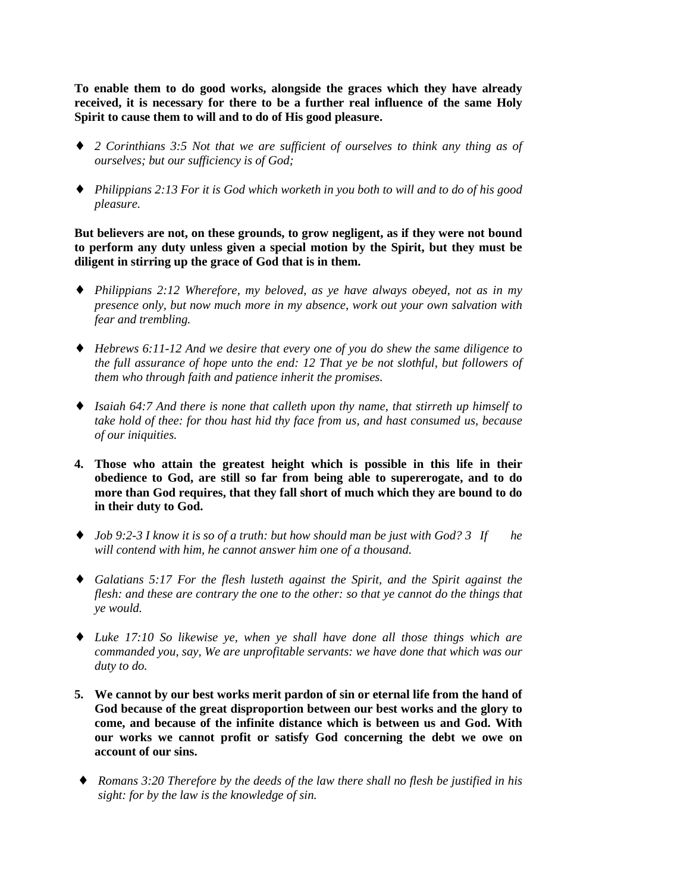**To enable them to do good works, alongside the graces which they have already received, it is necessary for there to be a further real influence of the same Holy Spirit to cause them to will and to do of His good pleasure.**

- ♦ *2 Corinthians 3:5 Not that we are sufficient of ourselves to think any thing as of ourselves; but our sufficiency is of God;*

- ♦ *Philippians 2:13 For it is God which worketh in you both to will and to do of his good pleasure.*

**But believers are not, on these grounds, to grow negligent, as if they were not bound to perform any duty unless given a special motion by the Spirit, but they must be diligent in stirring up the grace of God that is in them.**

- ♦ *Philippians 2:12 Wherefore, my beloved, as ye have always obeyed, not as in my presence only, but now much more in my absence, work out your own salvation with fear and trembling.*

- ♦ *Hebrews 6:11-12 And we desire that every one of you do shew the same diligence to the full assurance of hope unto the end: 12 That ye be not slothful, but followers of them who through faith and patience inherit the promises.*

- ♦ *Isaiah 64:7 And there is none that calleth upon thy name, that stirreth up himself to take hold of thee: for thou hast hid thy face from us, and hast consumed us, because of our iniquities.*

4. **Those who attain the greatest height which is possible in this life in their obedience to God, are still so far from being able to supererogate, and to do more than God requires, that they fall short of much which they are bound to do in their duty to God.**

- ♦ *Job 9:2-3 I know it is so of a truth: but how should man be just with God? 3 If he will contend with him, he cannot answer him one of a thousand.*

- ♦ *Galatians 5:17 For the flesh lusteth against the Spirit, and the Spirit against the flesh: and these are contrary the one to the other: so that ye cannot do the things that ye would.*

- ♦ *Luke 17:10 So likewise ye, when ye shall have done all those things which are commanded you, say, We are unprofitable servants: we have done that which was our duty to do.*

5. **We cannot by our best works merit pardon of sin or eternal life from the hand of God because of the great disproportion between our best works and the glory to come, and because of the infinite distance which is between us and God. With our works we cannot profit or satisfy God concerning the debt we owe on account of our sins.**

- ♦ *Romans 3:20 Therefore by the deeds of the law there shall no flesh be justified in his sight: for by the law is the knowledge of sin.*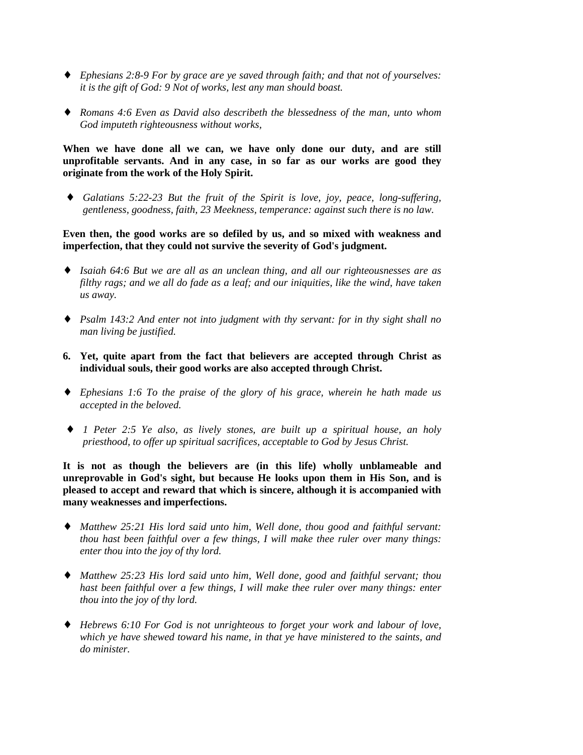- *Ephesians 2:8-9 For by grace are ye saved through faith; and that not of yourselves: it is the gift of God: 9 Not of works, lest any man should boast.*

- *Romans 4:6 Even as David also describeth the blessedness of the man, unto whom God imputeth righteousness without works,*

**When we have done all we can, we have only done our duty, and are still unprofitable servants. And in any case, in so far as our works are good they originate from the work of the Holy Spirit.**

- *Galatians 5:22-23 But the fruit of the Spirit is love, joy, peace, long-suffering, gentleness, goodness, faith, 23 Meekness, temperance: against such there is no law.*

**Even then, the good works are so defiled by us, and so mixed with weakness and imperfection, that they could not survive the severity of God's judgment.**

- *Isaiah 64:6 But we are all as an unclean thing, and all our righteousnesses are as filthy rags; and we all do fade as a leaf; and our iniquities, like the wind, have taken us away.*

- *Psalm 143:2 And enter not into judgment with thy servant: for in thy sight shall no man living be justified.*

6. **Yet, quite apart from the fact that believers are accepted through Christ as individual souls, their good works are also accepted through Christ.**

- *Ephesians 1:6 To the praise of the glory of his grace, wherein he hath made us accepted in the beloved.*

- *1 Peter 2:5 Ye also, as lively stones, are built up a spiritual house, an holy priesthood, to offer up spiritual sacrifices, acceptable to God by Jesus Christ.*

**It is not as though the believers are (in this life) wholly unblameable and unreprovable in God's sight, but because He looks upon them in His Son, and is pleased to accept and reward that which is sincere, although it is accompanied with many weaknesses and imperfections.**

- *Matthew 25:21 His lord said unto him, Well done, thou good and faithful servant: thou hast been faithful over a few things, I will make thee ruler over many things: enter thou into the joy of thy lord.*

- *Matthew 25:23 His lord said unto him, Well done, good and faithful servant; thou hast been faithful over a few things, I will make thee ruler over many things: enter thou into the joy of thy lord.*

- *Hebrews 6:10 For God is not unrighteous to forget your work and labour of love, which ye have shewed toward his name, in that ye have ministered to the saints, and do minister.*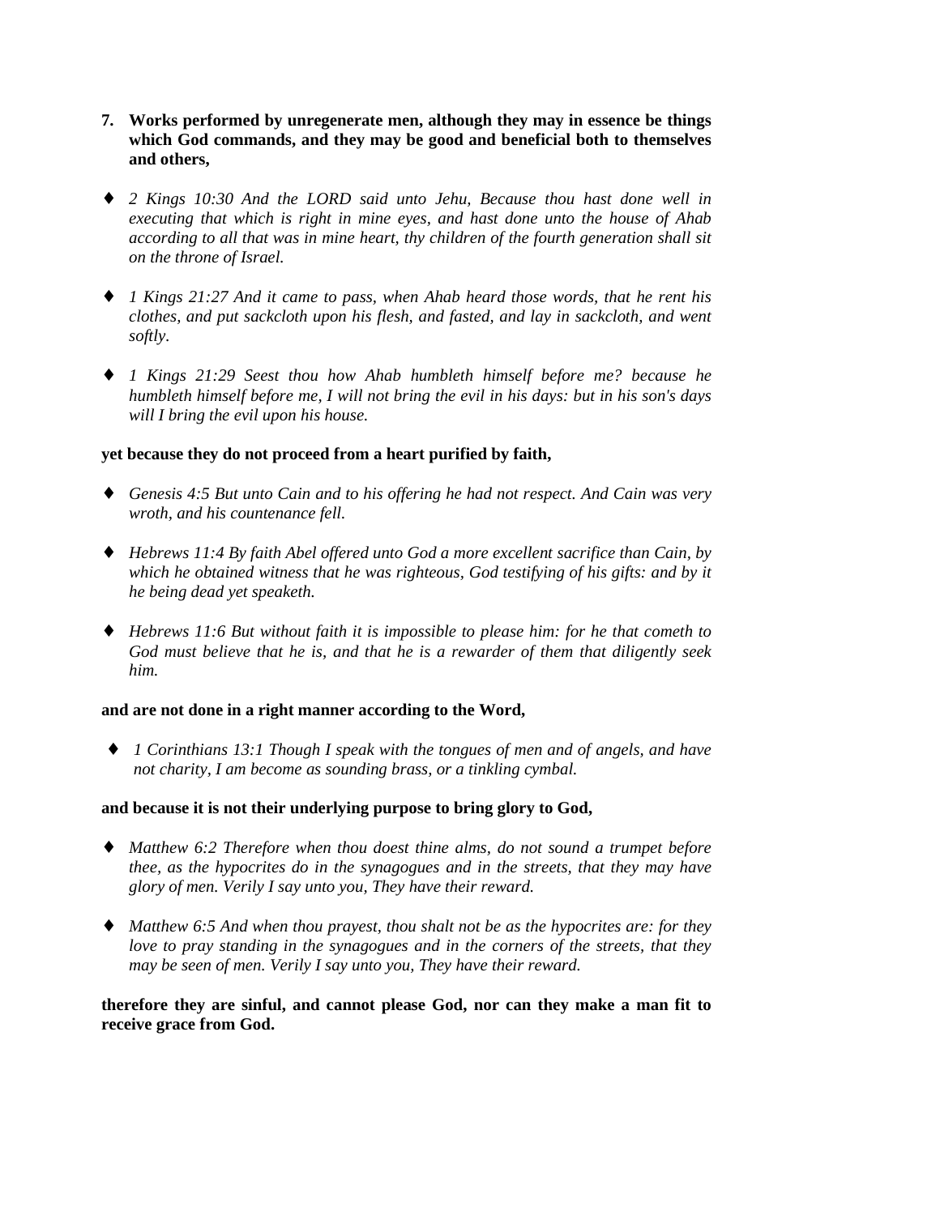**7. Works performed by unregenerate men, although they may in essence be things which God commands, and they may be good and beneficial both to themselves and others,**

- *2 Kings 10:30 And the LORD said unto Jehu, Because thou hast done well in executing that which is right in mine eyes, and hast done unto the house of Ahab according to all that was in mine heart, thy children of the fourth generation shall sit on the throne of Israel.*

- *1 Kings 21:27 And it came to pass, when Ahab heard those words, that he rent his clothes, and put sackcloth upon his flesh, and fasted, and lay in sackcloth, and went softly.*

- *1 Kings 21:29 Seest thou how Ahab humbleth himself before me? because he humbleth himself before me, I will not bring the evil in his days: but in his son's days will I bring the evil upon his house.*

**yet because they do not proceed from a heart purified by faith,**

- *Genesis 4:5 But unto Cain and to his offering he had not respect. And Cain was very wroth, and his countenance fell.*

- *Hebrews 11:4 By faith Abel offered unto God a more excellent sacrifice than Cain, by which he obtained witness that he was righteous, God testifying of his gifts: and by it he being dead yet speaketh.*

- *Hebrews 11:6 But without faith it is impossible to please him: for he that cometh to God must believe that he is, and that he is a rewarder of them that diligently seek him.*

**and are not done in a right manner according to the Word,**

- *1 Corinthians 13:1 Though I speak with the tongues of men and of angels, and have not charity, I am become as sounding brass, or a tinkling cymbal.*

**and because it is not their underlying purpose to bring glory to God,**

- *Matthew 6:2 Therefore when thou doest thine alms, do not sound a trumpet before thee, as the hypocrites do in the synagogues and in the streets, that they may have glory of men. Verily I say unto you, They have their reward.*

- *Matthew 6:5 And when thou prayest, thou shalt not be as the hypocrites are: for they love to pray standing in the synagogues and in the corners of the streets, that they may be seen of men. Verily I say unto you, They have their reward.*

**therefore they are sinful, and cannot please God, nor can they make a man fit to receive grace from God.**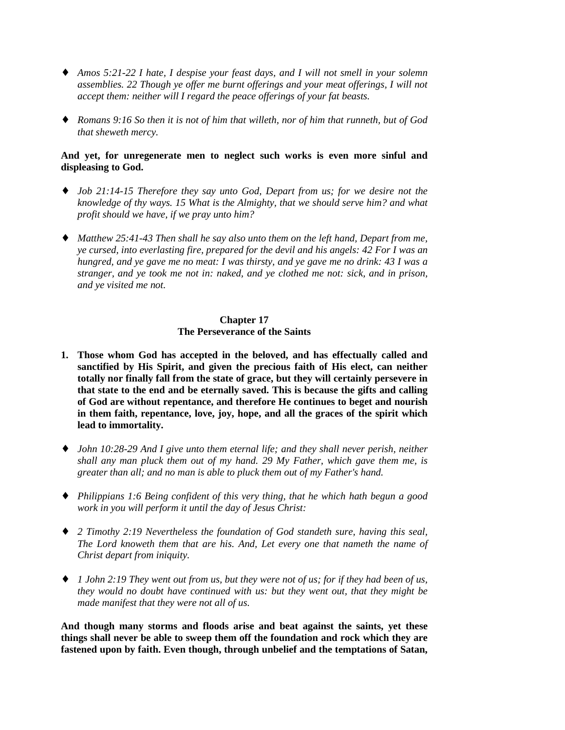- *Amos 5:21-22 I hate, I despise your feast days, and I will not smell in your solemn assemblies. 22 Though ye offer me burnt offerings and your meat offerings, I will not accept them: neither will I regard the peace offerings of your fat beasts.*

- *Romans 9:16 So then it is not of him that willeth, nor of him that runneth, but of God that sheweth mercy.*

**And yet, for unregenerate men to neglect such works is even more sinful and displeasing to God.**

- *Job 21:14-15 Therefore they say unto God, Depart from us; for we desire not the knowledge of thy ways. 15 What is the Almighty, that we should serve him? and what profit should we have, if we pray unto him?*

- *Matthew 25:41-43 Then shall he say also unto them on the left hand, Depart from me, ye cursed, into everlasting fire, prepared for the devil and his angels: 42 For I was an hungred, and ye gave me no meat: I was thirsty, and ye gave me no drink: 43 I was a stranger, and ye took me not in: naked, and ye clothed me not: sick, and in prison, and ye visited me not.*

## Chapter 17
## The Perseverance of the Saints

1. **Those whom God has accepted in the beloved, and has effectually called and sanctified by His Spirit, and given the precious faith of His elect, can neither totally nor finally fall from the state of grace, but they will certainly persevere in that state to the end and be eternally saved. This is because the gifts and calling of God are without repentance, and therefore He continues to beget and nourish in them faith, repentance, love, joy, hope, and all the graces of the spirit which lead to immortality.**

- *John 10:28-29 And I give unto them eternal life; and they shall never perish, neither shall any man pluck them out of my hand. 29 My Father, which gave them me, is greater than all; and no man is able to pluck them out of my Father's hand.*

- *Philippians 1:6 Being confident of this very thing, that he which hath begun a good work in you will perform it until the day of Jesus Christ:*

- *2 Timothy 2:19 Nevertheless the foundation of God standeth sure, having this seal, The Lord knoweth them that are his. And, Let every one that nameth the name of Christ depart from iniquity.*

- *1 John 2:19 They went out from us, but they were not of us; for if they had been of us, they would no doubt have continued with us: but they went out, that they might be made manifest that they were not all of us.*

**And though many storms and floods arise and beat against the saints, yet these things shall never be able to sweep them off the foundation and rock which they are fastened upon by faith. Even though, through unbelief and the temptations of Satan,**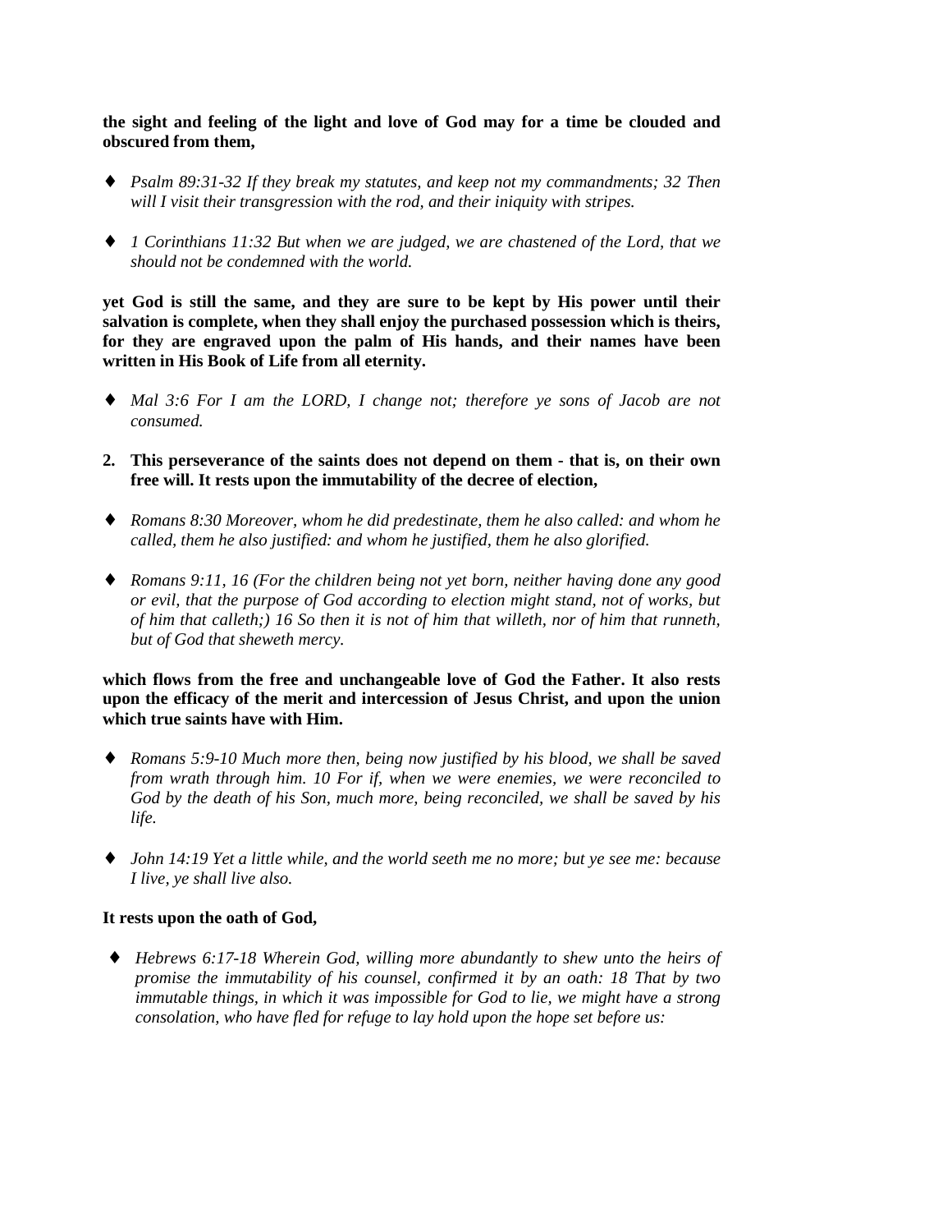**the sight and feeling of the light and love of God may for a time be clouded and obscured from them,**

- *Psalm 89:31-32 If they break my statutes, and keep not my commandments; 32 Then will I visit their transgression with the rod, and their iniquity with stripes.*

- *1 Corinthians 11:32 But when we are judged, we are chastened of the Lord, that we should not be condemned with the world.*

**yet God is still the same, and they are sure to be kept by His power until their salvation is complete, when they shall enjoy the purchased possession which is theirs, for they are engraved upon the palm of His hands, and their names have been written in His Book of Life from all eternity.**

- *Mal 3:6 For I am the LORD, I change not; therefore ye sons of Jacob are not consumed.*

2. **This perseverance of the saints does not depend on them - that is, on their own free will. It rests upon the immutability of the decree of election,**

- *Romans 8:30 Moreover, whom he did predestinate, them he also called: and whom he called, them he also justified: and whom he justified, them he also glorified.*

- *Romans 9:11, 16 (For the children being not yet born, neither having done any good or evil, that the purpose of God according to election might stand, not of works, but of him that calleth;) 16 So then it is not of him that willeth, nor of him that runneth, but of God that sheweth mercy.*

**which flows from the free and unchangeable love of God the Father. It also rests upon the efficacy of the merit and intercession of Jesus Christ, and upon the union which true saints have with Him.**

- *Romans 5:9-10 Much more then, being now justified by his blood, we shall be saved from wrath through him. 10 For if, when we were enemies, we were reconciled to God by the death of his Son, much more, being reconciled, we shall be saved by his life.*

- *John 14:19 Yet a little while, and the world seeth me no more; but ye see me: because I live, ye shall live also.*

**It rests upon the oath of God,**

- *Hebrews 6:17-18 Wherein God, willing more abundantly to shew unto the heirs of promise the immutability of his counsel, confirmed it by an oath: 18 That by two immutable things, in which it was impossible for God to lie, we might have a strong consolation, who have fled for refuge to lay hold upon the hope set before us:*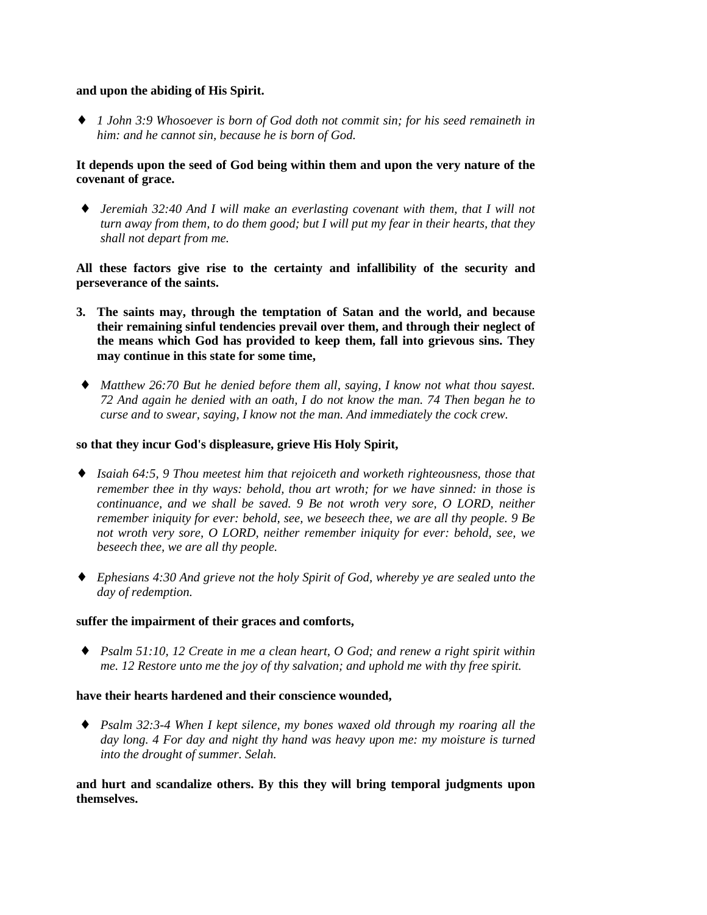**and upon the abiding of His Spirit.**

- *1 John 3:9 Whosoever is born of God doth not commit sin; for his seed remaineth in him: and he cannot sin, because he is born of God.*

**It depends upon the seed of God being within them and upon the very nature of the covenant of grace.**

- *Jeremiah 32:40 And I will make an everlasting covenant with them, that I will not turn away from them, to do them good; but I will put my fear in their hearts, that they shall not depart from me.*

**All these factors give rise to the certainty and infallibility of the security and perseverance of the saints.**

3. **The saints may, through the temptation of Satan and the world, and because their remaining sinful tendencies prevail over them, and through their neglect of the means which God has provided to keep them, fall into grievous sins. They may continue in this state for some time,**

- *Matthew 26:70 But he denied before them all, saying, I know not what thou sayest. 72 And again he denied with an oath, I do not know the man. 74 Then began he to curse and to swear, saying, I know not the man. And immediately the cock crew.*

**so that they incur God's displeasure, grieve His Holy Spirit,**

- *Isaiah 64:5, 9 Thou meetest him that rejoiceth and worketh righteousness, those that remember thee in thy ways: behold, thou art wroth; for we have sinned: in those is continuance, and we shall be saved. 9 Be not wroth very sore, O LORD, neither remember iniquity for ever: behold, see, we beseech thee, we are all thy people. 9 Be not wroth very sore, O LORD, neither remember iniquity for ever: behold, see, we beseech thee, we are all thy people.*

- *Ephesians 4:30 And grieve not the holy Spirit of God, whereby ye are sealed unto the day of redemption.*

**suffer the impairment of their graces and comforts,**

- *Psalm 51:10, 12 Create in me a clean heart, O God; and renew a right spirit within me. 12 Restore unto me the joy of thy salvation; and uphold me with thy free spirit.*

**have their hearts hardened and their conscience wounded,**

- *Psalm 32:3-4 When I kept silence, my bones waxed old through my roaring all the day long. 4 For day and night thy hand was heavy upon me: my moisture is turned into the drought of summer. Selah.*

**and hurt and scandalize others. By this they will bring temporal judgments upon themselves.**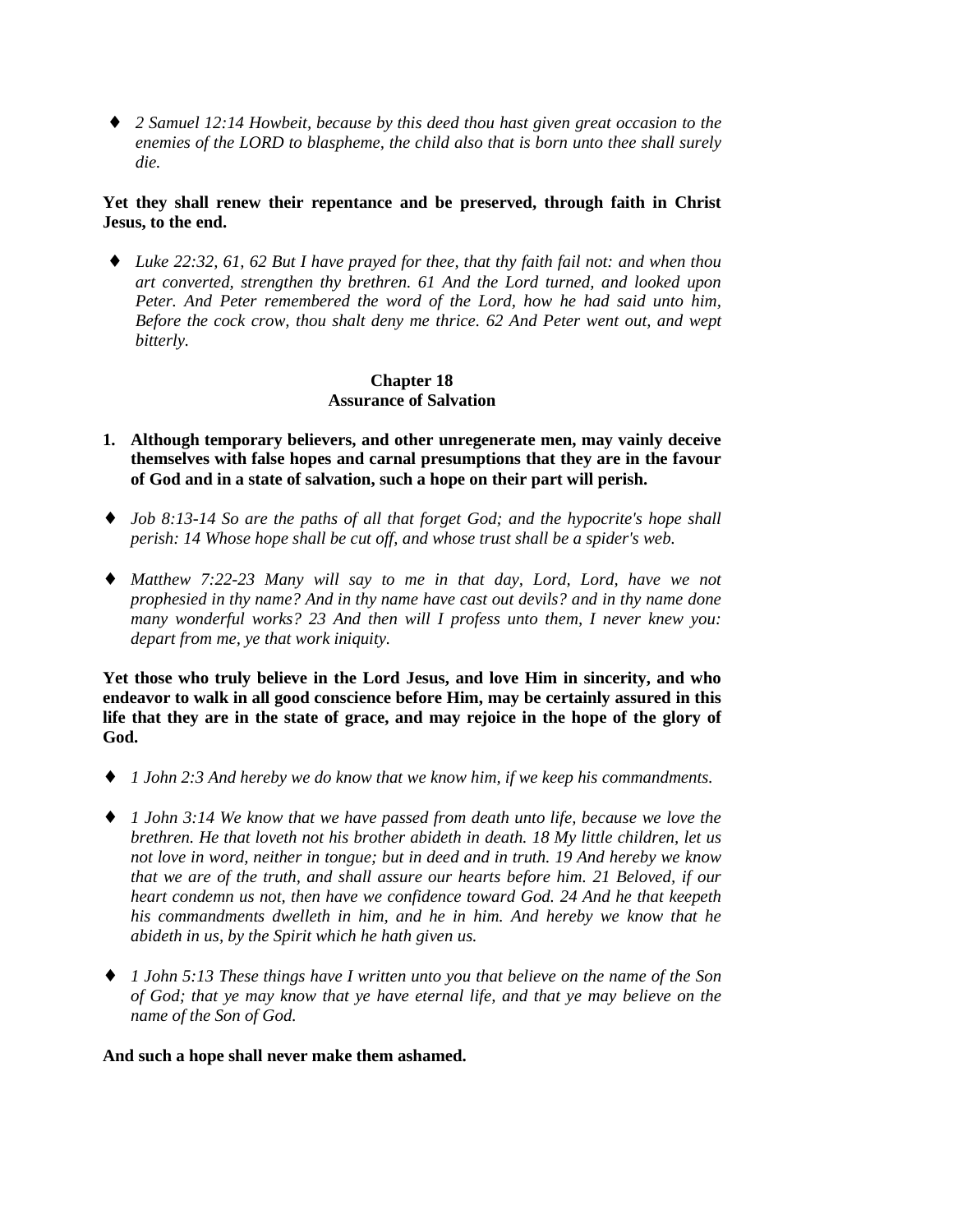- *2 Samuel 12:14 Howbeit, because by this deed thou hast given great occasion to the enemies of the LORD to blaspheme, the child also that is born unto thee shall surely die.*

**Yet they shall renew their repentance and be preserved, through faith in Christ Jesus, to the end.**

- *Luke 22:32, 61, 62 But I have prayed for thee, that thy faith fail not: and when thou art converted, strengthen thy brethren. 61 And the Lord turned, and looked upon Peter. And Peter remembered the word of the Lord, how he had said unto him, Before the cock crow, thou shalt deny me thrice. 62 And Peter went out, and wept bitterly.*

## Chapter 18
## Assurance of Salvation

**1. Although temporary believers, and other unregenerate men, may vainly deceive themselves with false hopes and carnal presumptions that they are in the favour of God and in a state of salvation, such a hope on their part will perish.**

- *Job 8:13-14 So are the paths of all that forget God; and the hypocrite's hope shall perish: 14 Whose hope shall be cut off, and whose trust shall be a spider's web.*

- *Matthew 7:22-23 Many will say to me in that day, Lord, Lord, have we not prophesied in thy name? And in thy name have cast out devils? and in thy name done many wonderful works? 23 And then will I profess unto them, I never knew you: depart from me, ye that work iniquity.*

**Yet those who truly believe in the Lord Jesus, and love Him in sincerity, and who endeavor to walk in all good conscience before Him, may be certainly assured in this life that they are in the state of grace, and may rejoice in the hope of the glory of God.**

- *1 John 2:3 And hereby we do know that we know him, if we keep his commandments.*

- *1 John 3:14 We know that we have passed from death unto life, because we love the brethren. He that loveth not his brother abideth in death. 18 My little children, let us not love in word, neither in tongue; but in deed and in truth. 19 And hereby we know that we are of the truth, and shall assure our hearts before him. 21 Beloved, if our heart condemn us not, then have we confidence toward God. 24 And he that keepeth his commandments dwelleth in him, and he in him. And hereby we know that he abideth in us, by the Spirit which he hath given us.*

- *1 John 5:13 These things have I written unto you that believe on the name of the Son of God; that ye may know that ye have eternal life, and that ye may believe on the name of the Son of God.*

**And such a hope shall never make them ashamed.**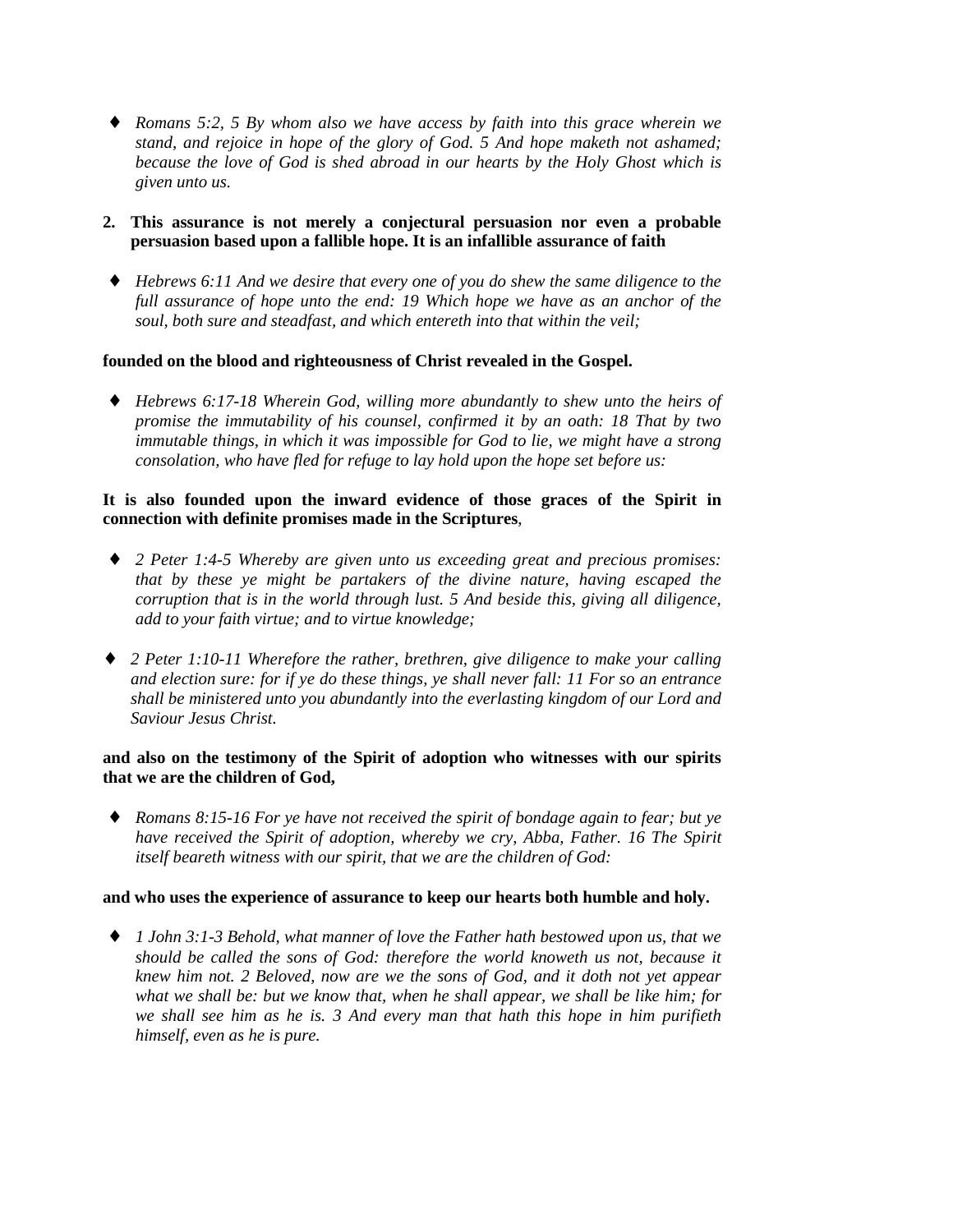- *Romans 5:2, 5 By whom also we have access by faith into this grace wherein we stand, and rejoice in hope of the glory of God. 5 And hope maketh not ashamed; because the love of God is shed abroad in our hearts by the Holy Ghost which is given unto us.*

**2. This assurance is not merely a conjectural persuasion nor even a probable persuasion based upon a fallible hope. It is an infallible assurance of faith**

- *Hebrews 6:11 And we desire that every one of you do shew the same diligence to the full assurance of hope unto the end: 19 Which hope we have as an anchor of the soul, both sure and steadfast, and which entereth into that within the veil;*

**founded on the blood and righteousness of Christ revealed in the Gospel.**

- *Hebrews 6:17-18 Wherein God, willing more abundantly to shew unto the heirs of promise the immutability of his counsel, confirmed it by an oath: 18 That by two immutable things, in which it was impossible for God to lie, we might have a strong consolation, who have fled for refuge to lay hold upon the hope set before us:*

**It is also founded upon the inward evidence of those graces of the Spirit in connection with definite promises made in the Scriptures**,

- *2 Peter 1:4-5 Whereby are given unto us exceeding great and precious promises: that by these ye might be partakers of the divine nature, having escaped the corruption that is in the world through lust. 5 And beside this, giving all diligence, add to your faith virtue; and to virtue knowledge;*

- *2 Peter 1:10-11 Wherefore the rather, brethren, give diligence to make your calling and election sure: for if ye do these things, ye shall never fall: 11 For so an entrance shall be ministered unto you abundantly into the everlasting kingdom of our Lord and Saviour Jesus Christ.*

**and also on the testimony of the Spirit of adoption who witnesses with our spirits that we are the children of God,**

- *Romans 8:15-16 For ye have not received the spirit of bondage again to fear; but ye have received the Spirit of adoption, whereby we cry, Abba, Father. 16 The Spirit itself beareth witness with our spirit, that we are the children of God:*

**and who uses the experience of assurance to keep our hearts both humble and holy.**

- *1 John 3:1-3 Behold, what manner of love the Father hath bestowed upon us, that we should be called the sons of God: therefore the world knoweth us not, because it knew him not. 2 Beloved, now are we the sons of God, and it doth not yet appear what we shall be: but we know that, when he shall appear, we shall be like him; for we shall see him as he is. 3 And every man that hath this hope in him purifieth himself, even as he is pure.*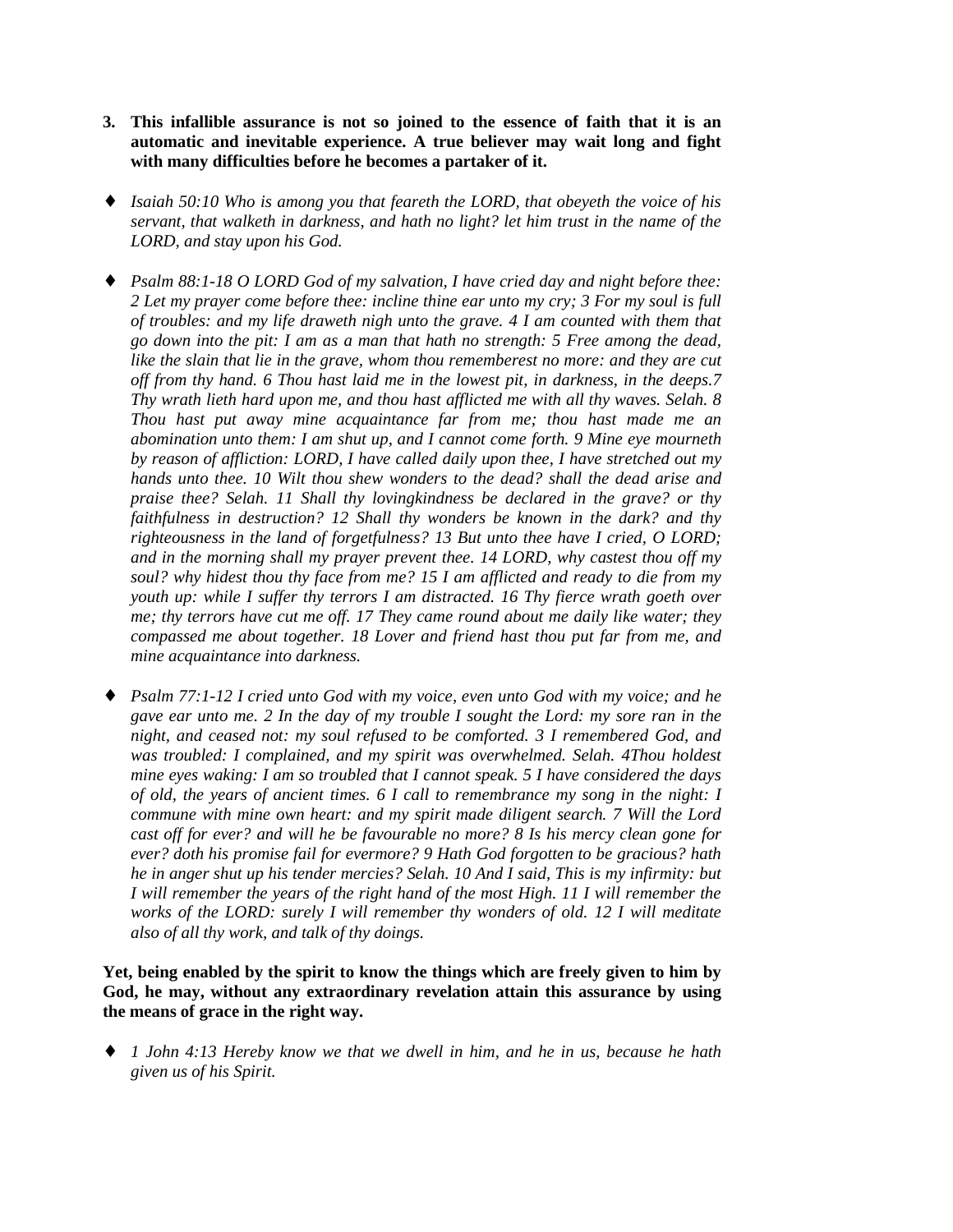3. **This infallible assurance is not so joined to the essence of faith that it is an automatic and inevitable experience. A true believer may wait long and fight with many difficulties before he becomes a partaker of it.**

- ♦ *Isaiah 50:10 Who is among you that feareth the LORD, that obeyeth the voice of his servant, that walketh in darkness, and hath no light? let him trust in the name of the LORD, and stay upon his God.*

- ♦ *Psalm 88:1-18 O LORD God of my salvation, I have cried day and night before thee: 2 Let my prayer come before thee: incline thine ear unto my cry; 3 For my soul is full of troubles: and my life draweth nigh unto the grave. 4 I am counted with them that go down into the pit: I am as a man that hath no strength: 5 Free among the dead, like the slain that lie in the grave, whom thou rememberest no more: and they are cut off from thy hand. 6 Thou hast laid me in the lowest pit, in darkness, in the deeps.7 Thy wrath lieth hard upon me, and thou hast afflicted me with all thy waves. Selah. 8 Thou hast put away mine acquaintance far from me; thou hast made me an abomination unto them: I am shut up, and I cannot come forth. 9 Mine eye mourneth by reason of affliction: LORD, I have called daily upon thee, I have stretched out my hands unto thee. 10 Wilt thou shew wonders to the dead? shall the dead arise and praise thee? Selah. 11 Shall thy lovingkindness be declared in the grave? or thy faithfulness in destruction? 12 Shall thy wonders be known in the dark? and thy righteousness in the land of forgetfulness? 13 But unto thee have I cried, O LORD; and in the morning shall my prayer prevent thee. 14 LORD, why castest thou off my soul? why hidest thou thy face from me? 15 I am afflicted and ready to die from my youth up: while I suffer thy terrors I am distracted. 16 Thy fierce wrath goeth over me; thy terrors have cut me off. 17 They came round about me daily like water; they compassed me about together. 18 Lover and friend hast thou put far from me, and mine acquaintance into darkness.*

- ♦ *Psalm 77:1-12 I cried unto God with my voice, even unto God with my voice; and he gave ear unto me. 2 In the day of my trouble I sought the Lord: my sore ran in the night, and ceased not: my soul refused to be comforted. 3 I remembered God, and was troubled: I complained, and my spirit was overwhelmed. Selah. 4Thou holdest mine eyes waking: I am so troubled that I cannot speak. 5 I have considered the days of old, the years of ancient times. 6 I call to remembrance my song in the night: I commune with mine own heart: and my spirit made diligent search. 7 Will the Lord cast off for ever? and will he be favourable no more? 8 Is his mercy clean gone for ever? doth his promise fail for evermore? 9 Hath God forgotten to be gracious? hath he in anger shut up his tender mercies? Selah. 10 And I said, This is my infirmity: but I will remember the years of the right hand of the most High. 11 I will remember the works of the LORD: surely I will remember thy wonders of old. 12 I will meditate also of all thy work, and talk of thy doings.*

**Yet, being enabled by the spirit to know the things which are freely given to him by God, he may, without any extraordinary revelation attain this assurance by using the means of grace in the right way.**

- ♦ *1 John 4:13 Hereby know we that we dwell in him, and he in us, because he hath given us of his Spirit.*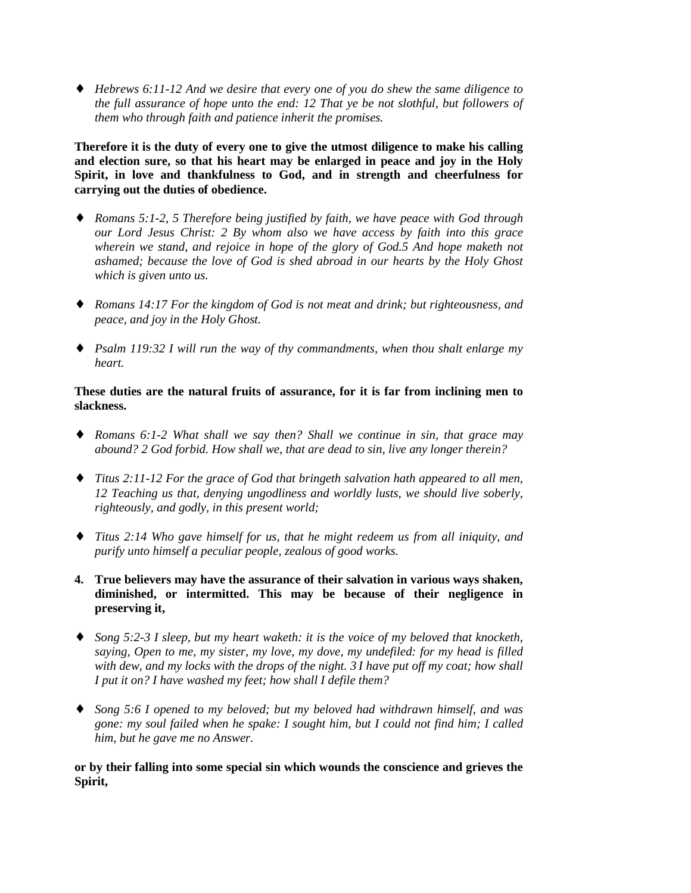- *Hebrews 6:11-12 And we desire that every one of you do shew the same diligence to the full assurance of hope unto the end: 12 That ye be not slothful, but followers of them who through faith and patience inherit the promises.*

**Therefore it is the duty of every one to give the utmost diligence to make his calling and election sure, so that his heart may be enlarged in peace and joy in the Holy Spirit, in love and thankfulness to God, and in strength and cheerfulness for carrying out the duties of obedience.**

- *Romans 5:1-2, 5 Therefore being justified by faith, we have peace with God through our Lord Jesus Christ: 2 By whom also we have access by faith into this grace wherein we stand, and rejoice in hope of the glory of God.5 And hope maketh not ashamed; because the love of God is shed abroad in our hearts by the Holy Ghost which is given unto us.*

- *Romans 14:17 For the kingdom of God is not meat and drink; but righteousness, and peace, and joy in the Holy Ghost.*

- *Psalm 119:32 I will run the way of thy commandments, when thou shalt enlarge my heart.*

**These duties are the natural fruits of assurance, for it is far from inclining men to slackness.**

- *Romans 6:1-2 What shall we say then? Shall we continue in sin, that grace may abound? 2 God forbid. How shall we, that are dead to sin, live any longer therein?*

- *Titus 2:11-12 For the grace of God that bringeth salvation hath appeared to all men, 12 Teaching us that, denying ungodliness and worldly lusts, we should live soberly, righteously, and godly, in this present world;*

- *Titus 2:14 Who gave himself for us, that he might redeem us from all iniquity, and purify unto himself a peculiar people, zealous of good works.*

4. **True believers may have the assurance of their salvation in various ways shaken, diminished, or intermitted. This may be because of their negligence in preserving it,**

- *Song 5:2-3 I sleep, but my heart waketh: it is the voice of my beloved that knocketh, saying, Open to me, my sister, my love, my dove, my undefiled: for my head is filled with dew, and my locks with the drops of the night. 3 I have put off my coat; how shall I put it on? I have washed my feet; how shall I defile them?*

- *Song 5:6 I opened to my beloved; but my beloved had withdrawn himself, and was gone: my soul failed when he spake: I sought him, but I could not find him; I called him, but he gave me no Answer.*

**or by their falling into some special sin which wounds the conscience and grieves the Spirit,**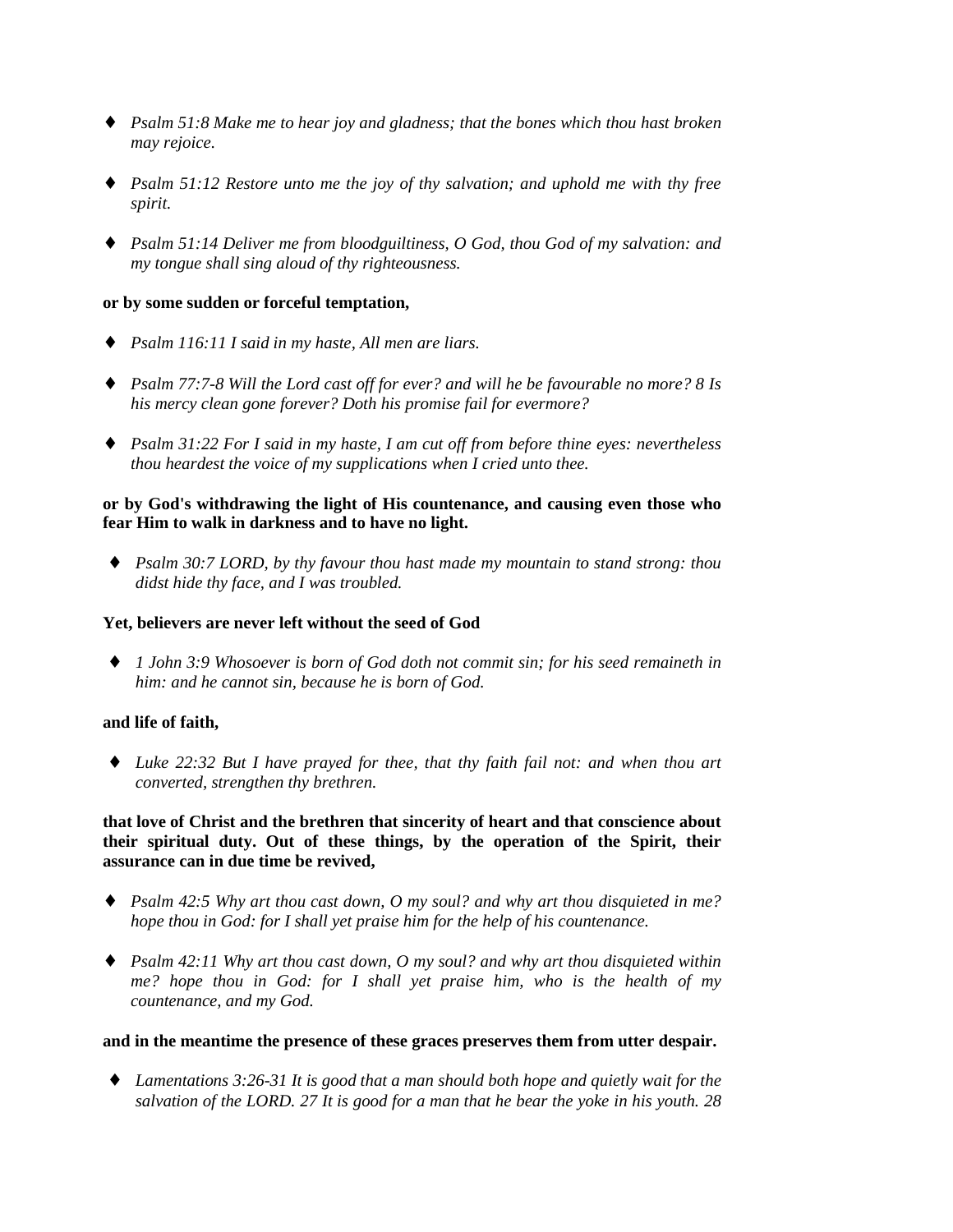- *Psalm 51:8 Make me to hear joy and gladness; that the bones which thou hast broken may rejoice.*

- *Psalm 51:12 Restore unto me the joy of thy salvation; and uphold me with thy free spirit.*

- *Psalm 51:14 Deliver me from bloodguiltiness, O God, thou God of my salvation: and my tongue shall sing aloud of thy righteousness.*

**or by some sudden or forceful temptation,**

- *Psalm 116:11 I said in my haste, All men are liars.*

- *Psalm 77:7-8 Will the Lord cast off for ever? and will he be favourable no more? 8 Is his mercy clean gone forever? Doth his promise fail for evermore?*

- *Psalm 31:22 For I said in my haste, I am cut off from before thine eyes: nevertheless thou heardest the voice of my supplications when I cried unto thee.*

**or by God's withdrawing the light of His countenance, and causing even those who fear Him to walk in darkness and to have no light.**

- *Psalm 30:7 LORD, by thy favour thou hast made my mountain to stand strong: thou didst hide thy face, and I was troubled.*

**Yet, believers are never left without the seed of God**

- *1 John 3:9 Whosoever is born of God doth not commit sin; for his seed remaineth in him: and he cannot sin, because he is born of God.*

**and life of faith,**

- *Luke 22:32 But I have prayed for thee, that thy faith fail not: and when thou art converted, strengthen thy brethren.*

**that love of Christ and the brethren that sincerity of heart and that conscience about their spiritual duty. Out of these things, by the operation of the Spirit, their assurance can in due time be revived,**

- *Psalm 42:5 Why art thou cast down, O my soul? and why art thou disquieted in me? hope thou in God: for I shall yet praise him for the help of his countenance.*

- *Psalm 42:11 Why art thou cast down, O my soul? and why art thou disquieted within me? hope thou in God: for I shall yet praise him, who is the health of my countenance, and my God.*

**and in the meantime the presence of these graces preserves them from utter despair.**

- *Lamentations 3:26-31 It is good that a man should both hope and quietly wait for the salvation of the LORD. 27 It is good for a man that he bear the yoke in his youth. 28*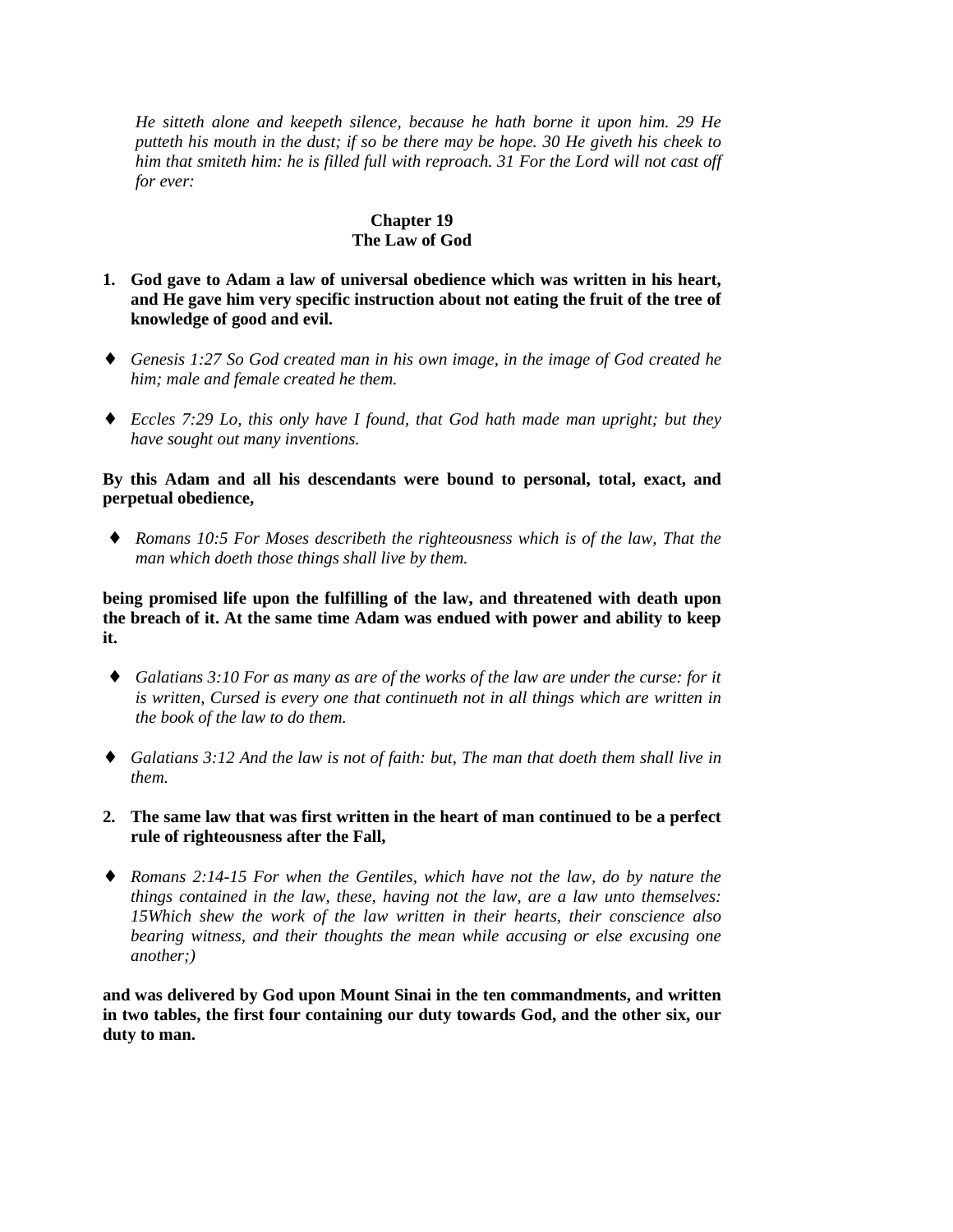*He sitteth alone and keepeth silence, because he hath borne it upon him. 29 He putteth his mouth in the dust; if so be there may be hope. 30 He giveth his cheek to him that smiteth him: he is filled full with reproach. 31 For the Lord will not cast off for ever:*

## Chapter 19
## The Law of God

1. **God gave to Adam a law of universal obedience which was written in his heart, and He gave him very specific instruction about not eating the fruit of the tree of knowledge of good and evil.**

- *Genesis 1:27 So God created man in his own image, in the image of God created he him; male and female created he them.*

- *Eccles 7:29 Lo, this only have I found, that God hath made man upright; but they have sought out many inventions.*

**By this Adam and all his descendants were bound to personal, total, exact, and perpetual obedience,**

- *Romans 10:5 For Moses describeth the righteousness which is of the law, That the man which doeth those things shall live by them.*

**being promised life upon the fulfilling of the law, and threatened with death upon the breach of it. At the same time Adam was endued with power and ability to keep it.**

- *Galatians 3:10 For as many as are of the works of the law are under the curse: for it is written, Cursed is every one that continueth not in all things which are written in the book of the law to do them.*

- *Galatians 3:12 And the law is not of faith: but, The man that doeth them shall live in them.*

2. **The same law that was first written in the heart of man continued to be a perfect rule of righteousness after the Fall,**

- *Romans 2:14-15 For when the Gentiles, which have not the law, do by nature the things contained in the law, these, having not the law, are a law unto themselves: 15Which shew the work of the law written in their hearts, their conscience also bearing witness, and their thoughts the mean while accusing or else excusing one another;)*

**and was delivered by God upon Mount Sinai in the ten commandments, and written in two tables, the first four containing our duty towards God, and the other six, our duty to man.**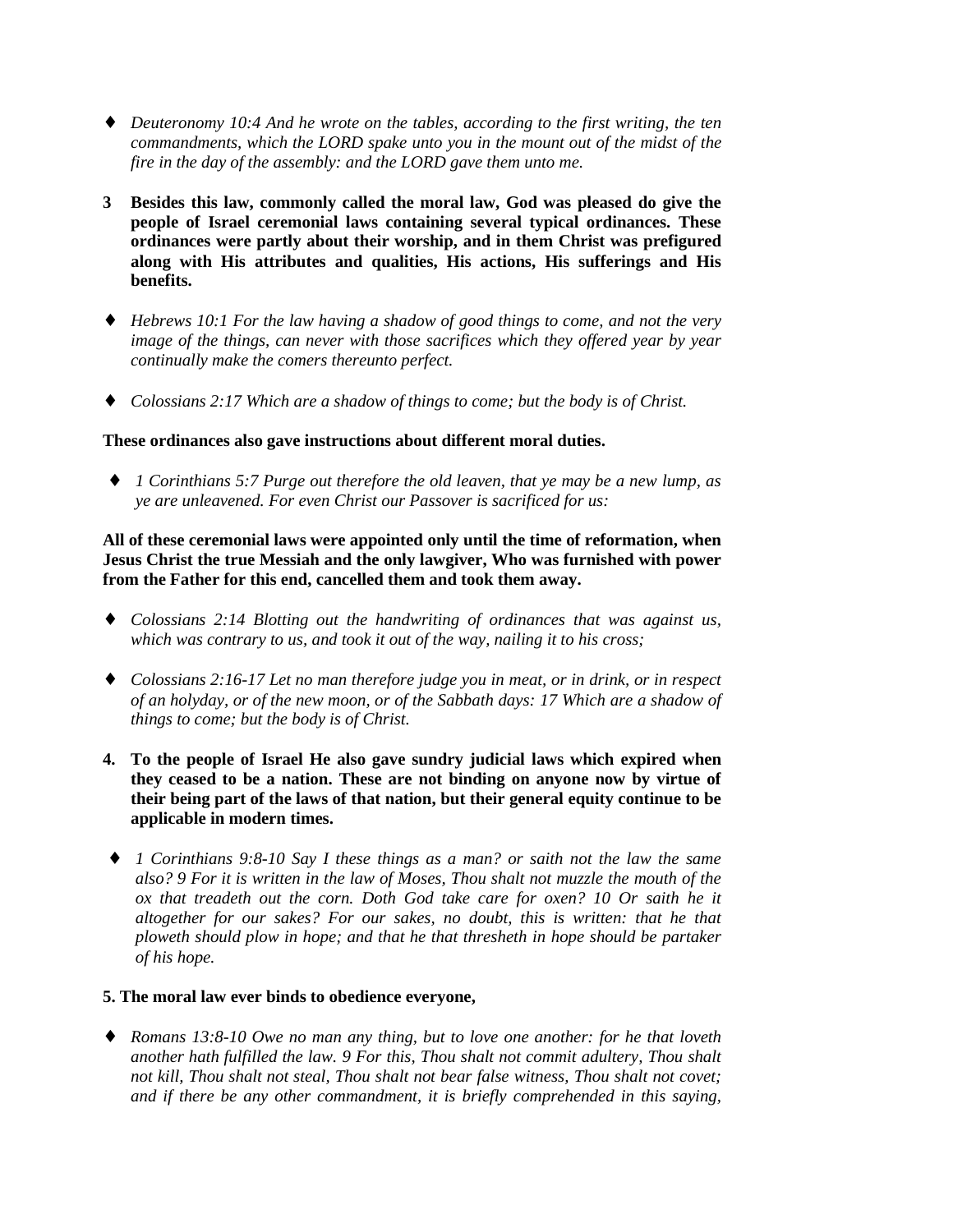- *Deuteronomy 10:4 And he wrote on the tables, according to the first writing, the ten commandments, which the LORD spake unto you in the mount out of the midst of the fire in the day of the assembly: and the LORD gave them unto me.*

**3 Besides this law, commonly called the moral law, God was pleased do give the people of Israel ceremonial laws containing several typical ordinances. These ordinances were partly about their worship, and in them Christ was prefigured along with His attributes and qualities, His actions, His sufferings and His benefits.**

- *Hebrews 10:1 For the law having a shadow of good things to come, and not the very image of the things, can never with those sacrifices which they offered year by year continually make the comers thereunto perfect.*

- *Colossians 2:17 Which are a shadow of things to come; but the body is of Christ.*

**These ordinances also gave instructions about different moral duties.**

- *1 Corinthians 5:7 Purge out therefore the old leaven, that ye may be a new lump, as ye are unleavened. For even Christ our Passover is sacrificed for us:*

**All of these ceremonial laws were appointed only until the time of reformation, when Jesus Christ the true Messiah and the only lawgiver, Who was furnished with power from the Father for this end, cancelled them and took them away.**

- *Colossians 2:14 Blotting out the handwriting of ordinances that was against us, which was contrary to us, and took it out of the way, nailing it to his cross;*

- *Colossians 2:16-17 Let no man therefore judge you in meat, or in drink, or in respect of an holyday, or of the new moon, or of the Sabbath days: 17 Which are a shadow of things to come; but the body is of Christ.*

**4. To the people of Israel He also gave sundry judicial laws which expired when they ceased to be a nation. These are not binding on anyone now by virtue of their being part of the laws of that nation, but their general equity continue to be applicable in modern times.**

- *1 Corinthians 9:8-10 Say I these things as a man? or saith not the law the same also? 9 For it is written in the law of Moses, Thou shalt not muzzle the mouth of the ox that treadeth out the corn. Doth God take care for oxen? 10 Or saith he it altogether for our sakes? For our sakes, no doubt, this is written: that he that ploweth should plow in hope; and that he that thresheth in hope should be partaker of his hope.*

**5. The moral law ever binds to obedience everyone,**

- *Romans 13:8-10 Owe no man any thing, but to love one another: for he that loveth another hath fulfilled the law. 9 For this, Thou shalt not commit adultery, Thou shalt not kill, Thou shalt not steal, Thou shalt not bear false witness, Thou shalt not covet; and if there be any other commandment, it is briefly comprehended in this saying,*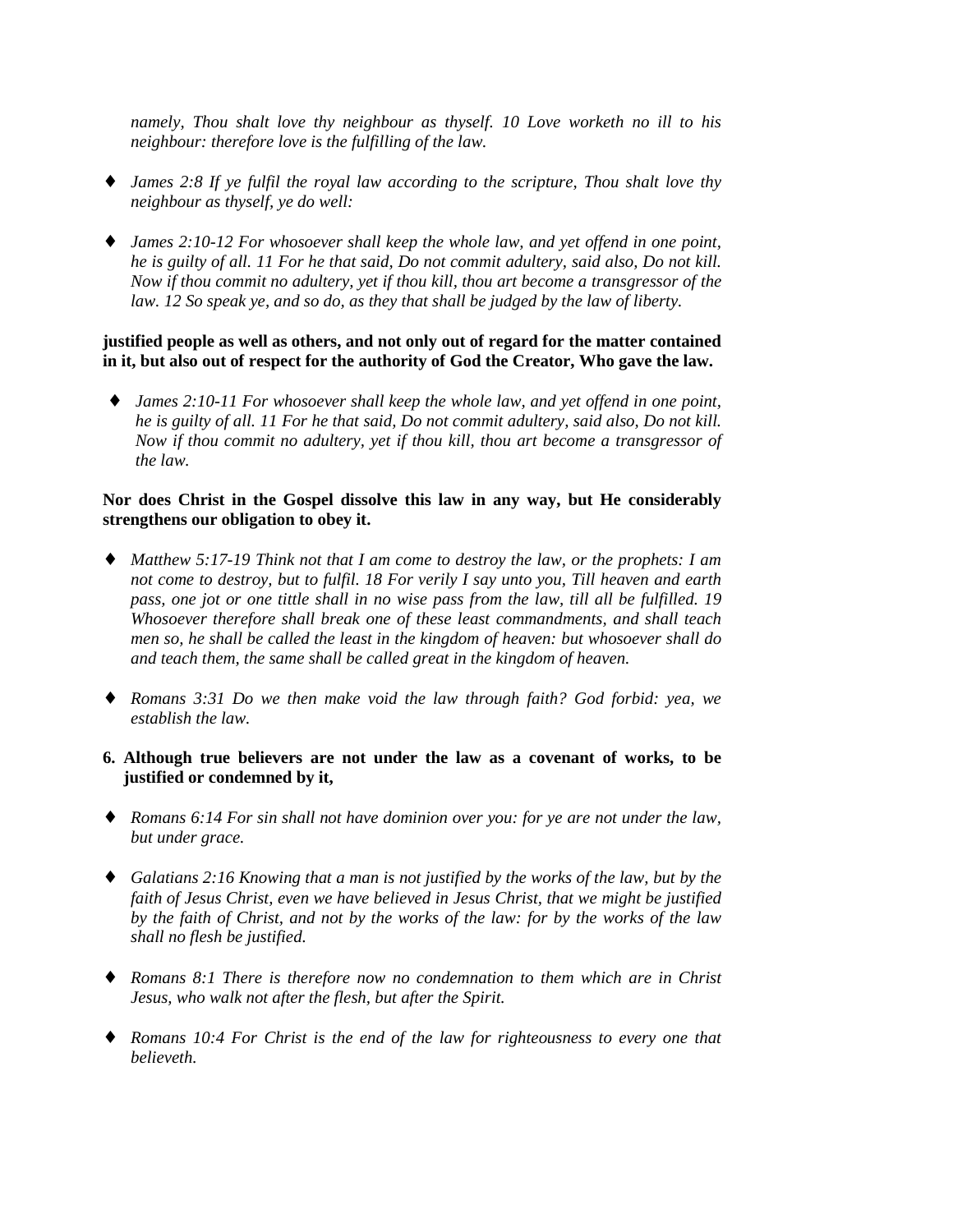*namely, Thou shalt love thy neighbour as thyself. 10 Love worketh no ill to his neighbour: therefore love is the fulfilling of the law.*

- *James 2:8 If ye fulfil the royal law according to the scripture, Thou shalt love thy neighbour as thyself, ye do well:*

- *James 2:10-12 For whosoever shall keep the whole law, and yet offend in one point, he is guilty of all. 11 For he that said, Do not commit adultery, said also, Do not kill. Now if thou commit no adultery, yet if thou kill, thou art become a transgressor of the law. 12 So speak ye, and so do, as they that shall be judged by the law of liberty.*

**justified people as well as others, and not only out of regard for the matter contained in it, but also out of respect for the authority of God the Creator, Who gave the law.**

- *James 2:10-11 For whosoever shall keep the whole law, and yet offend in one point, he is guilty of all. 11 For he that said, Do not commit adultery, said also, Do not kill. Now if thou commit no adultery, yet if thou kill, thou art become a transgressor of the law.*

**Nor does Christ in the Gospel dissolve this law in any way, but He considerably strengthens our obligation to obey it.**

- *Matthew 5:17-19 Think not that I am come to destroy the law, or the prophets: I am not come to destroy, but to fulfil. 18 For verily I say unto you, Till heaven and earth pass, one jot or one tittle shall in no wise pass from the law, till all be fulfilled. 19 Whosoever therefore shall break one of these least commandments, and shall teach men so, he shall be called the least in the kingdom of heaven: but whosoever shall do and teach them, the same shall be called great in the kingdom of heaven.*

- *Romans 3:31 Do we then make void the law through faith? God forbid: yea, we establish the law.*

**6. Although true believers are not under the law as a covenant of works, to be justified or condemned by it,**

- *Romans 6:14 For sin shall not have dominion over you: for ye are not under the law, but under grace.*

- *Galatians 2:16 Knowing that a man is not justified by the works of the law, but by the faith of Jesus Christ, even we have believed in Jesus Christ, that we might be justified by the faith of Christ, and not by the works of the law: for by the works of the law shall no flesh be justified.*

- *Romans 8:1 There is therefore now no condemnation to them which are in Christ Jesus, who walk not after the flesh, but after the Spirit.*

- *Romans 10:4 For Christ is the end of the law for righteousness to every one that believeth.*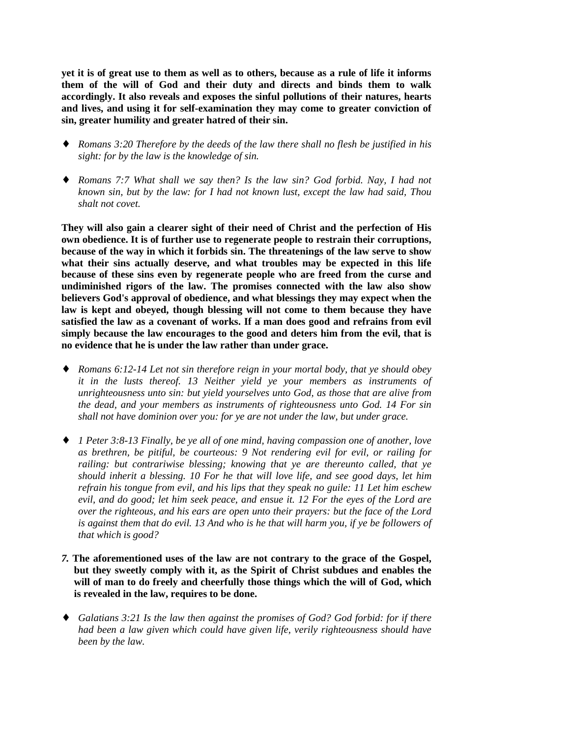**yet it is of great use to them as well as to others, because as a rule of life it informs them of the will of God and their duty and directs and binds them to walk accordingly. It also reveals and exposes the sinful pollutions of their natures, hearts and lives, and using it for self-examination they may come to greater conviction of sin, greater humility and greater hatred of their sin.**

- *Romans 3:20 Therefore by the deeds of the law there shall no flesh be justified in his sight: for by the law is the knowledge of sin.*

- *Romans 7:7 What shall we say then? Is the law sin? God forbid. Nay, I had not known sin, but by the law: for I had not known lust, except the law had said, Thou shalt not covet.*

**They will also gain a clearer sight of their need of Christ and the perfection of His own obedience. It is of further use to regenerate people to restrain their corruptions, because of the way in which it forbids sin. The threatenings of the law serve to show what their sins actually deserve, and what troubles may be expected in this life because of these sins even by regenerate people who are freed from the curse and undiminished rigors of the law. The promises connected with the law also show believers God's approval of obedience, and what blessings they may expect when the law is kept and obeyed, though blessing will not come to them because they have satisfied the law as a covenant of works. If a man does good and refrains from evil simply because the law encourages to the good and deters him from the evil, that is no evidence that he is under the law rather than under grace.**

- *Romans 6:12-14 Let not sin therefore reign in your mortal body, that ye should obey it in the lusts thereof. 13 Neither yield ye your members as instruments of unrighteousness unto sin: but yield yourselves unto God, as those that are alive from the dead, and your members as instruments of righteousness unto God. 14 For sin shall not have dominion over you: for ye are not under the law, but under grace.*

- *1 Peter 3:8-13 Finally, be ye all of one mind, having compassion one of another, love as brethren, be pitiful, be courteous: 9 Not rendering evil for evil, or railing for railing: but contrariwise blessing; knowing that ye are thereunto called, that ye should inherit a blessing. 10 For he that will love life, and see good days, let him refrain his tongue from evil, and his lips that they speak no guile: 11 Let him eschew evil, and do good; let him seek peace, and ensue it. 12 For the eyes of the Lord are over the righteous, and his ears are open unto their prayers: but the face of the Lord is against them that do evil. 13 And who is he that will harm you, if ye be followers of that which is good?*

***7.* The aforementioned uses of the law are not contrary to the grace of the Gospel, but they sweetly comply with it, as the Spirit of Christ subdues and enables the will of man to do freely and cheerfully those things which the will of God, which is revealed in the law, requires to be done.**

- *Galatians 3:21 Is the law then against the promises of God? God forbid: for if there had been a law given which could have given life, verily righteousness should have been by the law.*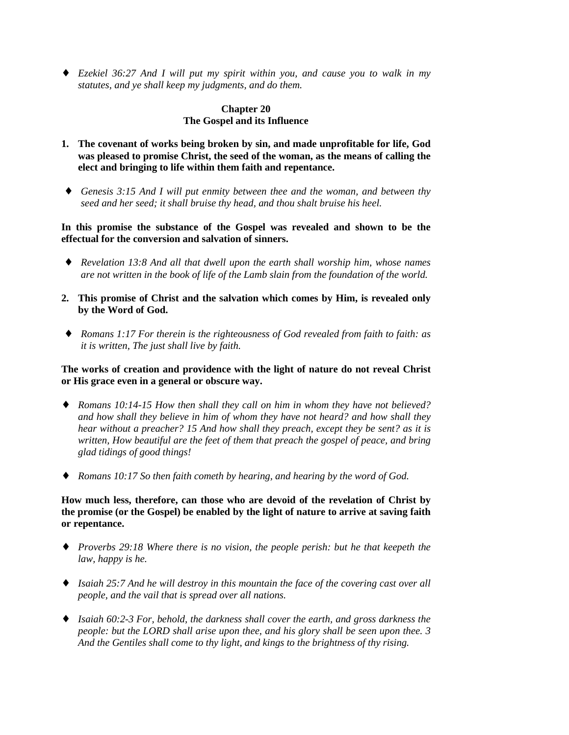- *Ezekiel 36:27 And I will put my spirit within you, and cause you to walk in my statutes, and ye shall keep my judgments, and do them.*

## Chapter 20
## The Gospel and its Influence

1. **The covenant of works being broken by sin, and made unprofitable for life, God was pleased to promise Christ, the seed of the woman, as the means of calling the elect and bringing to life within them faith and repentance.**

- *Genesis 3:15 And I will put enmity between thee and the woman, and between thy seed and her seed; it shall bruise thy head, and thou shalt bruise his heel.*

**In this promise the substance of the Gospel was revealed and shown to be the effectual for the conversion and salvation of sinners.**

- *Revelation 13:8 And all that dwell upon the earth shall worship him, whose names are not written in the book of life of the Lamb slain from the foundation of the world.*

2. **This promise of Christ and the salvation which comes by Him, is revealed only by the Word of God.**

- *Romans 1:17 For therein is the righteousness of God revealed from faith to faith: as it is written, The just shall live by faith.*

**The works of creation and providence with the light of nature do not reveal Christ or His grace even in a general or obscure way.**

- *Romans 10:14-15 How then shall they call on him in whom they have not believed? and how shall they believe in him of whom they have not heard? and how shall they hear without a preacher? 15 And how shall they preach, except they be sent? as it is written, How beautiful are the feet of them that preach the gospel of peace, and bring glad tidings of good things!*

- *Romans 10:17 So then faith cometh by hearing, and hearing by the word of God.*

**How much less, therefore, can those who are devoid of the revelation of Christ by the promise (or the Gospel) be enabled by the light of nature to arrive at saving faith or repentance.**

- *Proverbs 29:18 Where there is no vision, the people perish: but he that keepeth the law, happy is he.*

- *Isaiah 25:7 And he will destroy in this mountain the face of the covering cast over all people, and the vail that is spread over all nations.*

- *Isaiah 60:2-3 For, behold, the darkness shall cover the earth, and gross darkness the people: but the LORD shall arise upon thee, and his glory shall be seen upon thee. 3 And the Gentiles shall come to thy light, and kings to the brightness of thy rising.*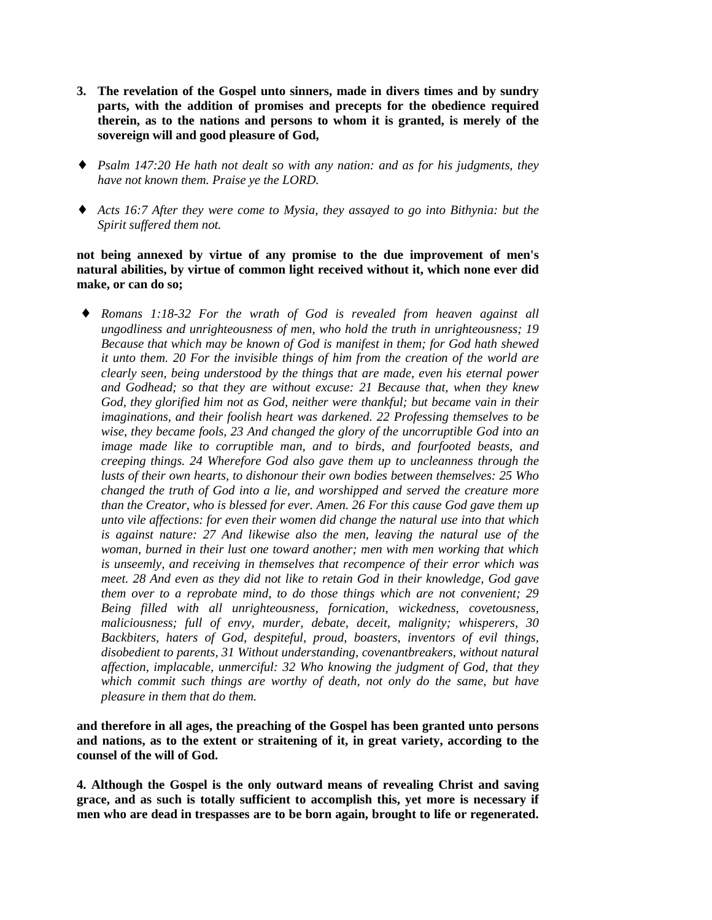3. **The revelation of the Gospel unto sinners, made in divers times and by sundry parts, with the addition of promises and precepts for the obedience required therein, as to the nations and persons to whom it is granted, is merely of the sovereign will and good pleasure of God,**

- *Psalm 147:20 He hath not dealt so with any nation: and as for his judgments, they have not known them. Praise ye the LORD.*
- *Acts 16:7 After they were come to Mysia, they assayed to go into Bithynia: but the Spirit suffered them not.*

**not being annexed by virtue of any promise to the due improvement of men's natural abilities, by virtue of common light received without it, which none ever did make, or can do so;**

- *Romans 1:18-32 For the wrath of God is revealed from heaven against all ungodliness and unrighteousness of men, who hold the truth in unrighteousness; 19 Because that which may be known of God is manifest in them; for God hath shewed it unto them. 20 For the invisible things of him from the creation of the world are clearly seen, being understood by the things that are made, even his eternal power and Godhead; so that they are without excuse: 21 Because that, when they knew God, they glorified him not as God, neither were thankful; but became vain in their imaginations, and their foolish heart was darkened. 22 Professing themselves to be wise, they became fools, 23 And changed the glory of the uncorruptible God into an image made like to corruptible man, and to birds, and fourfooted beasts, and creeping things. 24 Wherefore God also gave them up to uncleanness through the lusts of their own hearts, to dishonour their own bodies between themselves: 25 Who changed the truth of God into a lie, and worshipped and served the creature more than the Creator, who is blessed for ever. Amen. 26 For this cause God gave them up unto vile affections: for even their women did change the natural use into that which is against nature: 27 And likewise also the men, leaving the natural use of the woman, burned in their lust one toward another; men with men working that which is unseemly, and receiving in themselves that recompence of their error which was meet. 28 And even as they did not like to retain God in their knowledge, God gave them over to a reprobate mind, to do those things which are not convenient; 29 Being filled with all unrighteousness, fornication, wickedness, covetousness, maliciousness; full of envy, murder, debate, deceit, malignity; whisperers, 30 Backbiters, haters of God, despiteful, proud, boasters, inventors of evil things, disobedient to parents, 31 Without understanding, covenantbreakers, without natural affection, implacable, unmerciful: 32 Who knowing the judgment of God, that they which commit such things are worthy of death, not only do the same, but have pleasure in them that do them.*

**and therefore in all ages, the preaching of the Gospel has been granted unto persons and nations, as to the extent or straitening of it, in great variety, according to the counsel of the will of God.**

**4. Although the Gospel is the only outward means of revealing Christ and saving grace, and as such is totally sufficient to accomplish this, yet more is necessary if men who are dead in trespasses are to be born again, brought to life or regenerated.**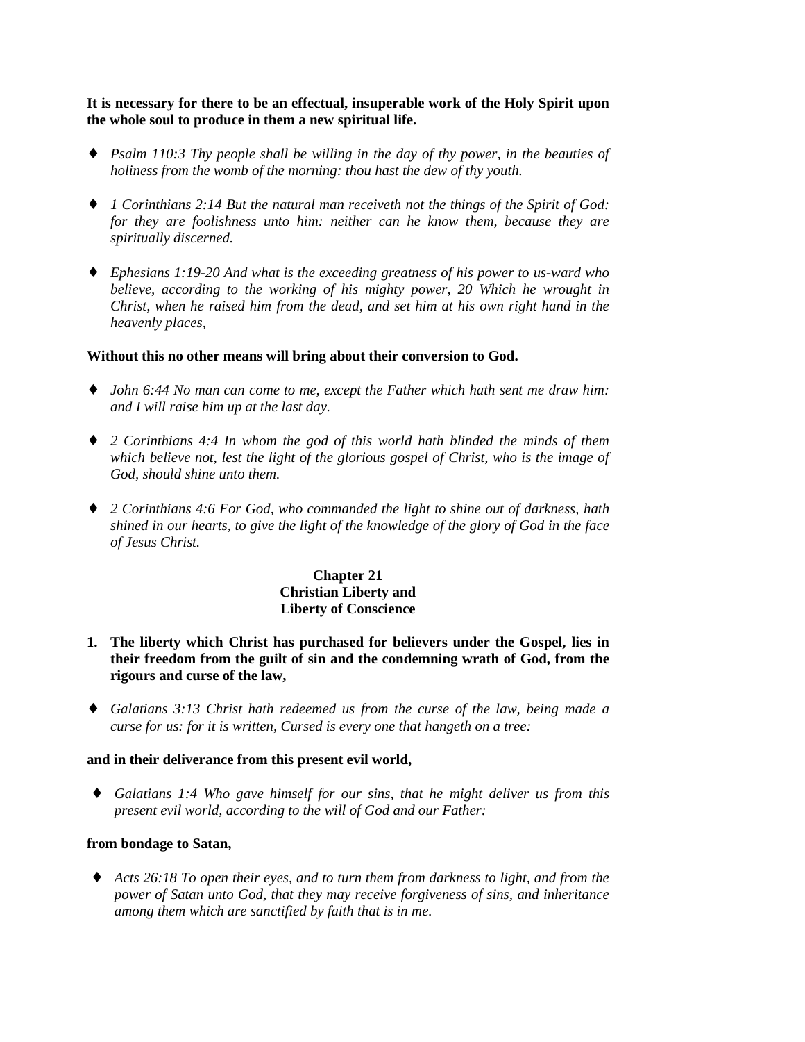**It is necessary for there to be an effectual, insuperable work of the Holy Spirit upon the whole soul to produce in them a new spiritual life.**

- *Psalm 110:3 Thy people shall be willing in the day of thy power, in the beauties of holiness from the womb of the morning: thou hast the dew of thy youth.*

- *1 Corinthians 2:14 But the natural man receiveth not the things of the Spirit of God: for they are foolishness unto him: neither can he know them, because they are spiritually discerned.*

- *Ephesians 1:19-20 And what is the exceeding greatness of his power to us-ward who believe, according to the working of his mighty power, 20 Which he wrought in Christ, when he raised him from the dead, and set him at his own right hand in the heavenly places,*

**Without this no other means will bring about their conversion to God.**

- *John 6:44 No man can come to me, except the Father which hath sent me draw him: and I will raise him up at the last day.*

- *2 Corinthians 4:4 In whom the god of this world hath blinded the minds of them which believe not, lest the light of the glorious gospel of Christ, who is the image of God, should shine unto them.*

- *2 Corinthians 4:6 For God, who commanded the light to shine out of darkness, hath shined in our hearts, to give the light of the knowledge of the glory of God in the face of Jesus Christ.*

## Chapter 21
## Christian Liberty and Liberty of Conscience

1. **The liberty which Christ has purchased for believers under the Gospel, lies in their freedom from the guilt of sin and the condemning wrath of God, from the rigours and curse of the law,**

- *Galatians 3:13 Christ hath redeemed us from the curse of the law, being made a curse for us: for it is written, Cursed is every one that hangeth on a tree:*

**and in their deliverance from this present evil world,**

- *Galatians 1:4 Who gave himself for our sins, that he might deliver us from this present evil world, according to the will of God and our Father:*

**from bondage to Satan,**

- *Acts 26:18 To open their eyes, and to turn them from darkness to light, and from the power of Satan unto God, that they may receive forgiveness of sins, and inheritance among them which are sanctified by faith that is in me.*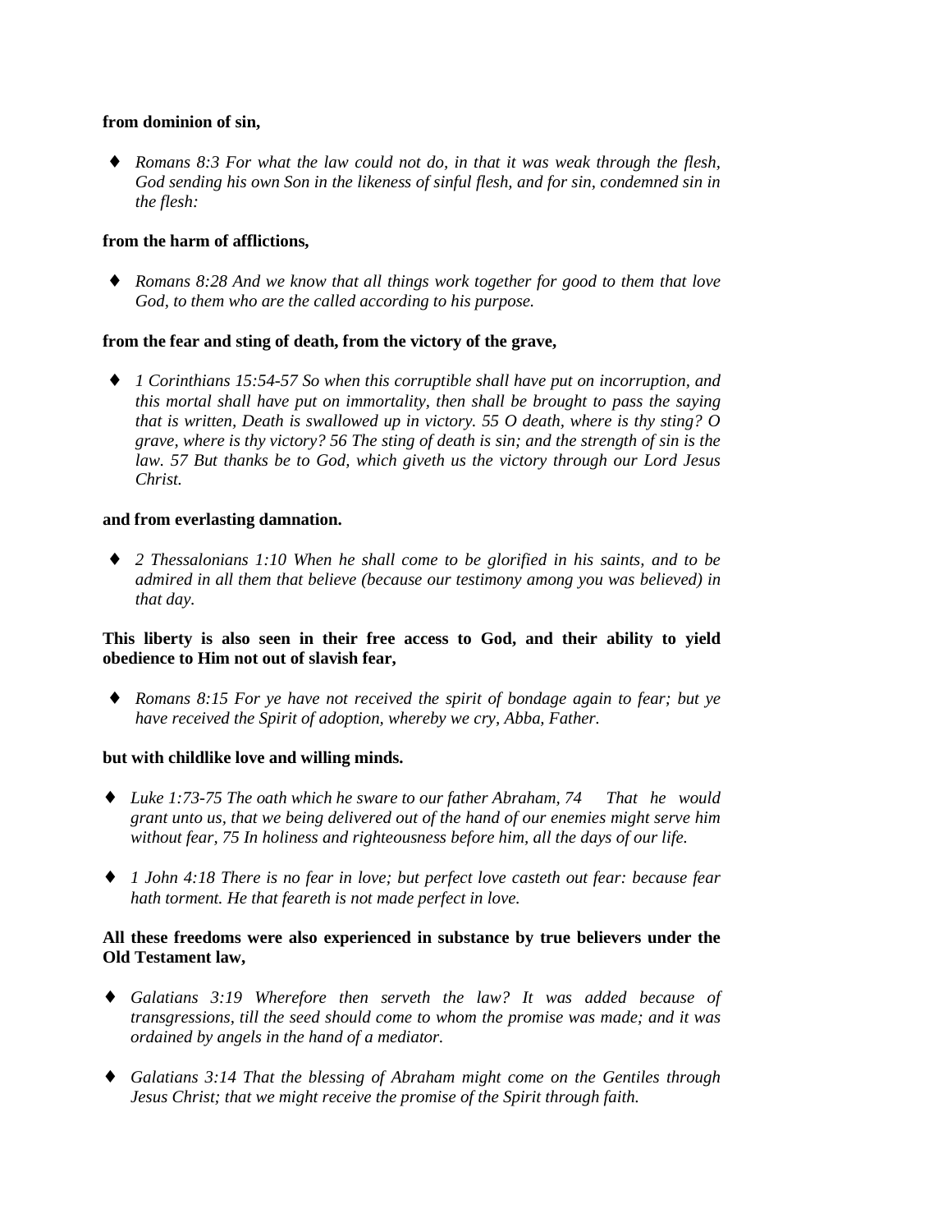**from dominion of sin,**

- *Romans 8:3 For what the law could not do, in that it was weak through the flesh, God sending his own Son in the likeness of sinful flesh, and for sin, condemned sin in the flesh:*

**from the harm of afflictions,**

- *Romans 8:28 And we know that all things work together for good to them that love God, to them who are the called according to his purpose.*

**from the fear and sting of death, from the victory of the grave,**

- *1 Corinthians 15:54-57 So when this corruptible shall have put on incorruption, and this mortal shall have put on immortality, then shall be brought to pass the saying that is written, Death is swallowed up in victory. 55 O death, where is thy sting? O grave, where is thy victory? 56 The sting of death is sin; and the strength of sin is the law. 57 But thanks be to God, which giveth us the victory through our Lord Jesus Christ.*

**and from everlasting damnation.**

- *2 Thessalonians 1:10 When he shall come to be glorified in his saints, and to be admired in all them that believe (because our testimony among you was believed) in that day.*

**This liberty is also seen in their free access to God, and their ability to yield obedience to Him not out of slavish fear,**

- *Romans 8:15 For ye have not received the spirit of bondage again to fear; but ye have received the Spirit of adoption, whereby we cry, Abba, Father.*

**but with childlike love and willing minds.**

- *Luke 1:73-75 The oath which he sware to our father Abraham, 74 That he would grant unto us, that we being delivered out of the hand of our enemies might serve him without fear, 75 In holiness and righteousness before him, all the days of our life.*

- *1 John 4:18 There is no fear in love; but perfect love casteth out fear: because fear hath torment. He that feareth is not made perfect in love.*

**All these freedoms were also experienced in substance by true believers under the Old Testament law,**

- *Galatians 3:19 Wherefore then serveth the law? It was added because of transgressions, till the seed should come to whom the promise was made; and it was ordained by angels in the hand of a mediator.*

- *Galatians 3:14 That the blessing of Abraham might come on the Gentiles through Jesus Christ; that we might receive the promise of the Spirit through faith.*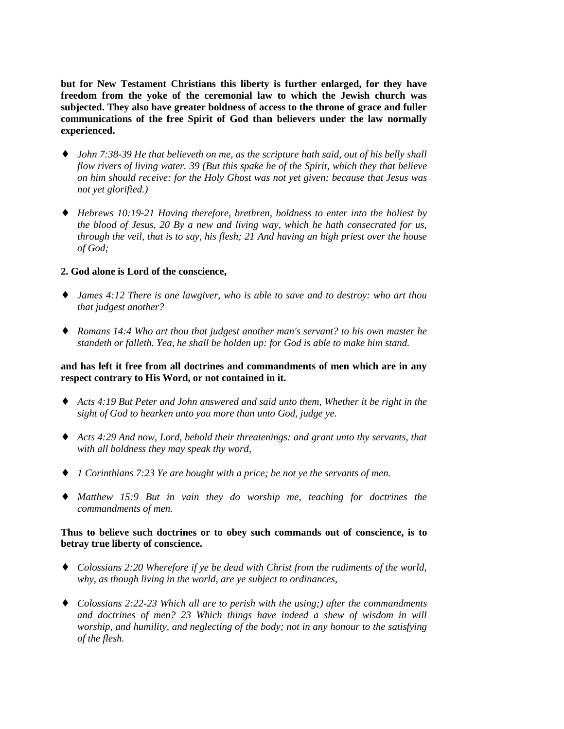**but for New Testament Christians this liberty is further enlarged, for they have freedom from the yoke of the ceremonial law to which the Jewish church was subjected. They also have greater boldness of access to the throne of grace and fuller communications of the free Spirit of God than believers under the law normally experienced.**

- *John 7:38-39 He that believeth on me, as the scripture hath said, out of his belly shall flow rivers of living water. 39 (But this spake he of the Spirit, which they that believe on him should receive: for the Holy Ghost was not yet given; because that Jesus was not yet glorified.)*

- *Hebrews 10:19-21 Having therefore, brethren, boldness to enter into the holiest by the blood of Jesus, 20 By a new and living way, which he hath consecrated for us, through the veil, that is to say, his flesh; 21 And having an high priest over the house of God;*

**2. God alone is Lord of the conscience,**

- *James 4:12 There is one lawgiver, who is able to save and to destroy: who art thou that judgest another?*

- *Romans 14:4 Who art thou that judgest another man's servant? to his own master he standeth or falleth. Yea, he shall be holden up: for God is able to make him stand.*

**and has left it free from all doctrines and commandments of men which are in any respect contrary to His Word, or not contained in it.**

- *Acts 4:19 But Peter and John answered and said unto them, Whether it be right in the sight of God to hearken unto you more than unto God, judge ye.*

- *Acts 4:29 And now, Lord, behold their threatenings: and grant unto thy servants, that with all boldness they may speak thy word,*

- *1 Corinthians 7:23 Ye are bought with a price; be not ye the servants of men.*

- *Matthew 15:9 But in vain they do worship me, teaching for doctrines the commandments of men.*

**Thus to believe such doctrines or to obey such commands out of conscience, is to betray true liberty of conscience.**

- *Colossians 2:20 Wherefore if ye be dead with Christ from the rudiments of the world, why, as though living in the world, are ye subject to ordinances,*

- *Colossians 2:22-23 Which all are to perish with the using;) after the commandments and doctrines of men? 23 Which things have indeed a shew of wisdom in will worship, and humility, and neglecting of the body; not in any honour to the satisfying of the flesh.*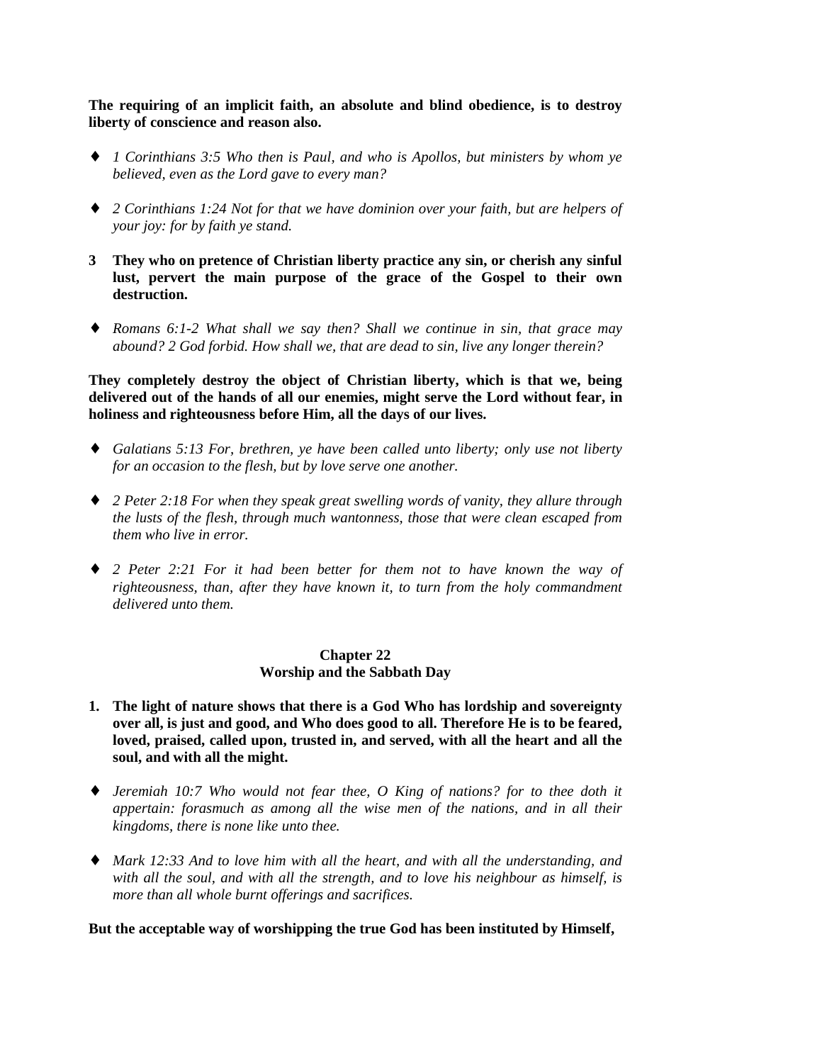**The requiring of an implicit faith, an absolute and blind obedience, is to destroy liberty of conscience and reason also.**

- *1 Corinthians 3:5 Who then is Paul, and who is Apollos, but ministers by whom ye believed, even as the Lord gave to every man?*

- *2 Corinthians 1:24 Not for that we have dominion over your faith, but are helpers of your joy: for by faith ye stand.*

**3 They who on pretence of Christian liberty practice any sin, or cherish any sinful lust, pervert the main purpose of the grace of the Gospel to their own destruction.**

- *Romans 6:1-2 What shall we say then? Shall we continue in sin, that grace may abound? 2 God forbid. How shall we, that are dead to sin, live any longer therein?*

**They completely destroy the object of Christian liberty, which is that we, being delivered out of the hands of all our enemies, might serve the Lord without fear, in holiness and righteousness before Him, all the days of our lives.**

- *Galatians 5:13 For, brethren, ye have been called unto liberty; only use not liberty for an occasion to the flesh, but by love serve one another.*

- *2 Peter 2:18 For when they speak great swelling words of vanity, they allure through the lusts of the flesh, through much wantonness, those that were clean escaped from them who live in error.*

- *2 Peter 2:21 For it had been better for them not to have known the way of righteousness, than, after they have known it, to turn from the holy commandment delivered unto them.*

## Chapter 22
## Worship and the Sabbath Day

**1. The light of nature shows that there is a God Who has lordship and sovereignty over all, is just and good, and Who does good to all. Therefore He is to be feared, loved, praised, called upon, trusted in, and served, with all the heart and all the soul, and with all the might.**

- *Jeremiah 10:7 Who would not fear thee, O King of nations? for to thee doth it appertain: forasmuch as among all the wise men of the nations, and in all their kingdoms, there is none like unto thee.*

- *Mark 12:33 And to love him with all the heart, and with all the understanding, and with all the soul, and with all the strength, and to love his neighbour as himself, is more than all whole burnt offerings and sacrifices.*

**But the acceptable way of worshipping the true God has been instituted by Himself,**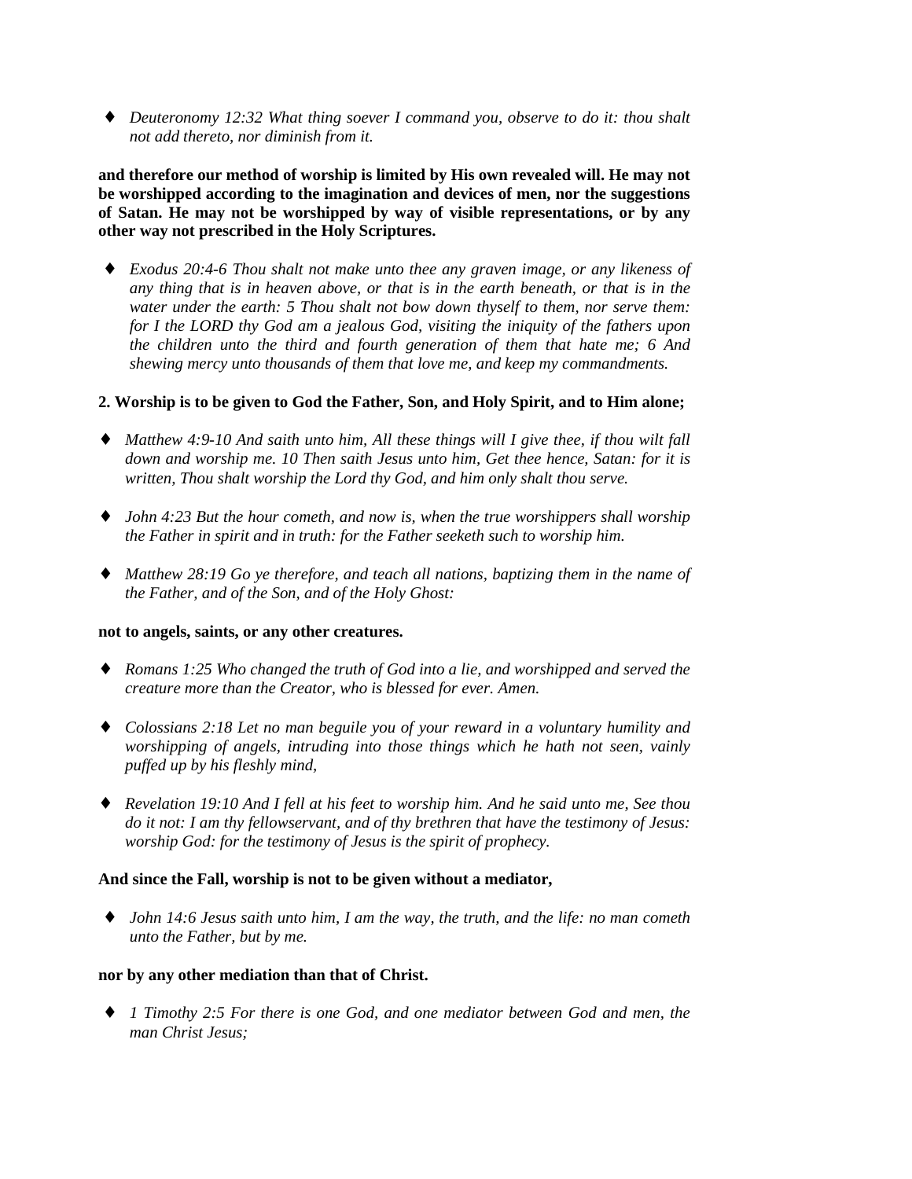- *Deuteronomy 12:32 What thing soever I command you, observe to do it: thou shalt not add thereto, nor diminish from it.*

**and therefore our method of worship is limited by His own revealed will. He may not be worshipped according to the imagination and devices of men, nor the suggestions of Satan. He may not be worshipped by way of visible representations, or by any other way not prescribed in the Holy Scriptures.**

- *Exodus 20:4-6 Thou shalt not make unto thee any graven image, or any likeness of any thing that is in heaven above, or that is in the earth beneath, or that is in the water under the earth: 5 Thou shalt not bow down thyself to them, nor serve them: for I the LORD thy God am a jealous God, visiting the iniquity of the fathers upon the children unto the third and fourth generation of them that hate me; 6 And shewing mercy unto thousands of them that love me, and keep my commandments.*

**2. Worship is to be given to God the Father, Son, and Holy Spirit, and to Him alone;**

- *Matthew 4:9-10 And saith unto him, All these things will I give thee, if thou wilt fall down and worship me. 10 Then saith Jesus unto him, Get thee hence, Satan: for it is written, Thou shalt worship the Lord thy God, and him only shalt thou serve.*

- *John 4:23 But the hour cometh, and now is, when the true worshippers shall worship the Father in spirit and in truth: for the Father seeketh such to worship him.*

- *Matthew 28:19 Go ye therefore, and teach all nations, baptizing them in the name of the Father, and of the Son, and of the Holy Ghost:*

**not to angels, saints, or any other creatures.**

- *Romans 1:25 Who changed the truth of God into a lie, and worshipped and served the creature more than the Creator, who is blessed for ever. Amen.*

- *Colossians 2:18 Let no man beguile you of your reward in a voluntary humility and worshipping of angels, intruding into those things which he hath not seen, vainly puffed up by his fleshly mind,*

- *Revelation 19:10 And I fell at his feet to worship him. And he said unto me, See thou do it not: I am thy fellowservant, and of thy brethren that have the testimony of Jesus: worship God: for the testimony of Jesus is the spirit of prophecy.*

**And since the Fall, worship is not to be given without a mediator,**

- *John 14:6 Jesus saith unto him, I am the way, the truth, and the life: no man cometh unto the Father, but by me.*

**nor by any other mediation than that of Christ.**

- *1 Timothy 2:5 For there is one God, and one mediator between God and men, the man Christ Jesus;*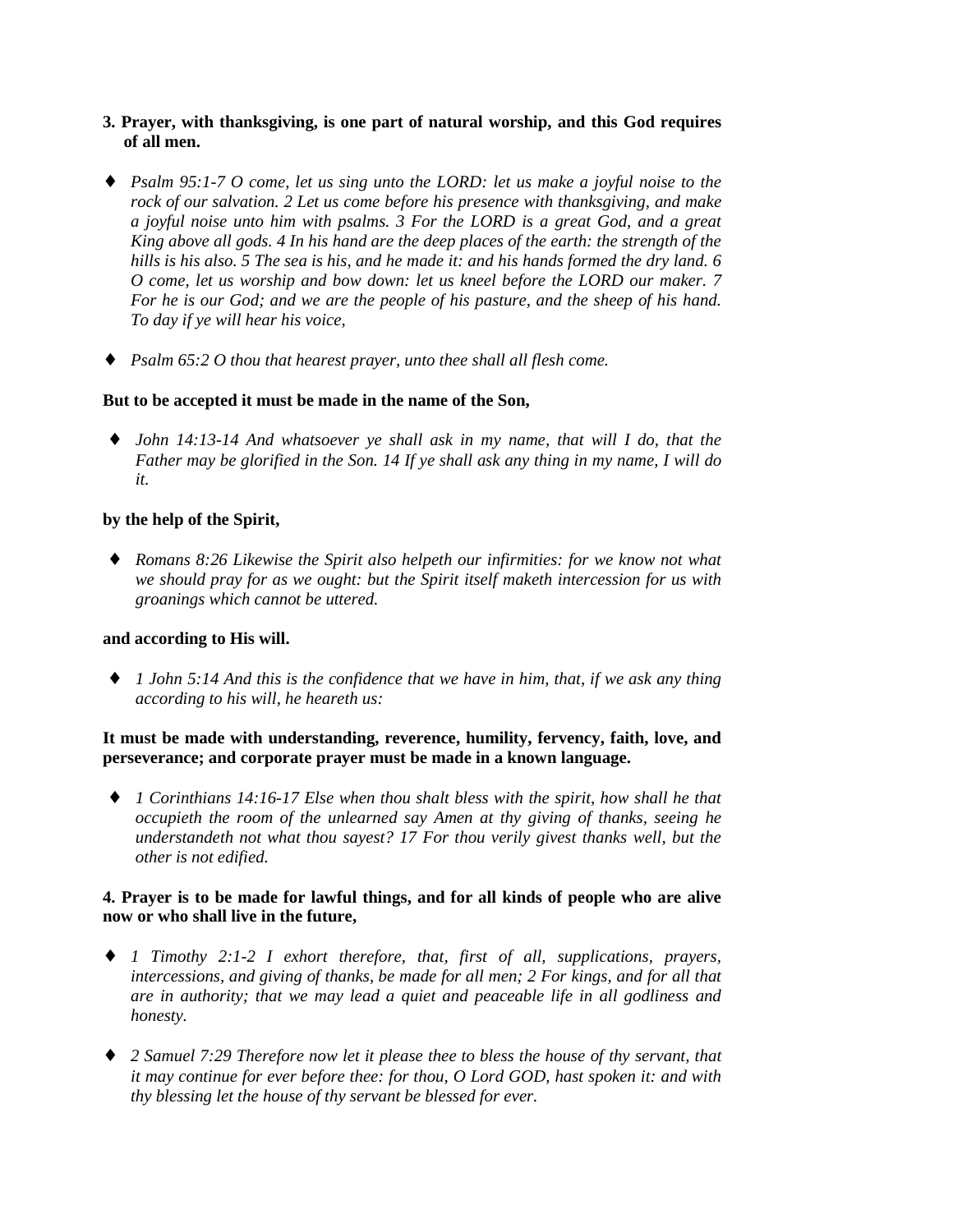**3. Prayer, with thanksgiving, is one part of natural worship, and this God requires of all men.**

- *Psalm 95:1-7 O come, let us sing unto the LORD: let us make a joyful noise to the rock of our salvation. 2 Let us come before his presence with thanksgiving, and make a joyful noise unto him with psalms. 3 For the LORD is a great God, and a great King above all gods. 4 In his hand are the deep places of the earth: the strength of the hills is his also. 5 The sea is his, and he made it: and his hands formed the dry land. 6 O come, let us worship and bow down: let us kneel before the LORD our maker. 7 For he is our God; and we are the people of his pasture, and the sheep of his hand. To day if ye will hear his voice,*

- *Psalm 65:2 O thou that hearest prayer, unto thee shall all flesh come.*

**But to be accepted it must be made in the name of the Son,**

- *John 14:13-14 And whatsoever ye shall ask in my name, that will I do, that the Father may be glorified in the Son. 14 If ye shall ask any thing in my name, I will do it.*

**by the help of the Spirit,**

- *Romans 8:26 Likewise the Spirit also helpeth our infirmities: for we know not what we should pray for as we ought: but the Spirit itself maketh intercession for us with groanings which cannot be uttered.*

**and according to His will.**

- *1 John 5:14 And this is the confidence that we have in him, that, if we ask any thing according to his will, he heareth us:*

**It must be made with understanding, reverence, humility, fervency, faith, love, and perseverance; and corporate prayer must be made in a known language.**

- *1 Corinthians 14:16-17 Else when thou shalt bless with the spirit, how shall he that occupieth the room of the unlearned say Amen at thy giving of thanks, seeing he understandeth not what thou sayest? 17 For thou verily givest thanks well, but the other is not edified.*

**4. Prayer is to be made for lawful things, and for all kinds of people who are alive now or who shall live in the future,**

- *1 Timothy 2:1-2 I exhort therefore, that, first of all, supplications, prayers, intercessions, and giving of thanks, be made for all men; 2 For kings, and for all that are in authority; that we may lead a quiet and peaceable life in all godliness and honesty.*

- *2 Samuel 7:29 Therefore now let it please thee to bless the house of thy servant, that it may continue for ever before thee: for thou, O Lord GOD, hast spoken it: and with thy blessing let the house of thy servant be blessed for ever.*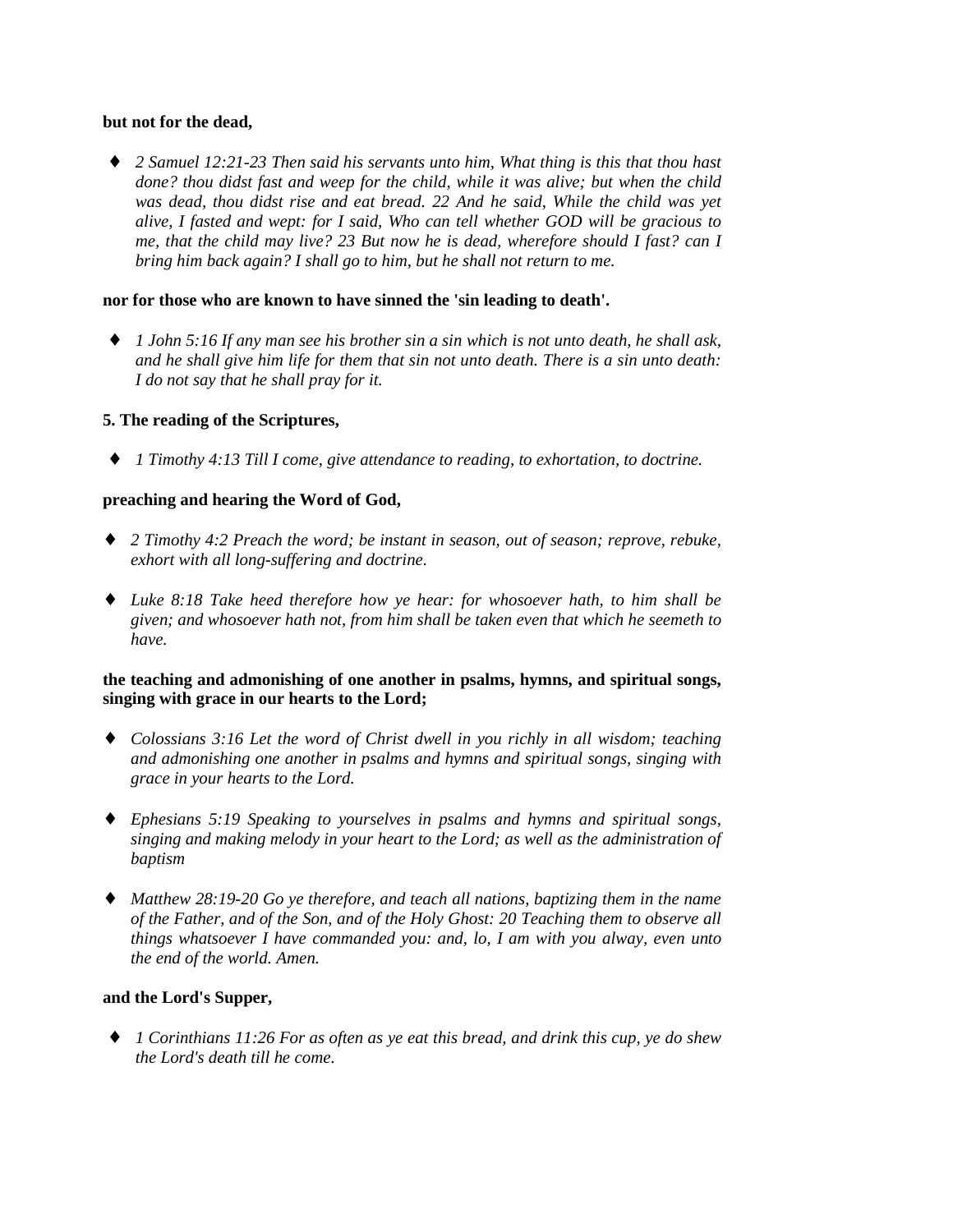**but not for the dead,**

- *2 Samuel 12:21-23 Then said his servants unto him, What thing is this that thou hast done? thou didst fast and weep for the child, while it was alive; but when the child was dead, thou didst rise and eat bread. 22 And he said, While the child was yet alive, I fasted and wept: for I said, Who can tell whether GOD will be gracious to me, that the child may live? 23 But now he is dead, wherefore should I fast? can I bring him back again? I shall go to him, but he shall not return to me.*

**nor for those who are known to have sinned the 'sin leading to death'.**

- *1 John 5:16 If any man see his brother sin a sin which is not unto death, he shall ask, and he shall give him life for them that sin not unto death. There is a sin unto death: I do not say that he shall pray for it.*

**5. The reading of the Scriptures,**

- *1 Timothy 4:13 Till I come, give attendance to reading, to exhortation, to doctrine.*

**preaching and hearing the Word of God,**

- *2 Timothy 4:2 Preach the word; be instant in season, out of season; reprove, rebuke, exhort with all long-suffering and doctrine.*
- *Luke 8:18 Take heed therefore how ye hear: for whosoever hath, to him shall be given; and whosoever hath not, from him shall be taken even that which he seemeth to have.*

**the teaching and admonishing of one another in psalms, hymns, and spiritual songs, singing with grace in our hearts to the Lord;**

- *Colossians 3:16 Let the word of Christ dwell in you richly in all wisdom; teaching and admonishing one another in psalms and hymns and spiritual songs, singing with grace in your hearts to the Lord.*
- *Ephesians 5:19 Speaking to yourselves in psalms and hymns and spiritual songs, singing and making melody in your heart to the Lord; as well as the administration of baptism*
- *Matthew 28:19-20 Go ye therefore, and teach all nations, baptizing them in the name of the Father, and of the Son, and of the Holy Ghost: 20 Teaching them to observe all things whatsoever I have commanded you: and, lo, I am with you alway, even unto the end of the world. Amen.*

**and the Lord's Supper,**

- *1 Corinthians 11:26 For as often as ye eat this bread, and drink this cup, ye do shew the Lord's death till he come.*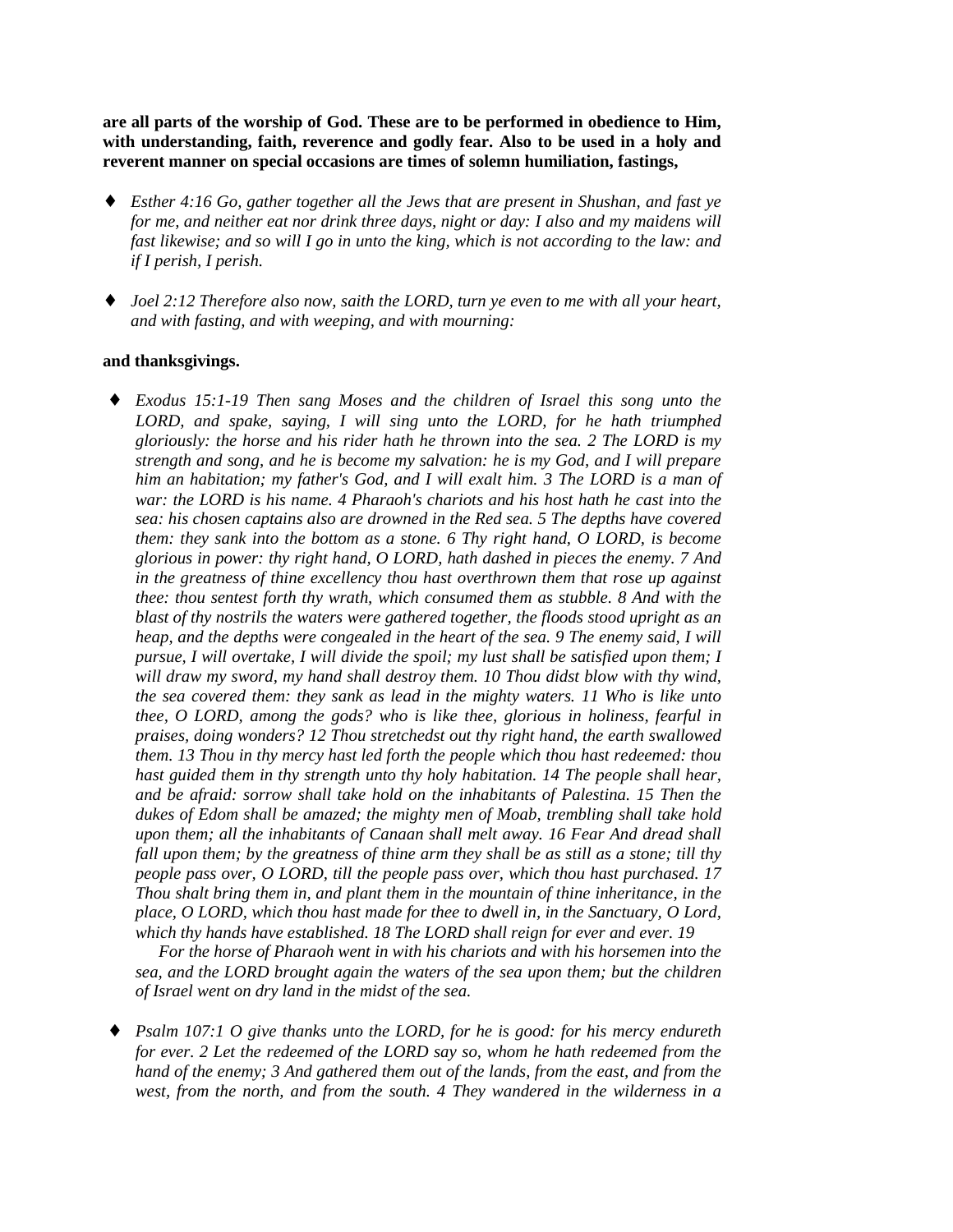**are all parts of the worship of God. These are to be performed in obedience to Him, with understanding, faith, reverence and godly fear. Also to be used in a holy and reverent manner on special occasions are times of solemn humiliation, fastings,**

- *Esther 4:16 Go, gather together all the Jews that are present in Shushan, and fast ye for me, and neither eat nor drink three days, night or day: I also and my maidens will fast likewise; and so will I go in unto the king, which is not according to the law: and if I perish, I perish.*

- *Joel 2:12 Therefore also now, saith the LORD, turn ye even to me with all your heart, and with fasting, and with weeping, and with mourning:*

**and thanksgivings.**

- *Exodus 15:1-19 Then sang Moses and the children of Israel this song unto the LORD, and spake, saying, I will sing unto the LORD, for he hath triumphed gloriously: the horse and his rider hath he thrown into the sea. 2 The LORD is my strength and song, and he is become my salvation: he is my God, and I will prepare him an habitation; my father's God, and I will exalt him. 3 The LORD is a man of war: the LORD is his name. 4 Pharaoh's chariots and his host hath he cast into the sea: his chosen captains also are drowned in the Red sea. 5 The depths have covered them: they sank into the bottom as a stone. 6 Thy right hand, O LORD, is become glorious in power: thy right hand, O LORD, hath dashed in pieces the enemy. 7 And in the greatness of thine excellency thou hast overthrown them that rose up against thee: thou sentest forth thy wrath, which consumed them as stubble. 8 And with the blast of thy nostrils the waters were gathered together, the floods stood upright as an heap, and the depths were congealed in the heart of the sea. 9 The enemy said, I will pursue, I will overtake, I will divide the spoil; my lust shall be satisfied upon them; I will draw my sword, my hand shall destroy them. 10 Thou didst blow with thy wind, the sea covered them: they sank as lead in the mighty waters. 11 Who is like unto thee, O LORD, among the gods? who is like thee, glorious in holiness, fearful in praises, doing wonders? 12 Thou stretchedst out thy right hand, the earth swallowed them. 13 Thou in thy mercy hast led forth the people which thou hast redeemed: thou hast guided them in thy strength unto thy holy habitation. 14 The people shall hear, and be afraid: sorrow shall take hold on the inhabitants of Palestina. 15 Then the dukes of Edom shall be amazed; the mighty men of Moab, trembling shall take hold upon them; all the inhabitants of Canaan shall melt away. 16 Fear And dread shall fall upon them; by the greatness of thine arm they shall be as still as a stone; till thy people pass over, O LORD, till the people pass over, which thou hast purchased. 17 Thou shalt bring them in, and plant them in the mountain of thine inheritance, in the place, O LORD, which thou hast made for thee to dwell in, in the Sanctuary, O Lord, which thy hands have established. 18 The LORD shall reign for ever and ever. 19 For the horse of Pharaoh went in with his chariots and with his horsemen into the sea, and the LORD brought again the waters of the sea upon them; but the children of Israel went on dry land in the midst of the sea.*

- *Psalm 107:1 O give thanks unto the LORD, for he is good: for his mercy endureth for ever. 2 Let the redeemed of the LORD say so, whom he hath redeemed from the hand of the enemy; 3 And gathered them out of the lands, from the east, and from the west, from the north, and from the south. 4 They wandered in the wilderness in a*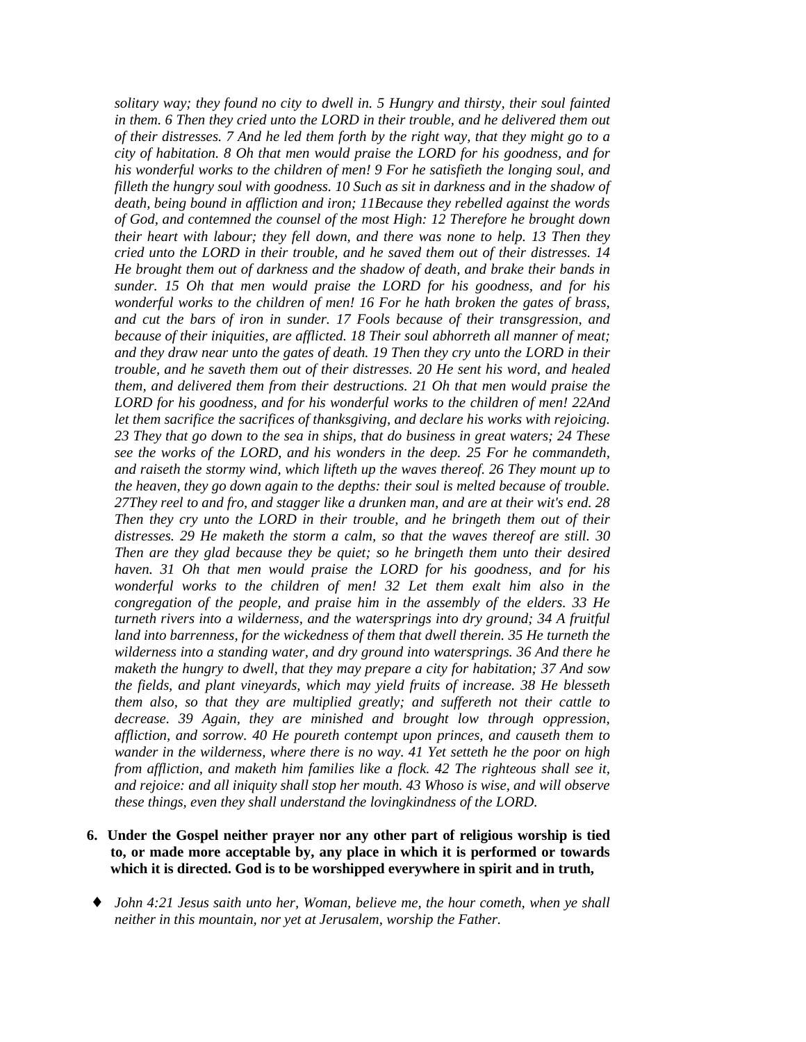*solitary way; they found no city to dwell in. 5 Hungry and thirsty, their soul fainted in them. 6 Then they cried unto the LORD in their trouble, and he delivered them out of their distresses. 7 And he led them forth by the right way, that they might go to a city of habitation. 8 Oh that men would praise the LORD for his goodness, and for his wonderful works to the children of men! 9 For he satisfieth the longing soul, and filleth the hungry soul with goodness. 10 Such as sit in darkness and in the shadow of death, being bound in affliction and iron; 11Because they rebelled against the words of God, and contemned the counsel of the most High: 12 Therefore he brought down their heart with labour; they fell down, and there was none to help. 13 Then they cried unto the LORD in their trouble, and he saved them out of their distresses. 14 He brought them out of darkness and the shadow of death, and brake their bands in sunder. 15 Oh that men would praise the LORD for his goodness, and for his wonderful works to the children of men! 16 For he hath broken the gates of brass, and cut the bars of iron in sunder. 17 Fools because of their transgression, and because of their iniquities, are afflicted. 18 Their soul abhorreth all manner of meat; and they draw near unto the gates of death. 19 Then they cry unto the LORD in their trouble, and he saveth them out of their distresses. 20 He sent his word, and healed them, and delivered them from their destructions. 21 Oh that men would praise the LORD for his goodness, and for his wonderful works to the children of men! 22And let them sacrifice the sacrifices of thanksgiving, and declare his works with rejoicing. 23 They that go down to the sea in ships, that do business in great waters; 24 These see the works of the LORD, and his wonders in the deep. 25 For he commandeth, and raiseth the stormy wind, which lifteth up the waves thereof. 26 They mount up to the heaven, they go down again to the depths: their soul is melted because of trouble. 27They reel to and fro, and stagger like a drunken man, and are at their wit's end. 28 Then they cry unto the LORD in their trouble, and he bringeth them out of their distresses. 29 He maketh the storm a calm, so that the waves thereof are still. 30 Then are they glad because they be quiet; so he bringeth them unto their desired haven. 31 Oh that men would praise the LORD for his goodness, and for his wonderful works to the children of men! 32 Let them exalt him also in the congregation of the people, and praise him in the assembly of the elders. 33 He turneth rivers into a wilderness, and the watersprings into dry ground; 34 A fruitful land into barrenness, for the wickedness of them that dwell therein. 35 He turneth the wilderness into a standing water, and dry ground into watersprings. 36 And there he maketh the hungry to dwell, that they may prepare a city for habitation; 37 And sow the fields, and plant vineyards, which may yield fruits of increase. 38 He blesseth them also, so that they are multiplied greatly; and suffereth not their cattle to decrease. 39 Again, they are minished and brought low through oppression, affliction, and sorrow. 40 He poureth contempt upon princes, and causeth them to wander in the wilderness, where there is no way. 41 Yet setteth he the poor on high from affliction, and maketh him families like a flock. 42 The righteous shall see it, and rejoice: and all iniquity shall stop her mouth. 43 Whoso is wise, and will observe these things, even they shall understand the lovingkindness of the LORD.*

6. **Under the Gospel neither prayer nor any other part of religious worship is tied to, or made more acceptable by, any place in which it is performed or towards which it is directed. God is to be worshipped everywhere in spirit and in truth,**

- *John 4:21 Jesus saith unto her, Woman, believe me, the hour cometh, when ye shall neither in this mountain, nor yet at Jerusalem, worship the Father.*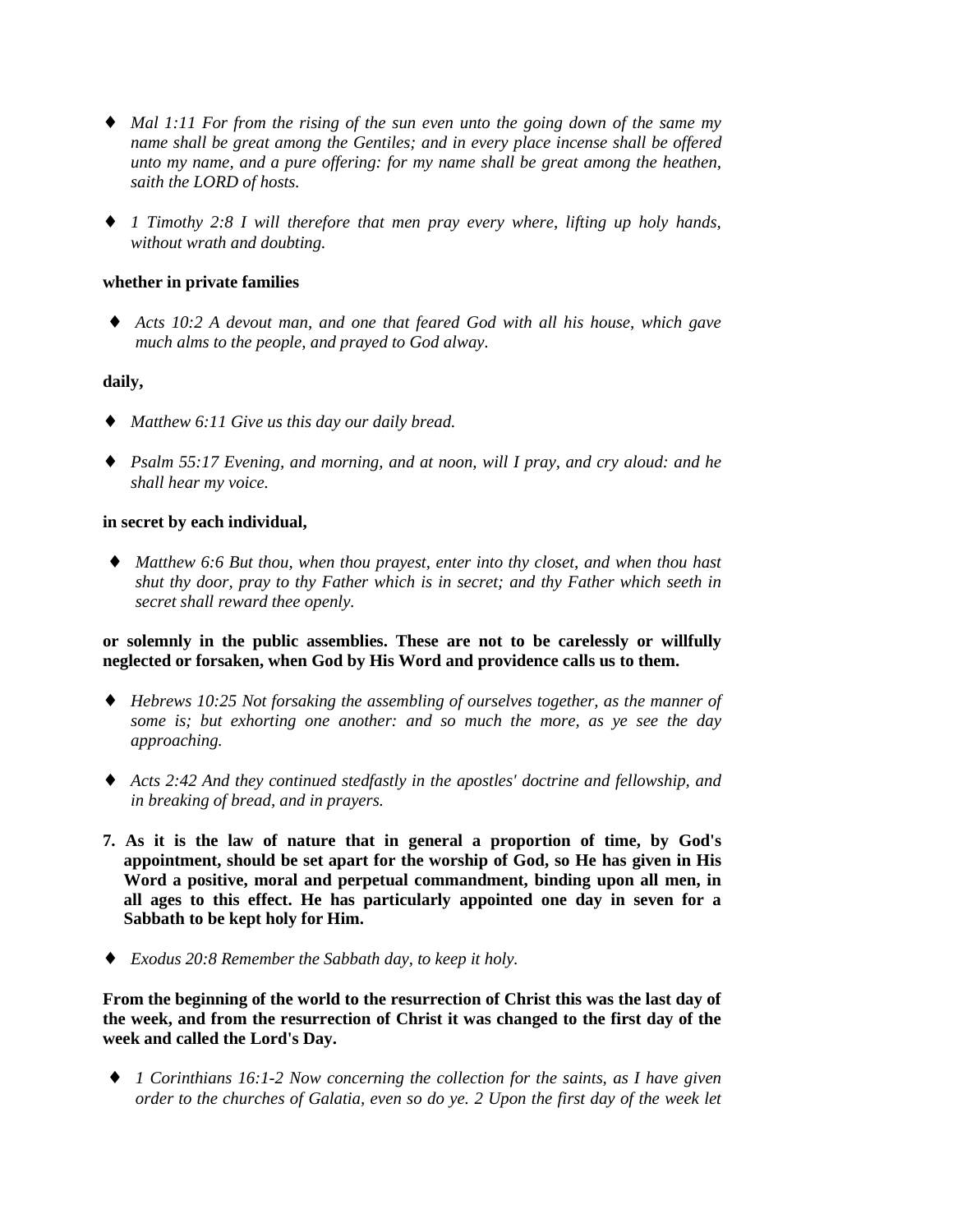- *Mal 1:11 For from the rising of the sun even unto the going down of the same my name shall be great among the Gentiles; and in every place incense shall be offered unto my name, and a pure offering: for my name shall be great among the heathen, saith the LORD of hosts.*

- *1 Timothy 2:8 I will therefore that men pray every where, lifting up holy hands, without wrath and doubting.*

**whether in private families**

- *Acts 10:2 A devout man, and one that feared God with all his house, which gave much alms to the people, and prayed to God alway.*

**daily,**

- *Matthew 6:11 Give us this day our daily bread.*

- *Psalm 55:17 Evening, and morning, and at noon, will I pray, and cry aloud: and he shall hear my voice.*

**in secret by each individual,**

- *Matthew 6:6 But thou, when thou prayest, enter into thy closet, and when thou hast shut thy door, pray to thy Father which is in secret; and thy Father which seeth in secret shall reward thee openly.*

**or solemnly in the public assemblies. These are not to be carelessly or willfully neglected or forsaken, when God by His Word and providence calls us to them.**

- *Hebrews 10:25 Not forsaking the assembling of ourselves together, as the manner of some is; but exhorting one another: and so much the more, as ye see the day approaching.*

- *Acts 2:42 And they continued stedfastly in the apostles' doctrine and fellowship, and in breaking of bread, and in prayers.*

**7. As it is the law of nature that in general a proportion of time, by God's appointment, should be set apart for the worship of God, so He has given in His Word a positive, moral and perpetual commandment, binding upon all men, in all ages to this effect. He has particularly appointed one day in seven for a Sabbath to be kept holy for Him.**

- *Exodus 20:8 Remember the Sabbath day, to keep it holy.*

**From the beginning of the world to the resurrection of Christ this was the last day of the week, and from the resurrection of Christ it was changed to the first day of the week and called the Lord's Day.**

- *1 Corinthians 16:1-2 Now concerning the collection for the saints, as I have given order to the churches of Galatia, even so do ye. 2 Upon the first day of the week let*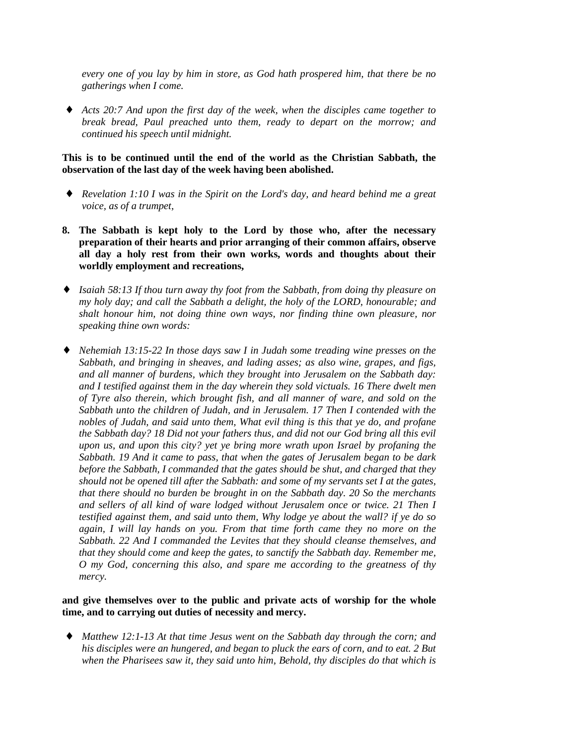*every one of you lay by him in store, as God hath prospered him, that there be no gatherings when I come.*

- ♦ *Acts 20:7 And upon the first day of the week, when the disciples came together to break bread, Paul preached unto them, ready to depart on the morrow; and continued his speech until midnight.*

**This is to be continued until the end of the world as the Christian Sabbath, the observation of the last day of the week having been abolished.**

- ♦ *Revelation 1:10 I was in the Spirit on the Lord's day, and heard behind me a great voice, as of a trumpet,*

**8. The Sabbath is kept holy to the Lord by those who, after the necessary preparation of their hearts and prior arranging of their common affairs, observe all day a holy rest from their own works, words and thoughts about their worldly employment and recreations,**

- ♦ *Isaiah 58:13 If thou turn away thy foot from the Sabbath, from doing thy pleasure on my holy day; and call the Sabbath a delight, the holy of the LORD, honourable; and shalt honour him, not doing thine own ways, nor finding thine own pleasure, nor speaking thine own words:*

- ♦ *Nehemiah 13:15-22 In those days saw I in Judah some treading wine presses on the Sabbath, and bringing in sheaves, and lading asses; as also wine, grapes, and figs, and all manner of burdens, which they brought into Jerusalem on the Sabbath day: and I testified against them in the day wherein they sold victuals. 16 There dwelt men of Tyre also therein, which brought fish, and all manner of ware, and sold on the Sabbath unto the children of Judah, and in Jerusalem. 17 Then I contended with the nobles of Judah, and said unto them, What evil thing is this that ye do, and profane the Sabbath day? 18 Did not your fathers thus, and did not our God bring all this evil upon us, and upon this city? yet ye bring more wrath upon Israel by profaning the Sabbath. 19 And it came to pass, that when the gates of Jerusalem began to be dark before the Sabbath, I commanded that the gates should be shut, and charged that they should not be opened till after the Sabbath: and some of my servants set I at the gates, that there should no burden be brought in on the Sabbath day. 20 So the merchants and sellers of all kind of ware lodged without Jerusalem once or twice. 21 Then I testified against them, and said unto them, Why lodge ye about the wall? if ye do so again, I will lay hands on you. From that time forth came they no more on the Sabbath. 22 And I commanded the Levites that they should cleanse themselves, and that they should come and keep the gates, to sanctify the Sabbath day. Remember me, O my God, concerning this also, and spare me according to the greatness of thy mercy.*

**and give themselves over to the public and private acts of worship for the whole time, and to carrying out duties of necessity and mercy.**

- ♦ *Matthew 12:1-13 At that time Jesus went on the Sabbath day through the corn; and his disciples were an hungered, and began to pluck the ears of corn, and to eat. 2 But when the Pharisees saw it, they said unto him, Behold, thy disciples do that which is*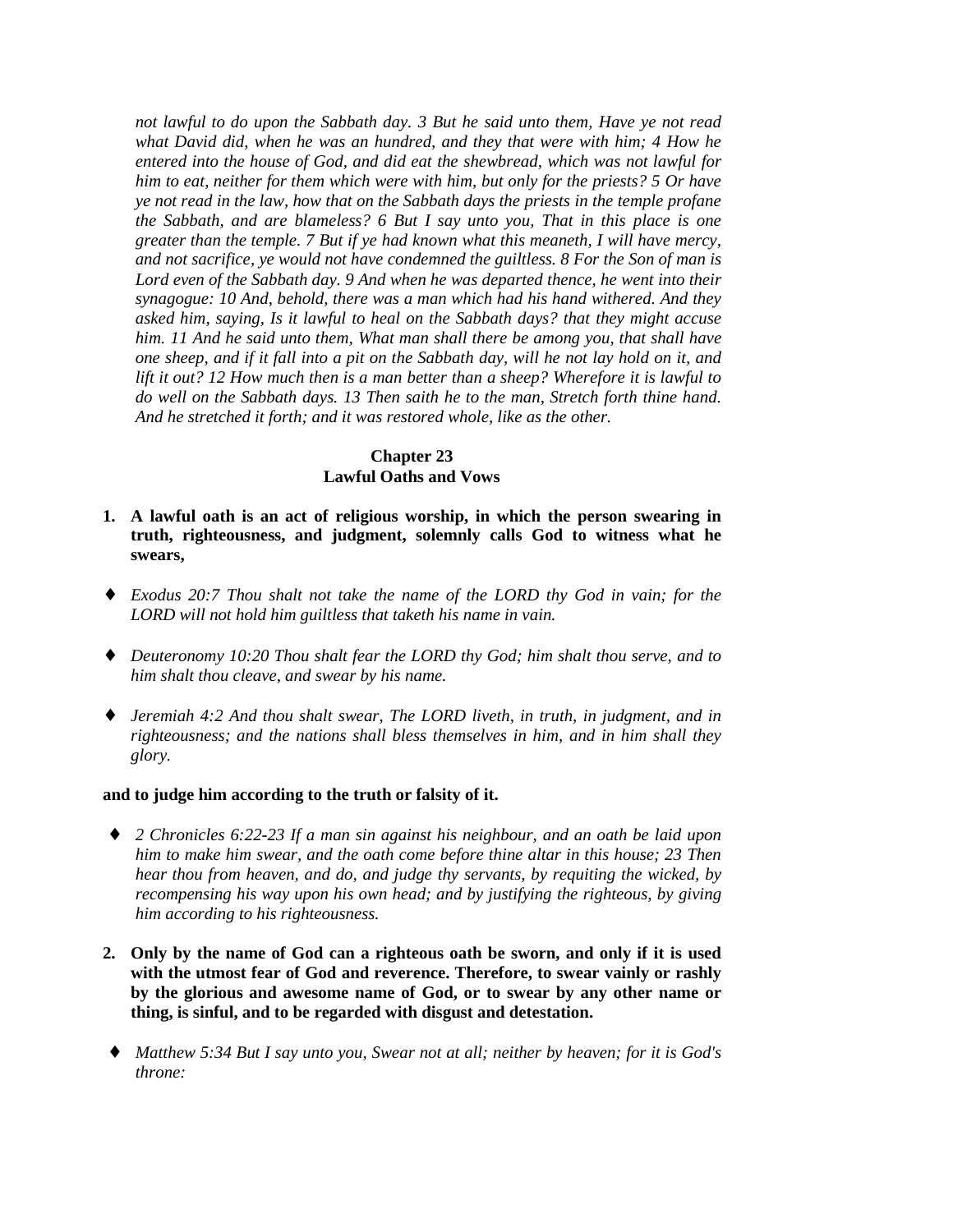*not lawful to do upon the Sabbath day. 3 But he said unto them, Have ye not read what David did, when he was an hundred, and they that were with him; 4 How he entered into the house of God, and did eat the shewbread, which was not lawful for him to eat, neither for them which were with him, but only for the priests? 5 Or have ye not read in the law, how that on the Sabbath days the priests in the temple profane the Sabbath, and are blameless? 6 But I say unto you, That in this place is one greater than the temple. 7 But if ye had known what this meaneth, I will have mercy, and not sacrifice, ye would not have condemned the guiltless. 8 For the Son of man is Lord even of the Sabbath day. 9 And when he was departed thence, he went into their synagogue: 10 And, behold, there was a man which had his hand withered. And they asked him, saying, Is it lawful to heal on the Sabbath days? that they might accuse him. 11 And he said unto them, What man shall there be among you, that shall have one sheep, and if it fall into a pit on the Sabbath day, will he not lay hold on it, and lift it out? 12 How much then is a man better than a sheep? Wherefore it is lawful to do well on the Sabbath days. 13 Then saith he to the man, Stretch forth thine hand. And he stretched it forth; and it was restored whole, like as the other.*

## Chapter 23
## Lawful Oaths and Vows

1. **A lawful oath is an act of religious worship, in which the person swearing in truth, righteousness, and judgment, solemnly calls God to witness what he swears,**

- *Exodus 20:7 Thou shalt not take the name of the LORD thy God in vain; for the LORD will not hold him guiltless that taketh his name in vain.*
- *Deuteronomy 10:20 Thou shalt fear the LORD thy God; him shalt thou serve, and to him shalt thou cleave, and swear by his name.*
- *Jeremiah 4:2 And thou shalt swear, The LORD liveth, in truth, in judgment, and in righteousness; and the nations shall bless themselves in him, and in him shall they glory.*

**and to judge him according to the truth or falsity of it.**

- *2 Chronicles 6:22-23 If a man sin against his neighbour, and an oath be laid upon him to make him swear, and the oath come before thine altar in this house; 23 Then hear thou from heaven, and do, and judge thy servants, by requiting the wicked, by recompensing his way upon his own head; and by justifying the righteous, by giving him according to his righteousness.*

2. **Only by the name of God can a righteous oath be sworn, and only if it is used with the utmost fear of God and reverence. Therefore, to swear vainly or rashly by the glorious and awesome name of God, or to swear by any other name or thing, is sinful, and to be regarded with disgust and detestation.**

- *Matthew 5:34 But I say unto you, Swear not at all; neither by heaven; for it is God's throne:*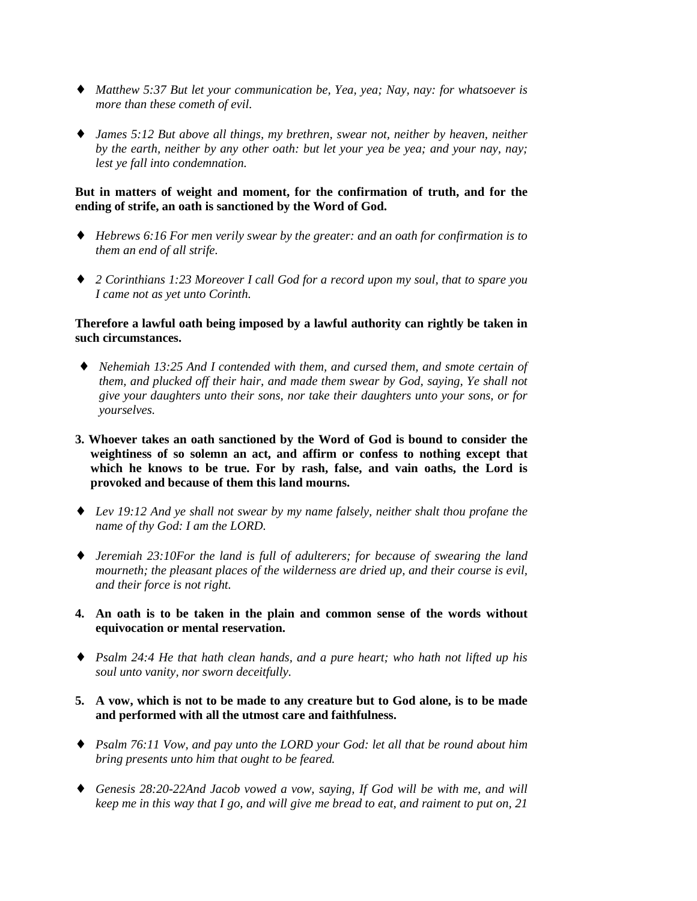- *Matthew 5:37 But let your communication be, Yea, yea; Nay, nay: for whatsoever is more than these cometh of evil.*

- *James 5:12 But above all things, my brethren, swear not, neither by heaven, neither by the earth, neither by any other oath: but let your yea be yea; and your nay, nay; lest ye fall into condemnation.*

**But in matters of weight and moment, for the confirmation of truth, and for the ending of strife, an oath is sanctioned by the Word of God.**

- *Hebrews 6:16 For men verily swear by the greater: and an oath for confirmation is to them an end of all strife.*

- *2 Corinthians 1:23 Moreover I call God for a record upon my soul, that to spare you I came not as yet unto Corinth.*

**Therefore a lawful oath being imposed by a lawful authority can rightly be taken in such circumstances.**

- *Nehemiah 13:25 And I contended with them, and cursed them, and smote certain of them, and plucked off their hair, and made them swear by God, saying, Ye shall not give your daughters unto their sons, nor take their daughters unto your sons, or for yourselves.*

**3. Whoever takes an oath sanctioned by the Word of God is bound to consider the weightiness of so solemn an act, and affirm or confess to nothing except that which he knows to be true. For by rash, false, and vain oaths, the Lord is provoked and because of them this land mourns.**

- *Lev 19:12 And ye shall not swear by my name falsely, neither shalt thou profane the name of thy God: I am the LORD.*

- *Jeremiah 23:10For the land is full of adulterers; for because of swearing the land mourneth; the pleasant places of the wilderness are dried up, and their course is evil, and their force is not right.*

**4. An oath is to be taken in the plain and common sense of the words without equivocation or mental reservation.**

- *Psalm 24:4 He that hath clean hands, and a pure heart; who hath not lifted up his soul unto vanity, nor sworn deceitfully.*

**5. A vow, which is not to be made to any creature but to God alone, is to be made and performed with all the utmost care and faithfulness.**

- *Psalm 76:11 Vow, and pay unto the LORD your God: let all that be round about him bring presents unto him that ought to be feared.*

- *Genesis 28:20-22And Jacob vowed a vow, saying, If God will be with me, and will keep me in this way that I go, and will give me bread to eat, and raiment to put on, 21*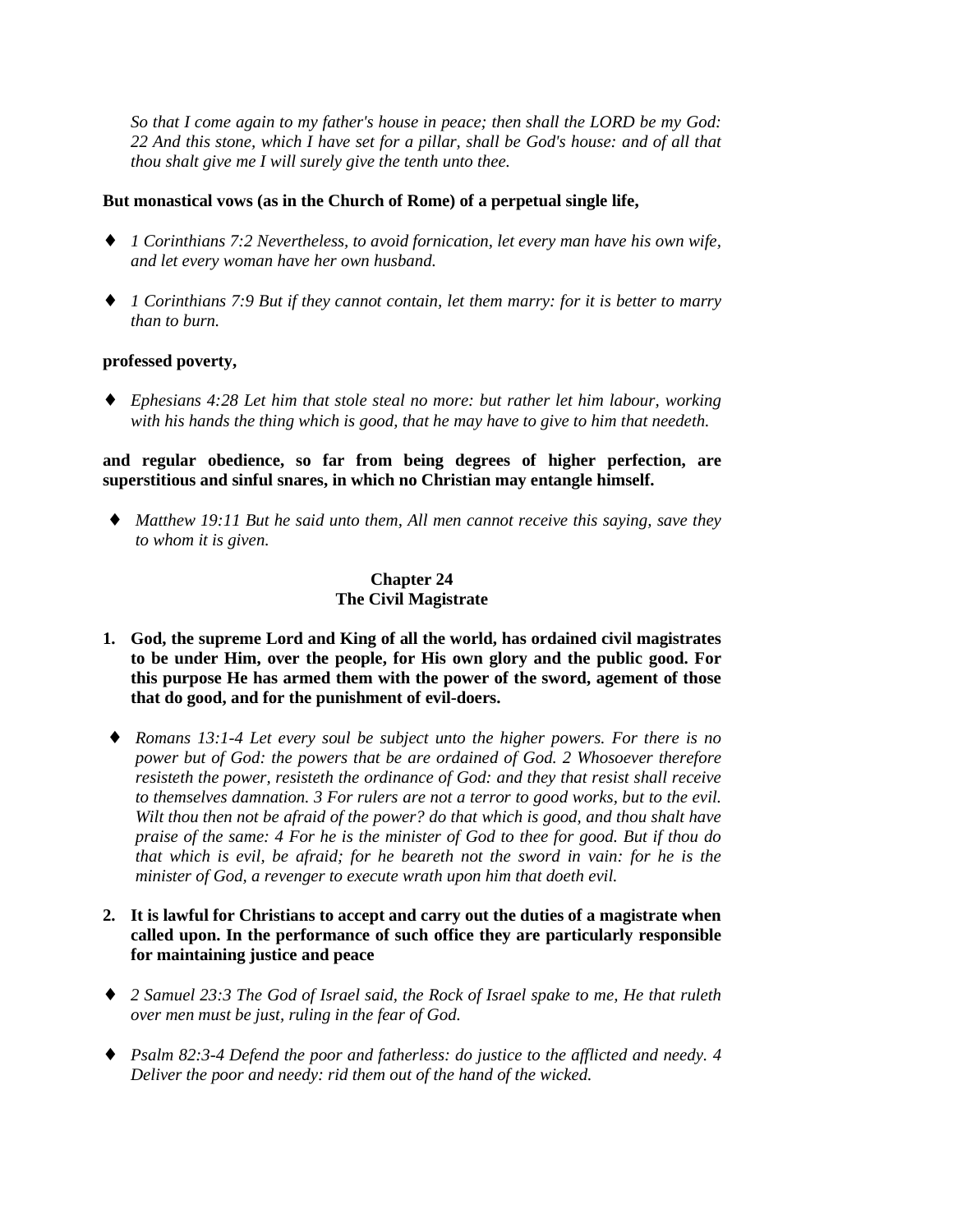*So that I come again to my father's house in peace; then shall the LORD be my God: 22 And this stone, which I have set for a pillar, shall be God's house: and of all that thou shalt give me I will surely give the tenth unto thee.*

**But monastical vows (as in the Church of Rome) of a perpetual single life,**

- *1 Corinthians 7:2 Nevertheless, to avoid fornication, let every man have his own wife, and let every woman have her own husband.*
- *1 Corinthians 7:9 But if they cannot contain, let them marry: for it is better to marry than to burn.*

**professed poverty,**

- *Ephesians 4:28 Let him that stole steal no more: but rather let him labour, working with his hands the thing which is good, that he may have to give to him that needeth.*

**and regular obedience, so far from being degrees of higher perfection, are superstitious and sinful snares, in which no Christian may entangle himself.**

- *Matthew 19:11 But he said unto them, All men cannot receive this saying, save they to whom it is given.*

## Chapter 24
## The Civil Magistrate

1. **God, the supreme Lord and King of all the world, has ordained civil magistrates to be under Him, over the people, for His own glory and the public good. For this purpose He has armed them with the power of the sword, agement of those that do good, and for the punishment of evil-doers.**

- *Romans 13:1-4 Let every soul be subject unto the higher powers. For there is no power but of God: the powers that be are ordained of God. 2 Whosoever therefore resisteth the power, resisteth the ordinance of God: and they that resist shall receive to themselves damnation. 3 For rulers are not a terror to good works, but to the evil. Wilt thou then not be afraid of the power? do that which is good, and thou shalt have praise of the same: 4 For he is the minister of God to thee for good. But if thou do that which is evil, be afraid; for he beareth not the sword in vain: for he is the minister of God, a revenger to execute wrath upon him that doeth evil.*

2. **It is lawful for Christians to accept and carry out the duties of a magistrate when called upon. In the performance of such office they are particularly responsible for maintaining justice and peace**

- *2 Samuel 23:3 The God of Israel said, the Rock of Israel spake to me, He that ruleth over men must be just, ruling in the fear of God.*
- *Psalm 82:3-4 Defend the poor and fatherless: do justice to the afflicted and needy. 4 Deliver the poor and needy: rid them out of the hand of the wicked.*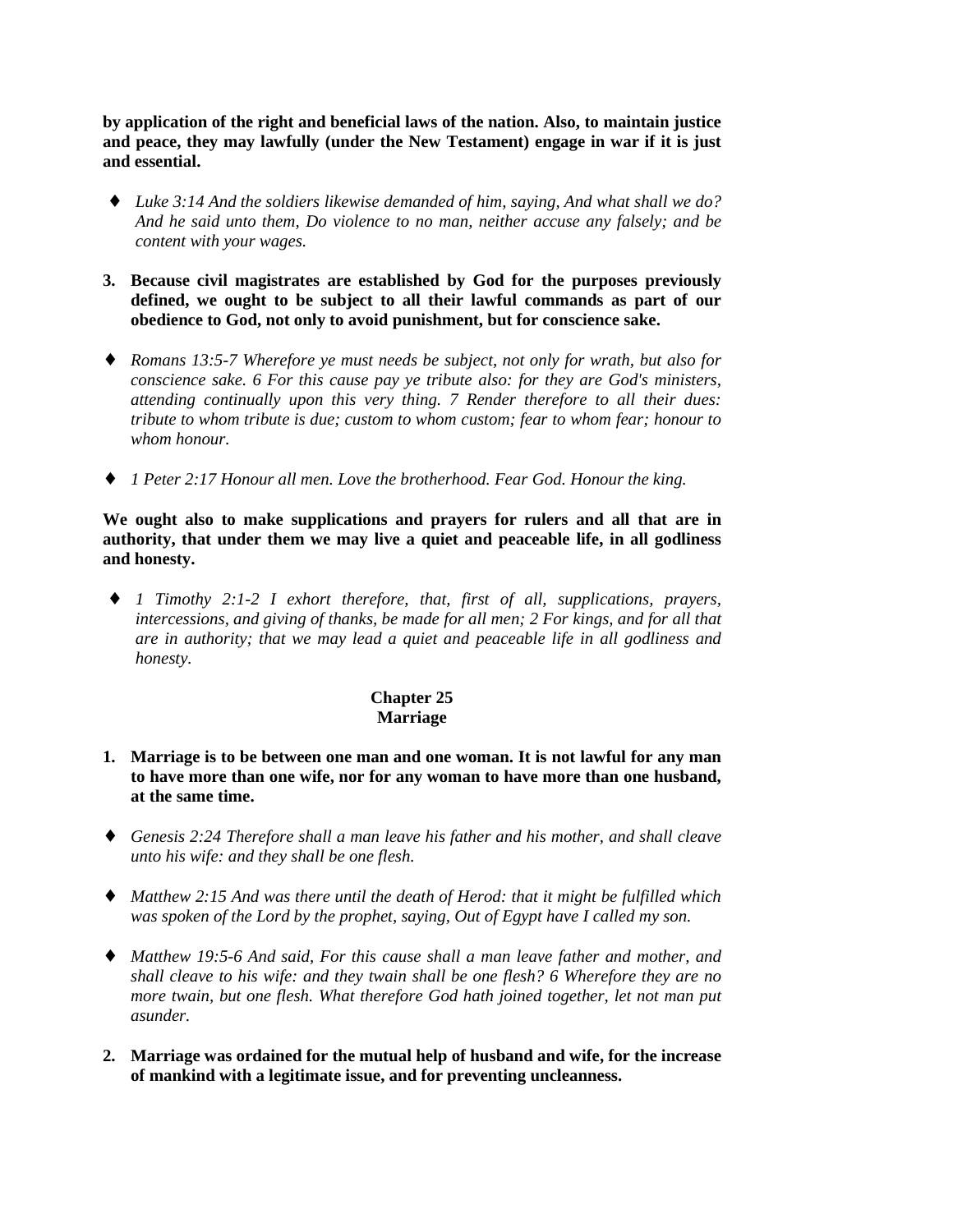**by application of the right and beneficial laws of the nation. Also, to maintain justice and peace, they may lawfully (under the New Testament) engage in war if it is just and essential.**

- *Luke 3:14 And the soldiers likewise demanded of him, saying, And what shall we do? And he said unto them, Do violence to no man, neither accuse any falsely; and be content with your wages.*

3. **Because civil magistrates are established by God for the purposes previously defined, we ought to be subject to all their lawful commands as part of our obedience to God, not only to avoid punishment, but for conscience sake.**

- *Romans 13:5-7 Wherefore ye must needs be subject, not only for wrath, but also for conscience sake. 6 For this cause pay ye tribute also: for they are God's ministers, attending continually upon this very thing. 7 Render therefore to all their dues: tribute to whom tribute is due; custom to whom custom; fear to whom fear; honour to whom honour.*

- *1 Peter 2:17 Honour all men. Love the brotherhood. Fear God. Honour the king.*

**We ought also to make supplications and prayers for rulers and all that are in authority, that under them we may live a quiet and peaceable life, in all godliness and honesty.**

- *1 Timothy 2:1-2 I exhort therefore, that, first of all, supplications, prayers, intercessions, and giving of thanks, be made for all men; 2 For kings, and for all that are in authority; that we may lead a quiet and peaceable life in all godliness and honesty.*

## Chapter 25
## Marriage

1. **Marriage is to be between one man and one woman. It is not lawful for any man to have more than one wife, nor for any woman to have more than one husband, at the same time.**

- *Genesis 2:24 Therefore shall a man leave his father and his mother, and shall cleave unto his wife: and they shall be one flesh.*

- *Matthew 2:15 And was there until the death of Herod: that it might be fulfilled which was spoken of the Lord by the prophet, saying, Out of Egypt have I called my son.*

- *Matthew 19:5-6 And said, For this cause shall a man leave father and mother, and shall cleave to his wife: and they twain shall be one flesh? 6 Wherefore they are no more twain, but one flesh. What therefore God hath joined together, let not man put asunder.*

2. **Marriage was ordained for the mutual help of husband and wife, for the increase of mankind with a legitimate issue, and for preventing uncleanness.**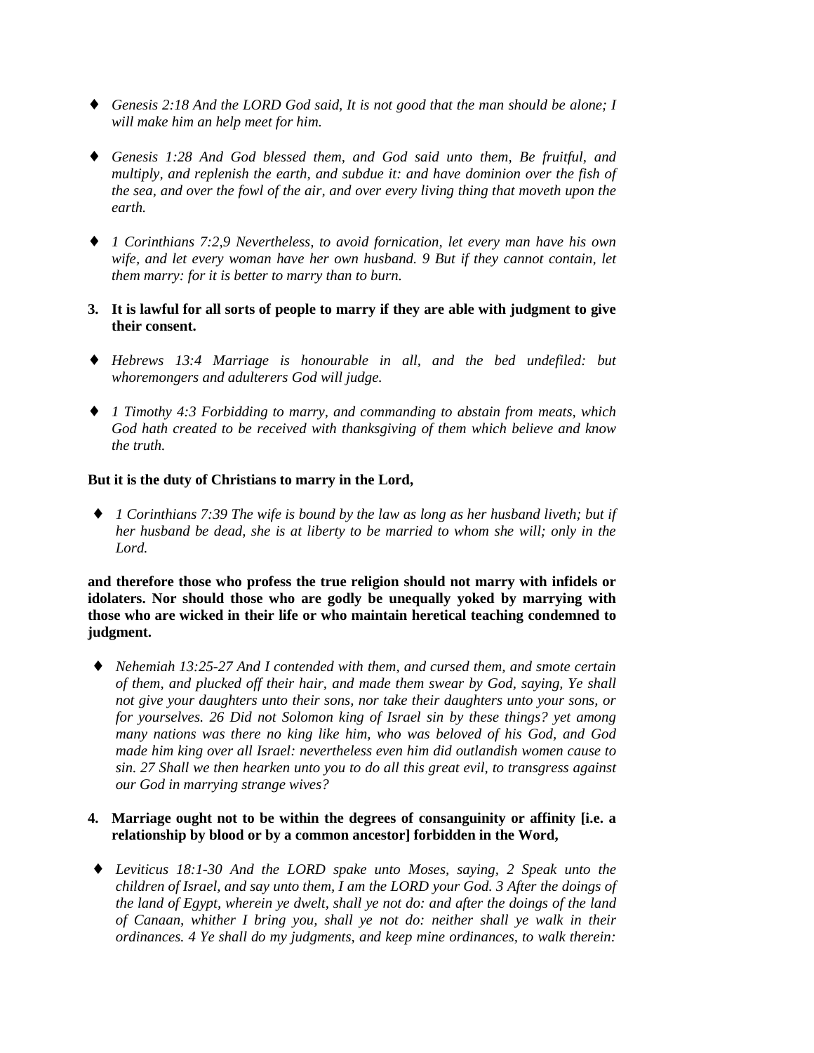- *Genesis 2:18 And the LORD God said, It is not good that the man should be alone; I will make him an help meet for him.*

- *Genesis 1:28 And God blessed them, and God said unto them, Be fruitful, and multiply, and replenish the earth, and subdue it: and have dominion over the fish of the sea, and over the fowl of the air, and over every living thing that moveth upon the earth.*

- *1 Corinthians 7:2,9 Nevertheless, to avoid fornication, let every man have his own wife, and let every woman have her own husband. 9 But if they cannot contain, let them marry: for it is better to marry than to burn.*

**3. It is lawful for all sorts of people to marry if they are able with judgment to give their consent.**

- *Hebrews 13:4 Marriage is honourable in all, and the bed undefiled: but whoremongers and adulterers God will judge.*

- *1 Timothy 4:3 Forbidding to marry, and commanding to abstain from meats, which God hath created to be received with thanksgiving of them which believe and know the truth.*

**But it is the duty of Christians to marry in the Lord,**

- *1 Corinthians 7:39 The wife is bound by the law as long as her husband liveth; but if her husband be dead, she is at liberty to be married to whom she will; only in the Lord.*

**and therefore those who profess the true religion should not marry with infidels or idolaters. Nor should those who are godly be unequally yoked by marrying with those who are wicked in their life or who maintain heretical teaching condemned to judgment.**

- *Nehemiah 13:25-27 And I contended with them, and cursed them, and smote certain of them, and plucked off their hair, and made them swear by God, saying, Ye shall not give your daughters unto their sons, nor take their daughters unto your sons, or for yourselves. 26 Did not Solomon king of Israel sin by these things? yet among many nations was there no king like him, who was beloved of his God, and God made him king over all Israel: nevertheless even him did outlandish women cause to sin. 27 Shall we then hearken unto you to do all this great evil, to transgress against our God in marrying strange wives?*

**4. Marriage ought not to be within the degrees of consanguinity or affinity [i.e. a relationship by blood or by a common ancestor] forbidden in the Word,**

- *Leviticus 18:1-30 And the LORD spake unto Moses, saying, 2 Speak unto the children of Israel, and say unto them, I am the LORD your God. 3 After the doings of the land of Egypt, wherein ye dwelt, shall ye not do: and after the doings of the land of Canaan, whither I bring you, shall ye not do: neither shall ye walk in their ordinances. 4 Ye shall do my judgments, and keep mine ordinances, to walk therein:*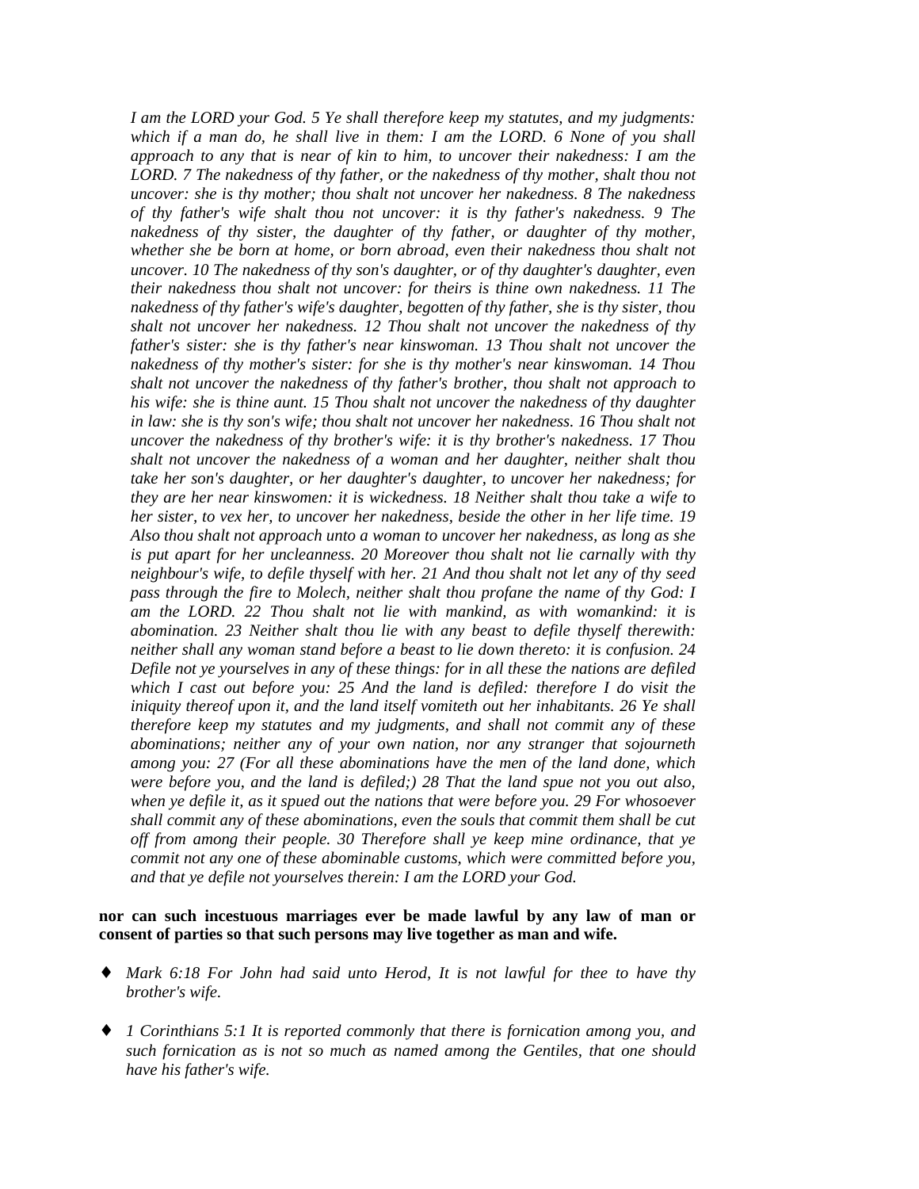*I am the LORD your God. 5 Ye shall therefore keep my statutes, and my judgments: which if a man do, he shall live in them: I am the LORD. 6 None of you shall approach to any that is near of kin to him, to uncover their nakedness: I am the LORD. 7 The nakedness of thy father, or the nakedness of thy mother, shalt thou not uncover: she is thy mother; thou shalt not uncover her nakedness. 8 The nakedness of thy father's wife shalt thou not uncover: it is thy father's nakedness. 9 The nakedness of thy sister, the daughter of thy father, or daughter of thy mother, whether she be born at home, or born abroad, even their nakedness thou shalt not uncover. 10 The nakedness of thy son's daughter, or of thy daughter's daughter, even their nakedness thou shalt not uncover: for theirs is thine own nakedness. 11 The nakedness of thy father's wife's daughter, begotten of thy father, she is thy sister, thou shalt not uncover her nakedness. 12 Thou shalt not uncover the nakedness of thy father's sister: she is thy father's near kinswoman. 13 Thou shalt not uncover the nakedness of thy mother's sister: for she is thy mother's near kinswoman. 14 Thou shalt not uncover the nakedness of thy father's brother, thou shalt not approach to his wife: she is thine aunt. 15 Thou shalt not uncover the nakedness of thy daughter in law: she is thy son's wife; thou shalt not uncover her nakedness. 16 Thou shalt not uncover the nakedness of thy brother's wife: it is thy brother's nakedness. 17 Thou shalt not uncover the nakedness of a woman and her daughter, neither shalt thou take her son's daughter, or her daughter's daughter, to uncover her nakedness; for they are her near kinswomen: it is wickedness. 18 Neither shalt thou take a wife to her sister, to vex her, to uncover her nakedness, beside the other in her life time. 19 Also thou shalt not approach unto a woman to uncover her nakedness, as long as she is put apart for her uncleanness. 20 Moreover thou shalt not lie carnally with thy neighbour's wife, to defile thyself with her. 21 And thou shalt not let any of thy seed pass through the fire to Molech, neither shalt thou profane the name of thy God: I am the LORD. 22 Thou shalt not lie with mankind, as with womankind: it is abomination. 23 Neither shalt thou lie with any beast to defile thyself therewith: neither shall any woman stand before a beast to lie down thereto: it is confusion. 24 Defile not ye yourselves in any of these things: for in all these the nations are defiled which I cast out before you: 25 And the land is defiled: therefore I do visit the iniquity thereof upon it, and the land itself vomiteth out her inhabitants. 26 Ye shall therefore keep my statutes and my judgments, and shall not commit any of these abominations; neither any of your own nation, nor any stranger that sojourneth among you: 27 (For all these abominations have the men of the land done, which were before you, and the land is defiled;) 28 That the land spue not you out also, when ye defile it, as it spued out the nations that were before you. 29 For whosoever shall commit any of these abominations, even the souls that commit them shall be cut off from among their people. 30 Therefore shall ye keep mine ordinance, that ye commit not any one of these abominable customs, which were committed before you, and that ye defile not yourselves therein: I am the LORD your God.*

**nor can such incestuous marriages ever be made lawful by any law of man or consent of parties so that such persons may live together as man and wife.**

- *Mark 6:18 For John had said unto Herod, It is not lawful for thee to have thy brother's wife.*

- *1 Corinthians 5:1 It is reported commonly that there is fornication among you, and such fornication as is not so much as named among the Gentiles, that one should have his father's wife.*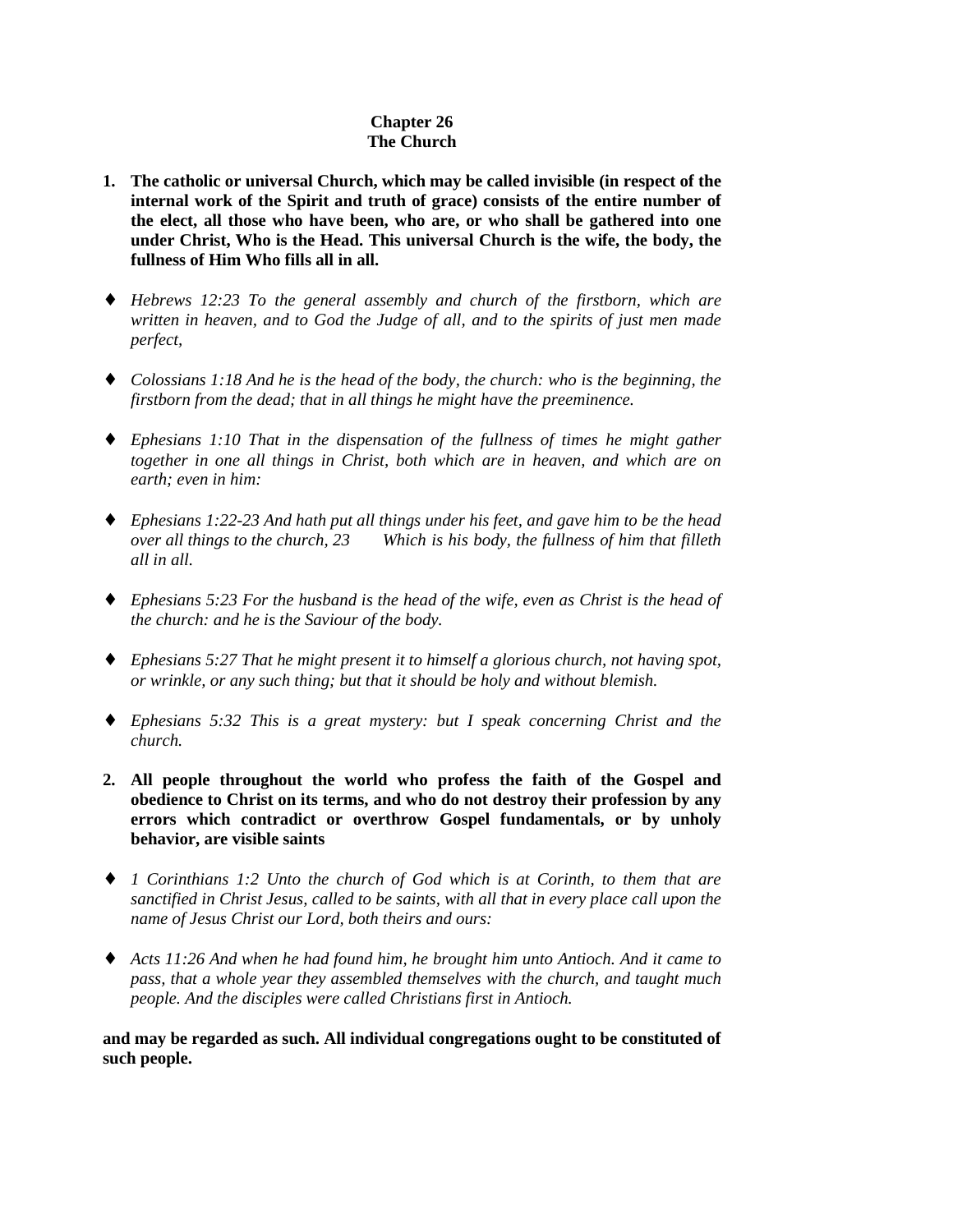# Chapter 26
## The Church

1. **The catholic or universal Church, which may be called invisible (in respect of the internal work of the Spirit and truth of grace) consists of the entire number of the elect, all those who have been, who are, or who shall be gathered into one under Christ, Who is the Head. This universal Church is the wife, the body, the fullness of Him Who fills all in all.**

- *Hebrews 12:23 To the general assembly and church of the firstborn, which are written in heaven, and to God the Judge of all, and to the spirits of just men made perfect,*
- *Colossians 1:18 And he is the head of the body, the church: who is the beginning, the firstborn from the dead; that in all things he might have the preeminence.*
- *Ephesians 1:10 That in the dispensation of the fullness of times he might gather together in one all things in Christ, both which are in heaven, and which are on earth; even in him:*
- *Ephesians 1:22-23 And hath put all things under his feet, and gave him to be the head over all things to the church, 23 Which is his body, the fullness of him that filleth all in all.*
- *Ephesians 5:23 For the husband is the head of the wife, even as Christ is the head of the church: and he is the Saviour of the body.*
- *Ephesians 5:27 That he might present it to himself a glorious church, not having spot, or wrinkle, or any such thing; but that it should be holy and without blemish.*
- *Ephesians 5:32 This is a great mystery: but I speak concerning Christ and the church.*

2. **All people throughout the world who profess the faith of the Gospel and obedience to Christ on its terms, and who do not destroy their profession by any errors which contradict or overthrow Gospel fundamentals, or by unholy behavior, are visible saints**

- *1 Corinthians 1:2 Unto the church of God which is at Corinth, to them that are sanctified in Christ Jesus, called to be saints, with all that in every place call upon the name of Jesus Christ our Lord, both theirs and ours:*
- *Acts 11:26 And when he had found him, he brought him unto Antioch. And it came to pass, that a whole year they assembled themselves with the church, and taught much people. And the disciples were called Christians first in Antioch.*

**and may be regarded as such. All individual congregations ought to be constituted of such people.**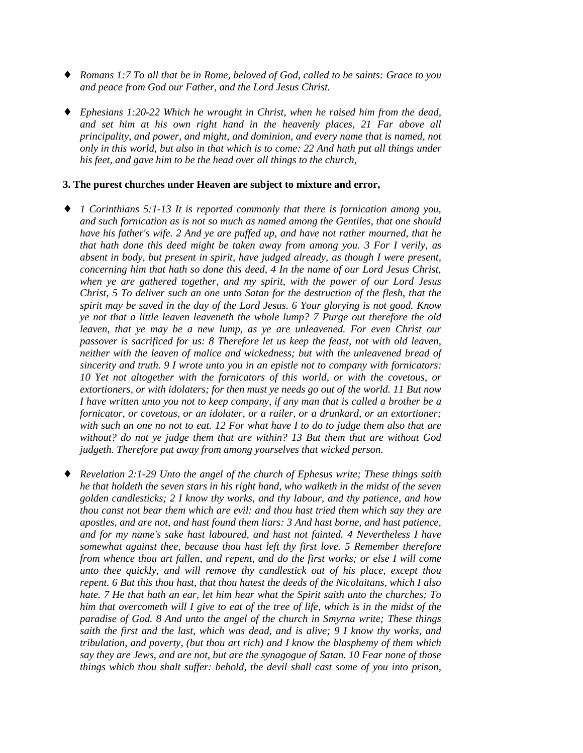- *Romans 1:7 To all that be in Rome, beloved of God, called to be saints: Grace to you and peace from God our Father, and the Lord Jesus Christ.*

- *Ephesians 1:20-22 Which he wrought in Christ, when he raised him from the dead, and set him at his own right hand in the heavenly places, 21 Far above all principality, and power, and might, and dominion, and every name that is named, not only in this world, but also in that which is to come: 22 And hath put all things under his feet, and gave him to be the head over all things to the church,*

**3. The purest churches under Heaven are subject to mixture and error,**

- *1 Corinthians 5:1-13 It is reported commonly that there is fornication among you, and such fornication as is not so much as named among the Gentiles, that one should have his father's wife. 2 And ye are puffed up, and have not rather mourned, that he that hath done this deed might be taken away from among you. 3 For I verily, as absent in body, but present in spirit, have judged already, as though I were present, concerning him that hath so done this deed, 4 In the name of our Lord Jesus Christ, when ye are gathered together, and my spirit, with the power of our Lord Jesus Christ, 5 To deliver such an one unto Satan for the destruction of the flesh, that the spirit may be saved in the day of the Lord Jesus. 6 Your glorying is not good. Know ye not that a little leaven leaveneth the whole lump? 7 Purge out therefore the old leaven, that ye may be a new lump, as ye are unleavened. For even Christ our passover is sacrificed for us: 8 Therefore let us keep the feast, not with old leaven, neither with the leaven of malice and wickedness; but with the unleavened bread of sincerity and truth. 9 I wrote unto you in an epistle not to company with fornicators: 10 Yet not altogether with the fornicators of this world, or with the covetous, or extortioners, or with idolaters; for then must ye needs go out of the world. 11 But now I have written unto you not to keep company, if any man that is called a brother be a fornicator, or covetous, or an idolater, or a railer, or a drunkard, or an extortioner; with such an one no not to eat. 12 For what have I to do to judge them also that are without? do not ye judge them that are within? 13 But them that are without God judgeth. Therefore put away from among yourselves that wicked person.*

- *Revelation 2:1-29 Unto the angel of the church of Ephesus write; These things saith he that holdeth the seven stars in his right hand, who walketh in the midst of the seven golden candlesticks; 2 I know thy works, and thy labour, and thy patience, and how thou canst not bear them which are evil: and thou hast tried them which say they are apostles, and are not, and hast found them liars: 3 And hast borne, and hast patience, and for my name's sake hast laboured, and hast not fainted. 4 Nevertheless I have somewhat against thee, because thou hast left thy first love. 5 Remember therefore from whence thou art fallen, and repent, and do the first works; or else I will come unto thee quickly, and will remove thy candlestick out of his place, except thou repent. 6 But this thou hast, that thou hatest the deeds of the Nicolaitans, which I also hate. 7 He that hath an ear, let him hear what the Spirit saith unto the churches; To him that overcometh will I give to eat of the tree of life, which is in the midst of the paradise of God. 8 And unto the angel of the church in Smyrna write; These things saith the first and the last, which was dead, and is alive; 9 I know thy works, and tribulation, and poverty, (but thou art rich) and I know the blasphemy of them which say they are Jews, and are not, but are the synagogue of Satan. 10 Fear none of those things which thou shalt suffer: behold, the devil shall cast some of you into prison,*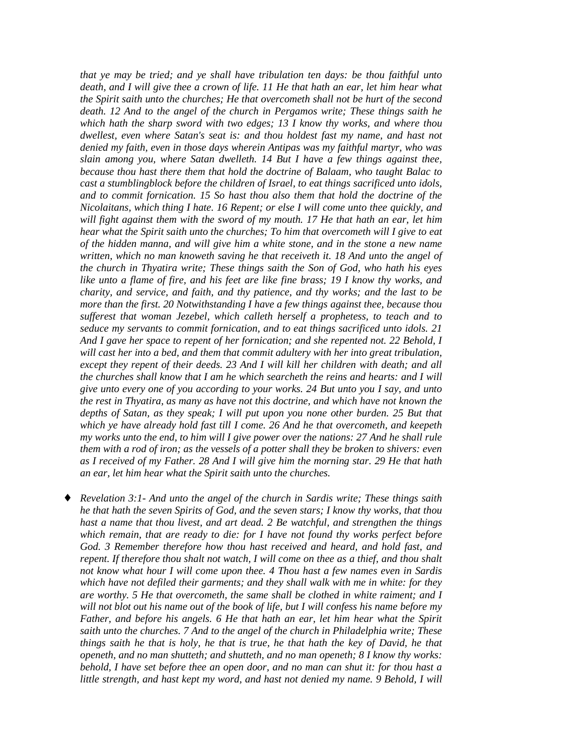*that ye may be tried; and ye shall have tribulation ten days: be thou faithful unto death, and I will give thee a crown of life. 11 He that hath an ear, let him hear what the Spirit saith unto the churches; He that overcometh shall not be hurt of the second death. 12 And to the angel of the church in Pergamos write; These things saith he which hath the sharp sword with two edges; 13 I know thy works, and where thou dwellest, even where Satan's seat is: and thou holdest fast my name, and hast not denied my faith, even in those days wherein Antipas was my faithful martyr, who was slain among you, where Satan dwelleth. 14 But I have a few things against thee, because thou hast there them that hold the doctrine of Balaam, who taught Balac to cast a stumblingblock before the children of Israel, to eat things sacrificed unto idols, and to commit fornication. 15 So hast thou also them that hold the doctrine of the Nicolaitans, which thing I hate. 16 Repent; or else I will come unto thee quickly, and will fight against them with the sword of my mouth. 17 He that hath an ear, let him hear what the Spirit saith unto the churches; To him that overcometh will I give to eat of the hidden manna, and will give him a white stone, and in the stone a new name written, which no man knoweth saving he that receiveth it. 18 And unto the angel of the church in Thyatira write; These things saith the Son of God, who hath his eyes like unto a flame of fire, and his feet are like fine brass; 19 I know thy works, and charity, and service, and faith, and thy patience, and thy works; and the last to be more than the first. 20 Notwithstanding I have a few things against thee, because thou sufferest that woman Jezebel, which calleth herself a prophetess, to teach and to seduce my servants to commit fornication, and to eat things sacrificed unto idols. 21 And I gave her space to repent of her fornication; and she repented not. 22 Behold, I will cast her into a bed, and them that commit adultery with her into great tribulation, except they repent of their deeds. 23 And I will kill her children with death; and all the churches shall know that I am he which searcheth the reins and hearts: and I will give unto every one of you according to your works. 24 But unto you I say, and unto the rest in Thyatira, as many as have not this doctrine, and which have not known the depths of Satan, as they speak; I will put upon you none other burden. 25 But that which ye have already hold fast till I come. 26 And he that overcometh, and keepeth my works unto the end, to him will I give power over the nations: 27 And he shall rule them with a rod of iron; as the vessels of a potter shall they be broken to shivers: even as I received of my Father. 28 And I will give him the morning star. 29 He that hath an ear, let him hear what the Spirit saith unto the churches.*

- *Revelation 3:1- And unto the angel of the church in Sardis write; These things saith he that hath the seven Spirits of God, and the seven stars; I know thy works, that thou hast a name that thou livest, and art dead. 2 Be watchful, and strengthen the things which remain, that are ready to die: for I have not found thy works perfect before God. 3 Remember therefore how thou hast received and heard, and hold fast, and repent. If therefore thou shalt not watch, I will come on thee as a thief, and thou shalt not know what hour I will come upon thee. 4 Thou hast a few names even in Sardis which have not defiled their garments; and they shall walk with me in white: for they are worthy. 5 He that overcometh, the same shall be clothed in white raiment; and I will not blot out his name out of the book of life, but I will confess his name before my Father, and before his angels. 6 He that hath an ear, let him hear what the Spirit saith unto the churches. 7 And to the angel of the church in Philadelphia write; These things saith he that is holy, he that is true, he that hath the key of David, he that openeth, and no man shutteth; and shutteth, and no man openeth; 8 I know thy works: behold, I have set before thee an open door, and no man can shut it: for thou hast a little strength, and hast kept my word, and hast not denied my name. 9 Behold, I will*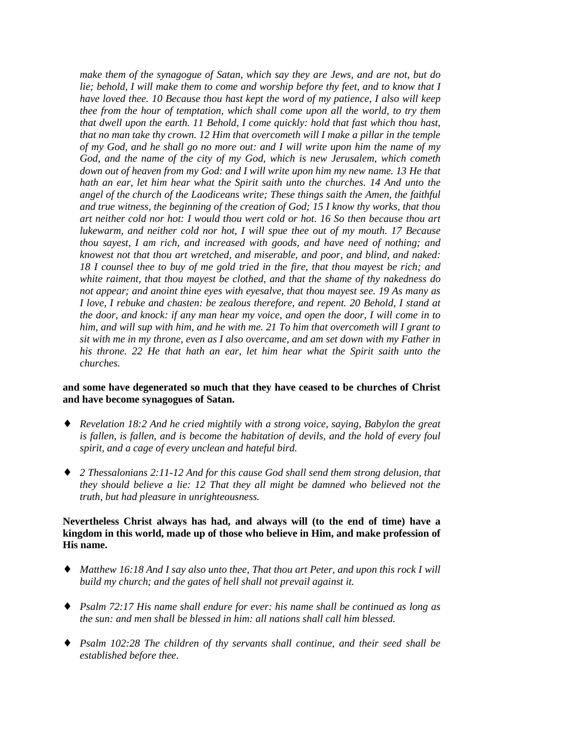*make them of the synagogue of Satan, which say they are Jews, and are not, but do lie; behold, I will make them to come and worship before thy feet, and to know that I have loved thee. 10 Because thou hast kept the word of my patience, I also will keep thee from the hour of temptation, which shall come upon all the world, to try them that dwell upon the earth. 11 Behold, I come quickly: hold that fast which thou hast, that no man take thy crown. 12 Him that overcometh will I make a pillar in the temple of my God, and he shall go no more out: and I will write upon him the name of my God, and the name of the city of my God, which is new Jerusalem, which cometh down out of heaven from my God: and I will write upon him my new name. 13 He that hath an ear, let him hear what the Spirit saith unto the churches. 14 And unto the angel of the church of the Laodiceans write; These things saith the Amen, the faithful and true witness, the beginning of the creation of God; 15 I know thy works, that thou art neither cold nor hot: I would thou wert cold or hot. 16 So then because thou art lukewarm, and neither cold nor hot, I will spue thee out of my mouth. 17 Because thou sayest, I am rich, and increased with goods, and have need of nothing; and knowest not that thou art wretched, and miserable, and poor, and blind, and naked: 18 I counsel thee to buy of me gold tried in the fire, that thou mayest be rich; and white raiment, that thou mayest be clothed, and that the shame of thy nakedness do not appear; and anoint thine eyes with eyesalve, that thou mayest see. 19 As many as I love, I rebuke and chasten: be zealous therefore, and repent. 20 Behold, I stand at the door, and knock: if any man hear my voice, and open the door, I will come in to him, and will sup with him, and he with me. 21 To him that overcometh will I grant to sit with me in my throne, even as I also overcame, and am set down with my Father in his throne. 22 He that hath an ear, let him hear what the Spirit saith unto the churches.*

**and some have degenerated so much that they have ceased to be churches of Christ and have become synagogues of Satan.**

- *Revelation 18:2 And he cried mightily with a strong voice, saying, Babylon the great is fallen, is fallen, and is become the habitation of devils, and the hold of every foul spirit, and a cage of every unclean and hateful bird.*

- *2 Thessalonians 2:11-12 And for this cause God shall send them strong delusion, that they should believe a lie: 12 That they all might be damned who believed not the truth, but had pleasure in unrighteousness.*

**Nevertheless Christ always has had, and always will (to the end of time) have a kingdom in this world, made up of those who believe in Him, and make profession of His name.**

- *Matthew 16:18 And I say also unto thee, That thou art Peter, and upon this rock I will build my church; and the gates of hell shall not prevail against it.*

- *Psalm 72:17 His name shall endure for ever: his name shall be continued as long as the sun: and men shall be blessed in him: all nations shall call him blessed.*

- *Psalm 102:28 The children of thy servants shall continue, and their seed shall be established before thee.*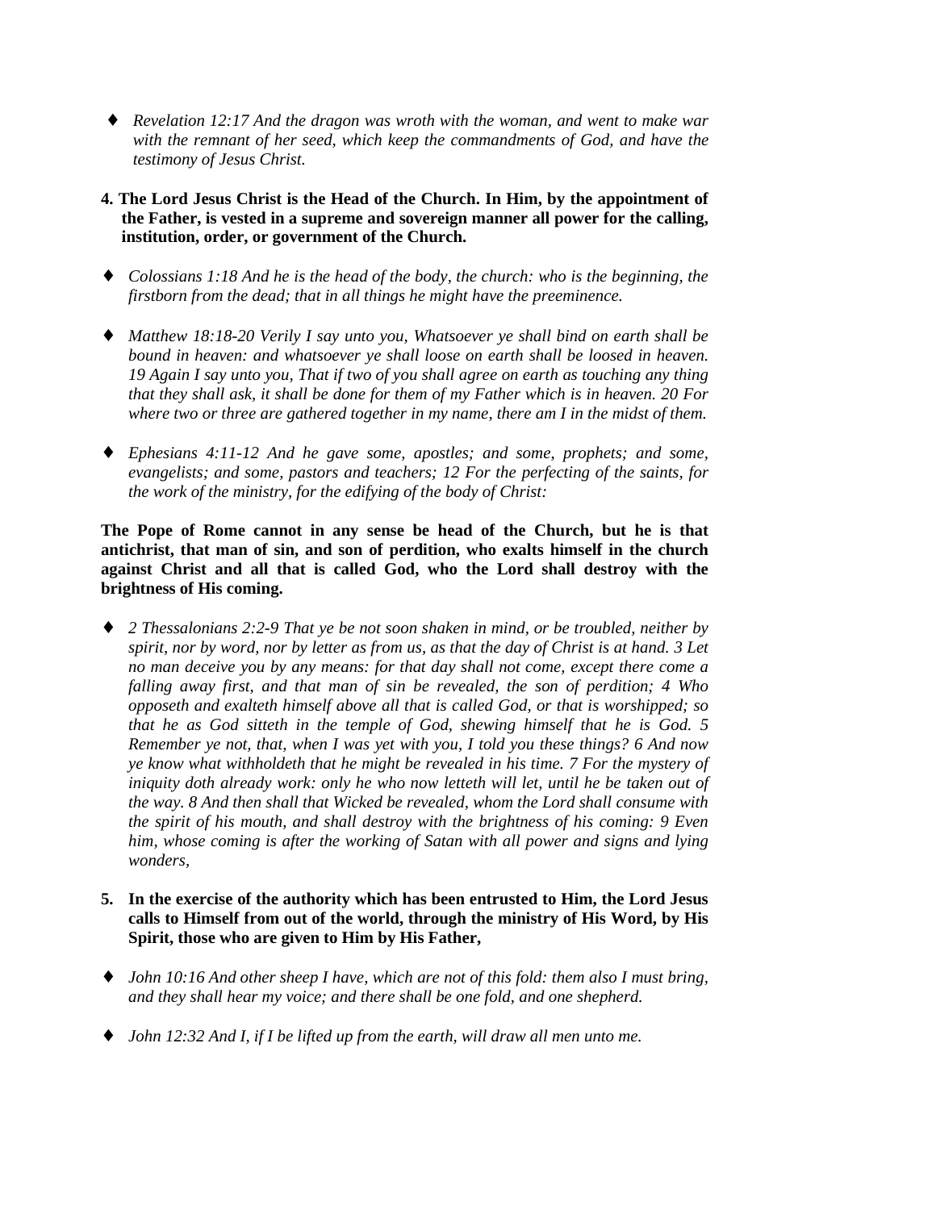- *Revelation 12:17 And the dragon was wroth with the woman, and went to make war with the remnant of her seed, which keep the commandments of God, and have the testimony of Jesus Christ.*

**4. The Lord Jesus Christ is the Head of the Church. In Him, by the appointment of the Father, is vested in a supreme and sovereign manner all power for the calling, institution, order, or government of the Church.**

- *Colossians 1:18 And he is the head of the body, the church: who is the beginning, the firstborn from the dead; that in all things he might have the preeminence.*

- *Matthew 18:18-20 Verily I say unto you, Whatsoever ye shall bind on earth shall be bound in heaven: and whatsoever ye shall loose on earth shall be loosed in heaven. 19 Again I say unto you, That if two of you shall agree on earth as touching any thing that they shall ask, it shall be done for them of my Father which is in heaven. 20 For where two or three are gathered together in my name, there am I in the midst of them.*

- *Ephesians 4:11-12 And he gave some, apostles; and some, prophets; and some, evangelists; and some, pastors and teachers; 12 For the perfecting of the saints, for the work of the ministry, for the edifying of the body of Christ:*

**The Pope of Rome cannot in any sense be head of the Church, but he is that antichrist, that man of sin, and son of perdition, who exalts himself in the church against Christ and all that is called God, who the Lord shall destroy with the brightness of His coming.**

- *2 Thessalonians 2:2-9 That ye be not soon shaken in mind, or be troubled, neither by spirit, nor by word, nor by letter as from us, as that the day of Christ is at hand. 3 Let no man deceive you by any means: for that day shall not come, except there come a falling away first, and that man of sin be revealed, the son of perdition; 4 Who opposeth and exalteth himself above all that is called God, or that is worshipped; so that he as God sitteth in the temple of God, shewing himself that he is God. 5 Remember ye not, that, when I was yet with you, I told you these things? 6 And now ye know what withholdeth that he might be revealed in his time. 7 For the mystery of iniquity doth already work: only he who now letteth will let, until he be taken out of the way. 8 And then shall that Wicked be revealed, whom the Lord shall consume with the spirit of his mouth, and shall destroy with the brightness of his coming: 9 Even him, whose coming is after the working of Satan with all power and signs and lying wonders,*

**5. In the exercise of the authority which has been entrusted to Him, the Lord Jesus calls to Himself from out of the world, through the ministry of His Word, by His Spirit, those who are given to Him by His Father,**

- *John 10:16 And other sheep I have, which are not of this fold: them also I must bring, and they shall hear my voice; and there shall be one fold, and one shepherd.*

- *John 12:32 And I, if I be lifted up from the earth, will draw all men unto me.*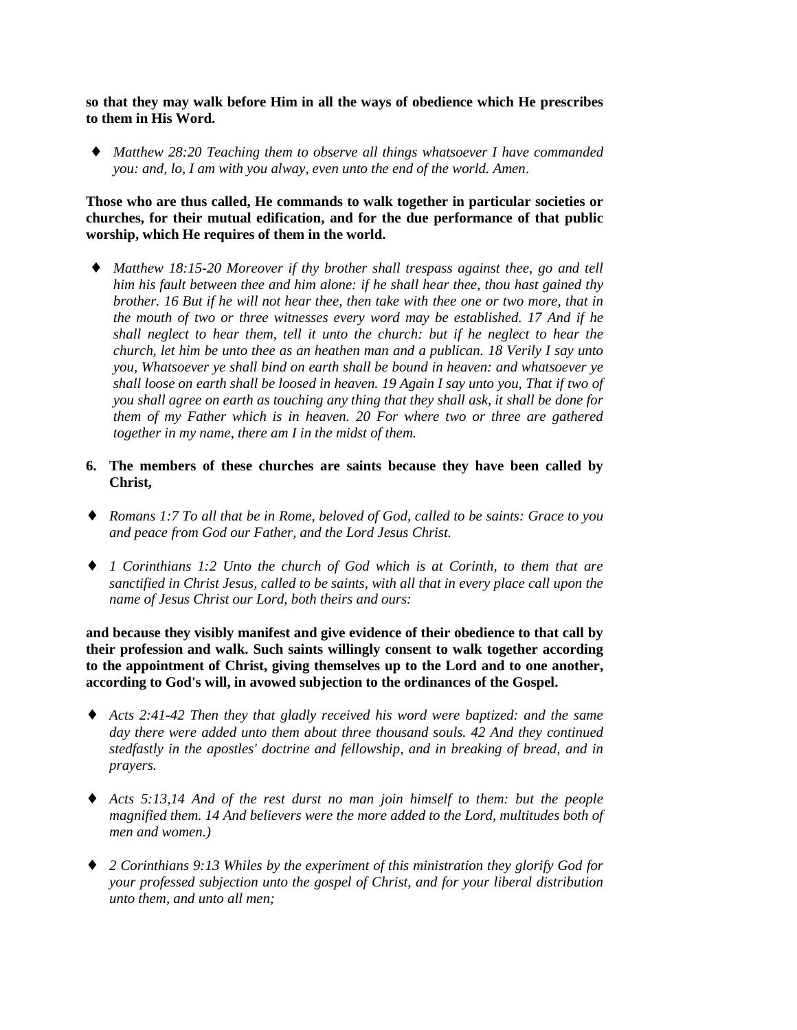**so that they may walk before Him in all the ways of obedience which He prescribes to them in His Word.**

- *Matthew 28:20 Teaching them to observe all things whatsoever I have commanded you: and, lo, I am with you alway, even unto the end of the world. Amen.*

**Those who are thus called, He commands to walk together in particular societies or churches, for their mutual edification, and for the due performance of that public worship, which He requires of them in the world.**

- *Matthew 18:15-20 Moreover if thy brother shall trespass against thee, go and tell him his fault between thee and him alone: if he shall hear thee, thou hast gained thy brother. 16 But if he will not hear thee, then take with thee one or two more, that in the mouth of two or three witnesses every word may be established. 17 And if he shall neglect to hear them, tell it unto the church: but if he neglect to hear the church, let him be unto thee as an heathen man and a publican. 18 Verily I say unto you, Whatsoever ye shall bind on earth shall be bound in heaven: and whatsoever ye shall loose on earth shall be loosed in heaven. 19 Again I say unto you, That if two of you shall agree on earth as touching any thing that they shall ask, it shall be done for them of my Father which is in heaven. 20 For where two or three are gathered together in my name, there am I in the midst of them.*

6. **The members of these churches are saints because they have been called by Christ,**

- *Romans 1:7 To all that be in Rome, beloved of God, called to be saints: Grace to you and peace from God our Father, and the Lord Jesus Christ.*

- *1 Corinthians 1:2 Unto the church of God which is at Corinth, to them that are sanctified in Christ Jesus, called to be saints, with all that in every place call upon the name of Jesus Christ our Lord, both theirs and ours:*

**and because they visibly manifest and give evidence of their obedience to that call by their profession and walk. Such saints willingly consent to walk together according to the appointment of Christ, giving themselves up to the Lord and to one another, according to God's will, in avowed subjection to the ordinances of the Gospel.**

- *Acts 2:41-42 Then they that gladly received his word were baptized: and the same day there were added unto them about three thousand souls. 42 And they continued stedfastly in the apostles' doctrine and fellowship, and in breaking of bread, and in prayers.*

- *Acts 5:13,14 And of the rest durst no man join himself to them: but the people magnified them. 14 And believers were the more added to the Lord, multitudes both of men and women.)*

- *2 Corinthians 9:13 Whiles by the experiment of this ministration they glorify God for your professed subjection unto the gospel of Christ, and for your liberal distribution unto them, and unto all men;*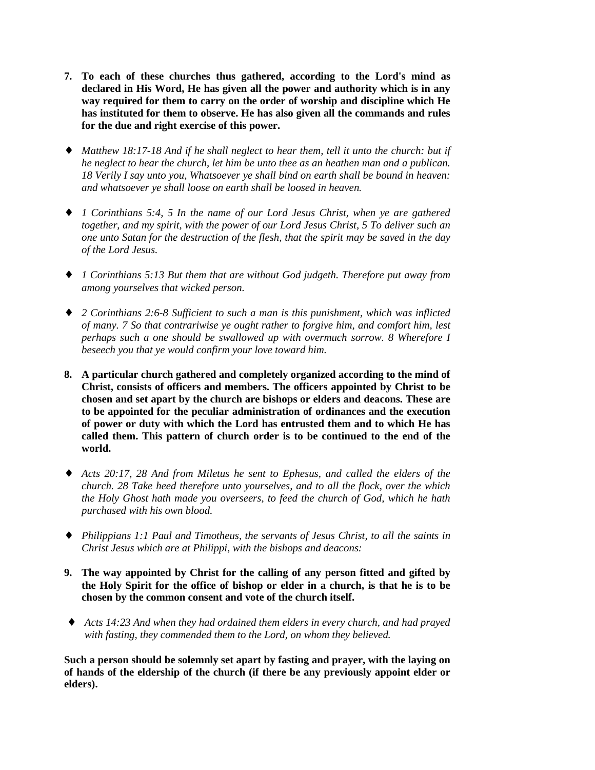7. **To each of these churches thus gathered, according to the Lord's mind as declared in His Word, He has given all the power and authority which is in any way required for them to carry on the order of worship and discipline which He has instituted for them to observe. He has also given all the commands and rules for the due and right exercise of this power.**

- *Matthew 18:17-18 And if he shall neglect to hear them, tell it unto the church: but if he neglect to hear the church, let him be unto thee as an heathen man and a publican. 18 Verily I say unto you, Whatsoever ye shall bind on earth shall be bound in heaven: and whatsoever ye shall loose on earth shall be loosed in heaven.*

- *1 Corinthians 5:4, 5 In the name of our Lord Jesus Christ, when ye are gathered together, and my spirit, with the power of our Lord Jesus Christ, 5 To deliver such an one unto Satan for the destruction of the flesh, that the spirit may be saved in the day of the Lord Jesus.*

- *1 Corinthians 5:13 But them that are without God judgeth. Therefore put away from among yourselves that wicked person.*

- *2 Corinthians 2:6-8 Sufficient to such a man is this punishment, which was inflicted of many. 7 So that contrariwise ye ought rather to forgive him, and comfort him, lest perhaps such a one should be swallowed up with overmuch sorrow. 8 Wherefore I beseech you that ye would confirm your love toward him.*

8. **A particular church gathered and completely organized according to the mind of Christ, consists of officers and members. The officers appointed by Christ to be chosen and set apart by the church are bishops or elders and deacons. These are to be appointed for the peculiar administration of ordinances and the execution of power or duty with which the Lord has entrusted them and to which He has called them. This pattern of church order is to be continued to the end of the world.**

- *Acts 20:17, 28 And from Miletus he sent to Ephesus, and called the elders of the church. 28 Take heed therefore unto yourselves, and to all the flock, over the which the Holy Ghost hath made you overseers, to feed the church of God, which he hath purchased with his own blood.*

- *Philippians 1:1 Paul and Timotheus, the servants of Jesus Christ, to all the saints in Christ Jesus which are at Philippi, with the bishops and deacons:*

9. **The way appointed by Christ for the calling of any person fitted and gifted by the Holy Spirit for the office of bishop or elder in a church, is that he is to be chosen by the common consent and vote of the church itself.**

- *Acts 14:23 And when they had ordained them elders in every church, and had prayed with fasting, they commended them to the Lord, on whom they believed.*

**Such a person should be solemnly set apart by fasting and prayer, with the laying on of hands of the eldership of the church (if there be any previously appoint elder or elders).**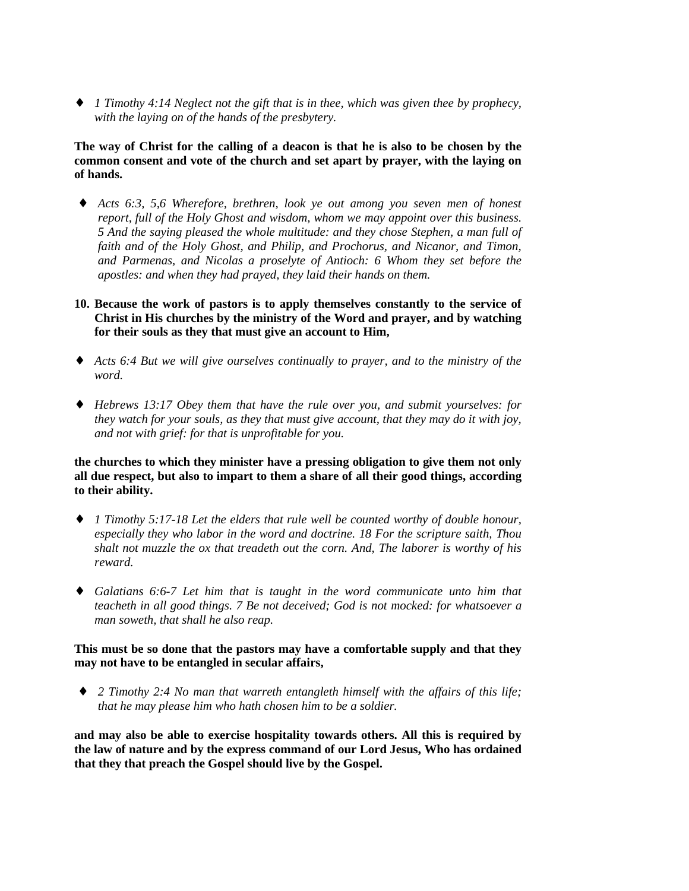- *1 Timothy 4:14 Neglect not the gift that is in thee, which was given thee by prophecy, with the laying on of the hands of the presbytery.*

**The way of Christ for the calling of a deacon is that he is also to be chosen by the common consent and vote of the church and set apart by prayer, with the laying on of hands.**

- *Acts 6:3, 5,6 Wherefore, brethren, look ye out among you seven men of honest report, full of the Holy Ghost and wisdom, whom we may appoint over this business. 5 And the saying pleased the whole multitude: and they chose Stephen, a man full of faith and of the Holy Ghost, and Philip, and Prochorus, and Nicanor, and Timon, and Parmenas, and Nicolas a proselyte of Antioch: 6 Whom they set before the apostles: and when they had prayed, they laid their hands on them.*

**10. Because the work of pastors is to apply themselves constantly to the service of Christ in His churches by the ministry of the Word and prayer, and by watching for their souls as they that must give an account to Him,**

- *Acts 6:4 But we will give ourselves continually to prayer, and to the ministry of the word.*

- *Hebrews 13:17 Obey them that have the rule over you, and submit yourselves: for they watch for your souls, as they that must give account, that they may do it with joy, and not with grief: for that is unprofitable for you.*

**the churches to which they minister have a pressing obligation to give them not only all due respect, but also to impart to them a share of all their good things, according to their ability.**

- *1 Timothy 5:17-18 Let the elders that rule well be counted worthy of double honour, especially they who labor in the word and doctrine. 18 For the scripture saith, Thou shalt not muzzle the ox that treadeth out the corn. And, The laborer is worthy of his reward.*

- *Galatians 6:6-7 Let him that is taught in the word communicate unto him that teacheth in all good things. 7 Be not deceived; God is not mocked: for whatsoever a man soweth, that shall he also reap.*

**This must be so done that the pastors may have a comfortable supply and that they may not have to be entangled in secular affairs,**

- *2 Timothy 2:4 No man that warreth entangleth himself with the affairs of this life; that he may please him who hath chosen him to be a soldier.*

**and may also be able to exercise hospitality towards others. All this is required by the law of nature and by the express command of our Lord Jesus, Who has ordained that they that preach the Gospel should live by the Gospel.**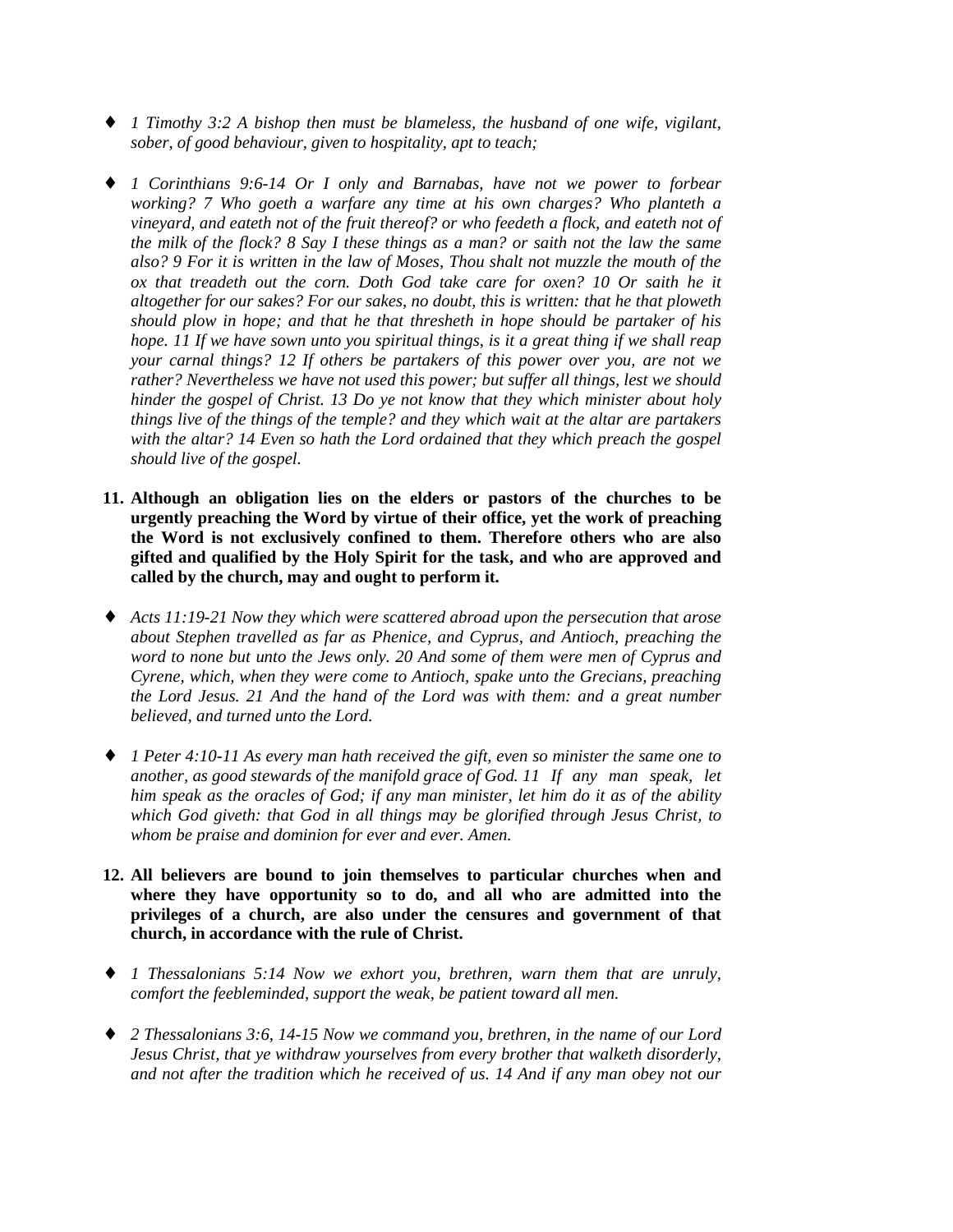- *1 Timothy 3:2 A bishop then must be blameless, the husband of one wife, vigilant, sober, of good behaviour, given to hospitality, apt to teach;*

- *1 Corinthians 9:6-14 Or I only and Barnabas, have not we power to forbear working? 7 Who goeth a warfare any time at his own charges? Who planteth a vineyard, and eateth not of the fruit thereof? or who feedeth a flock, and eateth not of the milk of the flock? 8 Say I these things as a man? or saith not the law the same also? 9 For it is written in the law of Moses, Thou shalt not muzzle the mouth of the ox that treadeth out the corn. Doth God take care for oxen? 10 Or saith he it altogether for our sakes? For our sakes, no doubt, this is written: that he that ploweth should plow in hope; and that he that thresheth in hope should be partaker of his hope. 11 If we have sown unto you spiritual things, is it a great thing if we shall reap your carnal things? 12 If others be partakers of this power over you, are not we rather? Nevertheless we have not used this power; but suffer all things, lest we should hinder the gospel of Christ. 13 Do ye not know that they which minister about holy things live of the things of the temple? and they which wait at the altar are partakers with the altar? 14 Even so hath the Lord ordained that they which preach the gospel should live of the gospel.*

**11. Although an obligation lies on the elders or pastors of the churches to be urgently preaching the Word by virtue of their office, yet the work of preaching the Word is not exclusively confined to them. Therefore others who are also gifted and qualified by the Holy Spirit for the task, and who are approved and called by the church, may and ought to perform it.**

- *Acts 11:19-21 Now they which were scattered abroad upon the persecution that arose about Stephen travelled as far as Phenice, and Cyprus, and Antioch, preaching the word to none but unto the Jews only. 20 And some of them were men of Cyprus and Cyrene, which, when they were come to Antioch, spake unto the Grecians, preaching the Lord Jesus. 21 And the hand of the Lord was with them: and a great number believed, and turned unto the Lord.*

- *1 Peter 4:10-11 As every man hath received the gift, even so minister the same one to another, as good stewards of the manifold grace of God. 11 If any man speak, let him speak as the oracles of God; if any man minister, let him do it as of the ability which God giveth: that God in all things may be glorified through Jesus Christ, to whom be praise and dominion for ever and ever. Amen.*

**12. All believers are bound to join themselves to particular churches when and where they have opportunity so to do, and all who are admitted into the privileges of a church, are also under the censures and government of that church, in accordance with the rule of Christ.**

- *1 Thessalonians 5:14 Now we exhort you, brethren, warn them that are unruly, comfort the feebleminded, support the weak, be patient toward all men.*

- *2 Thessalonians 3:6, 14-15 Now we command you, brethren, in the name of our Lord Jesus Christ, that ye withdraw yourselves from every brother that walketh disorderly, and not after the tradition which he received of us. 14 And if any man obey not our*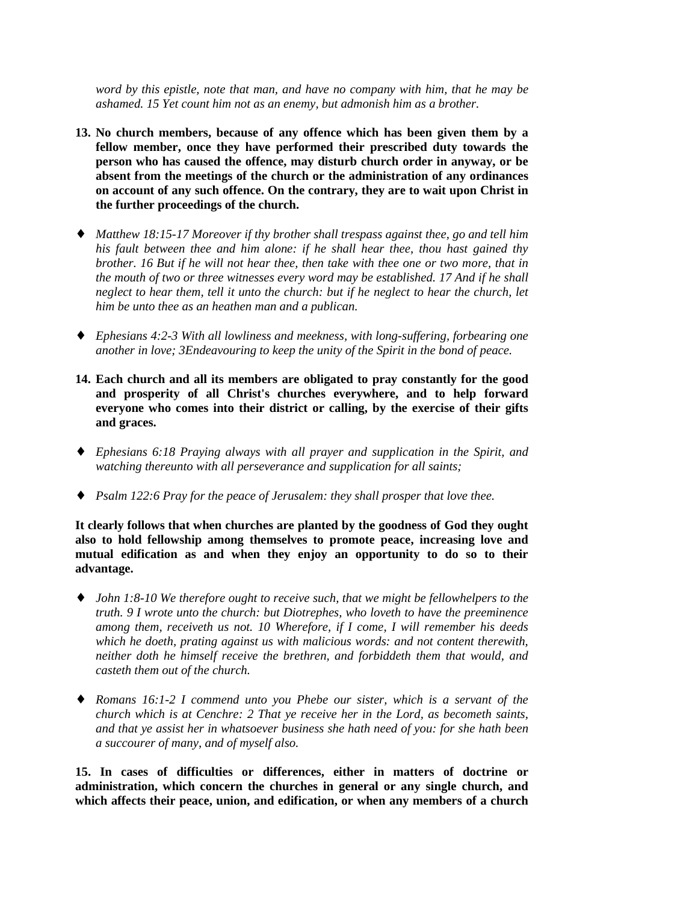*word by this epistle, note that man, and have no company with him, that he may be ashamed. 15 Yet count him not as an enemy, but admonish him as a brother.*

**13. No church members, because of any offence which has been given them by a fellow member, once they have performed their prescribed duty towards the person who has caused the offence, may disturb church order in anyway, or be absent from the meetings of the church or the administration of any ordinances on account of any such offence. On the contrary, they are to wait upon Christ in the further proceedings of the church.**

- *Matthew 18:15-17 Moreover if thy brother shall trespass against thee, go and tell him his fault between thee and him alone: if he shall hear thee, thou hast gained thy brother. 16 But if he will not hear thee, then take with thee one or two more, that in the mouth of two or three witnesses every word may be established. 17 And if he shall neglect to hear them, tell it unto the church: but if he neglect to hear the church, let him be unto thee as an heathen man and a publican.*

- *Ephesians 4:2-3 With all lowliness and meekness, with long-suffering, forbearing one another in love; 3Endeavouring to keep the unity of the Spirit in the bond of peace.*

**14. Each church and all its members are obligated to pray constantly for the good and prosperity of all Christ's churches everywhere, and to help forward everyone who comes into their district or calling, by the exercise of their gifts and graces.**

- *Ephesians 6:18 Praying always with all prayer and supplication in the Spirit, and watching thereunto with all perseverance and supplication for all saints;*

- *Psalm 122:6 Pray for the peace of Jerusalem: they shall prosper that love thee.*

**It clearly follows that when churches are planted by the goodness of God they ought also to hold fellowship among themselves to promote peace, increasing love and mutual edification as and when they enjoy an opportunity to do so to their advantage.**

- *John 1:8-10 We therefore ought to receive such, that we might be fellowhelpers to the truth. 9 I wrote unto the church: but Diotrephes, who loveth to have the preeminence among them, receiveth us not. 10 Wherefore, if I come, I will remember his deeds which he doeth, prating against us with malicious words: and not content therewith, neither doth he himself receive the brethren, and forbiddeth them that would, and casteth them out of the church.*

- *Romans 16:1-2 I commend unto you Phebe our sister, which is a servant of the church which is at Cenchre: 2 That ye receive her in the Lord, as becometh saints, and that ye assist her in whatsoever business she hath need of you: for she hath been a succourer of many, and of myself also.*

**15. In cases of difficulties or differences, either in matters of doctrine or administration, which concern the churches in general or any single church, and which affects their peace, union, and edification, or when any members of a church**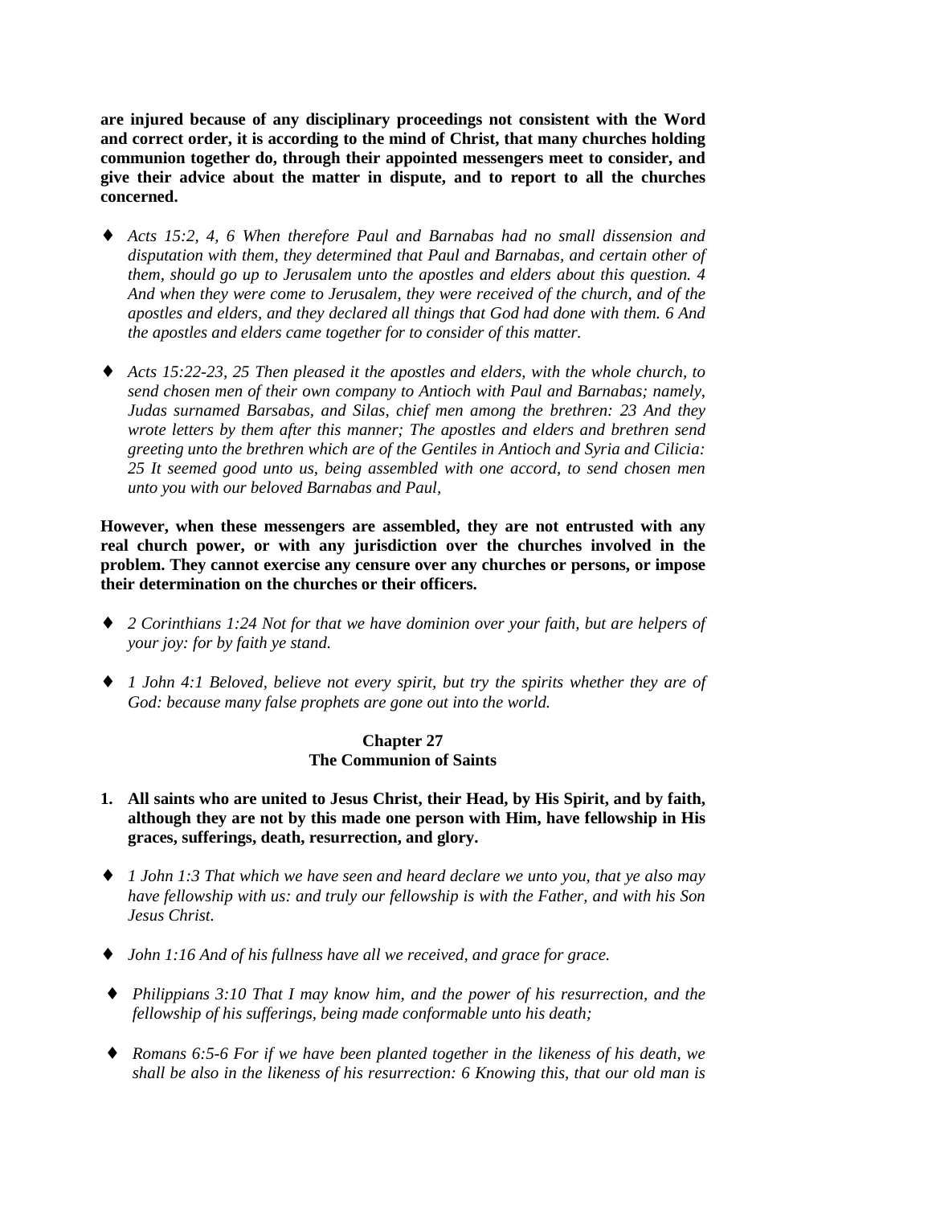**are injured because of any disciplinary proceedings not consistent with the Word and correct order, it is according to the mind of Christ, that many churches holding communion together do, through their appointed messengers meet to consider, and give their advice about the matter in dispute, and to report to all the churches concerned.**

- *Acts 15:2, 4, 6 When therefore Paul and Barnabas had no small dissension and disputation with them, they determined that Paul and Barnabas, and certain other of them, should go up to Jerusalem unto the apostles and elders about this question. 4 And when they were come to Jerusalem, they were received of the church, and of the apostles and elders, and they declared all things that God had done with them. 6 And the apostles and elders came together for to consider of this matter.*

- *Acts 15:22-23, 25 Then pleased it the apostles and elders, with the whole church, to send chosen men of their own company to Antioch with Paul and Barnabas; namely, Judas surnamed Barsabas, and Silas, chief men among the brethren: 23 And they wrote letters by them after this manner; The apostles and elders and brethren send greeting unto the brethren which are of the Gentiles in Antioch and Syria and Cilicia: 25 It seemed good unto us, being assembled with one accord, to send chosen men unto you with our beloved Barnabas and Paul,*

**However, when these messengers are assembled, they are not entrusted with any real church power, or with any jurisdiction over the churches involved in the problem. They cannot exercise any censure over any churches or persons, or impose their determination on the churches or their officers.**

- *2 Corinthians 1:24 Not for that we have dominion over your faith, but are helpers of your joy: for by faith ye stand.*

- *1 John 4:1 Beloved, believe not every spirit, but try the spirits whether they are of God: because many false prophets are gone out into the world.*

## Chapter 27
## The Communion of Saints

1. **All saints who are united to Jesus Christ, their Head, by His Spirit, and by faith, although they are not by this made one person with Him, have fellowship in His graces, sufferings, death, resurrection, and glory.**

- *1 John 1:3 That which we have seen and heard declare we unto you, that ye also may have fellowship with us: and truly our fellowship is with the Father, and with his Son Jesus Christ.*

- *John 1:16 And of his fullness have all we received, and grace for grace.*

- *Philippians 3:10 That I may know him, and the power of his resurrection, and the fellowship of his sufferings, being made conformable unto his death;*

- *Romans 6:5-6 For if we have been planted together in the likeness of his death, we shall be also in the likeness of his resurrection: 6 Knowing this, that our old man is*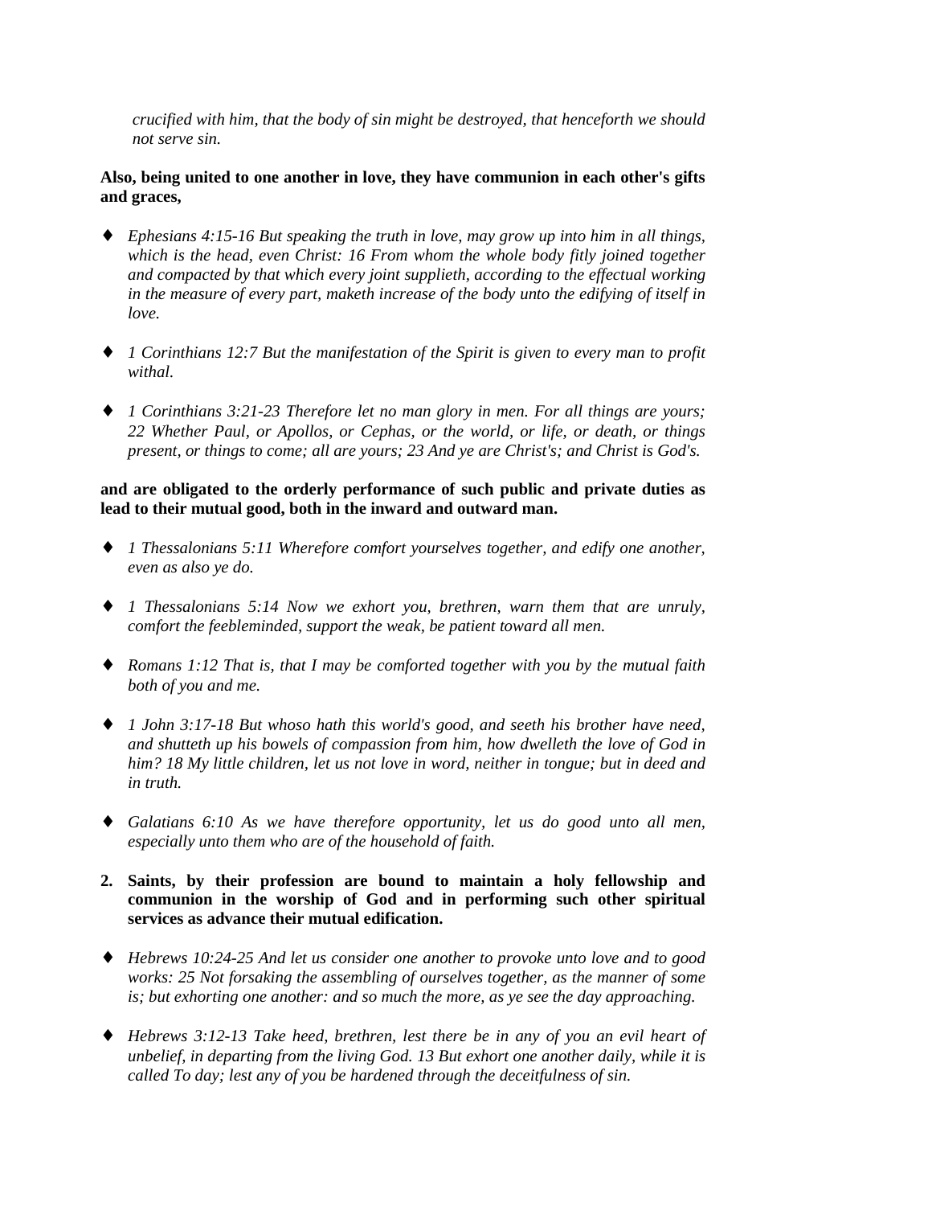*crucified with him, that the body of sin might be destroyed, that henceforth we should not serve sin.*

**Also, being united to one another in love, they have communion in each other's gifts and graces,**

- *Ephesians 4:15-16 But speaking the truth in love, may grow up into him in all things, which is the head, even Christ: 16 From whom the whole body fitly joined together and compacted by that which every joint supplieth, according to the effectual working in the measure of every part, maketh increase of the body unto the edifying of itself in love.*

- *1 Corinthians 12:7 But the manifestation of the Spirit is given to every man to profit withal.*

- *1 Corinthians 3:21-23 Therefore let no man glory in men. For all things are yours; 22 Whether Paul, or Apollos, or Cephas, or the world, or life, or death, or things present, or things to come; all are yours; 23 And ye are Christ's; and Christ is God's.*

**and are obligated to the orderly performance of such public and private duties as lead to their mutual good, both in the inward and outward man.**

- *1 Thessalonians 5:11 Wherefore comfort yourselves together, and edify one another, even as also ye do.*

- *1 Thessalonians 5:14 Now we exhort you, brethren, warn them that are unruly, comfort the feebleminded, support the weak, be patient toward all men.*

- *Romans 1:12 That is, that I may be comforted together with you by the mutual faith both of you and me.*

- *1 John 3:17-18 But whoso hath this world's good, and seeth his brother have need, and shutteth up his bowels of compassion from him, how dwelleth the love of God in him? 18 My little children, let us not love in word, neither in tongue; but in deed and in truth.*

- *Galatians 6:10 As we have therefore opportunity, let us do good unto all men, especially unto them who are of the household of faith.*

**2. Saints, by their profession are bound to maintain a holy fellowship and communion in the worship of God and in performing such other spiritual services as advance their mutual edification.**

- *Hebrews 10:24-25 And let us consider one another to provoke unto love and to good works: 25 Not forsaking the assembling of ourselves together, as the manner of some is; but exhorting one another: and so much the more, as ye see the day approaching.*

- *Hebrews 3:12-13 Take heed, brethren, lest there be in any of you an evil heart of unbelief, in departing from the living God. 13 But exhort one another daily, while it is called To day; lest any of you be hardened through the deceitfulness of sin.*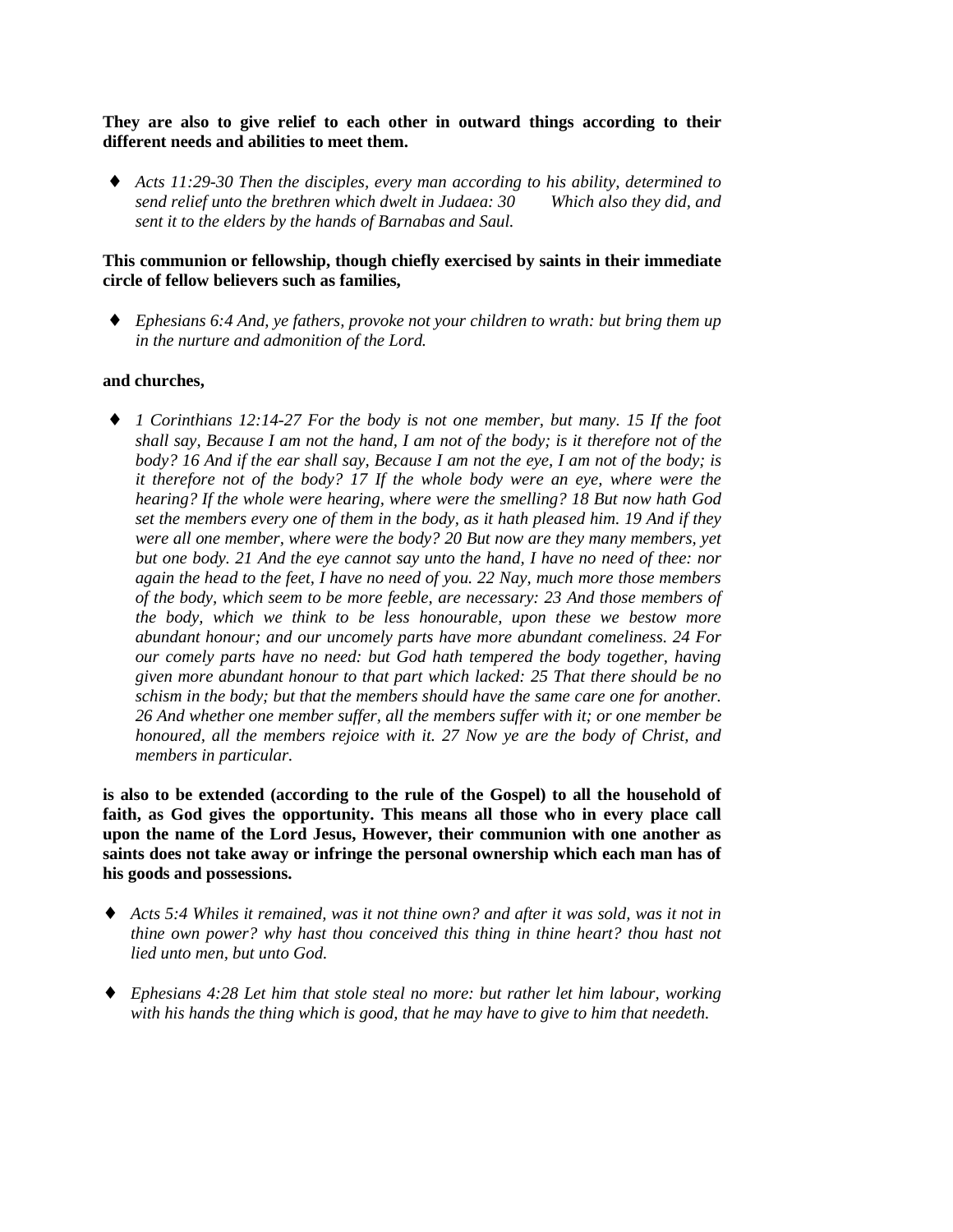**They are also to give relief to each other in outward things according to their different needs and abilities to meet them.**

- *Acts 11:29-30 Then the disciples, every man according to his ability, determined to send relief unto the brethren which dwelt in Judaea: 30 Which also they did, and sent it to the elders by the hands of Barnabas and Saul.*

**This communion or fellowship, though chiefly exercised by saints in their immediate circle of fellow believers such as families,**

- *Ephesians 6:4 And, ye fathers, provoke not your children to wrath: but bring them up in the nurture and admonition of the Lord.*

**and churches,**

- *1 Corinthians 12:14-27 For the body is not one member, but many. 15 If the foot shall say, Because I am not the hand, I am not of the body; is it therefore not of the body? 16 And if the ear shall say, Because I am not the eye, I am not of the body; is it therefore not of the body? 17 If the whole body were an eye, where were the hearing? If the whole were hearing, where were the smelling? 18 But now hath God set the members every one of them in the body, as it hath pleased him. 19 And if they were all one member, where were the body? 20 But now are they many members, yet but one body. 21 And the eye cannot say unto the hand, I have no need of thee: nor again the head to the feet, I have no need of you. 22 Nay, much more those members of the body, which seem to be more feeble, are necessary: 23 And those members of the body, which we think to be less honourable, upon these we bestow more abundant honour; and our uncomely parts have more abundant comeliness. 24 For our comely parts have no need: but God hath tempered the body together, having given more abundant honour to that part which lacked: 25 That there should be no schism in the body; but that the members should have the same care one for another. 26 And whether one member suffer, all the members suffer with it; or one member be honoured, all the members rejoice with it. 27 Now ye are the body of Christ, and members in particular.*

**is also to be extended (according to the rule of the Gospel) to all the household of faith, as God gives the opportunity. This means all those who in every place call upon the name of the Lord Jesus, However, their communion with one another as saints does not take away or infringe the personal ownership which each man has of his goods and possessions.**

- *Acts 5:4 Whiles it remained, was it not thine own? and after it was sold, was it not in thine own power? why hast thou conceived this thing in thine heart? thou hast not lied unto men, but unto God.*

- *Ephesians 4:28 Let him that stole steal no more: but rather let him labour, working with his hands the thing which is good, that he may have to give to him that needeth.*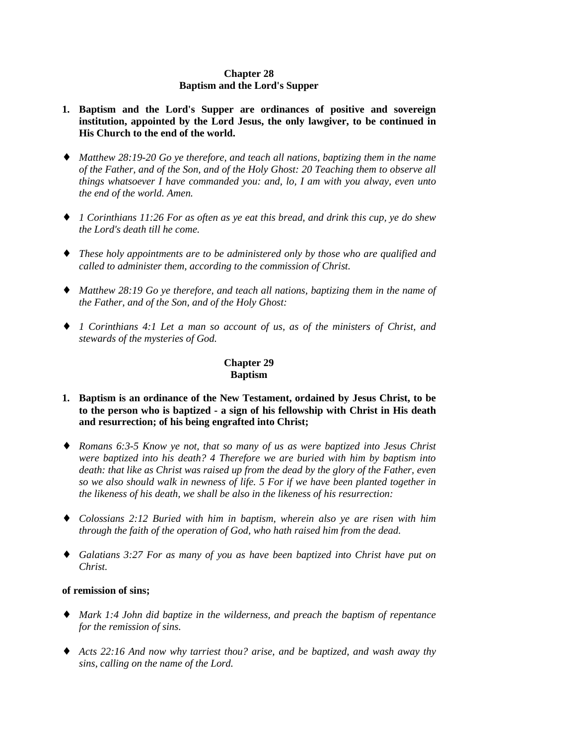## Chapter 28
## Baptism and the Lord's Supper

1. **Baptism and the Lord's Supper are ordinances of positive and sovereign institution, appointed by the Lord Jesus, the only lawgiver, to be continued in His Church to the end of the world.**

- *Matthew 28:19-20 Go ye therefore, and teach all nations, baptizing them in the name of the Father, and of the Son, and of the Holy Ghost: 20 Teaching them to observe all things whatsoever I have commanded you: and, lo, I am with you alway, even unto the end of the world. Amen.*

- *1 Corinthians 11:26 For as often as ye eat this bread, and drink this cup, ye do shew the Lord's death till he come.*

- *These holy appointments are to be administered only by those who are qualified and called to administer them, according to the commission of Christ.*

- *Matthew 28:19 Go ye therefore, and teach all nations, baptizing them in the name of the Father, and of the Son, and of the Holy Ghost:*

- *1 Corinthians 4:1 Let a man so account of us, as of the ministers of Christ, and stewards of the mysteries of God.*

## Chapter 29
## Baptism

1. **Baptism is an ordinance of the New Testament, ordained by Jesus Christ, to be to the person who is baptized - a sign of his fellowship with Christ in His death and resurrection; of his being engrafted into Christ;**

- *Romans 6:3-5 Know ye not, that so many of us as were baptized into Jesus Christ were baptized into his death? 4 Therefore we are buried with him by baptism into death: that like as Christ was raised up from the dead by the glory of the Father, even so we also should walk in newness of life. 5 For if we have been planted together in the likeness of his death, we shall be also in the likeness of his resurrection:*

- *Colossians 2:12 Buried with him in baptism, wherein also ye are risen with him through the faith of the operation of God, who hath raised him from the dead.*

- *Galatians 3:27 For as many of you as have been baptized into Christ have put on Christ.*

**of remission of sins;**

- *Mark 1:4 John did baptize in the wilderness, and preach the baptism of repentance for the remission of sins.*

- *Acts 22:16 And now why tarriest thou? arise, and be baptized, and wash away thy sins, calling on the name of the Lord.*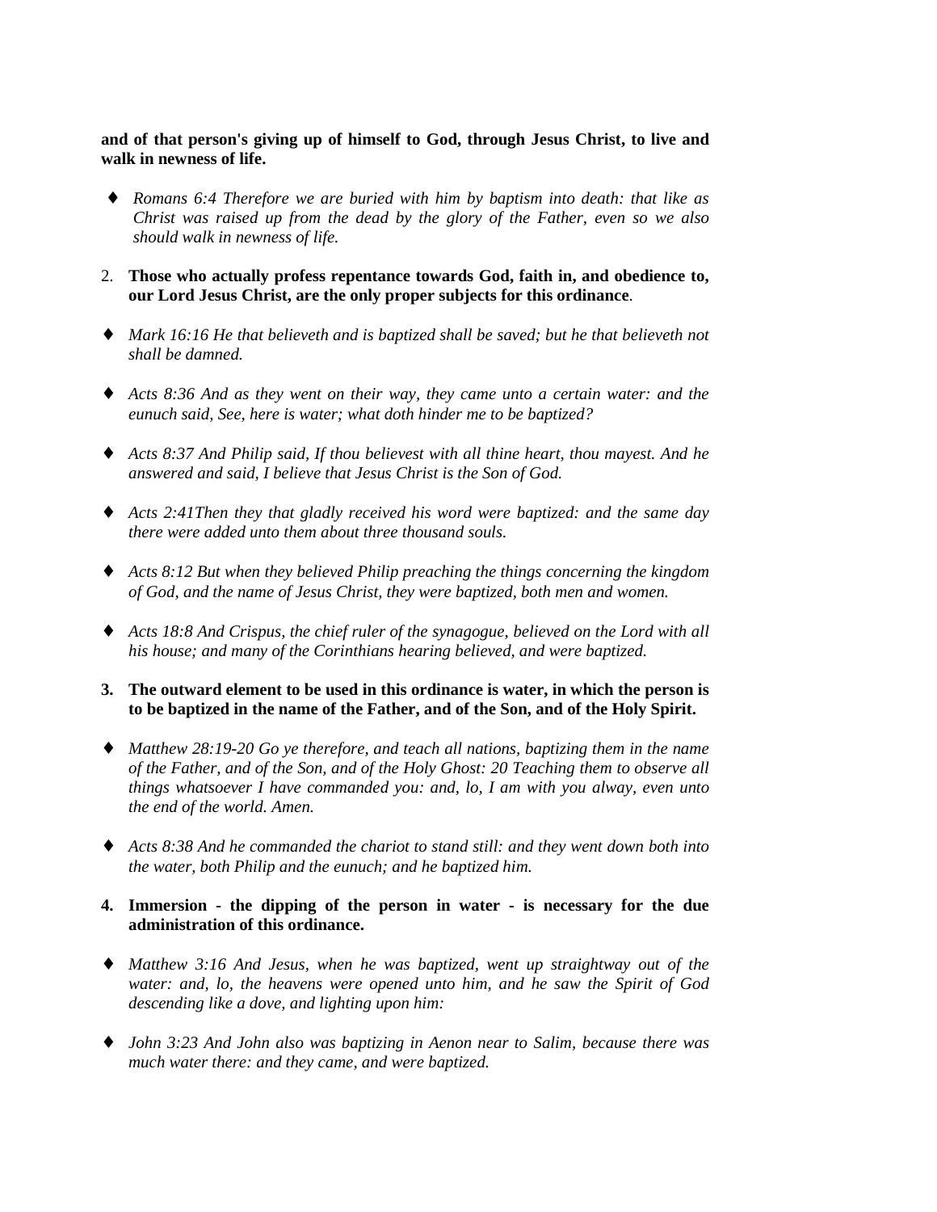**and of that person's giving up of himself to God, through Jesus Christ, to live and walk in newness of life.**

- *Romans 6:4 Therefore we are buried with him by baptism into death: that like as Christ was raised up from the dead by the glory of the Father, even so we also should walk in newness of life.*

2. **Those who actually profess repentance towards God, faith in, and obedience to, our Lord Jesus Christ, are the only proper subjects for this ordinance**.

- *Mark 16:16 He that believeth and is baptized shall be saved; but he that believeth not shall be damned.*

- *Acts 8:36 And as they went on their way, they came unto a certain water: and the eunuch said, See, here is water; what doth hinder me to be baptized?*

- *Acts 8:37 And Philip said, If thou believest with all thine heart, thou mayest. And he answered and said, I believe that Jesus Christ is the Son of God.*

- *Acts 2:41Then they that gladly received his word were baptized: and the same day there were added unto them about three thousand souls.*

- *Acts 8:12 But when they believed Philip preaching the things concerning the kingdom of God, and the name of Jesus Christ, they were baptized, both men and women.*

- *Acts 18:8 And Crispus, the chief ruler of the synagogue, believed on the Lord with all his house; and many of the Corinthians hearing believed, and were baptized.*

3. **The outward element to be used in this ordinance is water, in which the person is to be baptized in the name of the Father, and of the Son, and of the Holy Spirit.**

- *Matthew 28:19-20 Go ye therefore, and teach all nations, baptizing them in the name of the Father, and of the Son, and of the Holy Ghost: 20 Teaching them to observe all things whatsoever I have commanded you: and, lo, I am with you alway, even unto the end of the world. Amen.*

- *Acts 8:38 And he commanded the chariot to stand still: and they went down both into the water, both Philip and the eunuch; and he baptized him.*

4. **Immersion - the dipping of the person in water - is necessary for the due administration of this ordinance.**

- *Matthew 3:16 And Jesus, when he was baptized, went up straightway out of the water: and, lo, the heavens were opened unto him, and he saw the Spirit of God descending like a dove, and lighting upon him:*

- *John 3:23 And John also was baptizing in Aenon near to Salim, because there was much water there: and they came, and were baptized.*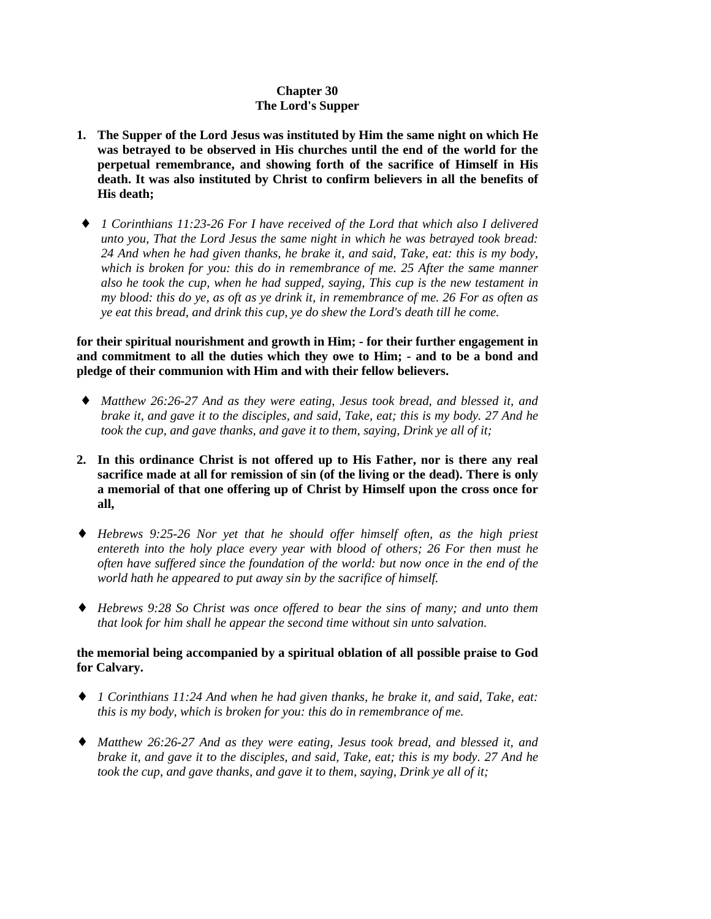**Chapter 30**
**The Lord's Supper**

1. **The Supper of the Lord Jesus was instituted by Him the same night on which He was betrayed to be observed in His churches until the end of the world for the perpetual remembrance, and showing forth of the sacrifice of Himself in His death. It was also instituted by Christ to confirm believers in all the benefits of His death;**

- *1 Corinthians 11:23-26 For I have received of the Lord that which also I delivered unto you, That the Lord Jesus the same night in which he was betrayed took bread: 24 And when he had given thanks, he brake it, and said, Take, eat: this is my body, which is broken for you: this do in remembrance of me. 25 After the same manner also he took the cup, when he had supped, saying, This cup is the new testament in my blood: this do ye, as oft as ye drink it, in remembrance of me. 26 For as often as ye eat this bread, and drink this cup, ye do shew the Lord's death till he come.*

**for their spiritual nourishment and growth in Him; - for their further engagement in and commitment to all the duties which they owe to Him; - and to be a bond and pledge of their communion with Him and with their fellow believers.**

- *Matthew 26:26-27 And as they were eating, Jesus took bread, and blessed it, and brake it, and gave it to the disciples, and said, Take, eat; this is my body. 27 And he took the cup, and gave thanks, and gave it to them, saying, Drink ye all of it;*

2. **In this ordinance Christ is not offered up to His Father, nor is there any real sacrifice made at all for remission of sin (of the living or the dead). There is only a memorial of that one offering up of Christ by Himself upon the cross once for all,**

- *Hebrews 9:25-26 Nor yet that he should offer himself often, as the high priest entereth into the holy place every year with blood of others; 26 For then must he often have suffered since the foundation of the world: but now once in the end of the world hath he appeared to put away sin by the sacrifice of himself.*

- *Hebrews 9:28 So Christ was once offered to bear the sins of many; and unto them that look for him shall he appear the second time without sin unto salvation.*

**the memorial being accompanied by a spiritual oblation of all possible praise to God for Calvary.**

- *1 Corinthians 11:24 And when he had given thanks, he brake it, and said, Take, eat: this is my body, which is broken for you: this do in remembrance of me.*

- *Matthew 26:26-27 And as they were eating, Jesus took bread, and blessed it, and brake it, and gave it to the disciples, and said, Take, eat; this is my body. 27 And he took the cup, and gave thanks, and gave it to them, saying, Drink ye all of it;*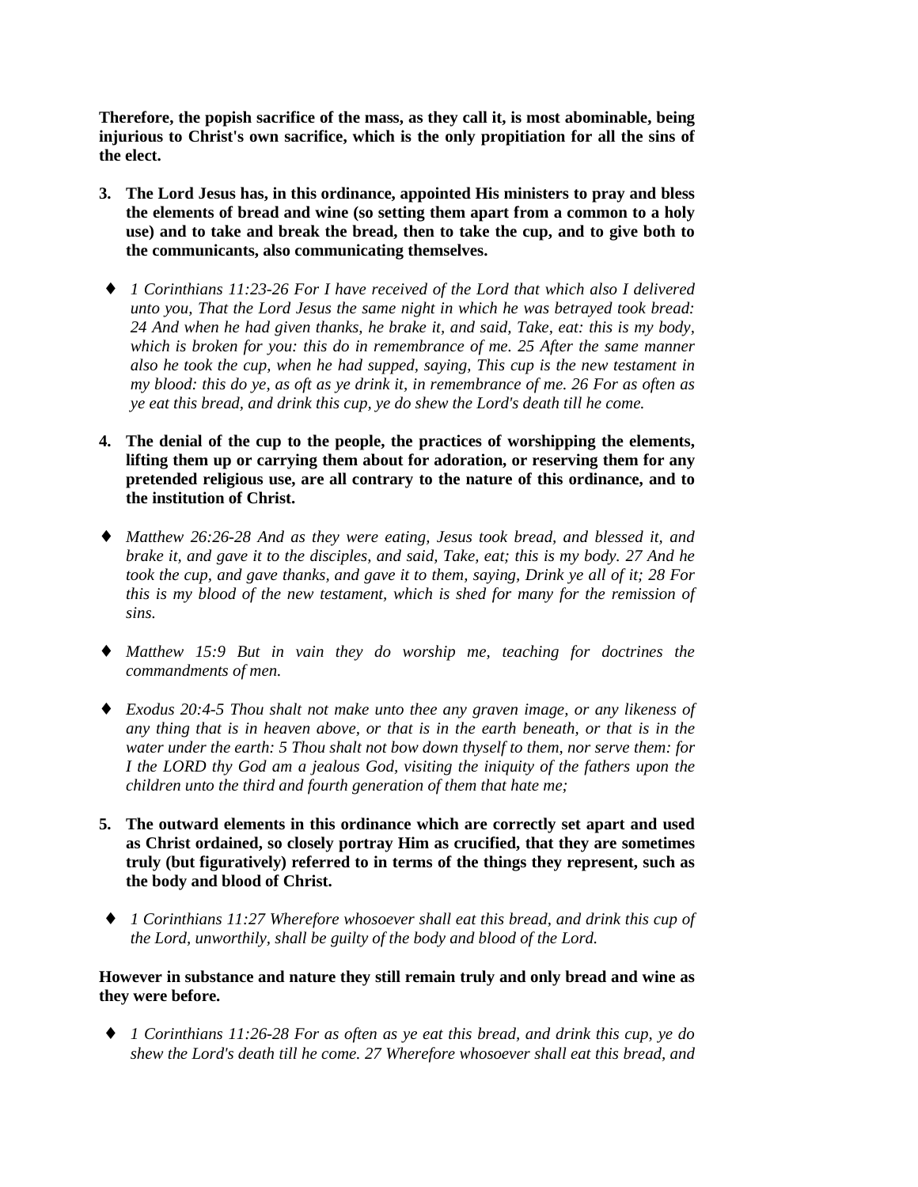**Therefore, the popish sacrifice of the mass, as they call it, is most abominable, being injurious to Christ's own sacrifice, which is the only propitiation for all the sins of the elect.**

3. **The Lord Jesus has, in this ordinance, appointed His ministers to pray and bless the elements of bread and wine (so setting them apart from a common to a holy use) and to take and break the bread, then to take the cup, and to give both to the communicants, also communicating themselves.**

- *1 Corinthians 11:23-26 For I have received of the Lord that which also I delivered unto you, That the Lord Jesus the same night in which he was betrayed took bread: 24 And when he had given thanks, he brake it, and said, Take, eat: this is my body, which is broken for you: this do in remembrance of me. 25 After the same manner also he took the cup, when he had supped, saying, This cup is the new testament in my blood: this do ye, as oft as ye drink it, in remembrance of me. 26 For as often as ye eat this bread, and drink this cup, ye do shew the Lord's death till he come.*

4. **The denial of the cup to the people, the practices of worshipping the elements, lifting them up or carrying them about for adoration, or reserving them for any pretended religious use, are all contrary to the nature of this ordinance, and to the institution of Christ.**

- *Matthew 26:26-28 And as they were eating, Jesus took bread, and blessed it, and brake it, and gave it to the disciples, and said, Take, eat; this is my body. 27 And he took the cup, and gave thanks, and gave it to them, saying, Drink ye all of it; 28 For this is my blood of the new testament, which is shed for many for the remission of sins.*

- *Matthew 15:9 But in vain they do worship me, teaching for doctrines the commandments of men.*

- *Exodus 20:4-5 Thou shalt not make unto thee any graven image, or any likeness of any thing that is in heaven above, or that is in the earth beneath, or that is in the water under the earth: 5 Thou shalt not bow down thyself to them, nor serve them: for I the LORD thy God am a jealous God, visiting the iniquity of the fathers upon the children unto the third and fourth generation of them that hate me;*

5. **The outward elements in this ordinance which are correctly set apart and used as Christ ordained, so closely portray Him as crucified, that they are sometimes truly (but figuratively) referred to in terms of the things they represent, such as the body and blood of Christ.**

- *1 Corinthians 11:27 Wherefore whosoever shall eat this bread, and drink this cup of the Lord, unworthily, shall be guilty of the body and blood of the Lord.*

**However in substance and nature they still remain truly and only bread and wine as they were before.**

- *1 Corinthians 11:26-28 For as often as ye eat this bread, and drink this cup, ye do shew the Lord's death till he come. 27 Wherefore whosoever shall eat this bread, and*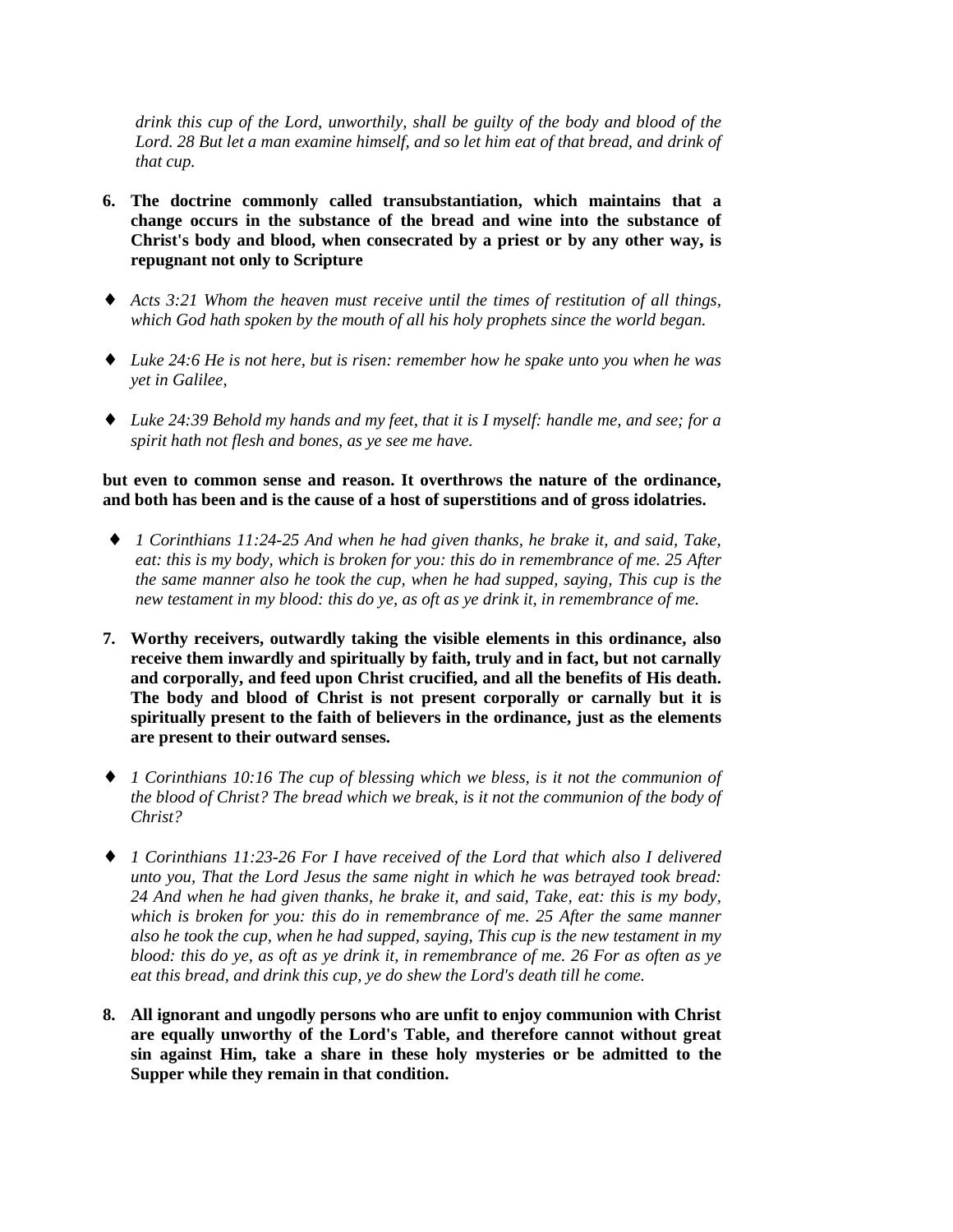*drink this cup of the Lord, unworthily, shall be guilty of the body and blood of the Lord. 28 But let a man examine himself, and so let him eat of that bread, and drink of that cup.*

6. **The doctrine commonly called transubstantiation, which maintains that a change occurs in the substance of the bread and wine into the substance of Christ's body and blood, when consecrated by a priest or by any other way, is repugnant not only to Scripture**

- ♦ *Acts 3:21 Whom the heaven must receive until the times of restitution of all things, which God hath spoken by the mouth of all his holy prophets since the world began.*
- ♦ *Luke 24:6 He is not here, but is risen: remember how he spake unto you when he was yet in Galilee,*
- ♦ *Luke 24:39 Behold my hands and my feet, that it is I myself: handle me, and see; for a spirit hath not flesh and bones, as ye see me have.*

**but even to common sense and reason. It overthrows the nature of the ordinance, and both has been and is the cause of a host of superstitions and of gross idolatries.**

- ♦ *1 Corinthians 11:24-25 And when he had given thanks, he brake it, and said, Take, eat: this is my body, which is broken for you: this do in remembrance of me. 25 After the same manner also he took the cup, when he had supped, saying, This cup is the new testament in my blood: this do ye, as oft as ye drink it, in remembrance of me.*

7. **Worthy receivers, outwardly taking the visible elements in this ordinance, also receive them inwardly and spiritually by faith, truly and in fact, but not carnally and corporally, and feed upon Christ crucified, and all the benefits of His death. The body and blood of Christ is not present corporally or carnally but it is spiritually present to the faith of believers in the ordinance, just as the elements are present to their outward senses.**

- ♦ *1 Corinthians 10:16 The cup of blessing which we bless, is it not the communion of the blood of Christ? The bread which we break, is it not the communion of the body of Christ?*
- ♦ *1 Corinthians 11:23-26 For I have received of the Lord that which also I delivered unto you, That the Lord Jesus the same night in which he was betrayed took bread: 24 And when he had given thanks, he brake it, and said, Take, eat: this is my body, which is broken for you: this do in remembrance of me. 25 After the same manner also he took the cup, when he had supped, saying, This cup is the new testament in my blood: this do ye, as oft as ye drink it, in remembrance of me. 26 For as often as ye eat this bread, and drink this cup, ye do shew the Lord's death till he come.*

8. **All ignorant and ungodly persons who are unfit to enjoy communion with Christ are equally unworthy of the Lord's Table, and therefore cannot without great sin against Him, take a share in these holy mysteries or be admitted to the Supper while they remain in that condition.**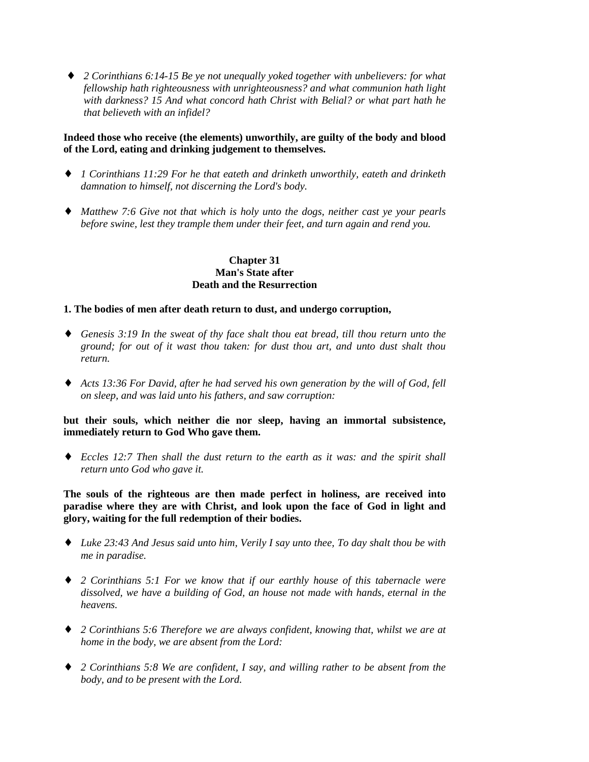- *2 Corinthians 6:14-15 Be ye not unequally yoked together with unbelievers: for what fellowship hath righteousness with unrighteousness? and what communion hath light with darkness? 15 And what concord hath Christ with Belial? or what part hath he that believeth with an infidel?*

**Indeed those who receive (the elements) unworthily, are guilty of the body and blood of the Lord, eating and drinking judgement to themselves.**

- *1 Corinthians 11:29 For he that eateth and drinketh unworthily, eateth and drinketh damnation to himself, not discerning the Lord's body.*

- *Matthew 7:6 Give not that which is holy unto the dogs, neither cast ye your pearls before swine, lest they trample them under their feet, and turn again and rend you.*

## Chapter 31
## Man's State after Death and the Resurrection

**1. The bodies of men after death return to dust, and undergo corruption,**

- *Genesis 3:19 In the sweat of thy face shalt thou eat bread, till thou return unto the ground; for out of it wast thou taken: for dust thou art, and unto dust shalt thou return.*

- *Acts 13:36 For David, after he had served his own generation by the will of God, fell on sleep, and was laid unto his fathers, and saw corruption:*

**but their souls, which neither die nor sleep, having an immortal subsistence, immediately return to God Who gave them.**

- *Eccles 12:7 Then shall the dust return to the earth as it was: and the spirit shall return unto God who gave it.*

**The souls of the righteous are then made perfect in holiness, are received into paradise where they are with Christ, and look upon the face of God in light and glory, waiting for the full redemption of their bodies.**

- *Luke 23:43 And Jesus said unto him, Verily I say unto thee, To day shalt thou be with me in paradise.*

- *2 Corinthians 5:1 For we know that if our earthly house of this tabernacle were dissolved, we have a building of God, an house not made with hands, eternal in the heavens.*

- *2 Corinthians 5:6 Therefore we are always confident, knowing that, whilst we are at home in the body, we are absent from the Lord:*

- *2 Corinthians 5:8 We are confident, I say, and willing rather to be absent from the body, and to be present with the Lord.*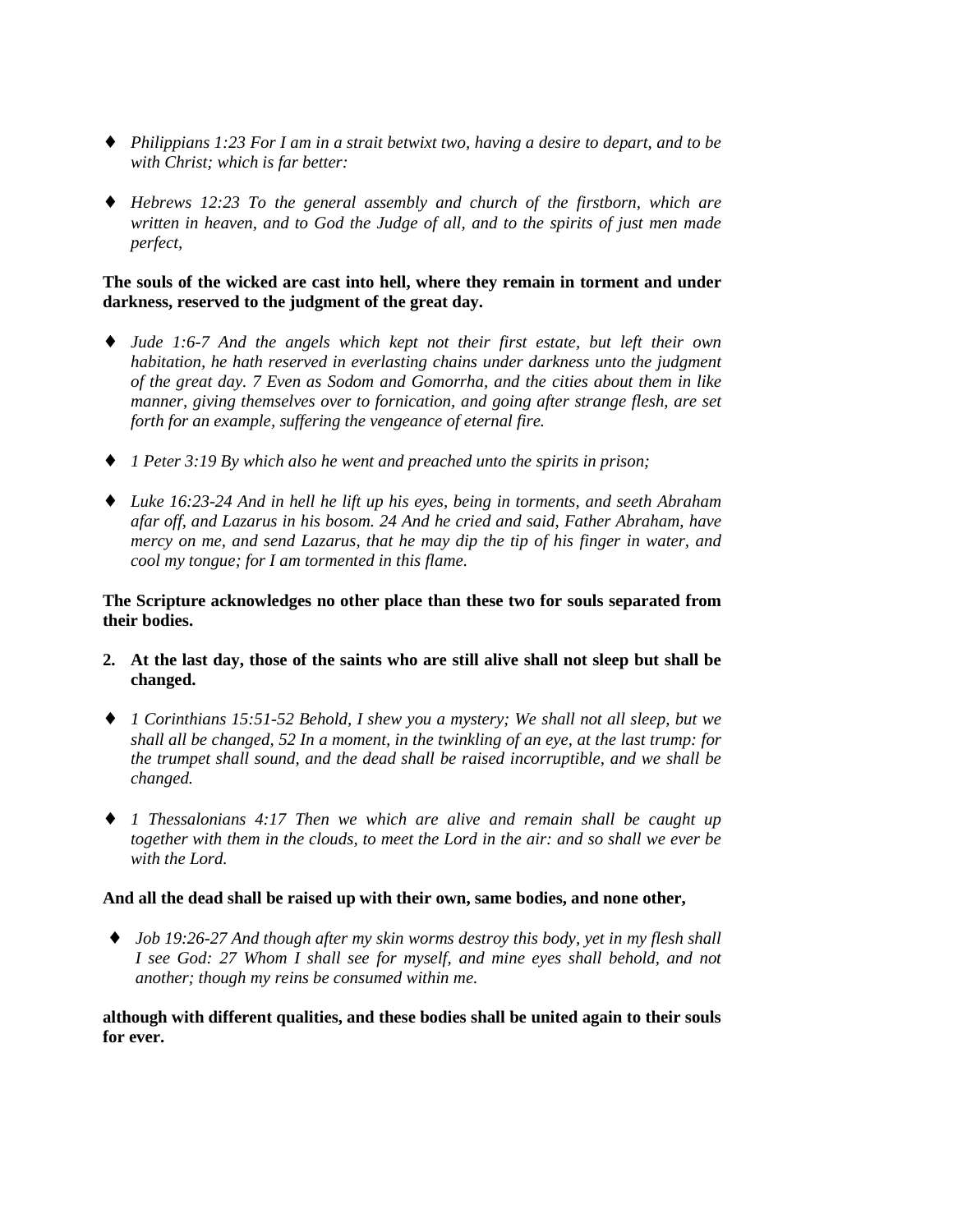- *Philippians 1:23 For I am in a strait betwixt two, having a desire to depart, and to be with Christ; which is far better:*

- *Hebrews 12:23 To the general assembly and church of the firstborn, which are written in heaven, and to God the Judge of all, and to the spirits of just men made perfect,*

**The souls of the wicked are cast into hell, where they remain in torment and under darkness, reserved to the judgment of the great day.**

- *Jude 1:6-7 And the angels which kept not their first estate, but left their own habitation, he hath reserved in everlasting chains under darkness unto the judgment of the great day. 7 Even as Sodom and Gomorrha, and the cities about them in like manner, giving themselves over to fornication, and going after strange flesh, are set forth for an example, suffering the vengeance of eternal fire.*

- *1 Peter 3:19 By which also he went and preached unto the spirits in prison;*

- *Luke 16:23-24 And in hell he lift up his eyes, being in torments, and seeth Abraham afar off, and Lazarus in his bosom. 24 And he cried and said, Father Abraham, have mercy on me, and send Lazarus, that he may dip the tip of his finger in water, and cool my tongue; for I am tormented in this flame.*

**The Scripture acknowledges no other place than these two for souls separated from their bodies.**

2. **At the last day, those of the saints who are still alive shall not sleep but shall be changed.**

- *1 Corinthians 15:51-52 Behold, I shew you a mystery; We shall not all sleep, but we shall all be changed, 52 In a moment, in the twinkling of an eye, at the last trump: for the trumpet shall sound, and the dead shall be raised incorruptible, and we shall be changed.*

- *1 Thessalonians 4:17 Then we which are alive and remain shall be caught up together with them in the clouds, to meet the Lord in the air: and so shall we ever be with the Lord.*

**And all the dead shall be raised up with their own, same bodies, and none other,**

- *Job 19:26-27 And though after my skin worms destroy this body, yet in my flesh shall I see God: 27 Whom I shall see for myself, and mine eyes shall behold, and not another; though my reins be consumed within me.*

**although with different qualities, and these bodies shall be united again to their souls for ever.**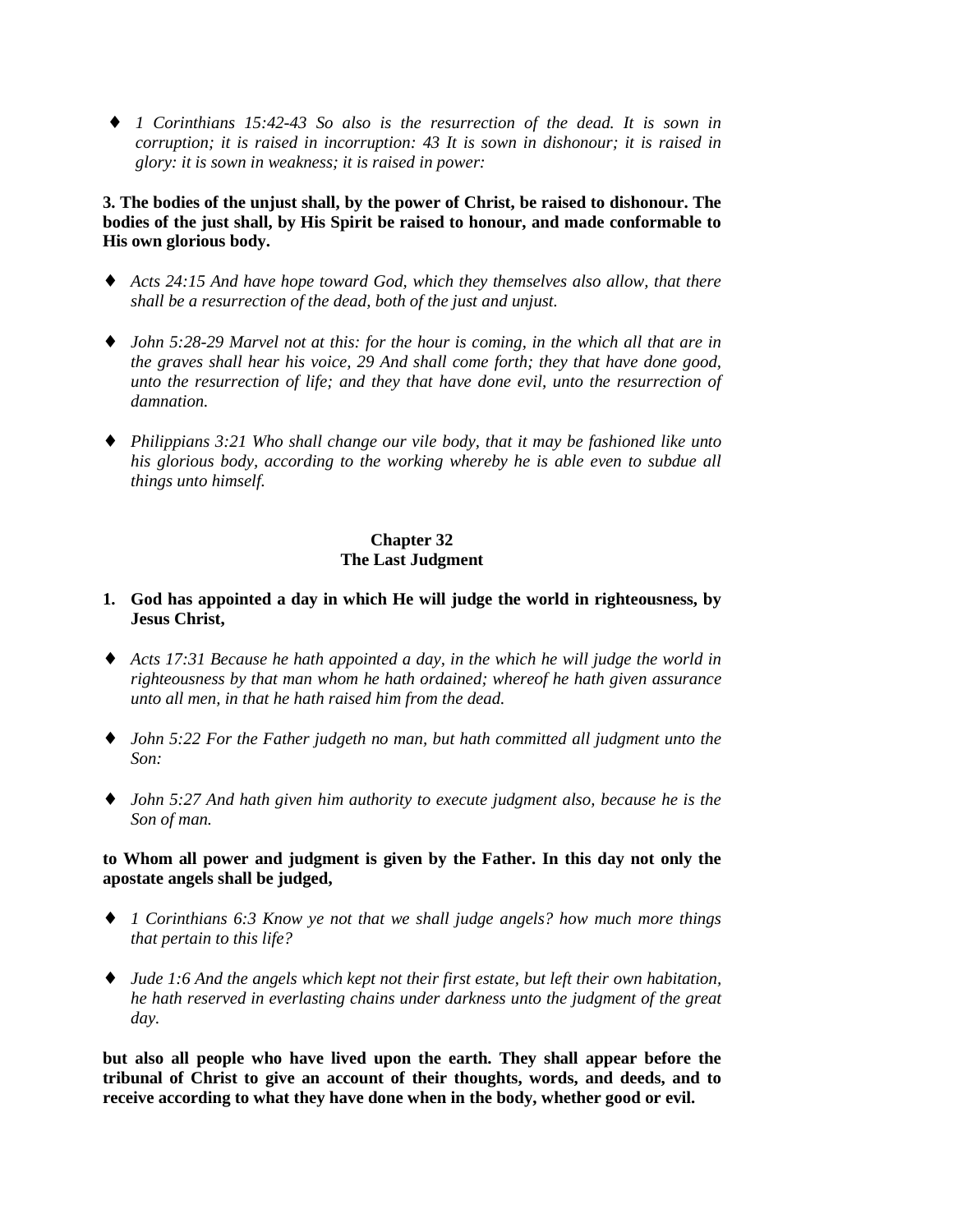- *1 Corinthians 15:42-43 So also is the resurrection of the dead. It is sown in corruption; it is raised in incorruption: 43 It is sown in dishonour; it is raised in glory: it is sown in weakness; it is raised in power:*

**3. The bodies of the unjust shall, by the power of Christ, be raised to dishonour. The bodies of the just shall, by His Spirit be raised to honour, and made conformable to His own glorious body.**

- *Acts 24:15 And have hope toward God, which they themselves also allow, that there shall be a resurrection of the dead, both of the just and unjust.*

- *John 5:28-29 Marvel not at this: for the hour is coming, in the which all that are in the graves shall hear his voice, 29 And shall come forth; they that have done good, unto the resurrection of life; and they that have done evil, unto the resurrection of damnation.*

- *Philippians 3:21 Who shall change our vile body, that it may be fashioned like unto his glorious body, according to the working whereby he is able even to subdue all things unto himself.*

## Chapter 32
## The Last Judgment

**1. God has appointed a day in which He will judge the world in righteousness, by Jesus Christ,**

- *Acts 17:31 Because he hath appointed a day, in the which he will judge the world in righteousness by that man whom he hath ordained; whereof he hath given assurance unto all men, in that he hath raised him from the dead.*

- *John 5:22 For the Father judgeth no man, but hath committed all judgment unto the Son:*

- *John 5:27 And hath given him authority to execute judgment also, because he is the Son of man.*

**to Whom all power and judgment is given by the Father. In this day not only the apostate angels shall be judged,**

- *1 Corinthians 6:3 Know ye not that we shall judge angels? how much more things that pertain to this life?*

- *Jude 1:6 And the angels which kept not their first estate, but left their own habitation, he hath reserved in everlasting chains under darkness unto the judgment of the great day.*

**but also all people who have lived upon the earth. They shall appear before the tribunal of Christ to give an account of their thoughts, words, and deeds, and to receive according to what they have done when in the body, whether good or evil.**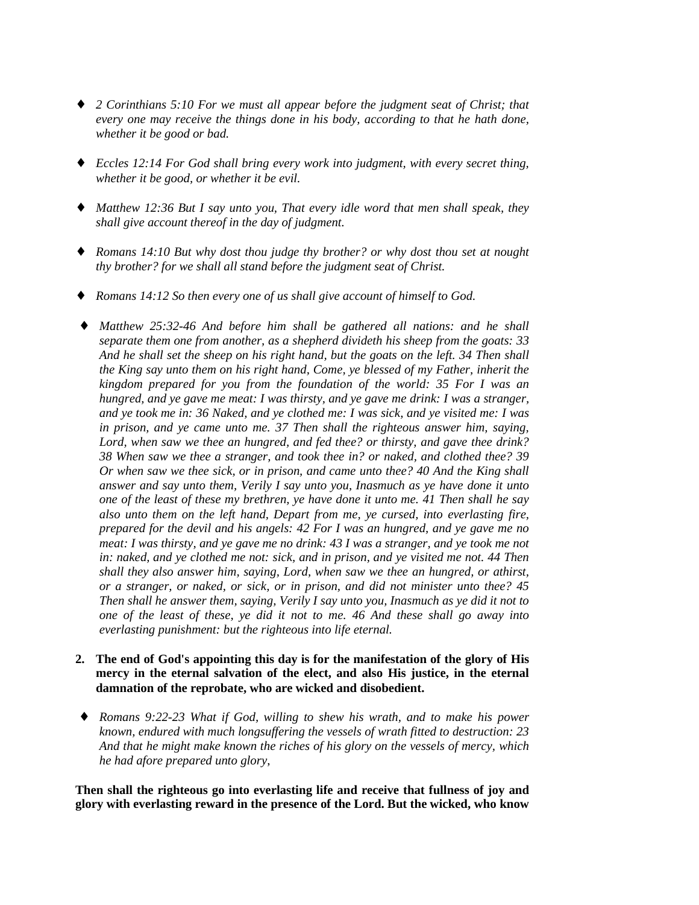- ♦ *2 Corinthians 5:10 For we must all appear before the judgment seat of Christ; that every one may receive the things done in his body, according to that he hath done, whether it be good or bad.*

- ♦ *Eccles 12:14 For God shall bring every work into judgment, with every secret thing, whether it be good, or whether it be evil.*

- ♦ *Matthew 12:36 But I say unto you, That every idle word that men shall speak, they shall give account thereof in the day of judgment.*

- ♦ *Romans 14:10 But why dost thou judge thy brother? or why dost thou set at nought thy brother? for we shall all stand before the judgment seat of Christ.*

- ♦ *Romans 14:12 So then every one of us shall give account of himself to God.*

- ♦ *Matthew 25:32-46 And before him shall be gathered all nations: and he shall separate them one from another, as a shepherd divideth his sheep from the goats: 33 And he shall set the sheep on his right hand, but the goats on the left. 34 Then shall the King say unto them on his right hand, Come, ye blessed of my Father, inherit the kingdom prepared for you from the foundation of the world: 35 For I was an hungred, and ye gave me meat: I was thirsty, and ye gave me drink: I was a stranger, and ye took me in: 36 Naked, and ye clothed me: I was sick, and ye visited me: I was in prison, and ye came unto me. 37 Then shall the righteous answer him, saying, Lord, when saw we thee an hungred, and fed thee? or thirsty, and gave thee drink? 38 When saw we thee a stranger, and took thee in? or naked, and clothed thee? 39 Or when saw we thee sick, or in prison, and came unto thee? 40 And the King shall answer and say unto them, Verily I say unto you, Inasmuch as ye have done it unto one of the least of these my brethren, ye have done it unto me. 41 Then shall he say also unto them on the left hand, Depart from me, ye cursed, into everlasting fire, prepared for the devil and his angels: 42 For I was an hungred, and ye gave me no meat: I was thirsty, and ye gave me no drink: 43 I was a stranger, and ye took me not in: naked, and ye clothed me not: sick, and in prison, and ye visited me not. 44 Then shall they also answer him, saying, Lord, when saw we thee an hungred, or athirst, or a stranger, or naked, or sick, or in prison, and did not minister unto thee? 45 Then shall he answer them, saying, Verily I say unto you, Inasmuch as ye did it not to one of the least of these, ye did it not to me. 46 And these shall go away into everlasting punishment: but the righteous into life eternal.*

2. **The end of God's appointing this day is for the manifestation of the glory of His mercy in the eternal salvation of the elect, and also His justice, in the eternal damnation of the reprobate, who are wicked and disobedient.**

- ♦ *Romans 9:22-23 What if God, willing to shew his wrath, and to make his power known, endured with much longsuffering the vessels of wrath fitted to destruction: 23 And that he might make known the riches of his glory on the vessels of mercy, which he had afore prepared unto glory,*

**Then shall the righteous go into everlasting life and receive that fullness of joy and glory with everlasting reward in the presence of the Lord. But the wicked, who know**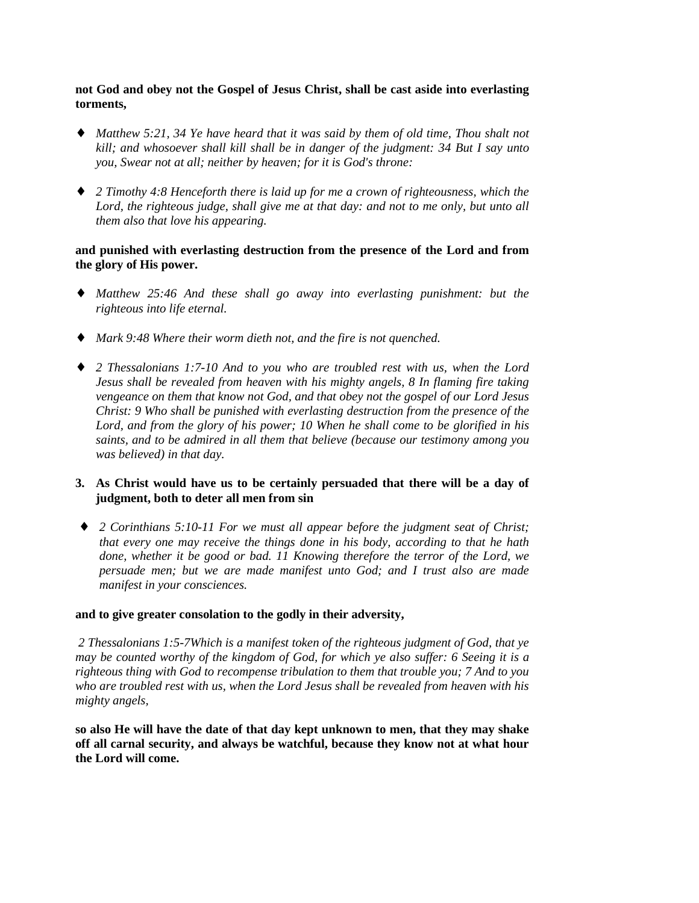**not God and obey not the Gospel of Jesus Christ, shall be cast aside into everlasting torments,**

- *Matthew 5:21, 34 Ye have heard that it was said by them of old time, Thou shalt not kill; and whosoever shall kill shall be in danger of the judgment: 34 But I say unto you, Swear not at all; neither by heaven; for it is God's throne:*

- *2 Timothy 4:8 Henceforth there is laid up for me a crown of righteousness, which the Lord, the righteous judge, shall give me at that day: and not to me only, but unto all them also that love his appearing.*

**and punished with everlasting destruction from the presence of the Lord and from the glory of His power.**

- *Matthew 25:46 And these shall go away into everlasting punishment: but the righteous into life eternal.*

- *Mark 9:48 Where their worm dieth not, and the fire is not quenched.*

- *2 Thessalonians 1:7-10 And to you who are troubled rest with us, when the Lord Jesus shall be revealed from heaven with his mighty angels, 8 In flaming fire taking vengeance on them that know not God, and that obey not the gospel of our Lord Jesus Christ: 9 Who shall be punished with everlasting destruction from the presence of the Lord, and from the glory of his power; 10 When he shall come to be glorified in his saints, and to be admired in all them that believe (because our testimony among you was believed) in that day.*

3. **As Christ would have us to be certainly persuaded that there will be a day of judgment, both to deter all men from sin**

- *2 Corinthians 5:10-11 For we must all appear before the judgment seat of Christ; that every one may receive the things done in his body, according to that he hath done, whether it be good or bad. 11 Knowing therefore the terror of the Lord, we persuade men; but we are made manifest unto God; and I trust also are made manifest in your consciences.*

**and to give greater consolation to the godly in their adversity,**

*2 Thessalonians 1:5-7Which is a manifest token of the righteous judgment of God, that ye may be counted worthy of the kingdom of God, for which ye also suffer: 6 Seeing it is a righteous thing with God to recompense tribulation to them that trouble you; 7 And to you who are troubled rest with us, when the Lord Jesus shall be revealed from heaven with his mighty angels,*

**so also He will have the date of that day kept unknown to men, that they may shake off all carnal security, and always be watchful, because they know not at what hour the Lord will come.**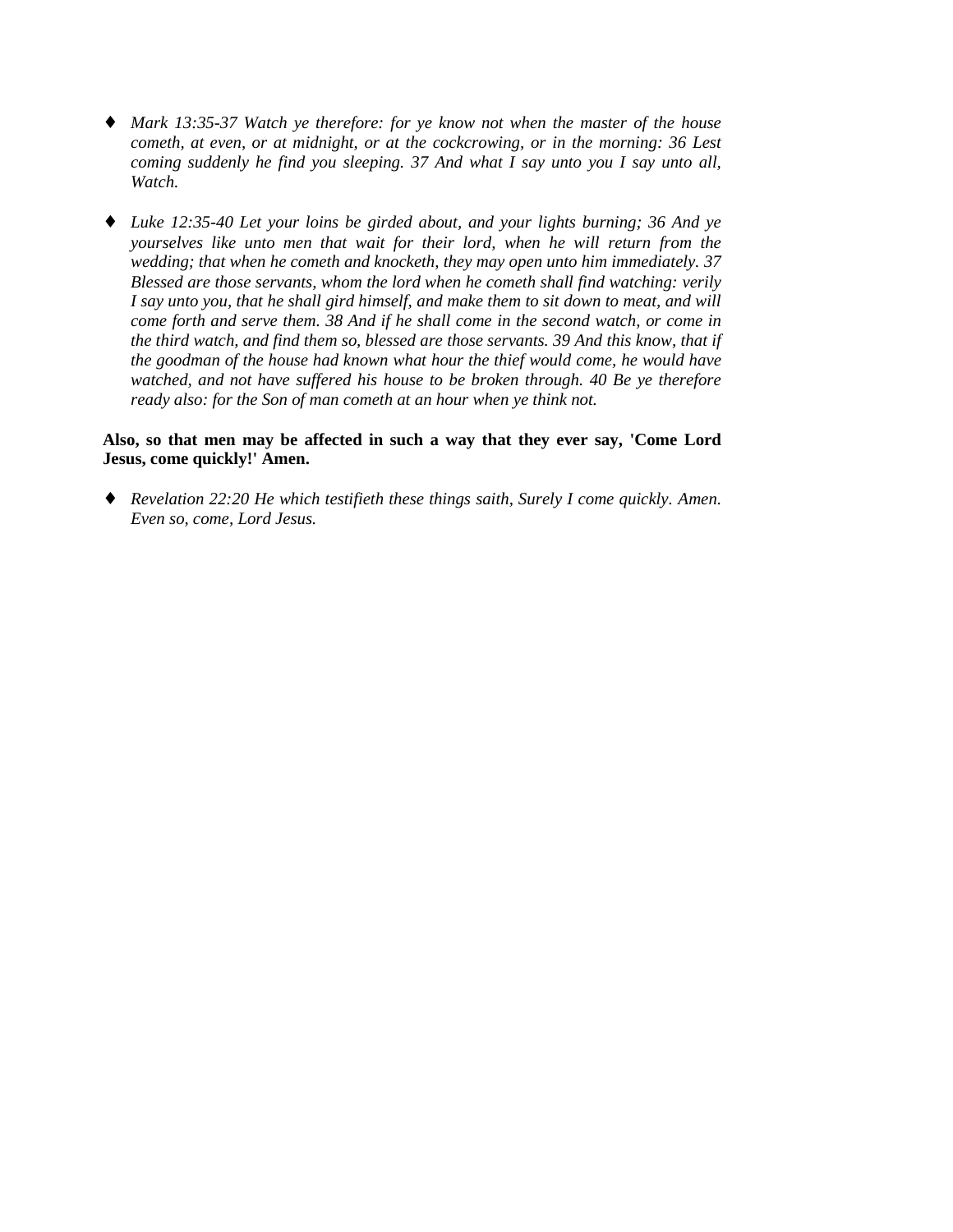- *Mark 13:35-37 Watch ye therefore: for ye know not when the master of the house cometh, at even, or at midnight, or at the cockcrowing, or in the morning: 36 Lest coming suddenly he find you sleeping. 37 And what I say unto you I say unto all, Watch.*

- *Luke 12:35-40 Let your loins be girded about, and your lights burning; 36 And ye yourselves like unto men that wait for their lord, when he will return from the wedding; that when he cometh and knocketh, they may open unto him immediately. 37 Blessed are those servants, whom the lord when he cometh shall find watching: verily I say unto you, that he shall gird himself, and make them to sit down to meat, and will come forth and serve them. 38 And if he shall come in the second watch, or come in the third watch, and find them so, blessed are those servants. 39 And this know, that if the goodman of the house had known what hour the thief would come, he would have watched, and not have suffered his house to be broken through. 40 Be ye therefore ready also: for the Son of man cometh at an hour when ye think not.*

**Also, so that men may be affected in such a way that they ever say, 'Come Lord Jesus, come quickly!' Amen.**

- *Revelation 22:20 He which testifieth these things saith, Surely I come quickly. Amen. Even so, come, Lord Jesus.*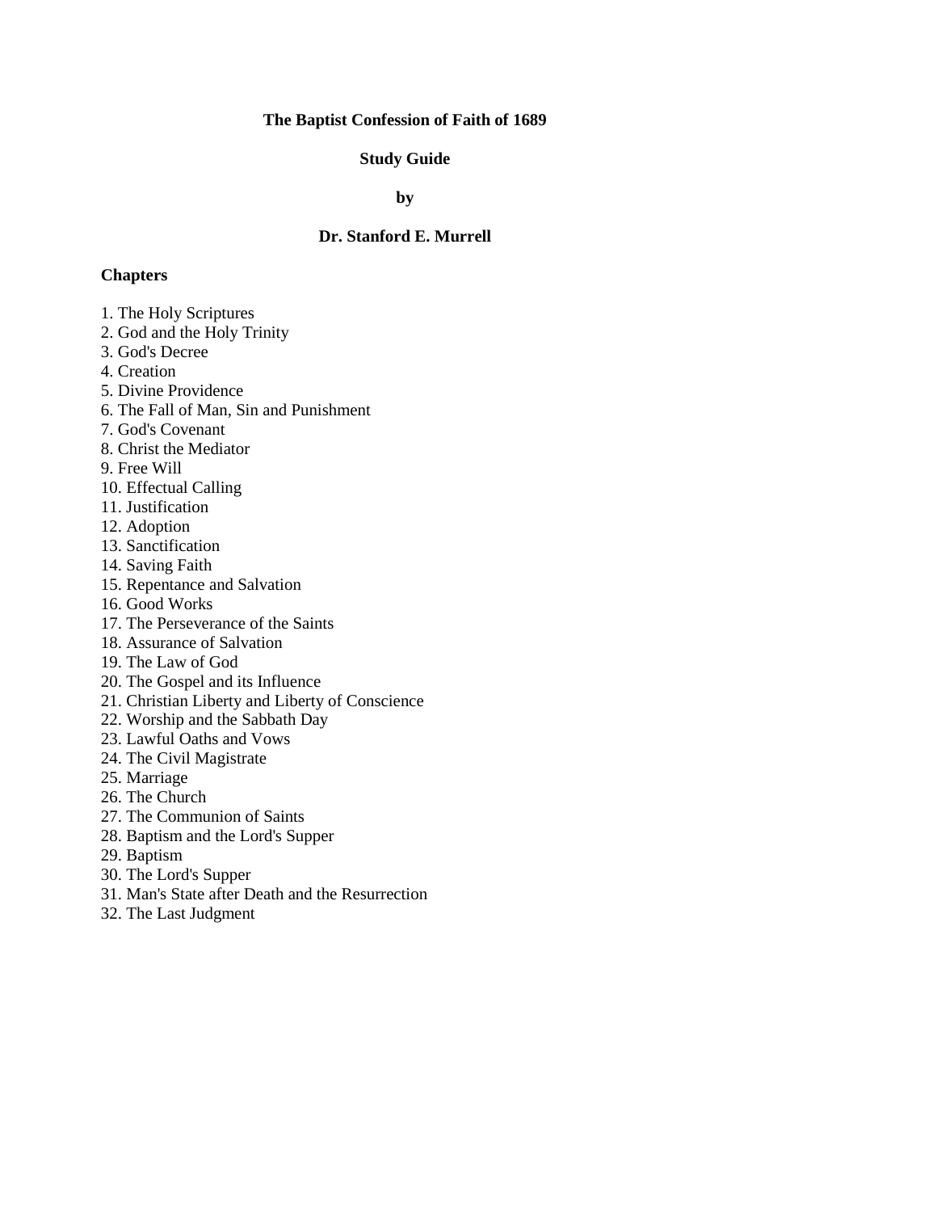**The Baptist Confession of Faith of 1689**

**Study Guide**

**by**

**Dr. Stanford E. Murrell**

**Chapters**

1. The Holy Scriptures
2. God and the Holy Trinity
3. God's Decree
4. Creation
5. Divine Providence
6. The Fall of Man, Sin and Punishment
7. God's Covenant
8. Christ the Mediator
9. Free Will
10. Effectual Calling
11. Justification
12. Adoption
13. Sanctification
14. Saving Faith
15. Repentance and Salvation
16. Good Works
17. The Perseverance of the Saints
18. Assurance of Salvation
19. The Law of God
20. The Gospel and its Influence
21. Christian Liberty and Liberty of Conscience
22. Worship and the Sabbath Day
23. Lawful Oaths and Vows
24. The Civil Magistrate
25. Marriage
26. The Church
27. The Communion of Saints
28. Baptism and the Lord's Supper
29. Baptism
30. The Lord's Supper
31. Man's State after Death and the Resurrection
32. The Last Judgment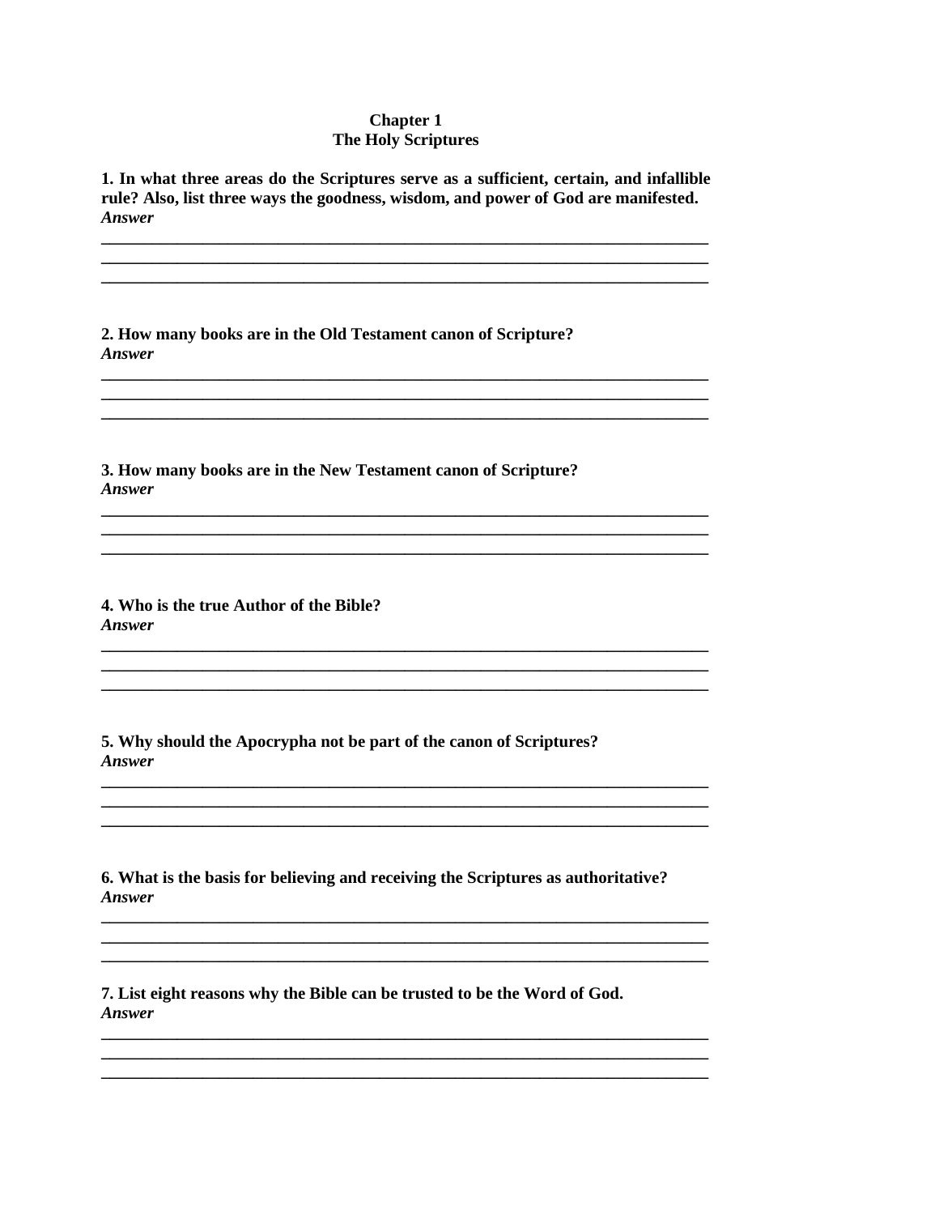# Chapter 1
## The Holy Scriptures

**1. In what three areas do the Scriptures serve as a sufficient, certain, and infallible rule? Also, list three ways the goodness, wisdom, and power of God are manifested.**
***Answer***

______________________________________________________________________________
______________________________________________________________________________
______________________________________________________________________________

**2. How many books are in the Old Testament canon of Scripture?**
***Answer***

______________________________________________________________________________
______________________________________________________________________________
______________________________________________________________________________

**3. How many books are in the New Testament canon of Scripture?**
***Answer***

______________________________________________________________________________
______________________________________________________________________________
______________________________________________________________________________

**4. Who is the true Author of the Bible?**
***Answer***

______________________________________________________________________________
______________________________________________________________________________
______________________________________________________________________________

**5. Why should the Apocrypha not be part of the canon of Scriptures?**
***Answer***

______________________________________________________________________________
______________________________________________________________________________
______________________________________________________________________________

**6. What is the basis for believing and receiving the Scriptures as authoritative?**
***Answer***

______________________________________________________________________________
______________________________________________________________________________
______________________________________________________________________________

**7. List eight reasons why the Bible can be trusted to be the Word of God.**
***Answer***

______________________________________________________________________________
______________________________________________________________________________
______________________________________________________________________________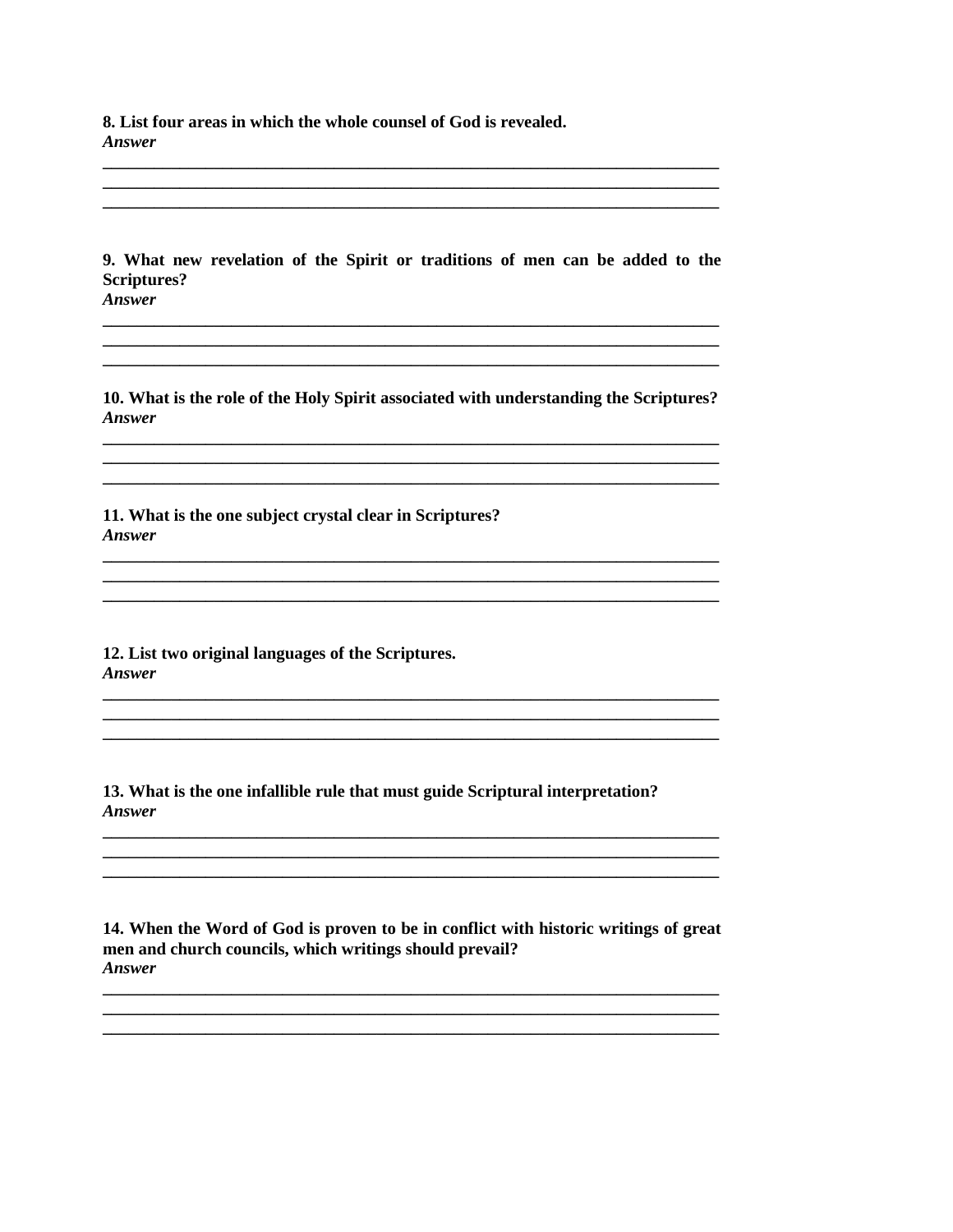**8. List four areas in which the whole counsel of God is revealed.**
***Answer***

\_\_\_\_\_\_\_\_\_\_\_\_\_\_\_\_\_\_\_\_\_\_\_\_\_\_\_\_\_\_\_\_\_\_\_\_\_\_\_\_\_\_\_\_\_\_\_\_\_\_\_\_\_\_\_\_\_\_\_\_\_\_\_\_\_\_\_\_\_\_\_\_
\_\_\_\_\_\_\_\_\_\_\_\_\_\_\_\_\_\_\_\_\_\_\_\_\_\_\_\_\_\_\_\_\_\_\_\_\_\_\_\_\_\_\_\_\_\_\_\_\_\_\_\_\_\_\_\_\_\_\_\_\_\_\_\_\_\_\_\_\_\_\_\_
\_\_\_\_\_\_\_\_\_\_\_\_\_\_\_\_\_\_\_\_\_\_\_\_\_\_\_\_\_\_\_\_\_\_\_\_\_\_\_\_\_\_\_\_\_\_\_\_\_\_\_\_\_\_\_\_\_\_\_\_\_\_\_\_\_\_\_\_\_\_\_\_

**9. What new revelation of the Spirit or traditions of men can be added to the Scriptures?**
***Answer***

\_\_\_\_\_\_\_\_\_\_\_\_\_\_\_\_\_\_\_\_\_\_\_\_\_\_\_\_\_\_\_\_\_\_\_\_\_\_\_\_\_\_\_\_\_\_\_\_\_\_\_\_\_\_\_\_\_\_\_\_\_\_\_\_\_\_\_\_\_\_\_\_
\_\_\_\_\_\_\_\_\_\_\_\_\_\_\_\_\_\_\_\_\_\_\_\_\_\_\_\_\_\_\_\_\_\_\_\_\_\_\_\_\_\_\_\_\_\_\_\_\_\_\_\_\_\_\_\_\_\_\_\_\_\_\_\_\_\_\_\_\_\_\_\_
\_\_\_\_\_\_\_\_\_\_\_\_\_\_\_\_\_\_\_\_\_\_\_\_\_\_\_\_\_\_\_\_\_\_\_\_\_\_\_\_\_\_\_\_\_\_\_\_\_\_\_\_\_\_\_\_\_\_\_\_\_\_\_\_\_\_\_\_\_\_\_\_

**10. What is the role of the Holy Spirit associated with understanding the Scriptures?**
***Answer***

\_\_\_\_\_\_\_\_\_\_\_\_\_\_\_\_\_\_\_\_\_\_\_\_\_\_\_\_\_\_\_\_\_\_\_\_\_\_\_\_\_\_\_\_\_\_\_\_\_\_\_\_\_\_\_\_\_\_\_\_\_\_\_\_\_\_\_\_\_\_\_\_
\_\_\_\_\_\_\_\_\_\_\_\_\_\_\_\_\_\_\_\_\_\_\_\_\_\_\_\_\_\_\_\_\_\_\_\_\_\_\_\_\_\_\_\_\_\_\_\_\_\_\_\_\_\_\_\_\_\_\_\_\_\_\_\_\_\_\_\_\_\_\_\_
\_\_\_\_\_\_\_\_\_\_\_\_\_\_\_\_\_\_\_\_\_\_\_\_\_\_\_\_\_\_\_\_\_\_\_\_\_\_\_\_\_\_\_\_\_\_\_\_\_\_\_\_\_\_\_\_\_\_\_\_\_\_\_\_\_\_\_\_\_\_\_\_

**11. What is the one subject crystal clear in Scriptures?**
***Answer***

\_\_\_\_\_\_\_\_\_\_\_\_\_\_\_\_\_\_\_\_\_\_\_\_\_\_\_\_\_\_\_\_\_\_\_\_\_\_\_\_\_\_\_\_\_\_\_\_\_\_\_\_\_\_\_\_\_\_\_\_\_\_\_\_\_\_\_\_\_\_\_\_
\_\_\_\_\_\_\_\_\_\_\_\_\_\_\_\_\_\_\_\_\_\_\_\_\_\_\_\_\_\_\_\_\_\_\_\_\_\_\_\_\_\_\_\_\_\_\_\_\_\_\_\_\_\_\_\_\_\_\_\_\_\_\_\_\_\_\_\_\_\_\_\_
\_\_\_\_\_\_\_\_\_\_\_\_\_\_\_\_\_\_\_\_\_\_\_\_\_\_\_\_\_\_\_\_\_\_\_\_\_\_\_\_\_\_\_\_\_\_\_\_\_\_\_\_\_\_\_\_\_\_\_\_\_\_\_\_\_\_\_\_\_\_\_\_

**12. List two original languages of the Scriptures.**
***Answer***

\_\_\_\_\_\_\_\_\_\_\_\_\_\_\_\_\_\_\_\_\_\_\_\_\_\_\_\_\_\_\_\_\_\_\_\_\_\_\_\_\_\_\_\_\_\_\_\_\_\_\_\_\_\_\_\_\_\_\_\_\_\_\_\_\_\_\_\_\_\_\_\_
\_\_\_\_\_\_\_\_\_\_\_\_\_\_\_\_\_\_\_\_\_\_\_\_\_\_\_\_\_\_\_\_\_\_\_\_\_\_\_\_\_\_\_\_\_\_\_\_\_\_\_\_\_\_\_\_\_\_\_\_\_\_\_\_\_\_\_\_\_\_\_\_
\_\_\_\_\_\_\_\_\_\_\_\_\_\_\_\_\_\_\_\_\_\_\_\_\_\_\_\_\_\_\_\_\_\_\_\_\_\_\_\_\_\_\_\_\_\_\_\_\_\_\_\_\_\_\_\_\_\_\_\_\_\_\_\_\_\_\_\_\_\_\_\_

**13. What is the one infallible rule that must guide Scriptural interpretation?**
***Answer***

\_\_\_\_\_\_\_\_\_\_\_\_\_\_\_\_\_\_\_\_\_\_\_\_\_\_\_\_\_\_\_\_\_\_\_\_\_\_\_\_\_\_\_\_\_\_\_\_\_\_\_\_\_\_\_\_\_\_\_\_\_\_\_\_\_\_\_\_\_\_\_\_
\_\_\_\_\_\_\_\_\_\_\_\_\_\_\_\_\_\_\_\_\_\_\_\_\_\_\_\_\_\_\_\_\_\_\_\_\_\_\_\_\_\_\_\_\_\_\_\_\_\_\_\_\_\_\_\_\_\_\_\_\_\_\_\_\_\_\_\_\_\_\_\_
\_\_\_\_\_\_\_\_\_\_\_\_\_\_\_\_\_\_\_\_\_\_\_\_\_\_\_\_\_\_\_\_\_\_\_\_\_\_\_\_\_\_\_\_\_\_\_\_\_\_\_\_\_\_\_\_\_\_\_\_\_\_\_\_\_\_\_\_\_\_\_\_

**14. When the Word of God is proven to be in conflict with historic writings of great men and church councils, which writings should prevail?**
***Answer***

\_\_\_\_\_\_\_\_\_\_\_\_\_\_\_\_\_\_\_\_\_\_\_\_\_\_\_\_\_\_\_\_\_\_\_\_\_\_\_\_\_\_\_\_\_\_\_\_\_\_\_\_\_\_\_\_\_\_\_\_\_\_\_\_\_\_\_\_\_\_\_\_
\_\_\_\_\_\_\_\_\_\_\_\_\_\_\_\_\_\_\_\_\_\_\_\_\_\_\_\_\_\_\_\_\_\_\_\_\_\_\_\_\_\_\_\_\_\_\_\_\_\_\_\_\_\_\_\_\_\_\_\_\_\_\_\_\_\_\_\_\_\_\_\_
\_\_\_\_\_\_\_\_\_\_\_\_\_\_\_\_\_\_\_\_\_\_\_\_\_\_\_\_\_\_\_\_\_\_\_\_\_\_\_\_\_\_\_\_\_\_\_\_\_\_\_\_\_\_\_\_\_\_\_\_\_\_\_\_\_\_\_\_\_\_\_\_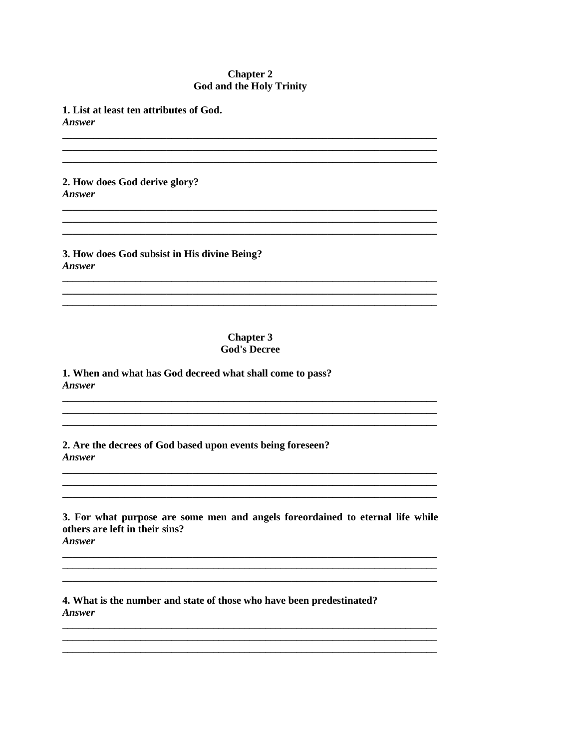## Chapter 2
## God and the Holy Trinity

**1. List at least ten attributes of God.**
***Answer***

___________________________________________________________________________
___________________________________________________________________________
___________________________________________________________________________

**2. How does God derive glory?**
***Answer***

___________________________________________________________________________
___________________________________________________________________________
___________________________________________________________________________

**3. How does God subsist in His divine Being?**
***Answer***

___________________________________________________________________________
___________________________________________________________________________
___________________________________________________________________________

## Chapter 3
## God's Decree

**1. When and what has God decreed what shall come to pass?**
***Answer***

___________________________________________________________________________
___________________________________________________________________________
___________________________________________________________________________

**2. Are the decrees of God based upon events being foreseen?**
***Answer***

___________________________________________________________________________
___________________________________________________________________________
___________________________________________________________________________

**3. For what purpose are some men and angels foreordained to eternal life while others are left in their sins?**
***Answer***

___________________________________________________________________________
___________________________________________________________________________
___________________________________________________________________________

**4. What is the number and state of those who have been predestinated?**
***Answer***

___________________________________________________________________________
___________________________________________________________________________
___________________________________________________________________________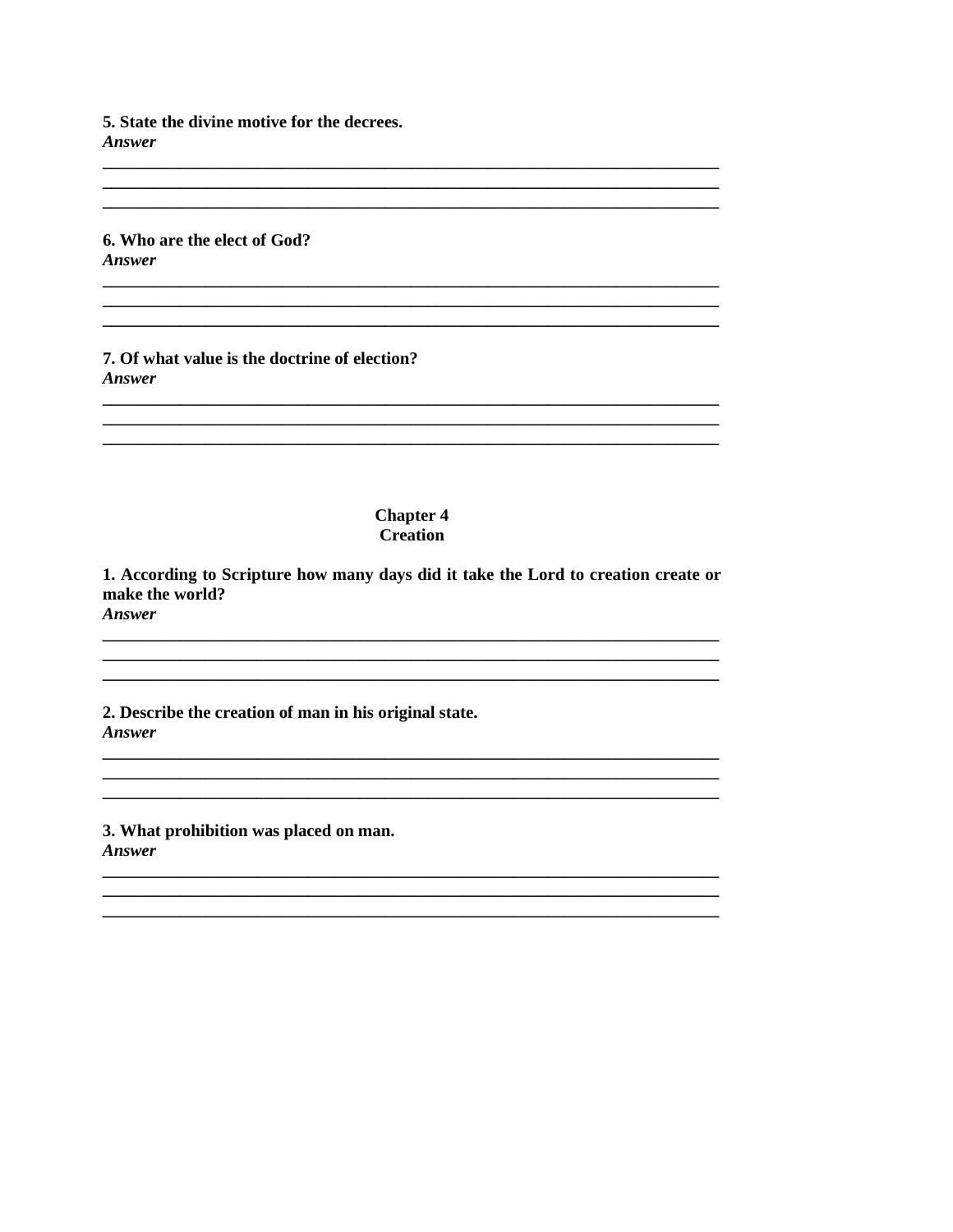**5. State the divine motive for the decrees.**
***Answer***

\_\_\_\_\_\_\_\_\_\_\_\_\_\_\_\_\_\_\_\_\_\_\_\_\_\_\_\_\_\_\_\_\_\_\_\_\_\_\_\_\_\_\_\_\_\_\_\_\_\_\_\_\_\_\_\_\_\_\_\_\_\_\_\_\_\_\_\_\_\_
\_\_\_\_\_\_\_\_\_\_\_\_\_\_\_\_\_\_\_\_\_\_\_\_\_\_\_\_\_\_\_\_\_\_\_\_\_\_\_\_\_\_\_\_\_\_\_\_\_\_\_\_\_\_\_\_\_\_\_\_\_\_\_\_\_\_\_\_\_\_
\_\_\_\_\_\_\_\_\_\_\_\_\_\_\_\_\_\_\_\_\_\_\_\_\_\_\_\_\_\_\_\_\_\_\_\_\_\_\_\_\_\_\_\_\_\_\_\_\_\_\_\_\_\_\_\_\_\_\_\_\_\_\_\_\_\_\_\_\_\_

**6. Who are the elect of God?**
***Answer***

\_\_\_\_\_\_\_\_\_\_\_\_\_\_\_\_\_\_\_\_\_\_\_\_\_\_\_\_\_\_\_\_\_\_\_\_\_\_\_\_\_\_\_\_\_\_\_\_\_\_\_\_\_\_\_\_\_\_\_\_\_\_\_\_\_\_\_\_\_\_
\_\_\_\_\_\_\_\_\_\_\_\_\_\_\_\_\_\_\_\_\_\_\_\_\_\_\_\_\_\_\_\_\_\_\_\_\_\_\_\_\_\_\_\_\_\_\_\_\_\_\_\_\_\_\_\_\_\_\_\_\_\_\_\_\_\_\_\_\_\_
\_\_\_\_\_\_\_\_\_\_\_\_\_\_\_\_\_\_\_\_\_\_\_\_\_\_\_\_\_\_\_\_\_\_\_\_\_\_\_\_\_\_\_\_\_\_\_\_\_\_\_\_\_\_\_\_\_\_\_\_\_\_\_\_\_\_\_\_\_\_

**7. Of what value is the doctrine of election?**
***Answer***

\_\_\_\_\_\_\_\_\_\_\_\_\_\_\_\_\_\_\_\_\_\_\_\_\_\_\_\_\_\_\_\_\_\_\_\_\_\_\_\_\_\_\_\_\_\_\_\_\_\_\_\_\_\_\_\_\_\_\_\_\_\_\_\_\_\_\_\_\_\_
\_\_\_\_\_\_\_\_\_\_\_\_\_\_\_\_\_\_\_\_\_\_\_\_\_\_\_\_\_\_\_\_\_\_\_\_\_\_\_\_\_\_\_\_\_\_\_\_\_\_\_\_\_\_\_\_\_\_\_\_\_\_\_\_\_\_\_\_\_\_
\_\_\_\_\_\_\_\_\_\_\_\_\_\_\_\_\_\_\_\_\_\_\_\_\_\_\_\_\_\_\_\_\_\_\_\_\_\_\_\_\_\_\_\_\_\_\_\_\_\_\_\_\_\_\_\_\_\_\_\_\_\_\_\_\_\_\_\_\_\_

## Chapter 4
## Creation

**1. According to Scripture how many days did it take the Lord to creation create or make the world?**
***Answer***

\_\_\_\_\_\_\_\_\_\_\_\_\_\_\_\_\_\_\_\_\_\_\_\_\_\_\_\_\_\_\_\_\_\_\_\_\_\_\_\_\_\_\_\_\_\_\_\_\_\_\_\_\_\_\_\_\_\_\_\_\_\_\_\_\_\_\_\_\_\_
\_\_\_\_\_\_\_\_\_\_\_\_\_\_\_\_\_\_\_\_\_\_\_\_\_\_\_\_\_\_\_\_\_\_\_\_\_\_\_\_\_\_\_\_\_\_\_\_\_\_\_\_\_\_\_\_\_\_\_\_\_\_\_\_\_\_\_\_\_\_
\_\_\_\_\_\_\_\_\_\_\_\_\_\_\_\_\_\_\_\_\_\_\_\_\_\_\_\_\_\_\_\_\_\_\_\_\_\_\_\_\_\_\_\_\_\_\_\_\_\_\_\_\_\_\_\_\_\_\_\_\_\_\_\_\_\_\_\_\_\_

**2. Describe the creation of man in his original state.**
***Answer***

\_\_\_\_\_\_\_\_\_\_\_\_\_\_\_\_\_\_\_\_\_\_\_\_\_\_\_\_\_\_\_\_\_\_\_\_\_\_\_\_\_\_\_\_\_\_\_\_\_\_\_\_\_\_\_\_\_\_\_\_\_\_\_\_\_\_\_\_\_\_
\_\_\_\_\_\_\_\_\_\_\_\_\_\_\_\_\_\_\_\_\_\_\_\_\_\_\_\_\_\_\_\_\_\_\_\_\_\_\_\_\_\_\_\_\_\_\_\_\_\_\_\_\_\_\_\_\_\_\_\_\_\_\_\_\_\_\_\_\_\_
\_\_\_\_\_\_\_\_\_\_\_\_\_\_\_\_\_\_\_\_\_\_\_\_\_\_\_\_\_\_\_\_\_\_\_\_\_\_\_\_\_\_\_\_\_\_\_\_\_\_\_\_\_\_\_\_\_\_\_\_\_\_\_\_\_\_\_\_\_\_

**3. What prohibition was placed on man.**
***Answer***

\_\_\_\_\_\_\_\_\_\_\_\_\_\_\_\_\_\_\_\_\_\_\_\_\_\_\_\_\_\_\_\_\_\_\_\_\_\_\_\_\_\_\_\_\_\_\_\_\_\_\_\_\_\_\_\_\_\_\_\_\_\_\_\_\_\_\_\_\_\_
\_\_\_\_\_\_\_\_\_\_\_\_\_\_\_\_\_\_\_\_\_\_\_\_\_\_\_\_\_\_\_\_\_\_\_\_\_\_\_\_\_\_\_\_\_\_\_\_\_\_\_\_\_\_\_\_\_\_\_\_\_\_\_\_\_\_\_\_\_\_
\_\_\_\_\_\_\_\_\_\_\_\_\_\_\_\_\_\_\_\_\_\_\_\_\_\_\_\_\_\_\_\_\_\_\_\_\_\_\_\_\_\_\_\_\_\_\_\_\_\_\_\_\_\_\_\_\_\_\_\_\_\_\_\_\_\_\_\_\_\_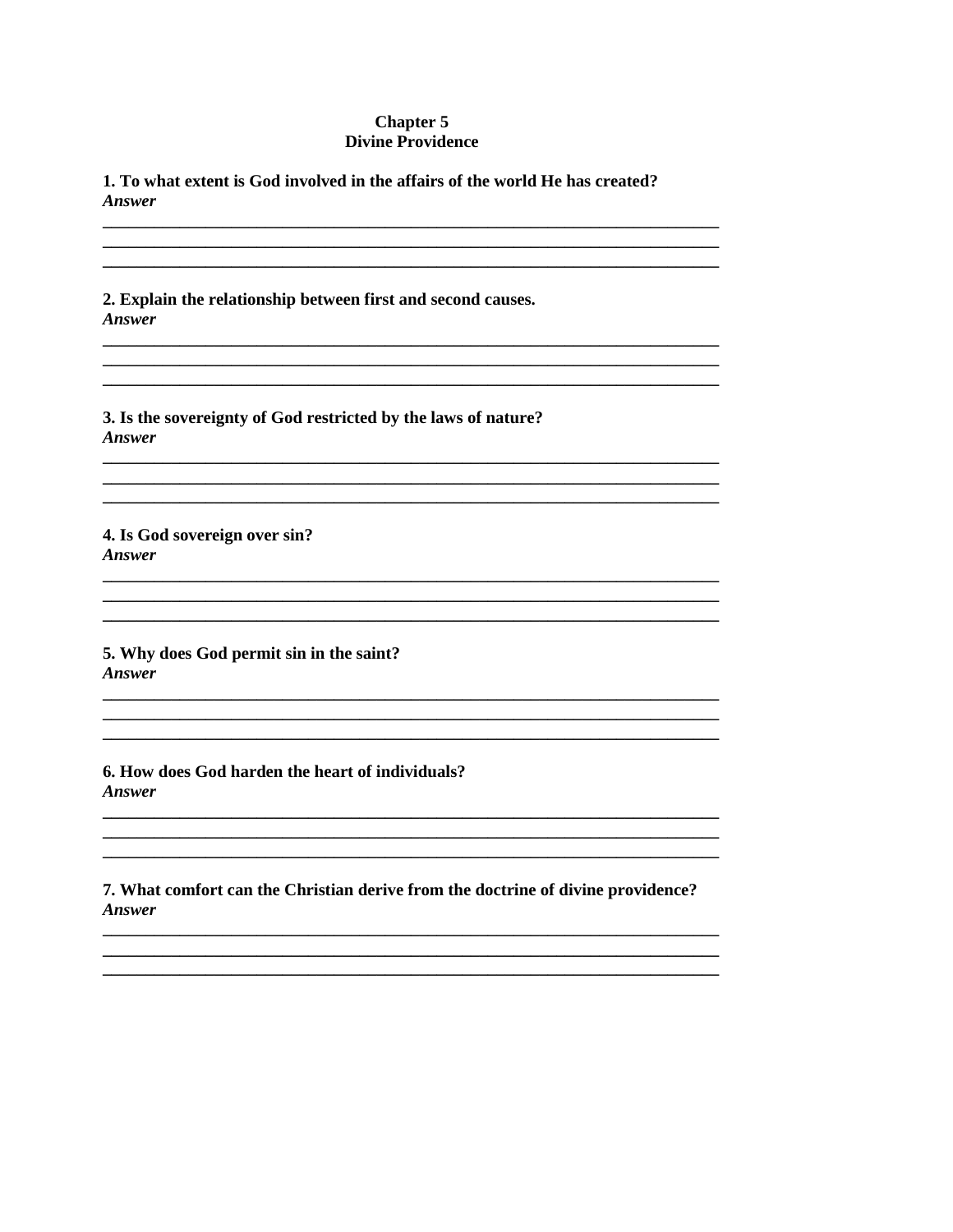**Chapter 5**
**Divine Providence**

**1. To what extent is God involved in the affairs of the world He has created?**
***Answer***

___________________________________________________________________________
___________________________________________________________________________
___________________________________________________________________________

**2. Explain the relationship between first and second causes.**
***Answer***

___________________________________________________________________________
___________________________________________________________________________
___________________________________________________________________________

**3. Is the sovereignty of God restricted by the laws of nature?**
***Answer***

___________________________________________________________________________
___________________________________________________________________________
___________________________________________________________________________

**4. Is God sovereign over sin?**
***Answer***

___________________________________________________________________________
___________________________________________________________________________
___________________________________________________________________________

**5. Why does God permit sin in the saint?**
***Answer***

___________________________________________________________________________
___________________________________________________________________________
___________________________________________________________________________

**6. How does God harden the heart of individuals?**
***Answer***

___________________________________________________________________________
___________________________________________________________________________
___________________________________________________________________________

**7. What comfort can the Christian derive from the doctrine of divine providence?**
***Answer***

___________________________________________________________________________
___________________________________________________________________________
___________________________________________________________________________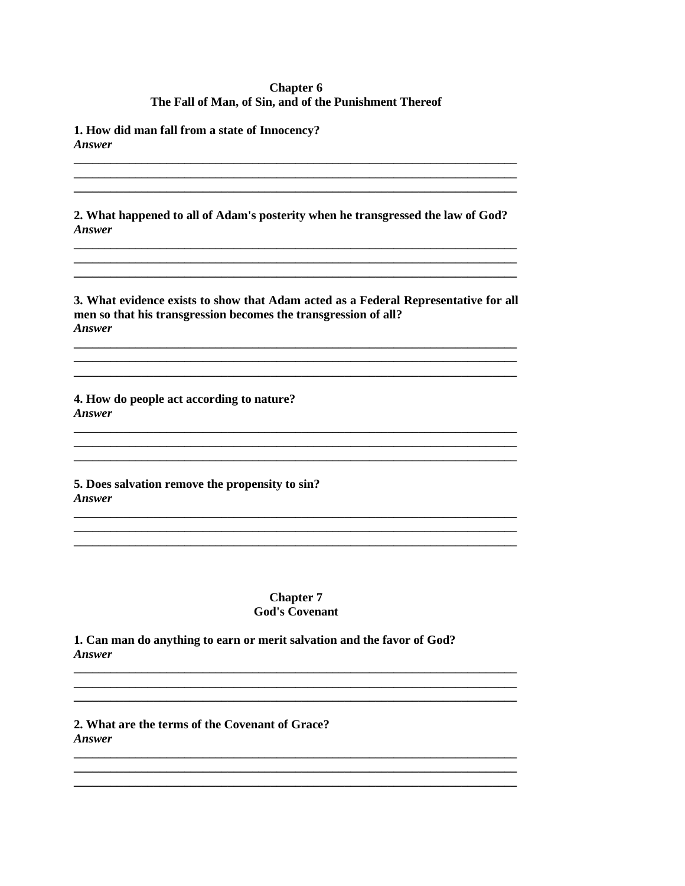## Chapter 6
## The Fall of Man, of Sin, and of the Punishment Thereof

**1. How did man fall from a state of Innocency?**
***Answer***

______________________________________________________________________________
______________________________________________________________________________
______________________________________________________________________________

**2. What happened to all of Adam's posterity when he transgressed the law of God?**
***Answer***

______________________________________________________________________________
______________________________________________________________________________
______________________________________________________________________________

**3. What evidence exists to show that Adam acted as a Federal Representative for all men so that his transgression becomes the transgression of all?**
***Answer***

______________________________________________________________________________
______________________________________________________________________________
______________________________________________________________________________

**4. How do people act according to nature?**
***Answer***

______________________________________________________________________________
______________________________________________________________________________
______________________________________________________________________________

**5. Does salvation remove the propensity to sin?**
***Answer***

______________________________________________________________________________
______________________________________________________________________________
______________________________________________________________________________

## Chapter 7
## God's Covenant

**1. Can man do anything to earn or merit salvation and the favor of God?**
***Answer***

______________________________________________________________________________
______________________________________________________________________________
______________________________________________________________________________

**2. What are the terms of the Covenant of Grace?**
***Answer***

______________________________________________________________________________
______________________________________________________________________________
______________________________________________________________________________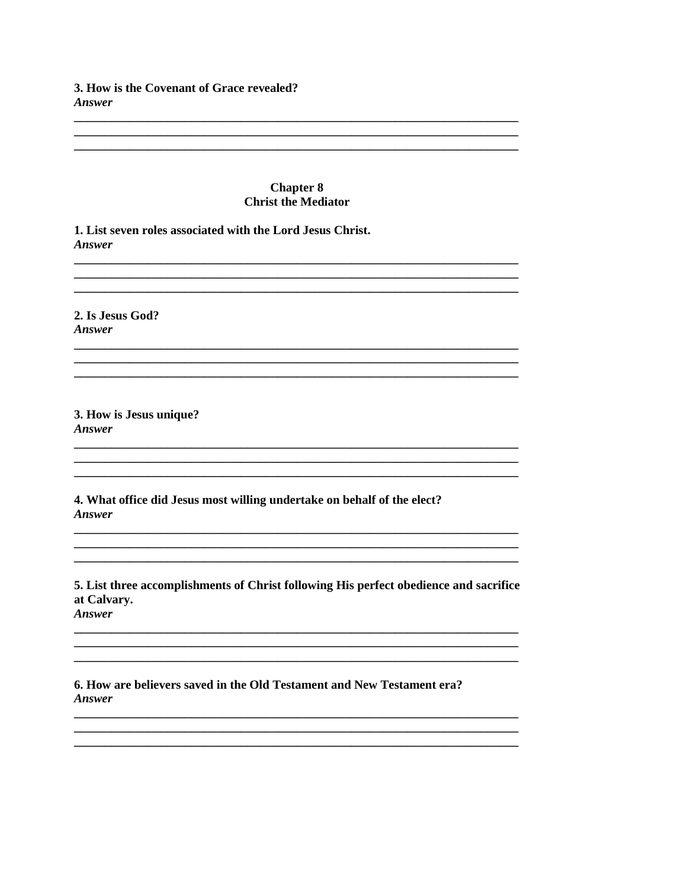**3. How is the Covenant of Grace revealed?**
***Answer***

\_\_\_\_\_\_\_\_\_\_\_\_\_\_\_\_\_\_\_\_\_\_\_\_\_\_\_\_\_\_\_\_\_\_\_\_\_\_\_\_\_\_\_\_\_\_\_\_\_\_\_\_\_\_\_\_\_\_\_\_\_\_\_\_\_\_\_\_\_\_\_\_
\_\_\_\_\_\_\_\_\_\_\_\_\_\_\_\_\_\_\_\_\_\_\_\_\_\_\_\_\_\_\_\_\_\_\_\_\_\_\_\_\_\_\_\_\_\_\_\_\_\_\_\_\_\_\_\_\_\_\_\_\_\_\_\_\_\_\_\_\_\_\_\_
\_\_\_\_\_\_\_\_\_\_\_\_\_\_\_\_\_\_\_\_\_\_\_\_\_\_\_\_\_\_\_\_\_\_\_\_\_\_\_\_\_\_\_\_\_\_\_\_\_\_\_\_\_\_\_\_\_\_\_\_\_\_\_\_\_\_\_\_\_\_\_\_

## Chapter 8
## Christ the Mediator

**1. List seven roles associated with the Lord Jesus Christ.**
***Answer***

\_\_\_\_\_\_\_\_\_\_\_\_\_\_\_\_\_\_\_\_\_\_\_\_\_\_\_\_\_\_\_\_\_\_\_\_\_\_\_\_\_\_\_\_\_\_\_\_\_\_\_\_\_\_\_\_\_\_\_\_\_\_\_\_\_\_\_\_\_\_\_\_
\_\_\_\_\_\_\_\_\_\_\_\_\_\_\_\_\_\_\_\_\_\_\_\_\_\_\_\_\_\_\_\_\_\_\_\_\_\_\_\_\_\_\_\_\_\_\_\_\_\_\_\_\_\_\_\_\_\_\_\_\_\_\_\_\_\_\_\_\_\_\_\_
\_\_\_\_\_\_\_\_\_\_\_\_\_\_\_\_\_\_\_\_\_\_\_\_\_\_\_\_\_\_\_\_\_\_\_\_\_\_\_\_\_\_\_\_\_\_\_\_\_\_\_\_\_\_\_\_\_\_\_\_\_\_\_\_\_\_\_\_\_\_\_\_

**2. Is Jesus God?**
***Answer***

\_\_\_\_\_\_\_\_\_\_\_\_\_\_\_\_\_\_\_\_\_\_\_\_\_\_\_\_\_\_\_\_\_\_\_\_\_\_\_\_\_\_\_\_\_\_\_\_\_\_\_\_\_\_\_\_\_\_\_\_\_\_\_\_\_\_\_\_\_\_\_\_
\_\_\_\_\_\_\_\_\_\_\_\_\_\_\_\_\_\_\_\_\_\_\_\_\_\_\_\_\_\_\_\_\_\_\_\_\_\_\_\_\_\_\_\_\_\_\_\_\_\_\_\_\_\_\_\_\_\_\_\_\_\_\_\_\_\_\_\_\_\_\_\_
\_\_\_\_\_\_\_\_\_\_\_\_\_\_\_\_\_\_\_\_\_\_\_\_\_\_\_\_\_\_\_\_\_\_\_\_\_\_\_\_\_\_\_\_\_\_\_\_\_\_\_\_\_\_\_\_\_\_\_\_\_\_\_\_\_\_\_\_\_\_\_\_

**3. How is Jesus unique?**
***Answer***

\_\_\_\_\_\_\_\_\_\_\_\_\_\_\_\_\_\_\_\_\_\_\_\_\_\_\_\_\_\_\_\_\_\_\_\_\_\_\_\_\_\_\_\_\_\_\_\_\_\_\_\_\_\_\_\_\_\_\_\_\_\_\_\_\_\_\_\_\_\_\_\_
\_\_\_\_\_\_\_\_\_\_\_\_\_\_\_\_\_\_\_\_\_\_\_\_\_\_\_\_\_\_\_\_\_\_\_\_\_\_\_\_\_\_\_\_\_\_\_\_\_\_\_\_\_\_\_\_\_\_\_\_\_\_\_\_\_\_\_\_\_\_\_\_
\_\_\_\_\_\_\_\_\_\_\_\_\_\_\_\_\_\_\_\_\_\_\_\_\_\_\_\_\_\_\_\_\_\_\_\_\_\_\_\_\_\_\_\_\_\_\_\_\_\_\_\_\_\_\_\_\_\_\_\_\_\_\_\_\_\_\_\_\_\_\_\_

**4. What office did Jesus most willing undertake on behalf of the elect?**
***Answer***

\_\_\_\_\_\_\_\_\_\_\_\_\_\_\_\_\_\_\_\_\_\_\_\_\_\_\_\_\_\_\_\_\_\_\_\_\_\_\_\_\_\_\_\_\_\_\_\_\_\_\_\_\_\_\_\_\_\_\_\_\_\_\_\_\_\_\_\_\_\_\_\_
\_\_\_\_\_\_\_\_\_\_\_\_\_\_\_\_\_\_\_\_\_\_\_\_\_\_\_\_\_\_\_\_\_\_\_\_\_\_\_\_\_\_\_\_\_\_\_\_\_\_\_\_\_\_\_\_\_\_\_\_\_\_\_\_\_\_\_\_\_\_\_\_
\_\_\_\_\_\_\_\_\_\_\_\_\_\_\_\_\_\_\_\_\_\_\_\_\_\_\_\_\_\_\_\_\_\_\_\_\_\_\_\_\_\_\_\_\_\_\_\_\_\_\_\_\_\_\_\_\_\_\_\_\_\_\_\_\_\_\_\_\_\_\_\_

**5. List three accomplishments of Christ following His perfect obedience and sacrifice at Calvary.**
***Answer***

\_\_\_\_\_\_\_\_\_\_\_\_\_\_\_\_\_\_\_\_\_\_\_\_\_\_\_\_\_\_\_\_\_\_\_\_\_\_\_\_\_\_\_\_\_\_\_\_\_\_\_\_\_\_\_\_\_\_\_\_\_\_\_\_\_\_\_\_\_\_\_\_
\_\_\_\_\_\_\_\_\_\_\_\_\_\_\_\_\_\_\_\_\_\_\_\_\_\_\_\_\_\_\_\_\_\_\_\_\_\_\_\_\_\_\_\_\_\_\_\_\_\_\_\_\_\_\_\_\_\_\_\_\_\_\_\_\_\_\_\_\_\_\_\_
\_\_\_\_\_\_\_\_\_\_\_\_\_\_\_\_\_\_\_\_\_\_\_\_\_\_\_\_\_\_\_\_\_\_\_\_\_\_\_\_\_\_\_\_\_\_\_\_\_\_\_\_\_\_\_\_\_\_\_\_\_\_\_\_\_\_\_\_\_\_\_\_

**6. How are believers saved in the Old Testament and New Testament era?**
***Answer***

\_\_\_\_\_\_\_\_\_\_\_\_\_\_\_\_\_\_\_\_\_\_\_\_\_\_\_\_\_\_\_\_\_\_\_\_\_\_\_\_\_\_\_\_\_\_\_\_\_\_\_\_\_\_\_\_\_\_\_\_\_\_\_\_\_\_\_\_\_\_\_\_
\_\_\_\_\_\_\_\_\_\_\_\_\_\_\_\_\_\_\_\_\_\_\_\_\_\_\_\_\_\_\_\_\_\_\_\_\_\_\_\_\_\_\_\_\_\_\_\_\_\_\_\_\_\_\_\_\_\_\_\_\_\_\_\_\_\_\_\_\_\_\_\_
\_\_\_\_\_\_\_\_\_\_\_\_\_\_\_\_\_\_\_\_\_\_\_\_\_\_\_\_\_\_\_\_\_\_\_\_\_\_\_\_\_\_\_\_\_\_\_\_\_\_\_\_\_\_\_\_\_\_\_\_\_\_\_\_\_\_\_\_\_\_\_\_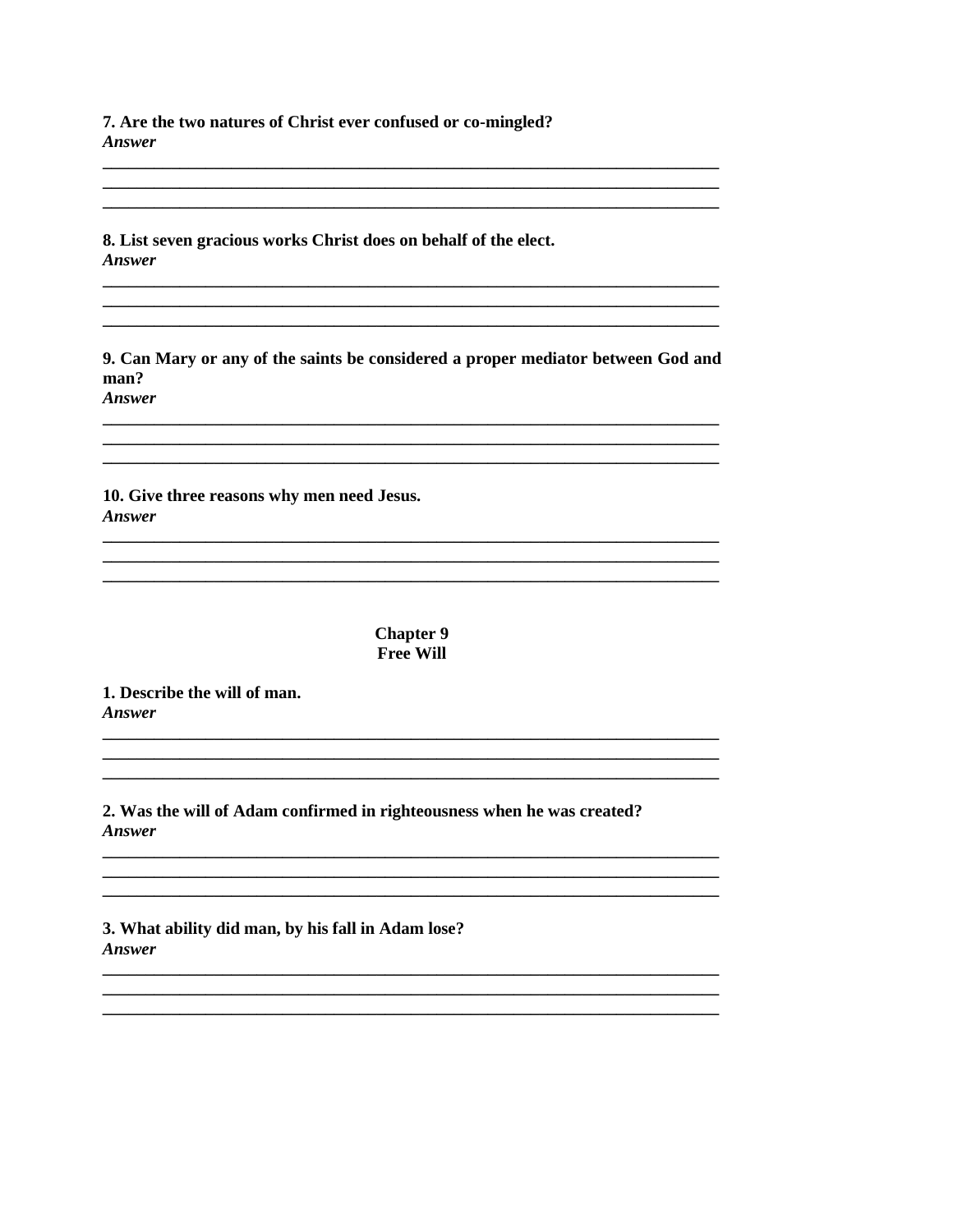**7. Are the two natures of Christ ever confused or co-mingled?**
***Answer***

**8. List seven gracious works Christ does on behalf of the elect.**
***Answer***

**9. Can Mary or any of the saints be considered a proper mediator between God and man?**
***Answer***

**10. Give three reasons why men need Jesus.**
***Answer***

## Chapter 9
## Free Will

**1. Describe the will of man.**
***Answer***

**2. Was the will of Adam confirmed in righteousness when he was created?**
***Answer***

**3. What ability did man, by his fall in Adam lose?**
***Answer***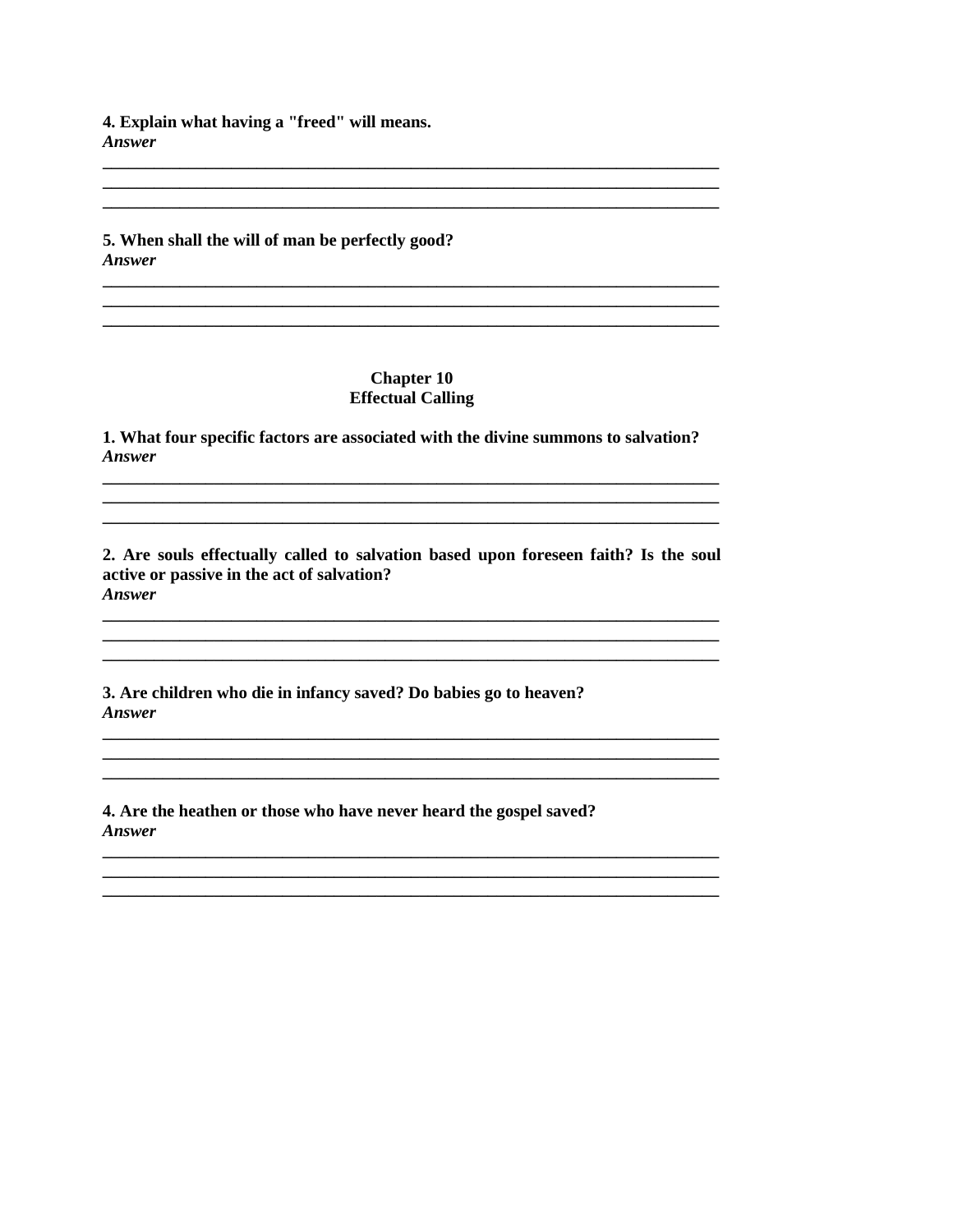**4. Explain what having a "freed" will means.**
***Answer***

\_\_\_\_\_\_\_\_\_\_\_\_\_\_\_\_\_\_\_\_\_\_\_\_\_\_\_\_\_\_\_\_\_\_\_\_\_\_\_\_\_\_\_\_\_\_\_\_\_\_\_\_\_\_\_\_\_\_\_\_\_\_\_\_\_\_\_\_\_\_\_\_
\_\_\_\_\_\_\_\_\_\_\_\_\_\_\_\_\_\_\_\_\_\_\_\_\_\_\_\_\_\_\_\_\_\_\_\_\_\_\_\_\_\_\_\_\_\_\_\_\_\_\_\_\_\_\_\_\_\_\_\_\_\_\_\_\_\_\_\_\_\_\_\_
\_\_\_\_\_\_\_\_\_\_\_\_\_\_\_\_\_\_\_\_\_\_\_\_\_\_\_\_\_\_\_\_\_\_\_\_\_\_\_\_\_\_\_\_\_\_\_\_\_\_\_\_\_\_\_\_\_\_\_\_\_\_\_\_\_\_\_\_\_\_\_\_

**5. When shall the will of man be perfectly good?**
***Answer***

\_\_\_\_\_\_\_\_\_\_\_\_\_\_\_\_\_\_\_\_\_\_\_\_\_\_\_\_\_\_\_\_\_\_\_\_\_\_\_\_\_\_\_\_\_\_\_\_\_\_\_\_\_\_\_\_\_\_\_\_\_\_\_\_\_\_\_\_\_\_\_\_
\_\_\_\_\_\_\_\_\_\_\_\_\_\_\_\_\_\_\_\_\_\_\_\_\_\_\_\_\_\_\_\_\_\_\_\_\_\_\_\_\_\_\_\_\_\_\_\_\_\_\_\_\_\_\_\_\_\_\_\_\_\_\_\_\_\_\_\_\_\_\_\_
\_\_\_\_\_\_\_\_\_\_\_\_\_\_\_\_\_\_\_\_\_\_\_\_\_\_\_\_\_\_\_\_\_\_\_\_\_\_\_\_\_\_\_\_\_\_\_\_\_\_\_\_\_\_\_\_\_\_\_\_\_\_\_\_\_\_\_\_\_\_\_\_

## Chapter 10
## Effectual Calling

**1. What four specific factors are associated with the divine summons to salvation?**
***Answer***

\_\_\_\_\_\_\_\_\_\_\_\_\_\_\_\_\_\_\_\_\_\_\_\_\_\_\_\_\_\_\_\_\_\_\_\_\_\_\_\_\_\_\_\_\_\_\_\_\_\_\_\_\_\_\_\_\_\_\_\_\_\_\_\_\_\_\_\_\_\_\_\_
\_\_\_\_\_\_\_\_\_\_\_\_\_\_\_\_\_\_\_\_\_\_\_\_\_\_\_\_\_\_\_\_\_\_\_\_\_\_\_\_\_\_\_\_\_\_\_\_\_\_\_\_\_\_\_\_\_\_\_\_\_\_\_\_\_\_\_\_\_\_\_\_
\_\_\_\_\_\_\_\_\_\_\_\_\_\_\_\_\_\_\_\_\_\_\_\_\_\_\_\_\_\_\_\_\_\_\_\_\_\_\_\_\_\_\_\_\_\_\_\_\_\_\_\_\_\_\_\_\_\_\_\_\_\_\_\_\_\_\_\_\_\_\_\_

**2. Are souls effectually called to salvation based upon foreseen faith? Is the soul active or passive in the act of salvation?**
***Answer***

\_\_\_\_\_\_\_\_\_\_\_\_\_\_\_\_\_\_\_\_\_\_\_\_\_\_\_\_\_\_\_\_\_\_\_\_\_\_\_\_\_\_\_\_\_\_\_\_\_\_\_\_\_\_\_\_\_\_\_\_\_\_\_\_\_\_\_\_\_\_\_\_
\_\_\_\_\_\_\_\_\_\_\_\_\_\_\_\_\_\_\_\_\_\_\_\_\_\_\_\_\_\_\_\_\_\_\_\_\_\_\_\_\_\_\_\_\_\_\_\_\_\_\_\_\_\_\_\_\_\_\_\_\_\_\_\_\_\_\_\_\_\_\_\_
\_\_\_\_\_\_\_\_\_\_\_\_\_\_\_\_\_\_\_\_\_\_\_\_\_\_\_\_\_\_\_\_\_\_\_\_\_\_\_\_\_\_\_\_\_\_\_\_\_\_\_\_\_\_\_\_\_\_\_\_\_\_\_\_\_\_\_\_\_\_\_\_

**3. Are children who die in infancy saved? Do babies go to heaven?**
***Answer***

\_\_\_\_\_\_\_\_\_\_\_\_\_\_\_\_\_\_\_\_\_\_\_\_\_\_\_\_\_\_\_\_\_\_\_\_\_\_\_\_\_\_\_\_\_\_\_\_\_\_\_\_\_\_\_\_\_\_\_\_\_\_\_\_\_\_\_\_\_\_\_\_
\_\_\_\_\_\_\_\_\_\_\_\_\_\_\_\_\_\_\_\_\_\_\_\_\_\_\_\_\_\_\_\_\_\_\_\_\_\_\_\_\_\_\_\_\_\_\_\_\_\_\_\_\_\_\_\_\_\_\_\_\_\_\_\_\_\_\_\_\_\_\_\_
\_\_\_\_\_\_\_\_\_\_\_\_\_\_\_\_\_\_\_\_\_\_\_\_\_\_\_\_\_\_\_\_\_\_\_\_\_\_\_\_\_\_\_\_\_\_\_\_\_\_\_\_\_\_\_\_\_\_\_\_\_\_\_\_\_\_\_\_\_\_\_\_

**4. Are the heathen or those who have never heard the gospel saved?**
***Answer***

\_\_\_\_\_\_\_\_\_\_\_\_\_\_\_\_\_\_\_\_\_\_\_\_\_\_\_\_\_\_\_\_\_\_\_\_\_\_\_\_\_\_\_\_\_\_\_\_\_\_\_\_\_\_\_\_\_\_\_\_\_\_\_\_\_\_\_\_\_\_\_\_
\_\_\_\_\_\_\_\_\_\_\_\_\_\_\_\_\_\_\_\_\_\_\_\_\_\_\_\_\_\_\_\_\_\_\_\_\_\_\_\_\_\_\_\_\_\_\_\_\_\_\_\_\_\_\_\_\_\_\_\_\_\_\_\_\_\_\_\_\_\_\_\_
\_\_\_\_\_\_\_\_\_\_\_\_\_\_\_\_\_\_\_\_\_\_\_\_\_\_\_\_\_\_\_\_\_\_\_\_\_\_\_\_\_\_\_\_\_\_\_\_\_\_\_\_\_\_\_\_\_\_\_\_\_\_\_\_\_\_\_\_\_\_\_\_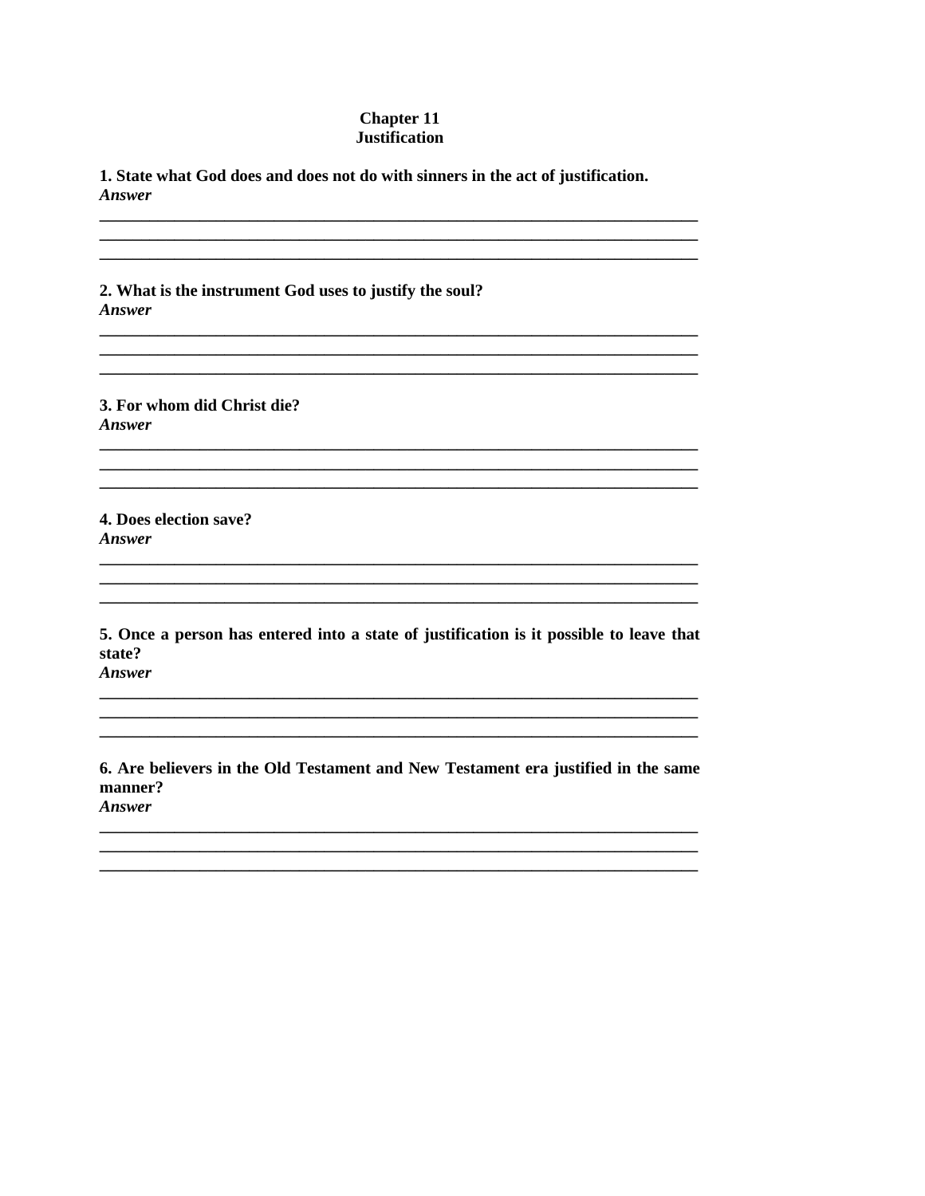# Chapter 11
# Justification

**1. State what God does and does not do with sinners in the act of justification.**
***Answer***

___________________________________________________________________________
___________________________________________________________________________
___________________________________________________________________________

**2. What is the instrument God uses to justify the soul?**
***Answer***

___________________________________________________________________________
___________________________________________________________________________
___________________________________________________________________________

**3. For whom did Christ die?**
***Answer***

___________________________________________________________________________
___________________________________________________________________________
___________________________________________________________________________

**4. Does election save?**
***Answer***

___________________________________________________________________________
___________________________________________________________________________
___________________________________________________________________________

**5. Once a person has entered into a state of justification is it possible to leave that state?**
***Answer***

___________________________________________________________________________
___________________________________________________________________________
___________________________________________________________________________

**6. Are believers in the Old Testament and New Testament era justified in the same manner?**
***Answer***

___________________________________________________________________________
___________________________________________________________________________
___________________________________________________________________________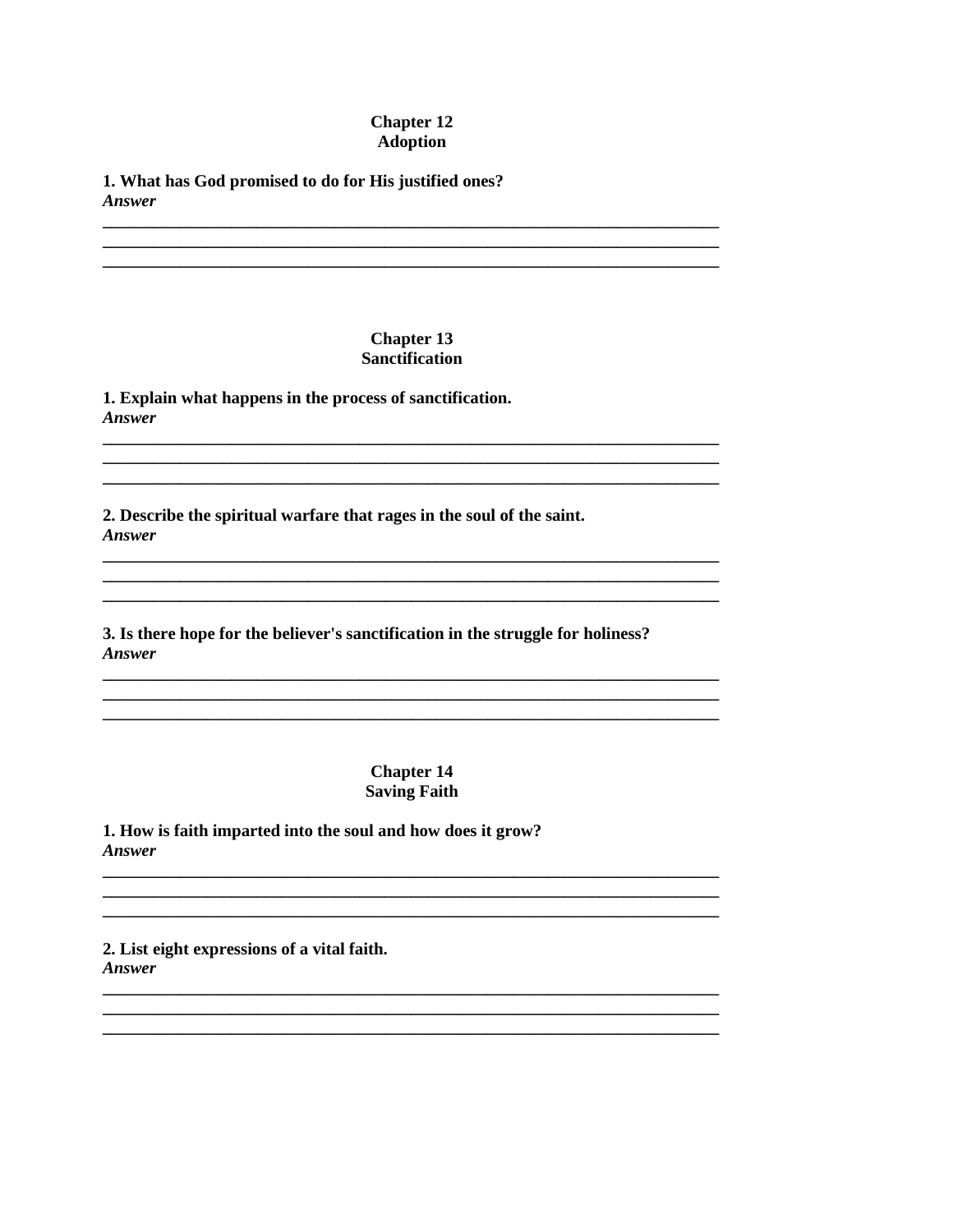## Chapter 12
## Adoption

**1. What has God promised to do for His justified ones?**
***Answer***

___________________________________________________________________________
___________________________________________________________________________
___________________________________________________________________________

## Chapter 13
## Sanctification

**1. Explain what happens in the process of sanctification.**
***Answer***

___________________________________________________________________________
___________________________________________________________________________
___________________________________________________________________________

**2. Describe the spiritual warfare that rages in the soul of the saint.**
***Answer***

___________________________________________________________________________
___________________________________________________________________________
___________________________________________________________________________

**3. Is there hope for the believer's sanctification in the struggle for holiness?**
***Answer***

___________________________________________________________________________
___________________________________________________________________________
___________________________________________________________________________

## Chapter 14
## Saving Faith

**1. How is faith imparted into the soul and how does it grow?**
***Answer***

___________________________________________________________________________
___________________________________________________________________________
___________________________________________________________________________

**2. List eight expressions of a vital faith.**
***Answer***

___________________________________________________________________________
___________________________________________________________________________
___________________________________________________________________________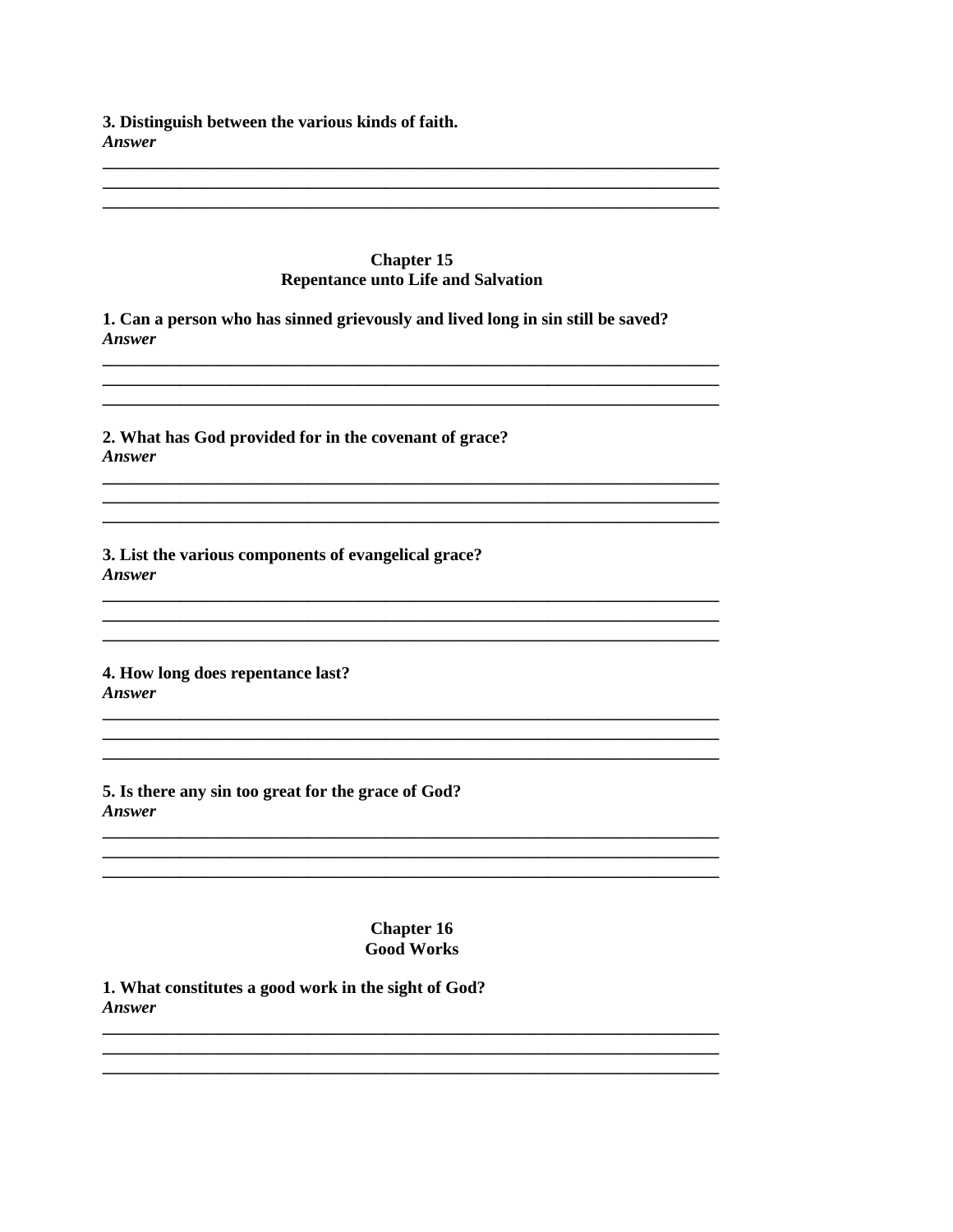**3. Distinguish between the various kinds of faith.**
***Answer***

\_\_\_\_\_\_\_\_\_\_\_\_\_\_\_\_\_\_\_\_\_\_\_\_\_\_\_\_\_\_\_\_\_\_\_\_\_\_\_\_\_\_\_\_\_\_\_\_\_\_\_\_\_\_\_\_\_\_\_\_\_\_\_\_\_\_\_\_\_\_
\_\_\_\_\_\_\_\_\_\_\_\_\_\_\_\_\_\_\_\_\_\_\_\_\_\_\_\_\_\_\_\_\_\_\_\_\_\_\_\_\_\_\_\_\_\_\_\_\_\_\_\_\_\_\_\_\_\_\_\_\_\_\_\_\_\_\_\_\_\_
\_\_\_\_\_\_\_\_\_\_\_\_\_\_\_\_\_\_\_\_\_\_\_\_\_\_\_\_\_\_\_\_\_\_\_\_\_\_\_\_\_\_\_\_\_\_\_\_\_\_\_\_\_\_\_\_\_\_\_\_\_\_\_\_\_\_\_\_\_\_

## Chapter 15
## Repentance unto Life and Salvation

**1. Can a person who has sinned grievously and lived long in sin still be saved?**
***Answer***

\_\_\_\_\_\_\_\_\_\_\_\_\_\_\_\_\_\_\_\_\_\_\_\_\_\_\_\_\_\_\_\_\_\_\_\_\_\_\_\_\_\_\_\_\_\_\_\_\_\_\_\_\_\_\_\_\_\_\_\_\_\_\_\_\_\_\_\_\_\_
\_\_\_\_\_\_\_\_\_\_\_\_\_\_\_\_\_\_\_\_\_\_\_\_\_\_\_\_\_\_\_\_\_\_\_\_\_\_\_\_\_\_\_\_\_\_\_\_\_\_\_\_\_\_\_\_\_\_\_\_\_\_\_\_\_\_\_\_\_\_
\_\_\_\_\_\_\_\_\_\_\_\_\_\_\_\_\_\_\_\_\_\_\_\_\_\_\_\_\_\_\_\_\_\_\_\_\_\_\_\_\_\_\_\_\_\_\_\_\_\_\_\_\_\_\_\_\_\_\_\_\_\_\_\_\_\_\_\_\_\_

**2. What has God provided for in the covenant of grace?**
***Answer***

\_\_\_\_\_\_\_\_\_\_\_\_\_\_\_\_\_\_\_\_\_\_\_\_\_\_\_\_\_\_\_\_\_\_\_\_\_\_\_\_\_\_\_\_\_\_\_\_\_\_\_\_\_\_\_\_\_\_\_\_\_\_\_\_\_\_\_\_\_\_
\_\_\_\_\_\_\_\_\_\_\_\_\_\_\_\_\_\_\_\_\_\_\_\_\_\_\_\_\_\_\_\_\_\_\_\_\_\_\_\_\_\_\_\_\_\_\_\_\_\_\_\_\_\_\_\_\_\_\_\_\_\_\_\_\_\_\_\_\_\_
\_\_\_\_\_\_\_\_\_\_\_\_\_\_\_\_\_\_\_\_\_\_\_\_\_\_\_\_\_\_\_\_\_\_\_\_\_\_\_\_\_\_\_\_\_\_\_\_\_\_\_\_\_\_\_\_\_\_\_\_\_\_\_\_\_\_\_\_\_\_

**3. List the various components of evangelical grace?**
***Answer***

\_\_\_\_\_\_\_\_\_\_\_\_\_\_\_\_\_\_\_\_\_\_\_\_\_\_\_\_\_\_\_\_\_\_\_\_\_\_\_\_\_\_\_\_\_\_\_\_\_\_\_\_\_\_\_\_\_\_\_\_\_\_\_\_\_\_\_\_\_\_
\_\_\_\_\_\_\_\_\_\_\_\_\_\_\_\_\_\_\_\_\_\_\_\_\_\_\_\_\_\_\_\_\_\_\_\_\_\_\_\_\_\_\_\_\_\_\_\_\_\_\_\_\_\_\_\_\_\_\_\_\_\_\_\_\_\_\_\_\_\_
\_\_\_\_\_\_\_\_\_\_\_\_\_\_\_\_\_\_\_\_\_\_\_\_\_\_\_\_\_\_\_\_\_\_\_\_\_\_\_\_\_\_\_\_\_\_\_\_\_\_\_\_\_\_\_\_\_\_\_\_\_\_\_\_\_\_\_\_\_\_

**4. How long does repentance last?**
***Answer***

\_\_\_\_\_\_\_\_\_\_\_\_\_\_\_\_\_\_\_\_\_\_\_\_\_\_\_\_\_\_\_\_\_\_\_\_\_\_\_\_\_\_\_\_\_\_\_\_\_\_\_\_\_\_\_\_\_\_\_\_\_\_\_\_\_\_\_\_\_\_
\_\_\_\_\_\_\_\_\_\_\_\_\_\_\_\_\_\_\_\_\_\_\_\_\_\_\_\_\_\_\_\_\_\_\_\_\_\_\_\_\_\_\_\_\_\_\_\_\_\_\_\_\_\_\_\_\_\_\_\_\_\_\_\_\_\_\_\_\_\_
\_\_\_\_\_\_\_\_\_\_\_\_\_\_\_\_\_\_\_\_\_\_\_\_\_\_\_\_\_\_\_\_\_\_\_\_\_\_\_\_\_\_\_\_\_\_\_\_\_\_\_\_\_\_\_\_\_\_\_\_\_\_\_\_\_\_\_\_\_\_

**5. Is there any sin too great for the grace of God?**
***Answer***

\_\_\_\_\_\_\_\_\_\_\_\_\_\_\_\_\_\_\_\_\_\_\_\_\_\_\_\_\_\_\_\_\_\_\_\_\_\_\_\_\_\_\_\_\_\_\_\_\_\_\_\_\_\_\_\_\_\_\_\_\_\_\_\_\_\_\_\_\_\_
\_\_\_\_\_\_\_\_\_\_\_\_\_\_\_\_\_\_\_\_\_\_\_\_\_\_\_\_\_\_\_\_\_\_\_\_\_\_\_\_\_\_\_\_\_\_\_\_\_\_\_\_\_\_\_\_\_\_\_\_\_\_\_\_\_\_\_\_\_\_
\_\_\_\_\_\_\_\_\_\_\_\_\_\_\_\_\_\_\_\_\_\_\_\_\_\_\_\_\_\_\_\_\_\_\_\_\_\_\_\_\_\_\_\_\_\_\_\_\_\_\_\_\_\_\_\_\_\_\_\_\_\_\_\_\_\_\_\_\_\_

## Chapter 16
## Good Works

**1. What constitutes a good work in the sight of God?**
***Answer***

\_\_\_\_\_\_\_\_\_\_\_\_\_\_\_\_\_\_\_\_\_\_\_\_\_\_\_\_\_\_\_\_\_\_\_\_\_\_\_\_\_\_\_\_\_\_\_\_\_\_\_\_\_\_\_\_\_\_\_\_\_\_\_\_\_\_\_\_\_\_
\_\_\_\_\_\_\_\_\_\_\_\_\_\_\_\_\_\_\_\_\_\_\_\_\_\_\_\_\_\_\_\_\_\_\_\_\_\_\_\_\_\_\_\_\_\_\_\_\_\_\_\_\_\_\_\_\_\_\_\_\_\_\_\_\_\_\_\_\_\_
\_\_\_\_\_\_\_\_\_\_\_\_\_\_\_\_\_\_\_\_\_\_\_\_\_\_\_\_\_\_\_\_\_\_\_\_\_\_\_\_\_\_\_\_\_\_\_\_\_\_\_\_\_\_\_\_\_\_\_\_\_\_\_\_\_\_\_\_\_\_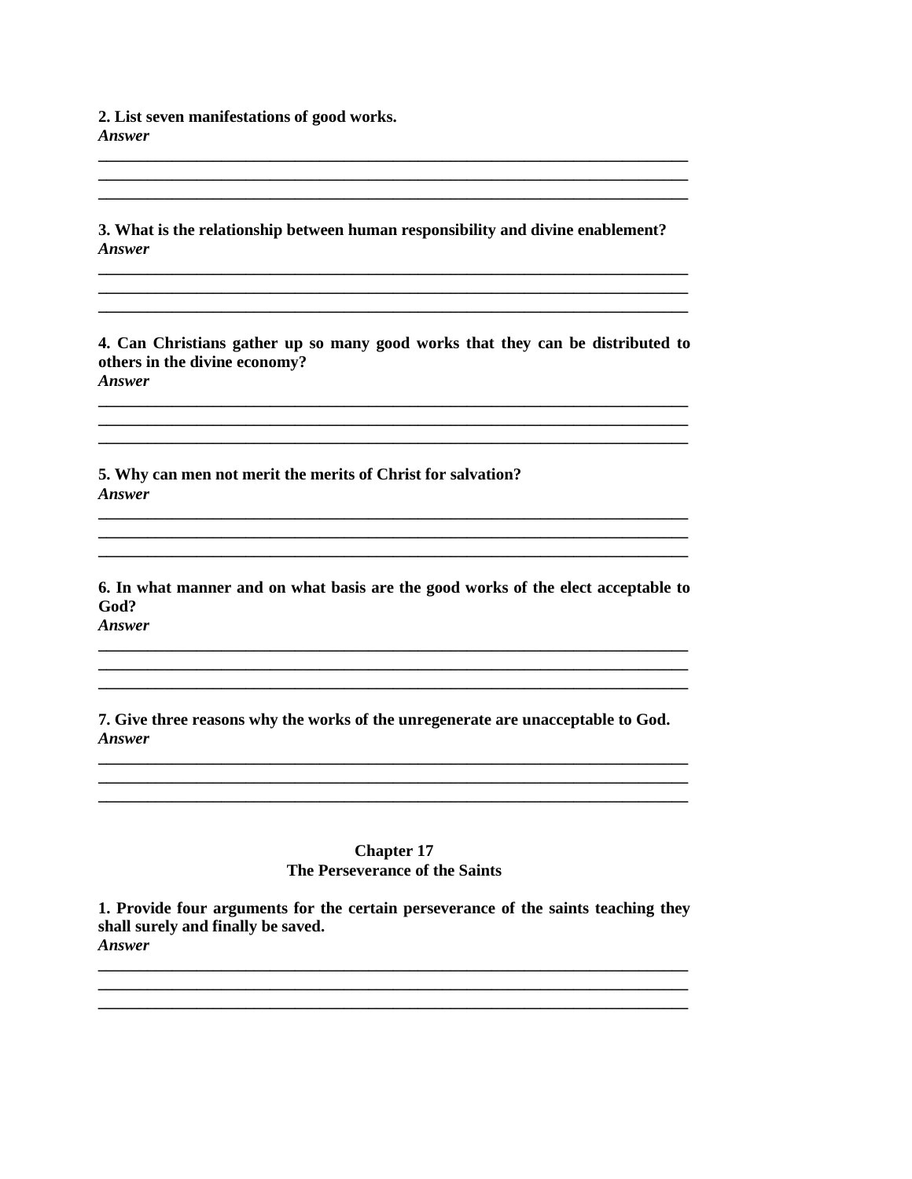**2. List seven manifestations of good works.**
***Answer***

___________________________________________________________________________
___________________________________________________________________________
___________________________________________________________________________

**3. What is the relationship between human responsibility and divine enablement?**
***Answer***

___________________________________________________________________________
___________________________________________________________________________
___________________________________________________________________________

**4. Can Christians gather up so many good works that they can be distributed to others in the divine economy?**
***Answer***

___________________________________________________________________________
___________________________________________________________________________
___________________________________________________________________________

**5. Why can men not merit the merits of Christ for salvation?**
***Answer***

___________________________________________________________________________
___________________________________________________________________________
___________________________________________________________________________

**6. In what manner and on what basis are the good works of the elect acceptable to God?**
***Answer***

___________________________________________________________________________
___________________________________________________________________________
___________________________________________________________________________

**7. Give three reasons why the works of the unregenerate are unacceptable to God.**
***Answer***

___________________________________________________________________________
___________________________________________________________________________
___________________________________________________________________________

## Chapter 17
## The Perseverance of the Saints

**1. Provide four arguments for the certain perseverance of the saints teaching they shall surely and finally be saved.**
***Answer***

___________________________________________________________________________
___________________________________________________________________________
___________________________________________________________________________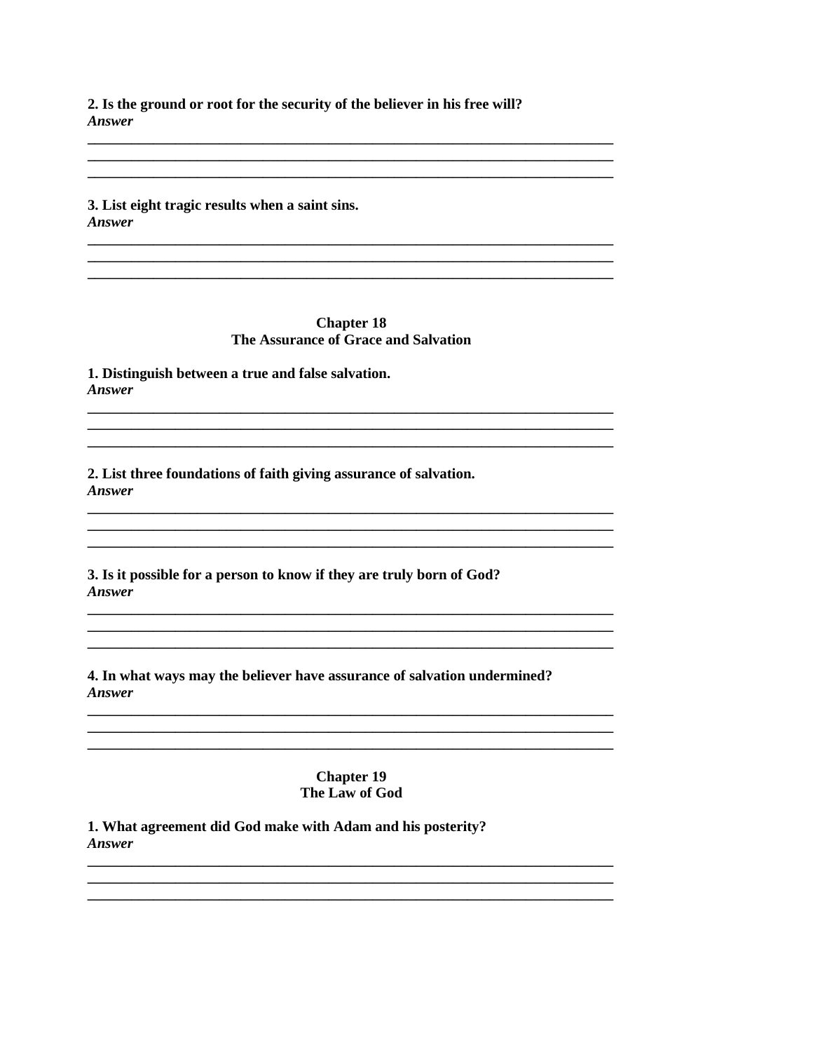**2. Is the ground or root for the security of the believer in his free will?**
***Answer***

\_\_\_\_\_\_\_\_\_\_\_\_\_\_\_\_\_\_\_\_\_\_\_\_\_\_\_\_\_\_\_\_\_\_\_\_\_\_\_\_\_\_\_\_\_\_\_\_\_\_\_\_\_\_\_\_\_\_\_\_\_\_\_\_\_\_\_\_\_\_\_\_
\_\_\_\_\_\_\_\_\_\_\_\_\_\_\_\_\_\_\_\_\_\_\_\_\_\_\_\_\_\_\_\_\_\_\_\_\_\_\_\_\_\_\_\_\_\_\_\_\_\_\_\_\_\_\_\_\_\_\_\_\_\_\_\_\_\_\_\_\_\_\_\_
\_\_\_\_\_\_\_\_\_\_\_\_\_\_\_\_\_\_\_\_\_\_\_\_\_\_\_\_\_\_\_\_\_\_\_\_\_\_\_\_\_\_\_\_\_\_\_\_\_\_\_\_\_\_\_\_\_\_\_\_\_\_\_\_\_\_\_\_\_\_\_\_

**3. List eight tragic results when a saint sins.**
***Answer***

\_\_\_\_\_\_\_\_\_\_\_\_\_\_\_\_\_\_\_\_\_\_\_\_\_\_\_\_\_\_\_\_\_\_\_\_\_\_\_\_\_\_\_\_\_\_\_\_\_\_\_\_\_\_\_\_\_\_\_\_\_\_\_\_\_\_\_\_\_\_\_\_
\_\_\_\_\_\_\_\_\_\_\_\_\_\_\_\_\_\_\_\_\_\_\_\_\_\_\_\_\_\_\_\_\_\_\_\_\_\_\_\_\_\_\_\_\_\_\_\_\_\_\_\_\_\_\_\_\_\_\_\_\_\_\_\_\_\_\_\_\_\_\_\_
\_\_\_\_\_\_\_\_\_\_\_\_\_\_\_\_\_\_\_\_\_\_\_\_\_\_\_\_\_\_\_\_\_\_\_\_\_\_\_\_\_\_\_\_\_\_\_\_\_\_\_\_\_\_\_\_\_\_\_\_\_\_\_\_\_\_\_\_\_\_\_\_

## Chapter 18
## The Assurance of Grace and Salvation

**1. Distinguish between a true and false salvation.**
***Answer***

\_\_\_\_\_\_\_\_\_\_\_\_\_\_\_\_\_\_\_\_\_\_\_\_\_\_\_\_\_\_\_\_\_\_\_\_\_\_\_\_\_\_\_\_\_\_\_\_\_\_\_\_\_\_\_\_\_\_\_\_\_\_\_\_\_\_\_\_\_\_\_\_
\_\_\_\_\_\_\_\_\_\_\_\_\_\_\_\_\_\_\_\_\_\_\_\_\_\_\_\_\_\_\_\_\_\_\_\_\_\_\_\_\_\_\_\_\_\_\_\_\_\_\_\_\_\_\_\_\_\_\_\_\_\_\_\_\_\_\_\_\_\_\_\_
\_\_\_\_\_\_\_\_\_\_\_\_\_\_\_\_\_\_\_\_\_\_\_\_\_\_\_\_\_\_\_\_\_\_\_\_\_\_\_\_\_\_\_\_\_\_\_\_\_\_\_\_\_\_\_\_\_\_\_\_\_\_\_\_\_\_\_\_\_\_\_\_

**2. List three foundations of faith giving assurance of salvation.**
***Answer***

\_\_\_\_\_\_\_\_\_\_\_\_\_\_\_\_\_\_\_\_\_\_\_\_\_\_\_\_\_\_\_\_\_\_\_\_\_\_\_\_\_\_\_\_\_\_\_\_\_\_\_\_\_\_\_\_\_\_\_\_\_\_\_\_\_\_\_\_\_\_\_\_
\_\_\_\_\_\_\_\_\_\_\_\_\_\_\_\_\_\_\_\_\_\_\_\_\_\_\_\_\_\_\_\_\_\_\_\_\_\_\_\_\_\_\_\_\_\_\_\_\_\_\_\_\_\_\_\_\_\_\_\_\_\_\_\_\_\_\_\_\_\_\_\_
\_\_\_\_\_\_\_\_\_\_\_\_\_\_\_\_\_\_\_\_\_\_\_\_\_\_\_\_\_\_\_\_\_\_\_\_\_\_\_\_\_\_\_\_\_\_\_\_\_\_\_\_\_\_\_\_\_\_\_\_\_\_\_\_\_\_\_\_\_\_\_\_

**3. Is it possible for a person to know if they are truly born of God?**
***Answer***

\_\_\_\_\_\_\_\_\_\_\_\_\_\_\_\_\_\_\_\_\_\_\_\_\_\_\_\_\_\_\_\_\_\_\_\_\_\_\_\_\_\_\_\_\_\_\_\_\_\_\_\_\_\_\_\_\_\_\_\_\_\_\_\_\_\_\_\_\_\_\_\_
\_\_\_\_\_\_\_\_\_\_\_\_\_\_\_\_\_\_\_\_\_\_\_\_\_\_\_\_\_\_\_\_\_\_\_\_\_\_\_\_\_\_\_\_\_\_\_\_\_\_\_\_\_\_\_\_\_\_\_\_\_\_\_\_\_\_\_\_\_\_\_\_
\_\_\_\_\_\_\_\_\_\_\_\_\_\_\_\_\_\_\_\_\_\_\_\_\_\_\_\_\_\_\_\_\_\_\_\_\_\_\_\_\_\_\_\_\_\_\_\_\_\_\_\_\_\_\_\_\_\_\_\_\_\_\_\_\_\_\_\_\_\_\_\_

**4. In what ways may the believer have assurance of salvation undermined?**
***Answer***

\_\_\_\_\_\_\_\_\_\_\_\_\_\_\_\_\_\_\_\_\_\_\_\_\_\_\_\_\_\_\_\_\_\_\_\_\_\_\_\_\_\_\_\_\_\_\_\_\_\_\_\_\_\_\_\_\_\_\_\_\_\_\_\_\_\_\_\_\_\_\_\_
\_\_\_\_\_\_\_\_\_\_\_\_\_\_\_\_\_\_\_\_\_\_\_\_\_\_\_\_\_\_\_\_\_\_\_\_\_\_\_\_\_\_\_\_\_\_\_\_\_\_\_\_\_\_\_\_\_\_\_\_\_\_\_\_\_\_\_\_\_\_\_\_
\_\_\_\_\_\_\_\_\_\_\_\_\_\_\_\_\_\_\_\_\_\_\_\_\_\_\_\_\_\_\_\_\_\_\_\_\_\_\_\_\_\_\_\_\_\_\_\_\_\_\_\_\_\_\_\_\_\_\_\_\_\_\_\_\_\_\_\_\_\_\_\_

## Chapter 19
## The Law of God

**1. What agreement did God make with Adam and his posterity?**
***Answer***

\_\_\_\_\_\_\_\_\_\_\_\_\_\_\_\_\_\_\_\_\_\_\_\_\_\_\_\_\_\_\_\_\_\_\_\_\_\_\_\_\_\_\_\_\_\_\_\_\_\_\_\_\_\_\_\_\_\_\_\_\_\_\_\_\_\_\_\_\_\_\_\_
\_\_\_\_\_\_\_\_\_\_\_\_\_\_\_\_\_\_\_\_\_\_\_\_\_\_\_\_\_\_\_\_\_\_\_\_\_\_\_\_\_\_\_\_\_\_\_\_\_\_\_\_\_\_\_\_\_\_\_\_\_\_\_\_\_\_\_\_\_\_\_\_
\_\_\_\_\_\_\_\_\_\_\_\_\_\_\_\_\_\_\_\_\_\_\_\_\_\_\_\_\_\_\_\_\_\_\_\_\_\_\_\_\_\_\_\_\_\_\_\_\_\_\_\_\_\_\_\_\_\_\_\_\_\_\_\_\_\_\_\_\_\_\_\_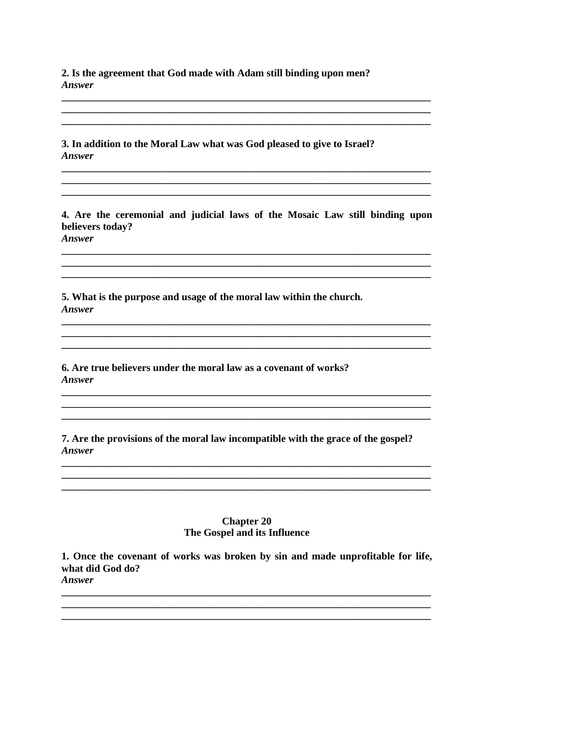**2. Is the agreement that God made with Adam still binding upon men?**
***Answer***

______________________________________________________________________________
______________________________________________________________________________
______________________________________________________________________________

**3. In addition to the Moral Law what was God pleased to give to Israel?**
***Answer***

______________________________________________________________________________
______________________________________________________________________________
______________________________________________________________________________

**4. Are the ceremonial and judicial laws of the Mosaic Law still binding upon believers today?**
***Answer***

______________________________________________________________________________
______________________________________________________________________________
______________________________________________________________________________

**5. What is the purpose and usage of the moral law within the church.**
***Answer***

______________________________________________________________________________
______________________________________________________________________________
______________________________________________________________________________

**6. Are true believers under the moral law as a covenant of works?**
***Answer***

______________________________________________________________________________
______________________________________________________________________________
______________________________________________________________________________

**7. Are the provisions of the moral law incompatible with the grace of the gospel?**
***Answer***

______________________________________________________________________________
______________________________________________________________________________
______________________________________________________________________________

## Chapter 20
## The Gospel and its Influence

**1. Once the covenant of works was broken by sin and made unprofitable for life, what did God do?**
***Answer***

______________________________________________________________________________
______________________________________________________________________________
______________________________________________________________________________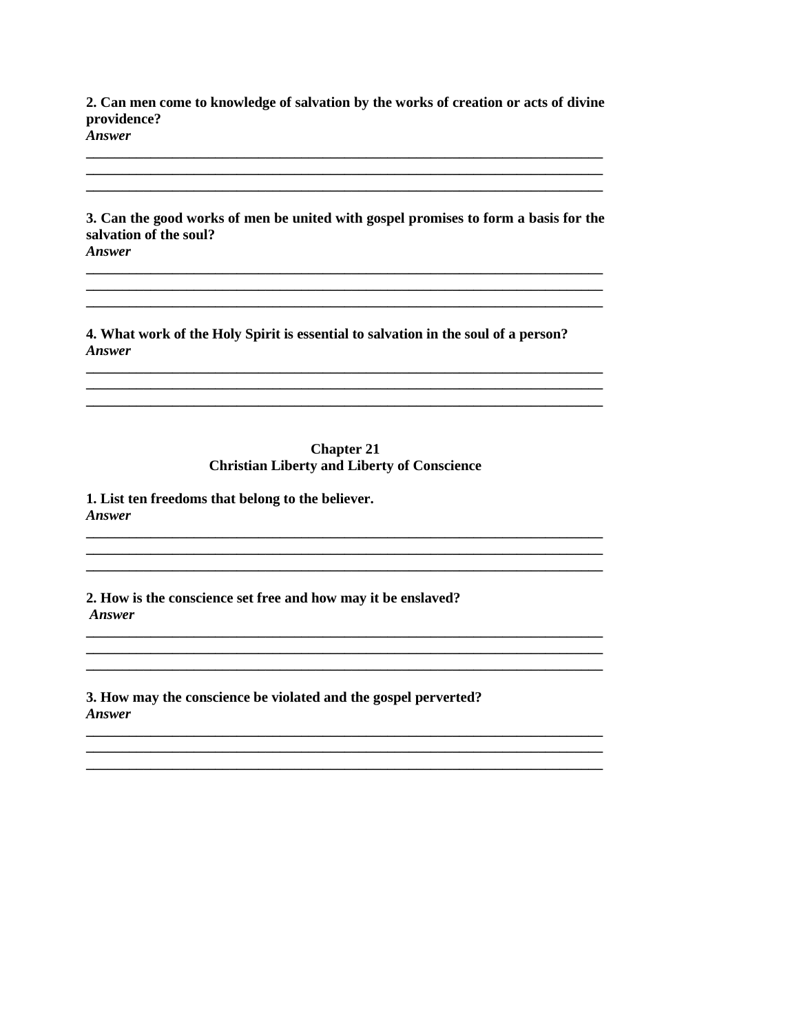**2. Can men come to knowledge of salvation by the works of creation or acts of divine providence?**
***Answer***

___________________________________________________________________________
___________________________________________________________________________
___________________________________________________________________________

**3. Can the good works of men be united with gospel promises to form a basis for the salvation of the soul?**
***Answer***

___________________________________________________________________________
___________________________________________________________________________
___________________________________________________________________________

**4. What work of the Holy Spirit is essential to salvation in the soul of a person?**
***Answer***

___________________________________________________________________________
___________________________________________________________________________
___________________________________________________________________________

## Chapter 21
## Christian Liberty and Liberty of Conscience

**1. List ten freedoms that belong to the believer.**
***Answer***

___________________________________________________________________________
___________________________________________________________________________
___________________________________________________________________________

**2. How is the conscience set free and how may it be enslaved?**
***Answer***

___________________________________________________________________________
___________________________________________________________________________
___________________________________________________________________________

**3. How may the conscience be violated and the gospel perverted?**
***Answer***

___________________________________________________________________________
___________________________________________________________________________
___________________________________________________________________________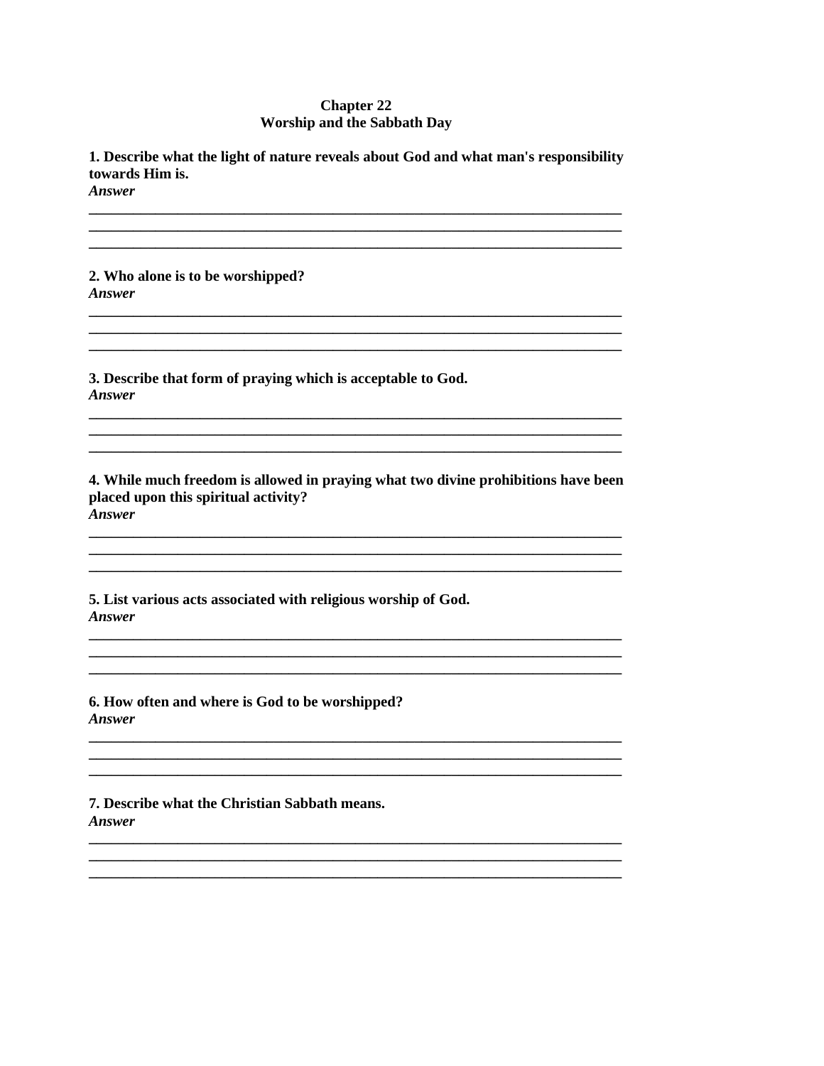## Chapter 22
## Worship and the Sabbath Day

**1. Describe what the light of nature reveals about God and what man's responsibility towards Him is.**
***Answer***

______________________________________________________________________________
______________________________________________________________________________
______________________________________________________________________________

**2. Who alone is to be worshipped?**
***Answer***

______________________________________________________________________________
______________________________________________________________________________
______________________________________________________________________________

**3. Describe that form of praying which is acceptable to God.**
***Answer***

______________________________________________________________________________
______________________________________________________________________________
______________________________________________________________________________

**4. While much freedom is allowed in praying what two divine prohibitions have been placed upon this spiritual activity?**
***Answer***

______________________________________________________________________________
______________________________________________________________________________
______________________________________________________________________________

**5. List various acts associated with religious worship of God.**
***Answer***

______________________________________________________________________________
______________________________________________________________________________
______________________________________________________________________________

**6. How often and where is God to be worshipped?**
***Answer***

______________________________________________________________________________
______________________________________________________________________________
______________________________________________________________________________

**7. Describe what the Christian Sabbath means.**
***Answer***

______________________________________________________________________________
______________________________________________________________________________
______________________________________________________________________________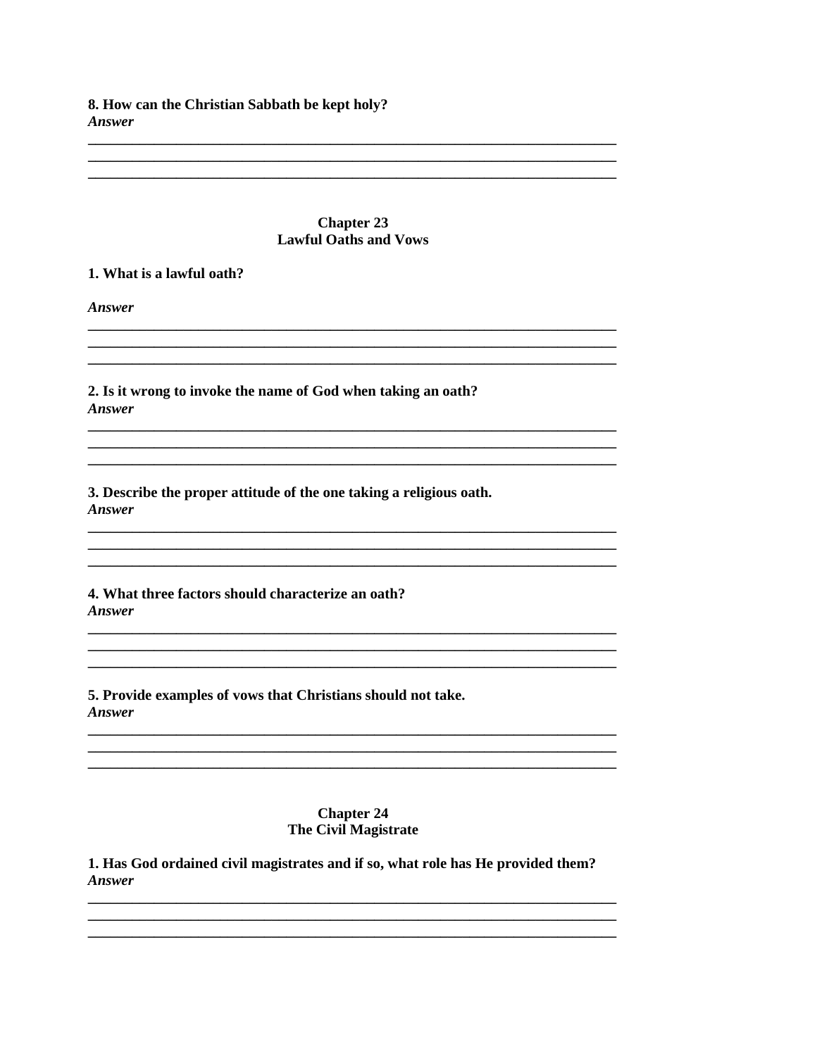**8. How can the Christian Sabbath be kept holy?**
***Answer***

______________________________________________________________________
______________________________________________________________________
______________________________________________________________________

## Chapter 23
## Lawful Oaths and Vows

**1. What is a lawful oath?**

***Answer***

______________________________________________________________________
______________________________________________________________________
______________________________________________________________________

**2. Is it wrong to invoke the name of God when taking an oath?**
***Answer***

______________________________________________________________________
______________________________________________________________________
______________________________________________________________________

**3. Describe the proper attitude of the one taking a religious oath.**
***Answer***

______________________________________________________________________
______________________________________________________________________
______________________________________________________________________

**4. What three factors should characterize an oath?**
***Answer***

______________________________________________________________________
______________________________________________________________________
______________________________________________________________________

**5. Provide examples of vows that Christians should not take.**
***Answer***

______________________________________________________________________
______________________________________________________________________
______________________________________________________________________

## Chapter 24
## The Civil Magistrate

**1. Has God ordained civil magistrates and if so, what role has He provided them?**
***Answer***

______________________________________________________________________
______________________________________________________________________
______________________________________________________________________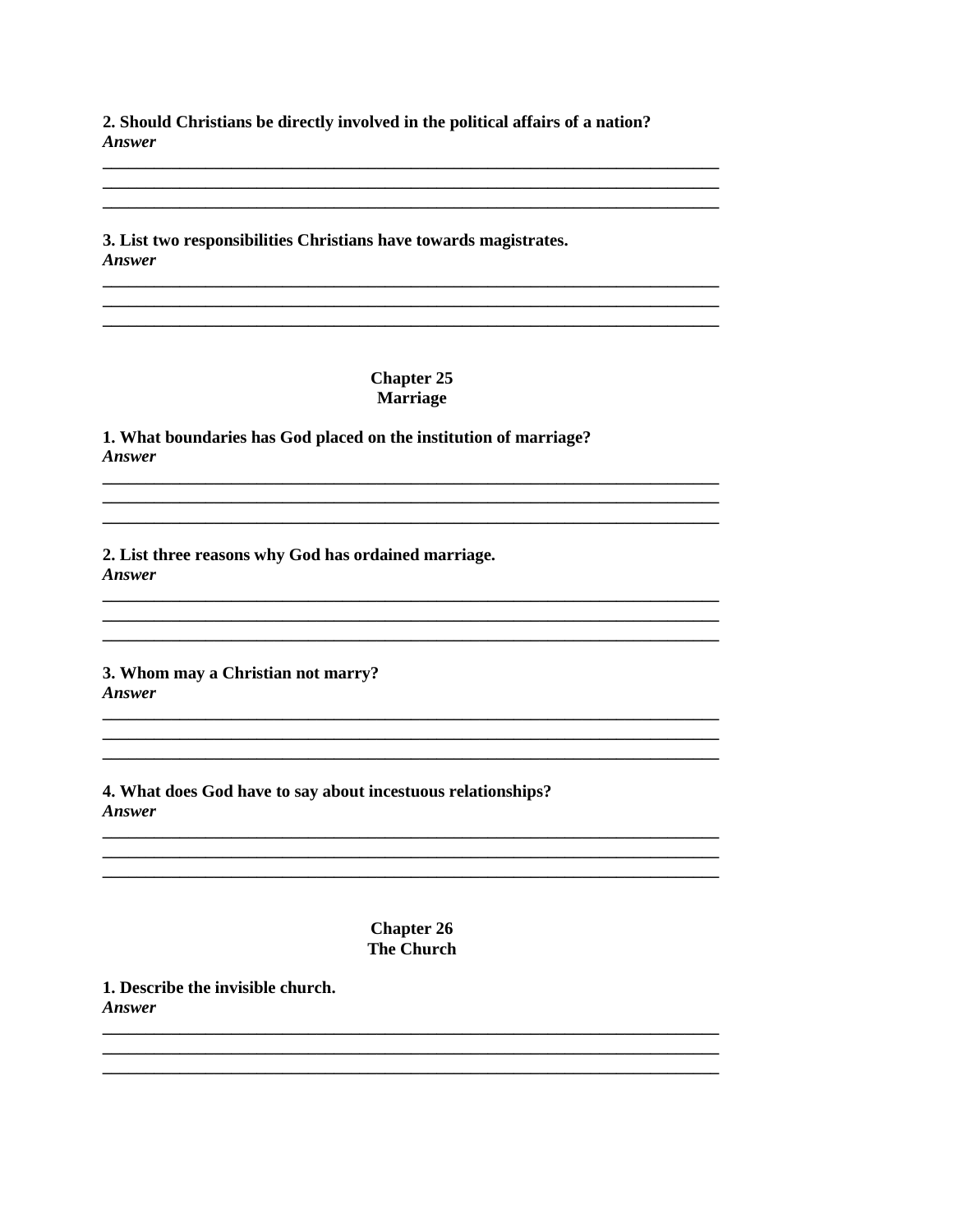**2. Should Christians be directly involved in the political affairs of a nation?**
***Answer***

___________________________________________________________________________
___________________________________________________________________________
___________________________________________________________________________

**3. List two responsibilities Christians have towards magistrates.**
***Answer***

___________________________________________________________________________
___________________________________________________________________________
___________________________________________________________________________

## Chapter 25
## Marriage

**1. What boundaries has God placed on the institution of marriage?**
***Answer***

___________________________________________________________________________
___________________________________________________________________________
___________________________________________________________________________

**2. List three reasons why God has ordained marriage.**
***Answer***

___________________________________________________________________________
___________________________________________________________________________
___________________________________________________________________________

**3. Whom may a Christian not marry?**
***Answer***

___________________________________________________________________________
___________________________________________________________________________
___________________________________________________________________________

**4. What does God have to say about incestuous relationships?**
***Answer***

___________________________________________________________________________
___________________________________________________________________________
___________________________________________________________________________

## Chapter 26
## The Church

**1. Describe the invisible church.**
***Answer***

___________________________________________________________________________
___________________________________________________________________________
___________________________________________________________________________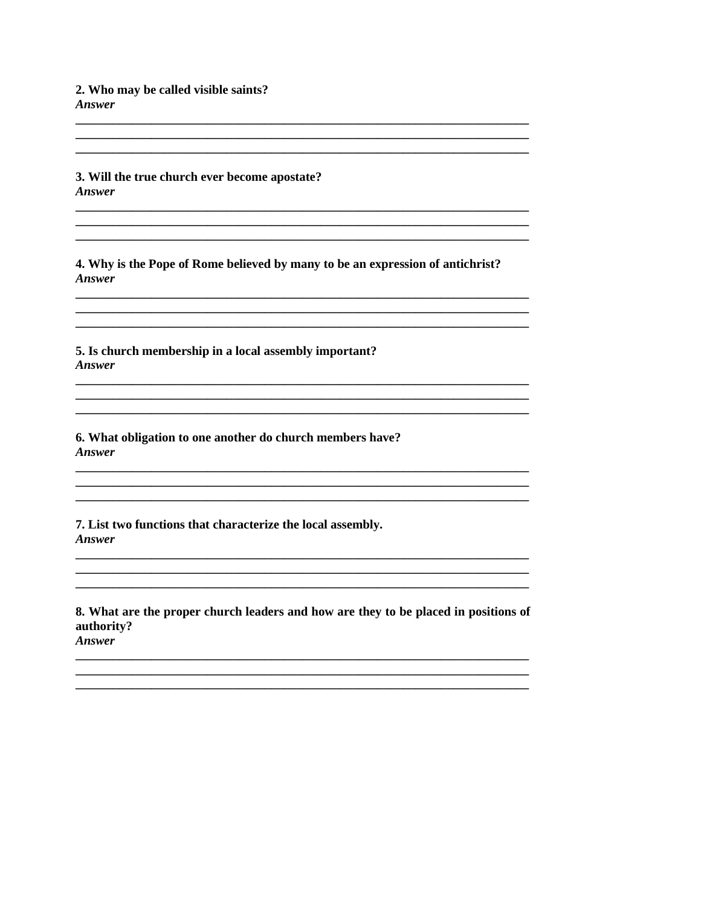**2. Who may be called visible saints?**
***Answer***

\_\_\_\_\_\_\_\_\_\_\_\_\_\_\_\_\_\_\_\_\_\_\_\_\_\_\_\_\_\_\_\_\_\_\_\_\_\_\_\_\_\_\_\_\_\_\_\_\_\_\_\_\_\_\_\_\_\_\_\_\_\_\_\_\_\_\_\_\_\_
\_\_\_\_\_\_\_\_\_\_\_\_\_\_\_\_\_\_\_\_\_\_\_\_\_\_\_\_\_\_\_\_\_\_\_\_\_\_\_\_\_\_\_\_\_\_\_\_\_\_\_\_\_\_\_\_\_\_\_\_\_\_\_\_\_\_\_\_\_\_
\_\_\_\_\_\_\_\_\_\_\_\_\_\_\_\_\_\_\_\_\_\_\_\_\_\_\_\_\_\_\_\_\_\_\_\_\_\_\_\_\_\_\_\_\_\_\_\_\_\_\_\_\_\_\_\_\_\_\_\_\_\_\_\_\_\_\_\_\_\_

**3. Will the true church ever become apostate?**
***Answer***

\_\_\_\_\_\_\_\_\_\_\_\_\_\_\_\_\_\_\_\_\_\_\_\_\_\_\_\_\_\_\_\_\_\_\_\_\_\_\_\_\_\_\_\_\_\_\_\_\_\_\_\_\_\_\_\_\_\_\_\_\_\_\_\_\_\_\_\_\_\_
\_\_\_\_\_\_\_\_\_\_\_\_\_\_\_\_\_\_\_\_\_\_\_\_\_\_\_\_\_\_\_\_\_\_\_\_\_\_\_\_\_\_\_\_\_\_\_\_\_\_\_\_\_\_\_\_\_\_\_\_\_\_\_\_\_\_\_\_\_\_
\_\_\_\_\_\_\_\_\_\_\_\_\_\_\_\_\_\_\_\_\_\_\_\_\_\_\_\_\_\_\_\_\_\_\_\_\_\_\_\_\_\_\_\_\_\_\_\_\_\_\_\_\_\_\_\_\_\_\_\_\_\_\_\_\_\_\_\_\_\_

**4. Why is the Pope of Rome believed by many to be an expression of antichrist?**
***Answer***

\_\_\_\_\_\_\_\_\_\_\_\_\_\_\_\_\_\_\_\_\_\_\_\_\_\_\_\_\_\_\_\_\_\_\_\_\_\_\_\_\_\_\_\_\_\_\_\_\_\_\_\_\_\_\_\_\_\_\_\_\_\_\_\_\_\_\_\_\_\_
\_\_\_\_\_\_\_\_\_\_\_\_\_\_\_\_\_\_\_\_\_\_\_\_\_\_\_\_\_\_\_\_\_\_\_\_\_\_\_\_\_\_\_\_\_\_\_\_\_\_\_\_\_\_\_\_\_\_\_\_\_\_\_\_\_\_\_\_\_\_
\_\_\_\_\_\_\_\_\_\_\_\_\_\_\_\_\_\_\_\_\_\_\_\_\_\_\_\_\_\_\_\_\_\_\_\_\_\_\_\_\_\_\_\_\_\_\_\_\_\_\_\_\_\_\_\_\_\_\_\_\_\_\_\_\_\_\_\_\_\_

**5. Is church membership in a local assembly important?**
***Answer***

\_\_\_\_\_\_\_\_\_\_\_\_\_\_\_\_\_\_\_\_\_\_\_\_\_\_\_\_\_\_\_\_\_\_\_\_\_\_\_\_\_\_\_\_\_\_\_\_\_\_\_\_\_\_\_\_\_\_\_\_\_\_\_\_\_\_\_\_\_\_
\_\_\_\_\_\_\_\_\_\_\_\_\_\_\_\_\_\_\_\_\_\_\_\_\_\_\_\_\_\_\_\_\_\_\_\_\_\_\_\_\_\_\_\_\_\_\_\_\_\_\_\_\_\_\_\_\_\_\_\_\_\_\_\_\_\_\_\_\_\_
\_\_\_\_\_\_\_\_\_\_\_\_\_\_\_\_\_\_\_\_\_\_\_\_\_\_\_\_\_\_\_\_\_\_\_\_\_\_\_\_\_\_\_\_\_\_\_\_\_\_\_\_\_\_\_\_\_\_\_\_\_\_\_\_\_\_\_\_\_\_

**6. What obligation to one another do church members have?**
***Answer***

\_\_\_\_\_\_\_\_\_\_\_\_\_\_\_\_\_\_\_\_\_\_\_\_\_\_\_\_\_\_\_\_\_\_\_\_\_\_\_\_\_\_\_\_\_\_\_\_\_\_\_\_\_\_\_\_\_\_\_\_\_\_\_\_\_\_\_\_\_\_
\_\_\_\_\_\_\_\_\_\_\_\_\_\_\_\_\_\_\_\_\_\_\_\_\_\_\_\_\_\_\_\_\_\_\_\_\_\_\_\_\_\_\_\_\_\_\_\_\_\_\_\_\_\_\_\_\_\_\_\_\_\_\_\_\_\_\_\_\_\_
\_\_\_\_\_\_\_\_\_\_\_\_\_\_\_\_\_\_\_\_\_\_\_\_\_\_\_\_\_\_\_\_\_\_\_\_\_\_\_\_\_\_\_\_\_\_\_\_\_\_\_\_\_\_\_\_\_\_\_\_\_\_\_\_\_\_\_\_\_\_

**7. List two functions that characterize the local assembly.**
***Answer***

\_\_\_\_\_\_\_\_\_\_\_\_\_\_\_\_\_\_\_\_\_\_\_\_\_\_\_\_\_\_\_\_\_\_\_\_\_\_\_\_\_\_\_\_\_\_\_\_\_\_\_\_\_\_\_\_\_\_\_\_\_\_\_\_\_\_\_\_\_\_
\_\_\_\_\_\_\_\_\_\_\_\_\_\_\_\_\_\_\_\_\_\_\_\_\_\_\_\_\_\_\_\_\_\_\_\_\_\_\_\_\_\_\_\_\_\_\_\_\_\_\_\_\_\_\_\_\_\_\_\_\_\_\_\_\_\_\_\_\_\_
\_\_\_\_\_\_\_\_\_\_\_\_\_\_\_\_\_\_\_\_\_\_\_\_\_\_\_\_\_\_\_\_\_\_\_\_\_\_\_\_\_\_\_\_\_\_\_\_\_\_\_\_\_\_\_\_\_\_\_\_\_\_\_\_\_\_\_\_\_\_

**8. What are the proper church leaders and how are they to be placed in positions of authority?**
***Answer***

\_\_\_\_\_\_\_\_\_\_\_\_\_\_\_\_\_\_\_\_\_\_\_\_\_\_\_\_\_\_\_\_\_\_\_\_\_\_\_\_\_\_\_\_\_\_\_\_\_\_\_\_\_\_\_\_\_\_\_\_\_\_\_\_\_\_\_\_\_\_
\_\_\_\_\_\_\_\_\_\_\_\_\_\_\_\_\_\_\_\_\_\_\_\_\_\_\_\_\_\_\_\_\_\_\_\_\_\_\_\_\_\_\_\_\_\_\_\_\_\_\_\_\_\_\_\_\_\_\_\_\_\_\_\_\_\_\_\_\_\_
\_\_\_\_\_\_\_\_\_\_\_\_\_\_\_\_\_\_\_\_\_\_\_\_\_\_\_\_\_\_\_\_\_\_\_\_\_\_\_\_\_\_\_\_\_\_\_\_\_\_\_\_\_\_\_\_\_\_\_\_\_\_\_\_\_\_\_\_\_\_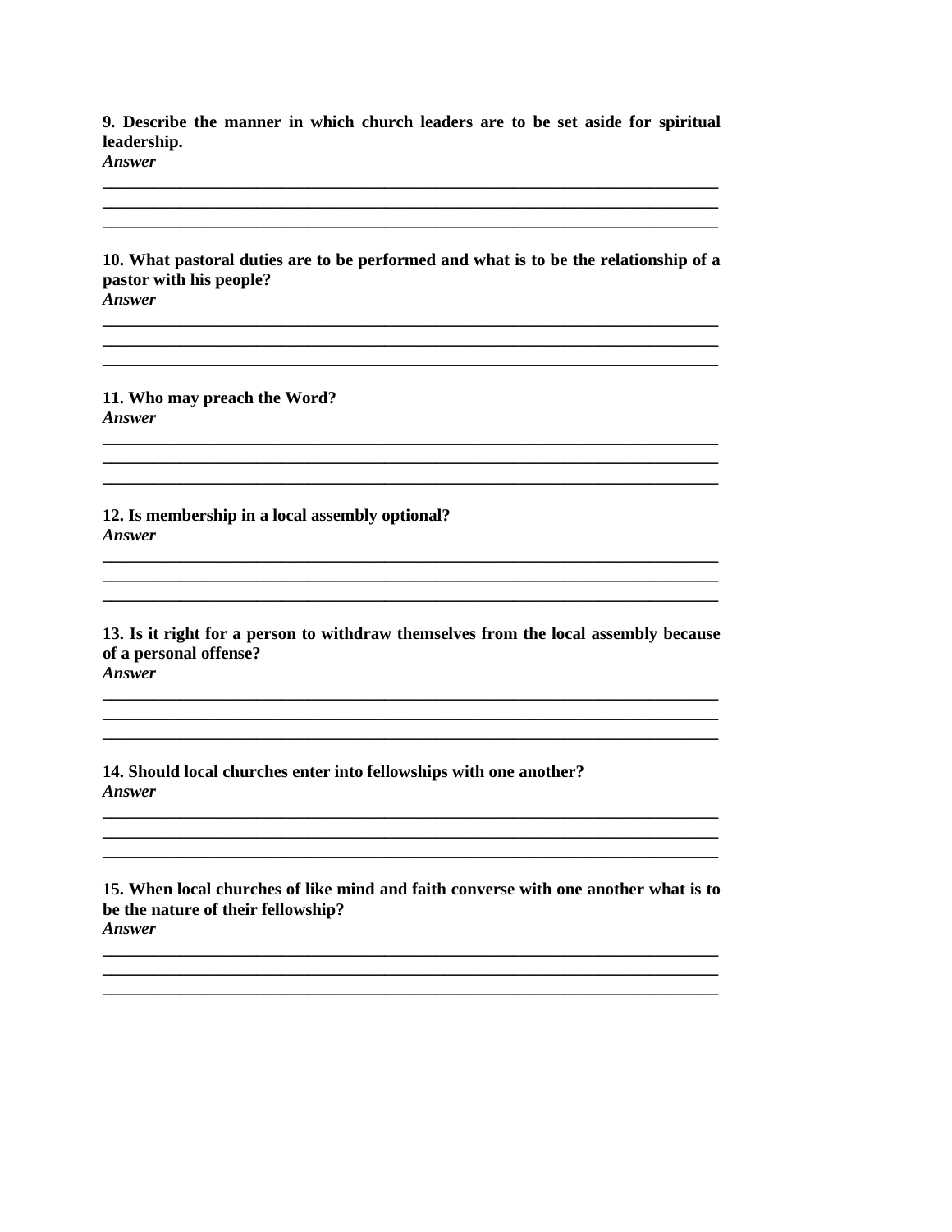**9. Describe the manner in which church leaders are to be set aside for spiritual leadership.**
***Answer***

\_\_\_\_\_\_\_\_\_\_\_\_\_\_\_\_\_\_\_\_\_\_\_\_\_\_\_\_\_\_\_\_\_\_\_\_\_\_\_\_\_\_\_\_\_\_\_\_\_\_\_\_\_\_\_\_\_\_\_\_\_\_\_\_\_\_\_\_\_\_\_\_
\_\_\_\_\_\_\_\_\_\_\_\_\_\_\_\_\_\_\_\_\_\_\_\_\_\_\_\_\_\_\_\_\_\_\_\_\_\_\_\_\_\_\_\_\_\_\_\_\_\_\_\_\_\_\_\_\_\_\_\_\_\_\_\_\_\_\_\_\_\_\_\_
\_\_\_\_\_\_\_\_\_\_\_\_\_\_\_\_\_\_\_\_\_\_\_\_\_\_\_\_\_\_\_\_\_\_\_\_\_\_\_\_\_\_\_\_\_\_\_\_\_\_\_\_\_\_\_\_\_\_\_\_\_\_\_\_\_\_\_\_\_\_\_\_

**10. What pastoral duties are to be performed and what is to be the relationship of a pastor with his people?**
***Answer***

\_\_\_\_\_\_\_\_\_\_\_\_\_\_\_\_\_\_\_\_\_\_\_\_\_\_\_\_\_\_\_\_\_\_\_\_\_\_\_\_\_\_\_\_\_\_\_\_\_\_\_\_\_\_\_\_\_\_\_\_\_\_\_\_\_\_\_\_\_\_\_\_
\_\_\_\_\_\_\_\_\_\_\_\_\_\_\_\_\_\_\_\_\_\_\_\_\_\_\_\_\_\_\_\_\_\_\_\_\_\_\_\_\_\_\_\_\_\_\_\_\_\_\_\_\_\_\_\_\_\_\_\_\_\_\_\_\_\_\_\_\_\_\_\_
\_\_\_\_\_\_\_\_\_\_\_\_\_\_\_\_\_\_\_\_\_\_\_\_\_\_\_\_\_\_\_\_\_\_\_\_\_\_\_\_\_\_\_\_\_\_\_\_\_\_\_\_\_\_\_\_\_\_\_\_\_\_\_\_\_\_\_\_\_\_\_\_

**11. Who may preach the Word?**
***Answer***

\_\_\_\_\_\_\_\_\_\_\_\_\_\_\_\_\_\_\_\_\_\_\_\_\_\_\_\_\_\_\_\_\_\_\_\_\_\_\_\_\_\_\_\_\_\_\_\_\_\_\_\_\_\_\_\_\_\_\_\_\_\_\_\_\_\_\_\_\_\_\_\_
\_\_\_\_\_\_\_\_\_\_\_\_\_\_\_\_\_\_\_\_\_\_\_\_\_\_\_\_\_\_\_\_\_\_\_\_\_\_\_\_\_\_\_\_\_\_\_\_\_\_\_\_\_\_\_\_\_\_\_\_\_\_\_\_\_\_\_\_\_\_\_\_
\_\_\_\_\_\_\_\_\_\_\_\_\_\_\_\_\_\_\_\_\_\_\_\_\_\_\_\_\_\_\_\_\_\_\_\_\_\_\_\_\_\_\_\_\_\_\_\_\_\_\_\_\_\_\_\_\_\_\_\_\_\_\_\_\_\_\_\_\_\_\_\_

**12. Is membership in a local assembly optional?**
***Answer***

\_\_\_\_\_\_\_\_\_\_\_\_\_\_\_\_\_\_\_\_\_\_\_\_\_\_\_\_\_\_\_\_\_\_\_\_\_\_\_\_\_\_\_\_\_\_\_\_\_\_\_\_\_\_\_\_\_\_\_\_\_\_\_\_\_\_\_\_\_\_\_\_
\_\_\_\_\_\_\_\_\_\_\_\_\_\_\_\_\_\_\_\_\_\_\_\_\_\_\_\_\_\_\_\_\_\_\_\_\_\_\_\_\_\_\_\_\_\_\_\_\_\_\_\_\_\_\_\_\_\_\_\_\_\_\_\_\_\_\_\_\_\_\_\_
\_\_\_\_\_\_\_\_\_\_\_\_\_\_\_\_\_\_\_\_\_\_\_\_\_\_\_\_\_\_\_\_\_\_\_\_\_\_\_\_\_\_\_\_\_\_\_\_\_\_\_\_\_\_\_\_\_\_\_\_\_\_\_\_\_\_\_\_\_\_\_\_

**13. Is it right for a person to withdraw themselves from the local assembly because of a personal offense?**
***Answer***

\_\_\_\_\_\_\_\_\_\_\_\_\_\_\_\_\_\_\_\_\_\_\_\_\_\_\_\_\_\_\_\_\_\_\_\_\_\_\_\_\_\_\_\_\_\_\_\_\_\_\_\_\_\_\_\_\_\_\_\_\_\_\_\_\_\_\_\_\_\_\_\_
\_\_\_\_\_\_\_\_\_\_\_\_\_\_\_\_\_\_\_\_\_\_\_\_\_\_\_\_\_\_\_\_\_\_\_\_\_\_\_\_\_\_\_\_\_\_\_\_\_\_\_\_\_\_\_\_\_\_\_\_\_\_\_\_\_\_\_\_\_\_\_\_
\_\_\_\_\_\_\_\_\_\_\_\_\_\_\_\_\_\_\_\_\_\_\_\_\_\_\_\_\_\_\_\_\_\_\_\_\_\_\_\_\_\_\_\_\_\_\_\_\_\_\_\_\_\_\_\_\_\_\_\_\_\_\_\_\_\_\_\_\_\_\_\_

**14. Should local churches enter into fellowships with one another?**
***Answer***

\_\_\_\_\_\_\_\_\_\_\_\_\_\_\_\_\_\_\_\_\_\_\_\_\_\_\_\_\_\_\_\_\_\_\_\_\_\_\_\_\_\_\_\_\_\_\_\_\_\_\_\_\_\_\_\_\_\_\_\_\_\_\_\_\_\_\_\_\_\_\_\_
\_\_\_\_\_\_\_\_\_\_\_\_\_\_\_\_\_\_\_\_\_\_\_\_\_\_\_\_\_\_\_\_\_\_\_\_\_\_\_\_\_\_\_\_\_\_\_\_\_\_\_\_\_\_\_\_\_\_\_\_\_\_\_\_\_\_\_\_\_\_\_\_
\_\_\_\_\_\_\_\_\_\_\_\_\_\_\_\_\_\_\_\_\_\_\_\_\_\_\_\_\_\_\_\_\_\_\_\_\_\_\_\_\_\_\_\_\_\_\_\_\_\_\_\_\_\_\_\_\_\_\_\_\_\_\_\_\_\_\_\_\_\_\_\_

**15. When local churches of like mind and faith converse with one another what is to be the nature of their fellowship?**
***Answer***

\_\_\_\_\_\_\_\_\_\_\_\_\_\_\_\_\_\_\_\_\_\_\_\_\_\_\_\_\_\_\_\_\_\_\_\_\_\_\_\_\_\_\_\_\_\_\_\_\_\_\_\_\_\_\_\_\_\_\_\_\_\_\_\_\_\_\_\_\_\_\_\_
\_\_\_\_\_\_\_\_\_\_\_\_\_\_\_\_\_\_\_\_\_\_\_\_\_\_\_\_\_\_\_\_\_\_\_\_\_\_\_\_\_\_\_\_\_\_\_\_\_\_\_\_\_\_\_\_\_\_\_\_\_\_\_\_\_\_\_\_\_\_\_\_
\_\_\_\_\_\_\_\_\_\_\_\_\_\_\_\_\_\_\_\_\_\_\_\_\_\_\_\_\_\_\_\_\_\_\_\_\_\_\_\_\_\_\_\_\_\_\_\_\_\_\_\_\_\_\_\_\_\_\_\_\_\_\_\_\_\_\_\_\_\_\_\_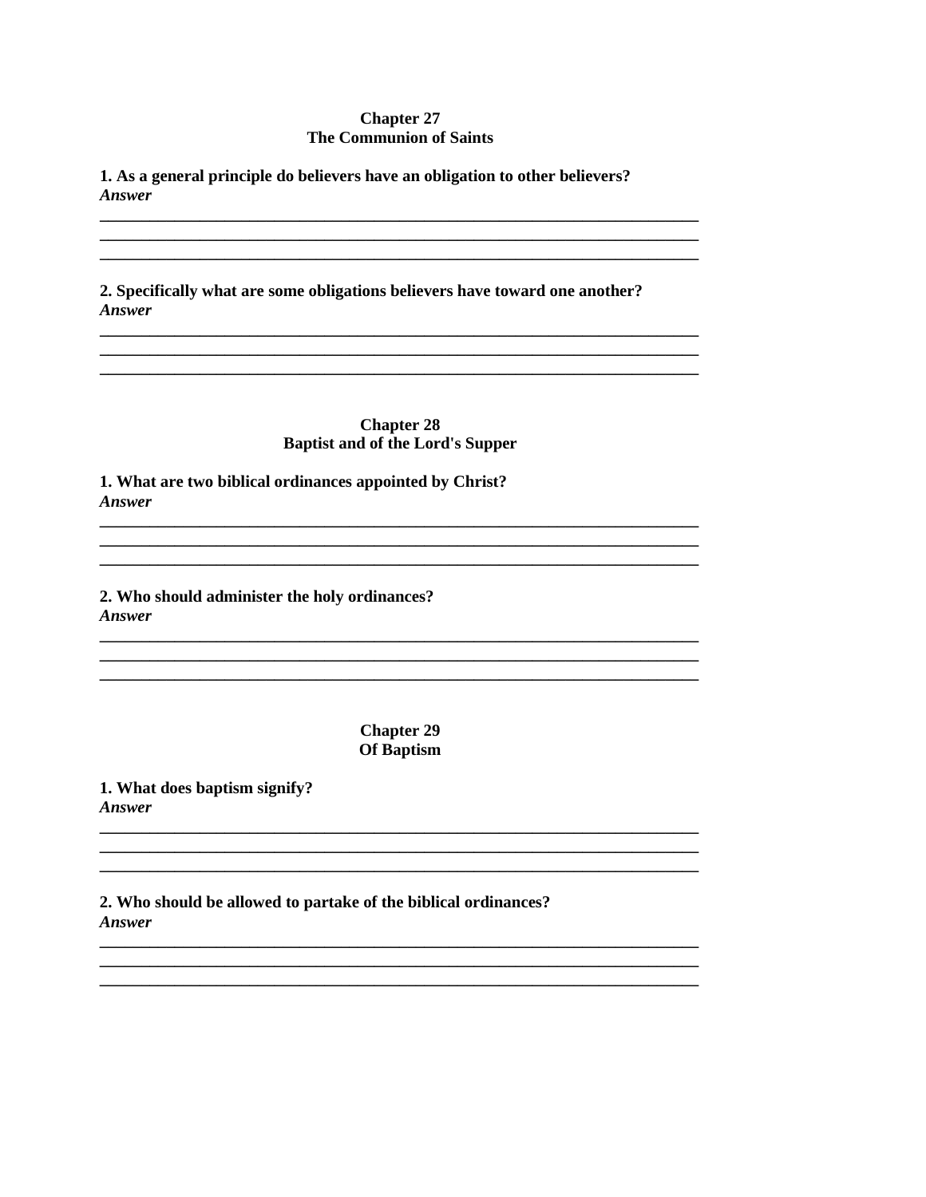## Chapter 27
## The Communion of Saints

**1. As a general principle do believers have an obligation to other believers?**
***Answer***

______________________________________________________________________________
______________________________________________________________________________
______________________________________________________________________________

**2. Specifically what are some obligations believers have toward one another?**
***Answer***

______________________________________________________________________________
______________________________________________________________________________
______________________________________________________________________________

## Chapter 28
## Baptist and of the Lord's Supper

**1. What are two biblical ordinances appointed by Christ?**
***Answer***

______________________________________________________________________________
______________________________________________________________________________
______________________________________________________________________________

**2. Who should administer the holy ordinances?**
***Answer***

______________________________________________________________________________
______________________________________________________________________________
______________________________________________________________________________

## Chapter 29
## Of Baptism

**1. What does baptism signify?**
***Answer***

______________________________________________________________________________
______________________________________________________________________________
______________________________________________________________________________

**2. Who should be allowed to partake of the biblical ordinances?**
***Answer***

______________________________________________________________________________
______________________________________________________________________________
______________________________________________________________________________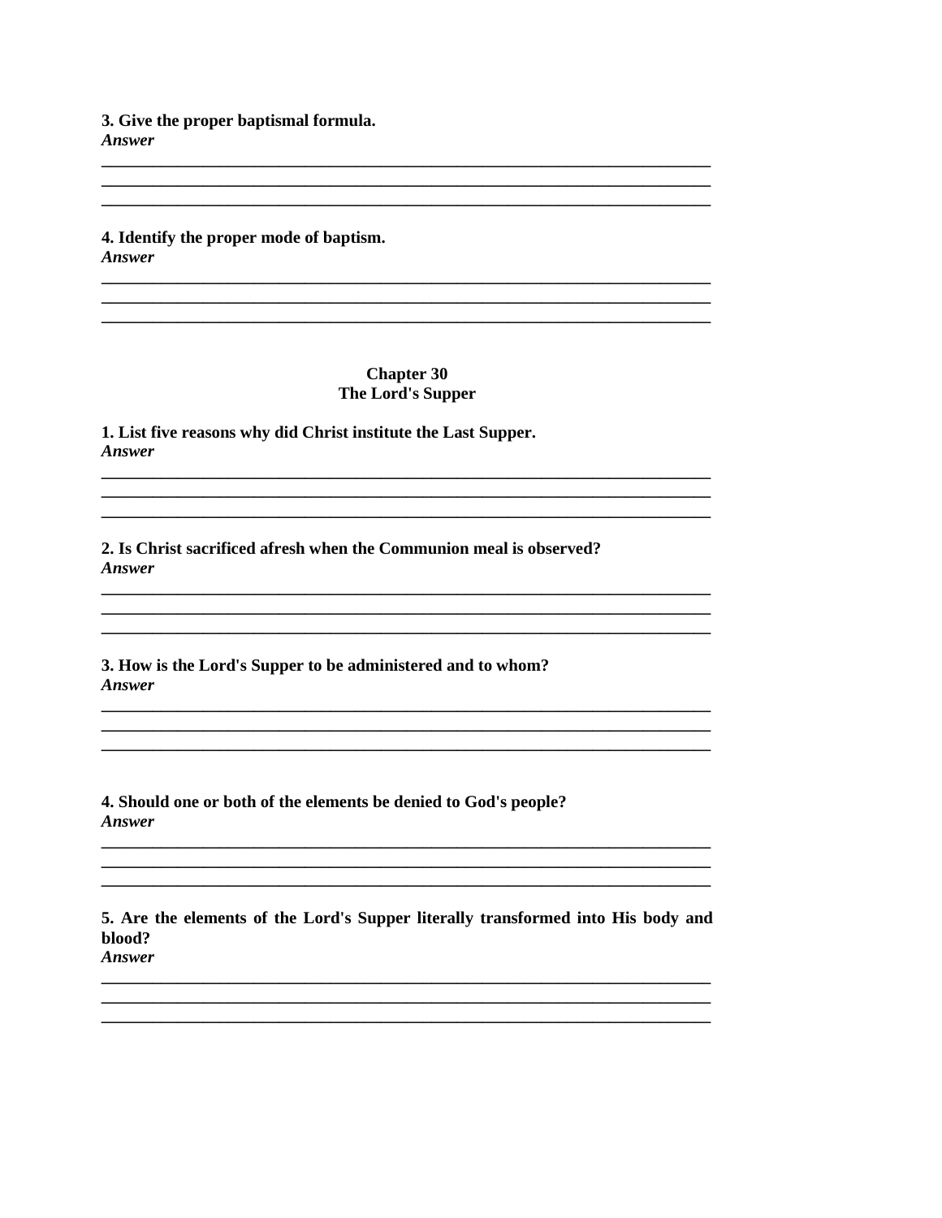**3. Give the proper baptismal formula.**
***Answer***

___________________________________________________________________________
___________________________________________________________________________
___________________________________________________________________________

**4. Identify the proper mode of baptism.**
***Answer***

___________________________________________________________________________
___________________________________________________________________________
___________________________________________________________________________

## Chapter 30
## The Lord's Supper

**1. List five reasons why did Christ institute the Last Supper.**
***Answer***

___________________________________________________________________________
___________________________________________________________________________
___________________________________________________________________________

**2. Is Christ sacrificed afresh when the Communion meal is observed?**
***Answer***

___________________________________________________________________________
___________________________________________________________________________
___________________________________________________________________________

**3. How is the Lord's Supper to be administered and to whom?**
***Answer***

___________________________________________________________________________
___________________________________________________________________________
___________________________________________________________________________

**4. Should one or both of the elements be denied to God's people?**
***Answer***

___________________________________________________________________________
___________________________________________________________________________
___________________________________________________________________________

**5. Are the elements of the Lord's Supper literally transformed into His body and blood?**
***Answer***

___________________________________________________________________________
___________________________________________________________________________
___________________________________________________________________________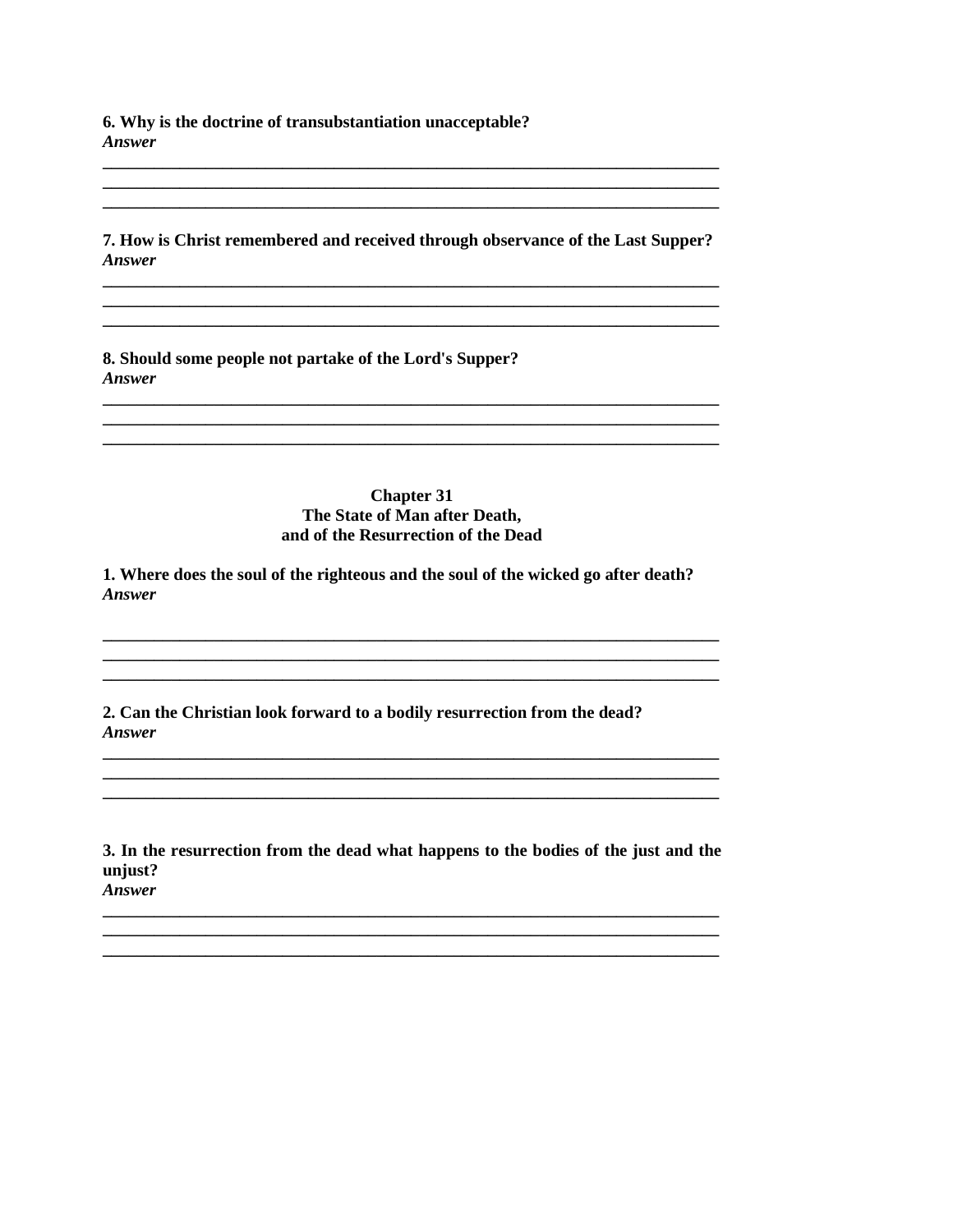**6. Why is the doctrine of transubstantiation unacceptable?**
***Answer***

___________________________________________________________________________
___________________________________________________________________________
___________________________________________________________________________

**7. How is Christ remembered and received through observance of the Last Supper?**
***Answer***

___________________________________________________________________________
___________________________________________________________________________
___________________________________________________________________________

**8. Should some people not partake of the Lord's Supper?**
***Answer***

___________________________________________________________________________
___________________________________________________________________________
___________________________________________________________________________

## Chapter 31
## The State of Man after Death, and of the Resurrection of the Dead

**1. Where does the soul of the righteous and the soul of the wicked go after death?**
***Answer***

___________________________________________________________________________
___________________________________________________________________________
___________________________________________________________________________

**2. Can the Christian look forward to a bodily resurrection from the dead?**
***Answer***

___________________________________________________________________________
___________________________________________________________________________
___________________________________________________________________________

**3. In the resurrection from the dead what happens to the bodies of the just and the unjust?**
***Answer***

___________________________________________________________________________
___________________________________________________________________________
___________________________________________________________________________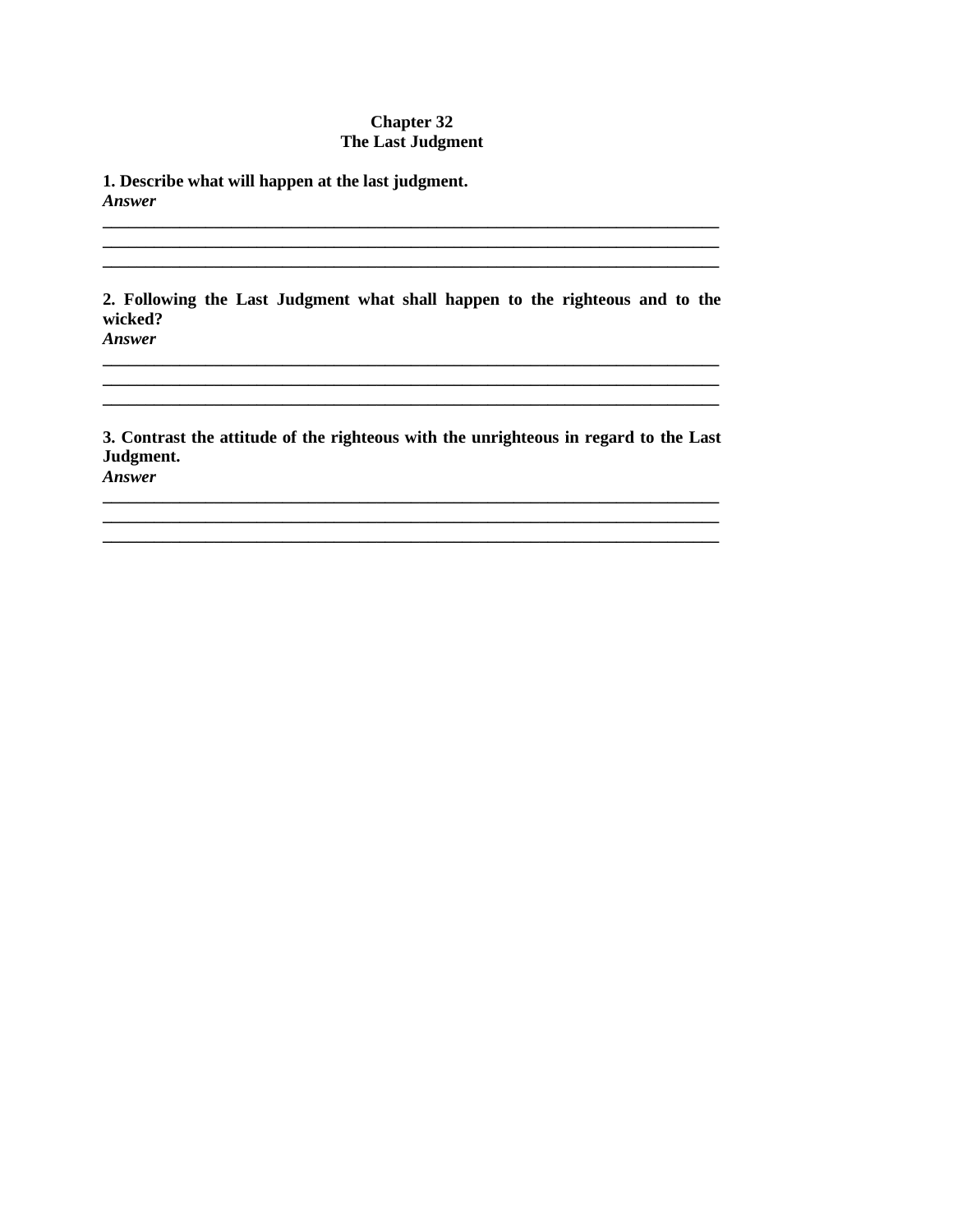## Chapter 32
## The Last Judgment

**1. Describe what will happen at the last judgment.**
***Answer***

\_\_\_\_\_\_\_\_\_\_\_\_\_\_\_\_\_\_\_\_\_\_\_\_\_\_\_\_\_\_\_\_\_\_\_\_\_\_\_\_\_\_\_\_\_\_\_\_\_\_\_\_\_\_\_\_\_\_\_\_\_\_\_\_\_\_\_\_\_\_\_\_
\_\_\_\_\_\_\_\_\_\_\_\_\_\_\_\_\_\_\_\_\_\_\_\_\_\_\_\_\_\_\_\_\_\_\_\_\_\_\_\_\_\_\_\_\_\_\_\_\_\_\_\_\_\_\_\_\_\_\_\_\_\_\_\_\_\_\_\_\_\_\_\_
\_\_\_\_\_\_\_\_\_\_\_\_\_\_\_\_\_\_\_\_\_\_\_\_\_\_\_\_\_\_\_\_\_\_\_\_\_\_\_\_\_\_\_\_\_\_\_\_\_\_\_\_\_\_\_\_\_\_\_\_\_\_\_\_\_\_\_\_\_\_\_\_

**2. Following the Last Judgment what shall happen to the righteous and to the wicked?**
***Answer***

\_\_\_\_\_\_\_\_\_\_\_\_\_\_\_\_\_\_\_\_\_\_\_\_\_\_\_\_\_\_\_\_\_\_\_\_\_\_\_\_\_\_\_\_\_\_\_\_\_\_\_\_\_\_\_\_\_\_\_\_\_\_\_\_\_\_\_\_\_\_\_\_
\_\_\_\_\_\_\_\_\_\_\_\_\_\_\_\_\_\_\_\_\_\_\_\_\_\_\_\_\_\_\_\_\_\_\_\_\_\_\_\_\_\_\_\_\_\_\_\_\_\_\_\_\_\_\_\_\_\_\_\_\_\_\_\_\_\_\_\_\_\_\_\_
\_\_\_\_\_\_\_\_\_\_\_\_\_\_\_\_\_\_\_\_\_\_\_\_\_\_\_\_\_\_\_\_\_\_\_\_\_\_\_\_\_\_\_\_\_\_\_\_\_\_\_\_\_\_\_\_\_\_\_\_\_\_\_\_\_\_\_\_\_\_\_\_

**3. Contrast the attitude of the righteous with the unrighteous in regard to the Last Judgment.**
***Answer***

\_\_\_\_\_\_\_\_\_\_\_\_\_\_\_\_\_\_\_\_\_\_\_\_\_\_\_\_\_\_\_\_\_\_\_\_\_\_\_\_\_\_\_\_\_\_\_\_\_\_\_\_\_\_\_\_\_\_\_\_\_\_\_\_\_\_\_\_\_\_\_\_
\_\_\_\_\_\_\_\_\_\_\_\_\_\_\_\_\_\_\_\_\_\_\_\_\_\_\_\_\_\_\_\_\_\_\_\_\_\_\_\_\_\_\_\_\_\_\_\_\_\_\_\_\_\_\_\_\_\_\_\_\_\_\_\_\_\_\_\_\_\_\_\_
\_\_\_\_\_\_\_\_\_\_\_\_\_\_\_\_\_\_\_\_\_\_\_\_\_\_\_\_\_\_\_\_\_\_\_\_\_\_\_\_\_\_\_\_\_\_\_\_\_\_\_\_\_\_\_\_\_\_\_\_\_\_\_\_\_\_\_\_\_\_\_\_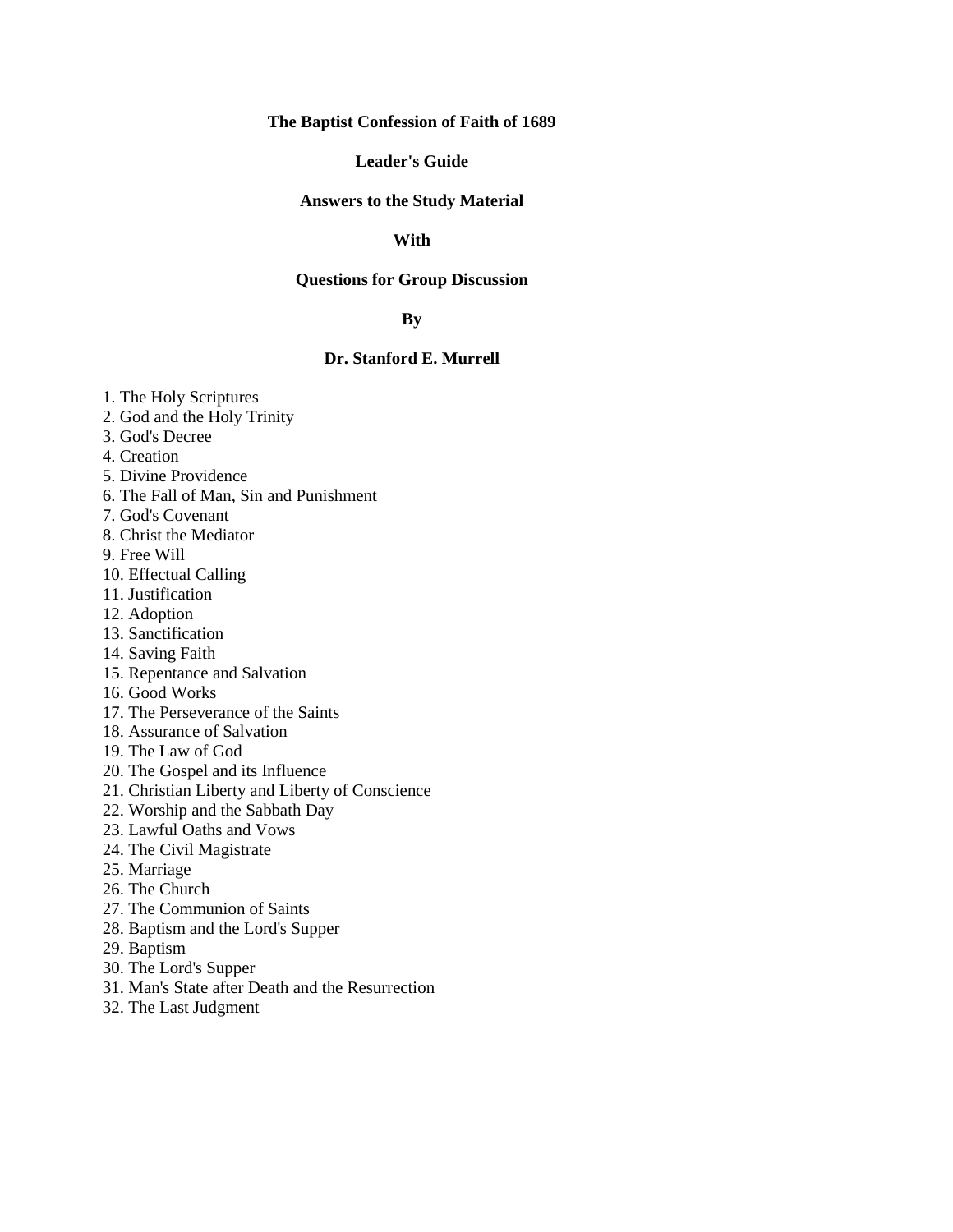**The Baptist Confession of Faith of 1689**

**Leader's Guide**

**Answers to the Study Material**

**With**

**Questions for Group Discussion**

**By**

**Dr. Stanford E. Murrell**

1. The Holy Scriptures
2. God and the Holy Trinity
3. God's Decree
4. Creation
5. Divine Providence
6. The Fall of Man, Sin and Punishment
7. God's Covenant
8. Christ the Mediator
9. Free Will
10. Effectual Calling
11. Justification
12. Adoption
13. Sanctification
14. Saving Faith
15. Repentance and Salvation
16. Good Works
17. The Perseverance of the Saints
18. Assurance of Salvation
19. The Law of God
20. The Gospel and its Influence
21. Christian Liberty and Liberty of Conscience
22. Worship and the Sabbath Day
23. Lawful Oaths and Vows
24. The Civil Magistrate
25. Marriage
26. The Church
27. The Communion of Saints
28. Baptism and the Lord's Supper
29. Baptism
30. The Lord's Supper
31. Man's State after Death and the Resurrection
32. The Last Judgment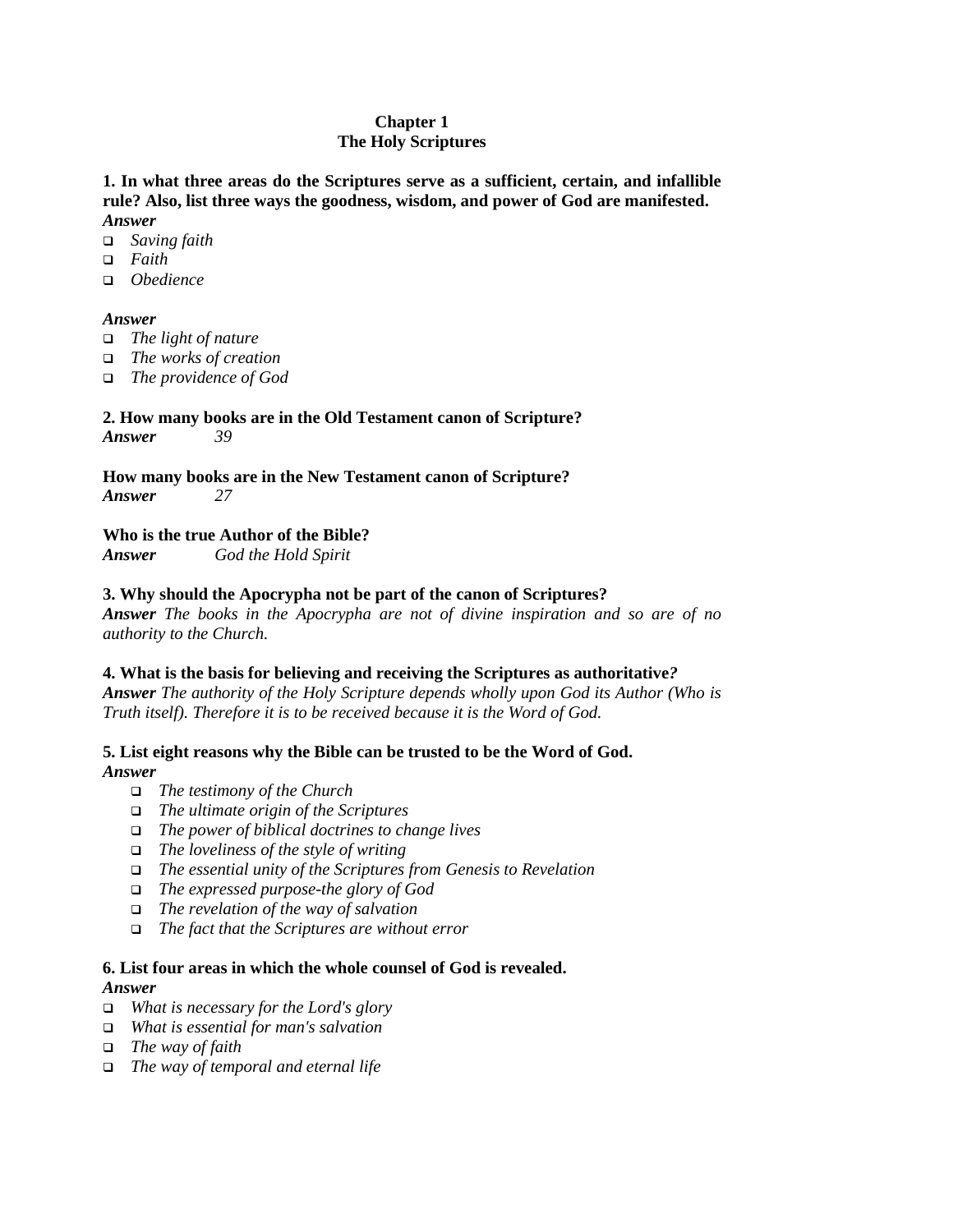# Chapter 1
# The Holy Scriptures

**1. In what three areas do the Scriptures serve as a sufficient, certain, and infallible rule? Also, list three ways the goodness, wisdom, and power of God are manifested.**
***Answer***

- *Saving faith*
- *Faith*
- *Obedience*

***Answer***

- *The light of nature*
- *The works of creation*
- *The providence of God*

**2. How many books are in the Old Testament canon of Scripture?**
***Answer*** *39*

**How many books are in the New Testament canon of Scripture?**
***Answer*** *27*

**Who is the true Author of the Bible?**
***Answer*** *God the Hold Spirit*

**3. Why should the Apocrypha not be part of the canon of Scriptures?**
***Answer*** *The books in the Apocrypha are not of divine inspiration and so are of no authority to the Church.*

**4. What is the basis for believing and receiving the Scriptures as authoritative?**
***Answer*** *The authority of the Holy Scripture depends wholly upon God its Author (Who is Truth itself). Therefore it is to be received because it is the Word of God.*

**5. List eight reasons why the Bible can be trusted to be the Word of God.**
***Answer***

- *The testimony of the Church*
- *The ultimate origin of the Scriptures*
- *The power of biblical doctrines to change lives*
- *The loveliness of the style of writing*
- *The essential unity of the Scriptures from Genesis to Revelation*
- *The expressed purpose-the glory of God*
- *The revelation of the way of salvation*
- *The fact that the Scriptures are without error*

**6. List four areas in which the whole counsel of God is revealed.**
***Answer***

- *What is necessary for the Lord's glory*
- *What is essential for man's salvation*
- *The way of faith*
- *The way of temporal and eternal life*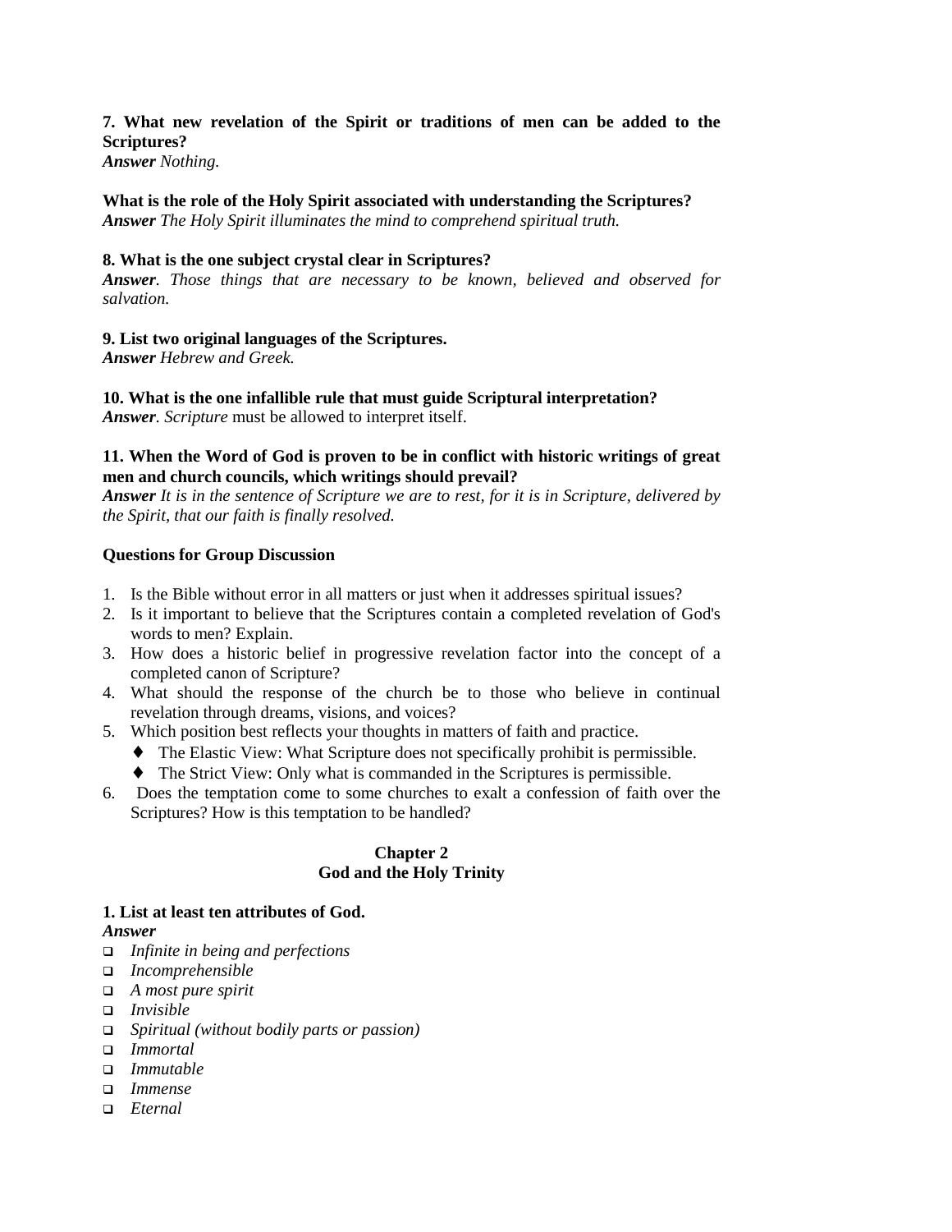**7. What new revelation of the Spirit or traditions of men can be added to the Scriptures?**
***Answer*** *Nothing.*

**What is the role of the Holy Spirit associated with understanding the Scriptures?**
***Answer*** *The Holy Spirit illuminates the mind to comprehend spiritual truth.*

**8. What is the one subject crystal clear in Scriptures?**
***Answer****. Those things that are necessary to be known, believed and observed for salvation.*

**9. List two original languages of the Scriptures.**
***Answer*** *Hebrew and Greek.*

**10. What is the one infallible rule that must guide Scriptural interpretation?**
***Answer****. Scripture* must be allowed to interpret itself.

**11. When the Word of God is proven to be in conflict with historic writings of great men and church councils, which writings should prevail?**
***Answer*** *It is in the sentence of Scripture we are to rest, for it is in Scripture, delivered by the Spirit, that our faith is finally resolved.*

**Questions for Group Discussion**

1. Is the Bible without error in all matters or just when it addresses spiritual issues?
2. Is it important to believe that the Scriptures contain a completed revelation of God's words to men? Explain.
3. How does a historic belief in progressive revelation factor into the concept of a completed canon of Scripture?
4. What should the response of the church be to those who believe in continual revelation through dreams, visions, and voices?
5. Which position best reflects your thoughts in matters of faith and practice.
   - The Elastic View: What Scripture does not specifically prohibit is permissible.
   - The Strict View: Only what is commanded in the Scriptures is permissible.
6. Does the temptation come to some churches to exalt a confession of faith over the Scriptures? How is this temptation to be handled?

## Chapter 2
## God and the Holy Trinity

**1. List at least ten attributes of God.**
***Answer***

- *Infinite in being and perfections*
- *Incomprehensible*
- *A most pure spirit*
- *Invisible*
- *Spiritual (without bodily parts or passion)*
- *Immortal*
- *Immutable*
- *Immense*
- *Eternal*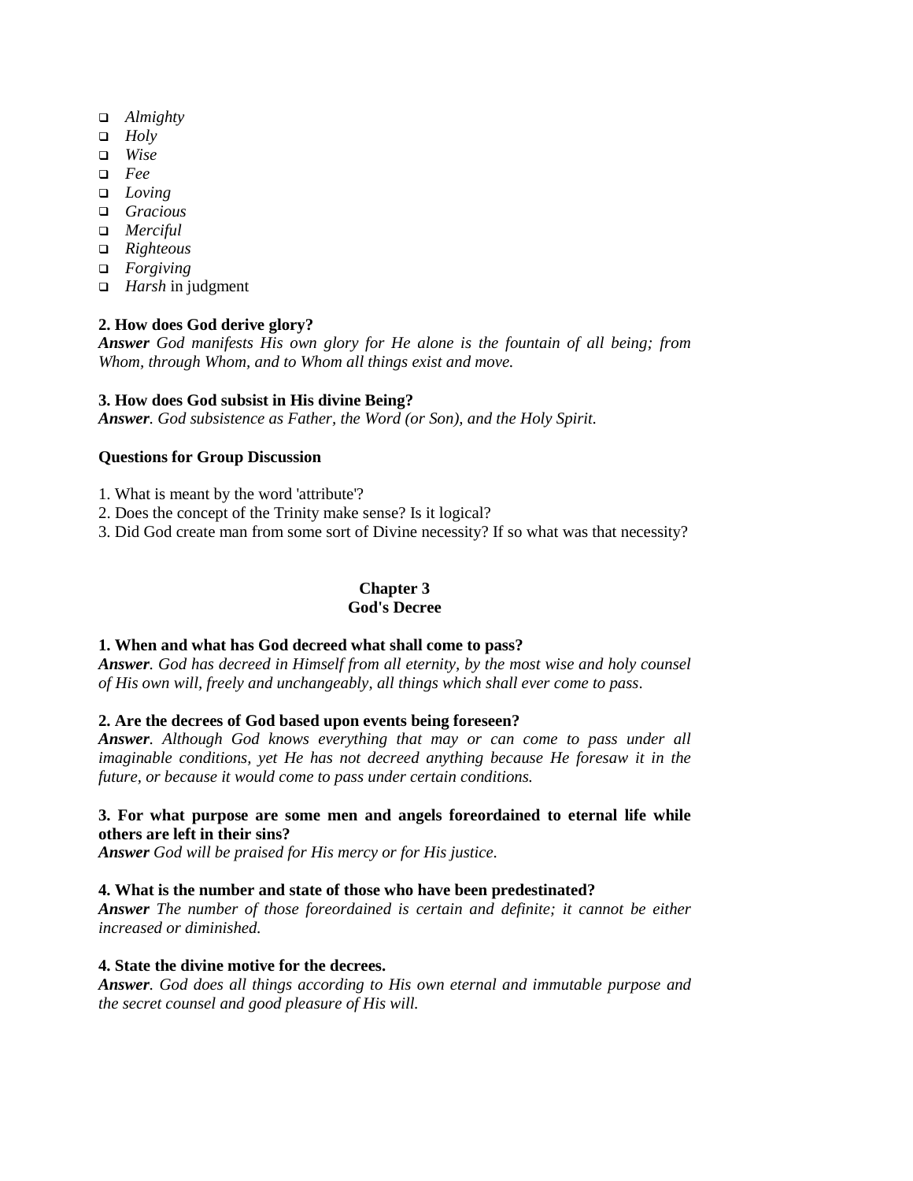- *Almighty*
- *Holy*
- *Wise*
- *Fee*
- *Loving*
- *Gracious*
- *Merciful*
- *Righteous*
- *Forgiving*
- *Harsh* in judgment

**2. How does God derive glory?**
***Answer*** *God manifests His own glory for He alone is the fountain of all being; from Whom, through Whom, and to Whom all things exist and move.*

**3. How does God subsist in His divine Being?**
***Answer***. *God subsistence as Father, the Word (or Son), and the Holy Spirit.*

**Questions for Group Discussion**

1. What is meant by the word 'attribute'?
2. Does the concept of the Trinity make sense? Is it logical?
3. Did God create man from some sort of Divine necessity? If so what was that necessity?

## Chapter 3
## God's Decree

**1. When and what has God decreed what shall come to pass?**
***Answer***. *God has decreed in Himself from all eternity, by the most wise and holy counsel of His own will, freely and unchangeably, all things which shall ever come to pass*.

**2. Are the decrees of God based upon events being foreseen?**
***Answer***. *Although God knows everything that may or can come to pass under all imaginable conditions, yet He has not decreed anything because He foresaw it in the future, or because it would come to pass under certain conditions.*

**3. For what purpose are some men and angels foreordained to eternal life while others are left in their sins?**
***Answer*** *God will be praised for His mercy or for His justice.*

**4. What is the number and state of those who have been predestinated?**
***Answer*** *The number of those foreordained is certain and definite; it cannot be either increased or diminished.*

**4. State the divine motive for the decrees.**
***Answer***. *God does all things according to His own eternal and immutable purpose and the secret counsel and good pleasure of His will.*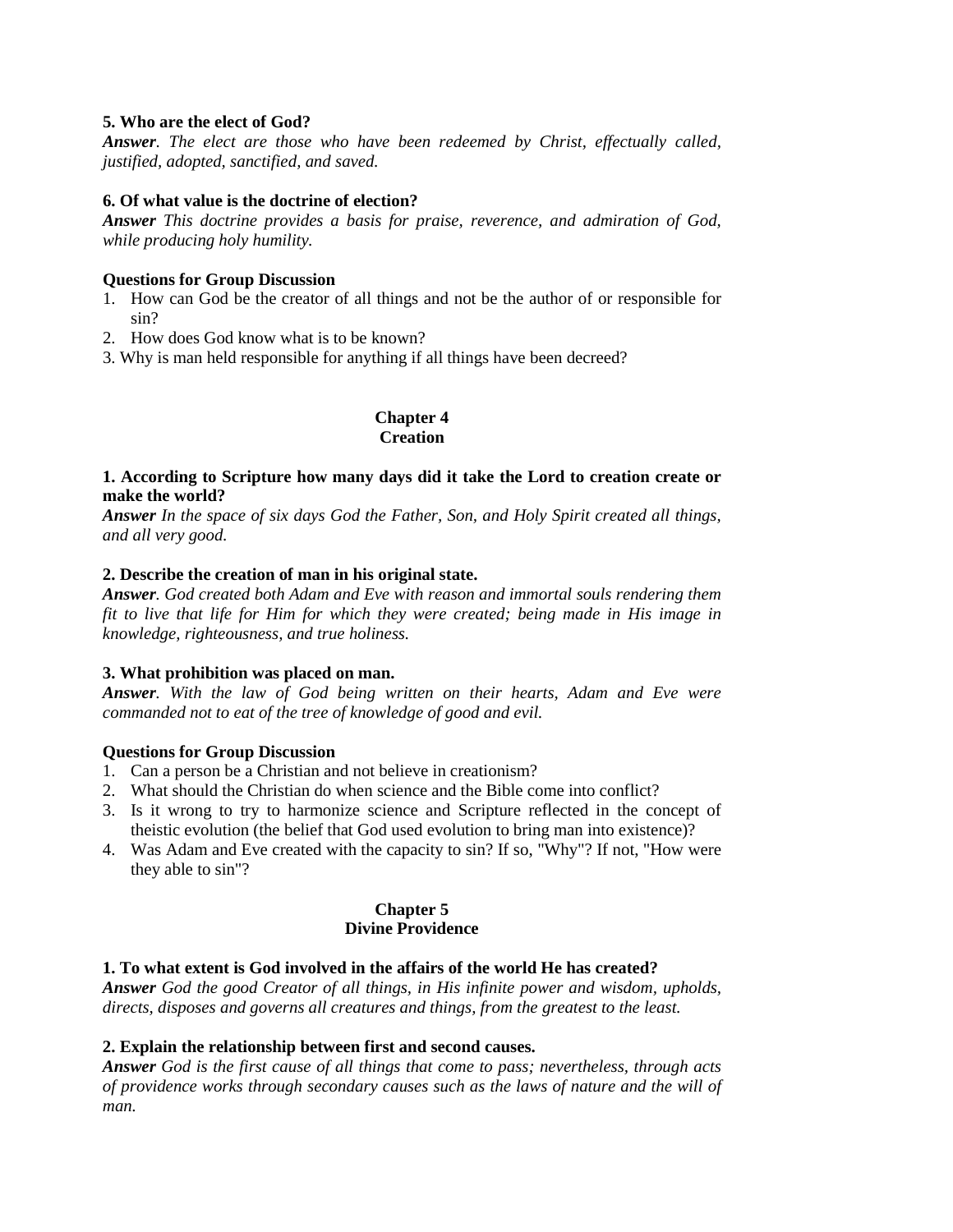**5. Who are the elect of God?**
***Answer**. The elect are those who have been redeemed by Christ, effectually called, justified, adopted, sanctified, and saved.*

**6. Of what value is the doctrine of election?**
***Answer** This doctrine provides a basis for praise, reverence, and admiration of God, while producing holy humility.*

**Questions for Group Discussion**

1. How can God be the creator of all things and not be the author of or responsible for sin?
2. How does God know what is to be known?
3. Why is man held responsible for anything if all things have been decreed?

## Chapter 4
## Creation

**1. According to Scripture how many days did it take the Lord to creation create or make the world?**
***Answer** In the space of six days God the Father, Son, and Holy Spirit created all things, and all very good.*

**2. Describe the creation of man in his original state.**
***Answer**. God created both Adam and Eve with reason and immortal souls rendering them fit to live that life for Him for which they were created; being made in His image in knowledge, righteousness, and true holiness.*

**3. What prohibition was placed on man.**
***Answer**. With the law of God being written on their hearts, Adam and Eve were commanded not to eat of the tree of knowledge of good and evil.*

**Questions for Group Discussion**

1. Can a person be a Christian and not believe in creationism?
2. What should the Christian do when science and the Bible come into conflict?
3. Is it wrong to try to harmonize science and Scripture reflected in the concept of theistic evolution (the belief that God used evolution to bring man into existence)?
4. Was Adam and Eve created with the capacity to sin? If so, "Why"? If not, "How were they able to sin"?

## Chapter 5
## Divine Providence

**1. To what extent is God involved in the affairs of the world He has created?**
***Answer** God the good Creator of all things, in His infinite power and wisdom, upholds, directs, disposes and governs all creatures and things, from the greatest to the least.*

**2. Explain the relationship between first and second causes.**
***Answer** God is the first cause of all things that come to pass; nevertheless, through acts of providence works through secondary causes such as the laws of nature and the will of man.*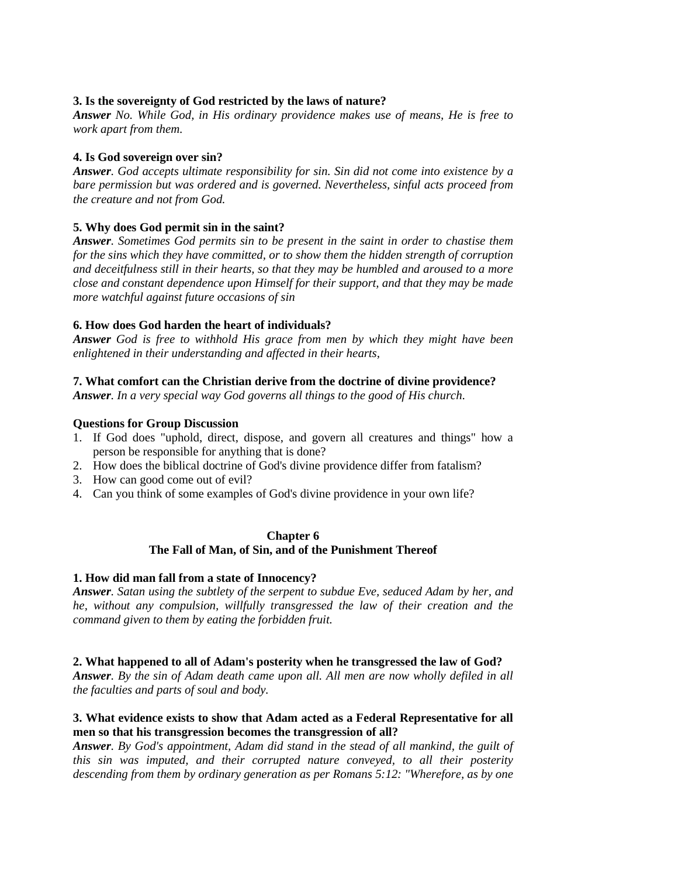**3. Is the sovereignty of God restricted by the laws of nature?**
***Answer*** *No. While God, in His ordinary providence makes use of means, He is free to work apart from them.*

**4. Is God sovereign over sin?**
***Answer***. *God accepts ultimate responsibility for sin. Sin did not come into existence by a bare permission but was ordered and is governed. Nevertheless, sinful acts proceed from the creature and not from God.*

**5. Why does God permit sin in the saint?**
***Answer***. *Sometimes God permits sin to be present in the saint in order to chastise them for the sins which they have committed, or to show them the hidden strength of corruption and deceitfulness still in their hearts, so that they may be humbled and aroused to a more close and constant dependence upon Himself for their support, and that they may be made more watchful against future occasions of sin*

**6. How does God harden the heart of individuals?**
***Answer*** *God is free to withhold His grace from men by which they might have been enlightened in their understanding and affected in their hearts,*

**7. What comfort can the Christian derive from the doctrine of divine providence?**
***Answer***. *In a very special way God governs all things to the good of His church.*

**Questions for Group Discussion**

1. If God does "uphold, direct, dispose, and govern all creatures and things" how a person be responsible for anything that is done?
2. How does the biblical doctrine of God's divine providence differ from fatalism?
3. How can good come out of evil?
4. Can you think of some examples of God's divine providence in your own life?

## Chapter 6
## The Fall of Man, of Sin, and of the Punishment Thereof

**1. How did man fall from a state of Innocency?**
***Answer***. *Satan using the subtlety of the serpent to subdue Eve, seduced Adam by her, and he, without any compulsion, willfully transgressed the law of their creation and the command given to them by eating the forbidden fruit.*

**2. What happened to all of Adam's posterity when he transgressed the law of God?**
***Answer***. *By the sin of Adam death came upon all. All men are now wholly defiled in all the faculties and parts of soul and body.*

**3. What evidence exists to show that Adam acted as a Federal Representative for all men so that his transgression becomes the transgression of all?**
***Answer***. *By God's appointment, Adam did stand in the stead of all mankind, the guilt of this sin was imputed, and their corrupted nature conveyed, to all their posterity descending from them by ordinary generation as per Romans 5:12: "Wherefore, as by one*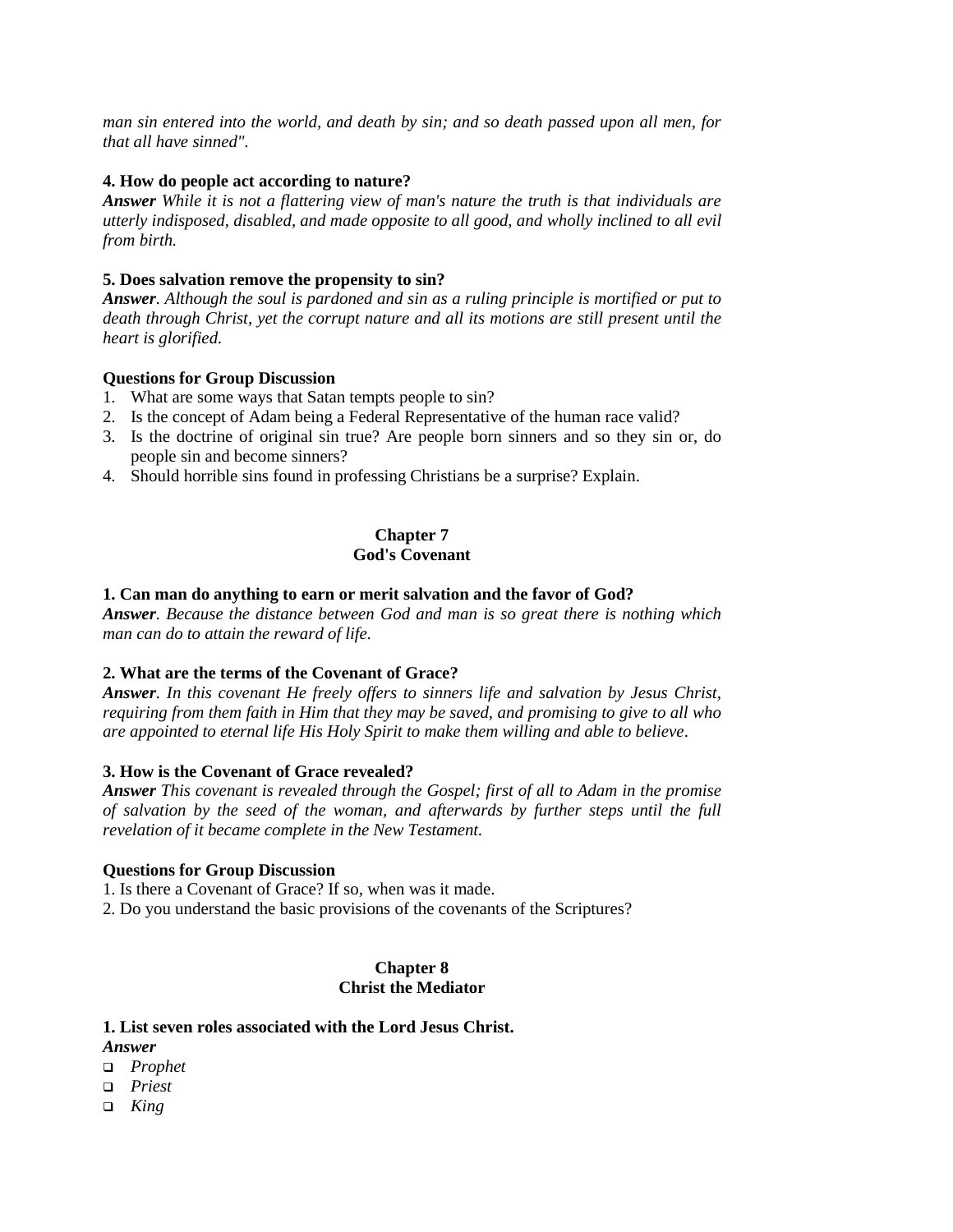*man sin entered into the world, and death by sin; and so death passed upon all men, for that all have sinned".*

**4. How do people act according to nature?**
***Answer*** *While it is not a flattering view of man's nature the truth is that individuals are utterly indisposed, disabled, and made opposite to all good, and wholly inclined to all evil from birth.*

**5. Does salvation remove the propensity to sin?**
***Answer***. *Although the soul is pardoned and sin as a ruling principle is mortified or put to death through Christ, yet the corrupt nature and all its motions are still present until the heart is glorified.*

**Questions for Group Discussion**
1. What are some ways that Satan tempts people to sin?
2. Is the concept of Adam being a Federal Representative of the human race valid?
3. Is the doctrine of original sin true? Are people born sinners and so they sin or, do people sin and become sinners?
4. Should horrible sins found in professing Christians be a surprise? Explain.

## Chapter 7
## God's Covenant

**1. Can man do anything to earn or merit salvation and the favor of God?**
***Answer***. *Because the distance between God and man is so great there is nothing which man can do to attain the reward of life.*

**2. What are the terms of the Covenant of Grace?**
***Answer***. *In this covenant He freely offers to sinners life and salvation by Jesus Christ, requiring from them faith in Him that they may be saved, and promising to give to all who are appointed to eternal life His Holy Spirit to make them willing and able to believe*.

**3. How is the Covenant of Grace revealed?**
***Answer*** *This covenant is revealed through the Gospel; first of all to Adam in the promise of salvation by the seed of the woman, and afterwards by further steps until the full revelation of it became complete in the New Testament.*

**Questions for Group Discussion**

1. Is there a Covenant of Grace? If so, when was it made.
2. Do you understand the basic provisions of the covenants of the Scriptures?

## Chapter 8
## Christ the Mediator

**1. List seven roles associated with the Lord Jesus Christ.**
***Answer***
- *Prophet*
- *Priest*
- *King*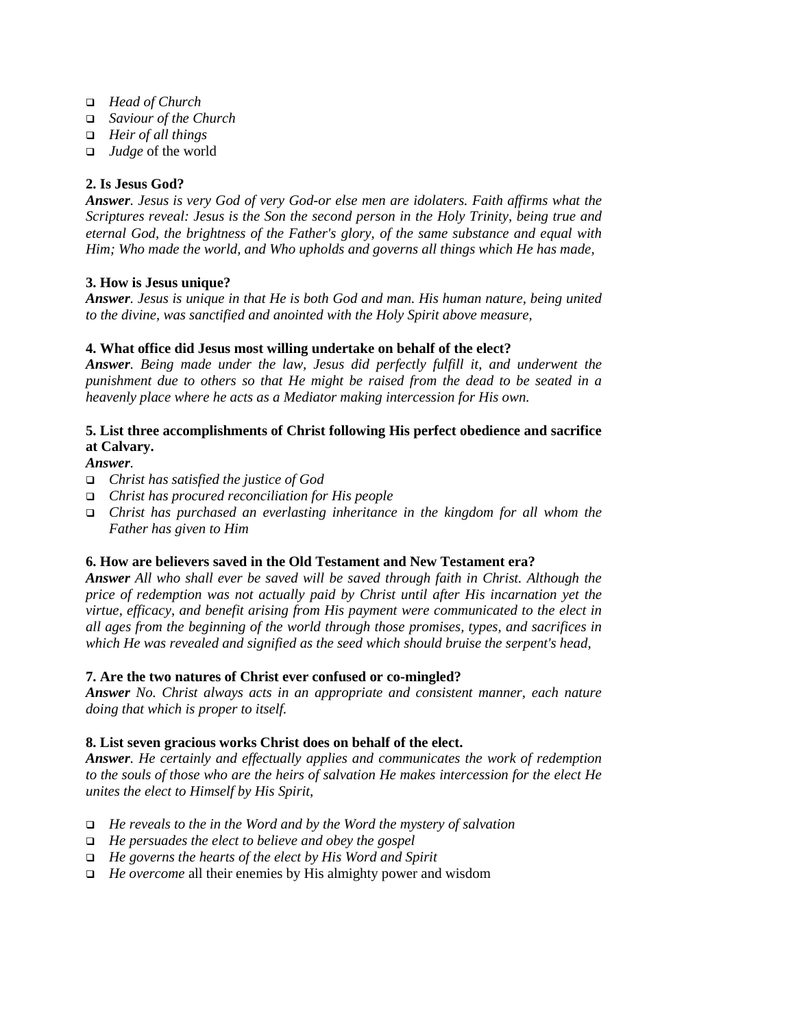- *Head of Church*
- *Saviour of the Church*
- *Heir of all things*
- *Judge* of the world

**2. Is Jesus God?**

***Answer**. Jesus is very God of very God-or else men are idolaters. Faith affirms what the Scriptures reveal: Jesus is the Son the second person in the Holy Trinity, being true and eternal God, the brightness of the Father's glory, of the same substance and equal with Him; Who made the world, and Who upholds and governs all things which He has made,*

**3. How is Jesus unique?**

***Answer**. Jesus is unique in that He is both God and man. His human nature, being united to the divine, was sanctified and anointed with the Holy Spirit above measure,*

**4. What office did Jesus most willing undertake on behalf of the elect?**

***Answer**. Being made under the law, Jesus did perfectly fulfill it, and underwent the punishment due to others so that He might be raised from the dead to be seated in a heavenly place where he acts as a Mediator making intercession for His own.*

**5. List three accomplishments of Christ following His perfect obedience and sacrifice at Calvary.**

***Answer**.*

- *Christ has satisfied the justice of God*
- *Christ has procured reconciliation for His people*
- *Christ has purchased an everlasting inheritance in the kingdom for all whom the Father has given to Him*

**6. How are believers saved in the Old Testament and New Testament era?**

***Answer** All who shall ever be saved will be saved through faith in Christ. Although the price of redemption was not actually paid by Christ until after His incarnation yet the virtue, efficacy, and benefit arising from His payment were communicated to the elect in all ages from the beginning of the world through those promises, types, and sacrifices in which He was revealed and signified as the seed which should bruise the serpent's head,*

**7. Are the two natures of Christ ever confused or co-mingled?**

***Answer** No. Christ always acts in an appropriate and consistent manner, each nature doing that which is proper to itself.*

**8. List seven gracious works Christ does on behalf of the elect.**

***Answer**. He certainly and effectually applies and communicates the work of redemption to the souls of those who are the heirs of salvation He makes intercession for the elect He unites the elect to Himself by His Spirit,*

- *He reveals to the in the Word and by the Word the mystery of salvation*
- *He persuades the elect to believe and obey the gospel*
- *He governs the hearts of the elect by His Word and Spirit*
- *He overcome* all their enemies by His almighty power and wisdom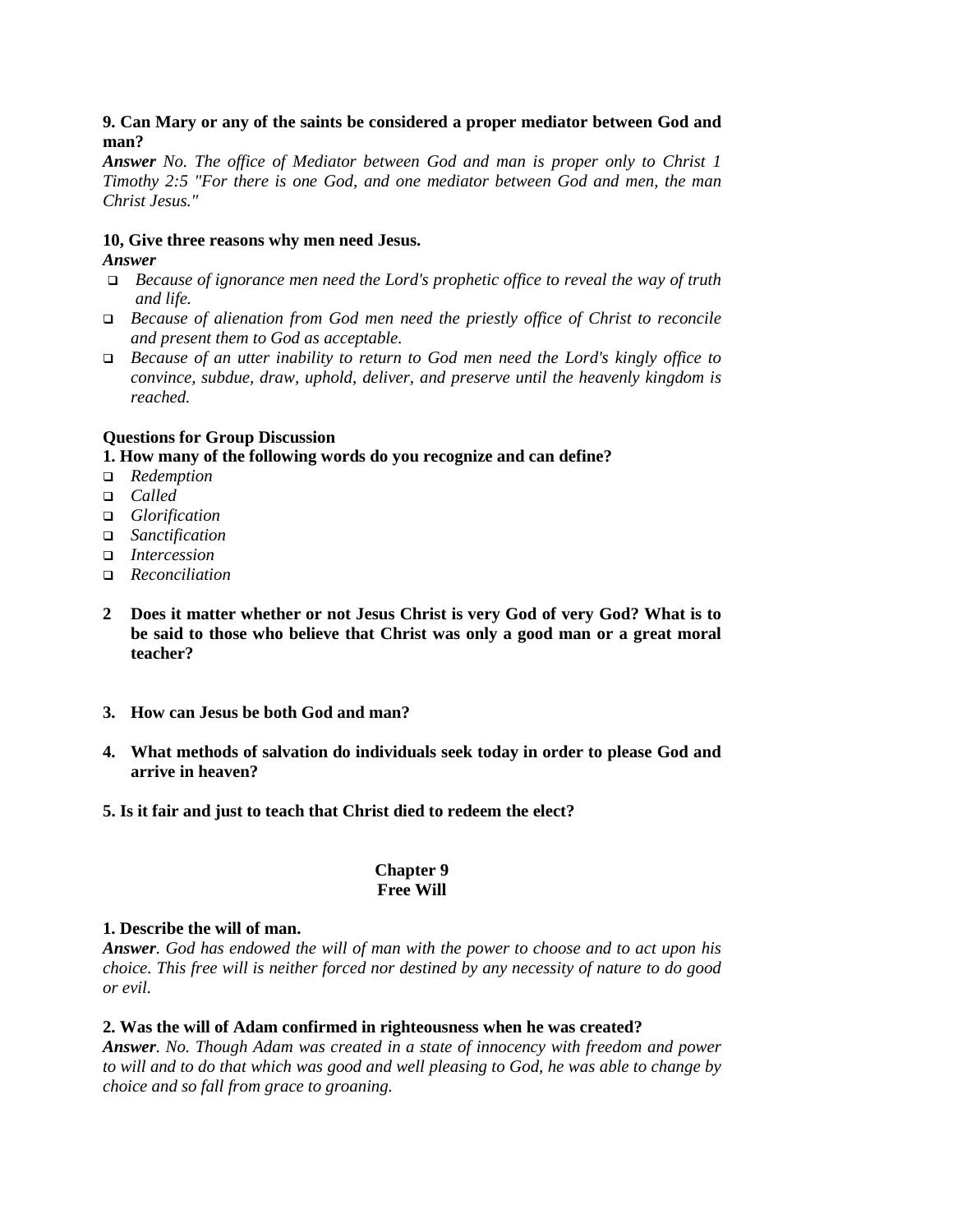**9. Can Mary or any of the saints be considered a proper mediator between God and man?**

***Answer*** *No. The office of Mediator between God and man is proper only to Christ 1 Timothy 2:5 "For there is one God, and one mediator between God and men, the man Christ Jesus."*

**10, Give three reasons why men need Jesus.**

***Answer***

- *Because of ignorance men need the Lord's prophetic office to reveal the way of truth and life.*
- *Because of alienation from God men need the priestly office of Christ to reconcile and present them to God as acceptable.*
- *Because of an utter inability to return to God men need the Lord's kingly office to convince, subdue, draw, uphold, deliver, and preserve until the heavenly kingdom is reached.*

**Questions for Group Discussion**

**1. How many of the following words do you recognize and can define?**

- *Redemption*
- *Called*
- *Glorification*
- *Sanctification*
- *Intercession*
- *Reconciliation*

**2 Does it matter whether or not Jesus Christ is very God of very God? What is to be said to those who believe that Christ was only a good man or a great moral teacher?**

**3. How can Jesus be both God and man?**

**4. What methods of salvation do individuals seek today in order to please God and arrive in heaven?**

**5. Is it fair and just to teach that Christ died to redeem the elect?**

## Chapter 9
## Free Will

**1. Describe the will of man.**

***Answer***. *God has endowed the will of man with the power to choose and to act upon his choice. This free will is neither forced nor destined by any necessity of nature to do good or evil.*

**2. Was the will of Adam confirmed in righteousness when he was created?**

***Answer***. *No. Though Adam was created in a state of innocency with freedom and power to will and to do that which was good and well pleasing to God, he was able to change by choice and so fall from grace to groaning.*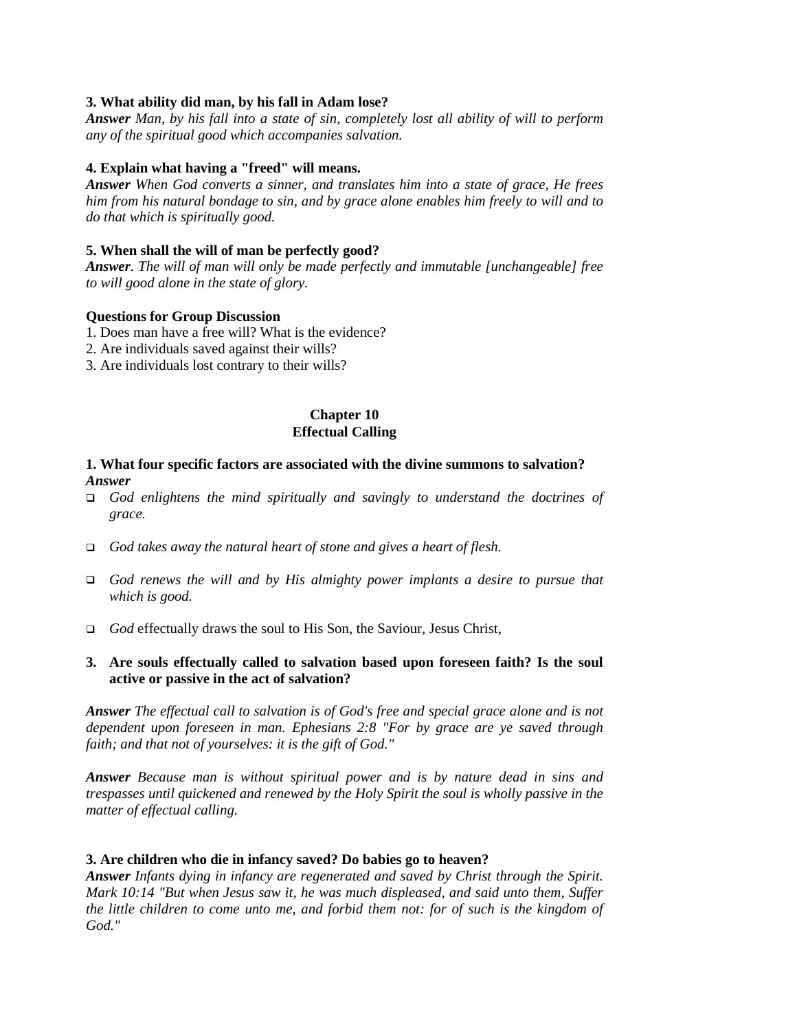**3. What ability did man, by his fall in Adam lose?**

***Answer*** *Man, by his fall into a state of sin, completely lost all ability of will to perform any of the spiritual good which accompanies salvation.*

**4. Explain what having a "freed" will means.**

***Answer*** *When God converts a sinner, and translates him into a state of grace, He frees him from his natural bondage to sin, and by grace alone enables him freely to will and to do that which is spiritually good.*

**5. When shall the will of man be perfectly good?**

***Answer***. *The will of man will only be made perfectly and immutable [unchangeable] free to will good alone in the state of glory.*

**Questions for Group Discussion**

1. Does man have a free will? What is the evidence?
2. Are individuals saved against their wills?
3. Are individuals lost contrary to their wills?

## Chapter 10
## Effectual Calling

**1. What four specific factors are associated with the divine summons to salvation?**

***Answer***

- *God enlightens the mind spiritually and savingly to understand the doctrines of grace.*
- *God takes away the natural heart of stone and gives a heart of flesh.*
- *God renews the will and by His almighty power implants a desire to pursue that which is good.*
- *God* effectually draws the soul to His Son, the Saviour, Jesus Christ,

**3. Are souls effectually called to salvation based upon foreseen faith? Is the soul active or passive in the act of salvation?**

***Answer*** *The effectual call to salvation is of God's free and special grace alone and is not dependent upon foreseen in man. Ephesians 2:8 "For by grace are ye saved through faith; and that not of yourselves: it is the gift of God."*

***Answer*** *Because man is without spiritual power and is by nature dead in sins and trespasses until quickened and renewed by the Holy Spirit the soul is wholly passive in the matter of effectual calling.*

**3. Are children who die in infancy saved? Do babies go to heaven?**

***Answer*** *Infants dying in infancy are regenerated and saved by Christ through the Spirit. Mark 10:14 "But when Jesus saw it, he was much displeased, and said unto them, Suffer the little children to come unto me, and forbid them not: for of such is the kingdom of God."*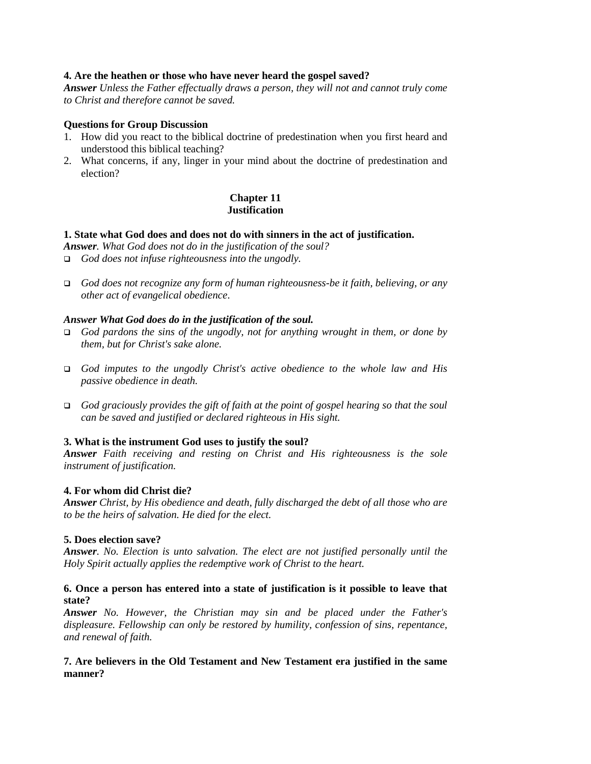**4. Are the heathen or those who have never heard the gospel saved?**
***Answer*** *Unless the Father effectually draws a person, they will not and cannot truly come to Christ and therefore cannot be saved.*

**Questions for Group Discussion**

1. How did you react to the biblical doctrine of predestination when you first heard and understood this biblical teaching?
2. What concerns, if any, linger in your mind about the doctrine of predestination and election?

## Chapter 11
## Justification

**1. State what God does and does not do with sinners in the act of justification.**
***Answer****. What God does not do in the justification of the soul?*

- *God does not infuse righteousness into the ungodly.*
- *God does not recognize any form of human righteousness-be it faith, believing, or any other act of evangelical obedience*.

***Answer What God does do in the justification of the soul.***

- *God pardons the sins of the ungodly, not for anything wrought in them, or done by them, but for Christ's sake alone.*
- *God imputes to the ungodly Christ's active obedience to the whole law and His passive obedience in death.*
- *God graciously provides the gift of faith at the point of gospel hearing so that the soul can be saved and justified or declared righteous in His sight.*

**3. What is the instrument God uses to justify the soul?**
***Answer*** *Faith receiving and resting on Christ and His righteousness is the sole instrument of justification.*

**4. For whom did Christ die?**
***Answer*** *Christ, by His obedience and death, fully discharged the debt of all those who are to be the heirs of salvation. He died for the elect.*

**5. Does election save?**
***Answer****. No. Election is unto salvation. The elect are not justified personally until the Holy Spirit actually applies the redemptive work of Christ to the heart.*

**6. Once a person has entered into a state of justification is it possible to leave that state?**
***Answer*** *No. However, the Christian may sin and be placed under the Father's displeasure. Fellowship can only be restored by humility, confession of sins, repentance, and renewal of faith.*

**7. Are believers in the Old Testament and New Testament era justified in the same manner?**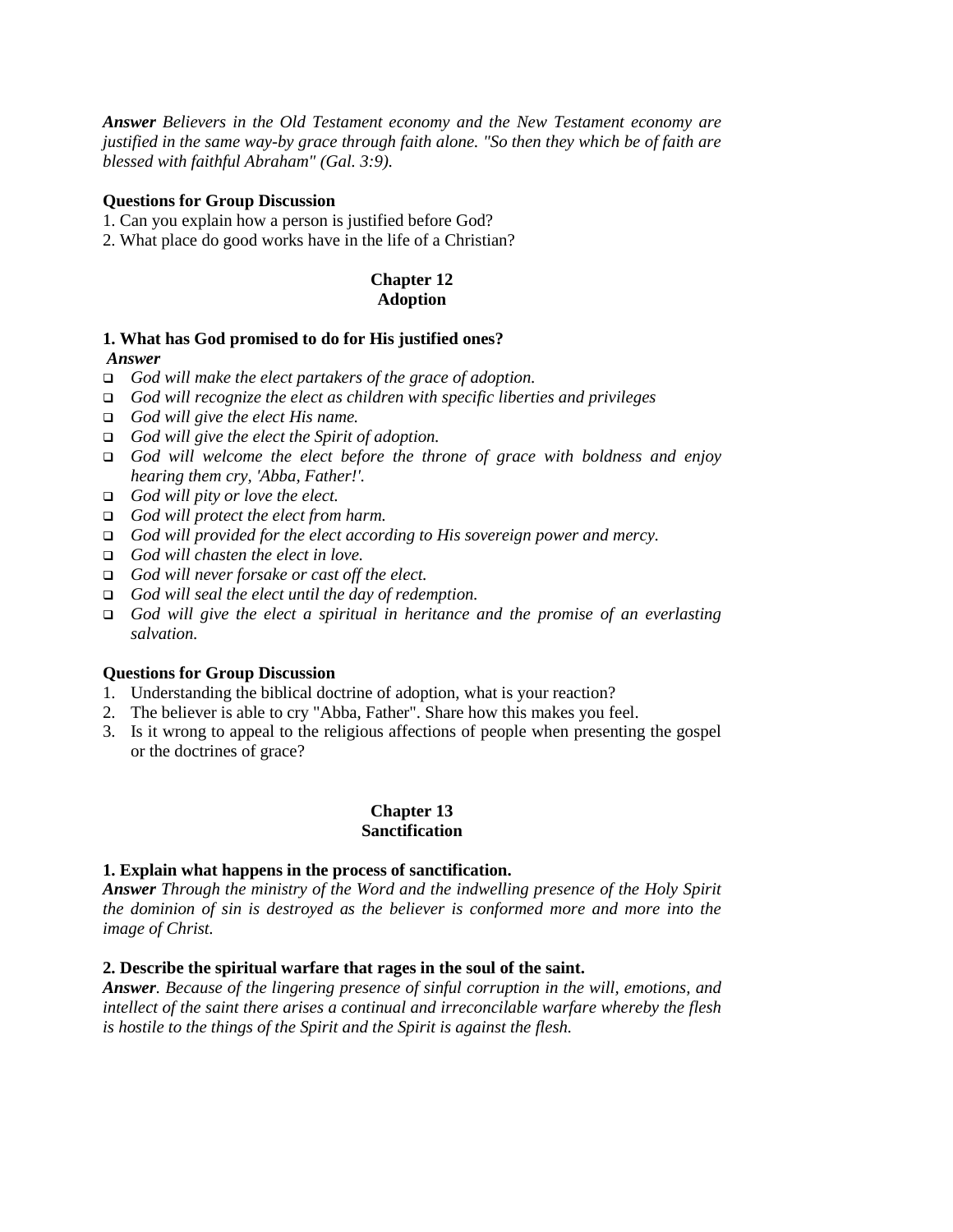***Answer*** *Believers in the Old Testament economy and the New Testament economy are justified in the same way-by grace through faith alone. "So then they which be of faith are blessed with faithful Abraham" (Gal. 3:9).*

**Questions for Group Discussion**

1. Can you explain how a person is justified before God?
2. What place do good works have in the life of a Christian?

## Chapter 12
## Adoption

**1. What has God promised to do for His justified ones?**

***Answer***

- *God will make the elect partakers of the grace of adoption.*
- *God will recognize the elect as children with specific liberties and privileges*
- *God will give the elect His name.*
- *God will give the elect the Spirit of adoption.*
- *God will welcome the elect before the throne of grace with boldness and enjoy hearing them cry, 'Abba, Father!'.*
- *God will pity or love the elect.*
- *God will protect the elect from harm.*
- *God will provided for the elect according to His sovereign power and mercy.*
- *God will chasten the elect in love.*
- *God will never forsake or cast off the elect.*
- *God will seal the elect until the day of redemption.*
- *God will give the elect a spiritual in heritance and the promise of an everlasting salvation.*

**Questions for Group Discussion**

1. Understanding the biblical doctrine of adoption, what is your reaction?
2. The believer is able to cry "Abba, Father". Share how this makes you feel.
3. Is it wrong to appeal to the religious affections of people when presenting the gospel or the doctrines of grace?

## Chapter 13
## Sanctification

**1. Explain what happens in the process of sanctification.**

***Answer*** *Through the ministry of the Word and the indwelling presence of the Holy Spirit the dominion of sin is destroyed as the believer is conformed more and more into the image of Christ.*

**2. Describe the spiritual warfare that rages in the soul of the saint.**

***Answer****. Because of the lingering presence of sinful corruption in the will, emotions, and intellect of the saint there arises a continual and irreconcilable warfare whereby the flesh is hostile to the things of the Spirit and the Spirit is against the flesh.*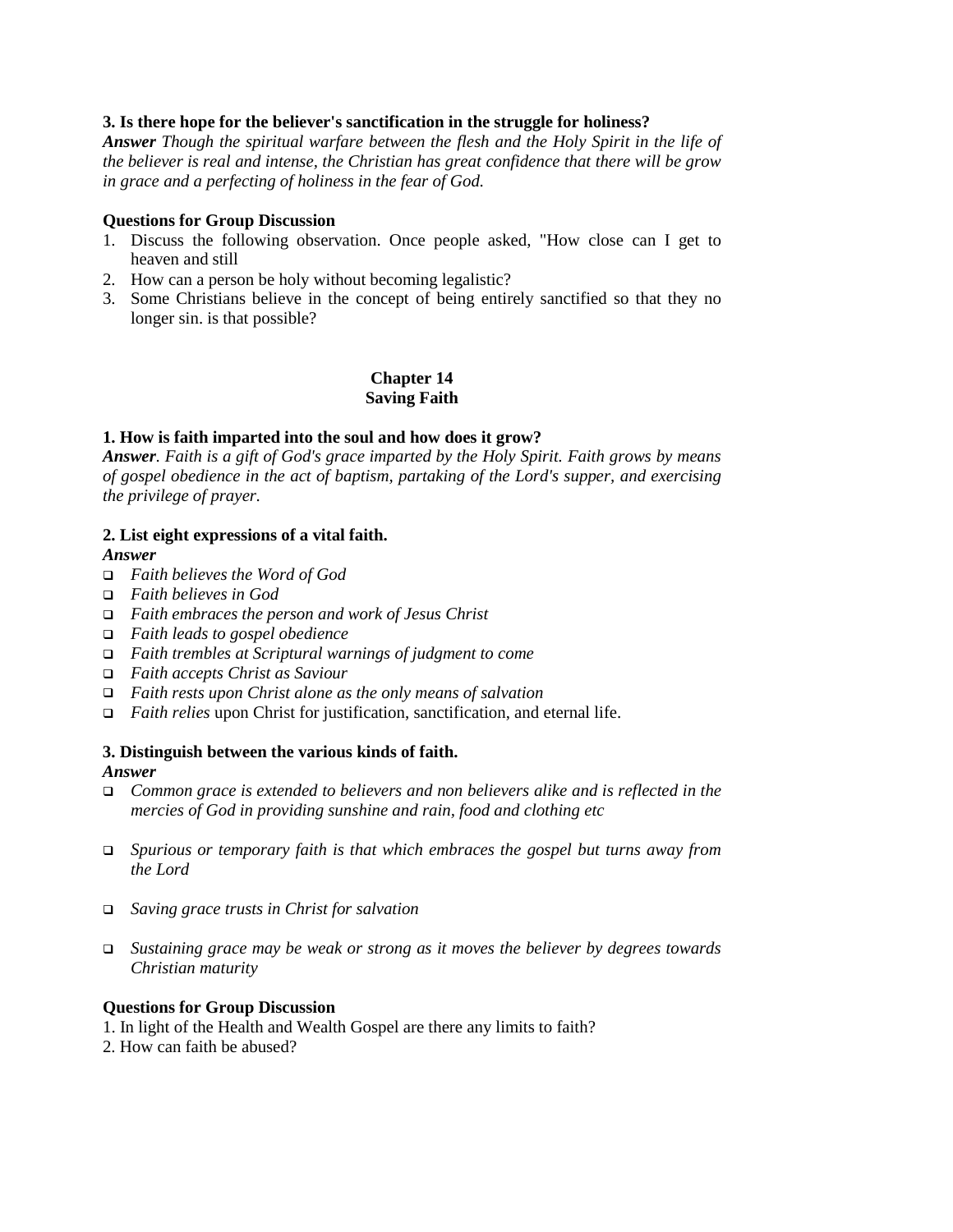**3. Is there hope for the believer's sanctification in the struggle for holiness?**
***Answer*** *Though the spiritual warfare between the flesh and the Holy Spirit in the life of the believer is real and intense, the Christian has great confidence that there will be grow in grace and a perfecting of holiness in the fear of God.*

**Questions for Group Discussion**

1. Discuss the following observation. Once people asked, "How close can I get to heaven and still
2. How can a person be holy without becoming legalistic?
3. Some Christians believe in the concept of being entirely sanctified so that they no longer sin. is that possible?

## Chapter 14
## Saving Faith

**1. How is faith imparted into the soul and how does it grow?**
***Answer****. Faith is a gift of God's grace imparted by the Holy Spirit. Faith grows by means of gospel obedience in the act of baptism, partaking of the Lord's supper, and exercising the privilege of prayer.*

**2. List eight expressions of a vital faith.**
***Answer***

- *Faith believes the Word of God*
- *Faith believes in God*
- *Faith embraces the person and work of Jesus Christ*
- *Faith leads to gospel obedience*
- *Faith trembles at Scriptural warnings of judgment to come*
- *Faith accepts Christ as Saviour*
- *Faith rests upon Christ alone as the only means of salvation*
- *Faith relies* upon Christ for justification, sanctification, and eternal life.

**3. Distinguish between the various kinds of faith.**
***Answer***

- *Common grace is extended to believers and non believers alike and is reflected in the mercies of God in providing sunshine and rain, food and clothing etc*
- *Spurious or temporary faith is that which embraces the gospel but turns away from the Lord*
- *Saving grace trusts in Christ for salvation*
- *Sustaining grace may be weak or strong as it moves the believer by degrees towards Christian maturity*

**Questions for Group Discussion**

1. In light of the Health and Wealth Gospel are there any limits to faith?
2. How can faith be abused?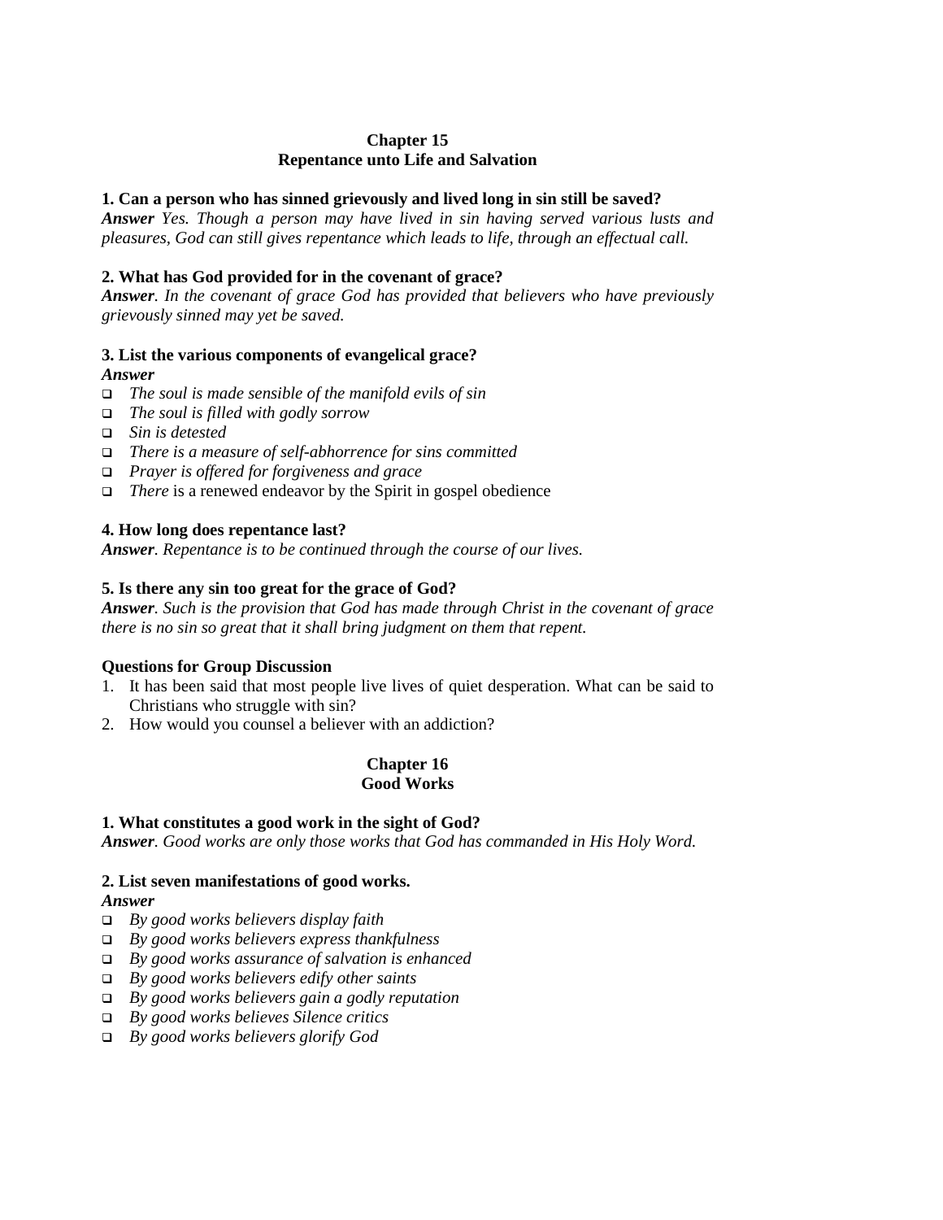## Chapter 15
## Repentance unto Life and Salvation

**1. Can a person who has sinned grievously and lived long in sin still be saved?**
***Answer*** *Yes. Though a person may have lived in sin having served various lusts and pleasures, God can still gives repentance which leads to life, through an effectual call.*

**2. What has God provided for in the covenant of grace?**
***Answer***. *In the covenant of grace God has provided that believers who have previously grievously sinned may yet be saved.*

**3. List the various components of evangelical grace?**
***Answer***

- *The soul is made sensible of the manifold evils of sin*
- *The soul is filled with godly sorrow*
- *Sin is detested*
- *There is a measure of self-abhorrence for sins committed*
- *Prayer is offered for forgiveness and grace*
- *There* is a renewed endeavor by the Spirit in gospel obedience

**4. How long does repentance last?**
***Answer***. *Repentance is to be continued through the course of our lives.*

**5. Is there any sin too great for the grace of God?**
***Answer***. *Such is the provision that God has made through Christ in the covenant of grace there is no sin so great that it shall bring judgment on them that repent.*

**Questions for Group Discussion**

1. It has been said that most people live lives of quiet desperation. What can be said to Christians who struggle with sin?
2. How would you counsel a believer with an addiction?

## Chapter 16
## Good Works

**1. What constitutes a good work in the sight of God?**
***Answer***. *Good works are only those works that God has commanded in His Holy Word.*

**2. List seven manifestations of good works.**
***Answer***

- *By good works believers display faith*
- *By good works believers express thankfulness*
- *By good works assurance of salvation is enhanced*
- *By good works believers edify other saints*
- *By good works believers gain a godly reputation*
- *By good works believes Silence critics*
- *By good works believers glorify God*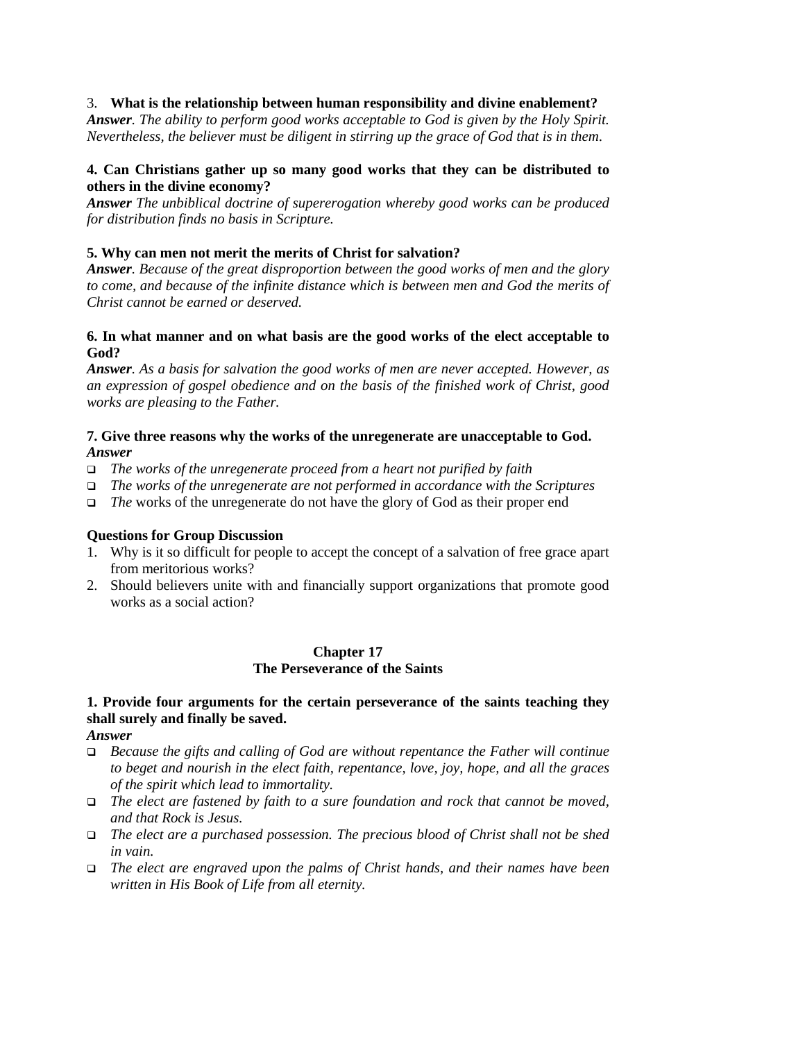3. **What is the relationship between human responsibility and divine enablement?**
***Answer***. *The ability to perform good works acceptable to God is given by the Holy Spirit. Nevertheless, the believer must be diligent in stirring up the grace of God that is in them.*

**4. Can Christians gather up so many good works that they can be distributed to others in the divine economy?**
***Answer*** *The unbiblical doctrine of supererogation whereby good works can be produced for distribution finds no basis in Scripture.*

**5. Why can men not merit the merits of Christ for salvation?**
***Answer***. *Because of the great disproportion between the good works of men and the glory to come, and because of the infinite distance which is between men and God the merits of Christ cannot be earned or deserved.*

**6. In what manner and on what basis are the good works of the elect acceptable to God?**
***Answer***. *As a basis for salvation the good works of men are never accepted. However, as an expression of gospel obedience and on the basis of the finished work of Christ, good works are pleasing to the Father.*

**7. Give three reasons why the works of the unregenerate are unacceptable to God.**
***Answer***

- *The works of the unregenerate proceed from a heart not purified by faith*
- *The works of the unregenerate are not performed in accordance with the Scriptures*
- *The* works of the unregenerate do not have the glory of God as their proper end

**Questions for Group Discussion**

1. Why is it so difficult for people to accept the concept of a salvation of free grace apart from meritorious works?
2. Should believers unite with and financially support organizations that promote good works as a social action?

## Chapter 17
## The Perseverance of the Saints

**1. Provide four arguments for the certain perseverance of the saints teaching they shall surely and finally be saved.**
***Answer***

- *Because the gifts and calling of God are without repentance the Father will continue to beget and nourish in the elect faith, repentance, love, joy, hope, and all the graces of the spirit which lead to immortality.*
- *The elect are fastened by faith to a sure foundation and rock that cannot be moved, and that Rock is Jesus.*
- *The elect are a purchased possession. The precious blood of Christ shall not be shed in vain.*
- *The elect are engraved upon the palms of Christ hands, and their names have been written in His Book of Life from all eternity.*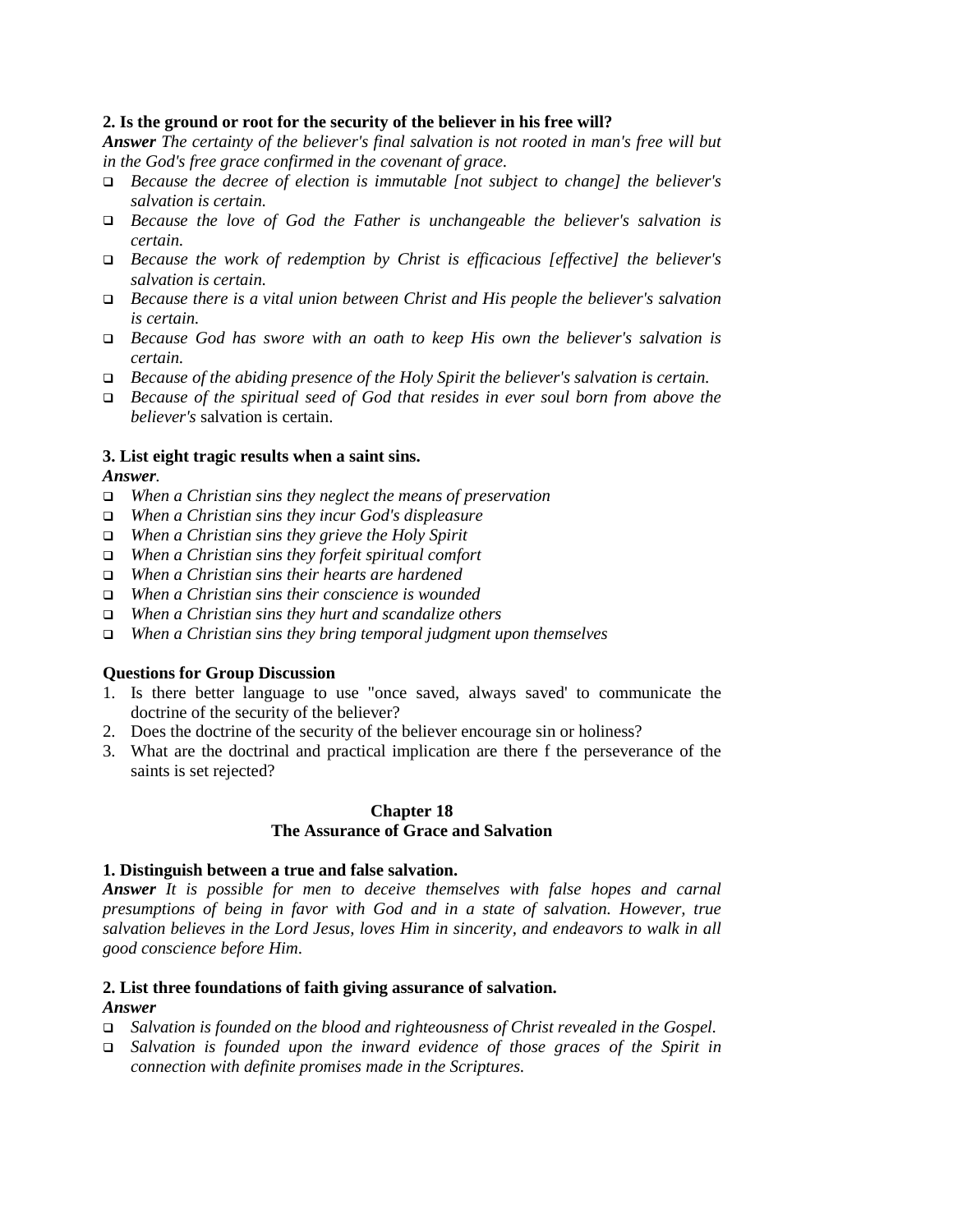**2. Is the ground or root for the security of the believer in his free will?**

***Answer*** *The certainty of the believer's final salvation is not rooted in man's free will but in the God's free grace confirmed in the covenant of grace.*

- *Because the decree of election is immutable [not subject to change] the believer's salvation is certain.*
- *Because the love of God the Father is unchangeable the believer's salvation is certain.*
- *Because the work of redemption by Christ is efficacious [effective] the believer's salvation is certain.*
- *Because there is a vital union between Christ and His people the believer's salvation is certain.*
- *Because God has swore with an oath to keep His own the believer's salvation is certain.*
- *Because of the abiding presence of the Holy Spirit the believer's salvation is certain.*
- *Because of the spiritual seed of God that resides in ever soul born from above the believer's* salvation is certain.

**3. List eight tragic results when a saint sins.**

***Answer****.*

- *When a Christian sins they neglect the means of preservation*
- *When a Christian sins they incur God's displeasure*
- *When a Christian sins they grieve the Holy Spirit*
- *When a Christian sins they forfeit spiritual comfort*
- *When a Christian sins their hearts are hardened*
- *When a Christian sins their conscience is wounded*
- *When a Christian sins they hurt and scandalize others*
- *When a Christian sins they bring temporal judgment upon themselves*

**Questions for Group Discussion**

1. Is there better language to use "once saved, always saved' to communicate the doctrine of the security of the believer?
2. Does the doctrine of the security of the believer encourage sin or holiness?
3. What are the doctrinal and practical implication are there f the perseverance of the saints is set rejected?

## Chapter 18
## The Assurance of Grace and Salvation

**1. Distinguish between a true and false salvation.**

***Answer*** *It is possible for men to deceive themselves with false hopes and carnal presumptions of being in favor with God and in a state of salvation. However, true salvation believes in the Lord Jesus, loves Him in sincerity, and endeavors to walk in all good conscience before Him.*

**2. List three foundations of faith giving assurance of salvation.**

***Answer***

- *Salvation is founded on the blood and righteousness of Christ revealed in the Gospel.*
- *Salvation is founded upon the inward evidence of those graces of the Spirit in connection with definite promises made in the Scriptures.*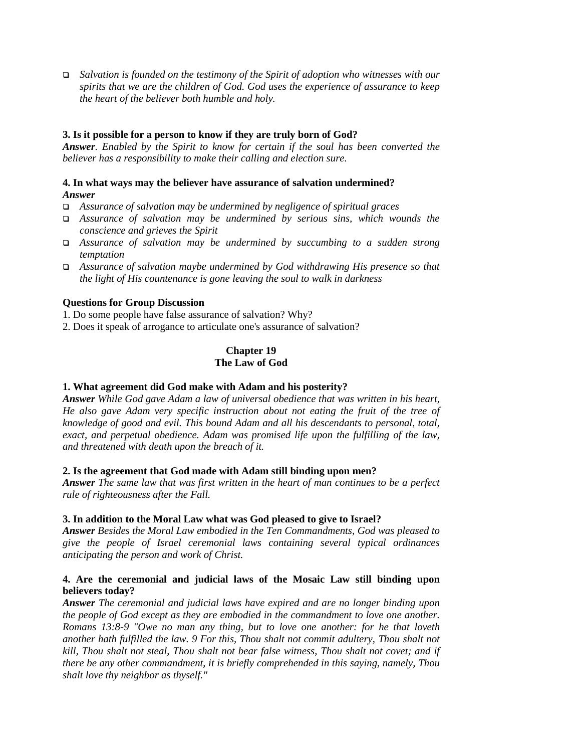- *Salvation is founded on the testimony of the Spirit of adoption who witnesses with our spirits that we are the children of God. God uses the experience of assurance to keep the heart of the believer both humble and holy.*

**3. Is it possible for a person to know if they are truly born of God?**
***Answer**. Enabled by the Spirit to know for certain if the soul has been converted the believer has a responsibility to make their calling and election sure.*

**4. In what ways may the believer have assurance of salvation undermined?**
***Answer***

- *Assurance of salvation may be undermined by negligence of spiritual graces*
- *Assurance of salvation may be undermined by serious sins, which wounds the conscience and grieves the Spirit*
- *Assurance of salvation may be undermined by succumbing to a sudden strong temptation*
- *Assurance of salvation maybe undermined by God withdrawing His presence so that the light of His countenance is gone leaving the soul to walk in darkness*

**Questions for Group Discussion**

1. Do some people have false assurance of salvation? Why?
2. Does it speak of arrogance to articulate one's assurance of salvation?

## Chapter 19
## The Law of God

**1. What agreement did God make with Adam and his posterity?**
***Answer** While God gave Adam a law of universal obedience that was written in his heart, He also gave Adam very specific instruction about not eating the fruit of the tree of knowledge of good and evil. This bound Adam and all his descendants to personal, total, exact, and perpetual obedience. Adam was promised life upon the fulfilling of the law, and threatened with death upon the breach of it.*

**2. Is the agreement that God made with Adam still binding upon men?**
***Answer** The same law that was first written in the heart of man continues to be a perfect rule of righteousness after the Fall.*

**3. In addition to the Moral Law what was God pleased to give to Israel?**
***Answer** Besides the Moral Law embodied in the Ten Commandments, God was pleased to give the people of Israel ceremonial laws containing several typical ordinances anticipating the person and work of Christ.*

**4. Are the ceremonial and judicial laws of the Mosaic Law still binding upon believers today?**
***Answer** The ceremonial and judicial laws have expired and are no longer binding upon the people of God except as they are embodied in the commandment to love one another. Romans 13:8-9 "Owe no man any thing, but to love one another: for he that loveth another hath fulfilled the law. 9 For this, Thou shalt not commit adultery, Thou shalt not kill, Thou shalt not steal, Thou shalt not bear false witness, Thou shalt not covet; and if there be any other commandment, it is briefly comprehended in this saying, namely, Thou shalt love thy neighbor as thyself."*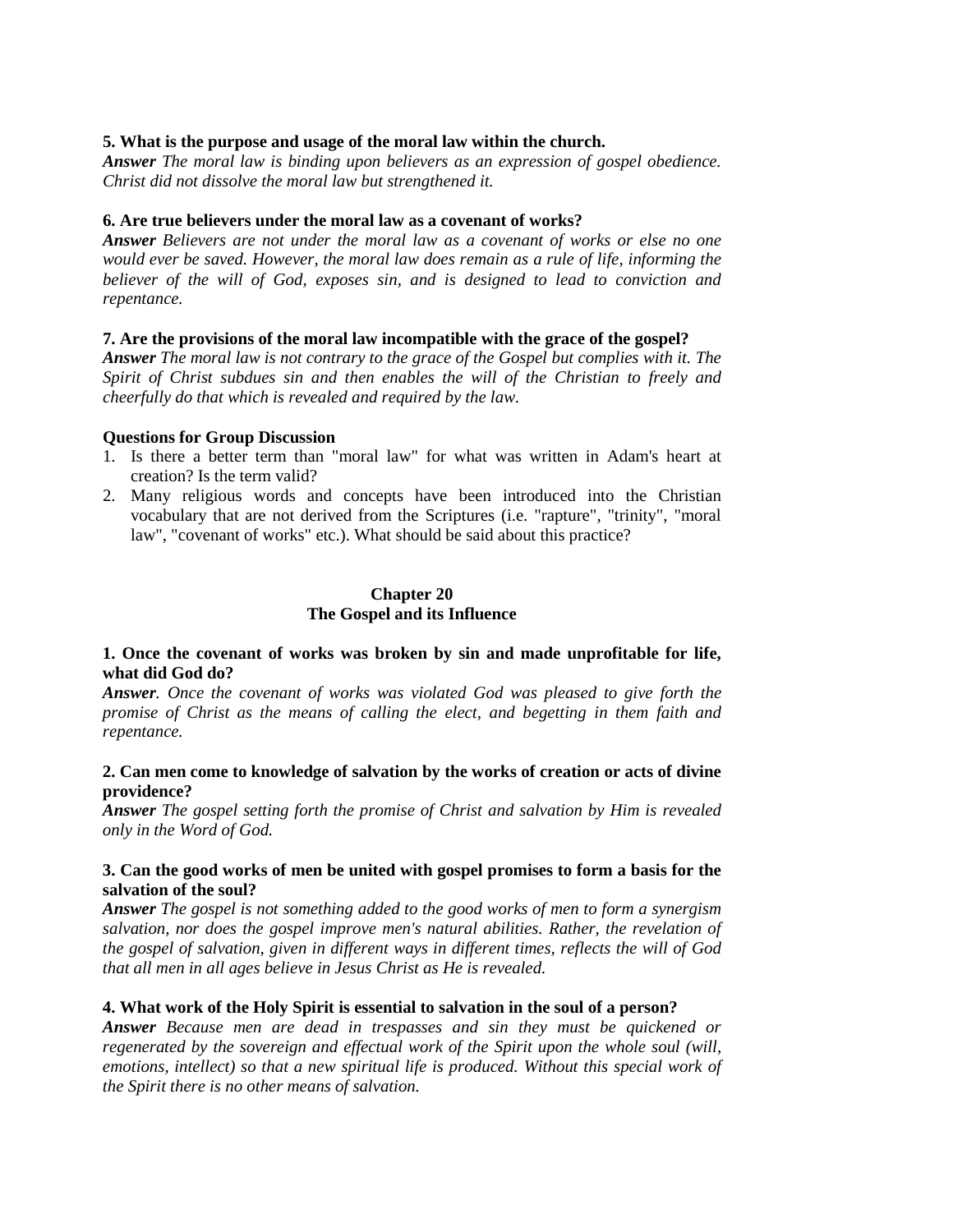**5. What is the purpose and usage of the moral law within the church.**
***Answer*** *The moral law is binding upon believers as an expression of gospel obedience. Christ did not dissolve the moral law but strengthened it.*

**6. Are true believers under the moral law as a covenant of works?**
***Answer*** *Believers are not under the moral law as a covenant of works or else no one would ever be saved. However, the moral law does remain as a rule of life, informing the believer of the will of God, exposes sin, and is designed to lead to conviction and repentance.*

**7. Are the provisions of the moral law incompatible with the grace of the gospel?**
***Answer*** *The moral law is not contrary to the grace of the Gospel but complies with it. The Spirit of Christ subdues sin and then enables the will of the Christian to freely and cheerfully do that which is revealed and required by the law.*

**Questions for Group Discussion**

1. Is there a better term than "moral law" for what was written in Adam's heart at creation? Is the term valid?
2. Many religious words and concepts have been introduced into the Christian vocabulary that are not derived from the Scriptures (i.e. "rapture", "trinity", "moral law", "covenant of works" etc.). What should be said about this practice?

## Chapter 20
## The Gospel and its Influence

**1. Once the covenant of works was broken by sin and made unprofitable for life, what did God do?**
***Answer***. *Once the covenant of works was violated God was pleased to give forth the promise of Christ as the means of calling the elect, and begetting in them faith and repentance.*

**2. Can men come to knowledge of salvation by the works of creation or acts of divine providence?**
***Answer*** *The gospel setting forth the promise of Christ and salvation by Him is revealed only in the Word of God.*

**3. Can the good works of men be united with gospel promises to form a basis for the salvation of the soul?**
***Answer*** *The gospel is not something added to the good works of men to form a synergism salvation, nor does the gospel improve men's natural abilities. Rather, the revelation of the gospel of salvation, given in different ways in different times, reflects the will of God that all men in all ages believe in Jesus Christ as He is revealed.*

**4. What work of the Holy Spirit is essential to salvation in the soul of a person?**
***Answer*** *Because men are dead in trespasses and sin they must be quickened or regenerated by the sovereign and effectual work of the Spirit upon the whole soul (will, emotions, intellect) so that a new spiritual life is produced. Without this special work of the Spirit there is no other means of salvation.*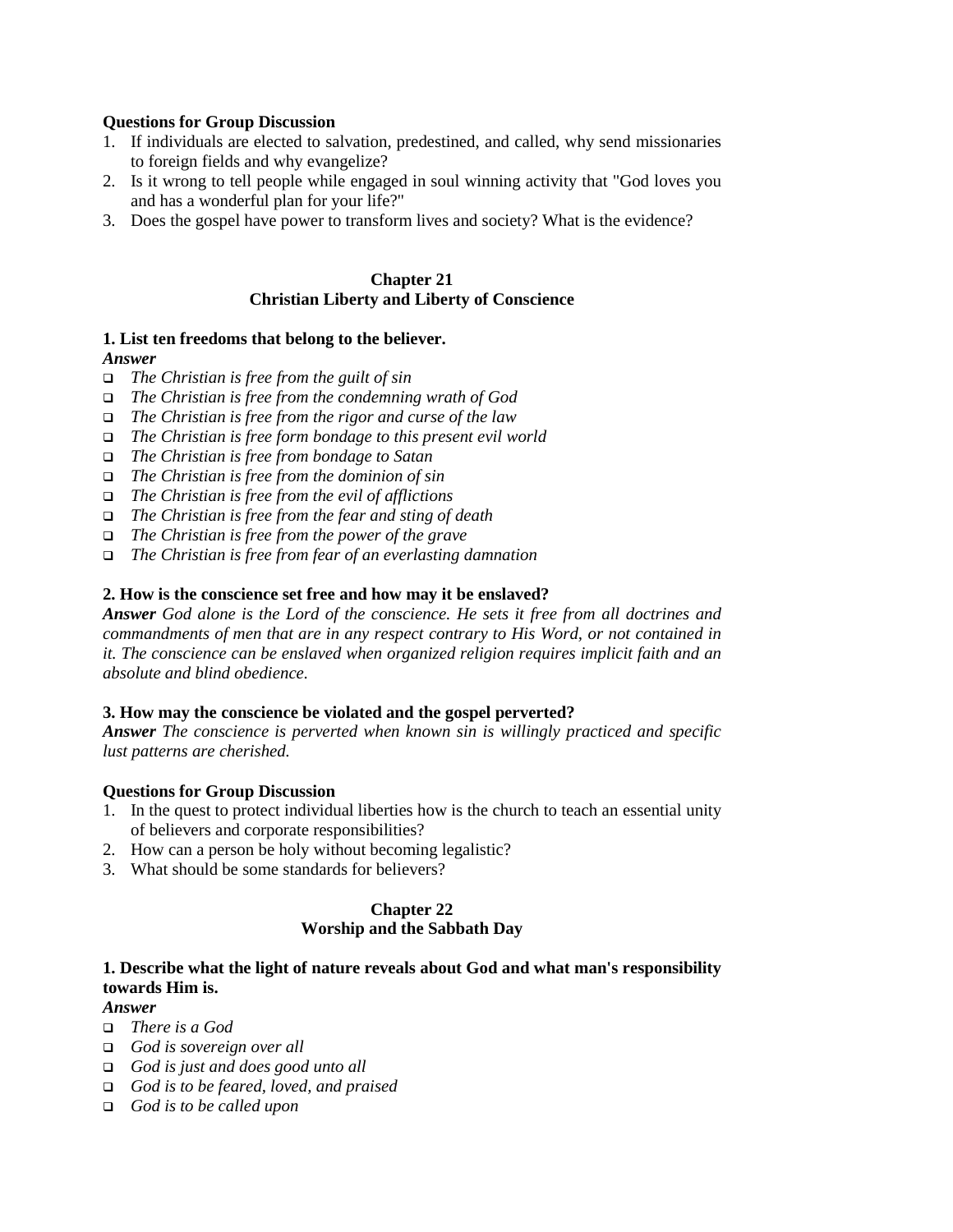**Questions for Group Discussion**

1. If individuals are elected to salvation, predestined, and called, why send missionaries to foreign fields and why evangelize?
2. Is it wrong to tell people while engaged in soul winning activity that "God loves you and has a wonderful plan for your life?"
3. Does the gospel have power to transform lives and society? What is the evidence?

## Chapter 21
## Christian Liberty and Liberty of Conscience

**1. List ten freedoms that belong to the believer.**

***Answer***

- *The Christian is free from the guilt of sin*
- *The Christian is free from the condemning wrath of God*
- *The Christian is free from the rigor and curse of the law*
- *The Christian is free form bondage to this present evil world*
- *The Christian is free from bondage to Satan*
- *The Christian is free from the dominion of sin*
- *The Christian is free from the evil of afflictions*
- *The Christian is free from the fear and sting of death*
- *The Christian is free from the power of the grave*
- *The Christian is free from fear of an everlasting damnation*

**2. How is the conscience set free and how may it be enslaved?**

***Answer*** *God alone is the Lord of the conscience. He sets it free from all doctrines and commandments of men that are in any respect contrary to His Word, or not contained in it. The conscience can be enslaved when organized religion requires implicit faith and an absolute and blind obedience.*

**3. How may the conscience be violated and the gospel perverted?**

***Answer*** *The conscience is perverted when known sin is willingly practiced and specific lust patterns are cherished.*

**Questions for Group Discussion**

1. In the quest to protect individual liberties how is the church to teach an essential unity of believers and corporate responsibilities?
2. How can a person be holy without becoming legalistic?
3. What should be some standards for believers?

## Chapter 22
## Worship and the Sabbath Day

**1. Describe what the light of nature reveals about God and what man's responsibility towards Him is.**

***Answer***

- *There is a God*
- *God is sovereign over all*
- *God is just and does good unto all*
- *God is to be feared, loved, and praised*
- *God is to be called upon*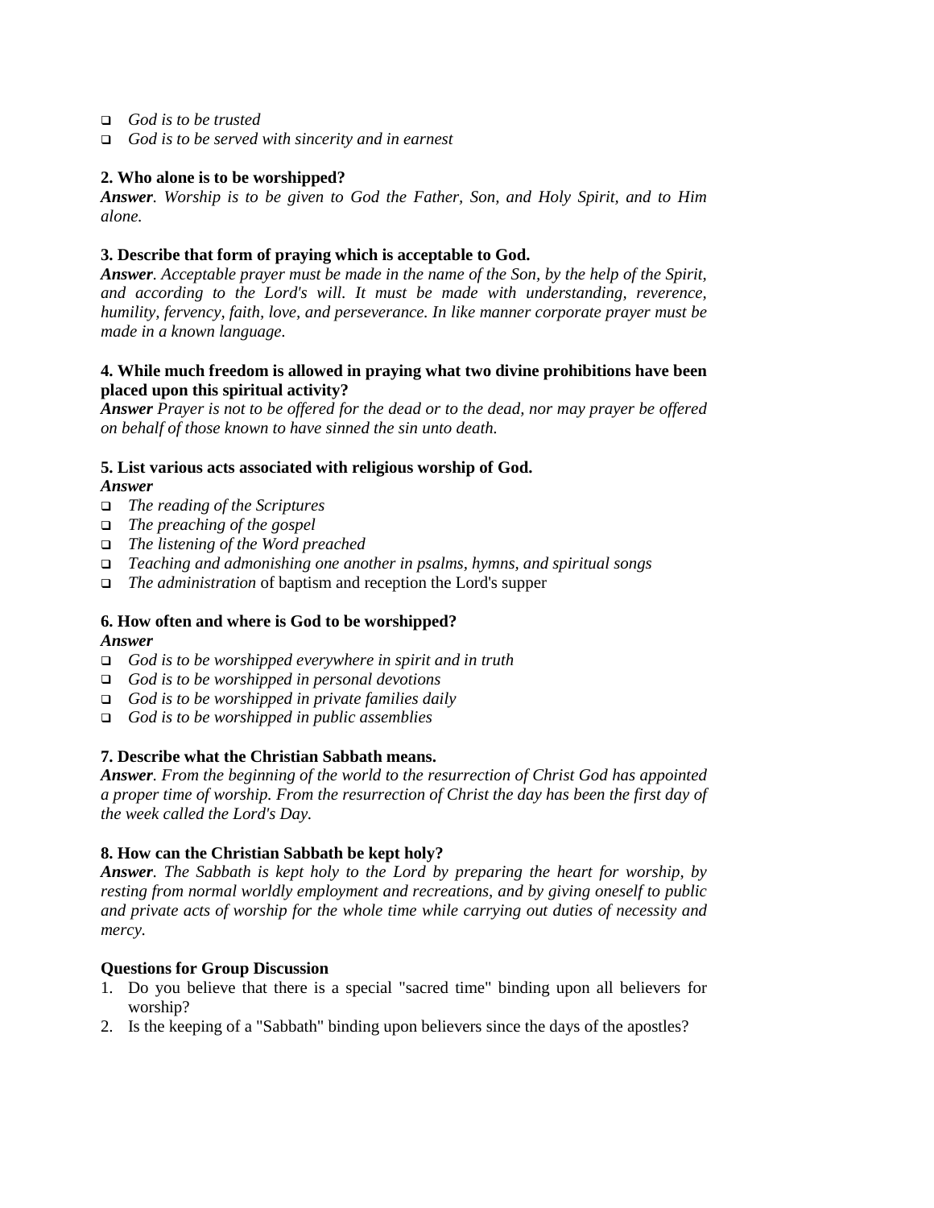- *God is to be trusted*
- *God is to be served with sincerity and in earnest*

**2. Who alone is to be worshipped?**
***Answer***. *Worship is to be given to God the Father, Son, and Holy Spirit, and to Him alone.*

**3. Describe that form of praying which is acceptable to God.**
***Answer***. *Acceptable prayer must be made in the name of the Son, by the help of the Spirit, and according to the Lord's will. It must be made with understanding, reverence, humility, fervency, faith, love, and perseverance. In like manner corporate prayer must be made in a known language.*

**4. While much freedom is allowed in praying what two divine prohibitions have been placed upon this spiritual activity?**
***Answer*** *Prayer is not to be offered for the dead or to the dead, nor may prayer be offered on behalf of those known to have sinned the sin unto death.*

**5. List various acts associated with religious worship of God.**
***Answer***

- *The reading of the Scriptures*
- *The preaching of the gospel*
- *The listening of the Word preached*
- *Teaching and admonishing one another in psalms, hymns, and spiritual songs*
- *The administration* of baptism and reception the Lord's supper

**6. How often and where is God to be worshipped?**
***Answer***

- *God is to be worshipped everywhere in spirit and in truth*
- *God is to be worshipped in personal devotions*
- *God is to be worshipped in private families daily*
- *God is to be worshipped in public assemblies*

**7. Describe what the Christian Sabbath means.**
***Answer***. *From the beginning of the world to the resurrection of Christ God has appointed a proper time of worship. From the resurrection of Christ the day has been the first day of the week called the Lord's Day.*

**8. How can the Christian Sabbath be kept holy?**
***Answer***. *The Sabbath is kept holy to the Lord by preparing the heart for worship, by resting from normal worldly employment and recreations, and by giving oneself to public and private acts of worship for the whole time while carrying out duties of necessity and mercy.*

**Questions for Group Discussion**

1. Do you believe that there is a special "sacred time" binding upon all believers for worship?
2. Is the keeping of a "Sabbath" binding upon believers since the days of the apostles?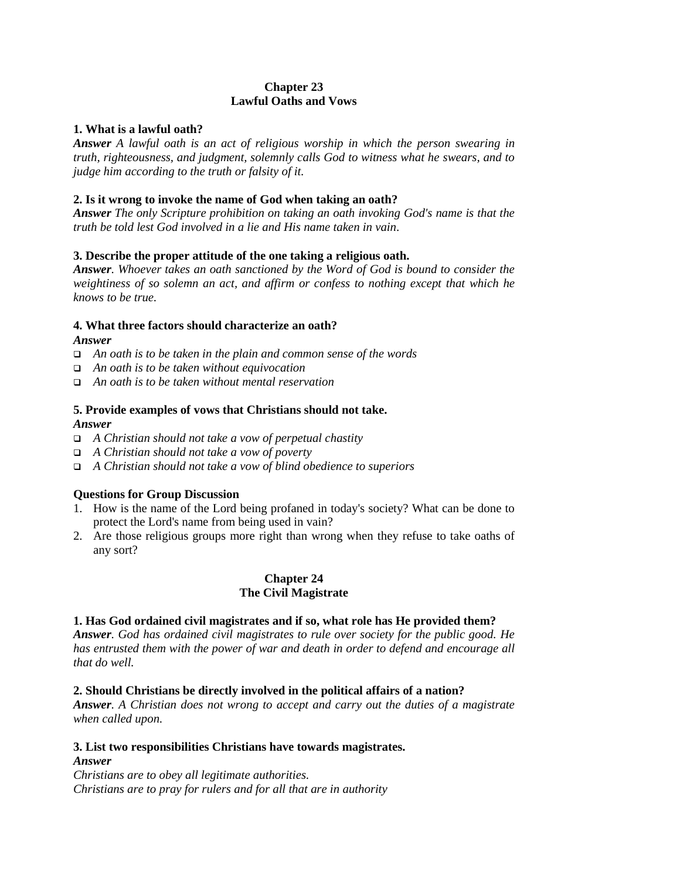## Chapter 23
## Lawful Oaths and Vows

**1. What is a lawful oath?**
***Answer*** *A lawful oath is an act of religious worship in which the person swearing in truth, righteousness, and judgment, solemnly calls God to witness what he swears, and to judge him according to the truth or falsity of it.*

**2. Is it wrong to invoke the name of God when taking an oath?**
***Answer*** *The only Scripture prohibition on taking an oath invoking God's name is that the truth be told lest God involved in a lie and His name taken in vain*.

**3. Describe the proper attitude of the one taking a religious oath.**
***Answer***. *Whoever takes an oath sanctioned by the Word of God is bound to consider the weightiness of so solemn an act, and affirm or confess to nothing except that which he knows to be true.*

**4. What three factors should characterize an oath?**
***Answer***

- *An oath is to be taken in the plain and common sense of the words*
- *An oath is to be taken without equivocation*
- *An oath is to be taken without mental reservation*

**5. Provide examples of vows that Christians should not take.**
***Answer***

- *A Christian should not take a vow of perpetual chastity*
- *A Christian should not take a vow of poverty*
- *A Christian should not take a vow of blind obedience to superiors*

**Questions for Group Discussion**

1. How is the name of the Lord being profaned in today's society? What can be done to protect the Lord's name from being used in vain?
2. Are those religious groups more right than wrong when they refuse to take oaths of any sort?

## Chapter 24
## The Civil Magistrate

**1. Has God ordained civil magistrates and if so, what role has He provided them?**
***Answer***. *God has ordained civil magistrates to rule over society for the public good. He has entrusted them with the power of war and death in order to defend and encourage all that do well.*

**2. Should Christians be directly involved in the political affairs of a nation?**
***Answer***. *A Christian does not wrong to accept and carry out the duties of a magistrate when called upon.*

**3. List two responsibilities Christians have towards magistrates.**
***Answer***

*Christians are to obey all legitimate authorities.*
*Christians are to pray for rulers and for all that are in authority*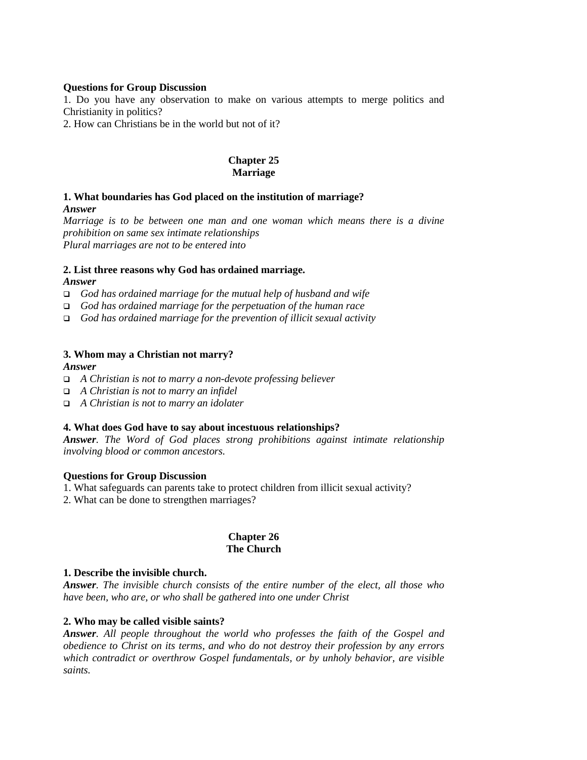**Questions for Group Discussion**

1. Do you have any observation to make on various attempts to merge politics and Christianity in politics?
2. How can Christians be in the world but not of it?

## Chapter 25
## Marriage

**1. What boundaries has God placed on the institution of marriage?**

***Answer***

*Marriage is to be between one man and one woman which means there is a divine prohibition on same sex intimate relationships*

*Plural marriages are not to be entered into*

**2. List three reasons why God has ordained marriage.**

***Answer***

- *God has ordained marriage for the mutual help of husband and wife*
- *God has ordained marriage for the perpetuation of the human race*
- *God has ordained marriage for the prevention of illicit sexual activity*

**3. Whom may a Christian not marry?**

***Answer***

- *A Christian is not to marry a non-devote professing believer*
- *A Christian is not to marry an infidel*
- *A Christian is not to marry an idolater*

**4. What does God have to say about incestuous relationships?**

***Answer****. The Word of God places strong prohibitions against intimate relationship involving blood or common ancestors.*

**Questions for Group Discussion**

1. What safeguards can parents take to protect children from illicit sexual activity?
2. What can be done to strengthen marriages?

## Chapter 26
## The Church

**1. Describe the invisible church.**

***Answer****. The invisible church consists of the entire number of the elect, all those who have been, who are, or who shall be gathered into one under Christ*

**2. Who may be called visible saints?**

***Answer****. All people throughout the world who professes the faith of the Gospel and obedience to Christ on its terms, and who do not destroy their profession by any errors which contradict or overthrow Gospel fundamentals, or by unholy behavior, are visible saints.*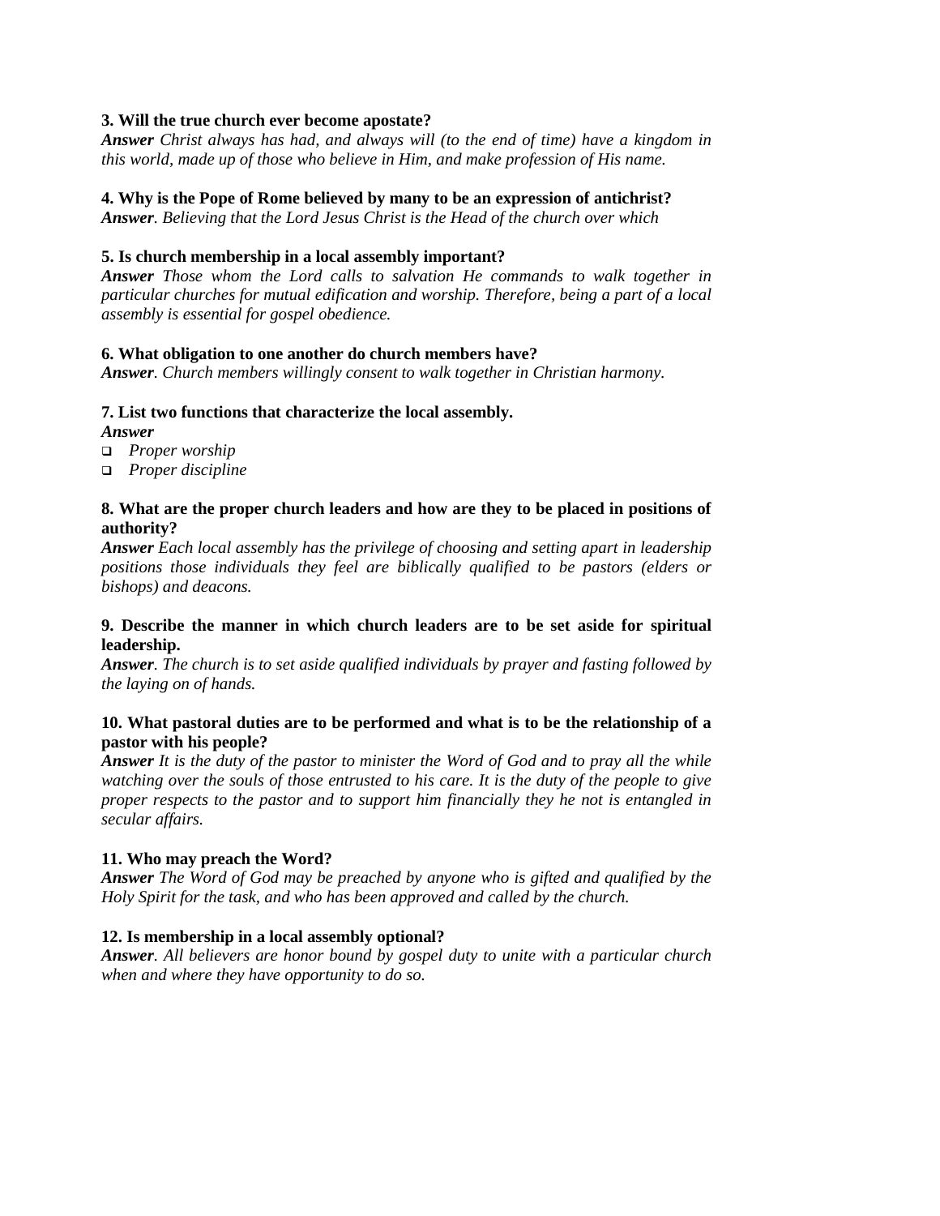**3. Will the true church ever become apostate?**
***Answer*** *Christ always has had, and always will (to the end of time) have a kingdom in this world, made up of those who believe in Him, and make profession of His name.*

**4. Why is the Pope of Rome believed by many to be an expression of antichrist?**
***Answer***. *Believing that the Lord Jesus Christ is the Head of the church over which*

**5. Is church membership in a local assembly important?**
***Answer*** *Those whom the Lord calls to salvation He commands to walk together in particular churches for mutual edification and worship. Therefore, being a part of a local assembly is essential for gospel obedience.*

**6. What obligation to one another do church members have?**
***Answer***. *Church members willingly consent to walk together in Christian harmony.*

**7. List two functions that characterize the local assembly.**
***Answer***

- *Proper worship*
- *Proper discipline*

**8. What are the proper church leaders and how are they to be placed in positions of authority?**
***Answer*** *Each local assembly has the privilege of choosing and setting apart in leadership positions those individuals they feel are biblically qualified to be pastors (elders or bishops) and deacons.*

**9. Describe the manner in which church leaders are to be set aside for spiritual leadership.**
***Answer***. *The church is to set aside qualified individuals by prayer and fasting followed by the laying on of hands.*

**10. What pastoral duties are to be performed and what is to be the relationship of a pastor with his people?**
***Answer*** *It is the duty of the pastor to minister the Word of God and to pray all the while watching over the souls of those entrusted to his care. It is the duty of the people to give proper respects to the pastor and to support him financially they he not is entangled in secular affairs.*

**11. Who may preach the Word?**
***Answer*** *The Word of God may be preached by anyone who is gifted and qualified by the Holy Spirit for the task, and who has been approved and called by the church.*

**12. Is membership in a local assembly optional?**
***Answer***. *All believers are honor bound by gospel duty to unite with a particular church when and where they have opportunity to do so.*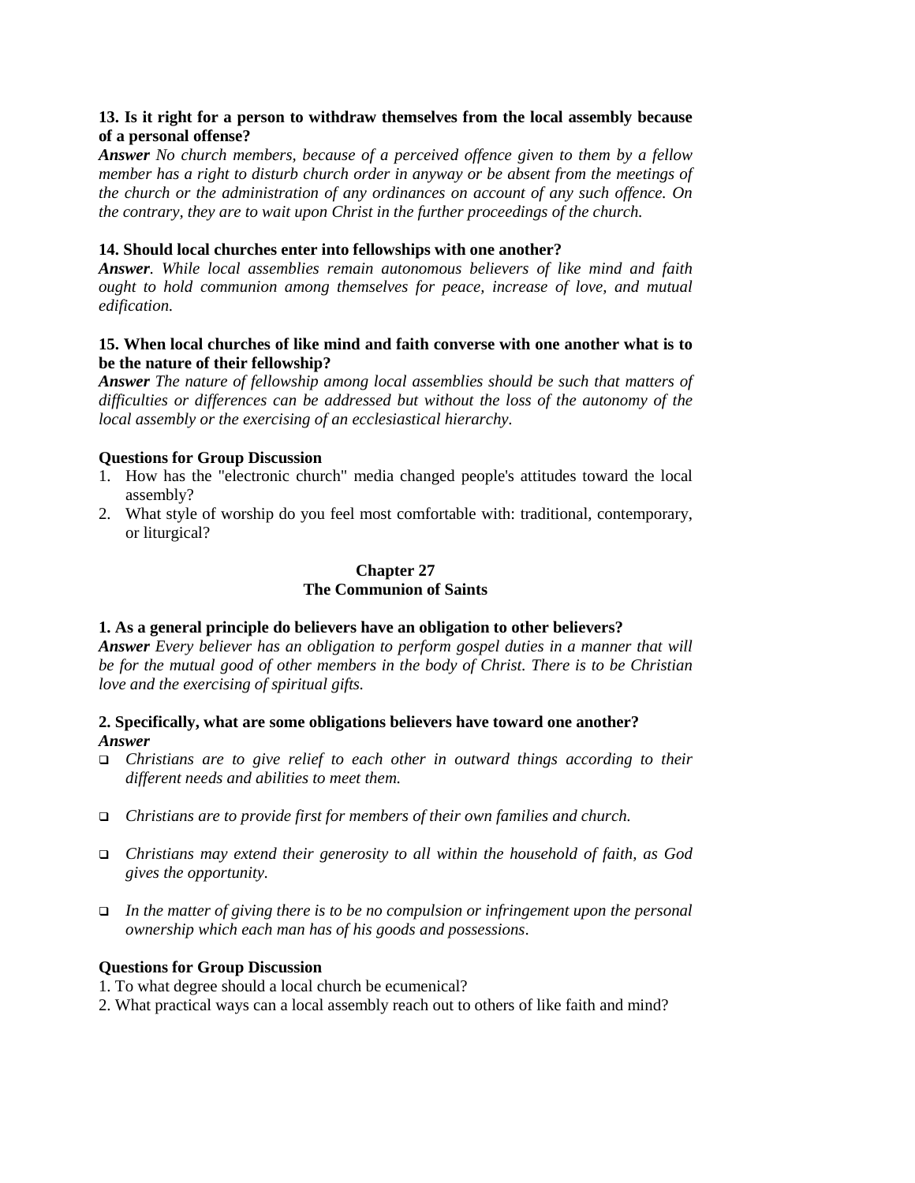**13. Is it right for a person to withdraw themselves from the local assembly because of a personal offense?**

***Answer*** *No church members, because of a perceived offence given to them by a fellow member has a right to disturb church order in anyway or be absent from the meetings of the church or the administration of any ordinances on account of any such offence. On the contrary, they are to wait upon Christ in the further proceedings of the church.*

**14. Should local churches enter into fellowships with one another?**

***Answer****. While local assemblies remain autonomous believers of like mind and faith ought to hold communion among themselves for peace, increase of love, and mutual edification.*

**15. When local churches of like mind and faith converse with one another what is to be the nature of their fellowship?**

***Answer*** *The nature of fellowship among local assemblies should be such that matters of difficulties or differences can be addressed but without the loss of the autonomy of the local assembly or the exercising of an ecclesiastical hierarchy.*

**Questions for Group Discussion**

1. How has the "electronic church" media changed people's attitudes toward the local assembly?
2. What style of worship do you feel most comfortable with: traditional, contemporary, or liturgical?

## Chapter 27
## The Communion of Saints

**1. As a general principle do believers have an obligation to other believers?**

***Answer*** *Every believer has an obligation to perform gospel duties in a manner that will be for the mutual good of other members in the body of Christ. There is to be Christian love and the exercising of spiritual gifts.*

**2. Specifically, what are some obligations believers have toward one another?**

***Answer***

- *Christians are to give relief to each other in outward things according to their different needs and abilities to meet them.*
- *Christians are to provide first for members of their own families and church.*
- *Christians may extend their generosity to all within the household of faith, as God gives the opportunity.*
- *In the matter of giving there is to be no compulsion or infringement upon the personal ownership which each man has of his goods and possessions.*

**Questions for Group Discussion**

1. To what degree should a local church be ecumenical?
2. What practical ways can a local assembly reach out to others of like faith and mind?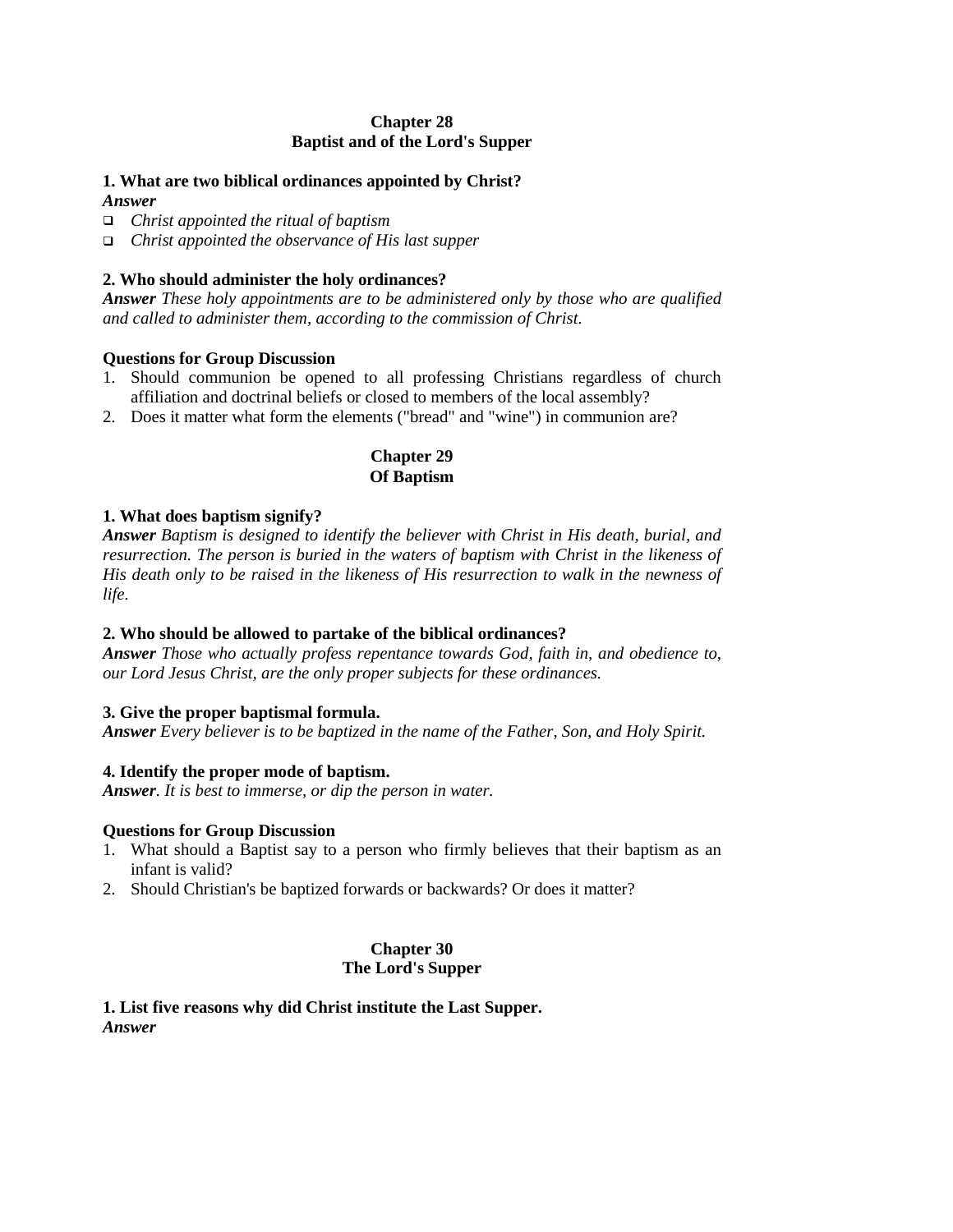## Chapter 28
## Baptist and of the Lord's Supper

**1. What are two biblical ordinances appointed by Christ?**

***Answer***

- *Christ appointed the ritual of baptism*
- *Christ appointed the observance of His last supper*

**2. Who should administer the holy ordinances?**

***Answer*** *These holy appointments are to be administered only by those who are qualified and called to administer them, according to the commission of Christ.*

**Questions for Group Discussion**

1. Should communion be opened to all professing Christians regardless of church affiliation and doctrinal beliefs or closed to members of the local assembly?
2. Does it matter what form the elements ("bread" and "wine") in communion are?

## Chapter 29
## Of Baptism

**1. What does baptism signify?**

***Answer*** *Baptism is designed to identify the believer with Christ in His death, burial, and resurrection. The person is buried in the waters of baptism with Christ in the likeness of His death only to be raised in the likeness of His resurrection to walk in the newness of life.*

**2. Who should be allowed to partake of the biblical ordinances?**

***Answer*** *Those who actually profess repentance towards God, faith in, and obedience to, our Lord Jesus Christ, are the only proper subjects for these ordinances.*

**3. Give the proper baptismal formula.**

***Answer*** *Every believer is to be baptized in the name of the Father, Son, and Holy Spirit.*

**4. Identify the proper mode of baptism.**

***Answer****. It is best to immerse, or dip the person in water.*

**Questions for Group Discussion**

1. What should a Baptist say to a person who firmly believes that their baptism as an infant is valid?
2. Should Christian's be baptized forwards or backwards? Or does it matter?

## Chapter 30
## The Lord's Supper

**1. List five reasons why did Christ institute the Last Supper.**

***Answer***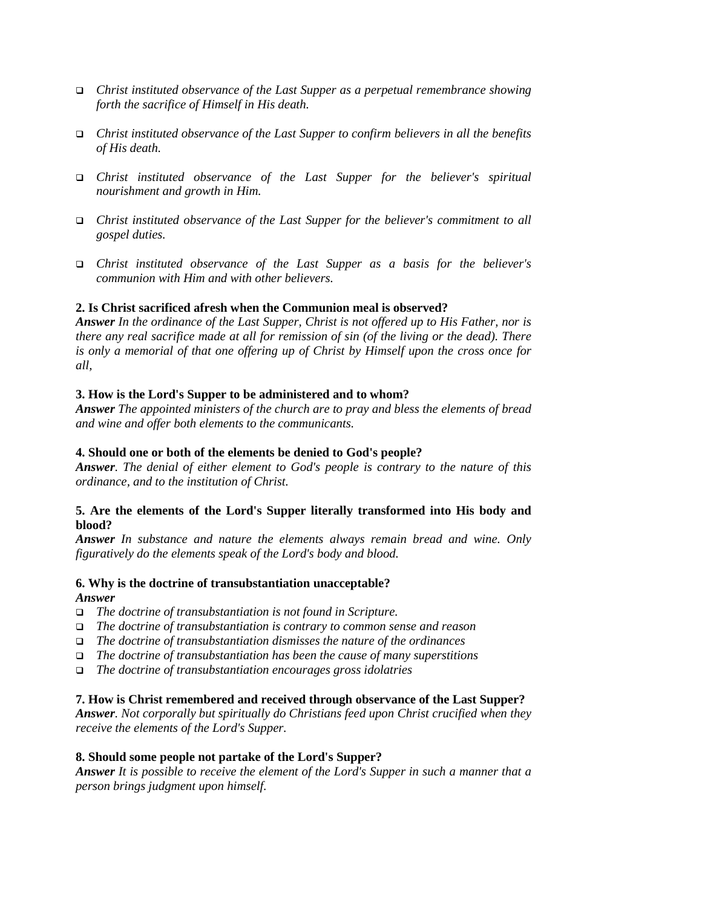- *Christ instituted observance of the Last Supper as a perpetual remembrance showing forth the sacrifice of Himself in His death.*

- *Christ instituted observance of the Last Supper to confirm believers in all the benefits of His death.*

- *Christ instituted observance of the Last Supper for the believer's spiritual nourishment and growth in Him.*

- *Christ instituted observance of the Last Supper for the believer's commitment to all gospel duties.*

- *Christ instituted observance of the Last Supper as a basis for the believer's communion with Him and with other believers.*

**2. Is Christ sacrificed afresh when the Communion meal is observed?**
***Answer*** *In the ordinance of the Last Supper, Christ is not offered up to His Father, nor is there any real sacrifice made at all for remission of sin (of the living or the dead). There is only a memorial of that one offering up of Christ by Himself upon the cross once for all,*

**3. How is the Lord's Supper to be administered and to whom?**
***Answer*** *The appointed ministers of the church are to pray and bless the elements of bread and wine and offer both elements to the communicants.*

**4. Should one or both of the elements be denied to God's people?**
***Answer***. *The denial of either element to God's people is contrary to the nature of this ordinance, and to the institution of Christ.*

**5. Are the elements of the Lord's Supper literally transformed into His body and blood?**
***Answer*** *In substance and nature the elements always remain bread and wine. Only figuratively do the elements speak of the Lord's body and blood.*

**6. Why is the doctrine of transubstantiation unacceptable?**
***Answer***

- *The doctrine of transubstantiation is not found in Scripture.*
- *The doctrine of transubstantiation is contrary to common sense and reason*
- *The doctrine of transubstantiation dismisses the nature of the ordinances*
- *The doctrine of transubstantiation has been the cause of many superstitions*
- *The doctrine of transubstantiation encourages gross idolatries*

**7. How is Christ remembered and received through observance of the Last Supper?**
***Answer***. *Not corporally but spiritually do Christians feed upon Christ crucified when they receive the elements of the Lord's Supper.*

**8. Should some people not partake of the Lord's Supper?**
***Answer*** *It is possible to receive the element of the Lord's Supper in such a manner that a person brings judgment upon himself.*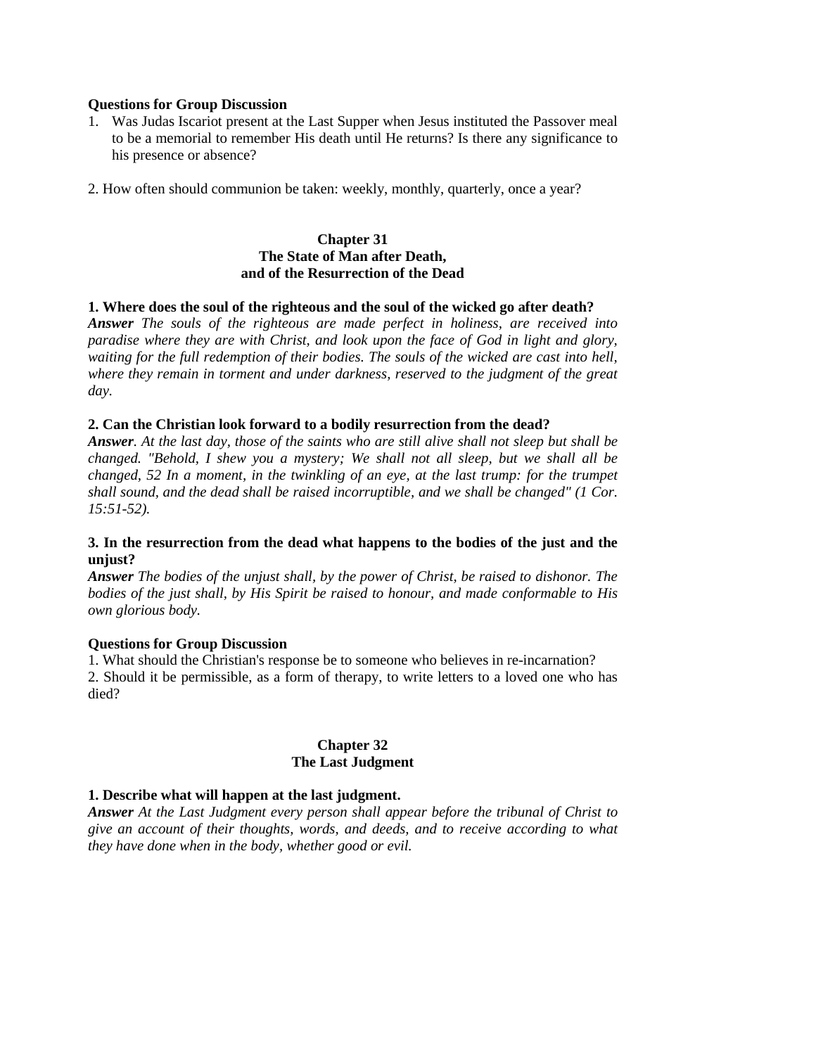**Questions for Group Discussion**

1. Was Judas Iscariot present at the Last Supper when Jesus instituted the Passover meal to be a memorial to remember His death until He returns? Is there any significance to his presence or absence?

2. How often should communion be taken: weekly, monthly, quarterly, once a year?

## Chapter 31
## The State of Man after Death, and of the Resurrection of the Dead

**1. Where does the soul of the righteous and the soul of the wicked go after death?**

***Answer*** *The souls of the righteous are made perfect in holiness, are received into paradise where they are with Christ, and look upon the face of God in light and glory, waiting for the full redemption of their bodies. The souls of the wicked are cast into hell, where they remain in torment and under darkness, reserved to the judgment of the great day.*

**2. Can the Christian look forward to a bodily resurrection from the dead?**

***Answer****. At the last day, those of the saints who are still alive shall not sleep but shall be changed. "Behold, I shew you a mystery; We shall not all sleep, but we shall all be changed, 52 In a moment, in the twinkling of an eye, at the last trump: for the trumpet shall sound, and the dead shall be raised incorruptible, and we shall be changed" (1 Cor. 15:51-52).*

**3. In the resurrection from the dead what happens to the bodies of the just and the unjust?**

***Answer*** *The bodies of the unjust shall, by the power of Christ, be raised to dishonor. The bodies of the just shall, by His Spirit be raised to honour, and made conformable to His own glorious body.*

**Questions for Group Discussion**

1. What should the Christian's response be to someone who believes in re-incarnation?
2. Should it be permissible, as a form of therapy, to write letters to a loved one who has died?

## Chapter 32
## The Last Judgment

**1. Describe what will happen at the last judgment.**

***Answer*** *At the Last Judgment every person shall appear before the tribunal of Christ to give an account of their thoughts, words, and deeds, and to receive according to what they have done when in the body, whether good or evil.*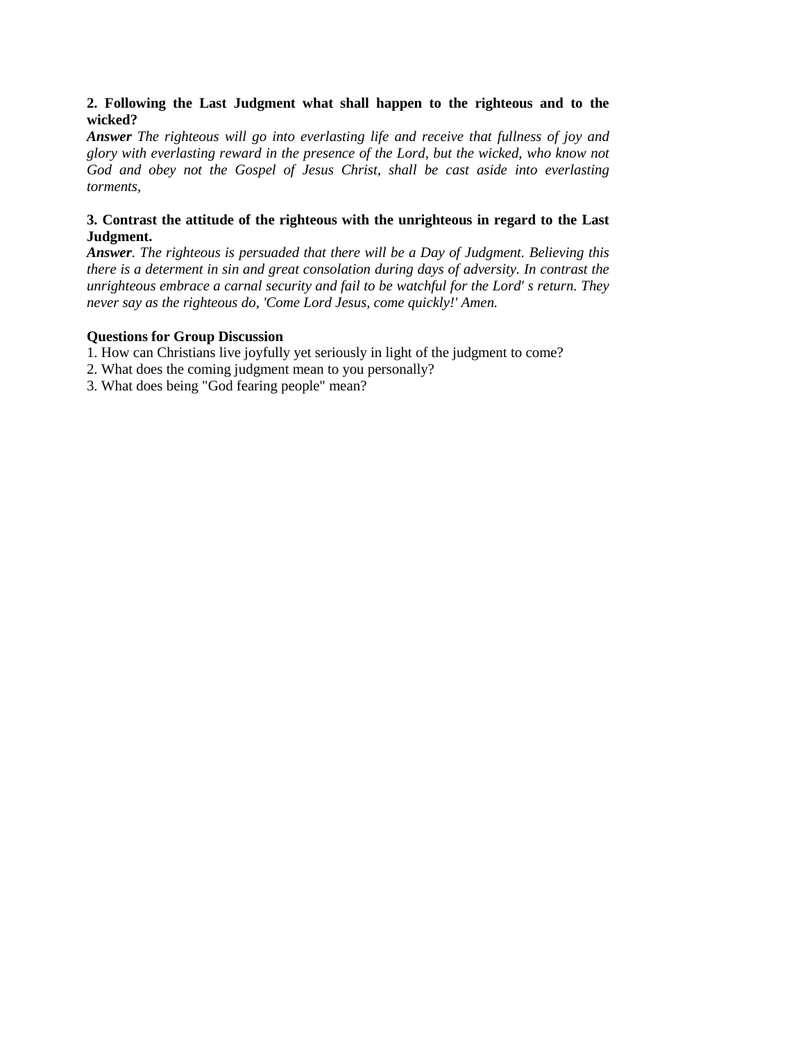**2. Following the Last Judgment what shall happen to the righteous and to the wicked?**

***Answer*** *The righteous will go into everlasting life and receive that fullness of joy and glory with everlasting reward in the presence of the Lord, but the wicked, who know not God and obey not the Gospel of Jesus Christ, shall be cast aside into everlasting torments,*

**3. Contrast the attitude of the righteous with the unrighteous in regard to the Last Judgment.**

***Answer****. The righteous is persuaded that there will be a Day of Judgment. Believing this there is a determent in sin and great consolation during days of adversity. In contrast the unrighteous embrace a carnal security and fail to be watchful for the Lord' s return. They never say as the righteous do, 'Come Lord Jesus, come quickly!' Amen.*

**Questions for Group Discussion**

1. How can Christians live joyfully yet seriously in light of the judgment to come?
2. What does the coming judgment mean to you personally?
3. What does being "God fearing people" mean?